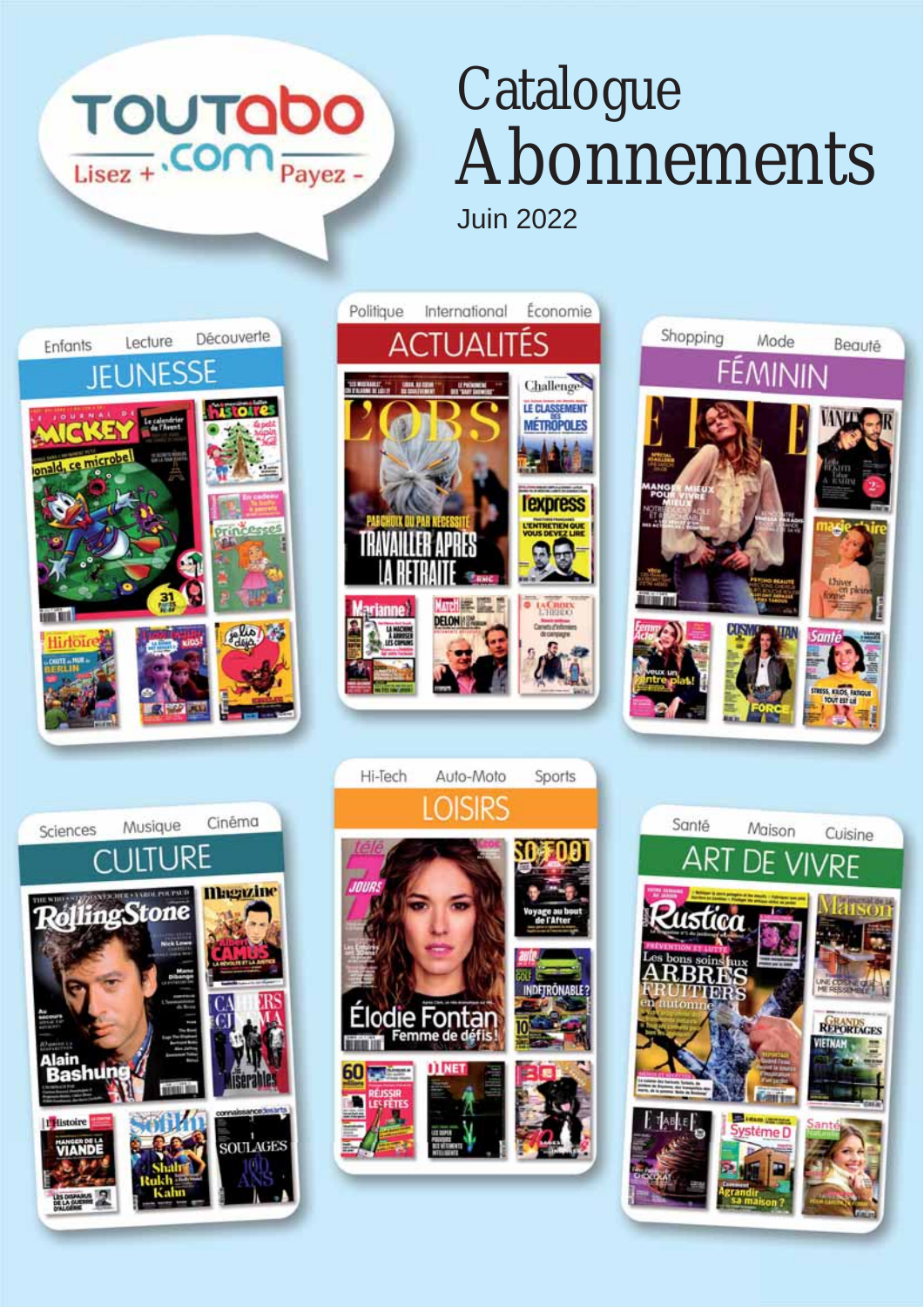TOUTabo.com

Lisez + Payez -

# Catalogue Abonnements

Juin 2022

## JEUNESSE

Enfants · Lecture · Découverte

## ACTUALITÉS

Politique · International · Économie

## FÉMININ

Shopping · Mode · Beauté

## CULTURE

Sciences · Musique · Cinéma

## LOISIRS

Hi-Tech · Auto-Moto · Sports

## ART DE VIVRE

Santé · Maison · Cuisine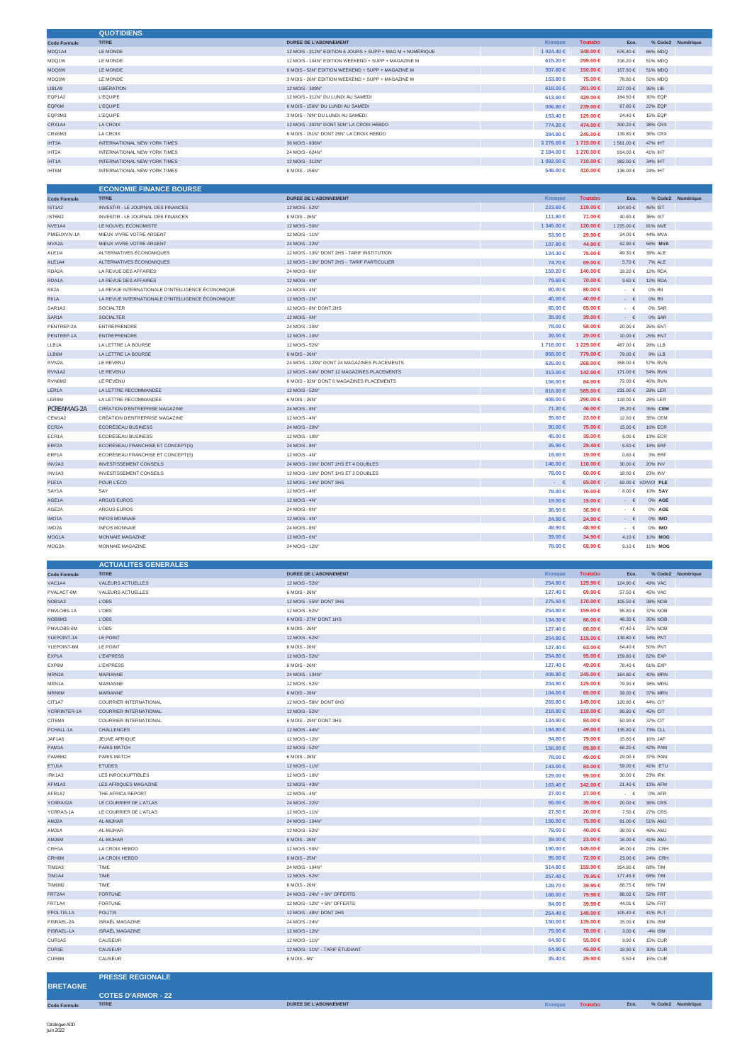## QUOTIDIENS

| Code Formule | TITRE | DUREE DE L'ABONNEMENT | Kiosque | Toutabo | Eco. | % | Code2 | Numérique |
|---|---|---|---|---|---|---|---|---|
| MDQ1A4 | LE MONDE | 12 MOIS - 312N° EDITION 6 JOURS + SUPP + MAG M + NUMÉRIQUE | 1 024.40 € | 348.00 € | 676.40 € | 66% | MDQ | |
| MDQ1W | LE MONDE | 12 MOIS - 104N° EDITION WEEKEND + SUPP + MAGAZINE M | 615.20 € | 299.00 € | 316.20 € | 51% | MDQ | |
| MDQ6W | LE MONDE | 6 MOIS - 52N° EDITION WEEKEND + SUPP + MAGAZINE M | 307.60 € | 150.00 € | 157.60 € | 51% | MDQ | |
| MDQ3W | LE MONDE | 3 MOIS - 26N° EDITION WEEKEND + SUPP + MAGAZINE M | 153.80 € | 75.00 € | 78.80 € | 51% | MDQ | |
| LIB1A9 | LIBÉRATION | 12 MOIS - 309N° | 618.00 € | 391.00 € | 227.00 € | 36% | LIB | |
| EQP1A2 | L'EQUIPE | 12 MOIS - 312N° DU LUNDI AU SAMEDI | 613.60 € | 429.00 € | 184.60 € | 30% | EQP | |
| EQP6M | L'EQUIPE | 6 MOIS - 156N° DU LUNDI AU SAMEDI | 306.80 € | 239.00 € | 67.80 € | 22% | EQP | |
| EQP3M3 | L'EQUIPE | 3 MOIS - 78N° DU LUNDI AU SAMEDI | 153.40 € | 129.00 € | 24.40 € | 15% | EQP | |
| CRX1A4 | LA CROIX | 12 MOIS - 302N° DONT 50N° LA CROIX HEBDO | 774.20 € | 474.00 € | 300.20 € | 38% | CRX | |
| CRX6M3 | LA CROIX | 6 MOIS - 151N° DONT 25N° LA CROIX HEBDO | 384.80 € | 245.00 € | 139.80 € | 36% | CRX | |
| IHT3A | INTERNATIONAL NEW YORK TIMES | 36 MOIS - 936N° | 3 276.00 € | 1 715.00 € | 1 561.00 € | 47% | IHT | |
| IHT2A | INTERNATIONAL NEW YORK TIMES | 24 MOIS - 624N° | 2 184.00 € | 1 270.00 € | 914.00 € | 41% | IHT | |
| IHT1A | INTERNATIONAL NEW YORK TIMES | 12 MOIS - 312N° | 1 092.00 € | 710.00 € | 382.00 € | 34% | IHT | |
| IHT6M | INTERNATIONAL NEW YORK TIMES | 6 MOIS - 156N° | 546.00 € | 410.00 € | 136.00 € | 24% | IHT | |

## ECONOMIE FINANCE BOURSE

| Code Formule | TITRE | DUREE DE L'ABONNEMENT | Kiosque | Toutabo | Eco. | % | Code2 | Numérique |
|---|---|---|---|---|---|---|---|---|
| IST1A2 | INVESTIR - LE JOURNAL DES FINANCES | 12 MOIS - 52N° | 223.60 € | 119.00 € | 104.60 € | 46% | IST | |
| IST6M2 | INVESTIR - LE JOURNAL DES FINANCES | 6 MOIS - 26N° | 111.80 € | 71.00 € | 40.80 € | 36% | IST | |
| NVE1A4 | LE NOUVEL ÉCONOMISTE | 12 MOIS - 50N° | 1 345.00 € | 120.00 € | 1 225.00 € | 91% | NVE | |
| PMIEUXVIV-1A | MIEUX VIVRE VOTRE ARGENT | 12 MOIS - 11N° | 53.90 € | 29.90 € | 24.00 € | 44% | MVA | |
| MVA2A | MIEUX VIVRE VOTRE ARGENT | 24 MOIS - 22N° | 107.80 € | 44.90 € | 62.90 € | 58% | MVA | |
| ALE1I4 | ALTERNATIVES ÉCONOMIQUES | 12 MOIS - 13N° DONT 2HS - TARIF INSTITUTION | 124.30 € | 75.00 € | 49.30 € | 39% | ALE | |
| ALE1A4 | ALTERNATIVES ÉCONOMIQUES | 12 MOIS - 13N° DONT 2HS - TARIF PARTICULIER | 74.70 € | 69.00 € | 5.70 € | 7% | ALE | |
| RDA2A | LA REVUE DES AFFAIRES | 24 MOIS - 8N° | 159.20 € | 140.00 € | 19.20 € | 12% | RDA | |
| RDA1A | LA REVUE DES AFFAIRES | 12 MOIS - 4N° | 79.60 € | 70.00 € | 9.60 € | 12% | RDA | |
| RII2A | LA REVUE INTERNATIONALE D'INTELLIGENCE ÉCONOMIQUE | 24 MOIS - 4N° | 80.00 € | 80.00 € | - € | 0% | RII | |
| RII1A | LA REVUE INTERNATIONALE D'INTELLIGENCE ÉCONOMIQUE | 12 MOIS - 2N° | 40.00 € | 40.00 € | - € | 0% | RII | |
| SAR1A3 | SOCIALTER | 12 MOIS - 8N° DONT 2HS | 65.00 € | 65.00 € | - € | 0% | SAR | |
| SAR1A | SOCIALTER | 12 MOIS - 6N° | 39.00 € | 39.00 € | - € | 0% | SAR | |
| PENTREP-2A | ENTREPRENDRE | 24 MOIS - 20N° | 78.00 € | 58.00 € | 20.00 € | 25% | ENT | |
| PENTREP-1A | ENTREPRENDRE | 12 MOIS - 10N° | 39.00 € | 29.00 € | 10.00 € | 25% | ENT | |
| LLB1A | LA LETTRE LA BOURSE | 12 MOIS - 52N° | 1 716.00 € | 1 229.00 € | 487.00 € | 28% | LLB | |
| LLB6M | LA LETTRE LA BOURSE | 6 MOIS - 26N° | 858.00 € | 779.00 € | 79.00 € | 9% | LLB | |
| RVN2A | LE REVENU | 24 MOIS - 128N° DONT 24 MAGAZINES PLACEMENTS | 626.00 € | 268.00 € | 358.00 € | 57% | RVN | |
| RVN1A2 | LE REVENU | 12 MOIS - 64N° DONT 12 MAGAZINES PLACEMENTS | 313.00 € | 142.00 € | 171.00 € | 54% | RVN | |
| RVN6M2 | LE REVENU | 6 MOIS - 32N° DONT 6 MAGAZINES PLACEMENTS | 156.00 € | 84.00 € | 72.00 € | 46% | RVN | |
| LER1A | LA LETTRE RECOMMANDÉE | 12 MOIS - 52N° | 816.00 € | 585.00 € | 231.00 € | 28% | LER | |
| LER6M | LA LETTRE RECOMMANDÉE | 6 MOIS - 26N° | 408.00 € | 290.00 € | 118.00 € | 28% | LER | |
| PCREAMAG-2A | CRÉATION D'ENTREPRISE MAGAZINE | 24 MOIS - 8N° | 71.20 € | 46.00 € | 25.20 € | 35% | CEM | |
| CEM1A2 | CRÉATION D'ENTREPRISE MAGAZINE | 12 MOIS - 4N° | 35.60 € | 23.00 € | 12.60 € | 35% | CEM | |
| ECR2A | ECORÉSEAU BUSINESS | 24 MOIS - 20N° | 90.00 € | 75.00 € | 15.00 € | 16% | ECR | |
| ECR1A | ECORÉSEAU BUSINESS | 12 MOIS - 10N° | 45.00 € | 39.00 € | 6.00 € | 13% | ECR | |
| ERF2A | ECORÉSEAU FRANCHISE ET CONCEPT(S) | 24 MOIS - 8N° | 35.90 € | 29.40 € | 6.50 € | 18% | ERF | |
| ERF1A | ECORÉSEAU FRANCHISE ET CONCEPT(S) | 12 MOIS - 4N° | 19.60 € | 19.00 € | 0.60 € | 3% | ERF | |
| INV2A3 | INVESTISSEMENT CONSEILS | 24 MOIS - 20N° DONT 2HS ET 4 DOUBLES | 146.00 € | 116.00 € | 30.00 € | 20% | INV | |
| INV1A3 | INVESTISSEMENT CONSEILS | 12 MOIS - 10N° DONT 1HS ET 2 DOUBLES | 78.00 € | 60.00 € | 18.00 € | 23% | INV | |
| PLE1A | POUR L'ÉCO | 12 MOIS - 14N° DONT 3HS | - € | 69.00 € - | 69.00 € | #DIV/0! | PLE | |
| SAY1A | SAY | 12 MOIS - 4N° | 78.00 € | 70.00 € | 8.00 € | 10% | SAY | |
| AGE1A | ARGUS EUROS | 12 MOIS - 4N° | 19.00 € | 19.00 € | - € | 0% | AGE | |
| AGE2A | ARGUS EUROS | 24 MOIS - 8N° | 36.90 € | 36.90 € | - € | 0% | AGE | |
| IMO1A | INFOS MONNAIE | 12 MOIS - 4N° | 24.90 € | 24.90 € | - € | 0% | IMO | |
| IMO2A | INFOS MONNAIE | 24 MOIS - 8N° | 48.90 € | 48.90 € | - € | 0% | IMO | |
| MOG1A | MONNAIE MAGAZINE | 12 MOIS - 6N° | 39.00 € | 34.90 € | 4.10 € | 10% | MOG | |
| MOG2A | MONNAIE MAGAZINE | 24 MOIS - 12N° | 78.00 € | 68.90 € | 9.10 € | 11% | MOG | |

## ACTUALITES GENERALES

| Code Formule | TITRE | DUREE DE L'ABONNEMENT | Kiosque | Toutabo | Eco. | % | Code2 | Numérique |
|---|---|---|---|---|---|---|---|---|
| VAC1A4 | VALEURS ACTUELLES | 12 MOIS - 52N° | 254.80 € | 129.90 € | 124.90 € | 49% | VAC | |
| PVALACT-6M | VALEURS ACTUELLES | 6 MOIS - 26N° | 127.40 € | 69.90 € | 57.50 € | 45% | VAC | |
| NOB1A3 | L'OBS | 12 MOIS - 55N° DONT 3HS | 275.50 € | 170.00 € | 105.50 € | 38% | NOB | |
| PNVLOBS-1A | L'OBS | 12 MOIS - 52N° | 254.80 € | 159.00 € | 95.80 € | 37% | NOB | |
| NOB6M3 | L'OBS | 6 MOIS - 27N° DONT 1HS | 134.30 € | 86.00 € | 48.30 € | 35% | NOB | |
| PNVLOBS-6M | L'OBS | 6 MOIS - 26N° | 127.40 € | 80.00 € | 47.40 € | 37% | NOB | |
| YLEPOINT-1A | LE POINT | 12 MOIS - 52N° | 254.80 € | 115.00 € | 139.80 € | 54% | PNT | |
| YLEPOINT-6M | LE POINT | 6 MOIS - 26N° | 127.40 € | 63.00 € | 64.40 € | 50% | PNT | |
| EXP1A | L'EXPRESS | 12 MOIS - 52N° | 254.80 € | 95.00 € | 159.80 € | 62% | EXP | |
| EXP6M | L'EXPRESS | 6 MOIS - 26N° | 127.40 € | 49.00 € | 78.40 € | 61% | EXP | |
| MRN2A | MARIANNE | 24 MOIS - 104N° | 409.80 € | 245.00 € | 164.80 € | 40% | MRN | |
| MRN1A | MARIANNE | 12 MOIS - 52N° | 204.90 € | 125.00 € | 79.90 € | 38% | MRN | |
| MRN6M | MARIANNE | 6 MOIS - 26N° | 104.00 € | 65.00 € | 39.00 € | 37% | MRN | |
| CIT1A7 | COURRIER INTERNATIONAL | 12 MOIS - 58N° DONT 6HS | 269.80 € | 149.00 € | 120.80 € | 44% | CIT | |
| YCRRINTER-1A | COURRIER INTERNATIONAL | 12 MOIS - 52N° | 218.80 € | 119.00 € | 99.80 € | 45% | CIT | |
| CIT6M4 | COURRIER INTERNATIONAL | 6 MOIS - 29N° DONT 3HS | 134.90 € | 84.00 € | 50.90 € | 37% | CIT | |
| PCHALL-1A | CHALLENGES | 12 MOIS - 44N° | 184.80 € | 49.00 € | 135.80 € | 73% | CLL | |
| JAF1A6 | JEUNE AFRIQUE | 12 MOIS - 12N° | 94.80 € | 79.00 € | 15.80 € | 16% | JAF | |
| PAM1A | PARIS MATCH | 12 MOIS - 52N° | 156.00 € | 89.80 € | 66.20 € | 42% | PAM | |
| PAM6M2 | PARIS MATCH | 6 MOIS - 26N° | 78.00 € | 49.00 € | 29.00 € | 37% | PAM | |
| ETU1A | ETUDES | 12 MOIS - 11N° | 143.00 € | 84.00 € | 59.00 € | 41% | ETU | |
| IRK1A3 | LES INROCKUPTIBLES | 12 MOIS - 10N° | 129.00 € | 99.00 € | 30.00 € | 23% | IRK | |
| AFM1A3 | LES AFRIQUES MAGAZINE | 12 MOIS - 43N° | 163.40 € | 142.00 € | 21.40 € | 13% | AFM | |
| AFR1A7 | THE AFRICA REPORT | 12 MOIS - 4N° | 27.00 € | 27.00 € | - € | 0% | AFR | |
| YCRRAS2A | LE COURRIER DE L'ATLAS | 24 MOIS - 22N° | 55.00 € | 35.00 € | 20.00 € | 36% | CRS | |
| YCRRAS-1A | LE COURRIER DE L'ATLAS | 12 MOIS - 11N° | 27.50 € | 20.00 € | 7.50 € | 27% | CRS | |
| AMJ2A | AL-MIJHAR | 24 MOIS - 104N° | 156.00 € | 75.00 € | 81.00 € | 51% | AMJ | |
| AMJ1A | AL-MIJHAR | 12 MOIS - 52N° | 78.00 € | 40.00 € | 38.00 € | 48% | AMJ | |
| AMJ6M | AL-MIJHAR | 6 MOIS - 26N° | 39.00 € | 23.00 € | 16.00 € | 41% | AMJ | |
| CRH1A | LA CROIX HEBDO | 12 MOIS - 50N° | 190.00 € | 145.00 € | 45.00 € | 23% | CRH | |
| CRH6M | LA CROIX HEBDO | 6 MOIS - 25N° | 95.00 € | 72.00 € | 23.00 € | 24% | CRH | |
| TIM2A3 | TIME | 24 MOIS - 104N° | 514.80 € | 159.90 € | 354.90 € | 68% | TIM | |
| TIM1A4 | TIME | 12 MOIS - 52N° | 257.40 € | 79.95 € | 177.45 € | 68% | TIM | |
| TIM6M2 | TIME | 6 MOIS - 26N° | 128.70 € | 39.95 € | 88.75 € | 68% | TIM | |
| FRT2A4 | FORTUNE | 24 MOIS - 24N° + 6N° OFFERTS | 168.00 € | 79.98 € | 88.02 € | 52% | FRT | |
| FRT1A4 | FORTUNE | 12 MOIS - 12N° + 6N° OFFERTS | 84.00 € | 39.99 € | 44.01 € | 52% | FRT | |
| PPOLTIS-1A | POLITIS | 12 MOIS - 48N° DONT 2HS | 254.40 € | 149.00 € | 105.40 € | 41% | PLT | |
| PISRAEL-2A | ISRAËL MAGAZINE | 24 MOIS - 24N° | 150.00 € | 135.00 € | 15.00 € | 10% | ISM | |
| PISRAEL-1A | ISRAËL MAGAZINE | 12 MOIS - 12N° | 75.00 € | 78.00 € - | 3.00 € | -4% | ISM | |
| CUR1A5 | CAUSEUR | 12 MOIS - 11N° | 64.90 € | 55.00 € | 9.90 € | 15% | CUR | |
| CUR1E | CAUSEUR | 12 MOIS - 11N° - TARIF ÉTUDIANT | 64.90 € | 45.00 € | 19.90 € | 30% | CUR | |
| CUR6M | CAUSEUR | 6 MOIS - 6N° | 35.40 € | 29.90 € | 5.50 € | 15% | CUR | |

## PRESSE REGIONALE

### BRETAGNE

### COTES D'ARMOR - 22

| Code Formule | TITRE | DUREE DE L'ABONNEMENT | Kiosque | Toutabo | Eco. | % | Code2 | Numérique |
|---|---|---|---|---|---|---|---|---|

Catalogue ADD
Juin 2022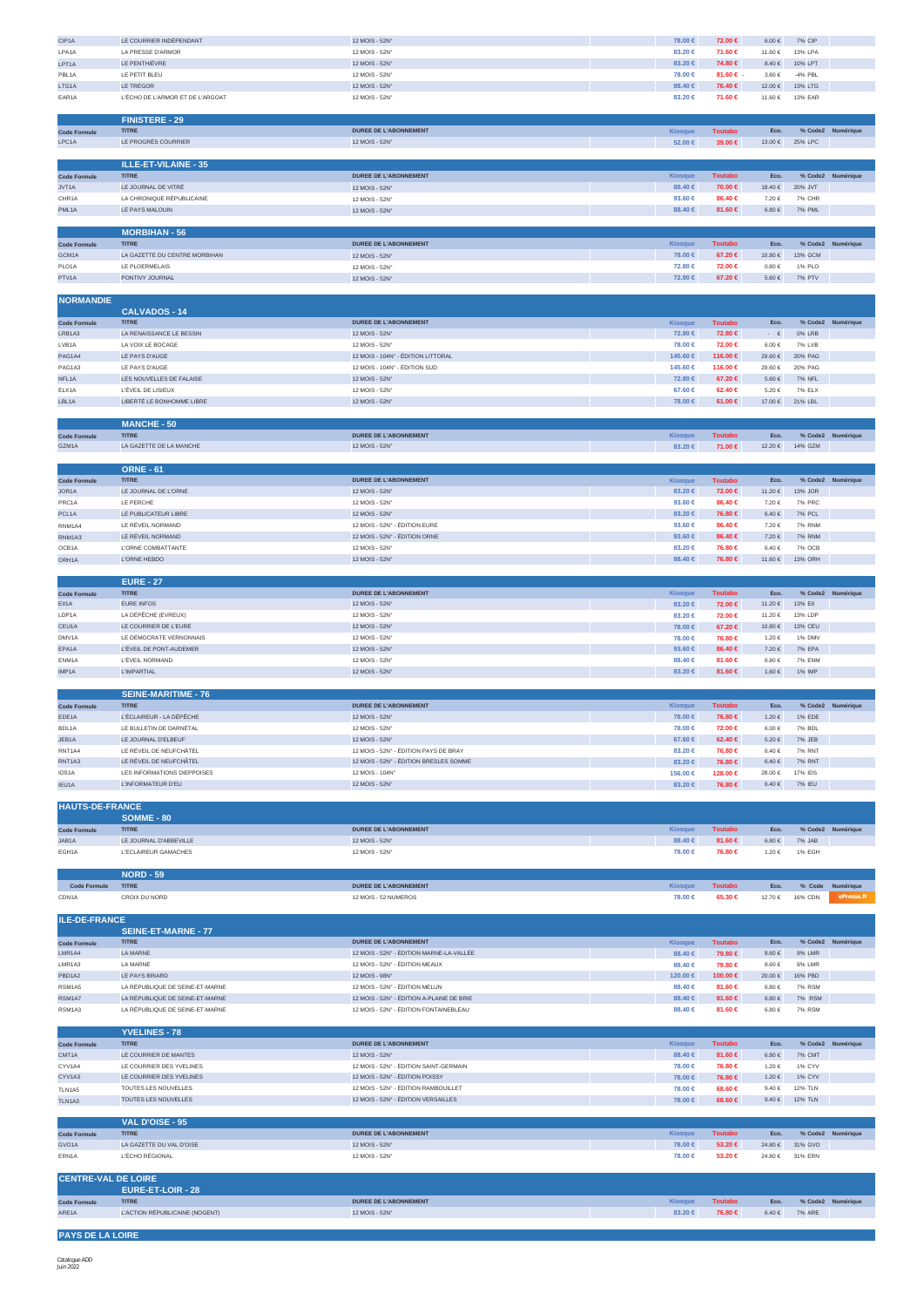| | | | | Kiosque | Toutabo | Eco. | % | Code2 | Numérique |
|---|---|---|---|---|---|---|---|---|---|
| CIP1A | LE COURRIER INDÉPENDANT | 12 MOIS - 52N° | | 78.00 € | 72.00 € | 6.00 € | 7% | CIP | |
| LPA1A | LA PRESSE D'ARMOR | 12 MOIS - 52N° | | 83.20 € | 71.60 € | 11.60 € | 13% | LPA | |
| LPT1A | LE PENTHIÈVRE | 12 MOIS - 52N° | | 83.20 € | 74.80 € | 8.40 € | 10% | LPT | |
| PBL1A | LE PETIT BLEU | 12 MOIS - 52N° | | 78.00 € | 81.60 € - | 3.60 € | -4% | PBL | |
| LTG1A | LE TRÉGOR | 12 MOIS - 52N° | | 88.40 € | 76.40 € | 12.00 € | 13% | LTG | |
| EAR1A | L'ÉCHO DE L'ARMOR ET DE L'ARGOAT | 12 MOIS - 52N° | | 83.20 € | 71.60 € | 11.60 € | 13% | EAR | |

## FINISTERE - 29

| Code Formule | TITRE | DUREE DE L'ABONNEMENT | | Kiosque | Toutabo | Eco. | % | Code2 | Numérique |
|---|---|---|---|---|---|---|---|---|---|
| LPC1A | LE PROGRÈS COURRIER | 12 MOIS - 52N° | | 52.00 € | 39.00 € | 13.00 € | 25% | LPC | |

## ILLE-ET-VILAINE - 35

| Code Formule | TITRE | DUREE DE L'ABONNEMENT | | Kiosque | Toutabo | Eco. | % | Code2 | Numérique |
|---|---|---|---|---|---|---|---|---|---|
| JVT1A | LE JOURNAL DE VITRÉ | 12 MOIS - 52N° | | 88.40 € | 70.00 € | 18.40 € | 20% | JVT | |
| CHR1A | LA CHRONIQUE RÉPUBLICAINE | 12 MOIS - 52N° | | 93.60 € | 86.40 € | 7.20 € | 7% | CHR | |
| PML1A | LE PAYS MALOUIN | 12 MOIS - 52N° | | 88.40 € | 81.60 € | 6.80 € | 7% | PML | |

## MORBIHAN - 56

| Code Formule | TITRE | DUREE DE L'ABONNEMENT | | Kiosque | Toutabo | Eco. | % | Code2 | Numérique |
|---|---|---|---|---|---|---|---|---|---|
| GCM1A | LA GAZETTE DU CENTRE MORBIHAN | 12 MOIS - 52N° | | 78.00 € | 67.20 € | 10.80 € | 13% | GCM | |
| PLO1A | LE PLOERMELAIS | 12 MOIS - 52N° | | 72.80 € | 72.00 € | 0.80 € | 1% | PLO | |
| PTV1A | PONTIVY JOURNAL | 12 MOIS - 52N° | | 72.80 € | 67.20 € | 5.60 € | 7% | PTV | |

# NORMANDIE

## CALVADOS - 14

| Code Formule | TITRE | DUREE DE L'ABONNEMENT | | Kiosque | Toutabo | Eco. | % | Code2 | Numérique |
|---|---|---|---|---|---|---|---|---|---|
| LRB1A3 | LA RENAISSANCE LE BESSIN | 12 MOIS - 52N° | | 72.80 € | 72.80 € | - € | 0% | LRB | |
| LVB1A | LA VOIX LE BOCAGE | 12 MOIS - 52N° | | 78.00 € | 72.00 € | 6.00 € | 7% | LVB | |
| PAG1A4 | LE PAYS D'AUGE | 12 MOIS - 104N° - ÉDITION LITTORAL | | 145.60 € | 116.00 € | 29.60 € | 20% | PAG | |
| PAG1A3 | LE PAYS D'AUGE | 12 MOIS - 104N° - ÉDITION SUD | | 145.60 € | 116.00 € | 29.60 € | 20% | PAG | |
| NFL1A | LES NOUVELLES DE FALAISE | 12 MOIS - 52N° | | 72.80 € | 67.20 € | 5.60 € | 7% | NFL | |
| ELX1A | L'ÉVEIL DE LISIEUX | 12 MOIS - 52N° | | 67.60 € | 62.40 € | 5.20 € | 7% | ELX | |
| LBL1A | LIBERTÉ LE BONHOMME LIBRE | 12 MOIS - 52N° | | 78.00 € | 61.00 € | 17.00 € | 21% | LBL | |

## MANCHE - 50

| Code Formule | TITRE | DUREE DE L'ABONNEMENT | | Kiosque | Toutabo | Eco. | % | Code2 | Numérique |
|---|---|---|---|---|---|---|---|---|---|
| GZM1A | LA GAZETTE DE LA MANCHE | 12 MOIS - 52N° | | 83.20 € | 71.00 € | 12.20 € | 14% | GZM | |

## ORNE - 61

| Code Formule | TITRE | DUREE DE L'ABONNEMENT | | Kiosque | Toutabo | Eco. | % | Code2 | Numérique |
|---|---|---|---|---|---|---|---|---|---|
| JOR1A | LE JOURNAL DE L'ORNE | 12 MOIS - 52N° | | 83.20 € | 72.00 € | 11.20 € | 13% | JOR | |
| PRC1A | LE PERCHE | 12 MOIS - 52N° | | 93.60 € | 86.40 € | 7.20 € | 7% | PRC | |
| PCL1A | LE PUBLICATEUR LIBRE | 12 MOIS - 52N° | | 83.20 € | 76.80 € | 6.40 € | 7% | PCL | |
| RNM1A4 | LE RÉVEIL NORMAND | 12 MOIS - 52N° - ÉDITION EURE | | 93.60 € | 86.40 € | 7.20 € | 7% | RNM | |
| RNM1A3 | LE RÉVEIL NORMAND | 12 MOIS - 52N° - ÉDITION ORNE | | 93.60 € | 86.40 € | 7.20 € | 7% | RNM | |
| OCB1A | L'ORNE COMBATTANTE | 12 MOIS - 52N° | | 83.20 € | 76.80 € | 6.40 € | 7% | OCB | |
| ORH1A | L'ORNE HEBDO | 12 MOIS - 52N° | | 88.40 € | 76.80 € | 11.60 € | 13% | ORH | |

## EURE - 27

| Code Formule | TITRE | DUREE DE L'ABONNEMENT | | Kiosque | Toutabo | Eco. | % | Code2 | Numérique |
|---|---|---|---|---|---|---|---|---|---|
| EII1A | EURE INFOS | 12 MOIS - 52N° | | 83.20 € | 72.00 € | 11.20 € | 13% | EII | |
| LDP1A | LA DÉPÊCHE (EVREUX) | 12 MOIS - 52N° | | 83.20 € | 72.00 € | 11.20 € | 13% | LDP | |
| CEU1A | LE COURRIER DE L'EURE | 12 MOIS - 52N° | | 78.00 € | 67.20 € | 10.80 € | 13% | CEU | |
| DMV1A | LE DÉMOCRATE VERNONNAIS | 12 MOIS - 52N° | | 78.00 € | 76.80 € | 1.20 € | 1% | DMV | |
| EPA1A | L'ÉVEIL DE PONT-AUDEMER | 12 MOIS - 52N° | | 93.60 € | 86.40 € | 7.20 € | 7% | EPA | |
| ENM1A | L'ÉVEIL NORMAND | 12 MOIS - 52N° | | 88.40 € | 81.60 € | 6.80 € | 7% | ENM | |
| IMP1A | L'IMPARTIAL | 12 MOIS - 52N° | | 83.20 € | 81.60 € | 1.60 € | 1% | IMP | |

## SEINE-MARITIME - 76

| Code Formule | TITRE | DUREE DE L'ABONNEMENT | | Kiosque | Toutabo | Eco. | % | Code2 | Numérique |
|---|---|---|---|---|---|---|---|---|---|
| EDE1A | L'ÉCLAIREUR - LA DÉPÊCHE | 12 MOIS - 52N° | | 78.00 € | 76.80 € | 1.20 € | 1% | EDE | |
| BDL1A | LE BULLETIN DE DARNÉTAL | 12 MOIS - 52N° | | 78.00 € | 72.00 € | 6.00 € | 7% | BDL | |
| JEB1A | LE JOURNAL D'ELBEUF | 12 MOIS - 52N° | | 67.60 € | 62.40 € | 5.20 € | 7% | JEB | |
| RNT1A4 | LE RÉVEIL DE NEUFCHÂTEL | 12 MOIS - 52N° - ÉDITION PAYS DE BRAY | | 83.20 € | 76.80 € | 6.40 € | 7% | RNT | |
| RNT1A3 | LE RÉVEIL DE NEUFCHÂTEL | 12 MOIS - 52N° - ÉDITION BRESLES SOMME | | 83.20 € | 76.80 € | 6.40 € | 7% | RNT | |
| IDS1A | LES INFORMATIONS DIEPPOISES | 12 MOIS - 104N° | | 156.00 € | 128.00 € | 28.00 € | 17% | IDS | |
| IEU1A | L'INFORMATEUR D'EU | 12 MOIS - 52N° | | 83.20 € | 76.80 € | 6.40 € | 7% | IEU | |

# HAUTS-DE-FRANCE

## SOMME - 80

| Code Formule | TITRE | DUREE DE L'ABONNEMENT | | Kiosque | Toutabo | Eco. | % | Code2 | Numérique |
|---|---|---|---|---|---|---|---|---|---|
| JAB1A | LE JOURNAL D'ABBEVILLE | 12 MOIS - 52N° | | 88.40 € | 81.60 € | 6.80 € | 7% | JAB | |
| EGH1A | L'ECLAIREUR GAMACHES | 12 MOIS - 52N° | | 78.00 € | 76.80 € | 1.20 € | 1% | EGH | |

## NORD - 59

| Code Formule | TITRE | DUREE DE L'ABONNEMENT | | Kiosque | Toutabo | Eco. | % | Code | Numérique |
|---|---|---|---|---|---|---|---|---|---|
| CDN1A | CROIX DU NORD | 12 MOIS - 52 NUMEROS | | 78.00 € | 65.30 € | 12.70 € | 16% | CDN | ePresse.fr |

# ILE-DE-FRANCE

## SEINE-ET-MARNE - 77

| Code Formule | TITRE | DUREE DE L'ABONNEMENT | | Kiosque | Toutabo | Eco. | % | Code2 | Numérique |
|---|---|---|---|---|---|---|---|---|---|
| LMR1A4 | LA MARNE | 12 MOIS - 52N° - ÉDITION MARNE-LA-VALLÉE | | 88.40 € | 79.80 € | 8.60 € | 9% | LMR | |
| LMR1A3 | LA MARNE | 12 MOIS - 52N° - ÉDITION MEAUX | | 88.40 € | 79.80 € | 8.60 € | 9% | LMR | |
| PBD1A2 | LE PAYS BRIARD | 12 MOIS - 98N° | | 120.00 € | 100.00 € | 20.00 € | 16% | PBD | |
| RSM1A5 | LA RÉPUBLIQUE DE SEINE-ET-MARNE | 12 MOIS - 52N° - ÉDITION MELUN | | 88.40 € | 81.60 € | 6.80 € | 7% | RSM | |
| RSM1A7 | LA RÉPUBLIQUE DE SEINE-ET-MARNE | 12 MOIS - 52N° - ÉDITION A-PLAINE DE BRIE | | 88.40 € | 81.60 € | 6.80 € | 7% | RSM | |
| RSM1A3 | LA RÉPUBLIQUE DE SEINE-ET-MARNE | 12 MOIS - 52N° - ÉDITION FONTAINEBLEAU | | 88.40 € | 81.60 € | 6.80 € | 7% | RSM | |

## YVELINES - 78

| Code Formule | TITRE | DUREE DE L'ABONNEMENT | | Kiosque | Toutabo | Eco. | % | Code2 | Numérique |
|---|---|---|---|---|---|---|---|---|---|
| CMT1A | LE COURRIER DE MANTES | 12 MOIS - 52N° | | 88.40 € | 81.60 € | 6.80 € | 7% | CMT | |
| CYV1A4 | LE COURRIER DES YVELINES | 12 MOIS - 52N° - ÉDITION SAINT-GERMAIN | | 78.00 € | 76.80 € | 1.20 € | 1% | CYV | |
| CYV1A3 | LE COURRIER DES YVELINES | 12 MOIS - 52N° - ÉDITION POISSY | | 78.00 € | 76.80 € | 1.20 € | 1% | CYV | |
| TLN1A5 | TOUTES LES NOUVELLES | 12 MOIS - 52N° - ÉDITION RAMBOUILLET | | 78.00 € | 68.60 € | 9.40 € | 12% | TLN | |
| TLN1A3 | TOUTES LES NOUVELLES | 12 MOIS - 52N° - ÉDITION VERSAILLES | | 78.00 € | 68.60 € | 9.40 € | 12% | TLN | |

## VAL D'OISE - 95

| Code Formule | TITRE | DUREE DE L'ABONNEMENT | | Kiosque | Toutabo | Eco. | % | Code2 | Numérique |
|---|---|---|---|---|---|---|---|---|---|
| GVO1A | LA GAZETTE DU VAL D'OISE | 12 MOIS - 52N° | | 78.00 € | 53.20 € | 24.80 € | 31% | GVO | |
| ERN1A | L'ÉCHO RÉGIONAL | 12 MOIS - 52N° | | 78.00 € | 53.20 € | 24.80 € | 31% | ERN | |

# CENTRE-VAL DE LOIRE

## EURE-ET-LOIR - 28

| Code Formule | TITRE | DUREE DE L'ABONNEMENT | | Kiosque | Toutabo | Eco. | % | Code2 | Numérique |
|---|---|---|---|---|---|---|---|---|---|
| ARE1A | L'ACTION RÉPUBLICAINE (NOGENT) | 12 MOIS - 52N° | | 83.20 € | 76.80 € | 6.40 € | 7% | ARE | |

# PAYS DE LA LOIRE

Catalogue ADD
Juin 2022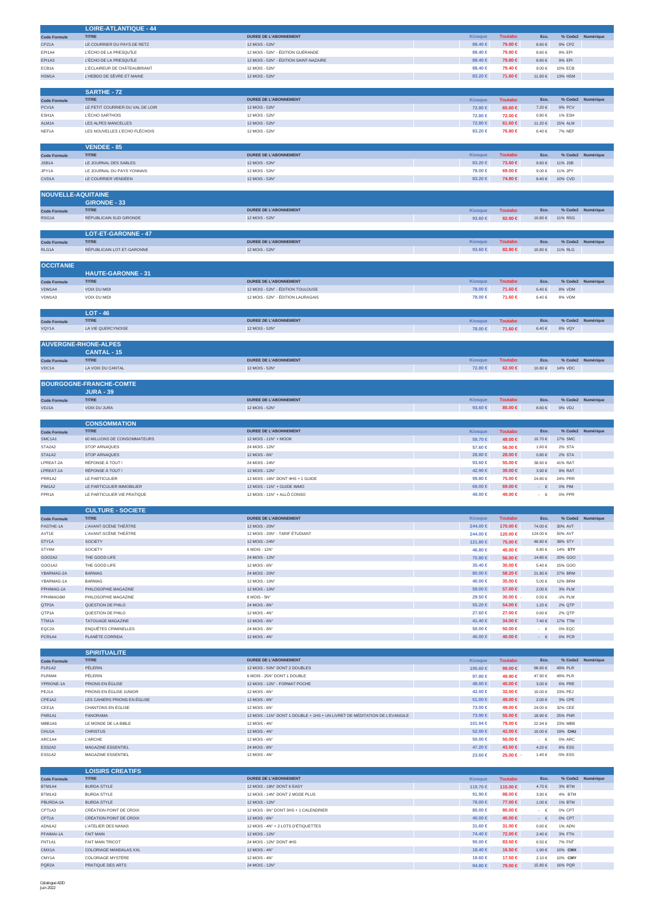## LOIRE-ATLANTIQUE - 44

| Code Formule | TITRE | DUREE DE L'ABONNEMENT | Kiosque | Toutabo | Eco. | % | Code2 | Numérique |
|---|---|---|---|---|---|---|---|---|
| CPZ1A | LE COURRIER DU PAYS DE RETZ | 12 MOIS - 52N° | 88.40 € | 79.80 € | 8.60 € | 9% | CPZ | |
| EPI1A4 | L'ÉCHO DE LA PRESQU'ÎLE | 12 MOIS - 52N° - ÉDITION GUÉRANDE | 88.40 € | 79.80 € | 8.60 € | 9% | EPI | |
| EPI1A3 | L'ÉCHO DE LA PRESQU'ÎLE | 12 MOIS - 52N° - ÉDITION SAINT-NAZAIRE | 88.40 € | 79.80 € | 8.60 € | 9% | EPI | |
| ECB1A | L'ÉCLAIREUR DE CHÂTEAUBRIANT | 12 MOIS - 52N° | 88.40 € | 79.40 € | 9.00 € | 10% | ECB | |
| HSM1A | L'HEBDO DE SÈVRE ET MAINE | 12 MOIS - 52N° | 83.20 € | 71.60 € | 11.60 € | 13% | HSM | |

## SARTHE - 72

| Code Formule | TITRE | DUREE DE L'ABONNEMENT | Kiosque | Toutabo | Eco. | % | Code2 | Numérique |
|---|---|---|---|---|---|---|---|---|
| PCV1A | LE PETIT COURRIER DU VAL DE LOIR | 12 MOIS - 52N° | 72.80 € | 65.60 € | 7.20 € | 9% | PCV | |
| ESH1A | L'ÉCHO SARTHOIS | 12 MOIS - 52N° | 72.80 € | 72.00 € | 0.80 € | 1% | ESH | |
| ALM1A | LES ALPES MANCELLES | 12 MOIS - 52N° | 72.80 € | 61.60 € | 11.20 € | 15% | ALM | |
| NEF1A | LES NOUVELLES L'ECHO FLÉCHOIS | 12 MOIS - 52N° | 83.20 € | 76.80 € | 6.40 € | 7% | NEF | |

## VENDEE - 85

| Code Formule | TITRE | DUREE DE L'ABONNEMENT | Kiosque | Toutabo | Eco. | % | Code2 | Numérique |
|---|---|---|---|---|---|---|---|---|
| JSB1A | LE JOURNAL DES SABLES | 12 MOIS - 52N° | 83.20 € | 73.60 € | 9.60 € | 11% | JSB | |
| JPY1A | LE JOURNAL DU PAYS YONNAIS | 12 MOIS - 52N° | 78.00 € | 69.00 € | 9.00 € | 11% | JPY | |
| CVD1A | LE COURRIER VENDÉEN | 12 MOIS - 52N° | 83.20 € | 74.80 € | 8.40 € | 10% | CVD | |

# NOUVELLE-AQUITAINE

## GIRONDE - 33

| Code Formule | TITRE | DUREE DE L'ABONNEMENT | Kiosque | Toutabo | Eco. | % | Code2 | Numérique |
|---|---|---|---|---|---|---|---|---|
| RSG1A | RÉPUBLICAIN SUD GIRONDE | 12 MOIS - 52N° | 93.60 € | 82.80 € | 10.80 € | 11% | RSG | |

## LOT-ET-GARONNE - 47

| Code Formule | TITRE | DUREE DE L'ABONNEMENT | Kiosque | Toutabo | Eco. | % | Code2 | Numérique |
|---|---|---|---|---|---|---|---|---|
| RLG1A | RÉPUBLICAIN LOT-ET-GARONNE | 12 MOIS - 52N° | 93.60 € | 82.80 € | 10.80 € | 11% | RLG | |

# OCCITANIE

## HAUTE-GARONNE - 31

| Code Formule | TITRE | DUREE DE L'ABONNEMENT | Kiosque | Toutabo | Eco. | % | Code2 | Numérique |
|---|---|---|---|---|---|---|---|---|
| VDM1A4 | VOIX DU MIDI | 12 MOIS - 52N° - ÉDITION TOULOUSE | 78.00 € | 71.60 € | 6.40 € | 8% | VDM | |
| VDM1A3 | VOIX DU MIDI | 12 MOIS - 52N° - ÉDITION LAURAGAIS | 78.00 € | 71.60 € | 6.40 € | 8% | VDM | |

## LOT - 46

| Code Formule | TITRE | DUREE DE L'ABONNEMENT | Kiosque | Toutabo | Eco. | % | Code2 | Numérique |
|---|---|---|---|---|---|---|---|---|
| VQY1A | LA VIE QUERCYNOISE | 12 MOIS - 52N° | 78.00 € | 71.60 € | 6.40 € | 8% | VQY | |

# AUVERGNE-RHONE-ALPES

## CANTAL - 15

| Code Formule | TITRE | DUREE DE L'ABONNEMENT | Kiosque | Toutabo | Eco. | % | Code2 | Numérique |
|---|---|---|---|---|---|---|---|---|
| VDC1A | LA VOIX DU CANTAL | 12 MOIS - 52N° | 72.80 € | 62.00 € | 10.80 € | 14% | VDC | |

# BOURGOGNE-FRANCHE-COMTE

## JURA - 39

| Code Formule | TITRE | DUREE DE L'ABONNEMENT | Kiosque | Toutabo | Eco. | % | Code2 | Numérique |
|---|---|---|---|---|---|---|---|---|
| VDJ1A | VOIX DU JURA | 12 MOIS - 52N° | 93.60 € | 85.00 € | 8.60 € | 9% | VDJ | |

## CONSOMMATION

| Code Formule | TITRE | DUREE DE L'ABONNEMENT | Kiosque | Toutabo | Eco. | % | Code2 | Numérique |
|---|---|---|---|---|---|---|---|---|
| SMC1A1 | 60 MILLIONS DE CONSOMMATEURS | 12 MOIS - 11N° + MOOK | 59.70 € | 49.00 € | 10.70 € | 17% | SMC | |
| STA2A2 | STOP ARNAQUES | 24 MOIS - 12N° | 57.60 € | 56.00 € | 1.60 € | 2% | STA | |
| STA1A2 | STOP ARNAQUES | 12 MOIS - 6N° | 28.80 € | 28.00 € | 0.80 € | 2% | STA | |
| LPREAT-2A | RÉPONSE À TOUT ! | 24 MOIS - 24N° | 93.60 € | 55.00 € | 38.60 € | 41% | RAT | |
| LPREAT-1A | RÉPONSE À TOUT ! | 12 MOIS - 12N° | 42.90 € | 39.00 € | 3.90 € | 9% | RAT | |
| PRR1A2 | LE PARTICULIER | 12 MOIS - 16N° DONT 4HS + 1 GUIDE | 99.80 € | 75.00 € | 24.80 € | 24% | PRR | |
| PIM1A2 | LE PARTICULIER IMMOBILIER | 12 MOIS - 11N° + GUIDE IMMO | 69.00 € | 69.00 € | - € | 0% | PIM | |
| PPR1A | LE PARTICULIER VIE PRATIQUE | 12 MOIS - 11N° + ALLÔ CONSO | 49.00 € | 49.00 € | - € | 0% | PPR | |

## CULTURE - SOCIETE

| Code Formule | TITRE | DUREE DE L'ABONNEMENT | Kiosque | Toutabo | Eco. | % | Code2 | Numérique |
|---|---|---|---|---|---|---|---|---|
| PASTHE-1A | L'AVANT-SCÈNE THÉÂTRE | 12 MOIS - 20N° | 244.00 € | 170.00 € | 74.00 € | 30% | AVT | |
| AVT1E | L'AVANT-SCÈNE THÉÂTRE | 12 MOIS - 20N° - TARIF ÉTUDIANT | 244.00 € | 120.00 € | 124.00 € | 50% | AVT | |
| STY1A | SOCIETY | 12 MOIS - 24N° | 121.80 € | 75.00 € | 46.80 € | 38% | STY | |
| STY6M | SOCIETY | 6 MOIS - 12N° | 46.80 € | 40.00 € | 6.80 € | 14% | **STY** | |
| GOO2A2 | THE GOOD LIFE | 24 MOIS - 12N° | 70.80 € | 56.00 € | 14.80 € | 20% | GOO | |
| GOO1A2 | THE GOOD LIFE | 12 MOIS - 6N° | 35.40 € | 30.00 € | 5.40 € | 15% | GOO | |
| YBARMAG-2A | BARMAG | 24 MOIS - 20N° | 80.00 € | 58.20 € | 21.80 € | 27% | BRM | |
| YBARMAG-1A | BARMAG | 12 MOIS - 10N° | 40.00 € | 35.00 € | 5.00 € | 12% | BRM | |
| PPHIMAG-1A | PHILOSOPHIE MAGAZINE | 12 MOIS - 10N° | 59.00 € | 57.00 € | 2.00 € | 3% | PLM | |
| PPHIMAG6M | PHILOSOPHIE MAGAZINE | 6 MOIS - 5N° | 29.50 € | 30.00 € | - 0.50 € | -1% | PLM | |
| QTP2A | QUESTION DE PHILO | 24 MOIS - 8N° | 55.20 € | 54.00 € | 1.20 € | 2% | QTP | |
| QTP1A | QUESTION DE PHILO | 12 MOIS - 4N° | 27.60 € | 27.00 € | 0.60 € | 2% | QTP | |
| TTM1A | TATOUAGE MAGAZINE | 12 MOIS - 6N° | 41.40 € | 34.00 € | 7.40 € | 17% | TTM | |
| EQC2A | ENQUÊTES CRIMINELLES | 24 MOIS - 8N° | 50.00 € | 50.00 € | - € | 0% | EQC | |
| PCR1A4 | PLANÈTE CORRIDA | 12 MOIS - 4N° | 40.00 € | 40.00 € | - € | 0% | PCR | |

## SPIRITUALITE

| Code Formule | TITRE | DUREE DE L'ABONNEMENT | Kiosque | Toutabo | Eco. | % | Code2 | Numérique |
|---|---|---|---|---|---|---|---|---|
| PLR1A2 | PÈLERIN | 12 MOIS - 50N° DONT 2 DOUBLES | 195.60 € | 99.00 € | 96.60 € | 49% | PLR | |
| PLR6M4 | PÈLERIN | 6 MOIS - 25N° DONT 1 DOUBLE | 97.80 € | 49.90 € | 47.90 € | 49% | PLR | |
| YPRIONE-1A | PRIONS EN ÉGLISE | 12 MOIS - 12N° - FORMAT POCHE | 48.00 € | 45.00 € | 3.00 € | 6% | PRE | |
| PEJ1A | PRIONS EN ÉGLISE JUNIOR | 12 MOIS - 6N° | 42.00 € | 32.00 € | 10.00 € | 23% | PEJ | |
| CPE1A2 | LES CAHIERS PRIONS EN ÉGLISE | 12 MOIS - 6N° | 51.00 € | 49.00 € | 2.00 € | 3% | CPE | |
| CEE1A | CHANTONS EN ÉGLISE | 12 MOIS - 6N° | 73.00 € | 49.00 € | 24.00 € | 32% | CEE | |
| PNR1A1 | PANORAMA | 12 MOIS - 11N° DONT 1 DOUBLE + 1HS + UN LIVRET DE MÉDITATION DE L'EVANGILE | 73.90 € | 55.00 € | 18.90 € | 25% | PNR | |
| MBB1A6 | LE MONDE DE LA BIBLE | 12 MOIS - 4N° | 101.94 € | 79.00 € | 22.94 € | 23% | MBB | |
| CHU1A | CHRISTUS | 12 MOIS - 4N° | 52.00 € | 42.00 € | 10.00 € | 19% | **CHU** | |
| ARC1A4 | L'ARCHE | 12 MOIS - 6N° | 50.00 € | 50.00 € | - € | 0% | ARC | |
| ESS2A2 | MAGAZINE ESSENTIEL | 24 MOIS - 8N° | 47.20 € | 43.00 € | 4.20 € | 8% | ESS | |
| ESS1A2 | MAGAZINE ESSENTIEL | 12 MOIS - 4N° | 23.60 € | 25.00 € | - 1.40 € | -5% | ESS | |

## LOISIRS CREATIFS

| Code Formule | TITRE | DUREE DE L'ABONNEMENT | Kiosque | Toutabo | Eco. | % | Code2 | Numérique |
|---|---|---|---|---|---|---|---|---|
| BTM1A4 | BURDA STYLE | 12 MOIS - 18N° DONT 6 EASY | 119.70 € | 115.00 € | 4.70 € | 3% | BTM | |
| BTM1A3 | BURDA STYLE | 12 MOIS - 14N° DONT 2 MODE PLUS | 91.90 € | 88.00 € | 3.90 € | 4% | BTM | |
| PBURDA-1A | BURDA STYLE | 12 MOIS - 12N° | 78.00 € | 77.00 € | 1.00 € | 1% | BTM | |
| CPT1A3 | CRÉATION POINT DE CROIX | 12 MOIS - 9N° DONT 3HS + 1 CALENDRIER | 80.00 € | 80.00 € | - € | 0% | CPT | |
| CPT1A | CRÉATION POINT DE CROIX | 12 MOIS - 6N° | 40.00 € | 40.00 € | - € | 0% | CPT | |
| ADN1A2 | L'ATELIER DES NANAS | 12 MOIS - 4N° + 2 LOTS D'ÉTIQUETTES | 31.60 € | 31.00 € | 0.60 € | 1% | ADN | |
| PFAIMAI-1A | FAIT MAIN | 12 MOIS - 12N° | 74.40 € | 72.00 € | 2.40 € | 3% | FTN | |
| FNT1A1 | FAIT MAIN TRICOT | 24 MOIS - 12N° DONT 4HS | 90.00 € | 83.50 € | 6.50 € | 7% | FNT | |
| CMX1A | COLORIAGE MANDALAS XXL | 12 MOIS - 4N° | 18.40 € | 16.50 € | 1.90 € | 10% | **CMX** | |
| CMY1A | COLORIAGE MYSTÈRE | 12 MOIS - 4N° | 19.60 € | 17.50 € | 2.10 € | 10% | **CMY** | |
| PQR2A | PRATIQUE DES ARTS | 24 MOIS - 12N° | 94.80 € | 79.00 € | 15.80 € | 16% | PQR | |

Catalogue ADD
Juin 2022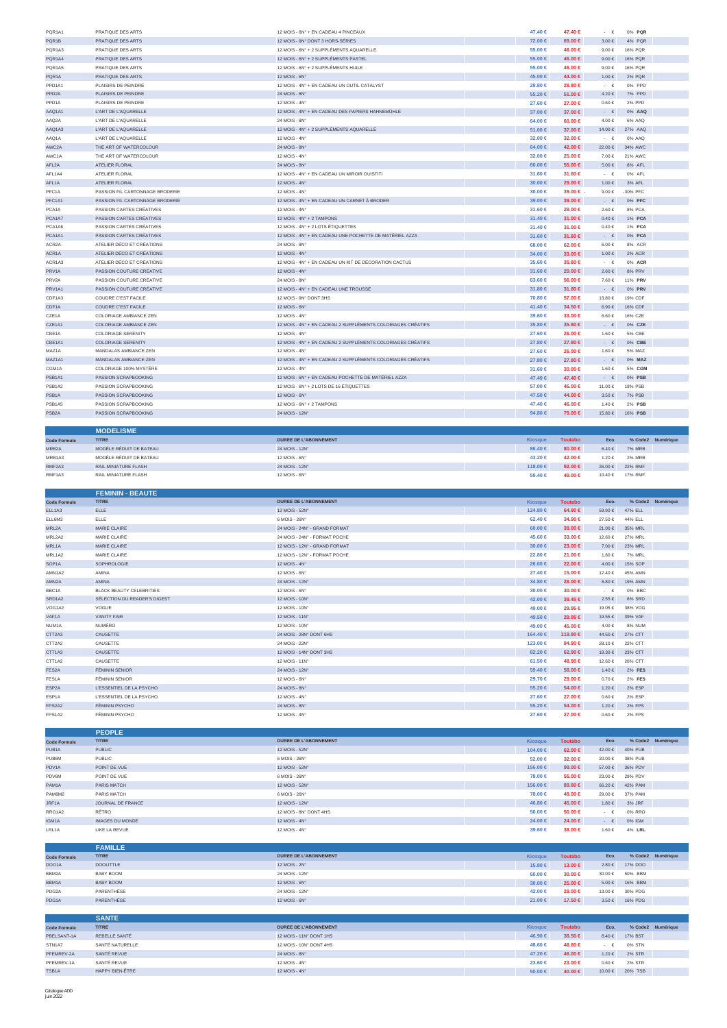| Code Formule | TITRE | DUREE DE L'ABONNEMENT | Kiosque | Toutabo | Eco. | % | Code2 | Numérique |
|---|---|---|---|---|---|---|---|---|
| PQR1A1 | PRATIQUE DES ARTS | 12 MOIS - 6N° + EN CADEAU 4 PINCEAUX | 47.40 € | 47.40 € | - € | 0% | PQR | |
| PQR1B | PRATIQUE DES ARTS | 12 MOIS - 9N° DONT 3 HORS-SÉRIES | 72.00 € | 69.00 € | 3.00 € | 4% | PQR | |
| PQR1A3 | PRATIQUE DES ARTS | 12 MOIS - 6N° + 2 SUPPLÉMENTS AQUARELLE | 55.00 € | 46.00 € | 9.00 € | 16% | PQR | |
| PQR1A4 | PRATIQUE DES ARTS | 12 MOIS - 6N° + 2 SUPPLÉMENTS PASTEL | 55.00 € | 46.00 € | 9.00 € | 16% | PQR | |
| PQR1A5 | PRATIQUE DES ARTS | 12 MOIS - 6N° + 2 SUPPLÉMENTS HUILE | 55.00 € | 46.00 € | 9.00 € | 16% | PQR | |
| PQR1A | PRATIQUE DES ARTS | 12 MOIS - 6N° | 45.00 € | 44.00 € | 1.00 € | 2% | PQR | |
| PPD1A1 | PLAISIRS DE PEINDRE | 12 MOIS - 4N° + EN CADEAU UN OUTIL CATALYST | 28.80 € | 28.80 € | - € | 0% | PPD | |
| PPD2A | PLAISIRS DE PEINDRE | 24 MOIS - 8N° | 55.20 € | 51.00 € | 4.20 € | 7% | PPD | |
| PPD1A | PLAISIRS DE PEINDRE | 12 MOIS - 4N° | 27.60 € | 27.00 € | 0.60 € | 2% | PPD | |
| AAQ1A1 | L'ART DE L'AQUARELLE | 12 MOIS - 4N° + EN CADEAU DES PAPIERS HAHNEMÜHLE | 37.00 € | 37.00 € | - € | 0% | AAQ | |
| AAQ2A | L'ART DE L'AQUARELLE | 24 MOIS - 8N° | 64.00 € | 60.00 € | 4.00 € | 6% | AAQ | |
| AAQ1A3 | L'ART DE L'AQUARELLE | 12 MOIS - 4N° + 2 SUPPLÉMENTS AQUARELLE | 51.00 € | 37.00 € | 14.00 € | 27% | AAQ | |
| AAQ1A | L'ART DE L'AQUARELLE | 12 MOIS - 4N° | 32.00 € | 32.00 € | - € | 0% | AAQ | |
| AWC2A | THE ART OF WATERCOLOUR | 24 MOIS - 8N° | 64.00 € | 42.00 € | 22.00 € | 34% | AWC | |
| AWC1A | THE ART OF WATERCOLOUR | 12 MOIS - 4N° | 32.00 € | 25.00 € | 7.00 € | 21% | AWC | |
| AFL2A | ATELIER FLORAL | 24 MOIS - 8N° | 60.00 € | 55.00 € | 5.00 € | 8% | AFL | |
| AFL1A4 | ATELIER FLORAL | 12 MOIS - 4N° + EN CADEAU UN MIROIR OUISTITI | 31.60 € | 31.60 € | - € | 0% | AFL | |
| AFL1A | ATELIER FLORAL | 12 MOIS - 4N° | 30.00 € | 29.00 € | 1.00 € | 3% | AFL | |
| PFC1A | PASSION FIL CARTONNAGE BRODERIE | 12 MOIS - 4N° | 30.00 € | 39.00 € - | 9.00 € | -30% | PFC | |
| PFC1A1 | PASSION FIL CARTONNAGE BRODERIE | 12 MOIS - 4N° + EN CADEAU UN CARNET À BRODER | 39.00 € | 39.00 € | - € | 0% | PFC | |
| PCA1A | PASSION CARTES CRÉATIVES | 12 MOIS - 4N° | 31.60 € | 29.00 € | 2.60 € | 8% | PCA | |
| PCA1A7 | PASSION CARTES CRÉATIVES | 12 MOIS - 4N° + 2 TAMPONS | 31.40 € | 31.00 € | 0.40 € | 1% | PCA | |
| PCA1A6 | PASSION CARTES CRÉATIVES | 12 MOIS - 4N° + 2 LOTS ÉTIQUETTES | 31.40 € | 31.00 € | 0.40 € | 1% | PCA | |
| PCA1A1 | PASSION CARTES CRÉATIVES | 12 MOIS - 4N° + EN CADEAU UNE POCHETTE DE MATÉRIEL AZZA | 31.60 € | 31.60 € | - € | 0% | PCA | |
| ACR2A | ATELIER DÉCO ET CRÉATIONS | 24 MOIS - 8N° | 68.00 € | 62.00 € | 6.00 € | 8% | ACR | |
| ACR1A | ATELIER DÉCO ET CRÉATIONS | 12 MOIS - 4N° | 34.00 € | 33.00 € | 1.00 € | 2% | ACR | |
| ACR1A3 | ATELIER DÉCO ET CRÉATIONS | 12 MOIS - 4N° + EN CADEAU UN KIT DE DÉCORATION CACTUS | 35.60 € | 35.60 € | - € | 0% | ACR | |
| PRV1A | PASSION COUTURE CRÉATIVE | 12 MOIS - 4N° | 31.60 € | 29.00 € | 2.60 € | 8% | PRV | |
| PRV2A | PASSION COUTURE CRÉATIVE | 24 MOIS - 8N° | 63.60 € | 56.00 € | 7.60 € | 11% | PRV | |
| PRV1A1 | PASSION COUTURE CRÉATIVE | 12 MOIS - 4N° + EN CADEAU UNE TROUSSE | 31.80 € | 31.80 € | - € | 0% | PRV | |
| CDF1A3 | COUDRE C'EST FACILE | 12 MOIS - 9N° DONT 3HS | 70.80 € | 57.00 € | 13.80 € | 19% | CDF | |
| CDF1A | COUDRE C'EST FACILE | 12 MOIS - 6N° | 41.40 € | 34.50 € | 6.90 € | 16% | CDF | |
| CZE1A | COLORIAGE AMBIANCE ZEN | 12 MOIS - 4N° | 39.60 € | 33.00 € | 6.60 € | 16% | CZE | |
| CZE1A1 | COLORIAGE AMBIANCE ZEN | 12 MOIS - 4N° + EN CADEAU 2 SUPPLÉMENTS COLORIAGES CRÉATIFS | 35.80 € | 35.80 € | - € | 0% | CZE | |
| CBE1A | COLORIAGE SERENITY | 12 MOIS - 4N° | 27.60 € | 26.00 € | 1.60 € | 5% | CBE | |
| CBE1A1 | COLORIAGE SERENITY | 12 MOIS - 4N° + EN CADEAU 2 SUPPLÉMENTS COLORIAGES CRÉATIFS | 27.80 € | 27.80 € | - € | 0% | CBE | |
| MAZ1A | MANDALAS AMBIANCE ZEN | 12 MOIS - 4N° | 27.60 € | 26.00 € | 1.60 € | 5% | MAZ | |
| MAZ1A1 | MANDALAS AMBIANCE ZEN | 12 MOIS - 4N° + EN CADEAU 2 SUPPLÉMENTS COLORIAGES CRÉATIFS | 27.80 € | 27.80 € | - € | 0% | MAZ | |
| CGM1A | COLORIAGE 100% MYSTÈRE | 12 MOIS - 4N° | 31.60 € | 30.00 € | 1.60 € | 5% | CGM | |
| PSB1A1 | PASSION SCRAPBOOKING | 12 MOIS - 6N° + EN CADEAU POCHETTE DE MATÉRIEL AZZA | 47.40 € | 47.40 € | - € | 0% | PSB | |
| PSB1A2 | PASSION SCRAPBOOKING | 12 MOIS - 6N° + 2 LOTS DE 16 ÉTIQUETTES | 57.00 € | 46.00 € | 11.00 € | 19% | PSB | |
| PSB1A | PASSION SCRAPBOOKING | 12 MOIS - 6N° | 47.50 € | 44.00 € | 3.50 € | 7% | PSB | |
| PSB1A5 | PASSION SCRAPBOOKING | 12 MOIS - 6N° + 2 TAMPONS | 47.40 € | 46.00 € | 1.40 € | 2% | PSB | |
| PSB2A | PASSION SCRAPBOOKING | 24 MOIS - 12N° | 94.80 € | 79.00 € | 15.80 € | 16% | PSB | |

## MODELISME

| Code Formule | TITRE | DUREE DE L'ABONNEMENT | Kiosque | Toutabo | Eco. | % | Code2 | Numérique |
|---|---|---|---|---|---|---|---|---|
| MRB2A | MODÈLE RÉDUIT DE BATEAU | 24 MOIS - 12N° | 86.40 € | 80.00 € | 6.40 € | 7% | MRB | |
| MRB1A3 | MODÈLE RÉDUIT DE BATEAU | 12 MOIS - 6N° | 43.20 € | 42.00 € | 1.20 € | 2% | MRB | |
| RMF2A3 | RAIL MINIATURE FLASH | 24 MOIS - 12N° | 118.00 € | 92.00 € | 26.00 € | 22% | RMF | |
| RMF1A3 | RAIL MINIATURE FLASH | 12 MOIS - 6N° | 59.40 € | 49.00 € | 10.40 € | 17% | RMF | |

## FEMININ - BEAUTE

| Code Formule | TITRE | DUREE DE L'ABONNEMENT | Kiosque | Toutabo | Eco. | % | Code2 | Numérique |
|---|---|---|---|---|---|---|---|---|
| ELL1A3 | ELLE | 12 MOIS - 52N° | 124.80 € | 64.90 € | 59.90 € | 47% | ELL | |
| ELL6M3 | ELLE | 6 MOIS - 26N° | 62.40 € | 34.90 € | 27.50 € | 44% | ELL | |
| MRL2A | MARIE CLAIRE | 24 MOIS - 24N° - GRAND FORMAT | 60.00 € | 39.00 € | 21.00 € | 35% | MRL | |
| MRL2A2 | MARIE CLAIRE | 24 MOIS - 24N° - FORMAT POCHE | 45.60 € | 33.00 € | 12.60 € | 27% | MRL | |
| MRL1A | MARIE CLAIRE | 12 MOIS - 12N° - GRAND FORMAT | 30.00 € | 23.00 € | 7.00 € | 23% | MRL | |
| MRL1A2 | MARIE CLAIRE | 12 MOIS - 12N° - FORMAT POCHE | 22.80 € | 21.00 € | 1.80 € | 7% | MRL | |
| SOP1A | SOPHROLOGIE | 12 MOIS - 4N° | 26.00 € | 22.00 € | 4.00 € | 15% | SOP | |
| AMN1A2 | AMINA | 12 MOIS - 6N° | 27.40 € | 15.00 € | 12.40 € | 45% | AMN | |
| AMN2A | AMINA | 24 MOIS - 12N° | 34.80 € | 28.00 € | 6.80 € | 19% | AMN | |
| BBC1A | BLACK BEAUTY CELEBRITIES | 12 MOIS - 6N° | 30.00 € | 30.00 € | - € | 0% | BBC | |
| SRD1A2 | SÉLECTION DU READER'S DIGEST | 12 MOIS - 10N° | 42.00 € | 39.45 € | 2.55 € | 6% | SRD | |
| VOG1A2 | VOGUE | 12 MOIS - 10N° | 49.00 € | 29.95 € | 19.05 € | 38% | VOG | |
| VAF1A | VANITY FAIR | 12 MOIS - 11N° | 49.50 € | 29.95 € | 19.55 € | 39% | VAF | |
| NUM1A | NUMÉRO | 12 MOIS - 10N° | 49.00 € | 45.00 € | 4.00 € | 8% | NUM | |
| CTT2A3 | CAUSETTE | 24 MOIS - 28N° DONT 6HS | 164.40 € | 119.90 € | 44.50 € | 27% | CTT | |
| CTT2A2 | CAUSETTE | 24 MOIS - 22N° | 123.00 € | 94.90 € | 28.10 € | 22% | CTT | |
| CTT1A3 | CAUSETTE | 12 MOIS - 14N° DONT 3HS | 82.20 € | 62.90 € | 19.30 € | 23% | CTT | |
| CTT1A2 | CAUSETTE | 12 MOIS - 11N° | 61.50 € | 48.90 € | 12.60 € | 20% | CTT | |
| FES2A | FÉMININ SENIOR | 24 MOIS - 12N° | 59.40 € | 58.00 € | 1.40 € | 2% | FES | |
| FES1A | FÉMININ SENIOR | 12 MOIS - 6N° | 29.70 € | 29.00 € | 0.70 € | 2% | FES | |
| ESP2A | L'ESSENTIEL DE LA PSYCHO | 24 MOIS - 8N° | 55.20 € | 54.00 € | 1.20 € | 2% | ESP | |
| ESP1A | L'ESSENTIEL DE LA PSYCHO | 12 MOIS - 4N° | 27.60 € | 27.00 € | 0.60 € | 2% | ESP | |
| FPS2A2 | FÉMININ PSYCHO | 24 MOIS - 8N° | 55.20 € | 54.00 € | 1.20 € | 2% | FPS | |
| FPS1A2 | FÉMININ PSYCHO | 12 MOIS - 4N° | 27.60 € | 27.00 € | 0.60 € | 2% | FPS | |

## PEOPLE

| Code Formule | TITRE | DUREE DE L'ABONNEMENT | Kiosque | Toutabo | Eco. | % | Code2 | Numérique |
|---|---|---|---|---|---|---|---|---|
| PUB1A | PUBLIC | 12 MOIS - 52N° | 104.00 € | 62.00 € | 42.00 € | 40% | PUB | |
| PUB6M | PUBLIC | 6 MOIS - 26N° | 52.00 € | 32.00 € | 20.00 € | 38% | PUB | |
| PDV1A | POINT DE VUE | 12 MOIS - 52N° | 156.00 € | 99.00 € | 57.00 € | 36% | PDV | |
| PDV6M | POINT DE VUE | 6 MOIS - 26N° | 78.00 € | 55.00 € | 23.00 € | 29% | PDV | |
| PAM1A | PARIS MATCH | 12 MOIS - 52N° | 156.00 € | 89.80 € | 66.20 € | 42% | PAM | |
| PAM6M2 | PARIS MATCH | 6 MOIS - 26N° | 78.00 € | 49.00 € | 29.00 € | 37% | PAM | |
| JRF1A | JOURNAL DE FRANCE | 12 MOIS - 12N° | 46.80 € | 45.00 € | 1.80 € | 3% | JRF | |
| RRO1A2 | RÉTRO | 12 MOIS - 8N° DONT 4HS | 50.00 € | 50.00 € | - € | 0% | RRO | |
| IGM1A | IMAGES DU MONDE | 12 MOIS - 4N° | 24.00 € | 24.00 € | - € | 0% | IGM | |
| LRL1A | LIKE LA REVUE | 12 MOIS - 4N° | 39.60 € | 38.00 € | 1.60 € | 4% | LRL | |

## FAMILLE

| Code Formule | TITRE | DUREE DE L'ABONNEMENT | Kiosque | Toutabo | Eco. | % | Code2 | Numérique |
|---|---|---|---|---|---|---|---|---|
| DOO1A | DOOLITTLE | 12 MOIS - 2N° | 15.80 € | 13.00 € | 2.80 € | 17% | DOO | |
| BBM2A | BABY BOOM | 24 MOIS - 12N° | 60.00 € | 30.00 € | 30.00 € | 50% | BBM | |
| BBM1A | BABY BOOM | 12 MOIS - 6N° | 30.00 € | 25.00 € | 5.00 € | 16% | BBM | |
| PDG2A | PARENTHÈSE | 24 MOIS - 12N° | 42.00 € | 29.00 € | 13.00 € | 30% | PDG | |
| PDG1A | PARENTHÈSE | 12 MOIS - 6N° | 21.00 € | 17.50 € | 3.50 € | 16% | PDG | |

## SANTE

| Code Formule | TITRE | DUREE DE L'ABONNEMENT | Kiosque | Toutabo | Eco. | % | Code2 | Numérique |
|---|---|---|---|---|---|---|---|---|
| PBELSANT-1A | REBELLE SANTÉ | 12 MOIS - 11N° DONT 1HS | 46.90 € | 38.50 € | 8.40 € | 17% | BST | |
| STN1A7 | SANTÉ NATURELLE | 12 MOIS - 10N° DONT 4HS | 48.60 € | 48.60 € | - € | 0% | STN | |
| PFEMREV-2A | SANTÉ REVUE | 24 MOIS - 8N° | 47.20 € | 46.00 € | 1.20 € | 2% | STR | |
| PFEMREV-1A | SANTÉ REVUE | 12 MOIS - 4N° | 23.60 € | 23.00 € | 0.60 € | 2% | STR | |
| TSB1A | HAPPY BIEN-ÊTRE | 12 MOIS - 4N° | 50.00 € | 40.00 € | 10.00 € | 20% | TSB | |

Catalogue ADD
Juin 2022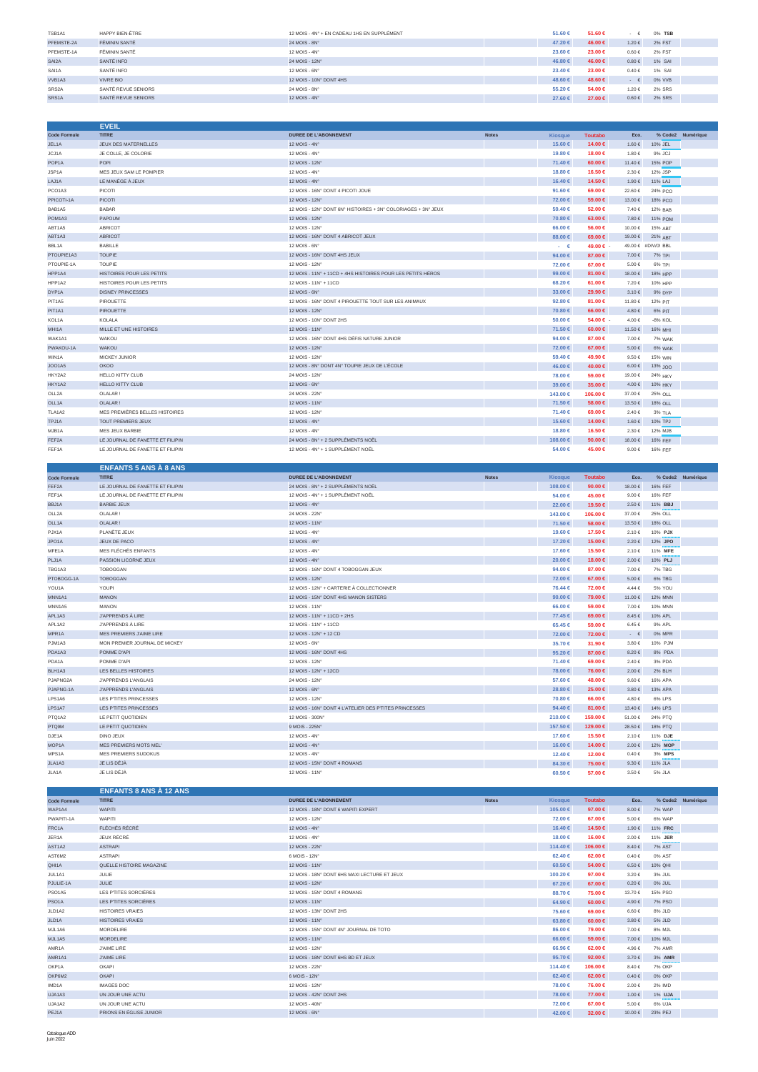| | | | | | | | | | |
|---|---|---|---|---|---|---|---|---|---|
| TSB1A1 | HAPPY BIEN-ÊTRE | 12 MOIS - 4N° + EN CADEAU 1HS EN SUPPLÉMENT | | 51.60 € | 51.60 € | - € | 0% | TSB | |
| PFEMSTE-2A | FÉMININ SANTÉ | 24 MOIS - 8N° | | 47.20 € | 46.00 € | 1.20 € | 2% | FST | |
| PFEMSTE-1A | FÉMININ SANTÉ | 12 MOIS - 4N° | | 23.60 € | 23.00 € | 0.60 € | 2% | FST | |
| SAI2A | SANTÉ INFO | 24 MOIS - 12N° | | 46.80 € | 46.00 € | 0.80 € | 1% | SAI | |
| SAI1A | SANTÉ INFO | 12 MOIS - 6N° | | 23.40 € | 23.00 € | 0.40 € | 1% | SAI | |
| VVB1A3 | VIVRE BIO | 12 MOIS - 10N° DONT 4HS | | 48.60 € | 48.60 € | - € | 0% | VVB | |
| SRS2A | SANTÉ REVUE SENIORS | 24 MOIS - 8N° | | 55.20 € | 54.00 € | 1.20 € | 2% | SRS | |
| SRS1A | SANTÉ REVUE SENIORS | 12 MOIS - 4N° | | 27.60 € | 27.00 € | 0.60 € | 2% | SRS | |

## EVEIL

| Code Formule | TITRE | DURÉE DE L'ABONNEMENT | Notes | Kiosque | Toutabo | Eco. | % | Code2 | Numérique |
|---|---|---|---|---|---|---|---|---|---|
| JEL1A | JEUX DES MATERNELLES | 12 MOIS - 4N° | | 15.60 € | 14.00 € | 1.60 € | 10% | JEL | |
| JCJ1A | JE COLLE, JE COLORIE | 12 MOIS - 4N° | | 19.80 € | 18.00 € | 1.80 € | 9% | JCJ | |
| POP1A | POPI | 12 MOIS - 12N° | | 71.40 € | 60.00 € | 11.40 € | 15% | POP | |
| JSP1A | MES JEUX SAM LE POMPIER | 12 MOIS - 4N° | | 18.80 € | 16.50 € | 2.30 € | 12% | JSP | |
| LAJ1A | LE MANÈGE À JEUX | 12 MOIS - 4N° | | 16.40 € | 14.50 € | 1.90 € | 11% | LAJ | |
| PCO1A3 | PICOTI | 12 MOIS - 16N° DONT 4 PICOTI JOUE | | 91.60 € | 69.00 € | 22.60 € | 24% | PCO | |
| PPICOTI-1A | PICOTI | 12 MOIS - 12N° | | 72.00 € | 59.00 € | 13.00 € | 18% | PCO | |
| BAB1A5 | BABAR | 12 MOIS - 12N° DONT 6N° HISTOIRES + 3N° COLORIAGES + 3N° JEUX | | 59.40 € | 52.00 € | 7.40 € | 12% | BAB | |
| POM1A3 | PAPOUM | 12 MOIS - 12N° | | 70.80 € | 63.00 € | 7.80 € | 11% | POM | |
| ABT1A5 | ABRICOT | 12 MOIS - 12N° | | 66.00 € | 56.00 € | 10.00 € | 15% | ABT | |
| ABT1A3 | ABRICOT | 12 MOIS - 16N° DONT 4 ABRICOT JEUX | | 88.00 € | 69.00 € | 19.00 € | 21% | ABT | |
| BBL1A | BABILLE | 12 MOIS - 6N° | | - € | 49.00 € - | 49.00 € | #DIV/0! | BBL | |
| PTOUPIE1A3 | TOUPIE | 12 MOIS - 16N° DONT 4HS JEUX | | 94.00 € | 87.00 € | 7.00 € | 7% | TPI | |
| PTOUPIE-1A | TOUPIE | 12 MOIS - 12N° | | 72.00 € | 67.00 € | 5.00 € | 6% | TPI | |
| HPP1A4 | HISTOIRES POUR LES PETITS | 12 MOIS - 11N° + 11CD + 4HS HISTOIRES POUR LES PETITS HÉROS | | 99.00 € | 81.00 € | 18.00 € | 18% | HPP | |
| HPP1A2 | HISTOIRES POUR LES PETITS | 12 MOIS - 11N° + 11CD | | 68.20 € | 61.00 € | 7.20 € | 10% | HPP | |
| DYP1A | DISNEY PRINCESSES | 12 MOIS - 6N° | | 33.00 € | 29.90 € | 3.10 € | 9% | DYP | |
| PIT1A5 | PIROUETTE | 12 MOIS - 16N° DONT 4 PIROUETTE TOUT SUR LES ANIMAUX | | 92.80 € | 81.00 € | 11.80 € | 12% | PIT | |
| PIT1A1 | PIROUETTE | 12 MOIS - 12N° | | 70.80 € | 66.00 € | 4.80 € | 6% | PIT | |
| KOL1A | KOLALA | 12 MOIS - 10N° DONT 2HS | | 50.00 € | 54.00 € - | 4.00 € | -8% | KOL | |
| MHI1A | MILLE ET UNE HISTOIRES | 12 MOIS - 11N° | | 71.50 € | 60.00 € | 11.50 € | 16% | MHI | |
| WAK1A1 | WAKOU | 12 MOIS - 16N° DONT 4HS DÉFIS NATURE JUNIOR | | 94.00 € | 87.00 € | 7.00 € | 7% | WAK | |
| PWAKOU-1A | WAKOU | 12 MOIS - 12N° | | 72.00 € | 67.00 € | 5.00 € | 6% | WAK | |
| WIN1A | MICKEY JUNIOR | 12 MOIS - 12N° | | 59.40 € | 49.90 € | 9.50 € | 15% | WIN | |
| JOO1A5 | OKOO | 12 MOIS - 8N° DONT 4N° TOUPIE JEUX DE L'ÉCOLE | | 46.00 € | 40.00 € | 6.00 € | 13% | JOO | |
| HKY2A2 | HELLO KITTY CLUB | 24 MOIS - 12N° | | 78.00 € | 59.00 € | 19.00 € | 24% | HKY | |
| HKY1A2 | HELLO KITTY CLUB | 12 MOIS - 6N° | | 39.00 € | 35.00 € | 4.00 € | 10% | HKY | |
| OLL2A | OLALAR ! | 24 MOIS - 22N° | | 143.00 € | 106.00 € | 37.00 € | 25% | OLL | |
| OLL1A | OLALAR ! | 12 MOIS - 11N° | | 71.50 € | 58.00 € | 13.50 € | 18% | OLL | |
| TLA1A2 | MES PREMIÈRES BELLES HISTOIRES | 12 MOIS - 12N° | | 71.40 € | 69.00 € | 2.40 € | 3% | TLA | |
| TPJ1A | TOUT PREMIERS JEUX | 12 MOIS - 4N° | | 15.60 € | 14.00 € | 1.60 € | 10% | TPJ | |
| MJB1A | MES JEUX BARBIE | 12 MOIS - 4N° | | 18.80 € | 16.50 € | 2.30 € | 12% | MJB | |
| FEF2A | LE JOURNAL DE FANETTE ET FILIPIN | 24 MOIS - 8N° + 2 SUPPLÉMENTS NOËL | | 108.00 € | 90.00 € | 18.00 € | 16% | FEF | |
| FEF1A | LE JOURNAL DE FANETTE ET FILIPIN | 12 MOIS - 4N° + 1 SUPPLÉMENT NOËL | | 54.00 € | 45.00 € | 9.00 € | 16% | FEF | |

## ENFANTS 5 ANS À 8 ANS

| Code Formule | TITRE | DURÉE DE L'ABONNEMENT | Notes | Kiosque | Toutabo | Eco. | % | Code2 | Numérique |
|---|---|---|---|---|---|---|---|---|---|
| FEF2A | LE JOURNAL DE FANETTE ET FILIPIN | 24 MOIS - 8N° + 2 SUPPLÉMENTS NOËL | | 108.00 € | 90.00 € | 18.00 € | 16% | FEF | |
| FEF1A | LE JOURNAL DE FANETTE ET FILIPIN | 12 MOIS - 4N° + 1 SUPPLÉMENT NOËL | | 54.00 € | 45.00 € | 9.00 € | 16% | FEF | |
| BBJ1A | BARBIE JEUX | 12 MOIS - 4N° | | 22.00 € | 19.50 € | 2.50 € | 11% | BBJ | |
| OLL2A | OLALAR ! | 24 MOIS - 22N° | | 143.00 € | 106.00 € | 37.00 € | 25% | OLL | |
| OLL1A | OLALAR ! | 12 MOIS - 11N° | | 71.50 € | 58.00 € | 13.50 € | 18% | OLL | |
| PJX1A | PLANÈTE JEUX | 12 MOIS - 4N° | | 19.60 € | 17.50 € | 2.10 € | 10% | PJX | |
| JPO1A | JEUX DE PACO | 12 MOIS - 4N° | | 17.20 € | 15.00 € | 2.20 € | 12% | JPO | |
| MFE1A | MES FLÉCHÉS ENFANTS | 12 MOIS - 4N° | | 17.60 € | 15.50 € | 2.10 € | 11% | MFE | |
| PLJ1A | PASSION LICORNE JEUX | 12 MOIS - 4N° | | 20.00 € | 18.00 € | 2.00 € | 10% | PLJ | |
| TBG1A3 | TOBOGGAN | 12 MOIS - 16N° DONT 4 TOBOGGAN JEUX | | 94.00 € | 87.00 € | 7.00 € | 7% | TBG | |
| PTOBOGG-1A | TOBOGGAN | 12 MOIS - 12N° | | 72.00 € | 67.00 € | 5.00 € | 6% | TBG | |
| YOU1A | YOUPI | 12 MOIS - 12N° + CARTERIE À COLLECTIONNER | | 76.44 € | 72.00 € | 4.44 € | 5% | YOU | |
| MNN1A1 | MANON | 12 MOIS - 15N° DONT 4HS MANON SISTERS | | 90.00 € | 79.00 € | 11.00 € | 12% | MNN | |
| MNN1A5 | MANON | 12 MOIS - 11N° | | 66.00 € | 59.00 € | 7.00 € | 10% | MNN | |
| APL1A3 | J'APPRENDS À LIRE | 12 MOIS - 11N° + 11CD + 2HS | | 77.45 € | 69.00 € | 8.45 € | 10% | APL | |
| APL1A2 | J'APPRENDS À LIRE | 12 MOIS - 11N° + 11CD | | 65.45 € | 59.00 € | 6.45 € | 9% | APL | |
| MPR1A | MES PREMIERS J'AIME LIRE | 12 MOIS - 12N° + 12 CD | | 72.00 € | 72.00 € | - € | 0% | MPR | |
| PJM1A3 | MON PREMIER JOURNAL DE MICKEY | 12 MOIS - 6N° | | 35.70 € | 31.90 € | 3.80 € | 10% | PJM | |
| PDA1A3 | POMME D'API | 12 MOIS - 16N° DONT 4HS | | 95.20 € | 87.00 € | 8.20 € | 8% | PDA | |
| PDA1A | POMME D'API | 12 MOIS - 12N° | | 71.40 € | 69.00 € | 2.40 € | 3% | PDA | |
| BLH1A3 | LES BELLES HISTOIRES | 12 MOIS - 12N° + 12CD | | 78.00 € | 76.00 € | 2.00 € | 2% | BLH | |
| PJAPNG2A | J'APPRENDS L'ANGLAIS | 24 MOIS - 12N° | | 57.60 € | 48.00 € | 9.60 € | 16% | APA | |
| PJAPNG-1A | J'APPRENDS L'ANGLAIS | 12 MOIS - 6N° | | 28.80 € | 25.00 € | 3.80 € | 13% | APA | |
| LPS1A6 | LES P'TITES PRINCESSES | 12 MOIS - 12N° | | 70.80 € | 66.00 € | 4.80 € | 6% | LPS | |
| LPS1A7 | LES P'TITES PRINCESSES | 12 MOIS - 16N° DONT 4 L'ATELIER DES P'TITES PRINCESSES | | 94.40 € | 81.00 € | 13.40 € | 14% | LPS | |
| PTQ1A2 | LE PETIT QUOTIDIEN | 12 MOIS - 300N° | | 210.00 € | 159.00 € | 51.00 € | 24% | PTQ | |
| PTQ9M | LE PETIT QUOTIDIEN | 9 MOIS - 225N° | | 157.50 € | 129.00 € | 28.50 € | 18% | PTQ | |
| DJE1A | DINO JEUX | 12 MOIS - 4N° | | 17.60 € | 15.50 € | 2.10 € | 11% | DJE | |
| MOP1A | MES PREMIERS MOTS MEL' | 12 MOIS - 4N° | | 16.00 € | 14.00 € | 2.00 € | 12% | MOP | |
| MPS1A | MES PREMIERS SUDOKUS | 12 MOIS - 4N° | | 12.40 € | 12.00 € | 0.40 € | 3% | MPS | |
| JLA1A3 | JE LIS DÉJÀ | 12 MOIS - 15N° DONT 4 ROMANS | | 84.30 € | 75.00 € | 9.30 € | 11% | JLA | |
| JLA1A | JE LIS DÉJÀ | 12 MOIS - 11N° | | 60.50 € | 57.00 € | 3.50 € | 5% | JLA | |

## ENFANTS 8 ANS À 12 ANS

| Code Formule | TITRE | DURÉE DE L'ABONNEMENT | Notes | Kiosque | Toutabo | Eco. | % | Code2 | Numérique |
|---|---|---|---|---|---|---|---|---|---|
| WAP1A4 | WAPITI | 12 MOIS - 18N° DONT 6 WAPITI EXPERT | | 105.00 € | 97.00 € | 8.00 € | 7% | WAP | |
| PWAPITI-1A | WAPITI | 12 MOIS - 12N° | | 72.00 € | 67.00 € | 5.00 € | 6% | WAP | |
| FRC1A | FLÉCHÉS RÉCRÉ | 12 MOIS - 4N° | | 16.40 € | 14.50 € | 1.90 € | 11% | FRC | |
| JER1A | JEUX RÉCRÉ | 12 MOIS - 4N° | | 18.00 € | 16.00 € | 2.00 € | 11% | JER | |
| AST1A2 | ASTRAPI | 12 MOIS - 22N° | | 114.40 € | 106.00 € | 8.40 € | 7% | AST | |
| AST6M2 | ASTRAPI | 6 MOIS - 12N° | | 62.40 € | 62.00 € | 0.40 € | 0% | AST | |
| QHI1A | QUELLE HISTOIRE MAGAZINE | 12 MOIS - 11N° | | 60.50 € | 54.00 € | 6.50 € | 10% | QHI | |
| JUL1A1 | JULIE | 12 MOIS - 18N° DONT 6HS MAXI LECTURE ET JEUX | | 100.20 € | 97.00 € | 3.20 € | 3% | JUL | |
| PJULIE-1A | JULIE | 12 MOIS - 12N° | | 67.20 € | 67.00 € | 0.20 € | 0% | JUL | |
| PSO1A5 | LES P'TITES SORCIÈRES | 12 MOIS - 15N° DONT 4 ROMANS | | 88.70 € | 75.00 € | 13.70 € | 15% | PSO | |
| PSO1A | LES P'TITES SORCIÈRES | 12 MOIS - 11N° | | 64.90 € | 60.00 € | 4.90 € | 7% | PSO | |
| JLD1A2 | HISTOIRES VRAIES | 12 MOIS - 13N° DONT 2HS | | 75.60 € | 69.00 € | 6.60 € | 8% | JLD | |
| JLD1A | HISTOIRES VRAIES | 12 MOIS - 11N° | | 63.80 € | 60.00 € | 3.80 € | 5% | JLD | |
| MJL1A6 | MORDELIRE | 12 MOIS - 15N° DONT 4N° JOURNAL DE TOTO | | 86.00 € | 79.00 € | 7.00 € | 8% | MJL | |
| MJL1A5 | MORDELIRE | 12 MOIS - 11N° | | 66.00 € | 59.00 € | 7.00 € | 10% | MJL | |
| AMR1A | J'AIME LIRE | 12 MOIS - 12N° | | 66.96 € | 62.00 € | 4.96 € | 7% | AMR | |
| AMR1A1 | J'AIME LIRE | 12 MOIS - 18N° DONT 6HS BD ET JEUX | | 95.70 € | 92.00 € | 3.70 € | 3% | AMR | |
| OKP1A | OKAPI | 12 MOIS - 22N° | | 114.40 € | 106.00 € | 8.40 € | 7% | OKP | |
| OKP6M2 | OKAPI | 6 MOIS - 12N° | | 62.40 € | 62.00 € | 0.40 € | 0% | OKP | |
| IMD1A | IMAGES DOC | 12 MOIS - 12N° | | 78.00 € | 76.00 € | 2.00 € | 2% | IMD | |
| UJA1A3 | UN JOUR UNE ACTU | 12 MOIS - 42N° DONT 2HS | | 78.00 € | 77.00 € | 1.00 € | 1% | UJA | |
| UJA1A2 | UN JOUR UNE ACTU | 12 MOIS - 40N° | | 72.00 € | 67.00 € | 5.00 € | 6% | UJA | |
| PEJ1A | PRIONS EN ÉGLISE JUNIOR | 12 MOIS - 6N° | | 42.00 € | 32.00 € | 10.00 € | 23% | PEJ | |

Catalogue ADD
Juin 2022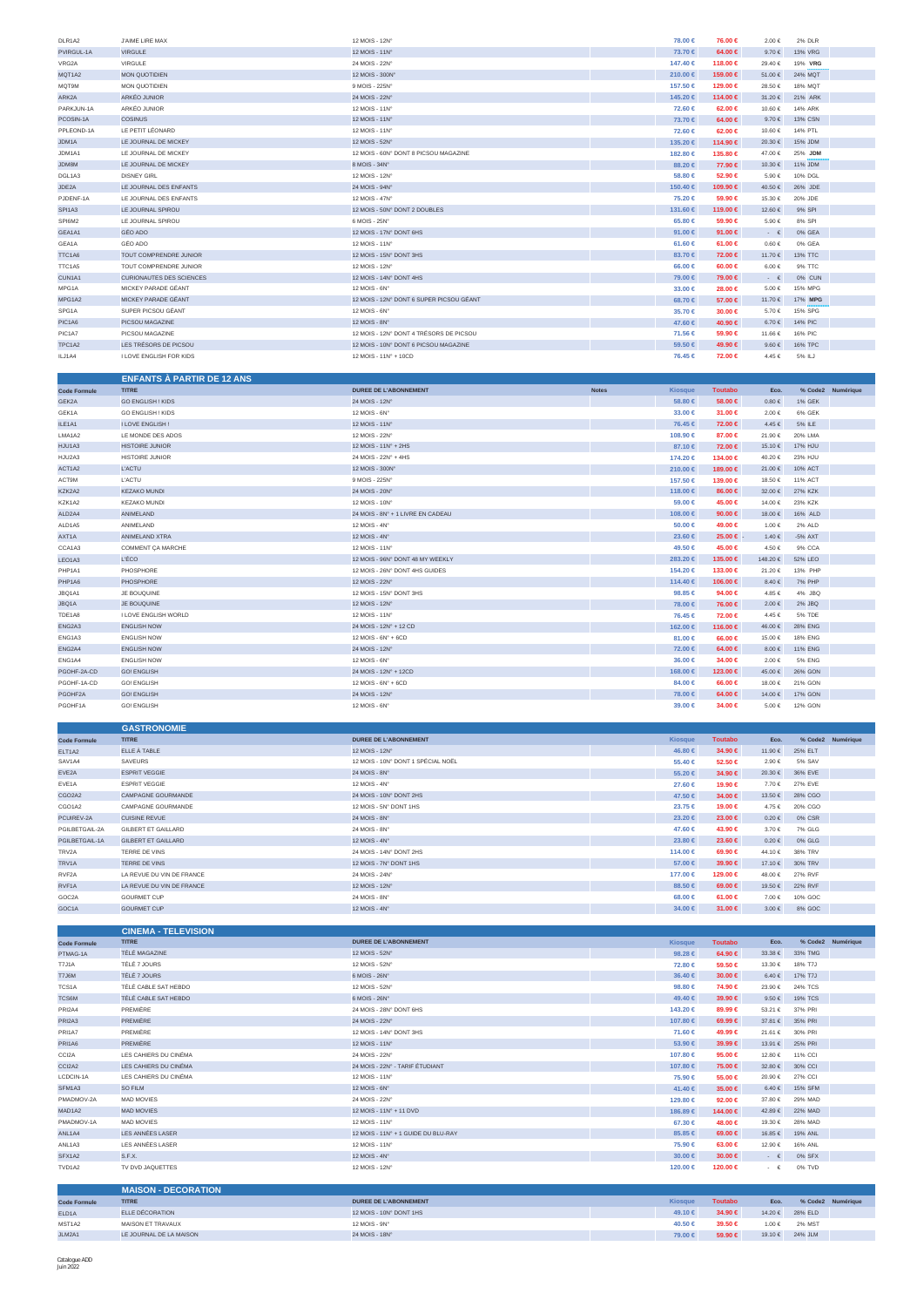| Code Formule | TITRE | DUREE DE L'ABONNEMENT | Notes | Kiosque | Toutabo | Eco. | % | Code2 | Numérique |
|---|---|---|---|---|---|---|---|---|---|
| DLR1A2 | J'AIME LIRE MAX | 12 MOIS - 12N° | | 78.00 € | 76.00 € | 2.00 € | 2% | DLR | |
| PVIRGUL-1A | VIRGULE | 12 MOIS - 11N° | | 73.70 € | 64.00 € | 9.70 € | 13% | VRG | |
| VRG2A | VIRGULE | 24 MOIS - 22N° | | 147.40 € | 118.00 € | 29.40 € | 19% | VRG | |
| MQT1A2 | MON QUOTIDIEN | 12 MOIS - 300N° | | 210.00 € | 159.00 € | 51.00 € | 24% | MQT | |
| MQT9M | MON QUOTIDIEN | 9 MOIS - 225N° | | 157.50 € | 129.00 € | 28.50 € | 18% | MQT | |
| ARK2A | ARKÉO JUNIOR | 24 MOIS - 22N° | | 145.20 € | 114.00 € | 31.20 € | 21% | ARK | |
| PARKJUN-1A | ARKÉO JUNIOR | 12 MOIS - 11N° | | 72.60 € | 62.00 € | 10.60 € | 14% | ARK | |
| PCOSIN-1A | COSINUS | 12 MOIS - 11N° | | 73.70 € | 64.00 € | 9.70 € | 13% | CSN | |
| PPLEOND-1A | LE PETIT LÉONARD | 12 MOIS - 11N° | | 72.60 € | 62.00 € | 10.60 € | 14% | PTL | |
| JDM1A | LE JOURNAL DE MICKEY | 12 MOIS - 52N° | | 135.20 € | 114.90 € | 20.30 € | 15% | JDM | |
| JDM1A1 | LE JOURNAL DE MICKEY | 12 MOIS - 60N° DONT 8 PICSOU MAGAZINE | | 182.80 € | 135.80 € | 47.00 € | 25% | JDM | |
| JDM8M | LE JOURNAL DE MICKEY | 8 MOIS - 34N° | | 88.20 € | 77.90 € | 10.30 € | 11% | JDM | |
| DGL1A3 | DISNEY GIRL | 12 MOIS - 12N° | | 58.80 € | 52.90 € | 5.90 € | 10% | DGL | |
| JDE2A | LE JOURNAL DES ENFANTS | 24 MOIS - 94N° | | 150.40 € | 109.90 € | 40.50 € | 26% | JDE | |
| PJDENF-1A | LE JOURNAL DES ENFANTS | 12 MOIS - 47N° | | 75.20 € | 59.90 € | 15.30 € | 20% | JDE | |
| SPI1A3 | LE JOURNAL SPIROU | 12 MOIS - 50N° DONT 2 DOUBLES | | 131.60 € | 119.00 € | 12.60 € | 9% | SPI | |
| SPI6M2 | LE JOURNAL SPIROU | 6 MOIS - 25N° | | 65.80 € | 59.90 € | 5.90 € | 8% | SPI | |
| GEA1A1 | GÉO ADO | 12 MOIS - 17N° DONT 6HS | | 91.00 € | 91.00 € | - € | 0% | GEA | |
| GEA1A | GÉO ADO | 12 MOIS - 11N° | | 61.60 € | 61.00 € | 0.60 € | 0% | GEA | |
| TTC1A6 | TOUT COMPRENDRE JUNIOR | 12 MOIS - 15N° DONT 3HS | | 83.70 € | 72.00 € | 11.70 € | 13% | TTC | |
| TTC1A5 | TOUT COMPRENDRE JUNIOR | 12 MOIS - 12N° | | 66.00 € | 60.00 € | 6.00 € | 9% | TTC | |
| CUN1A1 | CURIONAUTES DES SCIENCES | 12 MOIS - 14N° DONT 4HS | | 79.00 € | 79.00 € | - € | 0% | CUN | |
| MPG1A | MICKEY PARADE GÉANT | 12 MOIS - 6N° | | 33.00 € | 28.00 € | 5.00 € | 15% | MPG | |
| MPG1A2 | MICKEY PARADE GÉANT | 12 MOIS - 12N° DONT 6 SUPER PICSOU GÉANT | | 68.70 € | 57.00 € | 11.70 € | 17% | MPG | |
| SPG1A | SUPER PICSOU GÉANT | 12 MOIS - 6N° | | 35.70 € | 30.00 € | 5.70 € | 15% | SPG | |
| PIC1A6 | PICSOU MAGAZINE | 12 MOIS - 8N° | | 47.60 € | 40.90 € | 6.70 € | 14% | PIC | |
| PIC1A7 | PICSOU MAGAZINE | 12 MOIS - 12N° DONT 4 TRÉSORS DE PICSOU | | 71.56 € | 59.90 € | 11.66 € | 16% | PIC | |
| TPC1A2 | LES TRÉSORS DE PICSOU | 12 MOIS - 10N° DONT 6 PICSOU MAGAZINE | | 59.50 € | 49.90 € | 9.60 € | 16% | TPC | |
| ILJ1A4 | I LOVE ENGLISH FOR KIDS | 12 MOIS - 11N° + 10CD | | 76.45 € | 72.00 € | 4.45 € | 5% | ILJ | |

## ENFANTS À PARTIR DE 12 ANS

| Code Formule | TITRE | DUREE DE L'ABONNEMENT | Notes | Kiosque | Toutabo | Eco. | % | Code2 | Numérique |
|---|---|---|---|---|---|---|---|---|---|
| GEK2A | GO ENGLISH ! KIDS | 24 MOIS - 12N° | | 58.80 € | 58.00 € | 0.80 € | 1% | GEK | |
| GEK1A | GO ENGLISH ! KIDS | 12 MOIS - 6N° | | 33.00 € | 31.00 € | 2.00 € | 6% | GEK | |
| ILE1A1 | I LOVE ENGLISH ! | 12 MOIS - 11N° | | 76.45 € | 72.00 € | 4.45 € | 5% | ILE | |
| LMA1A2 | LE MONDE DES ADOS | 12 MOIS - 22N° | | 108.90 € | 87.00 € | 21.90 € | 20% | LMA | |
| HJU1A3 | HISTOIRE JUNIOR | 12 MOIS - 11N° + 2HS | | 87.10 € | 72.00 € | 15.10 € | 17% | HJU | |
| HJU2A3 | HISTOIRE JUNIOR | 24 MOIS - 22N° + 4HS | | 174.20 € | 134.00 € | 40.20 € | 23% | HJU | |
| ACT1A2 | L'ACTU | 12 MOIS - 300N° | | 210.00 € | 189.00 € | 21.00 € | 10% | ACT | |
| ACT9M | L'ACTU | 9 MOIS - 225N° | | 157.50 € | 139.00 € | 18.50 € | 11% | ACT | |
| KZK2A2 | KEZAKO MUNDI | 24 MOIS - 20N° | | 118.00 € | 86.00 € | 32.00 € | 27% | KZK | |
| KZK1A2 | KEZAKO MUNDI | 12 MOIS - 10N° | | 59.00 € | 45.00 € | 14.00 € | 23% | KZK | |
| ALD2A4 | ANIMELAND | 24 MOIS - 8N° + 1 LIVRE EN CADEAU | | 108.00 € | 90.00 € | 18.00 € | 16% | ALD | |
| ALD1A5 | ANIMELAND | 12 MOIS - 4N° | | 50.00 € | 49.00 € | 1.00 € | 2% | ALD | |
| AXT1A | ANIMELAND XTRA | 12 MOIS - 4N° | | 23.60 € | 25.00 € | 1.40 € | -5% | AXT | |
| CCA1A3 | COMMENT ÇA MARCHE | 12 MOIS - 11N° | | 49.50 € | 45.00 € | 4.50 € | 9% | CCA | |
| LEO1A3 | L'ÉCO | 12 MOIS - 96N° DONT 48 MY WEEKLY | | 283.20 € | 135.00 € | 148.20 € | 52% | LEO | |
| PHP1A1 | PHOSPHORE | 12 MOIS - 26N° DONT 4HS GUIDES | | 154.20 € | 133.00 € | 21.20 € | 13% | PHP | |
| PHP1A6 | PHOSPHORE | 12 MOIS - 22N° | | 114.40 € | 106.00 € | 8.40 € | 7% | PHP | |
| JBQ1A1 | JE BOUQUINE | 12 MOIS - 15N° DONT 3HS | | 98.85 € | 94.00 € | 4.85 € | 4% | JBQ | |
| JBQ1A | JE BOUQUINE | 12 MOIS - 12N° | | 78.00 € | 76.00 € | 2.00 € | 2% | JBQ | |
| TDE1A8 | I LOVE ENGLISH WORLD | 12 MOIS - 11N° | | 76.45 € | 72.00 € | 4.45 € | 5% | TDE | |
| ENG2A3 | ENGLISH NOW | 24 MOIS - 12N° + 12 CD | | 162.00 € | 116.00 € | 46.00 € | 28% | ENG | |
| ENG1A3 | ENGLISH NOW | 12 MOIS - 6N° + 6CD | | 81.00 € | 66.00 € | 15.00 € | 18% | ENG | |
| ENG2A4 | ENGLISH NOW | 24 MOIS - 12N° | | 72.00 € | 64.00 € | 8.00 € | 11% | ENG | |
| ENG1A4 | ENGLISH NOW | 12 MOIS - 6N° | | 36.00 € | 34.00 € | 2.00 € | 5% | ENG | |
| PGOHF-2A-CD | GO! ENGLISH | 24 MOIS - 12N° + 12CD | | 168.00 € | 123.00 € | 45.00 € | 26% | GON | |
| PGOHF-1A-CD | GO! ENGLISH | 12 MOIS - 6N° + 6CD | | 84.00 € | 66.00 € | 18.00 € | 21% | GON | |
| PGOHF2A | GO! ENGLISH | 24 MOIS - 12N° | | 78.00 € | 64.00 € | 14.00 € | 17% | GON | |
| PGOHF1A | GO! ENGLISH | 12 MOIS - 6N° | | 39.00 € | 34.00 € | 5.00 € | 12% | GON | |

## GASTRONOMIE

| Code Formule | TITRE | DUREE DE L'ABONNEMENT | Kiosque | Toutabo | Eco. | % | Code2 | Numérique |
|---|---|---|---|---|---|---|---|---|
| ELT1A2 | ELLE À TABLE | 12 MOIS - 12N° | 46.80 € | 34.90 € | 11.90 € | 25% | ELT | |
| SAV1A4 | SAVEURS | 12 MOIS - 10N° DONT 1 SPÉCIAL NOËL | 55.40 € | 52.50 € | 2.90 € | 5% | SAV | |
| EVE2A | ESPRIT VEGGIE | 24 MOIS - 8N° | 55.20 € | 34.90 € | 20.30 € | 36% | EVE | |
| EVE1A | ESPRIT VEGGIE | 12 MOIS - 4N° | 27.60 € | 19.90 € | 7.70 € | 27% | EVE | |
| CGO2A2 | CAMPAGNE GOURMANDE | 24 MOIS - 10N° DONT 2HS | 47.50 € | 34.00 € | 13.50 € | 28% | CGO | |
| CGO1A2 | CAMPAGNE GOURMANDE | 12 MOIS - 5N° DONT 1HS | 23.75 € | 19.00 € | 4.75 € | 20% | CGO | |
| PCUIREV-2A | CUISINE REVUE | 24 MOIS - 8N° | 23.20 € | 23.00 € | 0.20 € | 0% | CSR | |
| PGILBETGAIL-2A | GILBERT ET GAILLARD | 24 MOIS - 8N° | 47.60 € | 43.90 € | 3.70 € | 7% | GLG | |
| PGILBETGAIL-1A | GILBERT ET GAILLARD | 12 MOIS - 4N° | 23.80 € | 23.60 € | 0.20 € | 0% | GLG | |
| TRV2A | TERRE DE VINS | 24 MOIS - 14N° DONT 2HS | 114.00 € | 69.90 € | 44.10 € | 38% | TRV | |
| TRV1A | TERRE DE VINS | 12 MOIS - 7N° DONT 1HS | 57.00 € | 39.90 € | 17.10 € | 30% | TRV | |
| RVF2A | LA REVUE DU VIN DE FRANCE | 24 MOIS - 24N° | 177.00 € | 129.00 € | 48.00 € | 27% | RVF | |
| RVF1A | LA REVUE DU VIN DE FRANCE | 12 MOIS - 12N° | 88.50 € | 69.00 € | 19.50 € | 22% | RVF | |
| GOC2A | GOURMET CUP | 24 MOIS - 8N° | 68.00 € | 61.00 € | 7.00 € | 10% | GOC | |
| GOC1A | GOURMET CUP | 12 MOIS - 4N° | 34.00 € | 31.00 € | 3.00 € | 8% | GOC | |

## CINEMA - TELEVISION

| Code Formule | TITRE | DUREE DE L'ABONNEMENT | Kiosque | Toutabo | Eco. | % | Code2 | Numérique |
|---|---|---|---|---|---|---|---|---|
| PTMAG-1A | TÉLÉ MAGAZINE | 12 MOIS - 52N° | 98.28 € | 64.90 € | 33.38 € | 33% | TMG | |
| TTJ1A | TÉLÉ 7 JOURS | 12 MOIS - 52N° | 72.80 € | 59.50 € | 13.30 € | 18% | TTJ | |
| TTJ6M | TÉLÉ 7 JOURS | 6 MOIS - 26N° | 36.40 € | 30.00 € | 6.40 € | 17% | TTJ | |
| TCS1A | TÉLÉ CABLE SAT HEBDO | 12 MOIS - 52N° | 98.80 € | 74.90 € | 23.90 € | 24% | TCS | |
| TCS6M | TÉLÉ CABLE SAT HEBDO | 6 MOIS - 26N° | 49.40 € | 39.90 € | 9.50 € | 19% | TCS | |
| PRI2A4 | PREMIÈRE | 24 MOIS - 28N° DONT 6HS | 143.20 € | 89.99 € | 53.21 € | 37% | PRI | |
| PRI2A3 | PREMIÈRE | 24 MOIS - 22N° | 107.80 € | 69.99 € | 37.81 € | 35% | PRI | |
| PRI1A7 | PREMIÈRE | 12 MOIS - 14N° DONT 3HS | 71.60 € | 49.99 € | 21.61 € | 30% | PRI | |
| PRI1A6 | PREMIÈRE | 12 MOIS - 11N° | 53.90 € | 39.99 € | 13.91 € | 25% | PRI | |
| CCI2A | LES CAHIERS DU CINÉMA | 24 MOIS - 22N° | 107.80 € | 95.00 € | 12.80 € | 11% | CCI | |
| CCI2A2 | LES CAHIERS DU CINÉMA | 24 MOIS - 22N° - TARIF ÉTUDIANT | 107.80 € | 75.00 € | 32.80 € | 30% | CCI | |
| LCDCIN-1A | LES CAHIERS DU CINÉMA | 12 MOIS - 11N° | 75.90 € | 55.00 € | 20.90 € | 27% | CCI | |
| SFM1A3 | SO FILM | 12 MOIS - 6N° | 41.40 € | 35.00 € | 6.40 € | 15% | SFM | |
| PMADMOV-2A | MAD MOVIES | 24 MOIS - 22N° | 129.80 € | 92.00 € | 37.80 € | 29% | MAD | |
| MAD1A2 | MAD MOVIES | 12 MOIS - 11N° + 11 DVD | 186.89 € | 144.00 € | 42.89 € | 22% | MAD | |
| PMADMOV-1A | MAD MOVIES | 12 MOIS - 11N° | 67.30 € | 48.00 € | 19.30 € | 28% | MAD | |
| ANL1A4 | LES ANNÉES LASER | 12 MOIS - 11N° + 1 GUIDE DU BLU-RAY | 85.85 € | 69.00 € | 16.85 € | 19% | ANL | |
| ANL1A3 | LES ANNÉES LASER | 12 MOIS - 11N° | 75.90 € | 63.00 € | 12.90 € | 16% | ANL | |
| SFX1A2 | S.F.X. | 12 MOIS - 4N° | 30.00 € | 30.00 € | - € | 0% | SFX | |
| TVD1A2 | TV DVD JAQUETTES | 12 MOIS - 12N° | 120.00 € | 120.00 € | - € | 0% | TVD | |

## MAISON - DECORATION

| Code Formule | TITRE | DUREE DE L'ABONNEMENT | Kiosque | Toutabo | Eco. | % | Code2 | Numérique |
|---|---|---|---|---|---|---|---|---|
| ELD1A | ELLE DÉCORATION | 12 MOIS - 10N° DONT 1HS | 49.10 € | 34.90 € | 14.20 € | 28% | ELD | |
| MST1A2 | MAISON ET TRAVAUX | 12 MOIS - 9N° | 40.50 € | 39.50 € | 1.00 € | 2% | MST | |
| JLM2A1 | LE JOURNAL DE LA MAISON | 24 MOIS - 18N° | 79.00 € | 59.90 € | 19.10 € | 24% | JLM | |

Catalogue ADD
Juin 2022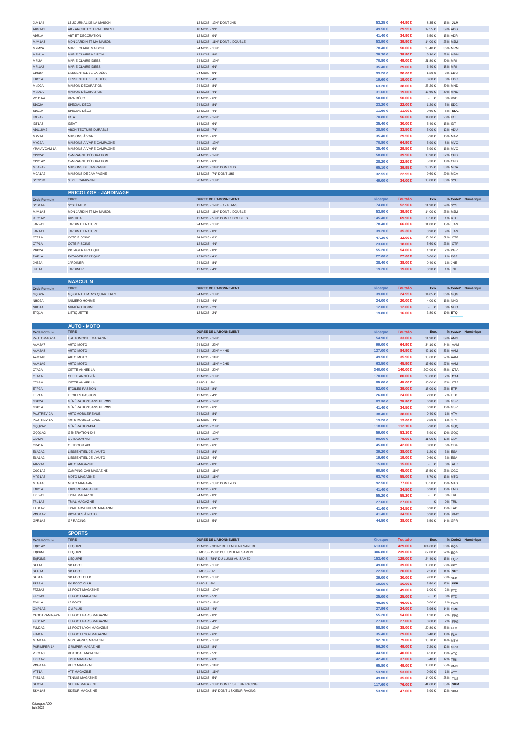| | | | | | | | |
|---|---|---|---|---|---|---|---|
| JLM1A4 | LE JOURNAL DE LA MAISON | 12 MOIS - 12N° DONT 3HS | 53.25 € | 44.90 € | 8.35 € | 15% | JLM |
| ADG1A2 | AD - ARCHITECTURAL DIGEST | 18 MOIS - 9N° | 49.50 € | 29.95 € | 19.55 € | 39% | ADG |
| ADR1A | ART ET DÉCORATION | 12 MOIS - 9N° | 41.40 € | 34.90 € | 6.50 € | 15% | ADR |
| MJM1A3 | MON JARDIN ET MA MAISON | 12 MOIS - 11N° DONT 1 DOUBLE | 53.90 € | 39.90 € | 14.00 € | 25% | MJM |
| MRM2A | MARIE CLAIRE MAISON | 24 MOIS - 16N° | 78.40 € | 50.00 € | 28.40 € | 36% | MRM |
| MRM1A | MARIE CLAIRE MAISON | 12 MOIS - 8N° | 39.20 € | 29.90 € | 9.30 € | 23% | MRM |
| MRI2A | MARIE CLAIRE IDÉES | 24 MOIS - 12N° | 70.80 € | 49.00 € | 21.80 € | 30% | MRI |
| MRI1A2 | MARIE CLAIRE IDÉES | 12 MOIS - 6N° | 35.40 € | 29.00 € | 6.40 € | 18% | MRI |
| EDC2A | L'ESSENTIEL DE LA DÉCO | 24 MOIS - 8N° | 39.20 € | 38.00 € | 1.20 € | 3% | EDC |
| EDC1A | L'ESSENTIEL DE LA DÉCO | 12 MOIS - 4N° | 19.60 € | 19.00 € | 0.60 € | 3% | EDC |
| MND2A | MAISON DÉCORATION | 24 MOIS - 8N° | 63.20 € | 38.00 € | 25.20 € | 39% | MND |
| MND1A | MAISON DÉCORATION | 12 MOIS - 4N° | 31.60 € | 19.00 € | 12.60 € | 39% | MND |
| VVD1A4 | VIVA DÉCO | 12 MOIS - 6N° | 50.00 € | 50.00 € | - € | 0% | VVD |
| SDC2A | SPÉCIAL DÉCO | 24 MOIS - 8N° | 23.20 € | 22.00 € | 1.20 € | 5% | SDC |
| SDC1A | SPÉCIAL DÉCO | 12 MOIS - 4N° | 11.60 € | 11.00 € | 0.60 € | 5% | SDC |
| IDT2A2 | IDEAT | 28 MOIS - 12N° | 70.80 € | 56.00 € | 14.80 € | 20% | IDT |
| IDT1A3 | IDEAT | 14 MOIS - 6N° | 35.40 € | 30.00 € | 5.40 € | 15% | IDT |
| ADU18M2 | ARCHITECTURE DURABLE | 18 MOIS - 7N° | 38.50 € | 33.50 € | 5.00 € | 12% | ADU |
| MAV1A | MAISONS À VIVRE | 12 MOIS - 6N° | 35.40 € | 29.50 € | 5.90 € | 16% | MAV |
| MVC2A | MAISONS À VIVRE CAMPAGNE | 24 MOIS - 12N° | 70.80 € | 64.90 € | 5.90 € | 8% | MVC |
| YMAIAVCAM-1A | MAISONS À VIVRE CAMPAGNE | 12 MOIS - 6N° | 35.40 € | 29.50 € | 5.90 € | 16% | MVC |
| CPD2A1 | CAMPAGNE DÉCORATION | 24 MOIS - 12N° | 58.80 € | 39.90 € | 18.90 € | 32% | CPD |
| CPD1A2 | CAMPAGNE DÉCORATION | 12 MOIS - 6N° | 28.20 € | 22.90 € | 5.30 € | 18% | CPD |
| MCA2A2 | MAISONS DE CAMPAGNE | 24 MOIS - 14N° DONT 2HS | 65.10 € | 39.95 € | 25.15 € | 38% | MCA |
| MCA1A2 | MAISONS DE CAMPAGNE | 12 MOIS - 7N° DONT 1HS | 32.55 € | 22.95 € | 9.60 € | 29% | MCA |
| SYC20M | STYLE CAMPAGNE | 20 MOIS - 10N° | 49.00 € | 34.00 € | 15.00 € | 30% | SYC |

## BRICOLAGE - JARDINAGE

| Code Formule | TITRE | DUREE DE L'ABONNEMENT | Kiosque | Toutabo | Eco. | % | Code2 | Numérique |
|---|---|---|---|---|---|---|---|---|
| SYS1A4 | SYSTÈME D | 12 MOIS - 12N° + 12 PLANS | 74.80 € | 52.90 € | 21.90 € | 29% | SYS | |
| MJM1A3 | MON JARDIN ET MA MAISON | 12 MOIS - 11N° DONT 1 DOUBLE | 53.90 € | 39.90 € | 14.00 € | 25% | MJM | |
| RTC1A2 | RUSTICA | 12 MOIS - 50N° DONT 2 DOUBLES | 145.40 € | 69.90 € | 75.50 € | 51% | RTC | |
| JAN2A2 | JARDIN ET NATURE | 24 MOIS - 16N° | 78.40 € | 66.60 € | 11.80 € | 15% | JAN | |
| JAN1A1 | JARDIN ET NATURE | 12 MOIS - 8N° | 39.20 € | 35.30 € | 3.90 € | 9% | JAN | |
| CTP2A | CÔTÉ PISCINE | 24 MOIS - 8N° | 47.20 € | 32.00 € | 15.20 € | 32% | CTP | |
| CTP1A | CÔTÉ PISCINE | 12 MOIS - 4N° | 23.60 € | 18.00 € | 5.60 € | 23% | CTP | |
| PGP2A | POTAGER PRATIQUE | 24 MOIS - 8N° | 55.20 € | 54.00 € | 1.20 € | 2% | PGP | |
| PGP1A | POTAGER PRATIQUE | 12 MOIS - 4N° | 27.60 € | 27.00 € | 0.60 € | 2% | PGP | |
| JNE2A | JARDINER | 24 MOIS - 8N° | 38.40 € | 38.00 € | 0.40 € | 1% | JNE | |
| JNE1A | JARDINER | 12 MOIS - 4N° | 19.20 € | 19.00 € | 0.20 € | 1% | JNE | |

## MASCULIN

| Code Formule | TITRE | DUREE DE L'ABONNEMENT | Kiosque | Toutabo | Eco. | % | Code2 | Numérique |
|---|---|---|---|---|---|---|---|---|
| GQG2A | GQ GENTLEMEN'S QUARTERLY | 24 MOIS - 10N° | 39.00 € | 24.95 € | 14.05 € | 36% | GQG | |
| NHO2A | NUMÉRO HOMME | 24 MOIS - 4N° | 24.00 € | 20.00 € | 4.00 € | 16% | NHO | |
| NHO1A | NUMÉRO HOMME | 12 MOIS - 2N° | 12.00 € | 12.00 € | - € | 0% | NHO | |
| ETQ1A | L'ÉTIQUETTE | 12 MOIS - 2N° | 19.80 € | 16.00 € | 3.80 € | 19% | ETQ | |

## AUTO - MOTO

| Code Formule | TITRE | DUREE DE L'ABONNEMENT | Kiosque | Toutabo | Eco. | % | Code2 | Numérique |
|---|---|---|---|---|---|---|---|---|
| PAUTOMAG-1A | L'AUTOMOBILE MAGAZINE | 12 MOIS - 12N° | 54.90 € | 33.00 € | 21.90 € | 39% | AMG | |
| AAM2A7 | AUTO MOTO | 24 MOIS - 22N° | 99.00 € | 64.90 € | 34.10 € | 34% | AAM | |
| AAM2A8 | AUTO MOTO | 24 MOIS - 22N° + 4HS | 127.00 € | 84.90 € | 42.10 € | 33% | AAM | |
| AAM1A8 | AUTO MOTO | 12 MOIS - 11N° | 49.50 € | 35.90 € | 13.60 € | 27% | AAM | |
| AAM1A9 | AUTO MOTO | 12 MOIS - 11N° + 2HS | 63.50 € | 45.90 € | 17.60 € | 27% | AAM | |
| CTA2A | CETTE ANNÉE-LÀ | 24 MOIS - 20N° | 340.00 € | 140.00 € | 200.00 € | 58% | CTA | |
| CTA1A | CETTE ANNÉE-LÀ | 12 MOIS - 10N° | 170.00 € | 80.00 € | 90.00 € | 52% | CTA | |
| CTA6M | CETTE ANNÉE-LÀ | 6 MOIS - 5N° | 85.00 € | 45.00 € | 40.00 € | 47% | CTA | |
| ETP2A | ETOILES PASSION | 24 MOIS - 8N° | 52.00 € | 39.00 € | 13.00 € | 25% | ETP | |
| ETP1A | ETOILES PASSION | 12 MOIS - 4N° | 26.00 € | 24.00 € | 2.00 € | 7% | ETP | |
| GSP2A | GÉNÉRATION SANS PERMIS | 24 MOIS - 12N° | 82.80 € | 75.90 € | 6.90 € | 8% | GSP | |
| GSP1A | GÉNÉRATION SANS PERMIS | 12 MOIS - 6N° | 41.40 € | 34.50 € | 6.90 € | 16% | GSP | |
| PAUTREV-2A | AUTOMOBILE REVUE | 24 MOIS - 8N° | 38.40 € | 38.00 € | 0.40 € | 1% | ATV | |
| PAUTREV-1A | AUTOMOBILE REVUE | 12 MOIS - 4N° | 19.20 € | 19.00 € | 0.20 € | 1% | ATV | |
| GQQ2A2 | GÉNÉRATION 4X4 | 24 MOIS - 20N° | 118.00 € | 112.10 € | 5.90 € | 5% | GQQ | |
| GQQ1A2 | GÉNÉRATION 4X4 | 12 MOIS - 10N° | 59.00 € | 53.10 € | 5.90 € | 10% | GQQ | |
| OD42A | OUTDOOR 4X4 | 24 MOIS - 12N° | 90.00 € | 79.00 € | 11.00 € | 12% | OD4 | |
| OD41A | OUTDOOR 4X4 | 12 MOIS - 6N° | 45.00 € | 42.00 € | 3.00 € | 6% | OD4 | |
| ESA2A2 | L'ESSENTIEL DE L'AUTO | 24 MOIS - 8N° | 39.20 € | 38.00 € | 1.20 € | 3% | ESA | |
| ESA1A2 | L'ESSENTIEL DE L'AUTO | 12 MOIS - 4N° | 19.60 € | 19.00 € | 0.60 € | 3% | ESA | |
| AUZ2A1 | AUTO MAGAZINE | 24 MOIS - 8N° | 15.00 € | 15.00 € | - € | 0% | AUZ | |
| CGC1A2 | CAMPING-CAR MAGAZINE | 12 MOIS - 11N° | 60.50 € | 45.00 € | 15.50 € | 25% | CGC | |
| MTG1A5 | MOTO MAGAZINE | 12 MOIS - 11N° | 63.70 € | 55.00 € | 8.70 € | 13% | MTG | |
| MTG1A6 | MOTO MAGAZINE | 12 MOIS - 15N° DONT 4HS | 92.50 € | 77.00 € | 15.50 € | 16% | MTG | |
| END1A | ENDURO MAGAZINE | 12 MOIS - 6N° | 41.40 € | 34.50 € | 6.90 € | 16% | END | |
| TRL2A2 | TRIAL MAGAZINE | 24 MOIS - 8N° | 55.20 € | 55.20 € | - € | 0% | TRL | |
| TRL1A2 | TRIAL MAGAZINE | 12 MOIS - 4N° | 27.60 € | 27.60 € | - € | 0% | TRL | |
| TAD1A2 | TRAIL ADVENTURE MAGAZINE | 12 MOIS - 6N° | 41.40 € | 34.50 € | 6.90 € | 16% | TAD | |
| VMO1A2 | VOYAGES À MOTO | 12 MOIS - 6N° | 41.40 € | 34.50 € | 6.90 € | 16% | VMO | |
| GPR1A2 | GP RACING | 12 MOIS - 5N° | 44.50 € | 38.00 € | 6.50 € | 14% | GPR | |

## SPORTS

| Code Formule | TITRE | DUREE DE L'ABONNEMENT | Kiosque | Toutabo | Eco. | % | Code2 | Numérique |
|---|---|---|---|---|---|---|---|---|
| EQP1A2 | L'EQUIPE | 12 MOIS - 312N° DU LUNDI AU SAMEDI | 613.60 € | 429.00 € | 184.60 € | 30% | EQP | |
| EQP6M | L'EQUIPE | 6 MOIS - 156N° DU LUNDI AU SAMEDI | 306.80 € | 239.00 € | 67.80 € | 22% | EQP | |
| EQP3M3 | L'EQUIPE | 3 MOIS - 78N° DU LUNDI AU SAMEDI | 153.40 € | 129.00 € | 24.40 € | 15% | EQP | |
| SFT1A | SO FOOT | 12 MOIS - 10N° | 49.00 € | 39.00 € | 10.00 € | 20% | SFT | |
| SFT6M | SO FOOT | 6 MOIS - 5N° | 22.50 € | 20.00 € | 2.50 € | 11% | SFT | |
| SFB1A | SO FOOT CLUB | 12 MOIS - 10N° | 39.00 € | 30.00 € | 9.00 € | 23% | SFB | |
| SFB6M | SO FOOT CLUB | 6 MOIS - 5N° | 19.50 € | 16.00 € | 3.50 € | 17% | SFB | |
| FTZ2A2 | LE FOOT MAGAZINE | 24 MOIS - 10N° | 50.00 € | 49.00 € | 1.00 € | 2% | FTZ | |
| FTZ1A3 | LE FOOT MAGAZINE | 12 MOIS - 5N° | 25.00 € | 25.00 € | - € | 0% | FTZ | |
| FOH1A | LE FOOT | 12 MOIS - 12N° | 46.80 € | 46.00 € | 0.80 € | 1% | FOH | |
| OMP1A3 | OM PLUS | 12 MOIS - 4N° | 27.96 € | 24.00 € | 3.96 € | 14% | OMP | |
| YFOOTPAMAG-2A | LE FOOT PARIS MAGAZINE | 24 MOIS - 8N° | 55.20 € | 54.00 € | 1.20 € | 2% | FPG | |
| FPG1A2 | LE FOOT PARIS MAGAZINE | 12 MOIS - 4N° | 27.60 € | 27.00 € | 0.60 € | 2% | FPG | |
| FLM2A2 | LE FOOT LYON MAGAZINE | 24 MOIS - 12N° | 58.80 € | 38.00 € | 20.80 € | 35% | FLM | |
| FLM1A | LE FOOT LYON MAGAZINE | 12 MOIS - 6N° | 35.40 € | 29.00 € | 6.40 € | 18% | FLM | |
| MTM1A4 | MONTAGNES MAGAZINE | 12 MOIS - 13N° | 92.70 € | 79.00 € | 13.70 € | 14% | MTM | |
| PGRIMPER-1A | GRIMPER MAGAZINE | 12 MOIS - 8N° | 56.20 € | 49.00 € | 7.20 € | 12% | GRR | |
| VTC1A3 | VERTICAL MAGAZINE | 12 MOIS - 5N° | 44.50 € | 40.00 € | 4.50 € | 10% | VTC | |
| TRK1A2 | TREK MAGAZINE | 12 MOIS - 6N° | 42.40 € | 37.00 € | 5.40 € | 12% | TRK | |
| VMG1A4 | VÉLO MAGAZINE | 12 MOIS - 11N° | 65.80 € | 49.00 € | 16.80 € | 25% | VMG | |
| VTT1A | VTT MAGAZINE | 12 MOIS - 11N° | 53.90 € | 53.00 € | 0.90 € | 1% | VTT | |
| TNS1A3 | TENNIS MAGAZINE | 12 MOIS - 5N° | 49.00 € | 35.00 € | 14.00 € | 28% | TNS | |
| SKM2A | SKIEUR MAGAZINE | 24 MOIS - 16N° DONT 1 SKIEUR RACING | 117.60 € | 76.00 € | 41.60 € | 35% | SKM | |
| SKM1A8 | SKIEUR MAGAZINE | 12 MOIS - 8N° DONT 1 SKIEUR RACING | 53.90 € | 47.00 € | 6.90 € | 12% | SKM | |

Catalogue ADD
Juin 2022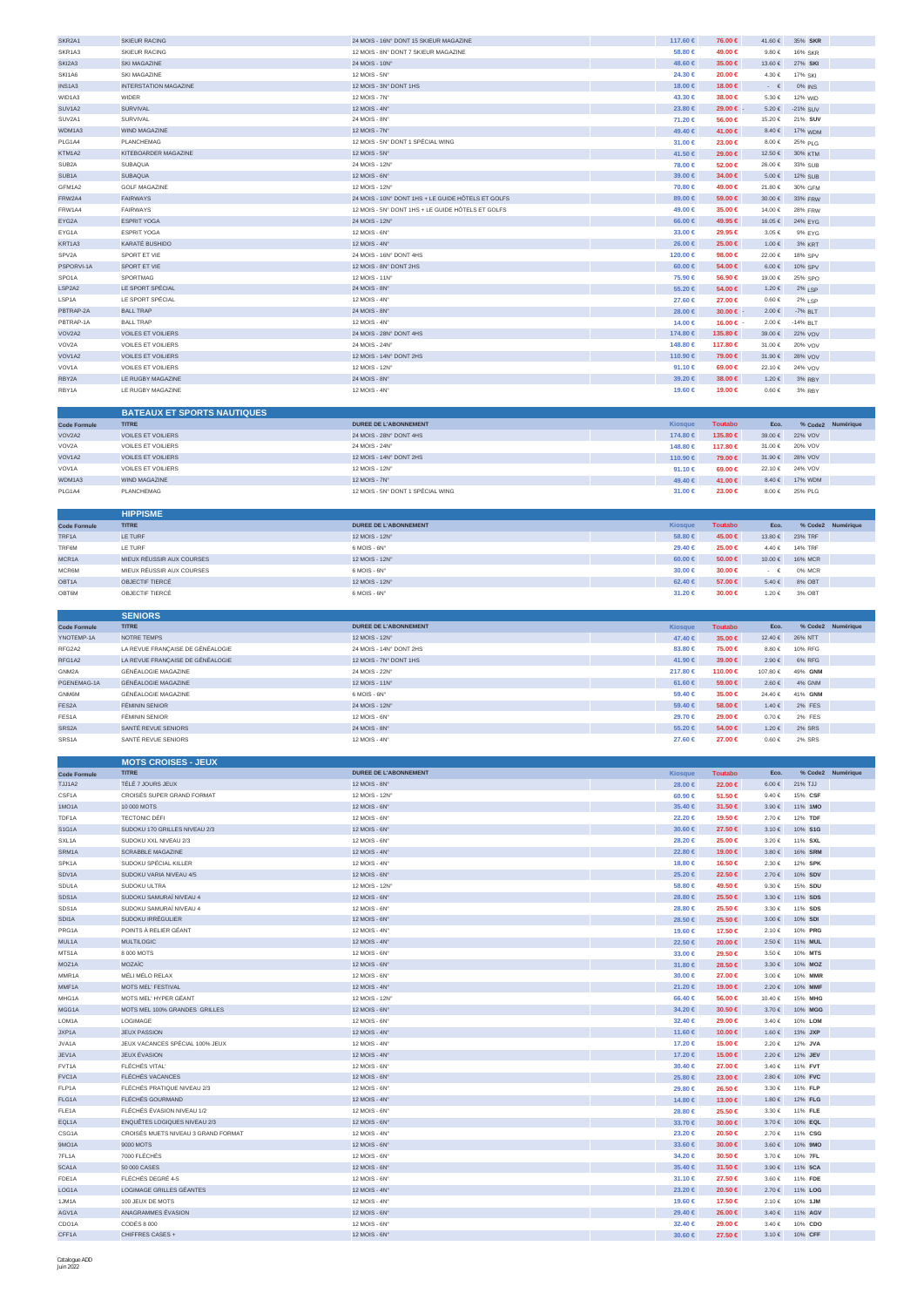| | | | | | | | | |
|---|---|---|---|---|---|---|---|---|
| SKR2A1 | SKIEUR RACING | 24 MOIS - 16N° DONT 15 SKIEUR MAGAZINE | 117.60 € | 76.00 € | 41.60 € | 35% | SKR | |
| SKR1A3 | SKIEUR RACING | 12 MOIS - 8N° DONT 7 SKIEUR MAGAZINE | 58.80 € | 49.00 € | 9.80 € | 16% | SKR | |
| SKI2A3 | SKI MAGAZINE | 24 MOIS - 10N° | 48.60 € | 35.00 € | 13.60 € | 27% | SKI | |
| SKI1A6 | SKI MAGAZINE | 12 MOIS - 5N° | 24.30 € | 20.00 € | 4.30 € | 17% | SKI | |
| INS1A3 | INTERSTATION MAGAZINE | 12 MOIS - 3N° DONT 1HS | 18.00 € | 18.00 € | - € | 0% | INS | |
| WID1A3 | WIDER | 12 MOIS - 7N° | 43.30 € | 38.00 € | 5.30 € | 12% | WID | |
| SUV1A2 | SURVIVAL | 12 MOIS - 4N° | 23.80 € | 29.00 € - | 5.20 € | -21% | SUV | |
| SUV2A1 | SURVIVAL | 24 MOIS - 8N° | 71.20 € | 56.00 € | 15.20 € | 21% | SUV | |
| WDM1A3 | WIND MAGAZINE | 12 MOIS - 7N° | 49.40 € | 41.00 € | 8.40 € | 17% | WDM | |
| PLG1A4 | PLANCHEMAG | 12 MOIS - 5N° DONT 1 SPÉCIAL WING | 31.00 € | 23.00 € | 8.00 € | 25% | PLG | |
| KTM1A2 | KITEBOARDER MAGAZINE | 12 MOIS - 5N° | 41.50 € | 29.00 € | 12.50 € | 30% | KTM | |
| SUB2A | SUBAQUA | 24 MOIS - 12N° | 78.00 € | 52.00 € | 26.00 € | 33% | SUB | |
| SUB1A | SUBAQUA | 12 MOIS - 6N° | 39.00 € | 34.00 € | 5.00 € | 12% | SUB | |
| GFM1A2 | GOLF MAGAZINE | 12 MOIS - 12N° | 70.80 € | 49.00 € | 21.80 € | 30% | GFM | |
| FRW2A4 | FAIRWAYS | 24 MOIS - 10N° DONT 1HS + LE GUIDE HÔTELS ET GOLFS | 89.00 € | 59.00 € | 30.00 € | 33% | FRW | |
| FRW1A4 | FAIRWAYS | 12 MOIS - 5N° DONT 1HS + LE GUIDE HÔTELS ET GOLFS | 49.00 € | 35.00 € | 14.00 € | 28% | FRW | |
| EYG2A | ESPRIT YOGA | 24 MOIS - 12N° | 66.00 € | 49.95 € | 16.05 € | 24% | EYG | |
| EYG1A | ESPRIT YOGA | 12 MOIS - 6N° | 33.00 € | 29.95 € | 3.05 € | 9% | EYG | |
| KRT1A3 | KARATÉ BUSHIDO | 12 MOIS - 4N° | 26.00 € | 25.00 € | 1.00 € | 3% | KRT | |
| SPV2A | SPORT ET VIE | 24 MOIS - 16N° DONT 4HS | 120.00 € | 98.00 € | 22.00 € | 18% | SPV | |
| PSPORVI-1A | SPORT ET VIE | 12 MOIS - 8N° DONT 2HS | 60.00 € | 54.00 € | 6.00 € | 10% | SPV | |
| SPO1A | SPORTMAG | 12 MOIS - 11N° | 75.90 € | 56.90 € | 19.00 € | 25% | SPO | |
| LSP2A2 | LE SPORT SPÉCIAL | 24 MOIS - 8N° | 55.20 € | 54.00 € | 1.20 € | 2% | LSP | |
| LSP1A | LE SPORT SPÉCIAL | 12 MOIS - 4N° | 27.60 € | 27.00 € | 0.60 € | 2% | LSP | |
| PBTRAP-2A | BALL TRAP | 24 MOIS - 8N° | 28.00 € | 30.00 € - | 2.00 € | -7% | BLT | |
| PBTRAP-1A | BALL TRAP | 12 MOIS - 4N° | 14.00 € | 16.00 € - | 2.00 € | -14% | BLT | |
| VOV2A2 | VOILES ET VOILIERS | 24 MOIS - 28N° DONT 4HS | 174.80 € | 135.80 € | 39.00 € | 22% | VOV | |
| VOV2A | VOILES ET VOILIERS | 24 MOIS - 24N° | 148.80 € | 117.80 € | 31.00 € | 20% | VOV | |
| VOV1A2 | VOILES ET VOILIERS | 12 MOIS - 14N° DONT 2HS | 110.90 € | 79.00 € | 31.90 € | 28% | VOV | |
| VOV1A | VOILES ET VOILIERS | 12 MOIS - 12N° | 91.10 € | 69.00 € | 22.10 € | 24% | VOV | |
| RBY2A | LE RUGBY MAGAZINE | 24 MOIS - 8N° | 39.20 € | 38.00 € | 1.20 € | 3% | RBY | |
| RBY1A | LE RUGBY MAGAZINE | 12 MOIS - 4N° | 19.60 € | 19.00 € | 0.60 € | 3% | RBY | |

## BATEAUX ET SPORTS NAUTIQUES

| Code Formule | TITRE | DUREE DE L'ABONNEMENT | Kiosque | Toutabo | Eco. | % | Code2 | Numérique |
|---|---|---|---|---|---|---|---|---|
| VOV2A2 | VOILES ET VOILIERS | 24 MOIS - 28N° DONT 4HS | 174.80 € | 135.80 € | 39.00 € | 22% | VOV | |
| VOV2A | VOILES ET VOILIERS | 24 MOIS - 24N° | 148.80 € | 117.80 € | 31.00 € | 20% | VOV | |
| VOV1A2 | VOILES ET VOILIERS | 12 MOIS - 14N° DONT 2HS | 110.90 € | 79.00 € | 31.90 € | 28% | VOV | |
| VOV1A | VOILES ET VOILIERS | 12 MOIS - 12N° | 91.10 € | 69.00 € | 22.10 € | 24% | VOV | |
| WDM1A3 | WIND MAGAZINE | 12 MOIS - 7N° | 49.40 € | 41.00 € | 8.40 € | 17% | WDM | |
| PLG1A4 | PLANCHEMAG | 12 MOIS - 5N° DONT 1 SPÉCIAL WING | 31.00 € | 23.00 € | 8.00 € | 25% | PLG | |

## HIPPISME

| Code Formule | TITRE | DUREE DE L'ABONNEMENT | Kiosque | Toutabo | Eco. | % | Code2 | Numérique |
|---|---|---|---|---|---|---|---|---|
| TRF1A | LE TURF | 12 MOIS - 12N° | 58.80 € | 45.00 € | 13.80 € | 23% | TRF | |
| TRF6M | LE TURF | 6 MOIS - 6N° | 29.40 € | 25.00 € | 4.40 € | 14% | TRF | |
| MCR1A | MIEUX RÉUSSIR AUX COURSES | 12 MOIS - 12N° | 60.00 € | 50.00 € | 10.00 € | 16% | MCR | |
| MCR6M | MIEUX RÉUSSIR AUX COURSES | 6 MOIS - 6N° | 30.00 € | 30.00 € | - € | 0% | MCR | |
| OBT1A | OBJECTIF TIERCÉ | 12 MOIS - 12N° | 62.40 € | 57.00 € | 5.40 € | 8% | OBT | |
| OBT6M | OBJECTIF TIERCÉ | 6 MOIS - 6N° | 31.20 € | 30.00 € | 1.20 € | 3% | OBT | |

## SENIORS

| Code Formule | TITRE | DUREE DE L'ABONNEMENT | Kiosque | Toutabo | Eco. | % | Code2 | Numérique |
|---|---|---|---|---|---|---|---|---|
| YNOTEMP-1A | NOTRE TEMPS | 12 MOIS - 12N° | 47.40 € | 35.00 € | 12.40 € | 26% | NTT | |
| RFG2A2 | LA REVUE FRANÇAISE DE GÉNÉALOGIE | 24 MOIS - 14N° DONT 2HS | 83.80 € | 75.00 € | 8.80 € | 10% | RFG | |
| RFG1A2 | LA REVUE FRANÇAISE DE GÉNÉALOGIE | 12 MOIS - 7N° DONT 1HS | 41.90 € | 39.00 € | 2.90 € | 6% | RFG | |
| GNM2A | GÉNÉALOGIE MAGAZINE | 24 MOIS - 22N° | 217.80 € | 110.00 € | 107.80 € | 49% | GNM | |
| PGENEMAG-1A | GÉNÉALOGIE MAGAZINE | 12 MOIS - 11N° | 61.60 € | 59.00 € | 2.60 € | 4% | GNM | |
| GNM6M | GÉNÉALOGIE MAGAZINE | 6 MOIS - 6N° | 59.40 € | 35.00 € | 24.40 € | 41% | GNM | |
| FES2A | FÉMININ SENIOR | 24 MOIS - 12N° | 59.40 € | 58.00 € | 1.40 € | 2% | FES | |
| FES1A | FÉMININ SENIOR | 12 MOIS - 6N° | 29.70 € | 29.00 € | 0.70 € | 2% | FES | |
| SRS2A | SANTÉ REVUE SENIORS | 24 MOIS - 8N° | 55.20 € | 54.00 € | 1.20 € | 2% | SRS | |
| SRS1A | SANTÉ REVUE SENIORS | 12 MOIS - 4N° | 27.60 € | 27.00 € | 0.60 € | 2% | SRS | |

## MOTS CROISES - JEUX

| Code Formule | TITRE | DUREE DE L'ABONNEMENT | Kiosque | Toutabo | Eco. | % | Code2 | Numérique |
|---|---|---|---|---|---|---|---|---|
| TJJ1A2 | TÉLÉ 7 JOURS JEUX | 12 MOIS - 8N° | 28.00 € | 22.00 € | 6.00 € | 21% | TJJ | |
| CSF1A | CROISÉS SUPER GRAND FORMAT | 12 MOIS - 12N° | 60.90 € | 51.50 € | 9.40 € | 15% | CSF | |
| 1MO1A | 10 000 MOTS | 12 MOIS - 6N° | 35.40 € | 31.50 € | 3.90 € | 11% | 1MO | |
| TDF1A | TECTONIC DÉFI | 12 MOIS - 6N° | 22.20 € | 19.50 € | 2.70 € | 12% | TDF | |
| S1G1A | SUDOKU 170 GRILLES NIVEAU 2/3 | 12 MOIS - 6N° | 30.60 € | 27.50 € | 3.10 € | 10% | S1G | |
| SXL1A | SUDOKU XXL NIVEAU 2/3 | 12 MOIS - 6N° | 28.20 € | 25.00 € | 3.20 € | 11% | SXL | |
| SRM1A | SCRABBLE MAGAZINE | 12 MOIS - 4N° | 22.80 € | 19.00 € | 3.80 € | 16% | SRM | |
| SPK1A | SUDOKU SPÉCIAL KILLER | 12 MOIS - 4N° | 18.80 € | 16.50 € | 2.30 € | 12% | SPK | |
| SDV1A | SUDOKU VARIA NIVEAU 4/5 | 12 MOIS - 6N° | 25.20 € | 22.50 € | 2.70 € | 10% | SDV | |
| SDU1A | SUDOKU ULTRA | 12 MOIS - 12N° | 58.80 € | 49.50 € | 9.30 € | 15% | SDU | |
| SDS1A | SUDOKU SAMURAÏ NIVEAU 4 | 12 MOIS - 6N° | 28.80 € | 25.50 € | 3.30 € | 11% | SDS | |
| SDS1A | SUDOKU SAMURAÏ NIVEAU 4 | 12 MOIS - 6N° | 28.80 € | 25.50 € | 3.30 € | 11% | SDS | |
| SDI1A | SUDOKU IRRÉGULIER | 12 MOIS - 6N° | 28.50 € | 25.50 € | 3.00 € | 10% | SDI | |
| PRG1A | POINTS À RELIER GÉANT | 12 MOIS - 4N° | 19.60 € | 17.50 € | 2.10 € | 10% | PRG | |
| MUL1A | MULTILOGIC | 12 MOIS - 4N° | 22.50 € | 20.00 € | 2.50 € | 11% | MUL | |
| MTS1A | 8 000 MOTS | 12 MOIS - 6N° | 33.00 € | 29.50 € | 3.50 € | 10% | MTS | |
| MOZ1A | MOZAÏC | 12 MOIS - 6N° | 31.80 € | 28.50 € | 3.30 € | 10% | MOZ | |
| MMR1A | MÉLI MÉLO RELAX | 12 MOIS - 6N° | 30.00 € | 27.00 € | 3.00 € | 10% | MMR | |
| MMF1A | MOTS MEL' FESTIVAL | 12 MOIS - 4N° | 21.20 € | 19.00 € | 2.20 € | 10% | MMF | |
| MHG1A | MOTS MEL' HYPER GÉANT | 12 MOIS - 12N° | 66.40 € | 56.00 € | 10.40 € | 15% | MHG | |
| MGG1A | MOTS MEL 100% GRANDES GRILLES | 12 MOIS - 6N° | 34.20 € | 30.50 € | 3.70 € | 10% | MGG | |
| LOM1A | LOGIMAGE | 12 MOIS - 6N° | 32.40 € | 29.00 € | 3.40 € | 10% | LOM | |
| JXP1A | JEUX PASSION | 12 MOIS - 4N° | 11.60 € | 10.00 € | 1.60 € | 13% | JXP | |
| JVA1A | JEUX VACANCES SPÉCIAL 100% JEUX | 12 MOIS - 4N° | 17.20 € | 15.00 € | 2.20 € | 12% | JVA | |
| JEV1A | JEUX ÉVASION | 12 MOIS - 4N° | 17.20 € | 15.00 € | 2.20 € | 12% | JEV | |
| FVT1A | FLÉCHÉS VITAL' | 12 MOIS - 6N° | 30.40 € | 27.00 € | 3.40 € | 11% | FVT | |
| FVC1A | FLÉCHÉS VACANCES | 12 MOIS - 6N° | 25.80 € | 23.00 € | 2.80 € | 10% | FVC | |
| FLP1A | FLÉCHÉS PRATIQUE NIVEAU 2/3 | 12 MOIS - 6N° | 29.80 € | 26.50 € | 3.30 € | 11% | FLP | |
| FLG1A | FLÉCHÉS GOURMAND | 12 MOIS - 4N° | 14.80 € | 13.00 € | 1.80 € | 12% | FLG | |
| FLE1A | FLÉCHÉS ÉVASION NIVEAU 1/2 | 12 MOIS - 6N° | 28.80 € | 25.50 € | 3.30 € | 11% | FLE | |
| EQL1A | ENQUÊTES LOGIQUES NIVEAU 2/3 | 12 MOIS - 6N° | 33.70 € | 30.00 € | 3.70 € | 10% | EQL | |
| CSG1A | CROISÉS MUETS NIVEAU 3 GRAND FORMAT | 12 MOIS - 4N° | 23.20 € | 20.50 € | 2.70 € | 11% | CSG | |
| 9MO1A | 9000 MOTS | 12 MOIS - 6N° | 33.60 € | 30.00 € | 3.60 € | 10% | 9MO | |
| 7FL1A | 7000 FLÉCHÉS | 12 MOIS - 6N° | 34.20 € | 30.50 € | 3.70 € | 10% | 7FL | |
| 5CA1A | 50 000 CASES | 12 MOIS - 6N° | 35.40 € | 31.50 € | 3.90 € | 11% | 5CA | |
| FDE1A | FLÉCHÉS DEGRÉ 4-5 | 12 MOIS - 6N° | 31.10 € | 27.50 € | 3.60 € | 11% | FDE | |
| LOG1A | LOGIMAGE GRILLES GÉANTES | 12 MOIS - 4N° | 23.20 € | 20.50 € | 2.70 € | 11% | LOG | |
| 1JM1A | 100 JEUX DE MOTS | 12 MOIS - 4N° | 19.60 € | 17.50 € | 2.10 € | 10% | 1JM | |
| AGV1A | ANAGRAMMES ÉVASION | 12 MOIS - 6N° | 29.40 € | 26.00 € | 3.40 € | 11% | AGV | |
| CDO1A | CODÉS 8 000 | 12 MOIS - 6N° | 32.40 € | 29.00 € | 3.40 € | 10% | CDO | |
| CFF1A | CHIFFRES CASES + | 12 MOIS - 6N° | 30.60 € | 27.50 € | 3.10 € | 10% | CFF | |

Catalogue ADD
Juin 2022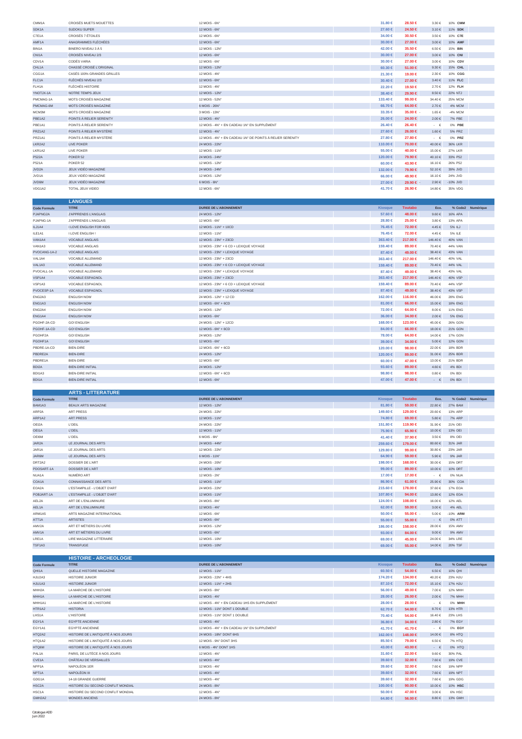| | | | | | | | | |
|---|---|---|---|---|---|---|---|---|
| CMM1A | CROISÉS MUETS MOUETTES | 12 MOIS - 6N° | 31.80 € | 28.50 € | 3.30 € | 10% | CMM | |
| SDK1A | SUDOKU SUPER | 12 MOIS - 6N° | 27.60 € | 24.50 € | 3.10 € | 11% | SDK | |
| C7E1A | CROISÉS 7 ÉTOILES | 12 MOIS - 6N° | 34.00 € | 30.50 € | 3.50 € | 10% | C7E | |
| AMF1A | ANAGRAMMES FLÉCHÉES | 12 MOIS - 6N° | 30.00 € | 27.00 € | 3.00 € | 10% | AMF | |
| BIN1A | BINERO NIVEAU 3 À 5 | 12 MOIS - 12N° | 42.00 € | 35.50 € | 6.50 € | 15% | BIN | |
| CNI1A | CROISÉS NIVEAU 2/3 | 12 MOIS - 6N° | 30.00 € | 27.00 € | 3.00 € | 10% | CNI | |
| CDV1A | CODÉS VARIA | 12 MOIS - 6N° | 30.00 € | 27.00 € | 3.00 € | 10% | CDV | |
| CHL1A | CHASSÉ CROISÉ L'ORIGINAL | 12 MOIS - 12N° | 60.30 € | 51.00 € | 9.30 € | 15% | CHL | |
| CGG1A | CASÉS 100% GRANDES GRILLES | 12 MOIS - 4N° | 21.30 € | 19.00 € | 2.30 € | 10% | CGG | |
| FLC1A | FLÉCHÉS NIVEAU 2/3 | 12 MOIS - 6N° | 30.40 € | 27.00 € | 3.40 € | 11% | FLC | |
| FLH1A | FLÉCHÉS HISTOIRE | 12 MOIS - 4N° | 22.20 € | 19.50 € | 2.70 € | 12% | FLH | |
| YNOTJX-1A | NOTRE TEMPS JEUX | 12 MOIS - 12N° | 38.40 € | 29.90 € | 8.50 € | 22% | NTJ | |
| PMCMAG-1A | MOTS CROISÉS MAGAZINE | 12 MOIS - 52N° | 133.40 € | 99.00 € | 34.40 € | 25% | MCM | |
| PMCMAG-6M | MOTS CROISÉS MAGAZINE | 6 MOIS - 26N° | 66.70 € | 64.00 € | 2.70 € | 4% | MCM | |
| MCM3M | MOTS CROISÉS MAGAZINE | 3 MOIS - 13N° | 33.35 € | 35.00 € | - 1.65 € | -4% | MCM | |
| PBE1A2 | POINTS À RELIER SERENITY | 12 MOIS - 4N° | 26.00 € | 24.00 € | 2.00 € | 7% | PBE | |
| PBE1A1 | POINTS À RELIER SERENITY | 12 MOIS - 4N° + EN CADEAU 1N° EN SUPPLÉMENT | 26.40 € | 26.40 € | - € | 0% | PBE | |
| PRZ1A2 | POINTS À RELIER MYSTÈRE | 12 MOIS - 4N° | 27.60 € | 26.00 € | 1.60 € | 5% | PRZ | |
| PRZ1A1 | POINTS À RELIER MYSTÈRE | 12 MOIS - 4N° + EN CADEAU 1N° DE POINTS À RELIER SERENITY | 27.80 € | 27.80 € | - € | 0% | PRZ | |
| LKR2A2 | LIVE POKER | 24 MOIS - 22N° | 110.00 € | 70.00 € | 40.00 € | 36% | LKR | |
| LKR1A2 | LIVE POKER | 12 MOIS - 11N° | 55.00 € | 40.00 € | 15.00 € | 27% | LKR | |
| P522A | POKER 52 | 24 MOIS - 24N° | 120.00 € | 79.90 € | 40.10 € | 33% | P52 | |
| P521A | POKER 52 | 12 MOIS - 12N° | 60.00 € | 43.90 € | 16.10 € | 26% | P52 | |
| JVD2A | JEUX VIDÉO MAGAZINE | 24 MOIS - 24N° | 132.00 € | 79.90 € | 52.10 € | 39% | JVD | |
| JVD1A | JEUX VIDÉO MAGAZINE | 12 MOIS - 12N° | 66.00 € | 49.90 € | 16.10 € | 24% | JVD | |
| JVD6M | JEUX VIDÉO MAGAZINE | 6 MOIS - 6N° | 27.00 € | 29.90 € | - 2.90 € | -10% | JVD | |
| VDG1A2 | TOTAL JEUX VIDEO | 12 MOIS - 6N° | 41.70 € | 26.90 € | 14.80 € | 35% | VDG | |

## LANGUES

| Code Formule | TITRE | DUREE DE L'ABONNEMENT | Kiosque | Toutabo | Eco. | % | Code2 | Numérique |
|---|---|---|---|---|---|---|---|---|
| PJAPNG2A | J'APPRENDS L'ANGLAIS | 24 MOIS - 12N° | 57.60 € | 48.00 € | 9.60 € | 16% | APA | |
| PJAPNG-1A | J'APPRENDS L'ANGLAIS | 12 MOIS - 6N° | 28.80 € | 25.00 € | 3.80 € | 13% | APA | |
| ILJ1A4 | I LOVE ENGLISH FOR KIDS | 12 MOIS - 11N° + 10CD | 76.45 € | 72.00 € | 4.45 € | 5% | ILJ | |
| ILE1A1 | I LOVE ENGLISH ! | 12 MOIS - 11N° | 76.45 € | 72.00 € | 4.45 € | 5% | ILE | |
| VAN1A4 | VOCABLE ANGLAIS | 12 MOIS - 23N° + 23CD | 363.40 € | 217.00 € | 146.40 € | 40% | VAN | |
| VAN1A3 | VOCABLE ANGLAIS | 12 MOIS - 23N° + 6 CD + LEXIQUE VOYAGE | 159.40 € | 89.00 € | 70.40 € | 44% | VAN | |
| PVOCANG-1A-2 | VOCABLE ANGLAIS | 12 MOIS - 23N° + LEXIQUE VOYAGE | 87.40 € | 49.00 € | 38.40 € | 43% | VAN | |
| VAL1A4 | VOCABLE ALLEMAND | 12 MOIS - 23N° + 23CD | 363.40 € | 217.00 € | 146.40 € | 40% | VAL | |
| VAL1A3 | VOCABLE ALLEMAND | 12 MOIS - 23N° + 6 CD + LEXIQUE VOYAGE | 159.40 € | 89.00 € | 70.40 € | 44% | VAL | |
| PVOCALL-1A | VOCABLE ALLEMAND | 12 MOIS - 23N° + LEXIQUE VOYAGE | 87.40 € | 49.00 € | 38.40 € | 43% | VAL | |
| VSP1A4 | VOCABLE ESPAGNOL | 12 MOIS - 23N° + 23CD | 363.40 € | 217.00 € | 146.40 € | 40% | VSP | |
| VSP1A3 | VOCABLE ESPAGNOL | 12 MOIS - 23N° + 6 CD + LEXIQUE VOYAGE | 159.40 € | 89.00 € | 70.40 € | 44% | VSP | |
| PVOCESP-1A | VOCABLE ESPAGNOL | 12 MOIS - 23N° + LEXIQUE VOYAGE | 87.40 € | 49.00 € | 38.40 € | 43% | VSP | |
| ENG2A3 | ENGLISH NOW | 24 MOIS - 12N° + 12 CD | 162.00 € | 116.00 € | 46.00 € | 28% | ENG | |
| ENG1A3 | ENGLISH NOW | 12 MOIS - 6N° + 6CD | 81.00 € | 66.00 € | 15.00 € | 18% | ENG | |
| ENG2A4 | ENGLISH NOW | 24 MOIS - 12N° | 72.00 € | 64.00 € | 8.00 € | 11% | ENG | |
| ENG1A4 | ENGLISH NOW | 12 MOIS - 6N° | 36.00 € | 34.00 € | 2.00 € | 5% | ENG | |
| PGOHF-2A-CD | GO! ENGLISH | 24 MOIS - 12N° + 12CD | 168.00 € | 123.00 € | 45.00 € | 26% | GON | |
| PGOHF-1A-CD | GO! ENGLISH | 12 MOIS - 6N° + 6CD | 84.00 € | 66.00 € | 18.00 € | 21% | GON | |
| PGOHF2A | GO! ENGLISH | 24 MOIS - 12N° | 78.00 € | 64.00 € | 14.00 € | 17% | GON | |
| PGOHF1A | GO! ENGLISH | 12 MOIS - 6N° | 39.00 € | 34.00 € | 5.00 € | 12% | GON | |
| PBDRE-1A-CD | BIEN-DIRE | 12 MOIS - 6N° + 6CD | 120.00 € | 98.00 € | 22.00 € | 18% | BDR | |
| PBDRE2A | BIEN-DIRE | 24 MOIS - 12N° | 120.00 € | 89.00 € | 31.00 € | 25% | BDR | |
| PBDRE1A | BIEN-DIRE | 12 MOIS - 6N° | 60.00 € | 47.00 € | 13.00 € | 21% | BDR | |
| BDI2A | BIEN-DIRE INITIAL | 24 MOIS - 12N° | 93.60 € | 89.00 € | 4.60 € | 4% | BDI | |
| BDI1A3 | BIEN-DIRE INITIAL | 12 MOIS - 6N° + 6CD | 98.80 € | 98.00 € | 0.80 € | 0% | BDI | |
| BDI1A | BIEN-DIRE INITIAL | 12 MOIS - 6N° | 47.00 € | 47.00 € | - € | 0% | BDI | |

## ARTS - LITTERATURE

| Code Formule | TITRE | DUREE DE L'ABONNEMENT | Kiosque | Toutabo | Eco. | % | Code2 | Numérique |
|---|---|---|---|---|---|---|---|---|
| BAM1A3 | BEAUX ARTS MAGAZINE | 12 MOIS - 12N° | 81.80 € | 59.00 € | 22.80 € | 27% | BAM | |
| ARP2A | ART PRESS | 24 MOIS - 22N° | 149.60 € | 129.00 € | 20.60 € | 13% | ARP | |
| ARP1A2 | ART PRESS | 12 MOIS - 11N° | 74.80 € | 69.00 € | 5.80 € | 7% | ARP | |
| OEI2A | L'OEIL | 24 MOIS - 22N° | 151.80 € | 119.90 € | 31.90 € | 21% | OEI | |
| OEI1A | L'OEIL | 12 MOIS - 11N° | 75.90 € | 65.90 € | 10.00 € | 13% | OEI | |
| OEI6M | L'OEIL | 6 MOIS - 6N° | 41.40 € | 37.90 € | 3.50 € | 8% | OEI | |
| JAR2A | LE JOURNAL DES ARTS | 24 MOIS - 44N° | 259.60 € | 179.00 € | 80.60 € | 31% | JAR | |
| JAR1A | LE JOURNAL DES ARTS | 12 MOIS - 22N° | 129.80 € | 99.00 € | 30.80 € | 23% | JAR | |
| JAR6M | LE JOURNAL DES ARTS | 6 MOIS - 11N° | 64.90 € | 59.00 € | 5.90 € | 9% | JAR | |
| DRT2A2 | DOSSIER DE L'ART | 24 MOIS - 20N° | 198.00 € | 168.00 € | 30.00 € | 15% | DRT | |
| PDOSART-1A | DOSSIER DE L'ART | 12 MOIS - 10N° | 99.00 € | 89.00 € | 10.00 € | 10% | DRT | |
| NUA1A | NUMÉRO ART | 12 MOIS - 2N° | 17.00 € | 17.00 € | - € | 0% | NUA | |
| COA1A | CONNAISSANCE DES ARTS | 12 MOIS - 11N° | 86.90 € | 61.00 € | 25.90 € | 30% | COA | |
| EOA2A | L'ESTAMPILLE - L'OBJET D'ART | 24 MOIS - 22N° | 215.60 € | 178.00 € | 37.60 € | 17% | EOA | |
| POBJART-1A | L'ESTAMPILLE - L'OBJET D'ART | 12 MOIS - 11N° | 107.80 € | 94.00 € | 13.80 € | 12% | EOA | |
| AEL2A | ART DE L'ENLUMINURE | 24 MOIS - 8N° | 124.00 € | 108.00 € | 16.00 € | 12% | AEL | |
| AEL1A | ART DE L'ENLUMINURE | 12 MOIS - 4N° | 62.00 € | 59.00 € | 3.00 € | 4% | AEL | |
| ARM1A5 | ARTS MAGAZINE INTERNATIONAL | 12 MOIS - 6N° | 50.00 € | 55.00 € | - 5.00 € | -10% | ARM | |
| ATT1A | ARTISTES | 12 MOIS - 6N° | 55.00 € | 55.00 € | - € | 0% | ATT | |
| AMV2A | ART ET MÉTIERS DU LIVRE | 24 MOIS - 12N° | 186.00 € | 158.00 € | 28.00 € | 15% | AMV | |
| AMV1A | ART ET MÉTIERS DU LIVRE | 12 MOIS - 6N° | 93.00 € | 84.00 € | 9.00 € | 9% | AMV | |
| LRE1A | LIRE MAGAZINE LITTÉRAIRE | 12 MOIS - 10N° | 69.00 € | 45.00 € | 24.00 € | 34% | LRE | |
| TSF1A3 | TRANSFUGE | 12 MOIS - 10N° | 69.00 € | 55.00 € | 14.00 € | 20% | TSF | |

## HISTOIRE - ARCHEOLOGIE

| Code Formule | TITRE | DUREE DE L'ABONNEMENT | Kiosque | Toutabo | Eco. | % | Code2 | Numérique |
|---|---|---|---|---|---|---|---|---|
| QHI1A | QUELLE HISTOIRE MAGAZINE | 12 MOIS - 11N° | 60.50 € | 54.00 € | 6.50 € | 10% | QHI | |
| HJU2A3 | HISTOIRE JUNIOR | 24 MOIS - 22N° + 4HS | 174.20 € | 134.00 € | 40.20 € | 23% | HJU | |
| HJU1A3 | HISTOIRE JUNIOR | 12 MOIS - 11N° + 2HS | 87.10 € | 72.00 € | 15.10 € | 17% | HJU | |
| MHH2A | LA MARCHE DE L'HISTOIRE | 24 MOIS - 8N° | 56.00 € | 49.00 € | 7.00 € | 12% | MHH | |
| MHH1A | LA MARCHE DE L'HISTOIRE | 12 MOIS - 4N° | 28.00 € | 26.00 € | 2.00 € | 7% | MHH | |
| MHH1A1 | LA MARCHE DE L'HISTOIRE | 12 MOIS - 4N° + EN CADEAU 1HS EN SUPPLÉMENT | 28.00 € | 28.00 € | - € | 0% | MHH | |
| HTR1A2 | HISTORIA | 12 MOIS - 11N° DONT 1 DOUBLE | 62.70 € | 54.00 € | 8.70 € | 13% | HTR | |
| LHS1A | L'HISTOIRE | 12 MOIS - 11N° DONT 1 DOUBLE | 70.40 € | 54.00 € | 16.40 € | 23% | LHS | |
| EGY1A | EGYPTE ANCIENNE | 12 MOIS - 4N° | 36.80 € | 34.00 € | 2.80 € | 7% | EGY | |
| EGY1A1 | EGYPTE ANCIENNE | 12 MOIS - 4N° + EN CADEAU 1N° EN SUPPLÉMENT | 41.70 € | 41.70 € | - € | 0% | EGY | |
| HTQ2A2 | HISTOIRE DE L'ANTIQUITÉ À NOS JOURS | 24 MOIS - 18N° DONT 6HS | 162.00 € | 148.00 € | 14.00 € | 8% | HTQ | |
| HTQ1A2 | HISTOIRE DE L'ANTIQUITÉ À NOS JOURS | 12 MOIS - 9N° DONT 3HS | 85.50 € | 79.00 € | 6.50 € | 7% | HTQ | |
| HTQ6M | HISTOIRE DE L'ANTIQUITÉ À NOS JOURS | 6 MOIS - 4N° DONT 1HS | 43.00 € | 43.00 € | - € | 0% | HTQ | |
| PAL1A | PARIS, DE LUTÈCE À NOS JOURS | 12 MOIS - 4N° | 31.60 € | 22.00 € | 9.60 € | 30% | PAL | |
| CVE1A | CHÂTEAU DE VERSAILLES | 12 MOIS - 4N° | 39.60 € | 32.00 € | 7.60 € | 19% | CVE | |
| NPP1A | NAPOLÉON 1ER | 12 MOIS - 4N° | 39.60 € | 32.00 € | 7.60 € | 19% | NPP | |
| NPT1A | NAPOLÉON III | 12 MOIS - 4N° | 39.60 € | 32.00 € | 7.60 € | 19% | NPT | |
| GDG1A | 14-18 GRANDE GUERRE | 12 MOIS - 4N° | 39.60 € | 32.00 € | 7.60 € | 19% | GDG | |
| HSC2A | HISTOIRE DU SECOND CONFLIT MONDIAL | 24 MOIS - 8N° | 100.00 € | 90.00 € | 10.00 € | 10% | HSC | |
| HSC1A | HISTOIRE DU SECOND CONFLIT MONDIAL | 12 MOIS - 4N° | 50.00 € | 47.00 € | 3.00 € | 6% | HSC | |
| GMH2A2 | MONDES ANCIENS | 24 MOIS - 8N° | 64.80 € | 56.00 € | 8.80 € | 13% | GMH | |

Catalogue ADD
Juin 2022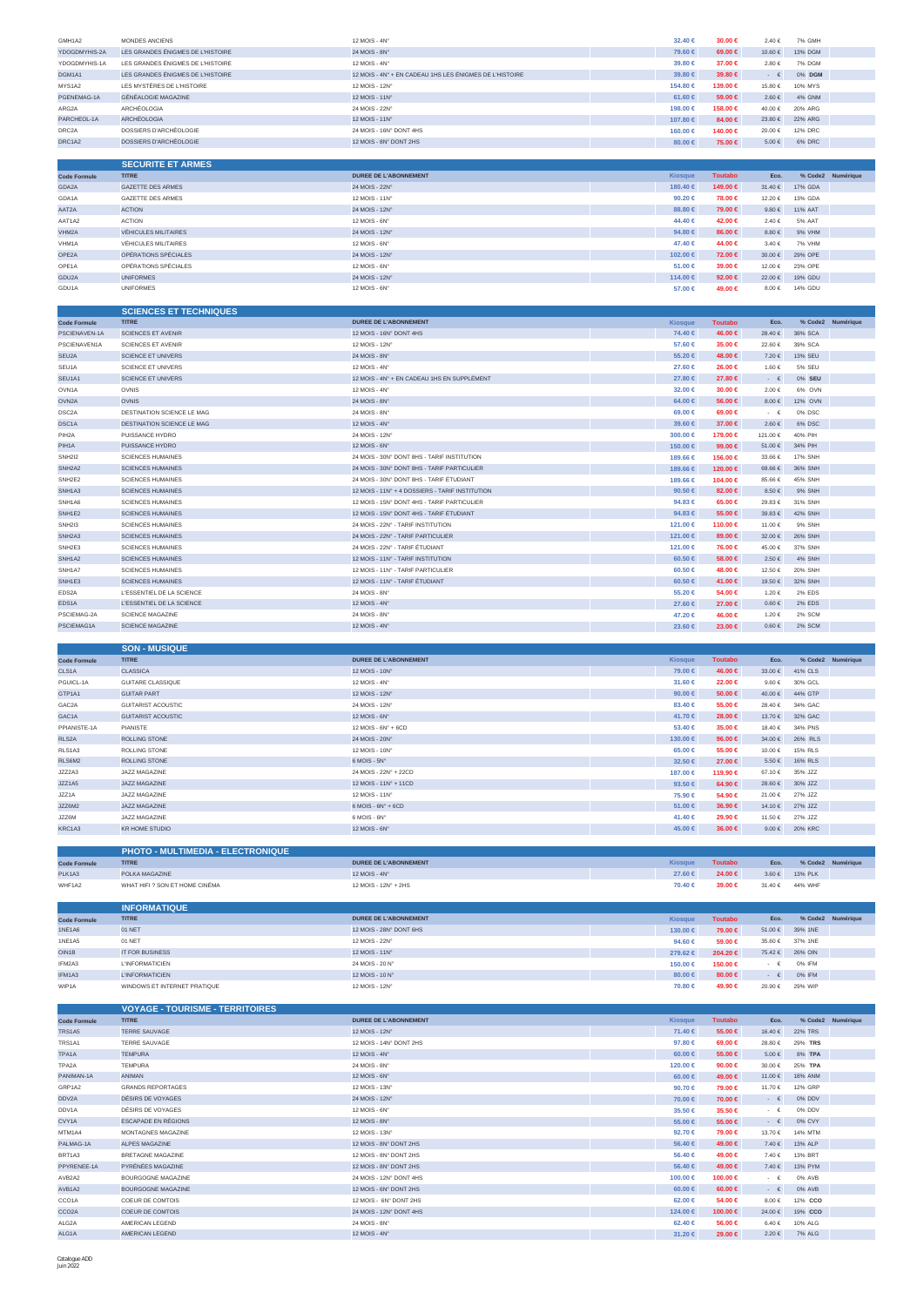| | | | | | | | | |
|---|---|---|---|---|---|---|---|---|
| GMH1A2 | MONDES ANCIENS | 12 MOIS - 4N° | 32.40 € | 30.00 € | 2.40 € | 7% | GMH | |
| YDOGDMYHIS-2A | LES GRANDES ÉNIGMES DE L'HISTOIRE | 24 MOIS - 8N° | 79.60 € | 69.00 € | 10.60 € | 13% | DGM | |
| YDOGDMYHIS-1A | LES GRANDES ÉNIGMES DE L'HISTOIRE | 12 MOIS - 4N° | 39.80 € | 37.00 € | 2.80 € | 7% | DGM | |
| DGM1A1 | LES GRANDES ÉNIGMES DE L'HISTOIRE | 12 MOIS - 4N° + EN CADEAU 1HS LES ÉNIGMES DE L'HISTOIRE | 39.80 € | 39.80 € | - € | 0% | **DGM** | |
| MYS1A2 | LES MYSTÈRES DE L'HISTOIRE | 12 MOIS - 12N° | 154.80 € | 139.00 € | 15.80 € | 10% | MYS | |
| PGENEMAG-1A | GÉNÉALOGIE MAGAZINE | 12 MOIS - 11N° | 61.60 € | 59.00 € | 2.60 € | 4% | GNM | |
| ARG2A | ARCHÉOLOGIA | 24 MOIS - 22N° | 198.00 € | 158.00 € | 40.00 € | 20% | ARG | |
| PARCHEOL-1A | ARCHÉOLOGIA | 12 MOIS - 11N° | 107.80 € | 84.00 € | 23.80 € | 22% | ARG | |
| DRC2A | DOSSIERS D'ARCHÉOLOGIE | 24 MOIS - 16N° DONT 4HS | 160.00 € | 140.00 € | 20.00 € | 12% | DRC | |
| DRC1A2 | DOSSIERS D'ARCHÉOLOGIE | 12 MOIS - 8N° DONT 2HS | 80.00 € | 75.00 € | 5.00 € | 6% | DRC | |

## SECURITE ET ARMES

| Code Formule | TITRE | DUREE DE L'ABONNEMENT | Kiosque | Toutabo | Eco. | % | Code2 | Numérique |
|---|---|---|---|---|---|---|---|---|
| GDA2A | GAZETTE DES ARMES | 24 MOIS - 22N° | 180.40 € | 149.00 € | 31.40 € | 17% | GDA | |
| GDA1A | GAZETTE DES ARMES | 12 MOIS - 11N° | 90.20 € | 78.00 € | 12.20 € | 13% | GDA | |
| AAT2A | ACTION | 24 MOIS - 12N° | 88.80 € | 79.00 € | 9.80 € | 11% | AAT | |
| AAT1A2 | ACTION | 12 MOIS - 6N° | 44.40 € | 42.00 € | 2.40 € | 5% | AAT | |
| VHM2A | VÉHICULES MILITAIRES | 24 MOIS - 12N° | 94.80 € | 86.00 € | 8.80 € | 9% | VHM | |
| VHM1A | VÉHICULES MILITAIRES | 12 MOIS - 6N° | 47.40 € | 44.00 € | 3.40 € | 7% | VHM | |
| OPE2A | OPÉRATIONS SPÉCIALES | 24 MOIS - 12N° | 102.00 € | 72.00 € | 30.00 € | 29% | OPE | |
| OPE1A | OPÉRATIONS SPÉCIALES | 12 MOIS - 6N° | 51.00 € | 39.00 € | 12.00 € | 23% | OPE | |
| GDU2A | UNIFORMES | 24 MOIS - 12N° | 114.00 € | 92.00 € | 22.00 € | 19% | GDU | |
| GDU1A | UNIFORMES | 12 MOIS - 6N° | 57.00 € | 49.00 € | 8.00 € | 14% | GDU | |

## SCIENCES ET TECHNIQUES

| Code Formule | TITRE | DUREE DE L'ABONNEMENT | Kiosque | Toutabo | Eco. | % | Code2 | Numérique |
|---|---|---|---|---|---|---|---|---|
| PSCIENAVEN-1A | SCIENCES ET AVENIR | 12 MOIS - 16N° DONT 4HS | 74.40 € | 46.00 € | 28.40 € | 38% | SCA | |
| PSCIENAVEN1A | SCIENCES ET AVENIR | 12 MOIS - 12N° | 57.60 € | 35.00 € | 22.60 € | 39% | SCA | |
| SEU2A | SCIENCE ET UNIVERS | 24 MOIS - 8N° | 55.20 € | 48.00 € | 7.20 € | 13% | SEU | |
| SEU1A | SCIENCE ET UNIVERS | 12 MOIS - 4N° | 27.60 € | 26.00 € | 1.60 € | 5% | SEU | |
| SEU1A1 | SCIENCE ET UNIVERS | 12 MOIS - 4N° + EN CADEAU 1HS EN SUPPLÉMENT | 27.80 € | 27.80 € | - € | 0% | **SEU** | |
| OVN1A | OVNIS | 12 MOIS - 4N° | 32.00 € | 30.00 € | 2.00 € | 6% | OVN | |
| OVN2A | OVNIS | 24 MOIS - 8N° | 64.00 € | 56.00 € | 8.00 € | 12% | OVN | |
| DSC2A | DESTINATION SCIENCE LE MAG | 24 MOIS - 8N° | 69.00 € | 69.00 € | - € | 0% | DSC | |
| DSC1A | DESTINATION SCIENCE LE MAG | 12 MOIS - 4N° | 39.60 € | 37.00 € | 2.60 € | 6% | DSC | |
| PIH2A | PUISSANCE HYDRO | 24 MOIS - 12N° | 300.00 € | 179.00 € | 121.00 € | 40% | PIH | |
| PIH1A | PUISSANCE HYDRO | 12 MOIS - 6N° | 150.00 € | 99.00 € | 51.00 € | 34% | PIH | |
| SNH2I2 | SCIENCES HUMAINES | 24 MOIS - 30N° DONT 8HS - TARIF INSTITUTION | 189.66 € | 156.00 € | 33.66 € | 17% | SNH | |
| SNH2A2 | SCIENCES HUMAINES | 24 MOIS - 30N° DONT 8HS - TARIF PARTICULIER | 189.66 € | 120.00 € | 69.66 € | 36% | SNH | |
| SNH2E2 | SCIENCES HUMAINES | 24 MOIS - 30N° DONT 8HS - TARIF ÉTUDIANT | 189.66 € | 104.00 € | 85.66 € | 45% | SNH | |
| SNH1A3 | SCIENCES HUMAINES | 12 MOIS - 11N° + 4 DOSSIERS - TARIF INSTITUTION | 90.50 € | 82.00 € | 8.50 € | 9% | SNH | |
| SNH1A6 | SCIENCES HUMAINES | 12 MOIS - 15N° DONT 4HS - TARIF PARTICULIER | 94.83 € | 65.00 € | 29.83 € | 31% | SNH | |
| SNH1E2 | SCIENCES HUMAINES | 12 MOIS - 15N° DONT 4HS - TARIF ÉTUDIANT | 94.83 € | 55.00 € | 39.83 € | 42% | SNH | |
| SNH2I3 | SCIENCES HUMAINES | 24 MOIS - 22N° - TARIF INSTITUTION | 121.00 € | 110.00 € | 11.00 € | 9% | SNH | |
| SNH2A3 | SCIENCES HUMAINES | 24 MOIS - 22N° - TARIF PARTICULIER | 121.00 € | 89.00 € | 32.00 € | 26% | SNH | |
| SNH2E3 | SCIENCES HUMAINES | 24 MOIS - 22N° - TARIF ÉTUDIANT | 121.00 € | 76.00 € | 45.00 € | 37% | SNH | |
| SNH1A2 | SCIENCES HUMAINES | 12 MOIS - 11N° - TARIF INSTITUTION | 60.50 € | 58.00 € | 2.50 € | 4% | SNH | |
| SNH1A7 | SCIENCES HUMAINES | 12 MOIS - 11N° - TARIF PARTICULIER | 60.50 € | 48.00 € | 12.50 € | 20% | SNH | |
| SNH1E3 | SCIENCES HUMAINES | 12 MOIS - 11N° - TARIF ÉTUDIANT | 60.50 € | 41.00 € | 19.50 € | 32% | SNH | |
| EDS2A | L'ESSENTIEL DE LA SCIENCE | 24 MOIS - 8N° | 55.20 € | 54.00 € | 1.20 € | 2% | EDS | |
| EDS1A | L'ESSENTIEL DE LA SCIENCE | 12 MOIS - 4N° | 27.60 € | 27.00 € | 0.60 € | 2% | EDS | |
| PSCIEMAG-2A | SCIENCE MAGAZINE | 24 MOIS - 8N° | 47.20 € | 46.00 € | 1.20 € | 2% | SCM | |
| PSCIEMAG1A | SCIENCE MAGAZINE | 12 MOIS - 4N° | 23.60 € | 23.00 € | 0.60 € | 2% | SCM | |

## SON - MUSIQUE

| Code Formule | TITRE | DUREE DE L'ABONNEMENT | Kiosque | Toutabo | Eco. | % | Code2 | Numérique |
|---|---|---|---|---|---|---|---|---|
| CLS1A | CLASSICA | 12 MOIS - 10N° | 79.00 € | 46.00 € | 33.00 € | 41% | CLS | |
| PGUICL-1A | GUITARE CLASSIQUE | 12 MOIS - 4N° | 31.60 € | 22.00 € | 9.60 € | 30% | GCL | |
| GTP1A1 | GUITAR PART | 12 MOIS - 12N° | 90.00 € | 50.00 € | 40.00 € | 44% | GTP | |
| GAC2A | GUITARIST ACOUSTIC | 24 MOIS - 12N° | 83.40 € | 55.00 € | 28.40 € | 34% | GAC | |
| GAC1A | GUITARIST ACOUSTIC | 12 MOIS - 6N° | 41.70 € | 28.00 € | 13.70 € | 32% | GAC | |
| PPIANISTE-1A | PIANISTE | 12 MOIS - 6N° + 6CD | 53.40 € | 35.00 € | 18.40 € | 34% | PNS | |
| RLS2A | ROLLING STONE | 24 MOIS - 20N° | 130.00 € | 96.00 € | 34.00 € | 26% | RLS | |
| RLS1A3 | ROLLING STONE | 12 MOIS - 10N° | 65.00 € | 55.00 € | 10.00 € | 15% | RLS | |
| RLS6M2 | ROLLING STONE | 6 MOIS - 5N° | 32.50 € | 27.00 € | 5.50 € | 16% | RLS | |
| JZZ2A3 | JAZZ MAGAZINE | 24 MOIS - 22N° + 22CD | 187.00 € | 119.90 € | 67.10 € | 35% | JZZ | |
| JZZ1A5 | JAZZ MAGAZINE | 12 MOIS - 11N° + 11CD | 93.50 € | 64.90 € | 28.60 € | 30% | JZZ | |
| JZZ1A | JAZZ MAGAZINE | 12 MOIS - 11N° | 75.90 € | 54.90 € | 21.00 € | 27% | JZZ | |
| JZZ6M2 | JAZZ MAGAZINE | 6 MOIS - 6N° + 6CD | 51.00 € | 36.90 € | 14.10 € | 27% | JZZ | |
| JZZ6M | JAZZ MAGAZINE | 6 MOIS - 6N° | 41.40 € | 29.90 € | 11.50 € | 27% | JZZ | |
| KRC1A3 | KR HOME STUDIO | 12 MOIS - 6N° | 45.00 € | 36.00 € | 9.00 € | 20% | KRC | |

## PHOTO - MULTIMEDIA - ELECTRONIQUE

| Code Formule | TITRE | DUREE DE L'ABONNEMENT | Kiosque | Toutabo | Eco. | % | Code2 | Numérique |
|---|---|---|---|---|---|---|---|---|
| PLK1A3 | POLKA MAGAZINE | 12 MOIS - 4N° | 27.60 € | 24.00 € | 3.60 € | 13% | PLK | |
| WHF1A2 | WHAT HIFI ? SON ET HOME CINÉMA | 12 MOIS - 12N° + 2HS | 70.40 € | 39.00 € | 31.40 € | 44% | WHF | |

## INFORMATIQUE

| Code Formule | TITRE | DUREE DE L'ABONNEMENT | Kiosque | Toutabo | Eco. | % | Code2 | Numérique |
|---|---|---|---|---|---|---|---|---|
| 1NE1A6 | 01 NET | 12 MOIS - 28N° DONT 6HS | 130.00 € | 79.00 € | 51.00 € | 39% | 1NE | |
| 1NE1A5 | 01 NET | 12 MOIS - 22N° | 94.60 € | 59.00 € | 35.60 € | 37% | 1NE | |
| OIN1B | IT FOR BUSINESS | 12 MOIS - 11N° | 279.62 € | 204.20 € | 75.42 € | 26% | OIN | |
| IFM2A3 | L'INFORMATICIEN | 24 MOIS - 20 N° | 150.00 € | 150.00 € | - € | 0% | IFM | |
| IFM1A3 | L'INFORMATICIEN | 12 MOIS - 10 N° | 80.00 € | 80.00 € | - € | 0% | IFM | |
| WIP1A | WINDOWS ET INTERNET PRATIQUE | 12 MOIS - 12N° | 70.80 € | 49.90 € | 20.90 € | 29% | WIP | |

## VOYAGE - TOURISME - TERRITOIRES

| Code Formule | TITRE | DUREE DE L'ABONNEMENT | Kiosque | Toutabo | Eco. | % | Code2 | Numérique |
|---|---|---|---|---|---|---|---|---|
| TRS1A5 | TERRE SAUVAGE | 12 MOIS - 12N° | 71.40 € | 55.00 € | 16.40 € | 22% | TRS | |
| TRS1A1 | TERRE SAUVAGE | 12 MOIS - 14N° DONT 2HS | 97.80 € | 69.00 € | 28.80 € | 29% | **TRS** | |
| TPA1A | TEMPURA | 12 MOIS - 4N° | 60.00 € | 55.00 € | 5.00 € | 8% | **TPA** | |
| TPA2A | TEMPURA | 24 MOIS - 8N° | 120.00 € | 90.00 € | 30.00 € | 25% | **TPA** | |
| PANIMAN-1A | ANIMAN | 12 MOIS - 6N° | 60.00 € | 49.00 € | 11.00 € | 18% | ANM | |
| GRP1A2 | GRANDS REPORTAGES | 12 MOIS - 13N° | 90.70 € | 79.00 € | 11.70 € | 12% | GRP | |
| DDV2A | DÉSIRS DE VOYAGES | 24 MOIS - 12N° | 70.00 € | 70.00 € | - € | 0% | DDV | |
| DDV1A | DÉSIRS DE VOYAGES | 12 MOIS - 6N° | 35.50 € | 35.50 € | - € | 0% | DDV | |
| CVY1A | ESCAPADE EN RÉGIONS | 12 MOIS - 8N° | 55.00 € | 55.00 € | - € | 0% | CVY | |
| MTM1A4 | MONTAGNES MAGAZINE | 12 MOIS - 13N° | 92.70 € | 79.00 € | 13.70 € | 14% | MTM | |
| PALMAG-1A | ALPES MAGAZINE | 12 MOIS - 8N° DONT 2HS | 56.40 € | 49.00 € | 7.40 € | 13% | ALP | |
| BRT1A3 | BRETAGNE MAGAZINE | 12 MOIS - 8N° DONT 2HS | 56.40 € | 49.00 € | 7.40 € | 13% | BRT | |
| PPYRENEE-1A | PYRÉNÉES MAGAZINE | 12 MOIS - 8N° DONT 2HS | 56.40 € | 49.00 € | 7.40 € | 13% | PYM | |
| AVB2A2 | BOURGOGNE MAGAZINE | 24 MOIS - 12N° DONT 4HS | 100.00 € | 100.00 € | - € | 0% | AVB | |
| AVB1A2 | BOURGOGNE MAGAZINE | 12 MOIS - 6N° DONT 2HS | 60.00 € | 60.00 € | - € | 0% | AVB | |
| CCO1A | COEUR DE COMTOIS | 12 MOIS - 6N° DONT 2HS | 62.00 € | 54.00 € | 8.00 € | 12% | **CCO** | |
| CCO2A | COEUR DE COMTOIS | 24 MOIS - 12N° DONT 4HS | 124.00 € | 100.00 € | 24.00 € | 19% | **CCO** | |
| ALG2A | AMERICAN LEGEND | 24 MOIS - 8N° | 62.40 € | 56.00 € | 6.40 € | 10% | ALG | |
| ALG1A | AMERICAN LEGEND | 12 MOIS - 4N° | 31.20 € | 29.00 € | 2.20 € | 7% | ALG | |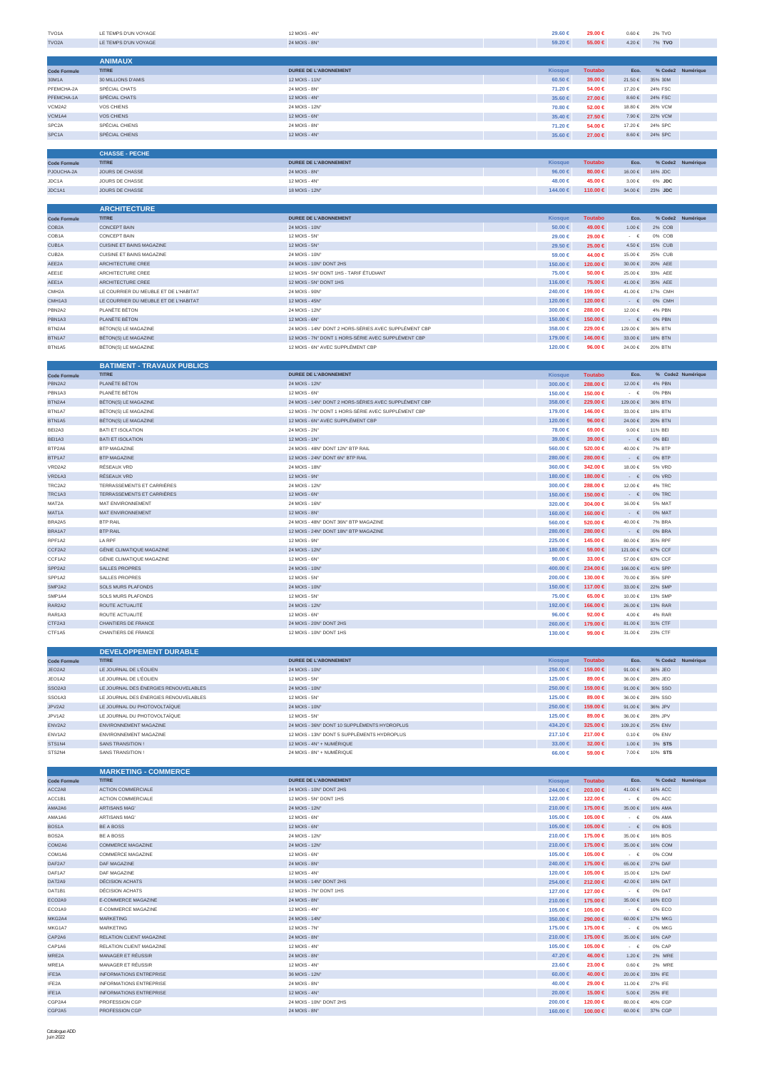| | | | | | | | | |
|---|---|---|---|---|---|---|---|---|
| TVO1A | LE TEMPS D'UN VOYAGE | 12 MOIS - 4N° | 29.60 € | 29.00 € | 0.60 € | 2% | TVO | |
| TVO2A | LE TEMPS D'UN VOYAGE | 24 MOIS - 8N° | 59.20 € | 55.00 € | 4.20 € | 7% | **TVO** | |

## ANIMAUX

| Code Formule | TITRE | DUREE DE L'ABONNEMENT | Kiosque | Toutabo | Eco. | % | Code2 | Numérique |
|---|---|---|---|---|---|---|---|---|
| 30M1A | 30 MILLIONS D'AMIS | 12 MOIS - 11N° | 60.50 € | 39.00 € | 21.50 € | 35% | 30M | |
| PFEMCHA-2A | SPÉCIAL CHATS | 24 MOIS - 8N° | 71.20 € | 54.00 € | 17.20 € | 24% | FSC | |
| PFEMCHA-1A | SPÉCIAL CHATS | 12 MOIS - 4N° | 35.60 € | 27.00 € | 8.60 € | 24% | FSC | |
| VCM2A2 | VOS CHIENS | 24 MOIS - 12N° | 70.80 € | 52.00 € | 18.80 € | 26% | VCM | |
| VCM1A4 | VOS CHIENS | 12 MOIS - 6N° | 35.40 € | 27.50 € | 7.90 € | 22% | VCM | |
| SPC2A | SPÉCIAL CHIENS | 24 MOIS - 8N° | 71.20 € | 54.00 € | 17.20 € | 24% | SPC | |
| SPC1A | SPÉCIAL CHIENS | 12 MOIS - 4N° | 35.60 € | 27.00 € | 8.60 € | 24% | SPC | |

## CHASSE - PECHE

| Code Formule | TITRE | DUREE DE L'ABONNEMENT | Kiosque | Toutabo | Eco. | % | Code2 | Numérique |
|---|---|---|---|---|---|---|---|---|
| PJOUCHA-2A | JOURS DE CHASSE | 24 MOIS - 8N° | 96.00 € | 80.00 € | 16.00 € | 16% | JDC | |
| JDC1A | JOURS DE CHASSE | 12 MOIS - 4N° | 48.00 € | 45.00 € | 3.00 € | 6% | **JDC** | |
| JDC1A1 | JOURS DE CHASSE | 18 MOIS - 12N° | 144.00 € | 110.00 € | 34.00 € | 23% | **JDC** | |

## ARCHITECTURE

| Code Formule | TITRE | DUREE DE L'ABONNEMENT | Kiosque | Toutabo | Eco. | % | Code2 | Numérique |
|---|---|---|---|---|---|---|---|---|
| COB2A | CONCEPT BAIN | 24 MOIS - 10N° | 50.00 € | 49.00 € | 1.00 € | 2% | COB | |
| COB1A | CONCEPT BAIN | 12 MOIS - 5N° | 29.00 € | 29.00 € | - € | 0% | COB | |
| CUB1A | CUISINE ET BAINS MAGAZINE | 12 MOIS - 5N° | 29.50 € | 25.00 € | 4.50 € | 15% | CUB | |
| CUB2A | CUISINE ET BAINS MAGAZINE | 24 MOIS - 10N° | 59.00 € | 44.00 € | 15.00 € | 25% | CUB | |
| AEE2A | ARCHITECTURE CREE | 24 MOIS - 10N° DONT 2HS | 150.00 € | 120.00 € | 30.00 € | 20% | AEE | |
| AEE1E | ARCHITECTURE CREE | 12 MOIS - 5N° DONT 1HS - TARIF ÉTUDIANT | 75.00 € | 50.00 € | 25.00 € | 33% | AEE | |
| AEE1A | ARCHITECTURE CREE | 12 MOIS - 5N° DONT 1HS | 116.00 € | 75.00 € | 41.00 € | 35% | AEE | |
| CMH2A | LE COURRIER DU MEUBLE ET DE L'HABITAT | 24 MOIS - 90N° | 240.00 € | 199.00 € | 41.00 € | 17% | CMH | |
| CMH1A3 | LE COURRIER DU MEUBLE ET DE L'HABITAT | 12 MOIS - 45N° | 120.00 € | 120.00 € | - € | 0% | CMH | |
| PBN2A2 | PLANÈTE BÉTON | 24 MOIS - 12N° | 300.00 € | 288.00 € | 12.00 € | 4% | PBN | |
| PBN1A3 | PLANÈTE BÉTON | 12 MOIS - 6N° | 150.00 € | 150.00 € | - € | 0% | PBN | |
| BTN2A4 | BÉTON(S) LE MAGAZINE | 24 MOIS - 14N° DONT 2 HORS-SÉRIES AVEC SUPPLÉMENT CBP | 358.00 € | 229.00 € | 129.00 € | 36% | BTN | |
| BTN1A7 | BÉTON(S) LE MAGAZINE | 12 MOIS - 7N° DONT 1 HORS-SÉRIE AVEC SUPPLÉMENT CBP | 179.00 € | 146.00 € | 33.00 € | 18% | BTN | |
| BTN1A5 | BÉTON(S) LE MAGAZINE | 12 MOIS - 6N° AVEC SUPPLÉMENT CBP | 120.00 € | 96.00 € | 24.00 € | 20% | BTN | |

## BATIMENT - TRAVAUX PUBLICS

| Code Formule | TITRE | DUREE DE L'ABONNEMENT | Kiosque | Toutabo | Eco. | % | Code2 | Numérique |
|---|---|---|---|---|---|---|---|---|
| PBN2A2 | PLANÈTE BÉTON | 24 MOIS - 12N° | 300.00 € | 288.00 € | 12.00 € | 4% | PBN | |
| PBN1A3 | PLANÈTE BÉTON | 12 MOIS - 6N° | 150.00 € | 150.00 € | - € | 0% | PBN | |
| BTN2A4 | BÉTON(S) LE MAGAZINE | 24 MOIS - 14N° DONT 2 HORS-SÉRIES AVEC SUPPLÉMENT CBP | 358.00 € | 229.00 € | 129.00 € | 36% | BTN | |
| BTN1A7 | BÉTON(S) LE MAGAZINE | 12 MOIS - 7N° DONT 1 HORS-SÉRIE AVEC SUPPLÉMENT CBP | 179.00 € | 146.00 € | 33.00 € | 18% | BTN | |
| BTN1A5 | BÉTON(S) LE MAGAZINE | 12 MOIS - 6N° AVEC SUPPLÉMENT CBP | 120.00 € | 96.00 € | 24.00 € | 20% | BTN | |
| BEI2A3 | BATI ET ISOLATION | 24 MOIS - 2N° | 78.00 € | 69.00 € | 9.00 € | 11% | BEI | |
| BEI1A3 | BATI ET ISOLATION | 12 MOIS - 1N° | 39.00 € | 39.00 € | - € | 0% | BEI | |
| BTP2A6 | BTP MAGAZINE | 24 MOIS - 48N° DONT 12N° BTP RAIL | 560.00 € | 520.00 € | 40.00 € | 7% | BTP | |
| BTP1A7 | BTP MAGAZINE | 12 MOIS - 24N° DONT 6N° BTP RAIL | 280.00 € | 280.00 € | - € | 0% | BTP | |
| VRD2A2 | RÉSEAUX VRD | 24 MOIS - 18N° | 360.00 € | 342.00 € | 18.00 € | 5% | VRD | |
| VRD1A3 | RÉSEAUX VRD | 12 MOIS - 9N° | 180.00 € | 180.00 € | - € | 0% | VRD | |
| TRC2A2 | TERRASSEMENTS ET CARRIÈRES | 24 MOIS - 12N° | 300.00 € | 288.00 € | 12.00 € | 4% | TRC | |
| TRC1A3 | TERRASSEMENTS ET CARRIÈRES | 12 MOIS - 6N° | 150.00 € | 150.00 € | - € | 0% | TRC | |
| MAT2A | MAT ENVIRONNEMENT | 24 MOIS - 16N° | 320.00 € | 304.00 € | 16.00 € | 5% | MAT | |
| MAT1A | MAT ENVIRONNEMENT | 12 MOIS - 8N° | 160.00 € | 160.00 € | - € | 0% | MAT | |
| BRA2A5 | BTP RAIL | 24 MOIS - 48N° DONT 36N° BTP MAGAZINE | 560.00 € | 520.00 € | 40.00 € | 7% | BRA | |
| BRA1A7 | BTP RAIL | 12 MOIS - 24N° DONT 18N° BTP MAGAZINE | 280.00 € | 280.00 € | - € | 0% | BRA | |
| RPF1A2 | LA RPF | 12 MOIS - 9N° | 225.00 € | 145.00 € | 80.00 € | 35% | RPF | |
| CCF2A2 | GÉNIE CLIMATIQUE MAGAZINE | 24 MOIS - 12N° | 180.00 € | 59.00 € | 121.00 € | 67% | CCF | |
| CCF1A2 | GÉNIE CLIMATIQUE MAGAZINE | 12 MOIS - 6N° | 90.00 € | 33.00 € | 57.00 € | 63% | CCF | |
| SPP2A2 | SALLES PROPRES | 24 MOIS - 10N° | 400.00 € | 234.00 € | 166.00 € | 41% | SPP | |
| SPP1A2 | SALLES PROPRES | 12 MOIS - 5N° | 200.00 € | 130.00 € | 70.00 € | 35% | SPP | |
| SMP2A2 | SOLS MURS PLAFONDS | 24 MOIS - 10N° | 150.00 € | 117.00 € | 33.00 € | 22% | SMP | |
| SMP1A4 | SOLS MURS PLAFONDS | 12 MOIS - 5N° | 75.00 € | 65.00 € | 10.00 € | 13% | SMP | |
| RAR2A2 | ROUTE ACTUALITÉ | 24 MOIS - 12N° | 192.00 € | 166.00 € | 26.00 € | 13% | RAR | |
| RAR1A3 | ROUTE ACTUALITÉ | 12 MOIS - 6N° | 96.00 € | 92.00 € | 4.00 € | 4% | RAR | |
| CTF2A3 | CHANTIERS DE FRANCE | 24 MOIS - 20N° DONT 2HS | 260.00 € | 179.00 € | 81.00 € | 31% | CTF | |
| CTF1A5 | CHANTIERS DE FRANCE | 12 MOIS - 10N° DONT 1HS | 130.00 € | 99.00 € | 31.00 € | 23% | CTF | |

## DEVELOPPEMENT DURABLE

| Code Formule | TITRE | DUREE DE L'ABONNEMENT | Kiosque | Toutabo | Eco. | % | Code2 | Numérique |
|---|---|---|---|---|---|---|---|---|
| JEO2A2 | LE JOURNAL DE L'ÉOLIEN | 24 MOIS - 10N° | 250.00 € | 159.00 € | 91.00 € | 36% | JEO | |
| JEO1A2 | LE JOURNAL DE L'ÉOLIEN | 12 MOIS - 5N° | 125.00 € | 89.00 € | 36.00 € | 29% | JEO | |
| SSO2A3 | LE JOURNAL DES ÉNERGIES RENOUVELABLES | 24 MOIS - 10N° | 250.00 € | 159.00 € | 91.00 € | 36% | SSO | |
| SSO1A3 | LE JOURNAL DES ÉNERGIES RENOUVELABLES | 12 MOIS - 5N° | 125.00 € | 89.00 € | 36.00 € | 29% | SSO | |
| JPV2A2 | LE JOURNAL DU PHOTOVOLTAÏQUE | 24 MOIS - 10N° | 250.00 € | 159.00 € | 91.00 € | 36% | JPV | |
| JPV1A2 | LE JOURNAL DU PHOTOVOLTAÏQUE | 12 MOIS - 5N° | 125.00 € | 89.00 € | 36.00 € | 29% | JPV | |
| ENV2A2 | ENVIRONNEMENT MAGAZINE | 24 MOIS - 36N° DONT 10 SUPPLÉMENTS HYDROPLUS | 434.20 € | 325.00 € | 109.20 € | 25% | ENV | |
| ENV1A2 | ENVIRONNEMENT MAGAZINE | 12 MOIS - 13N° DONT 5 SUPPLÉMENTS HYDROPLUS | 217.10 € | 217.00 € | 0.10 € | 0% | ENV | |
| STS1N4 | SANS TRANSITION ! | 12 MOIS - 4N° + NUMÉRIQUE | 33.00 € | 32.00 € | 1.00 € | 3% | **STS** | |
| STS2N4 | SANS TRANSITION ! | 24 MOIS - 8N° + NUMÉRIQUE | 66.00 € | 59.00 € | 7.00 € | 10% | **STS** | |

## MARKETING - COMMERCE

| Code Formule | TITRE | DUREE DE L'ABONNEMENT | Kiosque | Toutabo | Eco. | % | Code2 | Numérique |
|---|---|---|---|---|---|---|---|---|
| ACC2A8 | ACTION COMMERCIALE | 24 MOIS - 10N° DONT 2HS | 244.00 € | 203.00 € | 41.00 € | 16% | ACC | |
| ACC1B1 | ACTION COMMERCIALE | 12 MOIS - 5N° DONT 1HS | 122.00 € | 122.00 € | - € | 0% | ACC | |
| AMA2A6 | ARTISANS MAG' | 24 MOIS - 12N° | 210.00 € | 175.00 € | 35.00 € | 16% | AMA | |
| AMA1A6 | ARTISANS MAG' | 12 MOIS - 6N° | 105.00 € | 105.00 € | - € | 0% | AMA | |
| BOS1A | BE A BOSS | 12 MOIS - 6N° | 105.00 € | 105.00 € | - € | 0% | BOS | |
| BOS2A | BE A BOSS | 24 MOIS - 12N° | 210.00 € | 175.00 € | 35.00 € | 16% | BOS | |
| COM2A6 | COMMERCE MAGAZINE | 24 MOIS - 12N° | 210.00 € | 175.00 € | 35.00 € | 16% | COM | |
| COM1A6 | COMMERCE MAGAZINE | 12 MOIS - 6N° | 105.00 € | 105.00 € | - € | 0% | COM | |
| DAF2A7 | DAF MAGAZINE | 24 MOIS - 8N° | 240.00 € | 175.00 € | 65.00 € | 27% | DAF | |
| DAF1A7 | DAF MAGAZINE | 12 MOIS - 4N° | 120.00 € | 105.00 € | 15.00 € | 12% | DAF | |
| DAT2A9 | DÉCISION ACHATS | 24 MOIS - 14N° DONT 2HS | 254.00 € | 212.00 € | 42.00 € | 16% | DAT | |
| DAT1B1 | DÉCISION ACHATS | 12 MOIS - 7N° DONT 1HS | 127.00 € | 127.00 € | - € | 0% | DAT | |
| ECO2A9 | E-COMMERCE MAGAZINE | 24 MOIS - 8N° | 210.00 € | 175.00 € | 35.00 € | 16% | ECO | |
| ECO1A9 | E-COMMERCE MAGAZINE | 12 MOIS - 4N° | 105.00 € | 105.00 € | - € | 0% | ECO | |
| MKG2A4 | MARKETING | 24 MOIS - 14N° | 350.00 € | 290.00 € | 60.00 € | 17% | MKG | |
| MKG1A7 | MARKETING | 12 MOIS - 7N° | 175.00 € | 175.00 € | - € | 0% | MKG | |
| CAP2A6 | RELATION CLIENT MAGAZINE | 24 MOIS - 8N° | 210.00 € | 175.00 € | 35.00 € | 16% | CAP | |
| CAP1A6 | RELATION CLIENT MAGAZINE | 12 MOIS - 4N° | 105.00 € | 105.00 € | - € | 0% | CAP | |
| MRE2A | MANAGER ET RÉUSSIR | 24 MOIS - 8N° | 47.20 € | 46.00 € | 1.20 € | 2% | MRE | |
| MRE1A | MANAGER ET RÉUSSIR | 12 MOIS - 4N° | 23.60 € | 23.00 € | 0.60 € | 2% | MRE | |
| IFE3A | INFORMATIONS ENTREPRISE | 36 MOIS - 12N° | 60.00 € | 40.00 € | 20.00 € | 33% | IFE | |
| IFE2A | INFORMATIONS ENTREPRISE | 24 MOIS - 8N° | 40.00 € | 29.00 € | 11.00 € | 27% | IFE | |
| IFE1A | INFORMATIONS ENTREPRISE | 12 MOIS - 4N° | 20.00 € | 15.00 € | 5.00 € | 25% | IFE | |
| CGP2A4 | PROFESSION CGP | 24 MOIS - 10N° DONT 2HS | 200.00 € | 120.00 € | 80.00 € | 40% | CGP | |
| CGP2A5 | PROFESSION CGP | 24 MOIS - 8N° | 160.00 € | 100.00 € | 60.00 € | 37% | CGP | |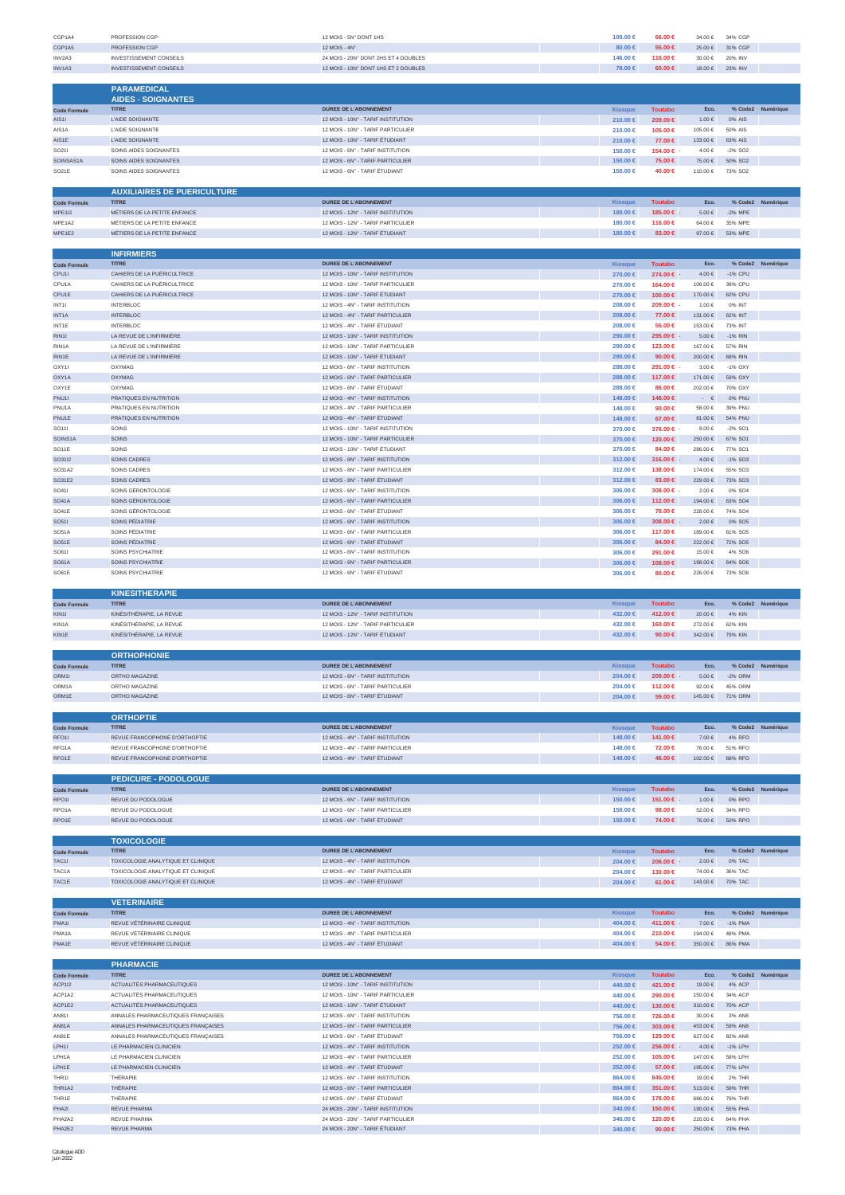| | | | | | | | | |
|---|---|---|---|---|---|---|---|---|
| CGP1A4 | PROFESSION CGP | 12 MOIS - 5N° DONT 1HS | 100.00 € | 66.00 € | 34.00 € | 34% | CGP | |
| CGP1A5 | PROFESSION CGP | 12 MOIS - 4N° | 80.00 € | 55.00 € | 25.00 € | 31% | CGP | |
| INV2A3 | INVESTISSEMENT CONSEILS | 24 MOIS - 20N° DONT 2HS ET 4 DOUBLES | 146.00 € | 116.00 € | 30.00 € | 20% | INV | |
| INV1A3 | INVESTISSEMENT CONSEILS | 12 MOIS - 10N° DONT 1HS ET 2 DOUBLES | 78.00 € | 60.00 € | 18.00 € | 23% | INV | |

## PARAMEDICAL

### AIDES - SOIGNANTES

| Code Formule | TITRE | DUREE DE L'ABONNEMENT | Kiosque | Toutabo | Eco. | % | Code2 | Numérique |
|---|---|---|---|---|---|---|---|---|
| AIS1I | L'AIDE SOIGNANTE | 12 MOIS - 10N° - TARIF INSTITUTION | 210.00 € | 209.00 € | 1.00 € | 0% | AIS | |
| AIS1A | L'AIDE SOIGNANTE | 12 MOIS - 10N° - TARIF PARTICULIER | 210.00 € | 105.00 € | 105.00 € | 50% | AIS | |
| AIS1E | L'AIDE SOIGNANTE | 12 MOIS - 10N° - TARIF ÉTUDIANT | 210.00 € | 77.00 € | 133.00 € | 63% | AIS | |
| SO21I | SOINS AIDES SOIGNANTES | 12 MOIS - 6N° - TARIF INSTITUTION | 150.00 € | 154.00 € - | 4.00 € | -2% | SO2 | |
| SOINSAS1A | SOINS AIDES SOIGNANTES | 12 MOIS - 6N° - TARIF PARTICULIER | 150.00 € | 75.00 € | 75.00 € | 50% | SO2 | |
| SO21E | SOINS AIDES SOIGNANTES | 12 MOIS - 6N° - TARIF ÉTUDIANT | 150.00 € | 40.00 € | 110.00 € | 73% | SO2 | |

### AUXILIAIRES DE PUERICULTURE

| Code Formule | TITRE | DUREE DE L'ABONNEMENT | Kiosque | Toutabo | Eco. | % | Code2 | Numérique |
|---|---|---|---|---|---|---|---|---|
| MPE1I2 | MÉTIERS DE LA PETITE ENFANCE | 12 MOIS - 12N° - TARIF INSTITUTION | 180.00 € | 185.00 € - | 5.00 € | -2% | MPE | |
| MPE1A2 | MÉTIERS DE LA PETITE ENFANCE | 12 MOIS - 12N° - TARIF PARTICULIER | 180.00 € | 116.00 € | 64.00 € | 35% | MPE | |
| MPE1E2 | MÉTIERS DE LA PETITE ENFANCE | 12 MOIS - 12N° - TARIF ÉTUDIANT | 180.00 € | 83.00 € | 97.00 € | 53% | MPE | |

### INFIRMIERS

| Code Formule | TITRE | DUREE DE L'ABONNEMENT | Kiosque | Toutabo | Eco. | % | Code2 | Numérique |
|---|---|---|---|---|---|---|---|---|
| CPU1I | CAHIERS DE LA PUÉRICULTRICE | 12 MOIS - 10N° - TARIF INSTITUTION | 270.00 € | 274.00 € - | 4.00 € | -1% | CPU | |
| CPU1A | CAHIERS DE LA PUÉRICULTRICE | 12 MOIS - 10N° - TARIF PARTICULIER | 270.00 € | 164.00 € | 106.00 € | 39% | CPU | |
| CPU1E | CAHIERS DE LA PUÉRICULTRICE | 12 MOIS - 10N° - TARIF ÉTUDIANT | 270.00 € | 100.00 € | 170.00 € | 62% | CPU | |
| INT1I | INTERBLOC | 12 MOIS - 4N° - TARIF INSTITUTION | 208.00 € | 209.00 € - | 1.00 € | 0% | INT | |
| INT1A | INTERBLOC | 12 MOIS - 4N° - TARIF PARTICULIER | 208.00 € | 77.00 € | 131.00 € | 62% | INT | |
| INT1E | INTERBLOC | 12 MOIS - 4N° - TARIF ÉTUDIANT | 208.00 € | 55.00 € | 153.00 € | 73% | INT | |
| RIN1I | LA REVUE DE L'INFIRMIÈRE | 12 MOIS - 10N° - TARIF INSTITUTION | 290.00 € | 295.00 € - | 5.00 € | -1% | RIN | |
| RIN1A | LA REVUE DE L'INFIRMIÈRE | 12 MOIS - 10N° - TARIF PARTICULIER | 290.00 € | 123.00 € | 167.00 € | 57% | RIN | |
| RIN1E | LA REVUE DE L'INFIRMIÈRE | 12 MOIS - 10N° - TARIF ÉTUDIANT | 290.00 € | 90.00 € | 200.00 € | 68% | RIN | |
| OXY1I | OXYMAG | 12 MOIS - 6N° - TARIF INSTITUTION | 288.00 € | 291.00 € - | 3.00 € | -1% | OXY | |
| OXY1A | OXYMAG | 12 MOIS - 6N° - TARIF PARTICULIER | 288.00 € | 117.00 € | 171.00 € | 59% | OXY | |
| OXY1E | OXYMAG | 12 MOIS - 6N° - TARIF ÉTUDIANT | 288.00 € | 86.00 € | 202.00 € | 70% | OXY | |
| PNU1I | PRATIQUES EN NUTRITION | 12 MOIS - 4N° - TARIF INSTITUTION | 148.00 € | 148.00 € | - € | 0% | PNU | |
| PNU1A | PRATIQUES EN NUTRITION | 12 MOIS - 4N° - TARIF PARTICULIER | 148.00 € | 90.00 € | 58.00 € | 39% | PNU | |
| PNU1E | PRATIQUES EN NUTRITION | 12 MOIS - 4N° - TARIF ÉTUDIANT | 148.00 € | 67.00 € | 81.00 € | 54% | PNU | |
| SO11I | SOINS | 12 MOIS - 10N° - TARIF INSTITUTION | 370.00 € | 378.00 € - | 8.00 € | -2% | SO1 | |
| SOINS1A | SOINS | 12 MOIS - 10N° - TARIF PARTICULIER | 370.00 € | 120.00 € | 250.00 € | 67% | SO1 | |
| SO11E | SOINS | 12 MOIS - 10N° - TARIF ÉTUDIANT | 370.00 € | 84.00 € | 286.00 € | 77% | SO1 | |
| SO31I2 | SOINS CADRES | 12 MOIS - 8N° - TARIF INSTITUTION | 312.00 € | 316.00 € - | 4.00 € | -1% | SO3 | |
| SO31A2 | SOINS CADRES | 12 MOIS - 8N° - TARIF PARTICULIER | 312.00 € | 138.00 € | 174.00 € | 55% | SO3 | |
| SO31E2 | SOINS CADRES | 12 MOIS - 8N° - TARIF ÉTUDIANT | 312.00 € | 83.00 € | 229.00 € | 73% | SO3 | |
| SO41I | SOINS GÉRONTOLOGIE | 12 MOIS - 6N° - TARIF INSTITUTION | 306.00 € | 308.00 € - | 2.00 € | 0% | SO4 | |
| SO41A | SOINS GÉRONTOLOGIE | 12 MOIS - 6N° - TARIF PARTICULIER | 306.00 € | 112.00 € | 194.00 € | 63% | SO4 | |
| SO41E | SOINS GÉRONTOLOGIE | 12 MOIS - 6N° - TARIF ÉTUDIANT | 306.00 € | 78.00 € | 228.00 € | 74% | SO4 | |
| SO51I | SOINS PÉDIATRIE | 12 MOIS - 6N° - TARIF INSTITUTION | 306.00 € | 308.00 € - | 2.00 € | 0% | SO5 | |
| SO51A | SOINS PÉDIATRIE | 12 MOIS - 6N° - TARIF PARTICULIER | 306.00 € | 117.00 € | 189.00 € | 61% | SO5 | |
| SO51E | SOINS PÉDIATRIE | 12 MOIS - 6N° - TARIF ÉTUDIANT | 306.00 € | 84.00 € | 222.00 € | 72% | SO5 | |
| SO61I | SOINS PSYCHIATRIE | 12 MOIS - 6N° - TARIF INSTITUTION | 306.00 € | 291.00 € | 15.00 € | 4% | SO6 | |
| SO61A | SOINS PSYCHIATRIE | 12 MOIS - 6N° - TARIF PARTICULIER | 306.00 € | 108.00 € | 198.00 € | 64% | SO6 | |
| SO61E | SOINS PSYCHIATRIE | 12 MOIS - 6N° - TARIF ÉTUDIANT | 306.00 € | 80.00 € | 226.00 € | 73% | SO6 | |

### KINESITHERAPIE

| Code Formule | TITRE | DUREE DE L'ABONNEMENT | Kiosque | Toutabo | Eco. | % | Code2 | Numérique |
|---|---|---|---|---|---|---|---|---|
| KIN1I | KINÉSITHÉRAPIE, LA REVUE | 12 MOIS - 12N° - TARIF INSTITUTION | 432.00 € | 412.00 € | 20.00 € | 4% | KIN | |
| KIN1A | KINÉSITHÉRAPIE, LA REVUE | 12 MOIS - 12N° - TARIF PARTICULIER | 432.00 € | 160.00 € | 272.00 € | 62% | KIN | |
| KIN1E | KINÉSITHÉRAPIE, LA REVUE | 12 MOIS - 12N° - TARIF ÉTUDIANT | 432.00 € | 90.00 € | 342.00 € | 79% | KIN | |

### ORTHOPHONIE

| Code Formule | TITRE | DUREE DE L'ABONNEMENT | Kiosque | Toutabo | Eco. | % | Code2 | Numérique |
|---|---|---|---|---|---|---|---|---|
| ORM1I | ORTHO MAGAZINE | 12 MOIS - 6N° - TARIF INSTITUTION | 204.00 € | 209.00 € - | 5.00 € | -2% | ORM | |
| ORM1A | ORTHO MAGAZINE | 12 MOIS - 6N° - TARIF PARTICULIER | 204.00 € | 112.00 € | 92.00 € | 45% | ORM | |
| ORM1E | ORTHO MAGAZINE | 12 MOIS - 6N° - TARIF ÉTUDIANT | 204.00 € | 59.00 € | 145.00 € | 71% | ORM | |

### ORTHOPTIE

| Code Formule | TITRE | DUREE DE L'ABONNEMENT | Kiosque | Toutabo | Eco. | % | Code2 | Numérique |
|---|---|---|---|---|---|---|---|---|
| RFO1I | REVUE FRANCOPHONE D'ORTHOPTIE | 12 MOIS - 4N° - TARIF INSTITUTION | 148.00 € | 141.00 € | 7.00 € | 4% | RFO | |
| RFO1A | REVUE FRANCOPHONE D'ORTHOPTIE | 12 MOIS - 4N° - TARIF PARTICULIER | 148.00 € | 72.00 € | 76.00 € | 51% | RFO | |
| RFO1E | REVUE FRANCOPHONE D'ORTHOPTIE | 12 MOIS - 4N° - TARIF ÉTUDIANT | 148.00 € | 46.00 € | 102.00 € | 68% | RFO | |

### PEDICURE - PODOLOGUE

| Code Formule | TITRE | DUREE DE L'ABONNEMENT | Kiosque | Toutabo | Eco. | % | Code2 | Numérique |
|---|---|---|---|---|---|---|---|---|
| RPO1I | REVUE DU PODOLOGUE | 12 MOIS - 6N° - TARIF INSTITUTION | 150.00 € | 151.00 € - | 1.00 € | 0% | RPO | |
| RPO1A | REVUE DU PODOLOGUE | 12 MOIS - 6N° - TARIF PARTICULIER | 150.00 € | 98.00 € | 52.00 € | 34% | RPO | |
| RPO1E | REVUE DU PODOLOGUE | 12 MOIS - 6N° - TARIF ÉTUDIANT | 150.00 € | 74.00 € | 76.00 € | 50% | RPO | |

### TOXICOLOGIE

| Code Formule | TITRE | DUREE DE L'ABONNEMENT | Kiosque | Toutabo | Eco. | % | Code2 | Numérique |
|---|---|---|---|---|---|---|---|---|
| TAC1I | TOXICOLOGIE ANALYTIQUE ET CLINIQUE | 12 MOIS - 4N° - TARIF INSTITUTION | 204.00 € | 206.00 € - | 2.00 € | 0% | TAC | |
| TAC1A | TOXICOLOGIE ANALYTIQUE ET CLINIQUE | 12 MOIS - 4N° - TARIF PARTICULIER | 204.00 € | 130.00 € | 74.00 € | 36% | TAC | |
| TAC1E | TOXICOLOGIE ANALYTIQUE ET CLINIQUE | 12 MOIS - 4N° - TARIF ÉTUDIANT | 204.00 € | 61.00 € | 143.00 € | 70% | TAC | |

### VETERINAIRE

| Code Formule | TITRE | DUREE DE L'ABONNEMENT | Kiosque | Toutabo | Eco. | % | Code2 | Numérique |
|---|---|---|---|---|---|---|---|---|
| PMA1I | REVUE VÉTÉRINAIRE CLINIQUE | 12 MOIS - 4N° - TARIF INSTITUTION | 404.00 € | 411.00 € - | 7.00 € | -1% | PMA | |
| PMA1A | REVUE VÉTÉRINAIRE CLINIQUE | 12 MOIS - 4N° - TARIF PARTICULIER | 404.00 € | 210.00 € | 194.00 € | 48% | PMA | |
| PMA1E | REVUE VÉTÉRINAIRE CLINIQUE | 12 MOIS - 4N° - TARIF ÉTUDIANT | 404.00 € | 54.00 € | 350.00 € | 86% | PMA | |

### PHARMACIE

| Code Formule | TITRE | DUREE DE L'ABONNEMENT | Kiosque | Toutabo | Eco. | % | Code2 | Numérique |
|---|---|---|---|---|---|---|---|---|
| ACP1I2 | ACTUALITÉS PHARMACEUTIQUES | 12 MOIS - 10N° - TARIF INSTITUTION | 440.00 € | 421.00 € | 19.00 € | 4% | ACP | |
| ACP1A2 | ACTUALITÉS PHARMACEUTIQUES | 12 MOIS - 10N° - TARIF PARTICULIER | 440.00 € | 290.00 € | 150.00 € | 34% | ACP | |
| ACP1E2 | ACTUALITÉS PHARMACEUTIQUES | 12 MOIS - 10N° - TARIF ÉTUDIANT | 440.00 € | 130.00 € | 310.00 € | 70% | ACP | |
| AN81I | ANNALES PHARMACEUTIQUES FRANÇAISES | 12 MOIS - 6N° - TARIF INSTITUTION | 756.00 € | 726.00 € | 30.00 € | 3% | AN8 | |
| AN81A | ANNALES PHARMACEUTIQUES FRANÇAISES | 12 MOIS - 6N° - TARIF PARTICULIER | 756.00 € | 303.00 € | 453.00 € | 59% | AN8 | |
| AN81E | ANNALES PHARMACEUTIQUES FRANÇAISES | 12 MOIS - 6N° - TARIF ÉTUDIANT | 756.00 € | 129.00 € | 627.00 € | 82% | AN8 | |
| LPH1I | LE PHARMACIEN CLINICIEN | 12 MOIS - 4N° - TARIF INSTITUTION | 252.00 € | 256.00 € - | 4.00 € | -1% | LPH | |
| LPH1A | LE PHARMACIEN CLINICIEN | 12 MOIS - 4N° - TARIF PARTICULIER | 252.00 € | 105.00 € | 147.00 € | 58% | LPH | |
| LPH1E | LE PHARMACIEN CLINICIEN | 12 MOIS - 4N° - TARIF ÉTUDIANT | 252.00 € | 57.00 € | 195.00 € | 77% | LPH | |
| THR1I | THÉRAPIE | 12 MOIS - 6N° - TARIF INSTITUTION | 864.00 € | 845.00 € | 19.00 € | 2% | THR | |
| THR1A2 | THÉRAPIE | 12 MOIS - 6N° - TARIF PARTICULIER | 864.00 € | 351.00 € | 513.00 € | 59% | THR | |
| THR1E | THÉRAPIE | 12 MOIS - 6N° - TARIF ÉTUDIANT | 864.00 € | 178.00 € | 686.00 € | 79% | THR | |
| PHA2I | REVUE PHARMA | 24 MOIS - 20N° - TARIF INSTITUTION | 340.00 € | 150.00 € | 190.00 € | 55% | PHA | |
| PHA2A2 | REVUE PHARMA | 24 MOIS - 20N° - TARIF PARTICULIER | 340.00 € | 120.00 € | 220.00 € | 64% | PHA | |
| PHA2E2 | REVUE PHARMA | 24 MOIS - 20N° - TARIF ÉTUDIANT | 340.00 € | 90.00 € | 250.00 € | 73% | PHA | |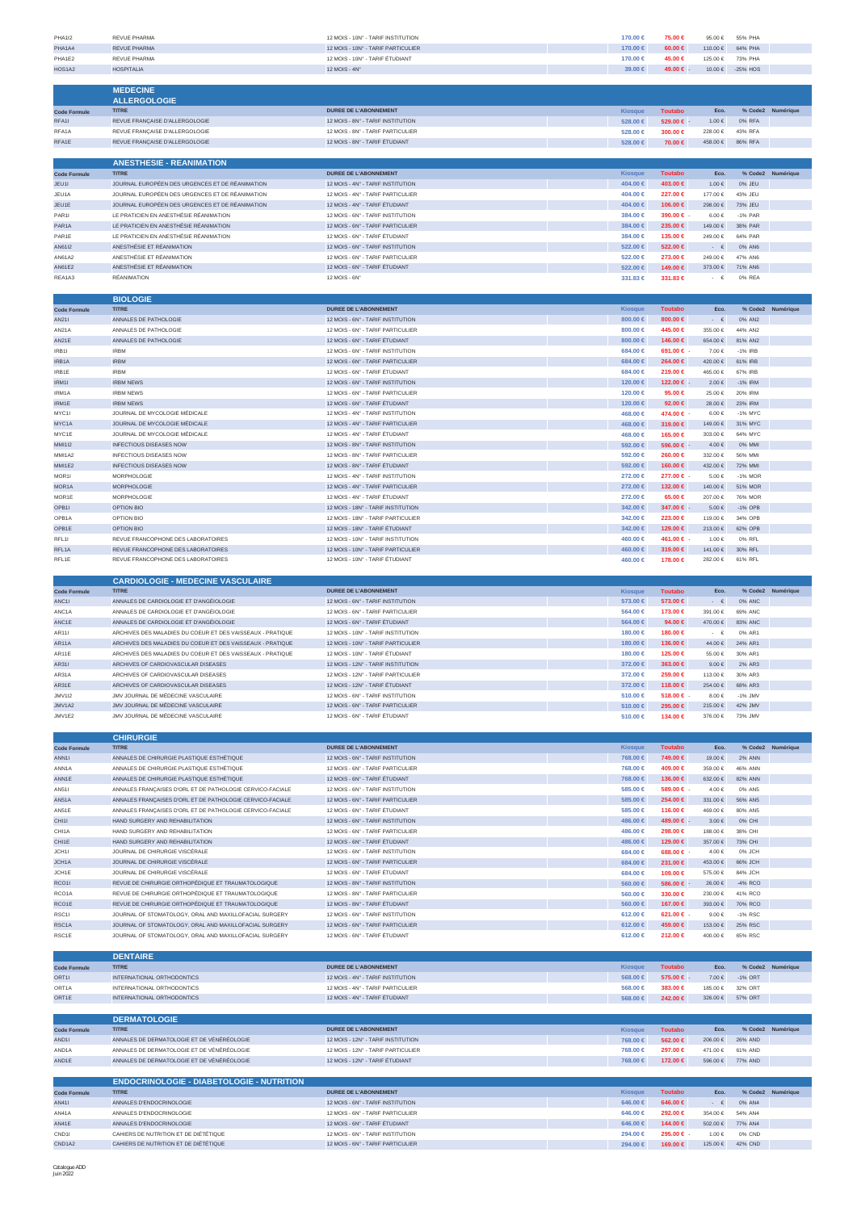| | | | | | | | |
|---|---|---|---|---|---|---|---|
| PHA1I2 | REVUE PHARMA | 12 MOIS - 10N° - TARIF INSTITUTION | 170.00 € | 75.00 € | 95.00 € | 55% PHA | |
| PHA1A4 | REVUE PHARMA | 12 MOIS - 10N° - TARIF PARTICULIER | 170.00 € | 60.00 € | 110.00 € | 64% PHA | |
| PHA1E2 | REVUE PHARMA | 12 MOIS - 10N° - TARIF ÉTUDIANT | 170.00 € | 45.00 € | 125.00 € | 73% PHA | |
| HOS1A2 | HOSPITALIA | 12 MOIS - 4N° | 39.00 € | 49.00 € - | 10.00 € | -25% HOS | |

## MEDECINE

### ALLERGOLOGIE

| Code Formule | TITRE | DUREE DE L'ABONNEMENT | Kiosque | Toutabo | Eco. | % Code2 | Numérique |
|---|---|---|---|---|---|---|---|
| RFA1I | REVUE FRANÇAISE D'ALLERGOLOGIE | 12 MOIS - 8N° - TARIF INSTITUTION | 528.00 € | 529.00 € - | 1.00 € | 0% RFA | |
| RFA1A | REVUE FRANÇAISE D'ALLERGOLOGIE | 12 MOIS - 8N° - TARIF PARTICULIER | 528.00 € | 300.00 € | 228.00 € | 43% RFA | |
| RFA1E | REVUE FRANÇAISE D'ALLERGOLOGIE | 12 MOIS - 8N° - TARIF ÉTUDIANT | 528.00 € | 70.00 € | 458.00 € | 86% RFA | |

### ANESTHESIE - REANIMATION

| Code Formule | TITRE | DUREE DE L'ABONNEMENT | Kiosque | Toutabo | Eco. | % Code2 | Numérique |
|---|---|---|---|---|---|---|---|
| JEU1I | JOURNAL EUROPÉEN DES URGENCES ET DE RÉANIMATION | 12 MOIS - 4N° - TARIF INSTITUTION | 404.00 € | 403.00 € | 1.00 € | 0% JEU | |
| JEU1A | JOURNAL EUROPÉEN DES URGENCES ET DE RÉANIMATION | 12 MOIS - 4N° - TARIF PARTICULIER | 404.00 € | 227.00 € | 177.00 € | 43% JEU | |
| JEU1E | JOURNAL EUROPÉEN DES URGENCES ET DE RÉANIMATION | 12 MOIS - 4N° - TARIF ÉTUDIANT | 404.00 € | 106.00 € | 298.00 € | 73% JEU | |
| PAR1I | LE PRATICIEN EN ANESTHÉSIE RÉANIMATION | 12 MOIS - 6N° - TARIF INSTITUTION | 384.00 € | 390.00 € - | 6.00 € | -1% PAR | |
| PAR1A | LE PRATICIEN EN ANESTHÉSIE RÉANIMATION | 12 MOIS - 6N° - TARIF PARTICULIER | 384.00 € | 235.00 € | 149.00 € | 38% PAR | |
| PAR1E | LE PRATICIEN EN ANESTHÉSIE RÉANIMATION | 12 MOIS - 6N° - TARIF ÉTUDIANT | 384.00 € | 135.00 € | 249.00 € | 64% PAR | |
| AN61I2 | ANESTHÉSIE ET RÉANIMATION | 12 MOIS - 6N° - TARIF INSTITUTION | 522.00 € | 522.00 € | - € | 0% AN6 | |
| AN61A2 | ANESTHÉSIE ET RÉANIMATION | 12 MOIS - 6N° - TARIF PARTICULIER | 522.00 € | 273.00 € | 249.00 € | 47% AN6 | |
| AN61E2 | ANESTHÉSIE ET RÉANIMATION | 12 MOIS - 6N° - TARIF ÉTUDIANT | 522.00 € | 149.00 € | 373.00 € | 71% AN6 | |
| REA1A3 | RÉANIMATION | 12 MOIS - 6N° | 331.83 € | 331.83 € | - € | 0% REA | |

### BIOLOGIE

| Code Formule | TITRE | DUREE DE L'ABONNEMENT | Kiosque | Toutabo | Eco. | % Code2 | Numérique |
|---|---|---|---|---|---|---|---|
| AN21I | ANNALES DE PATHOLOGIE | 12 MOIS - 6N° - TARIF INSTITUTION | 800.00 € | 800.00 € | - € | 0% AN2 | |
| AN21A | ANNALES DE PATHOLOGIE | 12 MOIS - 6N° - TARIF PARTICULIER | 800.00 € | 445.00 € | 355.00 € | 44% AN2 | |
| AN21E | ANNALES DE PATHOLOGIE | 12 MOIS - 6N° - TARIF ÉTUDIANT | 800.00 € | 146.00 € | 654.00 € | 81% AN2 | |
| IRB1I | IRBM | 12 MOIS - 6N° - TARIF INSTITUTION | 684.00 € | 691.00 € - | 7.00 € | -1% IRB | |
| IRB1A | IRBM | 12 MOIS - 6N° - TARIF PARTICULIER | 684.00 € | 264.00 € | 420.00 € | 61% IRB | |
| IRB1E | IRBM | 12 MOIS - 6N° - TARIF ÉTUDIANT | 684.00 € | 219.00 € | 465.00 € | 67% IRB | |
| IRM1I | IRBM NEWS | 12 MOIS - 6N° - TARIF INSTITUTION | 120.00 € | 122.00 € - | 2.00 € | -1% IRM | |
| IRM1A | IRBM NEWS | 12 MOIS - 6N° - TARIF PARTICULIER | 120.00 € | 95.00 € | 25.00 € | 20% IRM | |
| IRM1E | IRBM NEWS | 12 MOIS - 6N° - TARIF ÉTUDIANT | 120.00 € | 92.00 € | 28.00 € | 23% IRM | |
| MYC1I | JOURNAL DE MYCOLOGIE MÉDICALE | 12 MOIS - 4N° - TARIF INSTITUTION | 468.00 € | 474.00 € - | 6.00 € | -1% MYC | |
| MYC1A | JOURNAL DE MYCOLOGIE MÉDICALE | 12 MOIS - 4N° - TARIF PARTICULIER | 468.00 € | 319.00 € | 149.00 € | 31% MYC | |
| MYC1E | JOURNAL DE MYCOLOGIE MÉDICALE | 12 MOIS - 4N° - TARIF ÉTUDIANT | 468.00 € | 165.00 € | 303.00 € | 64% MYC | |
| MMI1I2 | INFECTIOUS DISEASES NOW | 12 MOIS - 8N° - TARIF INSTITUTION | 592.00 € | 596.00 € - | 4.00 € | 0% MMI | |
| MMI1A2 | INFECTIOUS DISEASES NOW | 12 MOIS - 8N° - TARIF PARTICULIER | 592.00 € | 260.00 € | 332.00 € | 56% MMI | |
| MMI1E2 | INFECTIOUS DISEASES NOW | 12 MOIS - 8N° - TARIF ÉTUDIANT | 592.00 € | 160.00 € | 432.00 € | 72% MMI | |
| MOR1I | MORPHOLOGIE | 12 MOIS - 4N° - TARIF INSTITUTION | 272.00 € | 277.00 € - | 5.00 € | -1% MOR | |
| MOR1A | MORPHOLOGIE | 12 MOIS - 4N° - TARIF PARTICULIER | 272.00 € | 132.00 € | 140.00 € | 51% MOR | |
| MOR1E | MORPHOLOGIE | 12 MOIS - 4N° - TARIF ÉTUDIANT | 272.00 € | 65.00 € | 207.00 € | 76% MOR | |
| OPB1I | OPTION BIO | 12 MOIS - 18N° - TARIF INSTITUTION | 342.00 € | 347.00 € - | 5.00 € | -1% OPB | |
| OPB1A | OPTION BIO | 12 MOIS - 18N° - TARIF PARTICULIER | 342.00 € | 223.00 € | 119.00 € | 34% OPB | |
| OPB1E | OPTION BIO | 12 MOIS - 18N° - TARIF ÉTUDIANT | 342.00 € | 129.00 € | 213.00 € | 62% OPB | |
| RFL1I | REVUE FRANCOPHONE DES LABORATOIRES | 12 MOIS - 10N° - TARIF INSTITUTION | 460.00 € | 461.00 € - | 1.00 € | 0% RFL | |
| RFL1A | REVUE FRANCOPHONE DES LABORATOIRES | 12 MOIS - 10N° - TARIF PARTICULIER | 460.00 € | 319.00 € | 141.00 € | 30% RFL | |
| RFL1E | REVUE FRANCOPHONE DES LABORATOIRES | 12 MOIS - 10N° - TARIF ÉTUDIANT | 460.00 € | 178.00 € | 282.00 € | 61% RFL | |

### CARDIOLOGIE - MEDECINE VASCULAIRE

| Code Formule | TITRE | DUREE DE L'ABONNEMENT | Kiosque | Toutabo | Eco. | % Code2 | Numérique |
|---|---|---|---|---|---|---|---|
| ANC1I | ANNALES DE CARDIOLOGIE ET D'ANGÉIOLOGIE | 12 MOIS - 6N° - TARIF INSTITUTION | 573.00 € | 573.00 € | - € | 0% ANC | |
| ANC1A | ANNALES DE CARDIOLOGIE ET D'ANGÉIOLOGIE | 12 MOIS - 6N° - TARIF PARTICULIER | 564.00 € | 173.00 € | 391.00 € | 69% ANC | |
| ANC1E | ANNALES DE CARDIOLOGIE ET D'ANGÉIOLOGIE | 12 MOIS - 6N° - TARIF ÉTUDIANT | 564.00 € | 94.00 € | 470.00 € | 83% ANC | |
| AR11I | ARCHIVES DES MALADIES DU COEUR ET DES VAISSEAUX - PRATIQUE | 12 MOIS - 10N° - TARIF INSTITUTION | 180.00 € | 180.00 € | - € | 0% AR1 | |
| AR11A | ARCHIVES DES MALADIES DU COEUR ET DES VAISSEAUX - PRATIQUE | 12 MOIS - 10N° - TARIF PARTICULIER | 180.00 € | 136.00 € | 44.00 € | 24% AR1 | |
| AR11E | ARCHIVES DES MALADIES DU COEUR ET DES VAISSEAUX - PRATIQUE | 12 MOIS - 10N° - TARIF ÉTUDIANT | 180.00 € | 125.00 € | 55.00 € | 30% AR1 | |
| AR31I | ARCHIVES OF CARDIOVASCULAR DISEASES | 12 MOIS - 12N° - TARIF INSTITUTION | 372.00 € | 363.00 € | 9.00 € | 2% AR3 | |
| AR31A | ARCHIVES OF CARDIOVASCULAR DISEASES | 12 MOIS - 12N° - TARIF PARTICULIER | 372.00 € | 259.00 € | 113.00 € | 30% AR3 | |
| AR31E | ARCHIVES OF CARDIOVASCULAR DISEASES | 12 MOIS - 12N° - TARIF ÉTUDIANT | 372.00 € | 118.00 € | 254.00 € | 68% AR3 | |
| JMV1I2 | JMV JOURNAL DE MÉDECINE VASCULAIRE | 12 MOIS - 6N° - TARIF INSTITUTION | 510.00 € | 518.00 € - | 8.00 € | -1% JMV | |
| JMV1A2 | JMV JOURNAL DE MÉDECINE VASCULAIRE | 12 MOIS - 6N° - TARIF PARTICULIER | 510.00 € | 295.00 € | 215.00 € | 42% JMV | |
| JMV1E2 | JMV JOURNAL DE MÉDECINE VASCULAIRE | 12 MOIS - 6N° - TARIF ÉTUDIANT | 510.00 € | 134.00 € | 376.00 € | 73% JMV | |

### CHIRURGIE

| Code Formule | TITRE | DUREE DE L'ABONNEMENT | Kiosque | Toutabo | Eco. | % Code2 | Numérique |
|---|---|---|---|---|---|---|---|
| ANN1I | ANNALES DE CHIRURGIE PLASTIQUE ESTHÉTIQUE | 12 MOIS - 6N° - TARIF INSTITUTION | 768.00 € | 749.00 € | 19.00 € | 2% ANN | |
| ANN1A | ANNALES DE CHIRURGIE PLASTIQUE ESTHÉTIQUE | 12 MOIS - 6N° - TARIF PARTICULIER | 768.00 € | 409.00 € | 359.00 € | 46% ANN | |
| ANN1E | ANNALES DE CHIRURGIE PLASTIQUE ESTHÉTIQUE | 12 MOIS - 6N° - TARIF ÉTUDIANT | 768.00 € | 136.00 € | 632.00 € | 82% ANN | |
| AN51I | ANNALES FRANÇAISES D'ORL ET DE PATHOLOGIE CERVICO-FACIALE | 12 MOIS - 6N° - TARIF INSTITUTION | 585.00 € | 589.00 € - | 4.00 € | 0% AN5 | |
| AN51A | ANNALES FRANÇAISES D'ORL ET DE PATHOLOGIE CERVICO-FACIALE | 12 MOIS - 6N° - TARIF PARTICULIER | 585.00 € | 254.00 € | 331.00 € | 56% AN5 | |
| AN51E | ANNALES FRANÇAISES D'ORL ET DE PATHOLOGIE CERVICO-FACIALE | 12 MOIS - 6N° - TARIF ÉTUDIANT | 585.00 € | 116.00 € | 469.00 € | 80% AN5 | |
| CHI1I | HAND SURGERY AND REHABILITATION | 12 MOIS - 6N° - TARIF INSTITUTION | 486.00 € | 489.00 € - | 3.00 € | 0% CHI | |
| CHI1A | HAND SURGERY AND REHABILITATION | 12 MOIS - 6N° - TARIF PARTICULIER | 486.00 € | 298.00 € | 188.00 € | 38% CHI | |
| CHI1E | HAND SURGERY AND REHABILITATION | 12 MOIS - 6N° - TARIF ÉTUDIANT | 486.00 € | 129.00 € | 357.00 € | 73% CHI | |
| JCH1I | JOURNAL DE CHIRURGIE VISCÉRALE | 12 MOIS - 6N° - TARIF INSTITUTION | 684.00 € | 688.00 € - | 4.00 € | 0% JCH | |
| JCH1A | JOURNAL DE CHIRURGIE VISCÉRALE | 12 MOIS - 6N° - TARIF PARTICULIER | 684.00 € | 231.00 € | 453.00 € | 66% JCH | |
| JCH1E | JOURNAL DE CHIRURGIE VISCÉRALE | 12 MOIS - 6N° - TARIF ÉTUDIANT | 684.00 € | 109.00 € | 575.00 € | 84% JCH | |
| RCO1I | REVUE DE CHIRURGIE ORTHOPÉDIQUE ET TRAUMATOLOGIQUE | 12 MOIS - 8N° - TARIF INSTITUTION | 560.00 € | 586.00 € - | 26.00 € | -4% RCO | |
| RCO1A | REVUE DE CHIRURGIE ORTHOPÉDIQUE ET TRAUMATOLOGIQUE | 12 MOIS - 8N° - TARIF PARTICULIER | 560.00 € | 330.00 € | 230.00 € | 41% RCO | |
| RCO1E | REVUE DE CHIRURGIE ORTHOPÉDIQUE ET TRAUMATOLOGIQUE | 12 MOIS - 8N° - TARIF ÉTUDIANT | 560.00 € | 167.00 € | 393.00 € | 70% RCO | |
| RSC1I | JOURNAL OF STOMATOLOGY, ORAL AND MAXILLOFACIAL SURGERY | 12 MOIS - 6N° - TARIF INSTITUTION | 612.00 € | 621.00 € - | 9.00 € | -1% RSC | |
| RSC1A | JOURNAL OF STOMATOLOGY, ORAL AND MAXILLOFACIAL SURGERY | 12 MOIS - 6N° - TARIF PARTICULIER | 612.00 € | 459.00 € | 153.00 € | 25% RSC | |
| RSC1E | JOURNAL OF STOMATOLOGY, ORAL AND MAXILLOFACIAL SURGERY | 12 MOIS - 6N° - TARIF ÉTUDIANT | 612.00 € | 212.00 € | 400.00 € | 65% RSC | |

### DENTAIRE

| Code Formule | TITRE | DUREE DE L'ABONNEMENT | Kiosque | Toutabo | Eco. | % Code2 | Numérique |
|---|---|---|---|---|---|---|---|
| ORT1I | INTERNATIONAL ORTHODONTICS | 12 MOIS - 4N° - TARIF INSTITUTION | 568.00 € | 575.00 € - | 7.00 € | -1% ORT | |
| ORT1A | INTERNATIONAL ORTHODONTICS | 12 MOIS - 4N° - TARIF PARTICULIER | 568.00 € | 383.00 € | 185.00 € | 32% ORT | |
| ORT1E | INTERNATIONAL ORTHODONTICS | 12 MOIS - 4N° - TARIF ÉTUDIANT | 568.00 € | 242.00 € | 326.00 € | 57% ORT | |

### DERMATOLOGIE

| Code Formule | TITRE | DUREE DE L'ABONNEMENT | Kiosque | Toutabo | Eco. | % Code2 | Numérique |
|---|---|---|---|---|---|---|---|
| AND1I | ANNALES DE DERMATOLOGIE ET DE VÉNÉRÉOLOGIE | 12 MOIS - 12N° - TARIF INSTITUTION | 768.00 € | 562.00 € | 206.00 € | 26% AND | |
| AND1A | ANNALES DE DERMATOLOGIE ET DE VÉNÉRÉOLOGIE | 12 MOIS - 12N° - TARIF PARTICULIER | 768.00 € | 297.00 € | 471.00 € | 61% AND | |
| AND1E | ANNALES DE DERMATOLOGIE ET DE VÉNÉRÉOLOGIE | 12 MOIS - 12N° - TARIF ÉTUDIANT | 768.00 € | 172.00 € | 596.00 € | 77% AND | |

### ENDOCRINOLOGIE - DIABETOLOGIE - NUTRITION

| Code Formule | TITRE | DUREE DE L'ABONNEMENT | Kiosque | Toutabo | Eco. | % Code2 | Numérique |
|---|---|---|---|---|---|---|---|
| AN41I | ANNALES D'ENDOCRINOLOGIE | 12 MOIS - 6N° - TARIF INSTITUTION | 646.00 € | 646.00 € | - € | 0% AN4 | |
| AN41A | ANNALES D'ENDOCRINOLOGIE | 12 MOIS - 6N° - TARIF PARTICULIER | 646.00 € | 292.00 € | 354.00 € | 54% AN4 | |
| AN41E | ANNALES D'ENDOCRINOLOGIE | 12 MOIS - 6N° - TARIF ÉTUDIANT | 646.00 € | 144.00 € | 502.00 € | 77% AN4 | |
| CND1I | CAHIERS DE NUTRITION ET DE DIÉTÉTIQUE | 12 MOIS - 6N° - TARIF INSTITUTION | 294.00 € | 295.00 € - | 1.00 € | 0% CND | |
| CND1A2 | CAHIERS DE NUTRITION ET DE DIÉTÉTIQUE | 12 MOIS - 6N° - TARIF PARTICULIER | 294.00 € | 169.00 € | 125.00 € | 42% CND | |

Catalogue ADD
Juin 2022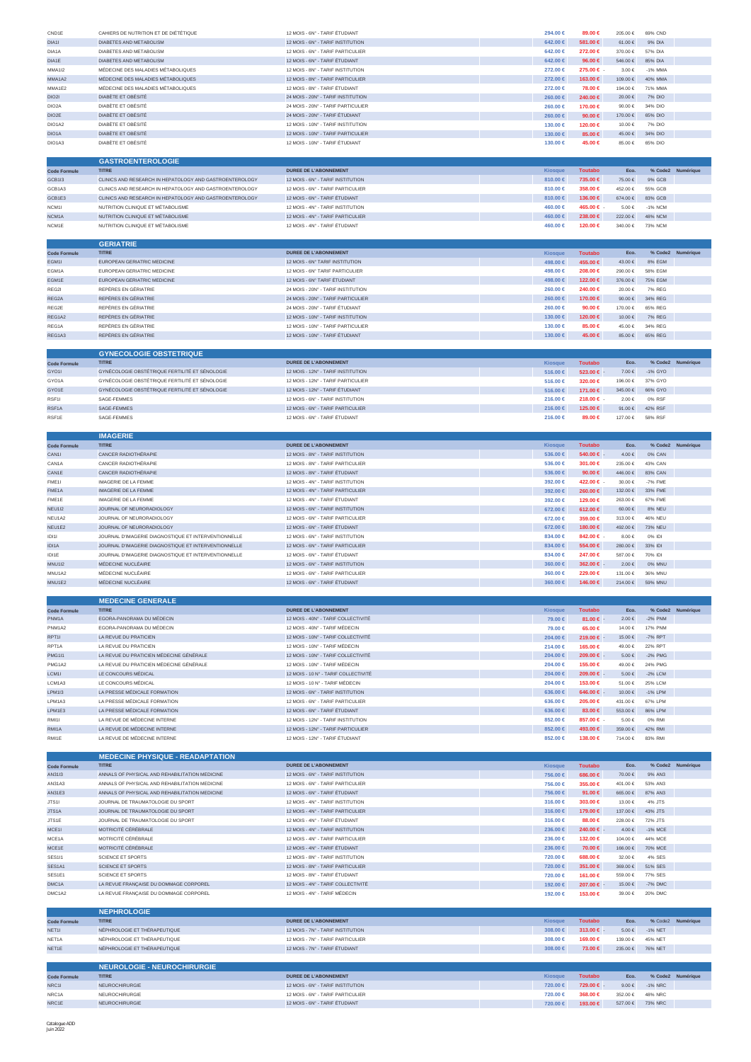| Code Formule | TITRE | DUREE DE L'ABONNEMENT | Kiosque | Toutabo | Eco. | % Code2 | Numérique |
|---|---|---|---|---|---|---|---|
| CND1E | CAHIERS DE NUTRITION ET DE DIÉTÉTIQUE | 12 MOIS - 6N° - TARIF ÉTUDIANT | 294.00 € | 89.00 € | 205.00 € | 69% CND | |
| DIA1I | DIABETES AND METABOLISM | 12 MOIS - 6N° - TARIF INSTITUTION | 642.00 € | 581.00 € | 61.00 € | 9% DIA | |
| DIA1A | DIABETES AND METABOLISM | 12 MOIS - 6N° - TARIF PARTICULIER | 642.00 € | 272.00 € | 370.00 € | 57% DIA | |
| DIA1E | DIABETES AND METABOLISM | 12 MOIS - 6N° - TARIF ÉTUDIANT | 642.00 € | 96.00 € | 546.00 € | 85% DIA | |
| MMA1I2 | MÉDECINE DES MALADIES MÉTABOLIQUES | 12 MOIS - 8N° - TARIF INSTITUTION | 272.00 € | 275.00 € - | 3.00 € | -1% MMA | |
| MMA1A2 | MÉDECINE DES MALADIES MÉTABOLIQUES | 12 MOIS - 8N° - TARIF PARTICULIER | 272.00 € | 163.00 € | 109.00 € | 40% MMA | |
| MMA1E2 | MÉDECINE DES MALADIES MÉTABOLIQUES | 12 MOIS - 8N° - TARIF ÉTUDIANT | 272.00 € | 78.00 € | 194.00 € | 71% MMA | |
| DIO2I | DIABÈTE ET OBÉSITÉ | 24 MOIS - 20N° - TARIF INSTITUTION | 260.00 € | 240.00 € | 20.00 € | 7% DIO | |
| DIO2A | DIABÈTE ET OBÉSITÉ | 24 MOIS - 20N° - TARIF PARTICULIER | 260.00 € | 170.00 € | 90.00 € | 34% DIO | |
| DIO2E | DIABÈTE ET OBÉSITÉ | 24 MOIS - 20N° - TARIF ÉTUDIANT | 260.00 € | 90.00 € | 170.00 € | 65% DIO | |
| DIO1A2 | DIABÈTE ET OBÉSITÉ | 12 MOIS - 10N° - TARIF INSTITUTION | 130.00 € | 120.00 € | 10.00 € | 7% DIO | |
| DIO1A | DIABÈTE ET OBÉSITÉ | 12 MOIS - 10N° - TARIF PARTICULIER | 130.00 € | 85.00 € | 45.00 € | 34% DIO | |
| DIO1A3 | DIABÈTE ET OBÉSITÉ | 12 MOIS - 10N° - TARIF ÉTUDIANT | 130.00 € | 45.00 € | 85.00 € | 65% DIO | |

## GASTROENTEROLOGIE

| Code Formule | TITRE | DUREE DE L'ABONNEMENT | Kiosque | Toutabo | Eco. | % Code2 | Numérique |
|---|---|---|---|---|---|---|---|
| GCB1I3 | CLINICS AND RESEARCH IN HEPATOLOGY AND GASTROENTEROLOGY | 12 MOIS - 6N° - TARIF INSTITUTION | 810.00 € | 735.00 € | 75.00 € | 9% GCB | |
| GCB1A3 | CLINICS AND RESEARCH IN HEPATOLOGY AND GASTROENTEROLOGY | 12 MOIS - 6N° - TARIF PARTICULIER | 810.00 € | 358.00 € | 452.00 € | 56% GCB | |
| GCB1E3 | CLINICS AND RESEARCH IN HEPATOLOGY AND GASTROENTEROLOGY | 12 MOIS - 6N° - TARIF ÉTUDIANT | 810.00 € | 136.00 € | 674.00 € | 83% GCB | |
| NCM1I | NUTRITION CLINIQUE ET MÉTABOLISME | 12 MOIS - 4N° - TARIF INSTITUTION | 460.00 € | 465.00 € - | 5.00 € | -1% NCM | |
| NCM1A | NUTRITION CLINIQUE ET MÉTABOLISME | 12 MOIS - 4N° - TARIF PARTICULIER | 460.00 € | 238.00 € | 222.00 € | 48% NCM | |
| NCM1E | NUTRITION CLINIQUE ET MÉTABOLISME | 12 MOIS - 4N° - TARIF ÉTUDIANT | 460.00 € | 120.00 € | 340.00 € | 73% NCM | |

## GERIATRIE

| Code Formule | TITRE | DUREE DE L'ABONNEMENT | Kiosque | Toutabo | Eco. | % Code2 | Numérique |
|---|---|---|---|---|---|---|---|
| EGM1I | EUROPEAN GERIATRIC MEDICINE | 12 MOIS - 6N° TARIF INSTITUTION | 498.00 € | 455.00 € | 43.00 € | 8% EGM | |
| EGM1A | EUROPEAN GERIATRIC MEDICINE | 12 MOIS - 6N° TARIF PARTICULIER | 498.00 € | 208.00 € | 290.00 € | 58% EGM | |
| EGM1E | EUROPEAN GERIATRIC MEDICINE | 12 MOIS - 6N° TARIF ÉTUDIANT | 498.00 € | 122.00 € | 376.00 € | 75% EGM | |
| REG2I | REPÈRES EN GÉRIATRIE | 24 MOIS - 20N° - TARIF INSTITUTION | 260.00 € | 240.00 € | 20.00 € | 7% REG | |
| REG2A | REPÈRES EN GÉRIATRIE | 24 MOIS - 20N° - TARIF PARTICULIER | 260.00 € | 170.00 € | 90.00 € | 34% REG | |
| REG2E | REPÈRES EN GÉRIATRIE | 24 MOIS - 20N° - TARIF ÉTUDIANT | 260.00 € | 90.00 € | 170.00 € | 65% REG | |
| REG1A2 | REPÈRES EN GÉRIATRIE | 12 MOIS - 10N° - TARIF INSTITUTION | 130.00 € | 120.00 € | 10.00 € | 7% REG | |
| REG1A | REPÈRES EN GÉRIATRIE | 12 MOIS - 10N° - TARIF PARTICULIER | 130.00 € | 85.00 € | 45.00 € | 34% REG | |
| REG1A3 | REPÈRES EN GÉRIATRIE | 12 MOIS - 10N° - TARIF ÉTUDIANT | 130.00 € | 45.00 € | 85.00 € | 65% REG | |

## GYNECOLOGIE OBSTETRIQUE

| Code Formule | TITRE | DUREE DE L'ABONNEMENT | Kiosque | Toutabo | Eco. | % Code2 | Numérique |
|---|---|---|---|---|---|---|---|
| GYO1I | GYNÉCOLOGIE OBSTÉTRIQUE FERTILITÉ ET SÉNOLOGIE | 12 MOIS - 12N° - TARIF INSTITUTION | 516.00 € | 523.00 € - | 7.00 € | -1% GYO | |
| GYO1A | GYNÉCOLOGIE OBSTÉTRIQUE FERTILITÉ ET SÉNOLOGIE | 12 MOIS - 12N° - TARIF PARTICULIER | 516.00 € | 320.00 € | 196.00 € | 37% GYO | |
| GYO1E | GYNÉCOLOGIE OBSTÉTRIQUE FERTILITÉ ET SÉNOLOGIE | 12 MOIS - 12N° - TARIF ÉTUDIANT | 516.00 € | 171.00 € | 345.00 € | 66% GYO | |
| RSF1I | SAGE-FEMMES | 12 MOIS - 6N° - TARIF INSTITUTION | 216.00 € | 218.00 € - | 2.00 € | 0% RSF | |
| RSF1A | SAGE-FEMMES | 12 MOIS - 6N° - TARIF PARTICULIER | 216.00 € | 125.00 € | 91.00 € | 42% RSF | |
| RSF1E | SAGE-FEMMES | 12 MOIS - 6N° - TARIF ÉTUDIANT | 216.00 € | 89.00 € | 127.00 € | 58% RSF | |

## IMAGERIE

| Code Formule | TITRE | DUREE DE L'ABONNEMENT | Kiosque | Toutabo | Eco. | % Code2 | Numérique |
|---|---|---|---|---|---|---|---|
| CAN1I | CANCER RADIOTHÉRAPIE | 12 MOIS - 8N° - TARIF INSTITUTION | 536.00 € | 540.00 € - | 4.00 € | 0% CAN | |
| CAN1A | CANCER RADIOTHÉRAPIE | 12 MOIS - 8N° - TARIF PARTICULIER | 536.00 € | 301.00 € | 235.00 € | 43% CAN | |
| CAN1E | CANCER RADIOTHÉRAPIE | 12 MOIS - 8N° - TARIF ÉTUDIANT | 536.00 € | 90.00 € | 446.00 € | 83% CAN | |
| FME1I | IMAGERIE DE LA FEMME | 12 MOIS - 4N° - TARIF INSTITUTION | 392.00 € | 422.00 € - | 30.00 € | -7% FME | |
| FME1A | IMAGERIE DE LA FEMME | 12 MOIS - 4N° - TARIF PARTICULIER | 392.00 € | 260.00 € | 132.00 € | 33% FME | |
| FME1E | IMAGERIE DE LA FEMME | 12 MOIS - 4N° - TARIF ÉTUDIANT | 392.00 € | 129.00 € | 263.00 € | 67% FME | |
| NEU1I2 | JOURNAL OF NEURORADIOLOGY | 12 MOIS - 6N° - TARIF INSTITUTION | 672.00 € | 612.00 € | 60.00 € | 8% NEU | |
| NEU1A2 | JOURNAL OF NEURORADIOLOGY | 12 MOIS - 6N° - TARIF PARTICULIER | 672.00 € | 359.00 € | 313.00 € | 46% NEU | |
| NEU1E2 | JOURNAL OF NEURORADIOLOGY | 12 MOIS - 6N° - TARIF ÉTUDIANT | 672.00 € | 180.00 € | 492.00 € | 73% NEU | |
| IDI1I | JOURNAL D'IMAGERIE DIAGNOSTIQUE ET INTERVENTIONNELLE | 12 MOIS - 6N° - TARIF INSTITUTION | 834.00 € | 842.00 € - | 8.00 € | 0% IDI | |
| IDI1A | JOURNAL D'IMAGERIE DIAGNOSTIQUE ET INTERVENTIONNELLE | 12 MOIS - 6N° - TARIF PARTICULIER | 834.00 € | 554.00 € | 280.00 € | 33% IDI | |
| IDI1E | JOURNAL D'IMAGERIE DIAGNOSTIQUE ET INTERVENTIONNELLE | 12 MOIS - 6N° - TARIF ÉTUDIANT | 834.00 € | 247.00 € | 587.00 € | 70% IDI | |
| MNU1I2 | MÉDECINE NUCLÉAIRE | 12 MOIS - 6N° - TARIF INSTITUTION | 360.00 € | 362.00 € - | 2.00 € | 0% MNU | |
| MNU1A2 | MÉDECINE NUCLÉAIRE | 12 MOIS - 6N° - TARIF PARTICULIER | 360.00 € | 229.00 € | 131.00 € | 36% MNU | |
| MNU1E2 | MÉDECINE NUCLÉAIRE | 12 MOIS - 6N° - TARIF ÉTUDIANT | 360.00 € | 146.00 € | 214.00 € | 59% MNU | |

## MEDECINE GENERALE

| Code Formule | TITRE | DUREE DE L'ABONNEMENT | Kiosque | Toutabo | Eco. | % Code2 | Numérique |
|---|---|---|---|---|---|---|---|
| PNM1A | EGORA-PANORAMA DU MÉDECIN | 12 MOIS - 40N° - TARIF COLLECTIVITÉ | 79.00 € | 81.00 € - | 2.00 € | -2% PNM | |
| PNM1A2 | EGORA-PANORAMA DU MÉDECIN | 12 MOIS - 40N° - TARIF MÉDECIN | 79.00 € | 65.00 € | 14.00 € | 17% PNM | |
| RPT1I | LA REVUE DU PRATICIEN | 12 MOIS - 10N° - TARIF COLLECTIVITÉ | 204.00 € | 219.00 € - | 15.00 € | -7% RPT | |
| RPT1A | LA REVUE DU PRATICIEN | 12 MOIS - 10N° - TARIF MÉDECIN | 214.00 € | 165.00 € | 49.00 € | 22% RPT | |
| PMG1I1 | LA REVUE DU PRATICIEN MÉDECINE GÉNÉRALE | 12 MOIS - 10N° - TARIF COLLECTIVITÉ | 204.00 € | 209.00 € - | 5.00 € | -2% PMG | |
| PMG1A2 | LA REVUE DU PRATICIEN MÉDECINE GÉNÉRALE | 12 MOIS - 10N° - TARIF MÉDECIN | 204.00 € | 155.00 € | 49.00 € | 24% PMG | |
| LCM1I | LE CONCOURS MÉDICAL | 12 MOIS - 10 N° - TARIF COLLECTIVITÉ | 204.00 € | 209.00 € - | 5.00 € | -2% LCM | |
| LCM1A3 | LE CONCOURS MÉDICAL | 12 MOIS - 10 N° - TARIF MÉDECIN | 204.00 € | 153.00 € | 51.00 € | 25% LCM | |
| LPM1I3 | LA PRESSE MÉDICALE FORMATION | 12 MOIS - 6N° - TARIF INSTITUTION | 636.00 € | 646.00 € - | 10.00 € | -1% LPM | |
| LPM1A3 | LA PRESSE MÉDICALE FORMATION | 12 MOIS - 6N° - TARIF PARTICULIER | 636.00 € | 205.00 € | 431.00 € | 67% LPM | |
| LPM1E3 | LA PRESSE MÉDICALE FORMATION | 12 MOIS - 6N° - TARIF ÉTUDIANT | 636.00 € | 83.00 € | 553.00 € | 86% LPM | |
| RMI1I | LA REVUE DE MÉDECINE INTERNE | 12 MOIS - 12N° - TARIF INSTITUTION | 852.00 € | 857.00 € - | 5.00 € | 0% RMI | |
| RMI1A | LA REVUE DE MÉDECINE INTERNE | 12 MOIS - 12N° - TARIF PARTICULIER | 852.00 € | 493.00 € | 359.00 € | 42% RMI | |
| RMI1E | LA REVUE DE MÉDECINE INTERNE | 12 MOIS - 12N° - TARIF ÉTUDIANT | 852.00 € | 138.00 € | 714.00 € | 83% RMI | |

## MEDECINE PHYSIQUE - READAPTATION

| Code Formule | TITRE | DUREE DE L'ABONNEMENT | Kiosque | Toutabo | Eco. | % Code2 | Numérique |
|---|---|---|---|---|---|---|---|
| AN31I3 | ANNALS OF PHYSICAL AND REHABILITATION MEDICINE | 12 MOIS - 6N° - TARIF INSTITUTION | 756.00 € | 686.00 € | 70.00 € | 9% AN3 | |
| AN31A3 | ANNALS OF PHYSICAL AND REHABILITATION MEDICINE | 12 MOIS - 6N° - TARIF PARTICULIER | 756.00 € | 355.00 € | 401.00 € | 53% AN3 | |
| AN31E3 | ANNALS OF PHYSICAL AND REHABILITATION MEDICINE | 12 MOIS - 6N° - TARIF ÉTUDIANT | 756.00 € | 91.00 € | 665.00 € | 87% AN3 | |
| JTS1I | JOURNAL DE TRAUMATOLOGIE DU SPORT | 12 MOIS - 4N° - TARIF INSTITUTION | 316.00 € | 303.00 € | 13.00 € | 4% JTS | |
| JTS1A | JOURNAL DE TRAUMATOLOGIE DU SPORT | 12 MOIS - 4N° - TARIF PARTICULIER | 316.00 € | 179.00 € | 137.00 € | 43% JTS | |
| JTS1E | JOURNAL DE TRAUMATOLOGIE DU SPORT | 12 MOIS - 4N° - TARIF ÉTUDIANT | 316.00 € | 88.00 € | 228.00 € | 72% JTS | |
| MCE1I | MOTRICITÉ CÉRÉBRALE | 12 MOIS - 4N° - TARIF INSTITUTION | 236.00 € | 240.00 € - | 4.00 € | -1% MCE | |
| MCE1A | MOTRICITÉ CÉRÉBRALE | 12 MOIS - 4N° - TARIF PARTICULIER | 236.00 € | 132.00 € | 104.00 € | 44% MCE | |
| MCE1E | MOTRICITÉ CÉRÉBRALE | 12 MOIS - 4N° - TARIF ÉTUDIANT | 236.00 € | 70.00 € | 166.00 € | 70% MCE | |
| SES1I1 | SCIENCE ET SPORTS | 12 MOIS - 8N° - TARIF INSTITUTION | 720.00 € | 688.00 € | 32.00 € | 4% SES | |
| SES1A1 | SCIENCE ET SPORTS | 12 MOIS - 8N° - TARIF PARTICULIER | 720.00 € | 351.00 € | 369.00 € | 51% SES | |
| SES1E1 | SCIENCE ET SPORTS | 12 MOIS - 8N° - TARIF ÉTUDIANT | 720.00 € | 161.00 € | 559.00 € | 77% SES | |
| DMC1A | LA REVUE FRANÇAISE DU DOMMAGE CORPOREL | 12 MOIS - 4N° - TARIF COLLECTIVITÉ | 192.00 € | 207.00 € - | 15.00 € | -7% DMC | |
| DMC1A2 | LA REVUE FRANÇAISE DU DOMMAGE CORPOREL | 12 MOIS - 4N° - TARIF MÉDECIN | 192.00 € | 153.00 € | 39.00 € | 20% DMC | |

## NEPHROLOGIE

| Code Formule | TITRE | DUREE DE L'ABONNEMENT | Kiosque | Toutabo | Eco. | % Code2 | Numérique |
|---|---|---|---|---|---|---|---|
| NET1I | NÉPHROLOGIE ET THÉRAPEUTIQUE | 12 MOIS - 7N° - TARIF INSTITUTION | 308.00 € | 313.00 € - | 5.00 € | -1% NET | |
| NET1A | NÉPHROLOGIE ET THÉRAPEUTIQUE | 12 MOIS - 7N° - TARIF PARTICULIER | 308.00 € | 169.00 € | 139.00 € | 45% NET | |
| NET1E | NÉPHROLOGIE ET THÉRAPEUTIQUE | 12 MOIS - 7N° - TARIF ÉTUDIANT | 308.00 € | 73.00 € | 235.00 € | 76% NET | |

## NEUROLOGIE - NEUROCHIRURGIE

| Code Formule | TITRE | DUREE DE L'ABONNEMENT | Kiosque | Toutabo | Eco. | % Code2 | Numérique |
|---|---|---|---|---|---|---|---|
| NRC1I | NEUROCHIRURGIE | 12 MOIS - 6N° - TARIF INSTITUTION | 720.00 € | 729.00 € - | 9.00 € | -1% NRC | |
| NRC1A | NEUROCHIRURGIE | 12 MOIS - 6N° - TARIF PARTICULIER | 720.00 € | 368.00 € | 352.00 € | 48% NRC | |
| NRC1E | NEUROCHIRURGIE | 12 MOIS - 6N° - TARIF ÉTUDIANT | 720.00 € | 193.00 € | 527.00 € | 73% NRC | |

Catalogue ADD
Juin 2022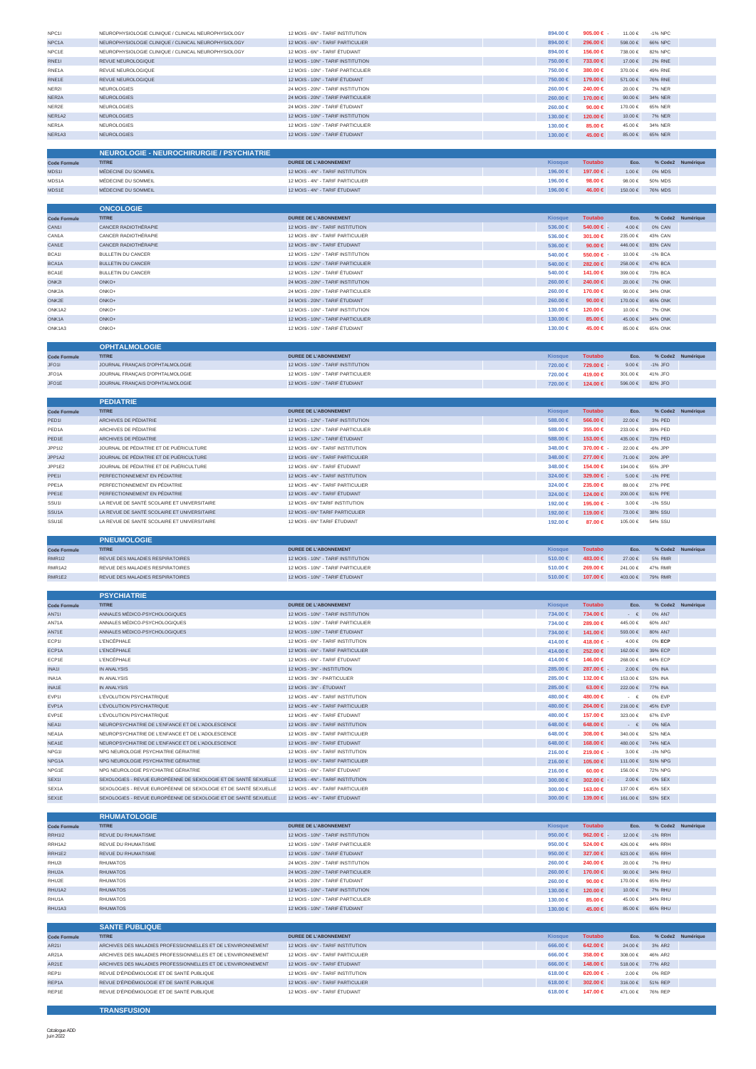| Code Formule | TITRE | DUREE DE L'ABONNEMENT | Kiosque | Toutabo | Eco. | % | Code2 | Numérique |
|---|---|---|---|---|---|---|---|---|
| NPC1I | NEUROPHYSIOLOGIE CLINIQUE / CLINICAL NEUROPHYSIOLOGY | 12 MOIS - 6N° - TARIF INSTITUTION | 894.00 € | 905.00 € | - 11.00 € | -1% | NPC | |
| NPC1A | NEUROPHYSIOLOGIE CLINIQUE / CLINICAL NEUROPHYSIOLOGY | 12 MOIS - 6N° - TARIF PARTICULIER | 894.00 € | 296.00 € | 598.00 € | 66% | NPC | |
| NPC1E | NEUROPHYSIOLOGIE CLINIQUE / CLINICAL NEUROPHYSIOLOGY | 12 MOIS - 6N° - TARIF ÉTUDIANT | 894.00 € | 156.00 € | 738.00 € | 82% | NPC | |
| RNE1I | REVUE NEUROLOGIQUE | 12 MOIS - 10N° - TARIF INSTITUTION | 750.00 € | 733.00 € | 17.00 € | 2% | RNE | |
| RNE1A | REVUE NEUROLOGIQUE | 12 MOIS - 10N° - TARIF PARTICULIER | 750.00 € | 380.00 € | 370.00 € | 49% | RNE | |
| RNE1E | REVUE NEUROLOGIQUE | 12 MOIS - 10N° - TARIF ÉTUDIANT | 750.00 € | 179.00 € | 571.00 € | 76% | RNE | |
| NER2I | NEUROLOGIES | 24 MOIS - 20N° - TARIF INSTITUTION | 260.00 € | 240.00 € | 20.00 € | 7% | NER | |
| NER2A | NEUROLOGIES | 24 MOIS - 20N° - TARIF PARTICULIER | 260.00 € | 170.00 € | 90.00 € | 34% | NER | |
| NER2E | NEUROLOGIES | 24 MOIS - 20N° - TARIF ÉTUDIANT | 260.00 € | 90.00 € | 170.00 € | 65% | NER | |
| NER1A2 | NEUROLOGIES | 12 MOIS - 10N° - TARIF INSTITUTION | 130.00 € | 120.00 € | 10.00 € | 7% | NER | |
| NER1A | NEUROLOGIES | 12 MOIS - 10N° - TARIF PARTICULIER | 130.00 € | 85.00 € | 45.00 € | 34% | NER | |
| NER1A3 | NEUROLOGIES | 12 MOIS - 10N° - TARIF ÉTUDIANT | 130.00 € | 45.00 € | 85.00 € | 65% | NER | |

## NEUROLOGIE - NEUROCHIRURGIE / PSYCHIATRIE

| Code Formule | TITRE | DUREE DE L'ABONNEMENT | Kiosque | Toutabo | Eco. | % | Code2 | Numérique |
|---|---|---|---|---|---|---|---|---|
| MDS1I | MÉDECINE DU SOMMEIL | 12 MOIS - 4N° - TARIF INSTITUTION | 196.00 € | 197.00 € | - 1.00 € | 0% | MDS | |
| MDS1A | MÉDECINE DU SOMMEIL | 12 MOIS - 4N° - TARIF PARTICULIER | 196.00 € | 98.00 € | 98.00 € | 50% | MDS | |
| MDS1E | MÉDECINE DU SOMMEIL | 12 MOIS - 4N° - TARIF ÉTUDIANT | 196.00 € | 46.00 € | 150.00 € | 76% | MDS | |

## ONCOLOGIE

| Code Formule | TITRE | DUREE DE L'ABONNEMENT | Kiosque | Toutabo | Eco. | % | Code2 | Numérique |
|---|---|---|---|---|---|---|---|---|
| CAN1I | CANCER RADIOTHÉRAPIE | 12 MOIS - 8N° - TARIF INSTITUTION | 536.00 € | 540.00 € | - 4.00 € | 0% | CAN | |
| CAN1A | CANCER RADIOTHÉRAPIE | 12 MOIS - 8N° - TARIF PARTICULIER | 536.00 € | 301.00 € | 235.00 € | 43% | CAN | |
| CAN1E | CANCER RADIOTHÉRAPIE | 12 MOIS - 8N° - TARIF ÉTUDIANT | 536.00 € | 90.00 € | 446.00 € | 83% | CAN | |
| BCA1I | BULLETIN DU CANCER | 12 MOIS - 12N° - TARIF INSTITUTION | 540.00 € | 550.00 € | - 10.00 € | -1% | BCA | |
| BCA1A | BULLETIN DU CANCER | 12 MOIS - 12N° - TARIF PARTICULIER | 540.00 € | 282.00 € | 258.00 € | 47% | BCA | |
| BCA1E | BULLETIN DU CANCER | 12 MOIS - 12N° - TARIF ÉTUDIANT | 540.00 € | 141.00 € | 399.00 € | 73% | BCA | |
| ONK2I | ONKO+ | 24 MOIS - 20N° - TARIF INSTITUTION | 260.00 € | 240.00 € | 20.00 € | 7% | ONK | |
| ONK2A | ONKO+ | 24 MOIS - 20N° - TARIF PARTICULIER | 260.00 € | 170.00 € | 90.00 € | 34% | ONK | |
| ONK2E | ONKO+ | 24 MOIS - 20N° - TARIF ÉTUDIANT | 260.00 € | 90.00 € | 170.00 € | 65% | ONK | |
| ONK1A2 | ONKO+ | 12 MOIS - 10N° - TARIF INSTITUTION | 130.00 € | 120.00 € | 10.00 € | 7% | ONK | |
| ONK1A | ONKO+ | 12 MOIS - 10N° - TARIF PARTICULIER | 130.00 € | 85.00 € | 45.00 € | 34% | ONK | |
| ONK1A3 | ONKO+ | 12 MOIS - 10N° - TARIF ÉTUDIANT | 130.00 € | 45.00 € | 85.00 € | 65% | ONK | |

## OPHTALMOLOGIE

| Code Formule | TITRE | DUREE DE L'ABONNEMENT | Kiosque | Toutabo | Eco. | % | Code2 | Numérique |
|---|---|---|---|---|---|---|---|---|
| JFO1I | JOURNAL FRANÇAIS D'OPHTALMOLOGIE | 12 MOIS - 10N° - TARIF INSTITUTION | 720.00 € | 729.00 € | - 9.00 € | -1% | JFO | |
| JFO1A | JOURNAL FRANÇAIS D'OPHTALMOLOGIE | 12 MOIS - 10N° - TARIF PARTICULIER | 720.00 € | 419.00 € | 301.00 € | 41% | JFO | |
| JFO1E | JOURNAL FRANÇAIS D'OPHTALMOLOGIE | 12 MOIS - 10N° - TARIF ÉTUDIANT | 720.00 € | 124.00 € | 596.00 € | 82% | JFO | |

## PEDIATRIE

| Code Formule | TITRE | DUREE DE L'ABONNEMENT | Kiosque | Toutabo | Eco. | % | Code2 | Numérique |
|---|---|---|---|---|---|---|---|---|
| PED1I | ARCHIVES DE PÉDIATRIE | 12 MOIS - 12N° - TARIF INSTITUTION | 588.00 € | 566.00 € | 22.00 € | 3% | PED | |
| PED1A | ARCHIVES DE PÉDIATRIE | 12 MOIS - 12N° - TARIF PARTICULIER | 588.00 € | 355.00 € | 233.00 € | 39% | PED | |
| PED1E | ARCHIVES DE PÉDIATRIE | 12 MOIS - 12N° - TARIF ÉTUDIANT | 588.00 € | 153.00 € | 435.00 € | 73% | PED | |
| JPP1I2 | JOURNAL DE PÉDIATRIE ET DE PUÉRICULTURE | 12 MOIS - 6N° - TARIF INSTITUTION | 348.00 € | 370.00 € | - 22.00 € | -6% | JPP | |
| JPP1A2 | JOURNAL DE PÉDIATRIE ET DE PUÉRICULTURE | 12 MOIS - 6N° - TARIF PARTICULIER | 348.00 € | 277.00 € | 71.00 € | 20% | JPP | |
| JPP1E2 | JOURNAL DE PÉDIATRIE ET DE PUÉRICULTURE | 12 MOIS - 6N° - TARIF ÉTUDIANT | 348.00 € | 154.00 € | 194.00 € | 55% | JPP | |
| PPE1I | PERFECTIONNEMENT EN PÉDIATRIE | 12 MOIS - 4N° - TARIF INSTITUTION | 324.00 € | 329.00 € | - 5.00 € | -1% | PPE | |
| PPE1A | PERFECTIONNEMENT EN PÉDIATRIE | 12 MOIS - 4N° - TARIF PARTICULIER | 324.00 € | 235.00 € | 89.00 € | 27% | PPE | |
| PPE1E | PERFECTIONNEMENT EN PÉDIATRIE | 12 MOIS - 4N° - TARIF ÉTUDIANT | 324.00 € | 124.00 € | 200.00 € | 61% | PPE | |
| SSU1I | LA REVUE DE SANTÉ SCOLAIRE ET UNIVERSITAIRE | 12 MOIS - 6N° TARIF INSTITUTION | 192.00 € | 195.00 € | - 3.00 € | -1% | SSU | |
| SSU1A | LA REVUE DE SANTÉ SCOLAIRE ET UNIVERSITAIRE | 12 MOIS - 6N° TARIF PARTICULIER | 192.00 € | 119.00 € | 73.00 € | 38% | SSU | |
| SSU1E | LA REVUE DE SANTÉ SCOLAIRE ET UNIVERSITAIRE | 12 MOIS - 6N° TARIF ÉTUDIANT | 192.00 € | 87.00 € | 105.00 € | 54% | SSU | |

## PNEUMOLOGIE

| Code Formule | TITRE | DUREE DE L'ABONNEMENT | Kiosque | Toutabo | Eco. | % | Code2 | Numérique |
|---|---|---|---|---|---|---|---|---|
| RMR1I2 | REVUE DES MALADIES RESPIRATOIRES | 12 MOIS - 10N° - TARIF INSTITUTION | 510.00 € | 483.00 € | 27.00 € | 5% | RMR | |
| RMR1A2 | REVUE DES MALADIES RESPIRATOIRES | 12 MOIS - 10N° - TARIF PARTICULIER | 510.00 € | 269.00 € | 241.00 € | 47% | RMR | |
| RMR1E2 | REVUE DES MALADIES RESPIRATOIRES | 12 MOIS - 10N° - TARIF ÉTUDIANT | 510.00 € | 107.00 € | 403.00 € | 79% | RMR | |

## PSYCHIATRIE

| Code Formule | TITRE | DUREE DE L'ABONNEMENT | Kiosque | Toutabo | Eco. | % | Code2 | Numérique |
|---|---|---|---|---|---|---|---|---|
| AN71I | ANNALES MÉDICO-PSYCHOLOGIQUES | 12 MOIS - 10N° - TARIF INSTITUTION | 734.00 € | 734.00 € | - € | 0% | AN7 | |
| AN71A | ANNALES MÉDICO-PSYCHOLOGIQUES | 12 MOIS - 10N° - TARIF PARTICULIER | 734.00 € | 289.00 € | 445.00 € | 60% | AN7 | |
| AN71E | ANNALES MÉDICO-PSYCHOLOGIQUES | 12 MOIS - 10N° - TARIF ÉTUDIANT | 734.00 € | 141.00 € | 593.00 € | 80% | AN7 | |
| ECP1I | L'ENCÉPHALE | 12 MOIS - 6N° - TARIF INSTITUTION | 414.00 € | 418.00 € | - 4.00 € | 0% | **ECP** | |
| ECP1A | L'ENCÉPHALE | 12 MOIS - 6N° - TARIF PARTICULIER | 414.00 € | 252.00 € | 162.00 € | 39% | ECP | |
| ECP1E | L'ENCÉPHALE | 12 MOIS - 6N° - TARIF ÉTUDIANT | 414.00 € | 146.00 € | 268.00 € | 64% | ECP | |
| INA1I | IN ANALYSIS | 12 MOIS - 3N° - INSTITUTION | 285.00 € | 287.00 € | - 2.00 € | 0% | INA | |
| INA1A | IN ANALYSIS | 12 MOIS - 3N° - PARTICULIER | 285.00 € | 132.00 € | 153.00 € | 53% | INA | |
| INA1E | IN ANALYSIS | 12 MOIS - 3N° - ÉTUDIANT | 285.00 € | 63.00 € | 222.00 € | 77% | INA | |
| EVP1I | L'ÉVOLUTION PSYCHIATRIQUE | 12 MOIS - 4N° - TARIF INSTITUTION | 480.00 € | 480.00 € | - € | 0% | EVP | |
| EVP1A | L'ÉVOLUTION PSYCHIATRIQUE | 12 MOIS - 4N° - TARIF PARTICULIER | 480.00 € | 264.00 € | 216.00 € | 45% | EVP | |
| EVP1E | L'ÉVOLUTION PSYCHIATRIQUE | 12 MOIS - 4N° - TARIF ÉTUDIANT | 480.00 € | 157.00 € | 323.00 € | 67% | EVP | |
| NEA1I | NEUROPSYCHIATRIE DE L'ENFANCE ET DE L'ADOLESCENCE | 12 MOIS - 8N° - TARIF INSTITUTION | 648.00 € | 648.00 € | - € | 0% | NEA | |
| NEA1A | NEUROPSYCHIATRIE DE L'ENFANCE ET DE L'ADOLESCENCE | 12 MOIS - 8N° - TARIF PARTICULIER | 648.00 € | 308.00 € | 340.00 € | 52% | NEA | |
| NEA1E | NEUROPSYCHIATRIE DE L'ENFANCE ET DE L'ADOLESCENCE | 12 MOIS - 8N° - TARIF ÉTUDIANT | 648.00 € | 168.00 € | 480.00 € | 74% | NEA | |
| NPG1I | NPG NEUROLOGIE PSYCHIATRIE GÉRIATRIE | 12 MOIS - 6N° - TARIF INSTITUTION | 216.00 € | 219.00 € | - 3.00 € | -1% | NPG | |
| NPG1A | NPG NEUROLOGIE PSYCHIATRIE GÉRIATRIE | 12 MOIS - 6N° - TARIF PARTICULIER | 216.00 € | 105.00 € | 111.00 € | 51% | NPG | |
| NPG1E | NPG NEUROLOGIE PSYCHIATRIE GÉRIATRIE | 12 MOIS - 6N° - TARIF ÉTUDIANT | 216.00 € | 60.00 € | 156.00 € | 72% | NPG | |
| SEX1I | SEXOLOGIES - REVUE EUROPÉENNE DE SEXOLOGIE ET DE SANTÉ SEXUELLE | 12 MOIS - 4N° - TARIF INSTITUTION | 300.00 € | 302.00 € | - 2.00 € | 0% | SEX | |
| SEX1A | SEXOLOGIES - REVUE EUROPÉENNE DE SEXOLOGIE ET DE SANTÉ SEXUELLE | 12 MOIS - 4N° - TARIF PARTICULIER | 300.00 € | 163.00 € | 137.00 € | 45% | SEX | |
| SEX1E | SEXOLOGIES - REVUE EUROPÉENNE DE SEXOLOGIE ET DE SANTÉ SEXUELLE | 12 MOIS - 4N° - TARIF ÉTUDIANT | 300.00 € | 139.00 € | 161.00 € | 53% | SEX | |

## RHUMATOLOGIE

| Code Formule | TITRE | DUREE DE L'ABONNEMENT | Kiosque | Toutabo | Eco. | % | Code2 | Numérique |
|---|---|---|---|---|---|---|---|---|
| RRH1I2 | REVUE DU RHUMATISME | 12 MOIS - 10N° - TARIF INSTITUTION | 950.00 € | 962.00 € | - 12.00 € | -1% | RRH | |
| RRH1A2 | REVUE DU RHUMATISME | 12 MOIS - 10N° - TARIF PARTICULIER | 950.00 € | 524.00 € | 426.00 € | 44% | RRH | |
| RRH1E2 | REVUE DU RHUMATISME | 12 MOIS - 10N° - TARIF ÉTUDIANT | 950.00 € | 327.00 € | 623.00 € | 65% | RRH | |
| RHU2I | RHUMATOS | 24 MOIS - 20N° - TARIF INSTITUTION | 260.00 € | 240.00 € | 20.00 € | 7% | RHU | |
| RHU2A | RHUMATOS | 24 MOIS - 20N° - TARIF PARTICULIER | 260.00 € | 170.00 € | 90.00 € | 34% | RHU | |
| RHU2E | RHUMATOS | 24 MOIS - 20N° - TARIF ÉTUDIANT | 260.00 € | 90.00 € | 170.00 € | 65% | RHU | |
| RHU1A2 | RHUMATOS | 12 MOIS - 10N° - TARIF INSTITUTION | 130.00 € | 120.00 € | 10.00 € | 7% | RHU | |
| RHU1A | RHUMATOS | 12 MOIS - 10N° - TARIF PARTICULIER | 130.00 € | 85.00 € | 45.00 € | 34% | RHU | |
| RHU1A3 | RHUMATOS | 12 MOIS - 10N° - TARIF ÉTUDIANT | 130.00 € | 45.00 € | 85.00 € | 65% | RHU | |

## SANTE PUBLIQUE

| Code Formule | TITRE | DUREE DE L'ABONNEMENT | Kiosque | Toutabo | Eco. | % | Code2 | Numérique |
|---|---|---|---|---|---|---|---|---|
| AR21I | ARCHIVES DES MALADIES PROFESSIONNELLES ET DE L'ENVIRONNEMENT | 12 MOIS - 6N° - TARIF INSTITUTION | 666.00 € | 642.00 € | 24.00 € | 3% | AR2 | |
| AR21A | ARCHIVES DES MALADIES PROFESSIONNELLES ET DE L'ENVIRONNEMENT | 12 MOIS - 6N° - TARIF PARTICULIER | 666.00 € | 358.00 € | 308.00 € | 46% | AR2 | |
| AR21E | ARCHIVES DES MALADIES PROFESSIONNELLES ET DE L'ENVIRONNEMENT | 12 MOIS - 6N° - TARIF ÉTUDIANT | 666.00 € | 148.00 € | 518.00 € | 77% | AR2 | |
| REP1I | REVUE D'ÉPIDÉMIOLOGIE ET DE SANTÉ PUBLIQUE | 12 MOIS - 6N° - TARIF INSTITUTION | 618.00 € | 620.00 € | - 2.00 € | 0% | REP | |
| REP1A | REVUE D'ÉPIDÉMIOLOGIE ET DE SANTÉ PUBLIQUE | 12 MOIS - 6N° - TARIF PARTICULIER | 618.00 € | 302.00 € | 316.00 € | 51% | REP | |
| REP1E | REVUE D'ÉPIDÉMIOLOGIE ET DE SANTÉ PUBLIQUE | 12 MOIS - 6N° - TARIF ÉTUDIANT | 618.00 € | 147.00 € | 471.00 € | 76% | REP | |

## TRANSFUSION

Catalogue ADD
Juin 2022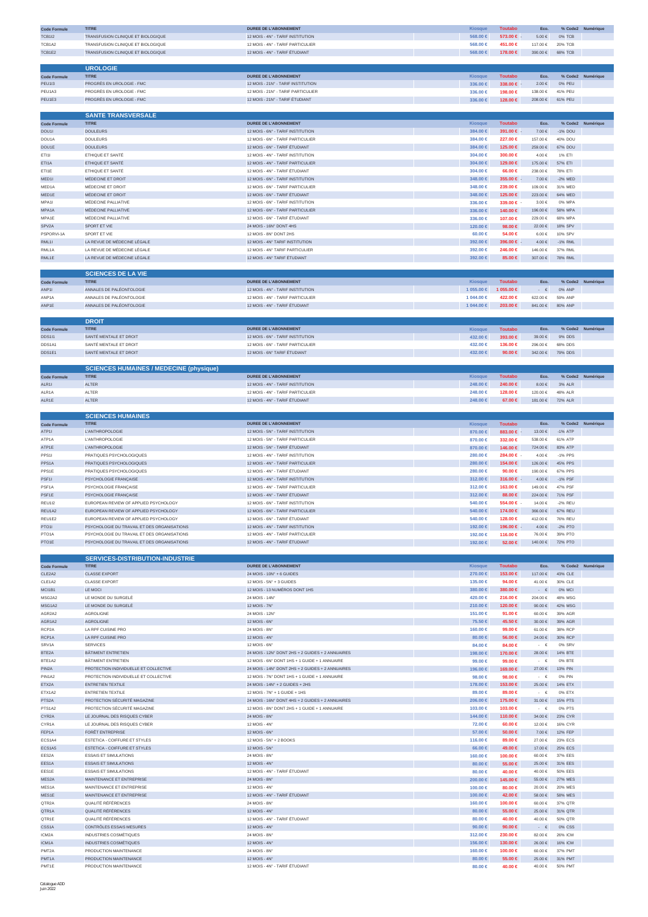| Code Formule | TITRE | DUREE DE L'ABONNEMENT | Kiosque | Toutabo | Eco. | % | Code2 | Numérique |
|---|---|---|---|---|---|---|---|---|
| TCB1I2 | TRANSFUSION CLINIQUE ET BIOLOGIQUE | 12 MOIS - 4N° - TARIF INSTITUTION | 568.00 € | 573.00 € | - 5.00 € | 0% | TCB | |
| TCB1A2 | TRANSFUSION CLINIQUE ET BIOLOGIQUE | 12 MOIS - 4N° - TARIF PARTICULIER | 568.00 € | 451.00 € | 117.00 € | 20% | TCB | |
| TCB1E2 | TRANSFUSION CLINIQUE ET BIOLOGIQUE | 12 MOIS - 4N° - TARIF ÉTUDIANT | 568.00 € | 178.00 € | 390.00 € | 68% | TCB | |

## UROLOGIE

| Code Formule | TITRE | DUREE DE L'ABONNEMENT | Kiosque | Toutabo | Eco. | % | Code2 | Numérique |
|---|---|---|---|---|---|---|---|---|
| PEU1I3 | PROGRÈS EN UROLOGIE - FMC | 12 MOIS - 21N° - TARIF INSTITUTION | 336.00 € | 338.00 € | - 2.00 € | 0% | PEU | |
| PEU1A3 | PROGRÈS EN UROLOGIE - FMC | 12 MOIS - 21N° - TARIF PARTICULIER | 336.00 € | 198.00 € | 138.00 € | 41% | PEU | |
| PEU1E3 | PROGRÈS EN UROLOGIE - FMC | 12 MOIS - 21N° - TARIF ÉTUDIANT | 336.00 € | 128.00 € | 208.00 € | 61% | PEU | |

## SANTE TRANSVERSALE

| Code Formule | TITRE | DUREE DE L'ABONNEMENT | Kiosque | Toutabo | Eco. | % | Code2 | Numérique |
|---|---|---|---|---|---|---|---|---|
| DOU1I | DOULEURS | 12 MOIS - 6N° - TARIF INSTITUTION | 384.00 € | 391.00 € | - 7.00 € | -1% | DOU | |
| DOU1A | DOULEURS | 12 MOIS - 6N° - TARIF PARTICULIER | 384.00 € | 227.00 € | 157.00 € | 40% | DOU | |
| DOU1E | DOULEURS | 12 MOIS - 6N° - TARIF ÉTUDIANT | 384.00 € | 125.00 € | 259.00 € | 67% | DOU | |
| ETI1I | ETHIQUE ET SANTÉ | 12 MOIS - 4N° - TARIF INSTITUTION | 304.00 € | 300.00 € | 4.00 € | 1% | ETI | |
| ETI1A | ETHIQUE ET SANTÉ | 12 MOIS - 4N° - TARIF PARTICULIER | 304.00 € | 129.00 € | 175.00 € | 57% | ETI | |
| ETI1E | ETHIQUE ET SANTÉ | 12 MOIS - 4N° - TARIF ÉTUDIANT | 304.00 € | 66.00 € | 238.00 € | 78% | ETI | |
| MED1I | MÉDECINE ET DROIT | 12 MOIS - 6N° - TARIF INSTITUTION | 348.00 € | 355.00 € | - 7.00 € | -2% | MED | |
| MED1A | MÉDECINE ET DROIT | 12 MOIS - 6N° - TARIF PARTICULIER | 348.00 € | 239.00 € | 109.00 € | 31% | MED | |
| MED1E | MÉDECINE ET DROIT | 12 MOIS - 6N° - TARIF ÉTUDIANT | 348.00 € | 125.00 € | 223.00 € | 64% | MED | |
| MPA1I | MÉDECINE PALLIATIVE | 12 MOIS - 6N° - TARIF INSTITUTION | 336.00 € | 339.00 € | - 3.00 € | 0% | MPA | |
| MPA1A | MÉDECINE PALLIATIVE | 12 MOIS - 6N° - TARIF PARTICULIER | 336.00 € | 140.00 € | 196.00 € | 58% | MPA | |
| MPA1E | MÉDECINE PALLIATIVE | 12 MOIS - 6N° - TARIF ÉTUDIANT | 336.00 € | 107.00 € | 229.00 € | 68% | MPA | |
| SPV2A | SPORT ET VIE | 24 MOIS - 16N° DONT 4HS | 120.00 € | 98.00 € | 22.00 € | 18% | SPV | |
| PSPORVI-1A | SPORT ET VIE | 12 MOIS - 8N° DONT 2HS | 60.00 € | 54.00 € | 6.00 € | 10% | SPV | |
| RML1I | LA REVUE DE MÉDECINE LÉGALE | 12 MOIS - 4N° TARIF INSTITUTION | 392.00 € | 396.00 € | - 4.00 € | -1% | RML | |
| RML1A | LA REVUE DE MÉDECINE LÉGALE | 12 MOIS - 4N° TARIF PARTICULIER | 392.00 € | 246.00 € | 146.00 € | 37% | RML | |
| RML1E | LA REVUE DE MÉDECINE LÉGALE | 12 MOIS - 4N° TARIF ÉTUDIANT | 392.00 € | 85.00 € | 307.00 € | 78% | RML | |

## SCIENCES DE LA VIE

| Code Formule | TITRE | DUREE DE L'ABONNEMENT | Kiosque | Toutabo | Eco. | % | Code2 | Numérique |
|---|---|---|---|---|---|---|---|---|
| ANP1I | ANNALES DE PALÉONTOLOGIE | 12 MOIS - 4N° - TARIF INSTITUTION | 1 055.00 € | 1 055.00 € | - € | 0% | ANP | |
| ANP1A | ANNALES DE PALÉONTOLOGIE | 12 MOIS - 4N° - TARIF PARTICULIER | 1 044.00 € | 422.00 € | 622.00 € | 59% | ANP | |
| ANP1E | ANNALES DE PALÉONTOLOGIE | 12 MOIS - 4N° - TARIF ÉTUDIANT | 1 044.00 € | 203.00 € | 841.00 € | 80% | ANP | |

## DROIT

| Code Formule | TITRE | DUREE DE L'ABONNEMENT | Kiosque | Toutabo | Eco. | % | Code2 | Numérique |
|---|---|---|---|---|---|---|---|---|
| DDS1I1 | SANTÉ MENTALE ET DROIT | 12 MOIS - 6N° - TARIF INSTITUTION | 432.00 € | 393.00 € | 39.00 € | 9% | DDS | |
| DDS1A1 | SANTÉ MENTALE ET DROIT | 12 MOIS - 6N° - TARIF PARTICULIER | 432.00 € | 136.00 € | 296.00 € | 68% | DDS | |
| DDS1E1 | SANTÉ MENTALE ET DROIT | 12 MOIS - 6N° TARIF ÉTUDIANT | 432.00 € | 90.00 € | 342.00 € | 79% | DDS | |

## SCIENCES HUMAINES / MEDECINE (physique)

| Code Formule | TITRE | DUREE DE L'ABONNEMENT | Kiosque | Toutabo | Eco. | % | Code2 | Numérique |
|---|---|---|---|---|---|---|---|---|
| ALR1I | ALTER | 12 MOIS - 4N° - TARIF INSTITUTION | 248.00 € | 240.00 € | 8.00 € | 3% | ALR | |
| ALR1A | ALTER | 12 MOIS - 4N° - TARIF PARTICULIER | 248.00 € | 128.00 € | 120.00 € | 48% | ALR | |
| ALR1E | ALTER | 12 MOIS - 4N° - TARIF ÉTUDIANT | 248.00 € | 67.00 € | 181.00 € | 72% | ALR | |

## SCIENCES HUMAINES

| Code Formule | TITRE | DUREE DE L'ABONNEMENT | Kiosque | Toutabo | Eco. | % | Code2 | Numérique |
|---|---|---|---|---|---|---|---|---|
| ATP1I | L'ANTHROPOLOGIE | 12 MOIS - 5N° - TARIF INSTITUTION | 870.00 € | 883.00 € | - 13.00 € | -1% | ATP | |
| ATP1A | L'ANTHROPOLOGIE | 12 MOIS - 5N° - TARIF PARTICULIER | 870.00 € | 332.00 € | 538.00 € | 61% | ATP | |
| ATP1E | L'ANTHROPOLOGIE | 12 MOIS - 5N° - TARIF ÉTUDIANT | 870.00 € | 146.00 € | 724.00 € | 83% | ATP | |
| PPS1I | PRATIQUES PSYCHOLOGIQUES | 12 MOIS - 4N° - TARIF INSTITUTION | 280.00 € | 284.00 € | - 4.00 € | -1% | PPS | |
| PPS1A | PRATIQUES PSYCHOLOGIQUES | 12 MOIS - 4N° - TARIF PARTICULIER | 280.00 € | 154.00 € | 126.00 € | 45% | PPS | |
| PPS1E | PRATIQUES PSYCHOLOGIQUES | 12 MOIS - 4N° - TARIF ÉTUDIANT | 280.00 € | 90.00 € | 190.00 € | 67% | PPS | |
| PSF1I | PSYCHOLOGIE FRANÇAISE | 12 MOIS - 4N° - TARIF INSTITUTION | 312.00 € | 316.00 € | - 4.00 € | -1% | PSF | |
| PSF1A | PSYCHOLOGIE FRANÇAISE | 12 MOIS - 4N° - TARIF PARTICULIER | 312.00 € | 163.00 € | 149.00 € | 47% | PSF | |
| PSF1E | PSYCHOLOGIE FRANÇAISE | 12 MOIS - 4N° - TARIF ÉTUDIANT | 312.00 € | 88.00 € | 224.00 € | 71% | PSF | |
| REU1I2 | EUROPEAN REVIEW OF APPLIED PSYCHOLOGY | 12 MOIS - 6N° - TARIF INSTITUTION | 540.00 € | 554.00 € | - 14.00 € | -2% | REU | |
| REU1A2 | EUROPEAN REVIEW OF APPLIED PSYCHOLOGY | 12 MOIS - 6N° - TARIF PARTICULIER | 540.00 € | 174.00 € | 366.00 € | 67% | REU | |
| REU1E2 | EUROPEAN REVIEW OF APPLIED PSYCHOLOGY | 12 MOIS - 6N° - TARIF ÉTUDIANT | 540.00 € | 128.00 € | 412.00 € | 76% | REU | |
| PTO1I | PSYCHOLOGIE DU TRAVAIL ET DES ORGANISATIONS | 12 MOIS - 4N° - TARIF INSTITUTION | 192.00 € | 196.00 € | - 4.00 € | -2% | PTO | |
| PTO1A | PSYCHOLOGIE DU TRAVAIL ET DES ORGANISATIONS | 12 MOIS - 4N° - TARIF PARTICULIER | 192.00 € | 116.00 € | 76.00 € | 39% | PTO | |
| PTO1E | PSYCHOLOGIE DU TRAVAIL ET DES ORGANISATIONS | 12 MOIS - 4N° - TARIF ÉTUDIANT | 192.00 € | 52.00 € | 140.00 € | 72% | PTO | |

## SERVICES-DISTRIBUTION-INDUSTRIE

| Code Formule | TITRE | DUREE DE L'ABONNEMENT | Kiosque | Toutabo | Eco. | % | Code2 | Numérique |
|---|---|---|---|---|---|---|---|---|
| CLE2A2 | CLASSE EXPORT | 24 MOIS - 10N° + 6 GUIDES | 270.00 € | 153.00 € | 117.00 € | 43% | CLE | |
| CLE1A2 | CLASSE EXPORT | 12 MOIS - 5N° + 3 GUIDES | 135.00 € | 94.00 € | 41.00 € | 30% | CLE | |
| MCI1B1 | LE MOCI | 12 MOIS - 13 NUMÉROS DONT 1HS | 380.00 € | 380.00 € | - € | 0% | MCI | |
| MSG2A2 | LE MONDE DU SURGELÉ | 24 MOIS - 14N° | 420.00 € | 216.00 € | 204.00 € | 49% | MSG | |
| MSG1A2 | LE MONDE DU SURGELÉ | 12 MOIS - 7N° | 210.00 € | 120.00 € | 90.00 € | 43% | MSG | |
| AGR2A2 | AGROLIGNE | 24 MOIS - 12N° | 151.00 € | 91.00 € | 60.00 € | 39% | AGR | |
| AGR1A2 | AGROLIGNE | 12 MOIS - 6N° | 75.50 € | 45.50 € | 30.00 € | 39% | AGR | |
| RCP2A | LA RPF CUISINE PRO | 24 MOIS - 8N° | 160.00 € | 99.00 € | 61.00 € | 38% | RCP | |
| RCP1A | LA RPF CUISINE PRO | 12 MOIS - 4N° | 80.00 € | 56.00 € | 24.00 € | 30% | RCP | |
| SRV1A | SERVICES | 12 MOIS - 6N° | 84.00 € | 84.00 € | - € | 0% | SRV | |
| BTE2A | BÂTIMENT ENTRETIEN | 24 MOIS - 12N° DONT 2HS + 2 GUIDES + 2 ANNUAIRES | 198.00 € | 170.00 € | 28.00 € | 14% | BTE | |
| BTE1A2 | BÂTIMENT ENTRETIEN | 12 MOIS - 6N° DONT 1HS + 1 GUIDE + 1 ANNUAIRE | 99.00 € | 99.00 € | - € | 0% | BTE | |
| PIN2A | PROTECTION INDIVIDUELLE ET COLLECTIVE | 24 MOIS - 14N° DONT 2HS + 2 GUIDES + 2 ANNUAIRES | 196.00 € | 169.00 € | 27.00 € | 13% | PIN | |
| PIN1A2 | PROTECTION INDIVIDUELLE ET COLLECTIVE | 12 MOIS - 7N° DONT 1HS + 1 GUIDE + 1 ANNUAIRE | 98.00 € | 98.00 € | - € | 0% | PIN | |
| ETX2A | ENTRETIEN TEXTILE | 24 MOIS - 14N° + 2 GUIDES + 2HS | 178.00 € | 153.00 € | 25.00 € | 14% | ETX | |
| ETX1A2 | ENTRETIEN TEXTILE | 12 MOIS - 7N° + 1 GUIDE + 1HS | 89.00 € | 89.00 € | - € | 0% | ETX | |
| PTS2A | PROTECTION SÉCURITÉ MAGAZINE | 24 MOIS - 16N° DONT 4HS + 2 GUIDES + 2 ANNUAIRES | 206.00 € | 175.00 € | 31.00 € | 15% | PTS | |
| PTS1A2 | PROTECTION SÉCURITÉ MAGAZINE | 12 MOIS - 8N° DONT 2HS + 1 GUIDE + 1 ANNUAIRE | 103.00 € | 103.00 € | - € | 0% | PTS | |
| CYR2A | LE JOURNAL DES RISQUES CYBER | 24 MOIS - 8N° | 144.00 € | 110.00 € | 34.00 € | 23% | CYR | |
| CYR1A | LE JOURNAL DES RISQUES CYBER | 12 MOIS - 4N° | 72.00 € | 60.00 € | 12.00 € | 16% | CYR | |
| FEP1A | FORÊT ENTREPRISE | 12 MOIS - 6N° | 57.00 € | 50.00 € | 7.00 € | 12% | FEP | |
| ECS1A4 | ESTETICA - COIFFURE ET STYLES | 12 MOIS - 5N° + 2 BOOKS | 116.00 € | 89.00 € | 27.00 € | 23% | ECS | |
| ECS1A5 | ESTETICA - COIFFURE ET STYLES | 12 MOIS - 5N° | 66.00 € | 49.00 € | 17.00 € | 25% | ECS | |
| EES2A | ESSAIS ET SIMULATIONS | 24 MOIS - 8N° | 160.00 € | 100.00 € | 60.00 € | 37% | EES | |
| EES1A | ESSAIS ET SIMULATIONS | 12 MOIS - 4N° | 80.00 € | 55.00 € | 25.00 € | 31% | EES | |
| EES1E | ESSAIS ET SIMULATIONS | 12 MOIS - 4N° - TARIF ÉTUDIANT | 80.00 € | 40.00 € | 40.00 € | 50% | EES | |
| MES2A | MAINTENANCE ET ENTREPRISE | 24 MOIS - 8N° | 200.00 € | 145.00 € | 55.00 € | 27% | MES | |
| MES1A | MAINTENANCE ET ENTREPRISE | 12 MOIS - 4N° | 100.00 € | 80.00 € | 20.00 € | 20% | MES | |
| MES1E | MAINTENANCE ET ENTREPRISE | 12 MOIS - 4N° - TARIF ÉTUDIANT | 100.00 € | 42.00 € | 58.00 € | 58% | MES | |
| QTR2A | QUALITÉ RÉFÉRENCES | 24 MOIS - 8N° | 160.00 € | 100.00 € | 60.00 € | 37% | QTR | |
| QTR1A | QUALITÉ RÉFÉRENCES | 12 MOIS - 4N° | 80.00 € | 55.00 € | 25.00 € | 31% | QTR | |
| QTR1E | QUALITÉ RÉFÉRENCES | 12 MOIS - 4N° - TARIF ÉTUDIANT | 80.00 € | 40.00 € | 40.00 € | 50% | QTR | |
| CSS1A | CONTRÔLES ESSAIS MESURES | 12 MOIS - 4N° | 90.00 € | 90.00 € | - € | 0% | CSS | |
| ICM2A | INDUSTRIES COSMÉTIQUES | 24 MOIS - 8N° | 312.00 € | 230.00 € | 82.00 € | 26% | ICM | |
| ICM1A | INDUSTRIES COSMÉTIQUES | 12 MOIS - 4N° | 156.00 € | 130.00 € | 26.00 € | 16% | ICM | |
| PMT2A | PRODUCTION MAINTENANCE | 24 MOIS - 8N° | 160.00 € | 100.00 € | 60.00 € | 37% | PMT | |
| PMT1A | PRODUCTION MAINTENANCE | 12 MOIS - 4N° | 80.00 € | 55.00 € | 25.00 € | 31% | PMT | |
| PMT1E | PRODUCTION MAINTENANCE | 12 MOIS - 4N° - TARIF ÉTUDIANT | 80.00 € | 40.00 € | 40.00 € | 50% | PMT | |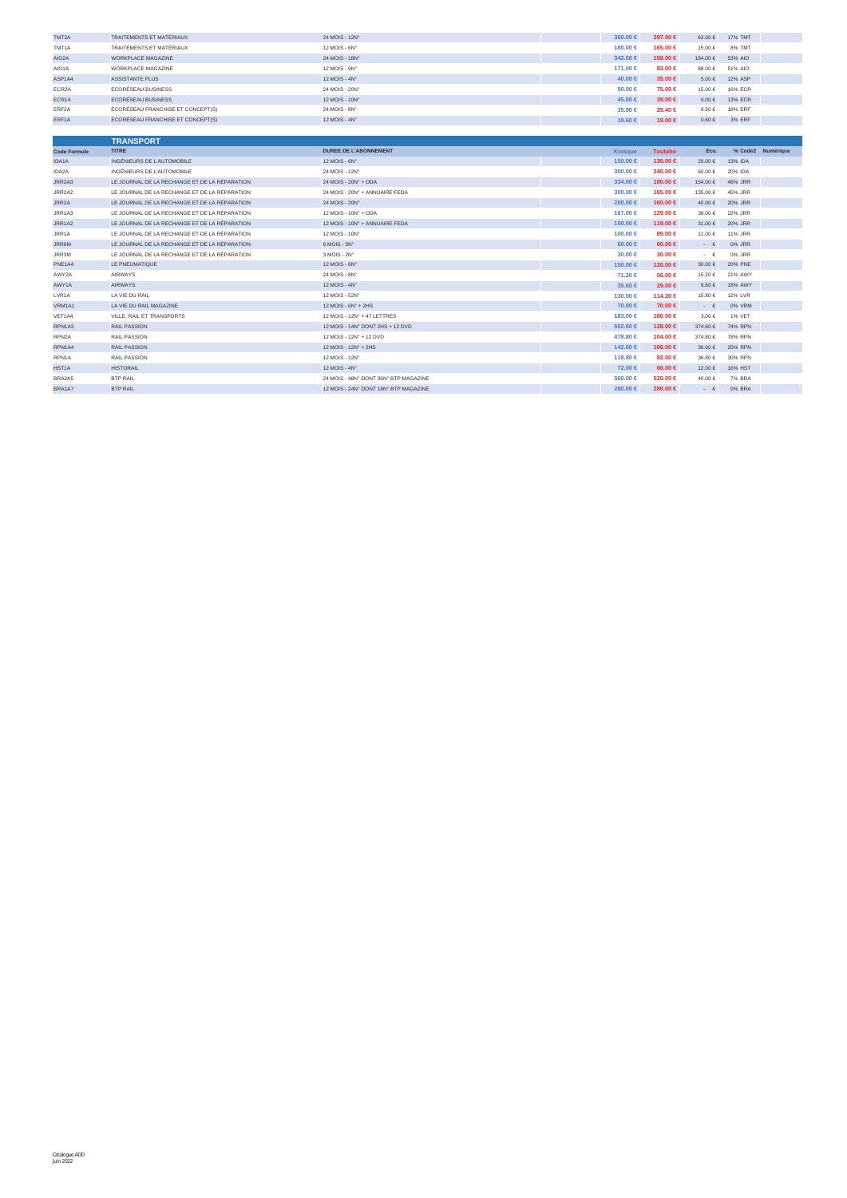| TMT2A | TRAITEMENTS ET MATÉRIAUX | 24 MOIS - 12N° | | 360.00 € | 297.00 € | 63.00 € | 17% | TMT | |
|---|---|---|---|---|---|---|---|---|---|
| TMT1A | TRAITEMENTS ET MATÉRIAUX | 12 MOIS - 6N° | | 180.00 € | 165.00 € | 15.00 € | 8% | TMT | |
| AIO2A | WORKPLACE MAGAZINE | 24 MOIS - 18N° | | 342.00 € | 158.00 € | 184.00 € | 53% | AIO | |
| AIO1A | WORKPLACE MAGAZINE | 12 MOIS - 9N° | | 171.00 € | 83.00 € | 88.00 € | 51% | AIO | |
| ASP1A4 | ASSISTANTE PLUS | 12 MOIS - 4N° | | 40.00 € | 35.00 € | 5.00 € | 12% | ASP | |
| ECR2A | ECORÉSEAU BUSINESS | 24 MOIS - 20N° | | 90.00 € | 75.00 € | 15.00 € | 16% | ECR | |
| ECR1A | ECORÉSEAU BUSINESS | 12 MOIS - 10N° | | 45.00 € | 39.00 € | 6.00 € | 13% | ECR | |
| ERF2A | ECORÉSEAU FRANCHISE ET CONCEPT(S) | 24 MOIS - 8N° | | 35.90 € | 29.40 € | 6.50 € | 18% | ERF | |
| ERF1A | ECORÉSEAU FRANCHISE ET CONCEPT(S) | 12 MOIS - 4N° | | 19.60 € | 19.00 € | 0.60 € | 3% | ERF | |

## TRANSPORT

| Code Formule | TITRE | DUREE DE L'ABONNEMENT | | Kiosque | Toutabo | Eco. | % | Code2 | Numérique |
|---|---|---|---|---|---|---|---|---|---|
| IDA1A | INGÉNIEURS DE L'AUTOMOBILE | 12 MOIS - 6N° | | 150.00 € | 130.00 € | 20.00 € | 13% | IDA | |
| IDA2A | INGÉNIEURS DE L'AUTOMOBILE | 24 MOIS - 12N° | | 300.00 € | 240.00 € | 60.00 € | 20% | IDA | |
| JRR2A3 | LE JOURNAL DE LA RECHANGE ET DE LA RÉPARATION | 24 MOIS - 20N° + ODA | | 334.00 € | 180.00 € | 154.00 € | 46% | JRR | |
| JRR2A2 | LE JOURNAL DE LA RECHANGE ET DE LA RÉPARATION | 24 MOIS - 20N° + ANNUAIRE FEDA | | 300.00 € | 165.00 € | 135.00 € | 45% | JRR | |
| JRR2A | LE JOURNAL DE LA RECHANGE ET DE LA RÉPARATION | 24 MOIS - 20N° | | 200.00 € | 160.00 € | 40.00 € | 20% | JRR | |
| JRR1A3 | LE JOURNAL DE LA RECHANGE ET DE LA RÉPARATION | 12 MOIS - 10N° + ODA | | 167.00 € | 129.00 € | 38.00 € | 22% | JRR | |
| JRR1A2 | LE JOURNAL DE LA RECHANGE ET DE LA RÉPARATION | 12 MOIS - 10N° + ANNUAIRE FEDA | | 150.00 € | 119.00 € | 31.00 € | 20% | JRR | |
| JRR1A | LE JOURNAL DE LA RECHANGE ET DE LA RÉPARATION | 12 MOIS - 10N° | | 100.00 € | 89.00 € | 11.00 € | 11% | JRR | |
| JRR6M | LE JOURNAL DE LA RECHANGE ET DE LA RÉPARATION | 6 MOIS - 5N° | | 60.00 € | 60.00 € | - € | 0% | JRR | |
| JRR3M | LE JOURNAL DE LA RECHANGE ET DE LA RÉPARATION | 3 MOIS - 2N° | | 30.00 € | 30.00 € | - € | 0% | JRR | |
| PNE1A4 | LE PNEUMATIQUE | 12 MOIS - 6N° | | 150.00 € | 120.00 € | 30.00 € | 20% | PNE | |
| AWY2A | AIRWAYS | 24 MOIS - 8N° | | 71.20 € | 56.00 € | 15.20 € | 21% | AWY | |
| AWY1A | AIRWAYS | 12 MOIS - 4N° | | 35.60 € | 29.00 € | 6.60 € | 18% | AWY | |
| LVR1A | LA VIE DU RAIL | 12 MOIS - 52N° | | 130.00 € | 114.20 € | 15.80 € | 12% | LVR | |
| VRM1A1 | LA VIE DU RAIL MAGAZINE | 12 MOIS - 6N° + 2HS | | 70.00 € | 70.00 € | - € | 0% | VRM | |
| VET1A4 | VILLE, RAIL ET TRANSPORTS | 12 MOIS - 12N° + 47 LETTRES | | 183.00 € | 180.00 € | 3.00 € | 1% | VET | |
| RPN1A3 | RAIL PASSION | 12 MOIS - 14N° DONT 2HS + 12 DVD | | 502.60 € | 128.00 € | 374.60 € | 74% | RPN | |
| RPN2A | RAIL PASSION | 24 MOIS - 12N° + 12 DVD | | 478.80 € | 104.00 € | 374.80 € | 78% | RPN | |
| RPN1A4 | RAIL PASSION | 12 MOIS - 12N° + 2HS | | 142.60 € | 106.00 € | 36.60 € | 25% | RPN | |
| RPN1A | RAIL PASSION | 12 MOIS - 12N° | | 118.80 € | 82.00 € | 36.80 € | 30% | RPN | |
| HST1A | HISTORAIL | 12 MOIS - 4N° | | 72.00 € | 60.00 € | 12.00 € | 16% | HST | |
| BRA2A5 | BTP RAIL | 24 MOIS - 48N° DONT 36N° BTP MAGAZINE | | 560.00 € | 520.00 € | 40.00 € | 7% | BRA | |
| BRA1A7 | BTP RAIL | 12 MOIS - 24N° DONT 18N° BTP MAGAZINE | | 280.00 € | 280.00 € | - € | 0% | BRA | |

Catalogue ADD
Juin 2022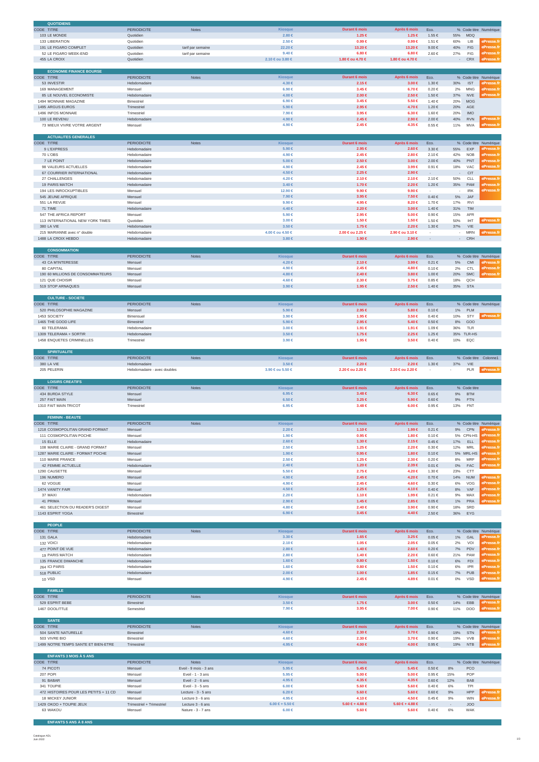## QUOTIDIENS

| CODE | TITRE | PERIODICITE | Notes | Kiosque | Durant 6 mois | Après 6 mois | Eco. | % | Code titre | Numérique |
|---|---|---|---|---|---|---|---|---|---|---|
| 103 | LE MONDE | Quotidien | | 2.80 € | 1.25 € | 1.25 € | 1.55 € | 55% | MDQ | |
| 133 | LIBERATION | Quotidien | | 2.50 € | 0.99 € | 0.99 € | 1.51 € | 60% | LIB | ePresse.fr |
| 191 | LE FIGARO COMPLET | Quotidien | tarif par semaine | 22.20 € | 13.20 € | 13.20 € | 9.00 € | 40% | FIG | ePresse.fr |
| 52 | LE FIGARO WEEK-END | Quotidien | tarif par semaine | 9.40 € | 6.80 € | 6.80 € | 2.60 € | 27% | FIG | ePresse.fr |
| 455 | LA CROIX | Quotidien | | 2.10 € ou 3.80 € | 1.80 € ou 4.70 € | 1.80 € ou 4.70 € | - | - | CRX | ePresse.fr |

## ECONOMIE FINANCE BOURSE

| CODE | TITRE | PERIODICITE | Notes | Kiosque | Durant 6 mois | Après 6 mois | Eco. | % | Code titre | Numérique |
|---|---|---|---|---|---|---|---|---|---|---|
| 53 | INVESTIR | Hebdomadaire | | 4.30 € | 2.15 € | 3.00 € | 1.30 € | 30% | IST | ePresse.fr |
| 169 | MANAGEMENT | Mensuel | | 6.90 € | 3.45 € | 6.70 € | 0.20 € | 2% | MNG | ePresse.fr |
| 85 | LE NOUVEL ECONOMISTE | Hebdomadaire | | 4.00 € | 2.00 € | 2.50 € | 1.50 € | 37% | NVE | ePresse.fr |
| 1494 | MONNAIE MAGAZINE | Bimestriel | | 6.90 € | 3.45 € | 5.50 € | 1.40 € | 20% | MOG | |
| 1495 | ARGUS EUROS | Trimestriel | | 5.90 € | 2.95 € | 4.70 € | 1.20 € | 20% | AGE | |
| 1496 | INFOS MONNAIE | Trimestriel | | 7.90 € | 3.95 € | 6.30 € | 1.60 € | 20% | IMO | |
| 100 | LE REVENU | Hebdomadaire | | 4.90 € | 2.45 € | 2.90 € | 2.00 € | 40% | RVN | ePresse.fr |
| 73 | MIEUX VIVRE VOTRE ARGENT | Mensuel | | 4.90 € | 2.45 € | 4.35 € | 0.55 € | 11% | MVA | ePresse.fr |

## ACTUALITES GENERALES

| CODE | TITRE | PERIODICITE | Notes | Kiosque | Durant 6 mois | Après 6 mois | Eco. | % | Code titre | Numérique |
|---|---|---|---|---|---|---|---|---|---|---|
| 9 | L'EXPRESS | Hebdomadaire | | 5.90 € | 2.95 € | 2.60 € | 3.30 € | 55% | EXP | ePresse.fr |
| 70 | L'OBS | Hebdomadaire | | 4.90 € | 2.45 € | 2.80 € | 2.10 € | 42% | NOB | ePresse.fr |
| 7 | LE POINT | Hebdomadaire | | 5.00 € | 2.50 € | 3.00 € | 2.00 € | 40% | PNT | ePresse.fr |
| 98 | VALEURS ACTUELLES | Hebdomadaire | | 4.90 € | 2.45 € | 3.99 € | 0.91 € | 18% | VAC | ePresse.fr |
| 67 | COURRIER INTERNATIONAL | Hebdomadaire | | 4.50 € | 2.25 € | 2.90 € | - | - | CIT | |
| 27 | CHALLENGES | Hebdomadaire | | 4.20 € | 2.10 € | 2.10 € | 2.10 € | 50% | CLL | ePresse.fr |
| 19 | PARIS MATCH | Hebdomadaire | | 3.40 € | 1.70 € | 2.20 € | 1.20 € | 35% | PAM | ePresse.fr |
| 194 | LES INROCKUPTIBLES | Mensuel | | 12.00 € | 9.90 € | 9.90 € | - | - | IRK | ePresse.fr |
| 545 | JEUNE AFRIQUE | Mensuel | | 7.90 € | 3.95 € | 7.50 € | 0.40 € | 5% | JAF | |
| 551 | LA REVUE | Mensuel | | 9.90 € | 4.95 € | 8.20 € | 1.70 € | 17% | RVI | |
| 71 | TIME | Hebdomadaire | | 4.40 € | 2.20 € | 3.00 € | 1.40 € | 31% | TIM | |
| 547 | THE AFRICA REPORT | Mensuel | | 5.90 € | 2.95 € | 5.00 € | 0.90 € | 15% | AFR | |
| 113 | INTERNATIONAL NEW YORK TIMES | Quotidien | | 3.00 € | 1.50 € | 1.50 € | 1.50 € | 50% | IHT | ePresse.fr |
| 380 | LA VIE | Hebdomadaire | | 3.50 € | 1.75 € | 2.20 € | 1.30 € | 37% | VIE | |
| 215 | MARIANNE avec n° double | Hebdomadaire | | 4.00 € ou 4.50 € | 2.00 € ou 2.25 € | 2.90 € ou 3.10 € | - | - | MRN | ePresse.fr |
| 1488 | LA CROIX HEBDO | Hebdomadaire | | 3.80 € | 1.90 € | 2.90 € | - | - | CRH | |

## CONSOMMATION

| CODE | TITRE | PERIODICITE | Notes | Kiosque | Durant 6 mois | Après 6 mois | Eco. | % | Code titre | Numérique |
|---|---|---|---|---|---|---|---|---|---|---|
| 43 | CA M'INTERESSE | Mensuel | | 4.20 € | 2.10 € | 3.99 € | 0.21 € | 5% | CMI | ePresse.fr |
| 80 | CAPITAL | Mensuel | | 4.90 € | 2.45 € | 4.80 € | 0.10 € | 2% | CTL | ePresse.fr |
| 190 | 60 MILLIONS DE CONSOMMATEURS | Mensuel | | 4.80 € | 2.40 € | 3.80 € | 1.00 € | 20% | SMC | ePresse.fr |
| 121 | QUE CHOISIR | Mensuel | | 4.60 € | 2.30 € | 3.75 € | 0.85 € | 18% | QCH | |
| 519 | STOP ARNAQUES | Mensuel | | 3.90 € | 1.95 € | 2.50 € | 1.40 € | 35% | STA | |

## CULTURE - SOCIETE

| CODE | TITRE | PERIODICITE | Notes | Kiosque | Durant 6 mois | Après 6 mois | Eco. | % | Code titre | Numérique |
|---|---|---|---|---|---|---|---|---|---|---|
| 520 | PHILOSOPHIE MAGAZINE | Mensuel | | 5.90 € | 2.95 € | 5.80 € | 0.10 € | 1% | PLM | |
| 1453 | SOCIETY | Bimensuel | | 3.90 € | 1.95 € | 3.50 € | 0.40 € | 10% | STY | ePresse.fr |
| 1465 | THE GOOD LIFE | Bimestriel | | 5.90 € | 2.95 € | 5.40 € | 0.50 € | 8% | GOO | |
| 60 | TELERAMA | Hebdomadaire | | 3.00 € | 1.91 € | 1.91 € | 1.09 € | 36% | TLR | |
| 1309 | TELERAMA + SORTIR | Hebdomadaire | | 3.50 € | 1.75 € | 2.25 € | 1.25 € | 35% | TLR-HS | |
| 1458 | ENQUETES CRIMINELLES | Trimestriel | | 3.90 € | 1.95 € | 3.50 € | 0.40 € | 10% | EQC | |

## SPIRITUALITE

| CODE | TITRE | PERIODICITE | Notes | Kiosque | Durant 6 mois | Après 6 mois | Eco. | % | Code titre | Colonne1 |
|---|---|---|---|---|---|---|---|---|---|---|
| 380 | LA VIE | Hebdomadaire | | 3.50 € | 2.20 € | 2.20 € | 1.30 € | 37% | VIE | |
| 205 | PELERIN | Hebdomadaire - avec doubles | | 3.90 € ou 5.50 € | 2.20 € ou 2.20 € | 2.20 € ou 2.20 € | - | - | PLR | ePresse.fr |

## LOISIRS CREATIFS

| CODE | TITRE | PERIODICITE | Notes | Kiosque | Durant 6 mois | Après 6 mois | Eco. | % | Code titre |
|---|---|---|---|---|---|---|---|---|---|
| 434 | BURDA STYLE | Mensuel | | 6.95 € | 3.48 € | 6.30 € | 0.65 € | 9% | BTM |
| 257 | FAIT MAIN | Mensuel | | 6.50 € | 3.25 € | 5.90 € | 0.60 € | 9% | FTN |
| 1310 | FAIT MAIN TRICOT | Trimestriel | | 6.95 € | 3.48 € | 6.00 € | 0.95 € | 13% | FNT |

## FEMININ - BEAUTE

| CODE | TITRE | PERIODICITE | Notes | Kiosque | Durant 6 mois | Après 6 mois | Eco. | % | Code titre | Numérique |
|---|---|---|---|---|---|---|---|---|---|---|
| 1218 | COSMOPOLITAN GRAND FORMAT | Mensuel | | 2.20 € | 1.10 € | 1.99 € | 0.21 € | 9% | CPN | ePresse.fr |
| 111 | COSMOPOLITAN POCHE | Mensuel | | 1.90 € | 0.95 € | 1.80 € | 0.10 € | 5% | CPN-HS | ePresse.fr |
| 15 | ELLE | Hebdomadaire | | 2.60 € | 1.30 € | 2.15 € | 0.45 € | 17% | ELL | ePresse.fr |
| 108 | MARIE CLAIRE - GRAND FORMAT | Mensuel | | 2.50 € | 1.25 € | 2.20 € | 0.30 € | 12% | MRL | ePresse.fr |
| 1287 | MARIE CLAIRE - FORMAT POCHE | Mensuel | | 1.90 € | 0.95 € | 1.80 € | 0.10 € | 5% | MRL-HS | ePresse.fr |
| 110 | MARIE FRANCE | Mensuel | | 2.50 € | 1.25 € | 2.30 € | 0.20 € | 8% | MRF | ePresse.fr |
| 42 | FEMME ACTUELLE | Hebdomadaire | | 2.40 € | 1.20 € | 2.39 € | 0.01 € | 0% | FAC | ePresse.fr |
| 1290 | CAUSETTE | Mensuel | | 5.50 € | 2.75 € | 4.20 € | 1.30 € | 23% | CTT | |
| 196 | NUMERO | Mensuel | | 4.90 € | 2.45 € | 4.20 € | 0.70 € | 14% | NUM | ePresse.fr |
| 62 | VOGUE | Mensuel | | 4.90 € | 2.45 € | 4.60 € | 0.30 € | 6% | VOG | ePresse.fr |
| 1474 | VANITY FAIR | Mensuel | | 4.50 € | 2.25 € | 4.10 € | 0.40 € | 8% | VAF | ePresse.fr |
| 37 | MAXI | Hebdomadaire | | 2.20 € | 1.10 € | 1.99 € | 0.21 € | 9% | MAX | ePresse.fr |
| 41 | PRIMA | Mensuel | | 2.90 € | 1.45 € | 2.85 € | 0.05 € | 1% | PRA | ePresse.fr |
| 461 | SELECTION DU READER'S DIGEST | Mensuel | | 4.80 € | 2.40 € | 3.90 € | 0.90 € | 18% | SRD | |
| 1143 | ESPRIT YOGA | Bimestriel | | 6.90 € | 3.45 € | 4.40 € | 2.50 € | 36% | EYG | |

## PEOPLE

| CODE | TITRE | PERIODICITE | Notes | Kiosque | Durant 6 mois | Après 6 mois | Eco. | % | Code titre | Numérique |
|---|---|---|---|---|---|---|---|---|---|---|
| 131 | GALA | Hebdomadaire | | 3.30 € | 1.65 € | 3.25 € | 0.05 € | 1% | GAL | ePresse.fr |
| 132 | VOICI | Hebdomadaire | | 2.10 € | 1.05 € | 2.05 € | 0.05 € | 2% | VOI | ePresse.fr |
| 477 | POINT DE VUE | Hebdomadaire | | 2.80 € | 1.40 € | 2.60 € | 0.20 € | 7% | PDV | ePresse.fr |
| 19 | PARIS MATCH | Hebdomadaire | | 2.80 € | 1.40 € | 2.20 € | 0.60 € | 21% | PAM | ePresse.fr |
| 135 | FRANCE DIMANCHE | Hebdomadaire | | 1.60 € | 0.80 € | 1.50 € | 0.10 € | 6% | FDI | ePresse.fr |
| 264 | ICI PARIS | Hebdomadaire | | 1.60 € | 0.80 € | 1.50 € | 0.10 € | 6% | IPR | ePresse.fr |
| 518 | PUBLIC | Hebdomadaire | | 2.00 € | 1.00 € | 1.85 € | 0.15 € | 7% | PUB | ePresse.fr |
| 10 | VSD | Mensuel | | 4.90 € | 2.45 € | 4.89 € | 0.01 € | 0% | VSD | ePresse.fr |

## FAMILLE

| CODE | TITRE | PERIODICITE | Notes | Kiosque | Durant 6 mois | Après 6 mois | Eco. | % | Code titre | Numérique |
|---|---|---|---|---|---|---|---|---|---|---|
| 529 | ESPRIT BEBE | Bimestriel | | 3.50 € | 1.75 € | 3.00 € | 0.50 € | 14% | EBB | ePresse.fr |
| 1467 | DOOLITTLE | Semestriel | | 7.90 € | 3.95 € | 7.00 € | 0.90 € | 11% | DOO | ePresse.fr |

## SANTE

| CODE | TITRE | PERIODICITE | Notes | Kiosque | Durant 6 mois | Après 6 mois | Eco. | % | Code titre | Numérique |
|---|---|---|---|---|---|---|---|---|---|---|
| 504 | SANTE NATURELLE | Bimestriel | | 4.60 € | 2.30 € | 3.70 € | 0.90 € | 19% | STN | ePresse.fr |
| 503 | VIVRE BIO | Bimestriel | | 4.60 € | 2.30 € | 3.70 € | 0.90 € | 19% | VVB | ePresse.fr |
| 1499 | NOTRE TEMPS SANTE ET BIEN-ETRE | Trimestriel | | 4.95 € | 4.00 € | 4.00 € | 0.95 € | 19% | NTB | ePresse.fr |

## ENFANTS 3 MOIS À 5 ANS

| CODE | TITRE | PERIODICITE | Notes | Kiosque | Durant 6 mois | Après 6 mois | Eco. | % | Code titre | Numérique |
|---|---|---|---|---|---|---|---|---|---|---|
| 74 | PICOTI | Mensuel | Eveil - 9 mois - 3 ans | 5.95 € | 5.45 € | 5.45 € | 0.50 € | 8% | PCO | |
| 207 | POPI | Mensuel | Eveil - 1 - 3 ans | 5.95 € | 5.00 € | 5.00 € | 0.95 € | 15% | POP | |
| 91 | BABAR | Mensuel | Eveil - 2 - 6 ans | 4.95 € | 4.35 € | 4.35 € | 0.60 € | 12% | BAB | |
| 341 | TOUPIE | Mensuel | Eveil - 3 - 5 ans | 6.00 € | 5.60 € | 5.60 € | 0.40 € | 6% | TPI | |
| 472 | HISTOIRES POUR LES PETITS + 11 CD | Mensuel | Lecture - 3 - 5 ans | 6.20 € | 5.60 € | 5.60 € | 0.60 € | 9% | HPP | ePresse.fr |
| 18 | MICKEY JUNIOR | Mensuel | Lecture 3 - 6 ans | 4.95 € | 4.10 € | 4.50 € | 0.45 € | 9% | WIN | ePresse.fr |
| 1429 | OKOO + TOUPIE JEUX | Trimestriel + Trimestriel | Lecture 3 - 6 ans | 6.00 € + 5.50 € | 5.60 € + 4.88 € | 5.60 € + 4.88 € | - | - | JOO | |
| 63 | WAKOU | Mensuel | Nature - 3 - 7 ans | 6.00 € | 5.60 € | 5.60 € | 0.40 € | 6% | WAK | |

## ENFANTS 5 ANS À 8 ANS

Catalogue ADL
Juin 2022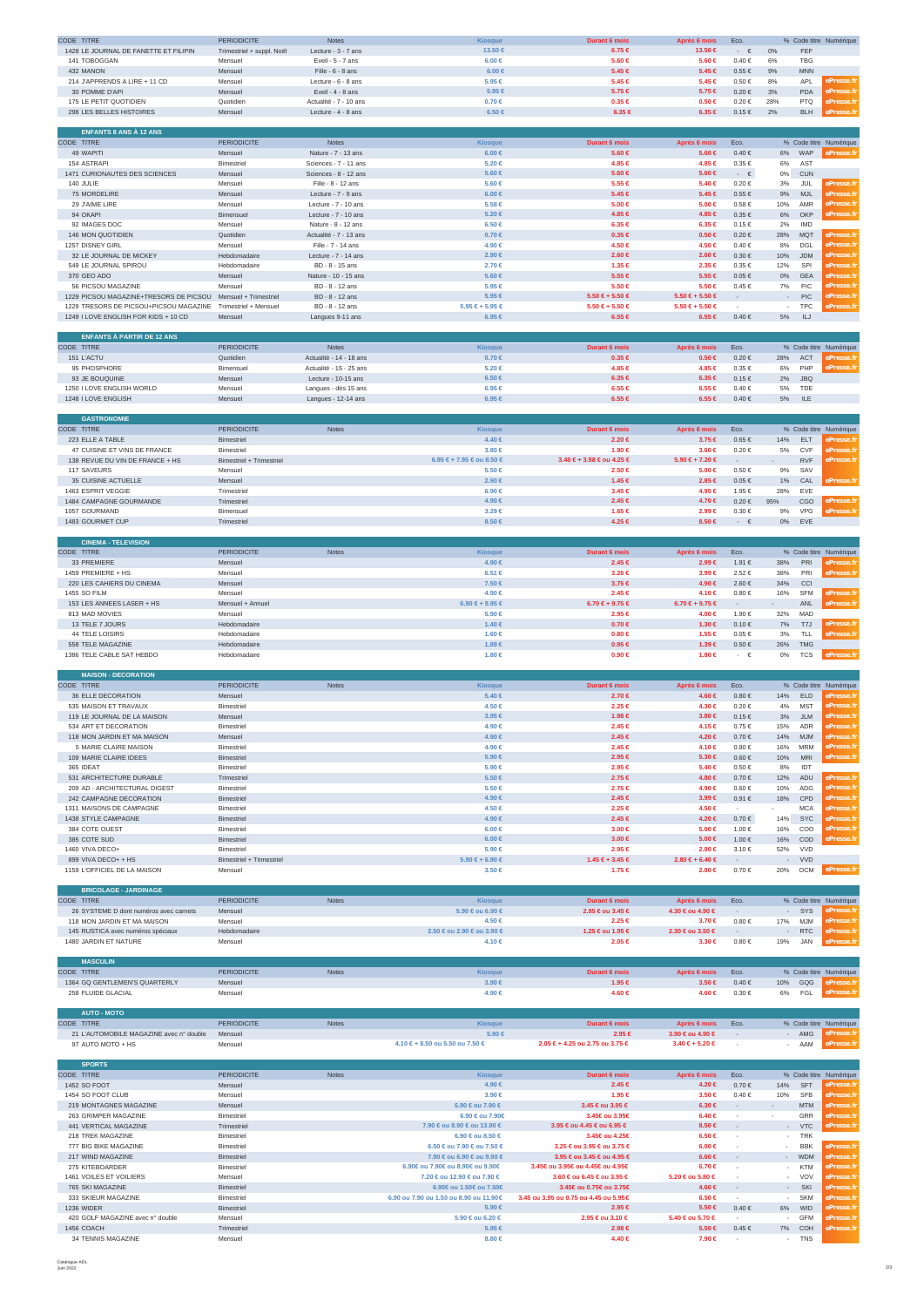| CODE | TITRE | PERIODICITE | Notes | Kiosque | Durant 6 mois | Après 6 mois | Eco. | % | Code titre | Numérique |
|---|---|---|---|---|---|---|---|---|---|---|
| 1428 | LE JOURNAL DE FANETTE ET FILIPIN | Trimestriel + suppl. Noël | Lecture - 3 - 7 ans | 13.50 € | 6.75 € | 13.50 € | - € | 0% | FEF | |
| 141 | TOBOGGAN | Mensuel | Eveil - 5 - 7 ans | 6.00 € | 5.60 € | 5.60 € | 0.40 € | 6% | TBG | |
| 432 | MANON | Mensuel | Fille - 6 - 8 ans | 6.00 € | 5.45 € | 5.45 € | 0.55 € | 9% | MNN | |
| 214 | J'APPRENDS A LIRE + 11 CD | Mensuel | Lecture - 6 - 8 ans | 5.95 € | 5.45 € | 5.45 € | 0.50 € | 8% | APL | ePresse.fr |
| 30 | POMME D'API | Mensuel | Eveil - 4 - 8 ans | 5.95 € | 5.75 € | 5.75 € | 0.20 € | 3% | PDA | ePresse.fr |
| 175 | LE PETIT QUOTIDIEN | Quotidien | Actualité - 7 - 10 ans | 0.70 € | 0.35 € | 0.50 € | 0.20 € | 28% | PTQ | ePresse.fr |
| 298 | LES BELLES HISTOIRES | Mensuel | Lecture - 4 - 8 ans | 6.50 € | 6.35 € | 6.35 € | 0.15 € | 2% | BLH | ePresse.fr |

## ENFANTS 8 ANS À 12 ANS

| CODE | TITRE | PERIODICITE | Notes | Kiosque | Durant 6 mois | Après 6 mois | Eco. | % | Code titre | Numérique |
|---|---|---|---|---|---|---|---|---|---|---|
| 49 | WAPITI | Mensuel | Nature - 7 - 13 ans | 6.00 € | 5.60 € | 5.60 € | 0.40 € | 6% | WAP | ePresse.fr |
| 154 | ASTRAPI | Bimestriel | Sciences - 7 - 11 ans | 5.20 € | 4.85 € | 4.85 € | 0.35 € | 6% | AST | |
| 1471 | CURIONAUTES DES SCIENCES | Mensuel | Sciences - 8 - 12 ans | 5.60 € | 5.60 € | 5.60 € | - € | 0% | CUN | |
| 140 | JULIE | Mensuel | Fille - 8 - 12 ans | 5.60 € | 5.55 € | 5.40 € | 0.20 € | 3% | JUL | ePresse.fr |
| 75 | MORDELIRE | Mensuel | Lecture - 7 - 9 ans | 6.00 € | 5.45 € | 5.45 € | 0.55 € | 9% | MJL | ePresse.fr |
| 29 | J'AIME LIRE | Mensuel | Lecture - 7 - 10 ans | 5.58 € | 5.00 € | 5.00 € | 0.58 € | 10% | AMR | ePresse.fr |
| 94 | OKAPI | Bimensuel | Lecture - 7 - 10 ans | 5.20 € | 4.85 € | 4.85 € | 0.35 € | 6% | OKP | ePresse.fr |
| 92 | IMAGES DOC | Mensuel | Nature - 8 - 12 ans | 6.50 € | 6.35 € | 6.35 € | 0.15 € | 2% | IMD | |
| 146 | MON QUOTIDIEN | Quotidien | Actualité - 7 - 13 ans | 0.70 € | 0.35 € | 0.50 € | 0.20 € | 28% | MQT | ePresse.fr |
| 1257 | DISNEY GIRL | Mensuel | Fille - 7 - 14 ans | 4.90 € | 4.50 € | 4.50 € | 0.40 € | 8% | DGL | ePresse.fr |
| 32 | LE JOURNAL DE MICKEY | Hebdomadaire | Lecture - 7 - 14 ans | 2.90 € | 2.60 € | 2.60 € | 0.30 € | 10% | JDM | ePresse.fr |
| 549 | LE JOURNAL SPIROU | Hebdomadaire | BD - 8 - 15 ans | 2.70 € | 1.35 € | 2.35 € | 0.35 € | 12% | SPI | ePresse.fr |
| 370 | GEO ADO | Mensuel | Nature - 10 - 15 ans | 5.60 € | 5.55 € | 5.55 € | 0.05 € | 0% | GEA | ePresse.fr |
| 56 | PICSOU MAGAZINE | Mensuel | BD - 8 - 12 ans | 5.95 € | 5.50 € | 5.50 € | 0.45 € | 7% | PIC | ePresse.fr |
| 1229 | PICSOU MAGAZINE+TRESORS DE PICSOU | Mensuel + Trimestriel | BD - 8 - 12 ans | 5.95 € | 5.50 € + 5.50 € | 5.50 € + 5.50 € | - | - | PIC | ePresse.fr |
| 1229 | TRESORS DE PICSOU+PICSOU MAGAZINE | Trimestriel + Mensuel | BD - 8 - 12 ans | 5.95 € + 5.95 € | 5.50 € + 5.50 € | 5.50 € + 5.50 € | - | - | TPC | ePresse.fr |
| 1249 | I LOVE ENGLISH FOR KIDS + 10 CD | Mensuel | Langues 9-11 ans | 6.95 € | 6.55 € | 6.55 € | 0.40 € | 5% | ILJ | |

## ENFANTS À PARTIR DE 12 ANS

| CODE | TITRE | PERIODICITE | Notes | Kiosque | Durant 6 mois | Après 6 mois | Eco. | % | Code titre | Numérique |
|---|---|---|---|---|---|---|---|---|---|---|
| 151 | L'ACTU | Quotidien | Actualité - 14 - 18 ans | 0.70 € | 0.35 € | 0.50 € | 0.20 € | 28% | ACT | ePresse.fr |
| 95 | PHOSPHORE | Bimensuel | Actualité - 15 - 25 ans | 5.20 € | 4.85 € | 4.85 € | 0.35 € | 6% | PHP | ePresse.fr |
| 93 | JE BOUQUINE | Mensuel | Lecture - 10-15 ans | 6.50 € | 6.35 € | 6.35 € | 0.15 € | 2% | JBQ | |
| 1250 | I LOVE ENGLISH WORLD | Mensuel | Langues - dès 15 ans | 6.95 € | 6.55 € | 6.55 € | 0.40 € | 5% | TDE | |
| 1248 | I LOVE ENGLISH | Mensuel | Langues - 12-14 ans | 6.95 € | 6.55 € | 6.55 € | 0.40 € | 5% | ILE | |

## GASTRONOMIE

| CODE | TITRE | PERIODICITE | Notes | Kiosque | Durant 6 mois | Après 6 mois | Eco. | % | Code titre | Numérique |
|---|---|---|---|---|---|---|---|---|---|---|
| 223 | ELLE A TABLE | Bimestriel | | 4.40 € | 2.20 € | 3.75 € | 0.65 € | 14% | ELT | ePresse.fr |
| 47 | CUISINE ET VINS DE FRANCE | Bimestriel | | 3.80 € | 1.90 € | 3.60 € | 0.20 € | 5% | CVF | ePresse.fr |
| 138 | REVUE DU VIN DE FRANCE + HS | Bimestriel + Trimestriel | | 6.95 € + 7.95 € ou 8.50 € | 3.48 € + 3.98 € ou 4.25 € | 5.90 € + 7.20 € | - | - | RVF | ePresse.fr |
| 117 | SAVEURS | Mensuel | | 5.50 € | 2.50 € | 5.00 € | 0.50 € | 9% | SAV | |
| 35 | CUISINE ACTUELLE | Mensuel | | 2.90 € | 1.45 € | 2.85 € | 0.05 € | 1% | CAL | ePresse.fr |
| 1463 | ESPRIT VEGGIE | Trimestriel | | 6.90 € | 3.45 € | 4.95 € | 1.95 € | 28% | EVE | |
| 1484 | CAMPAGNE GOURMANDE | Trimestriel | | 4.90 € | 2.45 € | 4.70 € | 0.20 € | 95% | CGO | ePresse.fr |
| 1057 | GOURMAND | Bimensuel | | 3.29 € | 1.65 € | 2.99 € | 0.30 € | 9% | VPG | ePresse.fr |
| 1483 | GOURMET CUP | Trimestriel | | 8.50 € | 4.25 € | 8.50 € | - € | 0% | EVE | |

## CINEMA - TELEVISION

| CODE | TITRE | PERIODICITE | Notes | Kiosque | Durant 6 mois | Après 6 mois | Eco. | % | Code titre | Numérique |
|---|---|---|---|---|---|---|---|---|---|---|
| 33 | PREMIERE | Mensuel | | 4.90 € | 2.45 € | 2.99 € | 1.91 € | 38% | PRI | ePresse.fr |
| 1459 | PREMIERE + HS | Mensuel | | 6.51 € | 3.26 € | 3.99 € | 2.52 € | 38% | PRI | ePresse.fr |
| 220 | LES CAHIERS DU CINEMA | Mensuel | | 7.50 € | 3.75 € | 4.90 € | 2.60 € | 34% | CCI | |
| 1455 | SO FILM | Mensuel | | 4.90 € | 2.45 € | 4.10 € | 0.80 € | 16% | SFM | ePresse.fr |
| 153 | LES ANNEES LASER + HS | Mensuel + Annuel | | 6.90 € + 9.95 € | 6.70 € + 9.75 € | 6.70 € + 9.75 € | - | - | ANL | ePresse.fr |
| 813 | MAD MOVIES | Mensuel | | 5.90 € | 2.95 € | 4.00 € | 1.90 € | 32% | MAD | |
| 13 | TELE 7 JOURS | Hebdomadaire | | 1.40 € | 0.70 € | 1.30 € | 0.10 € | 7% | T7J | ePresse.fr |
| 44 | TELE LOISIRS | Hebdomadaire | | 1.60 € | 0.80 € | 1.55 € | 0.05 € | 3% | TLL | ePresse.fr |
| 558 | TELE MAGAZINE | Hebdomadaire | | 1.89 € | 0.95 € | 1.39 € | 0.50 € | 26% | TMG | |
| 1386 | TELE CABLE SAT HEBDO | Hebdomadaire | | 1.80 € | 0.90 € | 1.80 € | - € | 0% | TCS | ePresse.fr |

## MAISON - DECORATION

| CODE | TITRE | PERIODICITE | Notes | Kiosque | Durant 6 mois | Après 6 mois | Eco. | % | Code titre | Numérique |
|---|---|---|---|---|---|---|---|---|---|---|
| 36 | ELLE DECORATION | Mensuel | | 5.40 € | 2.70 € | 4.60 € | 0.80 € | 14% | ELD | ePresse.fr |
| 535 | MAISON ET TRAVAUX | Bimestriel | | 4.50 € | 2.25 € | 4.30 € | 0.20 € | 4% | MST | ePresse.fr |
| 119 | LE JOURNAL DE LA MAISON | Mensuel | | 3.95 € | 1.98 € | 3.80 € | 0.15 € | 3% | JLM | ePresse.fr |
| 534 | ART ET DECORATION | Bimestriel | | 4.90 € | 2.45 € | 4.15 € | 0.75 € | 15% | ADR | ePresse.fr |
| 118 | MON JARDIN ET MA MAISON | Mensuel | | 4.90 € | 2.45 € | 4.20 € | 0.70 € | 14% | MJM | ePresse.fr |
| 5 | MARIE CLAIRE MAISON | Bimestriel | | 4.90 € | 2.45 € | 4.10 € | 0.80 € | 16% | MRM | ePresse.fr |
| 109 | MARIE CLAIRE IDEES | Bimestriel | | 5.90 € | 2.95 € | 5.30 € | 0.60 € | 10% | MRI | ePresse.fr |
| 365 | IDEAT | Bimestriel | | 5.90 € | 2.95 € | 5.40 € | 0.50 € | 8% | IDT | |
| 531 | ARCHITECTURE DURABLE | Trimestriel | | 5.50 € | 2.75 € | 4.80 € | 0.70 € | 12% | ADU | ePresse.fr |
| 209 | AD - ARCHITECTURAL DIGEST | Bimestriel | | 5.50 € | 2.75 € | 4.90 € | 0.60 € | 10% | ADG | ePresse.fr |
| 242 | CAMPAGNE DECORATION | Bimestriel | | 4.90 € | 2.45 € | 3.99 € | 0.91 € | 18% | CPD | ePresse.fr |
| 1311 | MAISONS DE CAMPAGNE | Bimestriel | | 4.50 € | 2.25 € | 4.50 € | - | - | MCA | ePresse.fr |
| 1438 | STYLE CAMPAGNE | Bimestriel | | 4.90 € | 2.45 € | 4.20 € | 0.70 € | 14% | SYC | ePresse.fr |
| 384 | COTE OUEST | Bimestriel | | 6.00 € | 3.00 € | 5.00 € | 1.00 € | 16% | COO | ePresse.fr |
| 385 | COTE SUD | Bimestriel | | 6.00 € | 3.00 € | 5.00 € | 1.00 € | 16% | COD | ePresse.fr |
| 1460 | VIVA DECO+ | Bimestriel | | 5.90 € | 2.95 € | 2.80 € | 3.10 € | 52% | VVD | |
| 899 | VIVA DECO+ + HS | Bimestriel + Trimestriel | | 5.90 € + 6.90 € | 1.45 € + 3.45 € | 2.80 € + 6.40 € | - | - | VVD | |
| 1159 | L'OFFICIEL DE LA MAISON | Mensuel | | 3.50 € | 1.75 € | 2.80 € | 0.70 € | 20% | OCM | ePresse.fr |

## BRICOLAGE - JARDINAGE

| CODE | TITRE | PERIODICITE | Notes | Kiosque | Durant 6 mois | Après 6 mois | Eco. | % | Code titre | Numérique |
|---|---|---|---|---|---|---|---|---|---|---|
| 26 | SYSTEME D dont numéros avec carnets | Mensuel | | 5.90 € ou 6.90 € | 2.95 € ou 3.45 € | 4.30 € ou 4.90 € | - | - | SYS | ePresse.fr |
| 118 | MON JARDIN ET MA MAISON | Mensuel | | 4.50 € | 2.25 € | 3.70 € | 0.80 € | 17% | MJM | ePresse.fr |
| 145 | RUSTICA avec numéros spéciaux | Hebdomadaire | | 2.50 € ou 2.90 € ou 3.90 € | 1.25 € ou 1.95 € | 2.30 € ou 3.50 € | - | - | RTC | ePresse.fr |
| 1480 | JARDIN ET NATURE | Mensuel | | 4.10 € | 2.05 € | 3.30 € | 0.80 € | 19% | JAN | ePresse.fr |

## MASCULIN

| CODE | TITRE | PERIODICITE | Notes | Kiosque | Durant 6 mois | Après 6 mois | Eco. | % | Code titre | Numérique |
|---|---|---|---|---|---|---|---|---|---|---|
| 1364 | GQ GENTLEMEN'S QUARTERLY | Mensuel | | 3.90 € | 1.95 € | 3.50 € | 0.40 € | 10% | GQG | ePresse.fr |
| 258 | FLUIDE GLACIAL | Mensuel | | 4.90 € | 4.60 € | 4.60 € | 0.30 € | 6% | FGL | ePresse.fr |

## AUTO - MOTO

| CODE | TITRE | PERIODICITE | Notes | Kiosque | Durant 6 mois | Après 6 mois | Eco. | % | Code titre | Numérique |
|---|---|---|---|---|---|---|---|---|---|---|
| 21 | L'AUTOMOBILE MAGAZINE avec n° double | Mensuel | | 5.90 € | 2.95 € | 3.90 € ou 4.90 € | - | - | AMG | ePresse.fr |
| 97 | AUTO MOTO + HS | Mensuel | | 4.10 € + 8.50 ou 5.50 ou 7.50 € | 2.05 € + 4.25 ou 2.75 ou 3.75 € | 3.40 € + 5.20 € | - | - | AAM | ePresse.fr |

## SPORTS

| CODE | TITRE | PERIODICITE | Notes | Kiosque | Durant 6 mois | Après 6 mois | Eco. | % | Code titre | Numérique |
|---|---|---|---|---|---|---|---|---|---|---|
| 1452 | SO FOOT | Mensuel | | 4.90 € | 2.45 € | 4.20 € | 0.70 € | 14% | SFT | ePresse.fr |
| 1454 | SO FOOT CLUB | Mensuel | | 3.90 € | 1.95 € | 3.50 € | 0.40 € | 10% | SFB | ePresse.fr |
| 219 | MONTAGNES MAGAZINE | Mensuel | | 6.90 € ou 7.90 € | 3.45 € ou 3.95 € | 6.30 € | - | - | MTM | ePresse.fr |
| 263 | GRIMPER MAGAZINE | Bimestriel | | 6.90 € ou 7.90€ | 3.45€ ou 3.95€ | 6.40 € | - | - | GRR | ePresse.fr |
| 441 | VERTICAL MAGAZINE | Trimestriel | | 7.90 € ou 8.90 € ou 13.90 € | 3.95 € ou 4.45 € ou 6.95 € | 8.50 € | - | - | VTC | ePresse.fr |
| 218 | TREK MAGAZINE | Bimestriel | | 6.90 € ou 8.50 € | 3.45€ ou 4.25€ | 6.50 € | - | - | TRK | |
| 777 | BIG BIKE MAGAZINE | Bimestriel | | 6.50 € ou 7.90 € ou 7.50 € | 3.25 € ou 3.95 € ou 3.75 € | 6.00 € | - | - | BBK | ePresse.fr |
| 217 | WIND MAGAZINE | Bimestriel | | 7.90 € ou 6.90 € ou 9.90 € | 3.95 € ou 3.45 € ou 4.95 € | 6.60 € | - | - | WDM | ePresse.fr |
| 275 | KITEBOARDER | Bimestriel | | 6.90€ ou 7.90€ ou 8.90€ ou 9.90€ | 3.45€ ou 3.95€ ou 4.45€ ou 4.95€ | 6.70 € | - | - | KTM | ePresse.fr |
| 1461 | VOILES ET VOILIERS | Mensuel | | 7.20 € ou 12.90 € ou 7.90 € | 3.60 € ou 6.45 € ou 3.95 € | 5.20 € ou 5.80 € | - | - | VOV | ePresse.fr |
| 765 | SKI MAGAZINE | Bimestriel | | 6.90€ ou 1.50€ ou 7.50€ | 3.45€ ou 0.75€ ou 3.75€ | 4.60 € | - | - | SKI | ePresse.fr |
| 333 | SKIEUR MAGAZINE | Bimestriel | | 6.90 ou 7.90 ou 1.50 ou 8.90 ou 11.90€ | 3.45 ou 3.95 ou 0.75 ou 4.45 ou 5.95€ | 6.50 € | - | - | SKM | ePresse.fr |
| 1236 | WIDER | Bimestriel | | 5.90 € | 2.95 € | 5.50 € | 0.40 € | 6% | WID | ePresse.fr |
| 420 | GOLF MAGAZINE avec n° double | Mensuel | | 5.90 € ou 6.20 € | 2.95 € ou 3.10 € | 5.40 € ou 5.70 € | - | - | GFM | ePresse.fr |
| 1456 | COACH | Trimestriel | | 5.95 € | 2.98 € | 5.50 € | 0.45 € | 7% | COH | ePresse.fr |
| 34 | TENNIS MAGAZINE | Mensuel | | 8.80 € | 4.40 € | 7.90 € | - | - | TNS | |

Catalogue ADL
Juin 2022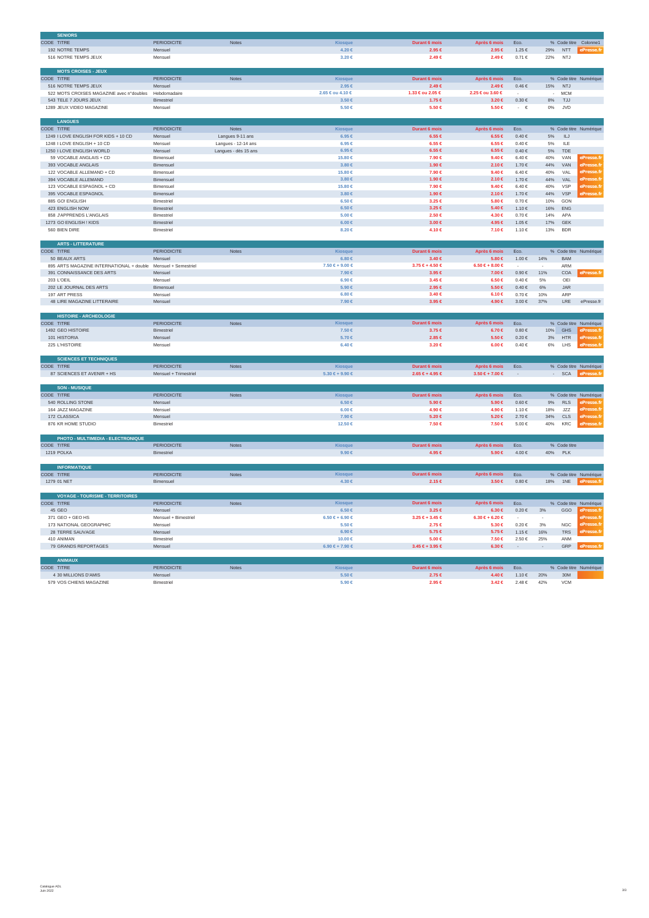## SENIORS

| CODE | TITRE | PERIODICITE | Notes | Kiosque | Durant 6 mois | Après 6 mois | Eco. | % | Code titre | Colonne1 |
|---|---|---|---|---|---|---|---|---|---|---|
| 192 | NOTRE TEMPS | Mensuel | | 4.20 € | 2.95 € | 2.95 € | 1.25 € | 29% | NTT | ePresse.fr |
| 516 | NOTRE TEMPS JEUX | Mensuel | | 3.20 € | 2.49 € | 2.49 € | 0.71 € | 22% | NTJ | |

## MOTS CROISES - JEUX

| CODE | TITRE | PERIODICITE | Notes | Kiosque | Durant 6 mois | Après 6 mois | Eco. | % | Code titre | Numérique |
|---|---|---|---|---|---|---|---|---|---|---|
| 516 | NOTRE TEMPS JEUX | Mensuel | | 2.95 € | 2.49 € | 2.49 € | 0.46 € | 15% | NTJ | |
| 522 | MOTS CROISES MAGAZINE avec n°doubles | Hebdomadaire | | 2.65 € ou 4.10 € | 1.33 € ou 2.05 € | 2.25 € ou 3.60 € | - | - | MCM | |
| 543 | TELE 7 JOURS JEUX | Bimestriel | | 3.50 € | 1.75 € | 3.20 € | 0.30 € | 8% | TJJ | |
| 1289 | JEUX VIDEO MAGAZINE | Mensuel | | 5.50 € | 5.50 € | 5.50 € | - € | 0% | JVD | |

## LANGUES

| CODE | TITRE | PERIODICITE | Notes | Kiosque | Durant 6 mois | Après 6 mois | Eco. | % | Code titre | Numérique |
|---|---|---|---|---|---|---|---|---|---|---|
| 1249 | I LOVE ENGLISH FOR KIDS + 10 CD | Mensuel | Langues 9-11 ans | 6.95 € | 6.55 € | 6.55 € | 0.40 € | 5% | ILJ | |
| 1248 | I LOVE ENGLISH + 10 CD | Mensuel | Langues - 12-14 ans | 6.95 € | 6.55 € | 6.55 € | 0.40 € | 5% | ILE | |
| 1250 | I LOVE ENGLISH WORLD | Mensuel | Langues - dès 15 ans | 6.95 € | 6.55 € | 6.55 € | 0.40 € | 5% | TDE | |
| 59 | VOCABLE ANGLAIS + CD | Bimensuel | | 15.80 € | 7.90 € | 9.40 € | 6.40 € | 40% | VAN | ePresse.fr |
| 393 | VOCABLE ANGLAIS | Bimensuel | | 3.80 € | 1.90 € | 2.10 € | 1.70 € | 44% | VAN | ePresse.fr |
| 122 | VOCABLE ALLEMAND + CD | Bimensuel | | 15.80 € | 7.90 € | 9.40 € | 6.40 € | 40% | VAL | ePresse.fr |
| 394 | VOCABLE ALLEMAND | Bimensuel | | 3.80 € | 1.90 € | 2.10 € | 1.70 € | 44% | VAL | ePresse.fr |
| 123 | VOCABLE ESPAGNOL + CD | Bimensuel | | 15.80 € | 7.90 € | 9.40 € | 6.40 € | 40% | VSP | ePresse.fr |
| 395 | VOCABLE ESPAGNOL | Bimensuel | | 3.80 € | 1.90 € | 2.10 € | 1.70 € | 44% | VSP | ePresse.fr |
| 885 | GO! ENGLISH | Bimestriel | | 6.50 € | 3.25 € | 5.80 € | 0.70 € | 10% | GON | |
| 423 | ENGLISH NOW | Bimestriel | | 6.50 € | 3.25 € | 5.40 € | 1.10 € | 16% | ENG | |
| 858 | J'APPRENDS L'ANGLAIS | Bimestriel | | 5.00 € | 2.50 € | 4.30 € | 0.70 € | 14% | APA | |
| 1273 | GO ENGLISH ! KIDS | Bimestriel | | 6.00 € | 3.00 € | 4.95 € | 1.05 € | 17% | GEK | |
| 560 | BIEN DIRE | Bimestriel | | 8.20 € | 4.10 € | 7.10 € | 1.10 € | 13% | BDR | |

## ARTS - LITTERATURE

| CODE | TITRE | PERIODICITE | Notes | Kiosque | Durant 6 mois | Après 6 mois | Eco. | % | Code titre | Numérique |
|---|---|---|---|---|---|---|---|---|---|---|
| 50 | BEAUX ARTS | Mensuel | | 6.80 € | 3.40 € | 5.80 € | 1.00 € | 14% | BAM | |
| 895 | ARTS MAGAZINE INTERNATIONAL + double | Mensuel + Semestriel | | 7.50 € + 9.00 € | 3.75 € + 4.50 € | 6.50 € + 8.00 € | - | - | ARM | |
| 391 | CONNAISSANCE DES ARTS | Mensuel | | 7.90 € | 3.95 € | 7.00 € | 0.90 € | 11% | COA | ePresse.fr |
| 203 | L'OEIL | Mensuel | | 6.90 € | 3.45 € | 6.50 € | 0.40 € | 5% | OEI | |
| 202 | LE JOURNAL DES ARTS | Bimensuel | | 5.90 € | 2.95 € | 5.50 € | 0.40 € | 6% | JAR | |
| 197 | ART PRESS | Mensuel | | 6.80 € | 3.40 € | 6.10 € | 0.70 € | 10% | ARP | |
| 48 | LIRE MAGAZINE LITTERAIRE | Mensuel | | 7.90 € | 3.95 € | 4.90 € | 3.00 € | 37% | LRE | ePresse.fr |

## HISTOIRE - ARCHEOLOGIE

| CODE | TITRE | PERIODICITE | Notes | Kiosque | Durant 6 mois | Après 6 mois | Eco. | % | Code titre | Numérique |
|---|---|---|---|---|---|---|---|---|---|---|
| 1492 | GEO HISTOIRE | Bimestriel | | 7.50 € | 3.75 € | 6.70 € | 0.80 € | 10% | GHS | ePresse.fr |
| 101 | HISTORIA | Mensuel | | 5.70 € | 2.85 € | 5.50 € | 0.20 € | 3% | HTR | ePresse.fr |
| 225 | L'HISTOIRE | Mensuel | | 6.40 € | 3.20 € | 6.00 € | 0.40 € | 6% | LHS | ePresse.fr |

## SCIENCES ET TECHNIQUES

| CODE | TITRE | PERIODICITE | Notes | Kiosque | Durant 6 mois | Après 6 mois | Eco. | % | Code titre | Numérique |
|---|---|---|---|---|---|---|---|---|---|---|
| 87 | SCIENCES ET AVENIR + HS | Mensuel + Trimestriel | | 5.30 € + 9.90 € | 2.65 € + 4.95 € | 3.50 € + 7.00 € | - | - | SCA | ePresse.fr |

## SON - MUSIQUE

| CODE | TITRE | PERIODICITE | Notes | Kiosque | Durant 6 mois | Après 6 mois | Eco. | % | Code titre | Numérique |
|---|---|---|---|---|---|---|---|---|---|---|
| 540 | ROLLING STONE | Mensuel | | 6.50 € | 5.90 € | 5.90 € | 0.60 € | 9% | RLS | ePresse.fr |
| 164 | JAZZ MAGAZINE | Mensuel | | 6.00 € | 4.90 € | 4.90 € | 1.10 € | 18% | JZZ | ePresse.fr |
| 172 | CLASSICA | Mensuel | | 7.90 € | 5.20 € | 5.20 € | 2.70 € | 34% | CLS | ePresse.fr |
| 876 | KR HOME STUDIO | Bimestriel | | 12.50 € | 7.50 € | 7.50 € | 5.00 € | 40% | KRC | ePresse.fr |

## PHOTO - MULTIMEDIA - ELECTRONIQUE

| CODE | TITRE | PERIODICITE | Notes | Kiosque | Durant 6 mois | Après 6 mois | Eco. | % | Code titre |
|---|---|---|---|---|---|---|---|---|---|
| 1219 | POLKA | Bimestriel | | 9.90 € | 4.95 € | 5.90 € | 4.00 € | 40% | PLK |

## INFORMATIQUE

| CODE | TITRE | PERIODICITE | Notes | Kiosque | Durant 6 mois | Après 6 mois | Eco. | % | Code titre | Numérique |
|---|---|---|---|---|---|---|---|---|---|---|
| 1279 | 01 NET | Bimensuel | | 4.30 € | 2.15 € | 3.50 € | 0.80 € | 18% | 1NE | ePresse.fr |

## VOYAGE - TOURISME - TERRITOIRES

| CODE | TITRE | PERIODICITE | Notes | Kiosque | Durant 6 mois | Après 6 mois | Eco. | % | Code titre | Numérique |
|---|---|---|---|---|---|---|---|---|---|---|
| 45 | GEO | Mensuel | | 6.50 € | 3.25 € | 6.30 € | 0.20 € | 3% | GGO | ePresse.fr |
| 371 | GEO + GEO HS | Mensuel + Bimestriel | | 6.50 € + 6.90 € | 3.25 € + 3.45 € | 6.30 € + 6.20 € | - | - | | ePresse.fr |
| 173 | NATIONAL GEOGRAPHIC | Mensuel | | 5.50 € | 2.75 € | 5.30 € | 0.20 € | 3% | NGC | ePresse.fr |
| 28 | TERRE SAUVAGE | Mensuel | | 6.90 € | 5.75 € | 5.75 € | 1.15 € | 16% | TRS | ePresse.fr |
| 410 | ANIMAN | Bimestriel | | 10.00 € | 5.00 € | 7.50 € | 2.50 € | 25% | ANM | |
| 79 | GRANDS REPORTAGES | Mensuel | | 6.90 € + 7.90 € | 3.45 € + 3.95 € | 6.30 € | - | - | GRP | ePresse.fr |

## ANIMAUX

| CODE | TITRE | PERIODICITE | Notes | Kiosque | Durant 6 mois | Après 6 mois | Eco. | % | Code titre | Numérique |
|---|---|---|---|---|---|---|---|---|---|---|
| 4 | 30 MILLIONS D'AMIS | Mensuel | | 5.50 € | 2.75 € | 4.40 € | 1.10 € | 20% | 30M | |
| 579 | VOS CHIENS MAGAZINE | Bimestriel | | 5.90 € | 2.95 € | 3.42 € | 2.48 € | 42% | VCM | |

Catalogue ADL
Juin 2022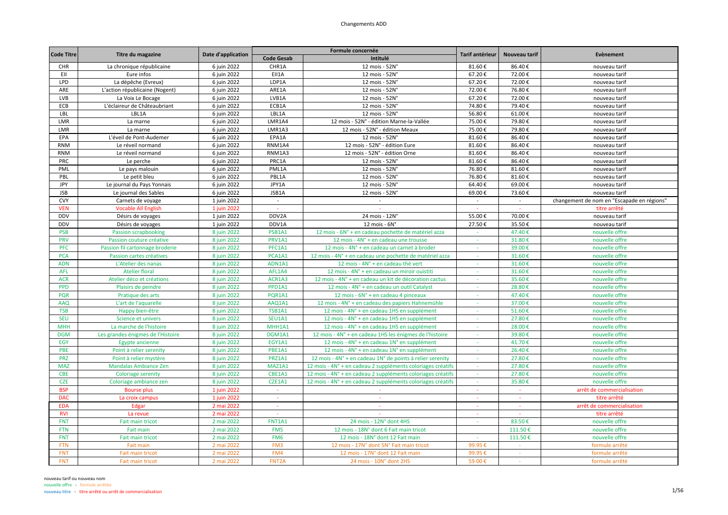# Changements ADD

| Code Titre | Titre du magazine | Date d'application | Formule concernée | | Tarif antérieur | Nouveau tarif | Evènement |
|---|---|---|---|---|---|---|---|
| | | | Code Gesab | Intitulé | | | |
| CHR | La chronique républicaine | 6 juin 2022 | CHR1A | 12 mois - 52N° | 81.60 € | 86.40 € | nouveau tarif |
| EII | Eure infos | 6 juin 2022 | EII1A | 12 mois - 52N° | 67.20 € | 72.00 € | nouveau tarif |
| LPD | La dépêche (Evreux) | 6 juin 2022 | LDP1A | 12 mois - 52N° | 67.20 € | 72.00 € | nouveau tarif |
| ARE | L'action républicaine (Nogent) | 6 juin 2022 | ARE1A | 12 mois - 52N° | 72.00 € | 76.80 € | nouveau tarif |
| LVB | La Voix Le Bocage | 6 juin 2022 | LVB1A | 12 mois - 52N° | 67.20 € | 72.00 € | nouveau tarif |
| ECB | L'éclaireur de Châteaubriant | 6 juin 2022 | ECB1A | 12 mois - 52N° | 74.80 € | 79.40 € | nouveau tarif |
| LBL | LBL1A | 6 juin 2022 | LBL1A | 12 mois - 52N° | 56.80 € | 61.00 € | nouveau tarif |
| LMR | La marne | 6 juin 2022 | LMR1A4 | 12 mois - 52N° - édition Marne-la-Vallée | 75.00 € | 79.80 € | nouveau tarif |
| LMR | La marne | 6 juin 2022 | LMR1A3 | 12 mois - 52N° - édition Meaux | 75.00 € | 79.80 € | nouveau tarif |
| EPA | L'éveil de Pont-Audemer | 6 juin 2022 | EPA1A | 12 mois - 52N° | 81.60 € | 86.40 € | nouveau tarif |
| RNM | Le réveil normand | 6 juin 2022 | RNM1A4 | 12 mois - 52N° - édition Eure | 81.60 € | 86.40 € | nouveau tarif |
| RNM | Le réveil normand | 6 juin 2022 | RNM1A3 | 12 mois - 52N° - édition Orne | 81.60 € | 86.40 € | nouveau tarif |
| PRC | Le perche | 6 juin 2022 | PRC1A | 12 mois - 52N° | 81.60 € | 86.40 € | nouveau tarif |
| PML | Le pays malouin | 6 juin 2022 | PML1A | 12 mois - 52N° | 76.80 € | 81.60 € | nouveau tarif |
| PBL | Le petit bleu | 6 juin 2022 | PBL1A | 12 mois - 52N° | 76.80 € | 81.60 € | nouveau tarif |
| JPY | Le journal du Pays Yonnais | 6 juin 2022 | JPY1A | 12 mois - 52N° | 64.40 € | 69.00 € | nouveau tarif |
| JSB | Le journal des Sables | 6 juin 2022 | JSB1A | 12 mois - 52N° | 69.00 € | 73.60 € | nouveau tarif |
| CVY | Carnets de voyage | 1 juin 2022 | - | - | - | - | changement de nom en "Escapade en régions" |
| VEN | Vocable All English | 1 juin 2022 | - | - | - | - | titre arrêté |
| DDV | Désirs de voyages | 1 juin 2022 | DDV2A | 24 mois - 12N° | 55.00 € | 70.00 € | nouveau tarif |
| DDV | Désirs de voyages | 1 juin 2022 | DDV1A | 12 mois - 6N° | 27.50 € | 35.50 € | nouveau tarif |
| PSB | Passion scrapbooking | 8 juin 2022 | PSB1A1 | 12 mois - 6N° + en cadeau pochette de matériel azza | - | 47.40 € | nouvelle offre |
| PRV | Passion couture créative | 8 juin 2022 | PRV1A1 | 12 mois - 4N° + en cadeau une trousse | - | 31.80 € | nouvelle offre |
| PFC | Passion fil cartonnage broderie | 8 juin 2022 | PFC1A1 | 12 mois - 4N° + en cadeau un carnet à broder | - | 39.00 € | nouvelle offre |
| PCA | Passion cartes créatives | 8 juin 2022 | PCA1A1 | 12 mois - 4N° + en cadeau une pochette de matériel azza | - | 31.60 € | nouvelle offre |
| ADN | L'Atelier des nanas | 8 juin 2022 | ADN1A1 | 12 mois - 4N° + en cadeau thé vert | - | 31.60 € | nouvelle offre |
| AFL | Atelier floral | 8 juin 2022 | AFL1A4 | 12 mois - 4N° + en cadeau un miroir ouistiti | - | 31.60 € | nouvelle offre |
| ACR | Atelier déco et créations | 8 juin 2022 | ACR1A3 | 12 mois - 4N° + en cadeau un kit de décoration cactus | - | 35.60 € | nouvelle offre |
| PPD | Plaisirs de peindre | 8 juin 2022 | PPD1A1 | 12 mois - 4N° + en cadeau un outil Catalyst | - | 28.80 € | nouvelle offre |
| PQR | Pratique des arts | 8 juin 2022 | PQR1A1 | 12 mois - 6N° + en cadeau 4 pinceaux | - | 47.40 € | nouvelle offre |
| AAQ | L'art de l'aquarelle | 8 juin 2022 | AAQ1A1 | 12 mois - 4N° + en cadeau des papiers Hahnemühle | - | 37.00 € | nouvelle offre |
| TSB | Happy bien-être | 8 juin 2022 | TSB1A1 | 12 mois - 4N° + en cadeau 1HS en supplément | - | 51.60 € | nouvelle offre |
| SEU | Science et univers | 8 juin 2022 | SEU1A1 | 12 mois - 4N° + en cadeau 1HS en supplément | - | 27.80 € | nouvelle offre |
| MHH | La marche de l'histoire | 8 juin 2022 | MHH1A1 | 12 mois - 4N° + en cadeau 1HS en supplément | - | 28.00 € | nouvelle offre |
| DGM | Les grandes énigmes de l'Histoire | 8 juin 2022 | DGM1A1 | 12 mois - 4N° + en cadeau 1HS les énigmes de l'histoire | - | 39.80 € | nouvelle offre |
| EGY | Egypte ancienne | 8 juin 2022 | EGY1A1 | 12 mois - 4N° + en cadeau 1N° en supplément | - | 41.70 € | nouvelle offre |
| PBE | Point à relier serenity | 8 juin 2022 | PBE1A1 | 12 mois - 4N° + en cadeau 1N° en supplément | - | 26.40 € | nouvelle offre |
| PRZ | Point à relier mystère | 8 juin 2022 | PRZ1A1 | 12 mois - 4N° + en cadeau 1N° de points à relier serenity | - | 27.80 € | nouvelle offre |
| MAZ | Mandalas Ambiance Zen | 8 juin 2022 | MAZ1A1 | 12 mois - 4N° + en cadeau 2 suppléments coloriages créatifs | - | 27.80 € | nouvelle offre |
| CBE | Coloriage serenity | 8 juin 2022 | CBE1A1 | 12 mois - 4N° + en cadeau 2 suppléments coloriages créatifs | - | 27.80 € | nouvelle offre |
| CZE | Coloriage ambiance zen | 8 juin 2022 | CZE1A1 | 12 mois - 4N° + en cadeau 2 suppléments coloriages créatifs | - | 35.80 € | nouvelle offre |
| BSP | Bourse plus | 1 juin 2022 | - | - | - | - | arrêt de commercialisation |
| DAC | La croix campus | 1 juin 2022 | - | - | - | - | titre arrêté |
| EDA | Edgar | 2 mai 2022 | - | - | - | - | arrêt de commercialisation |
| RVI | La revue | 2 mai 2022 | - | - | - | - | titre arrêté |
| FNT | Fait main tricot | 2 mai 2022 | FNT1A1 | 24 mois - 12N° dont 4HS | - | 83.50 € | nouvelle offre |
| FTN | Fait main | 2 mai 2022 | FM5 | 12 mois - 18N° dont 6 Fait main tricot | | 111.50 € | nouvelle offre |
| FNT | Fait main tricot | 2 mai 2022 | FM6 | 12 mois - 18N° dont 12 Fait main | - | 111.50 € | nouvelle offre |
| FTN | Fait main | 2 mai 2022 | FM3 | 12 mois - 17N° dont 5N° Fait main tricot | 99.95 € | - | formule arrêté |
| FNT | Fait main tricot | 2 mai 2022 | FM4 | 12 mois - 17N° dont 12 Fait main | 99.95 € | - | formule arrêté |
| FNT | Fait main tricot | 2 mai 2022 | FNT2A | 24 mois - 10N° dont 2HS | 59.00 € | - | formule arrêté |

nouveau tarif ou nouveau nom
nouvelle offre - formule arrêtée
nouveau titre - titre arrêté ou arrêt de commercialisation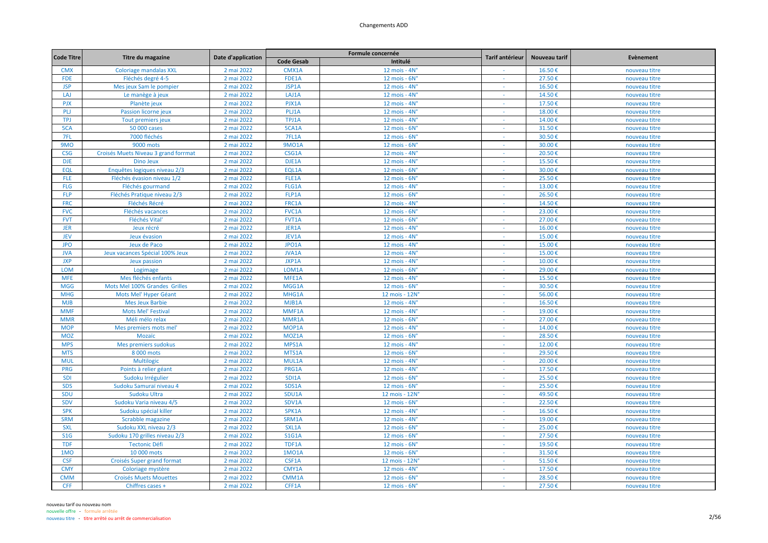| Code Titre | Titre du magazine | Date d'application | Formule concernée | | Tarif antérieur | Nouveau tarif | Evènement |
|---|---|---|---|---|---|---|---|
| | | | Code Gesab | Intitulé | | | |
| CMX | Coloriage mandalas XXL | 2 mai 2022 | CMX1A | 12 mois - 4N° | - | 16.50 € | nouveau titre |
| FDE | Fléchés degré 4-5 | 2 mai 2022 | FDE1A | 12 mois - 6N° | - | 27.50 € | nouveau titre |
| JSP | Mes jeux Sam le pompier | 2 mai 2022 | JSP1A | 12 mois - 4N° | - | 16.50 € | nouveau titre |
| LAJ | Le manège à jeux | 2 mai 2022 | LAJ1A | 12 mois - 4N° | - | 14.50 € | nouveau titre |
| PJX | Planète jeux | 2 mai 2022 | PJX1A | 12 mois - 4N° | - | 17.50 € | nouveau titre |
| PLJ | Passion licorne jeux | 2 mai 2022 | PLJ1A | 12 mois - 4N° | - | 18.00 € | nouveau titre |
| TPJ | Tout premiers jeux | 2 mai 2022 | TPJ1A | 12 mois - 4N° | - | 14.00 € | nouveau titre |
| 5CA | 50 000 cases | 2 mai 2022 | 5CA1A | 12 mois - 6N° | - | 31.50 € | nouveau titre |
| 7FL | 7000 fléchés | 2 mai 2022 | 7FL1A | 12 mois - 6N° | - | 30.50 € | nouveau titre |
| 9MO | 9000 mots | 2 mai 2022 | 9MO1A | 12 mois - 6N° | - | 30.00 € | nouveau titre |
| CSG | Croisés Muets Niveau 3 grand forrmat | 2 mai 2022 | CSG1A | 12 mois - 4N° | - | 20.50 € | nouveau titre |
| DJE | Dino Jeux | 2 mai 2022 | DJE1A | 12 mois - 4N° | - | 15.50 € | nouveau titre |
| EQL | Enquêtes logiques niveau 2/3 | 2 mai 2022 | EQL1A | 12 mois - 6N° | - | 30.00 € | nouveau titre |
| FLE | Fléchés évasion niveau 1/2 | 2 mai 2022 | FLE1A | 12 mois - 6N° | - | 25.50 € | nouveau titre |
| FLG | Fléchés gourmand | 2 mai 2022 | FLG1A | 12 mois - 4N° | - | 13.00 € | nouveau titre |
| FLP | Fléchés Pratique niveau 2/3 | 2 mai 2022 | FLP1A | 12 mois - 6N° | - | 26.50 € | nouveau titre |
| FRC | Fléchés Récré | 2 mai 2022 | FRC1A | 12 mois - 4N° | - | 14.50 € | nouveau titre |
| FVC | Fléchés vacances | 2 mai 2022 | FVC1A | 12 mois - 6N° | - | 23.00 € | nouveau titre |
| FVT | Fléchés Vital' | 2 mai 2022 | FVT1A | 12 mois - 6N° | - | 27.00 € | nouveau titre |
| JER | Jeux récré | 2 mai 2022 | JER1A | 12 mois - 4N° | - | 16.00 € | nouveau titre |
| JEV | Jeux évasion | 2 mai 2022 | JEV1A | 12 mois - 4N° | - | 15.00 € | nouveau titre |
| JPO | Jeux de Paco | 2 mai 2022 | JPO1A | 12 mois - 4N° | - | 15.00 € | nouveau titre |
| JVA | Jeux vacances Spécial 100% Jeux | 2 mai 2022 | JVA1A | 12 mois - 4N° | - | 15.00 € | nouveau titre |
| JXP | Jeux passion | 2 mai 2022 | JXP1A | 12 mois - 4N° | - | 10.00 € | nouveau titre |
| LOM | Logimage | 2 mai 2022 | LOM1A | 12 mois - 6N° | - | 29.00 € | nouveau titre |
| MFE | Mes fléchés enfants | 2 mai 2022 | MFE1A | 12 mois - 4N° | - | 15.50 € | nouveau titre |
| MGG | Mots Mel 100% Grandes Grilles | 2 mai 2022 | MGG1A | 12 mois - 6N° | - | 30.50 € | nouveau titre |
| MHG | Mots Mel' Hyper Géant | 2 mai 2022 | MHG1A | 12 mois - 12N° | - | 56.00 € | nouveau titre |
| MJB | Mes Jeux Barbie | 2 mai 2022 | MJB1A | 12 mois - 4N° | - | 16.50 € | nouveau titre |
| MMF | Mots Mel' Festival | 2 mai 2022 | MMF1A | 12 mois - 4N° | - | 19.00 € | nouveau titre |
| MMR | Méli mélo relax | 2 mai 2022 | MMR1A | 12 mois - 6N° | - | 27.00 € | nouveau titre |
| MOP | Mes premiers mots mel' | 2 mai 2022 | MOP1A | 12 mois - 4N° | - | 14.00 € | nouveau titre |
| MOZ | Mozaïc | 2 mai 2022 | MOZ1A | 12 mois - 6N° | - | 28.50 € | nouveau titre |
| MPS | Mes premiers sudokus | 2 mai 2022 | MPS1A | 12 mois - 4N° | - | 12.00 € | nouveau titre |
| MTS | 8 000 mots | 2 mai 2022 | MTS1A | 12 mois - 6N° | - | 29.50 € | nouveau titre |
| MUL | Multilogic | 2 mai 2022 | MUL1A | 12 mois - 4N° | - | 20.00 € | nouveau titre |
| PRG | Points à relier géant | 2 mai 2022 | PRG1A | 12 mois - 4N° | - | 17.50 € | nouveau titre |
| SDI | Sudoku Irrégulier | 2 mai 2022 | SDI1A | 12 mois - 6N° | - | 25.50 € | nouveau titre |
| SDS | Sudoku Samuraï niveau 4 | 2 mai 2022 | SDS1A | 12 mois - 6N° | - | 25.50 € | nouveau titre |
| SDU | Sudoku Ultra | 2 mai 2022 | SDU1A | 12 mois - 12N° | - | 49.50 € | nouveau titre |
| SDV | Sudoku Varia niveau 4/5 | 2 mai 2022 | SDV1A | 12 mois - 6N° | - | 22.50 € | nouveau titre |
| SPK | Sudoku spécial killer | 2 mai 2022 | SPK1A | 12 mois - 4N° | - | 16.50 € | nouveau titre |
| SRM | Scrabble magazine | 2 mai 2022 | SRM1A | 12 mois - 4N° | - | 19.00 € | nouveau titre |
| SXL | Sudoku XXL niveau 2/3 | 2 mai 2022 | SXL1A | 12 mois - 6N° | - | 25.00 € | nouveau titre |
| S1G | Sudoku 170 grilles niveau 2/3 | 2 mai 2022 | S1G1A | 12 mois - 6N° | - | 27.50 € | nouveau titre |
| TDF | Tectonic Défi | 2 mai 2022 | TDF1A | 12 mois - 6N° | - | 19.50 € | nouveau titre |
| 1MO | 10 000 mots | 2 mai 2022 | 1MO1A | 12 mois - 6N° | - | 31.50 € | nouveau titre |
| CSF | Croisés Super grand format | 2 mai 2022 | CSF1A | 12 mois - 12N° | - | 51.50 € | nouveau titre |
| CMY | Coloriage mystère | 2 mai 2022 | CMY1A | 12 mois - 4N° | - | 17.50 € | nouveau titre |
| CMM | Croisés Muets Mouettes | 2 mai 2022 | CMM1A | 12 mois - 6N° | - | 28.50 € | nouveau titre |
| CFF | Chiffres cases + | 2 mai 2022 | CFF1A | 12 mois - 6N° | - | 27.50 € | nouveau titre |

nouveau tarif ou nouveau nom
nouvelle offre - formule arrêtée
nouveau titre - titre arrêté ou arrêt de commercialisation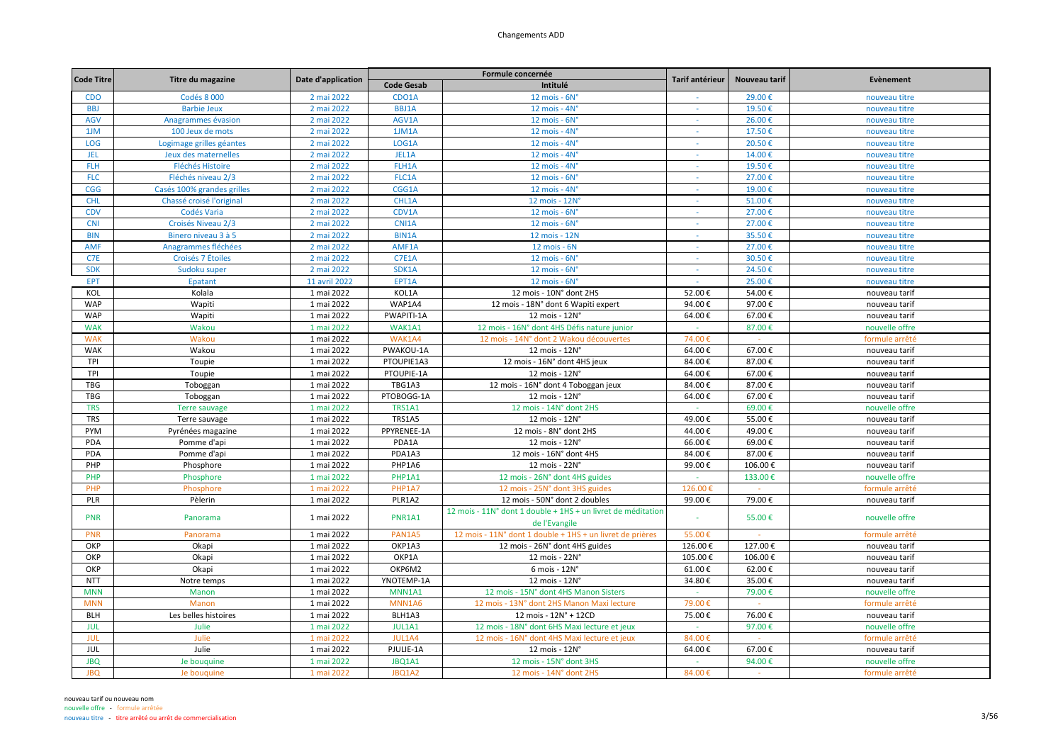| Code Titre | Titre du magazine | Date d'application | Formule concernée | | Tarif antérieur | Nouveau tarif | Evènement |
|---|---|---|---|---|---|---|---|
| | | | Code Gesab | Intitulé | | | |
| CDO | Codés 8 000 | 2 mai 2022 | CDO1A | 12 mois - 6N° | - | 29.00 € | nouveau titre |
| BBJ | Barbie Jeux | 2 mai 2022 | BBJ1A | 12 mois - 4N° | - | 19.50 € | nouveau titre |
| AGV | Anagrammes évasion | 2 mai 2022 | AGV1A | 12 mois - 6N° | - | 26.00 € | nouveau titre |
| 1JM | 100 Jeux de mots | 2 mai 2022 | 1JM1A | 12 mois - 4N° | - | 17.50 € | nouveau titre |
| LOG | Logimage grilles géantes | 2 mai 2022 | LOG1A | 12 mois - 4N° | - | 20.50 € | nouveau titre |
| JEL | Jeux des maternelles | 2 mai 2022 | JEL1A | 12 mois - 4N° | - | 14.00 € | nouveau titre |
| FLH | Fléchés Histoire | 2 mai 2022 | FLH1A | 12 mois - 4N° | - | 19.50 € | nouveau titre |
| FLC | Fléchés niveau 2/3 | 2 mai 2022 | FLC1A | 12 mois - 6N° | - | 27.00 € | nouveau titre |
| CGG | Casés 100% grandes grilles | 2 mai 2022 | CGG1A | 12 mois - 4N° | - | 19.00 € | nouveau titre |
| CHL | Chassé croisé l'original | 2 mai 2022 | CHL1A | 12 mois - 12N° | - | 51.00 € | nouveau titre |
| CDV | Codés Varia | 2 mai 2022 | CDV1A | 12 mois - 6N° | - | 27.00 € | nouveau titre |
| CNI | Croisés Niveau 2/3 | 2 mai 2022 | CNI1A | 12 mois - 6N° | - | 27.00 € | nouveau titre |
| BIN | Binero niveau 3 à 5 | 2 mai 2022 | BIN1A | 12 mois - 12N | - | 35.50 € | nouveau titre |
| AMF | Anagrammes fléchées | 2 mai 2022 | AMF1A | 12 mois - 6N | - | 27.00 € | nouveau titre |
| C7E | Croisés 7 Étoiles | 2 mai 2022 | C7E1A | 12 mois - 6N° | - | 30.50 € | nouveau titre |
| SDK | Sudoku super | 2 mai 2022 | SDK1A | 12 mois - 6N° | - | 24.50 € | nouveau titre |
| EPT | Epatant | 11 avril 2022 | EPT1A | 12 mois - 6N° | - | 25.00 € | nouveau titre |
| KOL | Kolala | 1 mai 2022 | KOL1A | 12 mois - 10N° dont 2HS | 52.00 € | 54.00 € | nouveau tarif |
| WAP | Wapiti | 1 mai 2022 | WAP1A4 | 12 mois - 18N° dont 6 Wapiti expert | 94.00 € | 97.00 € | nouveau tarif |
| WAP | Wapiti | 1 mai 2022 | PWAPITI-1A | 12 mois - 12N° | 64.00 € | 67.00 € | nouveau tarif |
| WAK | Wakou | 1 mai 2022 | WAK1A1 | 12 mois - 16N° dont 4HS Défis nature junior | - | 87.00 € | nouvelle offre |
| WAK | Wakou | 1 mai 2022 | WAK1A4 | 12 mois - 14N° dont 2 Wakou découvertes | 74.00 € | - | formule arrêté |
| WAK | Wakou | 1 mai 2022 | PWAKOU-1A | 12 mois - 12N° | 64.00 € | 67.00 € | nouveau tarif |
| TPI | Toupie | 1 mai 2022 | PTOUPIE1A3 | 12 mois - 16N° dont 4HS jeux | 84.00 € | 87.00 € | nouveau tarif |
| TPI | Toupie | 1 mai 2022 | PTOUPIE-1A | 12 mois - 12N° | 64.00 € | 67.00 € | nouveau tarif |
| TBG | Toboggan | 1 mai 2022 | TBG1A3 | 12 mois - 16N° dont 4 Toboggan jeux | 84.00 € | 87.00 € | nouveau tarif |
| TBG | Toboggan | 1 mai 2022 | PTOBOGG-1A | 12 mois - 12N° | 64.00 € | 67.00 € | nouveau tarif |
| TRS | Terre sauvage | 1 mai 2022 | TRS1A1 | 12 mois - 14N° dont 2HS | - | 69.00 € | nouvelle offre |
| TRS | Terre sauvage | 1 mai 2022 | TRS1A5 | 12 mois - 12N° | 49.00 € | 55.00 € | nouveau tarif |
| PYM | Pyrénées magazine | 1 mai 2022 | PPYRENEE-1A | 12 mois - 8N° dont 2HS | 44.00 € | 49.00 € | nouveau tarif |
| PDA | Pomme d'api | 1 mai 2022 | PDA1A | 12 mois - 12N° | 66.00 € | 69.00 € | nouveau tarif |
| PDA | Pomme d'api | 1 mai 2022 | PDA1A3 | 12 mois - 16N° dont 4HS | 84.00 € | 87.00 € | nouveau tarif |
| PHP | Phosphore | 1 mai 2022 | PHP1A6 | 12 mois - 22N° | 99.00 € | 106.00 € | nouveau tarif |
| PHP | Phosphore | 1 mai 2022 | PHP1A1 | 12 mois - 26N° dont 4HS guides | - | 133.00 € | nouvelle offre |
| PHP | Phosphore | 1 mai 2022 | PHP1A7 | 12 mois - 25N° dont 3HS guides | 126.00 € | - | formule arrêté |
| PLR | Pèlerin | 1 mai 2022 | PLR1A2 | 12 mois - 50N° dont 2 doubles | 99.00 € | 79.00 € | nouveau tarif |
| PNR | Panorama | 1 mai 2022 | PNR1A1 | 12 mois - 11N° dont 1 double + 1HS + un livret de méditation de l'Evangile | - | 55.00 € | nouvelle offre |
| PNR | Panorama | 1 mai 2022 | PAN1A5 | 12 mois - 11N° dont 1 double + 1HS + un livret de prières | 55.00 € | - | formule arrêté |
| OKP | Okapi | 1 mai 2022 | OKP1A3 | 12 mois - 26N° dont 4HS guides | 126.00 € | 127.00 € | nouveau tarif |
| OKP | Okapi | 1 mai 2022 | OKP1A | 12 mois - 22N° | 105.00 € | 106.00 € | nouveau tarif |
| OKP | Okapi | 1 mai 2022 | OKP6M2 | 6 mois - 12N° | 61.00 € | 62.00 € | nouveau tarif |
| NTT | Notre temps | 1 mai 2022 | YNOTEMP-1A | 12 mois - 12N° | 34.80 € | 35.00 € | nouveau tarif |
| MNN | Manon | 1 mai 2022 | MNN1A1 | 12 mois - 15N° dont 4HS Manon Sisters | - | 79.00 € | nouvelle offre |
| MNN | Manon | 1 mai 2022 | MNN1A6 | 12 mois - 13N° dont 2HS Manon Maxi lecture | 79.00 € | - | formule arrêté |
| BLH | Les belles histoires | 1 mai 2022 | BLH1A3 | 12 mois - 12N° + 12CD | 75.00 € | 76.00 € | nouveau tarif |
| JUL | Julie | 1 mai 2022 | JUL1A1 | 12 mois - 18N° dont 6HS Maxi lecture et jeux | - | 97.00 € | nouvelle offre |
| JUL | Julie | 1 mai 2022 | JUL1A4 | 12 mois - 16N° dont 4HS Maxi lecture et jeux | 84.00 € | - | formule arrêté |
| JUL | Julie | 1 mai 2022 | PJULIE-1A | 12 mois - 12N° | 64.00 € | 67.00 € | nouveau tarif |
| JBQ | Je bouquine | 1 mai 2022 | JBQ1A1 | 12 mois - 15N° dont 3HS | - | 94.00 € | nouvelle offre |
| JBQ | Je bouquine | 1 mai 2022 | JBQ1A2 | 12 mois - 14N° dont 2HS | 84.00 € | - | formule arrêté |

nouveau tarif ou nouveau nom
nouvelle offre - formule arrêtée
nouveau titre - titre arrêté ou arrêt de commercialisation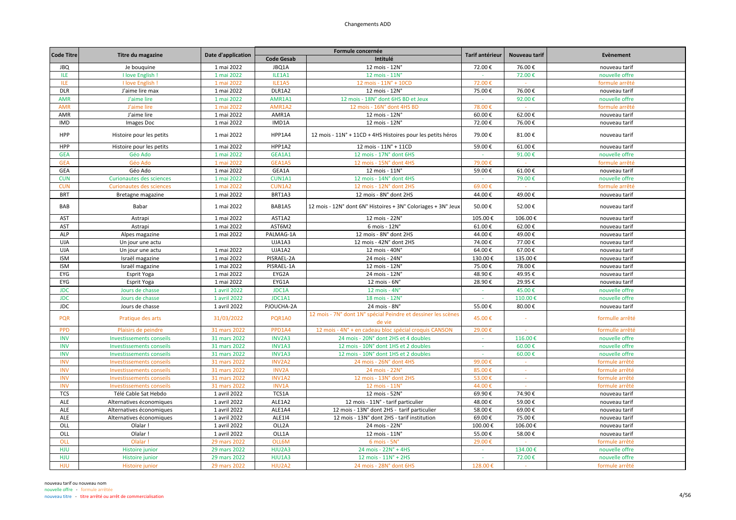# Changements ADD

| Code Titre | Titre du magazine | Date d'application | Formule concernée | | Tarif antérieur | Nouveau tarif | Evènement |
|---|---|---|---|---|---|---|---|
| | | | Code Gesab | Intitulé | | | |
| JBQ | Je bouquine | 1 mai 2022 | JBQ1A | 12 mois - 12N° | 72.00 € | 76.00 € | nouveau tarif |
| ILE | I love English ! | 1 mai 2022 | ILE1A1 | 12 mois - 11N° | - | 72.00 € | nouvelle offre |
| ILE | I love English ! | 1 mai 2022 | ILE1A5 | 12 mois - 11N° + 10CD | 72.00 € | - | formule arrêté |
| DLR | J'aime lire max | 1 mai 2022 | DLR1A2 | 12 mois - 12N° | 75.00 € | 76.00 € | nouveau tarif |
| AMR | J'aime lire | 1 mai 2022 | AMR1A1 | 12 mois - 18N° dont 6HS BD et Jeux | - | 92.00 € | nouvelle offre |
| AMR | J'aime lire | 1 mai 2022 | AMR1A2 | 12 mois - 16N° dont 4HS BD | 78.00 € | - | formule arrêté |
| AMR | J'aime lire | 1 mai 2022 | AMR1A | 12 mois - 12N° | 60.00 € | 62.00 € | nouveau tarif |
| IMD | Images Doc | 1 mai 2022 | IMD1A | 12 mois - 12N° | 72.00 € | 76.00 € | nouveau tarif |
| HPP | Histoire pour les petits | 1 mai 2022 | HPP1A4 | 12 mois - 11N° + 11CD + 4HS Histoires pour les petits héros | 79.00 € | 81.00 € | nouveau tarif |
| HPP | Histoire pour les petits | 1 mai 2022 | HPP1A2 | 12 mois - 11N° + 11CD | 59.00 € | 61.00 € | nouveau tarif |
| GEA | Géo Ado | 1 mai 2022 | GEA1A1 | 12 mois - 17N° dont 6HS | - | 91.00 € | nouvelle offre |
| GEA | Géo Ado | 1 mai 2022 | GEA1A5 | 12 mois - 15N° dont 4HS | 79.00 € | - | formule arrêté |
| GEA | Géo Ado | 1 mai 2022 | GEA1A | 12 mois - 11N° | 59.00 € | 61.00 € | nouveau tarif |
| CUN | Curionautes des sciences | 1 mai 2022 | CUN1A1 | 12 mois - 14N° dont 4HS | - | 79.00 € | nouvelle offre |
| CUN | Curionautes des sciences | 1 mai 2022 | CUN1A2 | 12 mois - 12N° dont 2HS | 69.00 € | - | formule arrêté |
| BRT | Bretagne magazine | 1 mai 2022 | BRT1A3 | 12 mois - 8N° dont 2HS | 44.00 € | 49.00 € | nouveau tarif |
| BAB | Babar | 1 mai 2022 | BAB1A5 | 12 mois - 12N° dont 6N° Histoires + 3N° Coloriages + 3N° Jeux | 50.00 € | 52.00 € | nouveau tarif |
| AST | Astrapi | 1 mai 2022 | AST1A2 | 12 mois - 22N° | 105.00 € | 106.00 € | nouveau tarif |
| AST | Astrapi | 1 mai 2022 | AST6M2 | 6 mois - 12N° | 61.00 € | 62.00 € | nouveau tarif |
| ALP | Alpes magazine | 1 mai 2022 | PALMAG-1A | 12 mois - 8N° dont 2HS | 44.00 € | 49.00 € | nouveau tarif |
| UJA | Un jour une actu | | UJA1A3 | 12 mois - 42N° dont 2HS | 74.00 € | 77.00 € | nouveau tarif |
| UJA | Un jour une actu | 1 mai 2022 | UJA1A2 | 12 mois - 40N° | 64.00 € | 67.00 € | nouveau tarif |
| ISM | Israël magazine | 1 mai 2022 | PISRAEL-2A | 24 mois - 24N° | 130.00 € | 135.00 € | nouveau tarif |
| ISM | Israël magazine | 1 mai 2022 | PISRAEL-1A | 12 mois - 12N° | 75.00 € | 78.00 € | nouveau tarif |
| EYG | Esprit Yoga | 1 mai 2022 | EYG2A | 24 mois - 12N° | 48.90 € | 49.95 € | nouveau tarif |
| EYG | Esprit Yoga | 1 mai 2022 | EYG1A | 12 mois - 6N° | 28.90 € | 29.95 € | nouveau tarif |
| JDC | Jours de chasse | 1 avril 2022 | JDC1A | 12 mois - 4N° | - | 45.00 € | nouvelle offre |
| JDC | Jours de chasse | 1 avril 2022 | JDC1A1 | 18 mois - 12N° | - | 110.00 € | nouvelle offre |
| JDC | Jours de chasse | 1 avril 2022 | PJOUCHA-2A | 24 mois - 8N° | 55.00 € | 80.00 € | nouveau tarif |
| PQR | Pratique des arts | 31/03/2022 | PQR1A0 | 12 mois - 7N° dont 1N° spécial Peindre et dessiner les scènes de vie | 45.00 € | - | formulle arrêté |
| PPD | Plaisirs de peindre | 31 mars 2022 | PPD1A4 | 12 mois - 4N° + en cadeau bloc spécial croquis CANSON | 29.00 € | - | formulle arrêté |
| INV | Investissements conseils | 31 mars 2022 | INV2A3 | 24 mois - 20N° dont 2HS et 4 doubles | - | 116.00 € | nouvelle offre |
| INV | Investissements conseils | 31 mars 2022 | INV1A3 | 12 mois - 10N° dont 1HS et 2 doubles | - | 60.00 € | nouvelle offre |
| INV | Investissements conseils | 31 mars 2022 | INV1A3 | 12 mois - 10N° dont 1HS et 2 doubles | - | 60.00 € | nouvelle offre |
| INV | Investissements conseils | 31 mars 2022 | INV2A2 | 24 mois - 26N° dont 4HS | 99.00 € | - | formule arrêté |
| INV | Investissements conseils | 31 mars 2022 | INV2A | 24 mois - 22N° | 85.00 € | - | formule arrêté |
| INV | Investissements conseils | 31 mars 2022 | INV1A2 | 12 mois - 13N° dont 2HS | 53.00 € | - | formule arrêté |
| INV | Investissements conseils | 31 mars 2022 | INV1A | 12 mois - 11N° | 44.00 € | - | formule arrêté |
| TCS | Télé Cable Sat Hebdo | 1 avril 2022 | TCS1A | 12 mois - 52N° | 69.90 € | 74.90 € | nouveau tarif |
| ALE | Alternatives économiques | 1 avril 2022 | ALE1A2 | 12 mois - 11N° - tarif particulier | 48.00 € | 59.00 € | nouveau tarif |
| ALE | Alternatives économiques | 1 avril 2022 | ALE1A4 | 12 mois - 13N° dont 2HS - tarif particulier | 58.00 € | 69.00 € | nouveau tarif |
| ALE | Alternatives économiques | 1 avril 2022 | ALE1I4 | 12 mois - 13N° dont 2HS - tarif institution | 69.00 € | 75.00 € | nouveau tarif |
| OLL | Olalar ! | 1 avril 2022 | OLL2A | 24 mois - 22N° | 100.00 € | 106.00 € | nouveau tarif |
| OLL | Olalar ! | 1 avril 2022 | OLL1A | 12 mois - 11N° | 55.00 € | 58.00 € | nouveau tarif |
| OLL | Olalar ! | 29 mars 2022 | OLL6M | 6 mois - 5N° | 29.00 € | - | formule arrêté |
| HJU | Histoire junior | 29 mars 2022 | HJU2A3 | 24 mois - 22N° + 4HS | - | 134.00 € | nouvelle offre |
| HJU | Histoire junior | 29 mars 2022 | HJU1A3 | 12 mois - 11N° + 2HS | - | 72.00 € | nouvelle offre |
| HJU | Histoire junior | 29 mars 2022 | HJU2A2 | 24 mois - 28N° dont 6HS | 128.00 € | - | formule arrêté |

nouveau tarif ou nouveau nom
nouvelle offre - formule arrêtée
nouveau titre - titre arrêté ou arrêt de commercialisation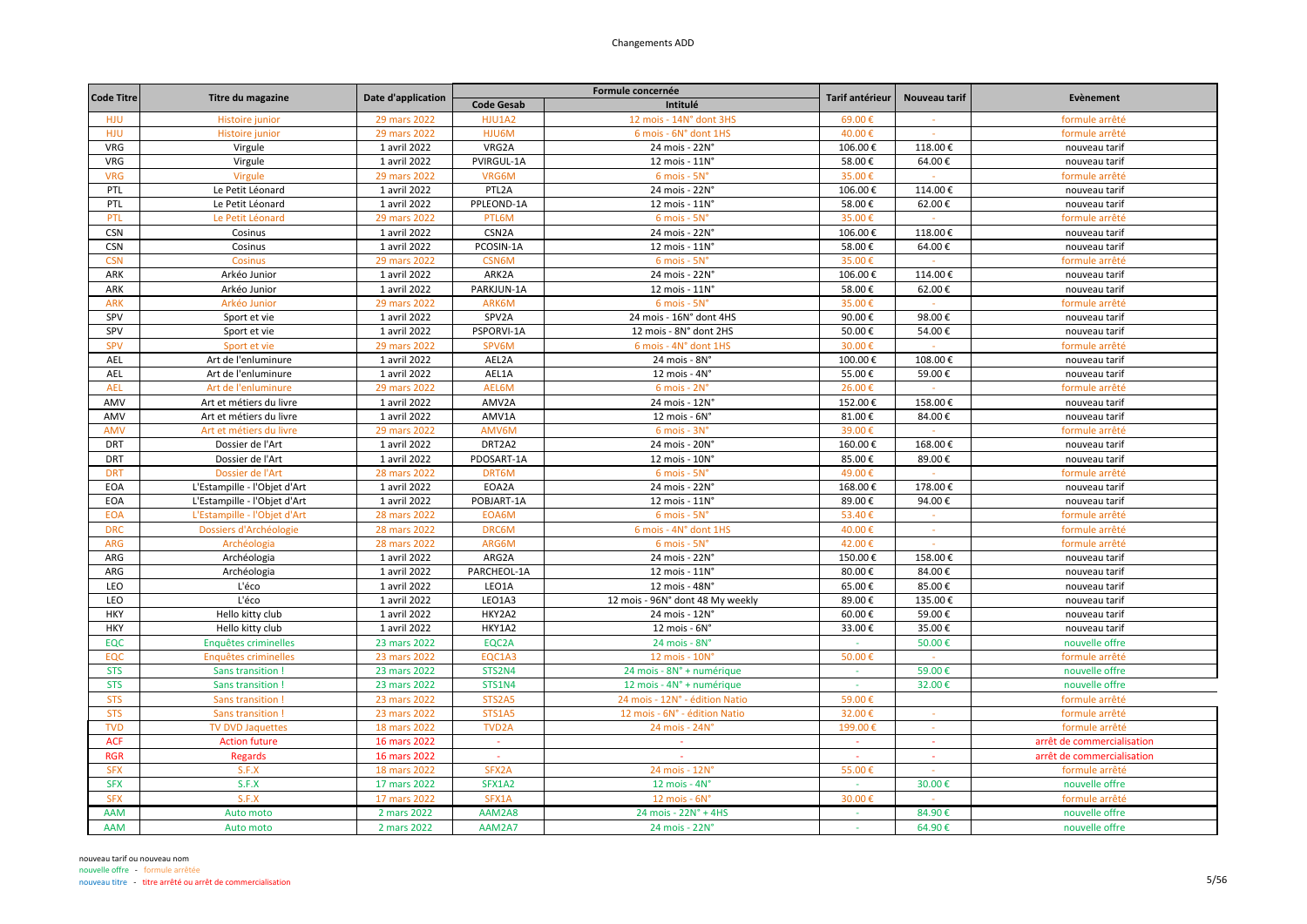# Changements ADD

| Code Titre | Titre du magazine | Date d'application | Formule concernée | | Tarif antérieur | Nouveau tarif | Evènement |
|---|---|---|---|---|---|---|---|
| | | | Code Gesab | Intitulé | | | |
| HJU | Histoire junior | 29 mars 2022 | HJU1A2 | 12 mois - 14N° dont 3HS | 69.00 € | - | formule arrêté |
| HJU | Histoire junior | 29 mars 2022 | HJU6M | 6 mois - 6N° dont 1HS | 40.00 € | - | formule arrêté |
| VRG | Virgule | 1 avril 2022 | VRG2A | 24 mois - 22N° | 106.00 € | 118.00 € | nouveau tarif |
| VRG | Virgule | 1 avril 2022 | PVIRGUL-1A | 12 mois - 11N° | 58.00 € | 64.00 € | nouveau tarif |
| VRG | Virgule | 29 mars 2022 | VRG6M | 6 mois - 5N° | 35.00 € | - | formule arrêté |
| PTL | Le Petit Léonard | 1 avril 2022 | PTL2A | 24 mois - 22N° | 106.00 € | 114.00 € | nouveau tarif |
| PTL | Le Petit Léonard | 1 avril 2022 | PPLEOND-1A | 12 mois - 11N° | 58.00 € | 62.00 € | nouveau tarif |
| PTL | Le Petit Léonard | 29 mars 2022 | PTL6M | 6 mois - 5N° | 35.00 € | - | formule arrêté |
| CSN | Cosinus | 1 avril 2022 | CSN2A | 24 mois - 22N° | 106.00 € | 118.00 € | nouveau tarif |
| CSN | Cosinus | 1 avril 2022 | PCOSIN-1A | 12 mois - 11N° | 58.00 € | 64.00 € | nouveau tarif |
| CSN | Cosinus | 29 mars 2022 | CSN6M | 6 mois - 5N° | 35.00 € | - | formule arrêté |
| ARK | Arkéo Junior | 1 avril 2022 | ARK2A | 24 mois - 22N° | 106.00 € | 114.00 € | nouveau tarif |
| ARK | Arkéo Junior | 1 avril 2022 | PARKJUN-1A | 12 mois - 11N° | 58.00 € | 62.00 € | nouveau tarif |
| ARK | Arkéo Junior | 29 mars 2022 | ARK6M | 6 mois - 5N° | 35.00 € | - | formule arrêté |
| SPV | Sport et vie | 1 avril 2022 | SPV2A | 24 mois - 16N° dont 4HS | 90.00 € | 98.00 € | nouveau tarif |
| SPV | Sport et vie | 1 avril 2022 | PSPORVI-1A | 12 mois - 8N° dont 2HS | 50.00 € | 54.00 € | nouveau tarif |
| SPV | Sport et vie | 29 mars 2022 | SPV6M | 6 mois - 4N° dont 1HS | 30.00 € | - | formule arrêté |
| AEL | Art de l'enluminure | 1 avril 2022 | AEL2A | 24 mois - 8N° | 100.00 € | 108.00 € | nouveau tarif |
| AEL | Art de l'enluminure | 1 avril 2022 | AEL1A | 12 mois - 4N° | 55.00 € | 59.00 € | nouveau tarif |
| AEL | Art de l'enluminure | 29 mars 2022 | AEL6M | 6 mois - 2N° | 26.00 € | - | formule arrêté |
| AMV | Art et métiers du livre | 1 avril 2022 | AMV2A | 24 mois - 12N° | 152.00 € | 158.00 € | nouveau tarif |
| AMV | Art et métiers du livre | 1 avril 2022 | AMV1A | 12 mois - 6N° | 81.00 € | 84.00 € | nouveau tarif |
| AMV | Art et métiers du livre | 29 mars 2022 | AMV6M | 6 mois - 3N° | 39.00 € | - | formule arrêté |
| DRT | Dossier de l'Art | 1 avril 2022 | DRT2A2 | 24 mois - 20N° | 160.00 € | 168.00 € | nouveau tarif |
| DRT | Dossier de l'Art | 1 avril 2022 | PDOSART-1A | 12 mois - 10N° | 85.00 € | 89.00 € | nouveau tarif |
| DRT | Dossier de l'Art | 28 mars 2022 | DRT6M | 6 mois - 5N° | 49.00 € | - | formule arrêté |
| EOA | L'Estampille - l'Objet d'Art | 1 avril 2022 | EOA2A | 24 mois - 22N° | 168.00 € | 178.00 € | nouveau tarif |
| EOA | L'Estampille - l'Objet d'Art | 1 avril 2022 | POBJART-1A | 12 mois - 11N° | 89.00 € | 94.00 € | nouveau tarif |
| EOA | L'Estampille - l'Objet d'Art | 28 mars 2022 | EOA6M | 6 mois - 5N° | 53.40 € | - | formule arrêté |
| DRC | Dossiers d'Archéologie | 28 mars 2022 | DRC6M | 6 mois - 4N° dont 1HS | 40.00 € | - | formule arrêté |
| ARG | Archéologia | 28 mars 2022 | ARG6M | 6 mois - 5N° | 42.00 € | - | formule arrêté |
| ARG | Archéologia | 1 avril 2022 | ARG2A | 24 mois - 22N° | 150.00 € | 158.00 € | nouveau tarif |
| ARG | Archéologia | 1 avril 2022 | PARCHEOL-1A | 12 mois - 11N° | 80.00 € | 84.00 € | nouveau tarif |
| LEO | L'éco | 1 avril 2022 | LEO1A | 12 mois - 48N° | 65.00 € | 85.00 € | nouveau tarif |
| LEO | L'éco | 1 avril 2022 | LEO1A3 | 12 mois - 96N° dont 48 My weekly | 89.00 € | 135.00 € | nouveau tarif |
| HKY | Hello kitty club | 1 avril 2022 | HKY2A2 | 24 mois - 12N° | 60.00 € | 59.00 € | nouveau tarif |
| HKY | Hello kitty club | 1 avril 2022 | HKY1A2 | 12 mois - 6N° | 33.00 € | 35.00 € | nouveau tarif |
| EQC | Enquêtes criminelles | 23 mars 2022 | EQC2A | 24 mois - 8N° | - | 50.00 € | nouvelle offre |
| EQC | Enquêtes criminelles | 23 mars 2022 | EQC1A3 | 12 mois - 10N° | 50.00 € | - | formule arrêté |
| STS | Sans transition ! | 23 mars 2022 | STS2N4 | 24 mois - 8N° + numérique | - | 59.00 € | nouvelle offre |
| STS | Sans transition ! | 23 mars 2022 | STS1N4 | 12 mois - 4N° + numérique | - | 32.00 € | nouvelle offre |
| STS | Sans transition ! | 23 mars 2022 | STS2A5 | 24 mois - 12N° - édition Natio | 59.00 € | | formule arrêté |
| STS | Sans transition ! | 23 mars 2022 | STS1A5 | 12 mois - 6N° - édition Natio | 32.00 € | - | formule arrêté |
| TVD | TV DVD Jaquettes | 18 mars 2022 | TVD2A | 24 mois - 24N° | 199.00 € | - | formule arrêté |
| ACF | Action future | 16 mars 2022 | - | - | - | - | arrêt de commercialisation |
| RGR | Regards | 16 mars 2022 | - | - | - | - | arrêt de commercialisation |
| SFX | S.F.X | 18 mars 2022 | SFX2A | 24 mois - 12N° | 55.00 € | - | formule arrêté |
| SFX | S.F.X | 17 mars 2022 | SFX1A2 | 12 mois - 4N° | - | 30.00 € | nouvelle offre |
| SFX | S.F.X | 17 mars 2022 | SFX1A | 12 mois - 6N° | 30.00 € | - | formule arrêté |
| AAM | Auto moto | 2 mars 2022 | AAM2A8 | 24 mois - 22N° + 4HS | - | 84.90 € | nouvelle offre |
| AAM | Auto moto | 2 mars 2022 | AAM2A7 | 24 mois - 22N° | - | 64.90 € | nouvelle offre |

nouveau tarif ou nouveau nom
nouvelle offre - formule arrêtée
nouveau titre - titre arrêté ou arrêt de commercialisation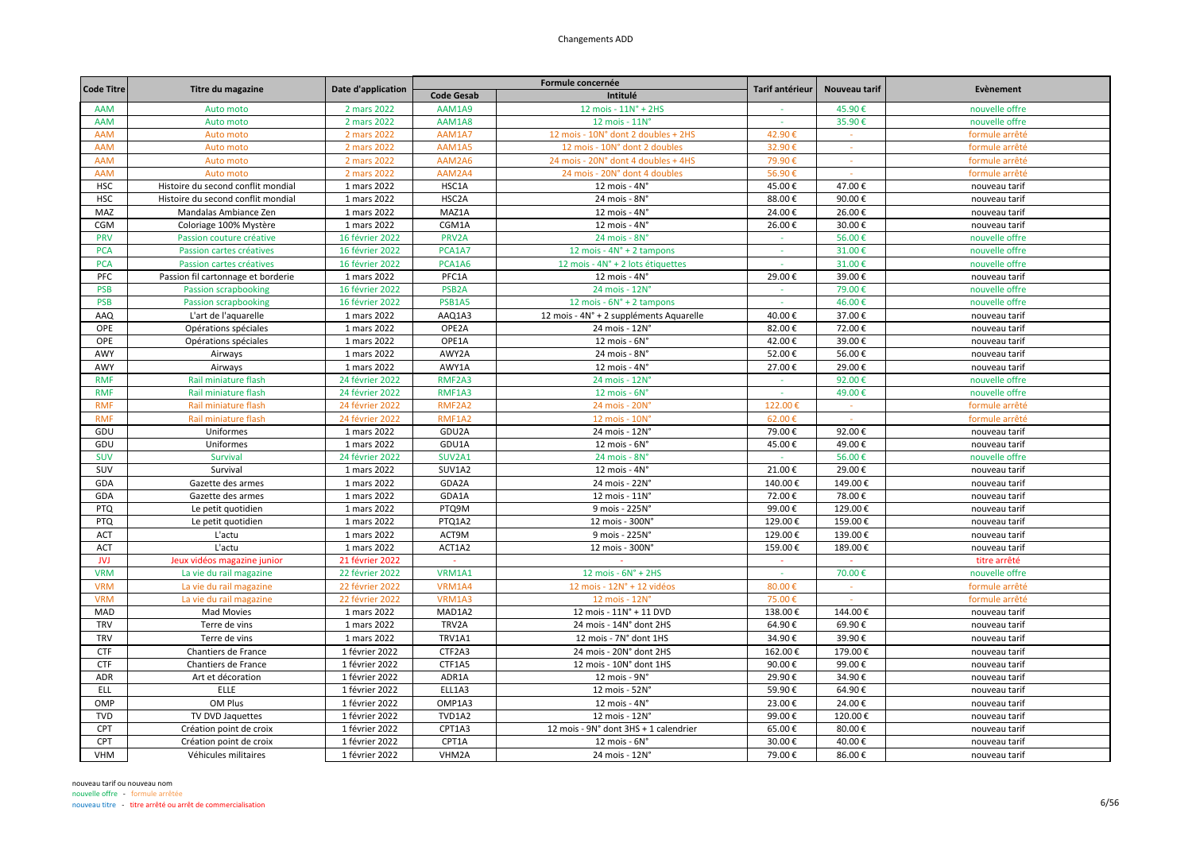| Code Titre | Titre du magazine | Date d'application | Formule concernée | | Tarif antérieur | Nouveau tarif | Evènement |
|---|---|---|---|---|---|---|---|
| | | | Code Gesab | Intitulé | | | |
| AAM | Auto moto | 2 mars 2022 | AAM1A9 | 12 mois - 11N° + 2HS | - | 45.90 € | nouvelle offre |
| AAM | Auto moto | 2 mars 2022 | AAM1A8 | 12 mois - 11N° | - | 35.90 € | nouvelle offre |
| AAM | Auto moto | 2 mars 2022 | AAM1A7 | 12 mois - 10N° dont 2 doubles + 2HS | 42.90 € | - | formule arrêté |
| AAM | Auto moto | 2 mars 2022 | AAM1A5 | 12 mois - 10N° dont 2 doubles | 32.90 € | - | formule arrêté |
| AAM | Auto moto | 2 mars 2022 | AAM2A6 | 24 mois - 20N° dont 4 doubles + 4HS | 79.90 € | - | formule arrêté |
| AAM | Auto moto | 2 mars 2022 | AAM2A4 | 24 mois - 20N° dont 4 doubles | 56.90 € | - | formule arrêté |
| HSC | Histoire du second conflit mondial | 1 mars 2022 | HSC1A | 12 mois - 4N° | 45.00 € | 47.00 € | nouveau tarif |
| HSC | Histoire du second conflit mondial | 1 mars 2022 | HSC2A | 24 mois - 8N° | 88.00 € | 90.00 € | nouveau tarif |
| MAZ | Mandalas Ambiance Zen | 1 mars 2022 | MAZ1A | 12 mois - 4N° | 24.00 € | 26.00 € | nouveau tarif |
| CGM | Coloriage 100% Mystère | 1 mars 2022 | CGM1A | 12 mois - 4N° | 26.00 € | 30.00 € | nouveau tarif |
| PRV | Passion couture créative | 16 février 2022 | PRV2A | 24 mois - 8N° | - | 56.00 € | nouvelle offre |
| PCA | Passion cartes créatives | 16 février 2022 | PCA1A7 | 12 mois - 4N° + 2 tampons | - | 31.00 € | nouvelle offre |
| PCA | Passion cartes créatives | 16 février 2022 | PCA1A6 | 12 mois - 4N° + 2 lots étiquettes | - | 31.00 € | nouvelle offre |
| PFC | Passion fil cartonnage et borderie | 1 mars 2022 | PFC1A | 12 mois - 4N° | 29.00 € | 39.00 € | nouveau tarif |
| PSB | Passion scrapbooking | 16 février 2022 | PSB2A | 24 mois - 12N° | - | 79.00 € | nouvelle offre |
| PSB | Passion scrapbooking | 16 février 2022 | PSB1A5 | 12 mois - 6N° + 2 tampons | - | 46.00 € | nouvelle offre |
| AAQ | L'art de l'aquarelle | 1 mars 2022 | AAQ1A3 | 12 mois - 4N° + 2 suppléments Aquarelle | 40.00 € | 37.00 € | nouveau tarif |
| OPE | Opérations spéciales | 1 mars 2022 | OPE2A | 24 mois - 12N° | 82.00 € | 72.00 € | nouveau tarif |
| OPE | Opérations spéciales | 1 mars 2022 | OPE1A | 12 mois - 6N° | 42.00 € | 39.00 € | nouveau tarif |
| AWY | Airways | 1 mars 2022 | AWY2A | 24 mois - 8N° | 52.00 € | 56.00 € | nouveau tarif |
| AWY | Airways | 1 mars 2022 | AWY1A | 12 mois - 4N° | 27.00 € | 29.00 € | nouveau tarif |
| RMF | Rail miniature flash | 24 février 2022 | RMF2A3 | 24 mois - 12N° | - | 92.00 € | nouvelle offre |
| RMF | Rail miniature flash | 24 février 2022 | RMF1A3 | 12 mois - 6N° | - | 49.00 € | nouvelle offre |
| RMF | Rail miniature flash | 24 février 2022 | RMF2A2 | 24 mois - 20N° | 122.00 € | - | formule arrêté |
| RMF | Rail miniature flash | 24 février 2022 | RMF1A2 | 12 mois - 10N° | 62.00 € | - | formule arrêté |
| GDU | Uniformes | 1 mars 2022 | GDU2A | 24 mois - 12N° | 79.00 € | 92.00 € | nouveau tarif |
| GDU | Uniformes | 1 mars 2022 | GDU1A | 12 mois - 6N° | 45.00 € | 49.00 € | nouveau tarif |
| SUV | Survival | 24 février 2022 | SUV2A1 | 24 mois - 8N° | - | 56.00 € | nouvelle offre |
| SUV | Survival | 1 mars 2022 | SUV1A2 | 12 mois - 4N° | 21.00 € | 29.00 € | nouveau tarif |
| GDA | Gazette des armes | 1 mars 2022 | GDA2A | 24 mois - 22N° | 140.00 € | 149.00 € | nouveau tarif |
| GDA | Gazette des armes | 1 mars 2022 | GDA1A | 12 mois - 11N° | 72.00 € | 78.00 € | nouveau tarif |
| PTQ | Le petit quotidien | 1 mars 2022 | PTQ9M | 9 mois - 225N° | 99.00 € | 129.00 € | nouveau tarif |
| PTQ | Le petit quotidien | 1 mars 2022 | PTQ1A2 | 12 mois - 300N° | 129.00 € | 159.00 € | nouveau tarif |
| ACT | L'actu | 1 mars 2022 | ACT9M | 9 mois - 225N° | 129.00 € | 139.00 € | nouveau tarif |
| ACT | L'actu | 1 mars 2022 | ACT1A2 | 12 mois - 300N° | 159.00 € | 189.00 € | nouveau tarif |
| JVJ | Jeux vidéos magazine junior | 21 février 2022 | - | - | - | - | titre arrêté |
| VRM | La vie du rail magazine | 22 février 2022 | VRM1A1 | 12 mois - 6N° + 2HS | - | 70.00 € | nouvelle offre |
| VRM | La vie du rail magazine | 22 février 2022 | VRM1A4 | 12 mois - 12N° + 12 vidéos | 80.00 € | - | formule arrêté |
| VRM | La vie du rail magazine | 22 février 2022 | VRM1A3 | 12 mois - 12N° | 75.00 € | - | formule arrêté |
| MAD | Mad Movies | 1 mars 2022 | MAD1A2 | 12 mois - 11N° + 11 DVD | 138.00 € | 144.00 € | nouveau tarif |
| TRV | Terre de vins | 1 mars 2022 | TRV2A | 24 mois - 14N° dont 2HS | 64.90 € | 69.90 € | nouveau tarif |
| TRV | Terre de vins | 1 mars 2022 | TRV1A1 | 12 mois - 7N° dont 1HS | 34.90 € | 39.90 € | nouveau tarif |
| CTF | Chantiers de France | 1 février 2022 | CTF2A3 | 24 mois - 20N° dont 2HS | 162.00 € | 179.00 € | nouveau tarif |
| CTF | Chantiers de France | 1 février 2022 | CTF1A5 | 12 mois - 10N° dont 1HS | 90.00 € | 99.00 € | nouveau tarif |
| ADR | Art et décoration | 1 février 2022 | ADR1A | 12 mois - 9N° | 29.90 € | 34.90 € | nouveau tarif |
| ELL | ELLE | 1 février 2022 | ELL1A3 | 12 mois - 52N° | 59.90 € | 64.90 € | nouveau tarif |
| OMP | OM Plus | 1 février 2022 | OMP1A3 | 12 mois - 4N° | 23.00 € | 24.00 € | nouveau tarif |
| TVD | TV DVD Jaquettes | 1 février 2022 | TVD1A2 | 12 mois - 12N° | 99.00 € | 120.00 € | nouveau tarif |
| CPT | Création point de croix | 1 février 2022 | CPT1A3 | 12 mois - 9N° dont 3HS + 1 calendrier | 65.00 € | 80.00 € | nouveau tarif |
| CPT | Création point de croix | 1 février 2022 | CPT1A | 12 mois - 6N° | 30.00 € | 40.00 € | nouveau tarif |
| VHM | Véhicules militaires | 1 février 2022 | VHM2A | 24 mois - 12N° | 79.00 € | 86.00 € | nouveau tarif |

nouveau tarif ou nouveau nom
nouvelle offre - formule arrêtée
nouveau titre - titre arrêté ou arrêt de commercialisation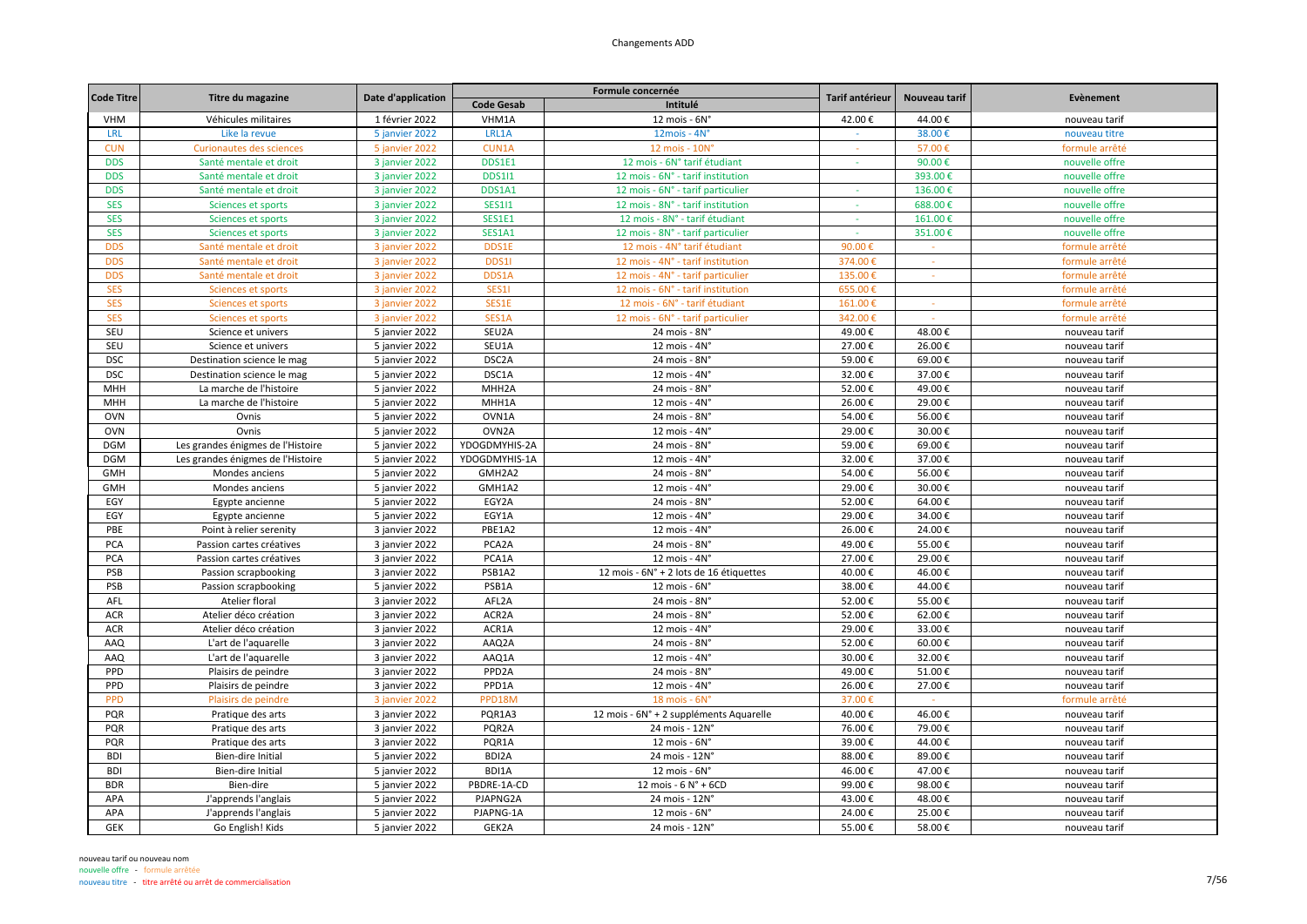# Changements ADD

| Code Titre | Titre du magazine | Date d'application | Formule concernée | | Tarif antérieur | Nouveau tarif | Evènement |
|---|---|---|---|---|---|---|---|
| | | | Code Gesab | Intitulé | | | |
| VHM | Véhicules militaires | 1 février 2022 | VHM1A | 12 mois - 6N° | 42.00 € | 44.00 € | nouveau tarif |
| LRL | Like la revue | 5 janvier 2022 | LRL1A | 12mois - 4N° | - | 38.00 € | nouveau titre |
| CUN | Curionautes des sciences | 5 janvier 2022 | CUN1A | 12 mois - 10N° | - | 57.00 € | formule arrêté |
| DDS | Santé mentale et droit | 3 janvier 2022 | DDS1E1 | 12 mois - 6N° tarif étudiant | - | 90.00 € | nouvelle offre |
| DDS | Santé mentale et droit | 3 janvier 2022 | DDS1I1 | 12 mois - 6N° - tarif institution | | 393.00 € | nouvelle offre |
| DDS | Santé mentale et droit | 3 janvier 2022 | DDS1A1 | 12 mois - 6N° - tarif particulier | - | 136.00 € | nouvelle offre |
| SES | Sciences et sports | 3 janvier 2022 | SES1I1 | 12 mois - 8N° - tarif institution | - | 688.00 € | nouvelle offre |
| SES | Sciences et sports | 3 janvier 2022 | SES1E1 | 12 mois - 8N° - tarif étudiant | - | 161.00 € | nouvelle offre |
| SES | Sciences et sports | 3 janvier 2022 | SES1A1 | 12 mois - 8N° - tarif particulier | - | 351.00 € | nouvelle offre |
| DDS | Santé mentale et droit | 3 janvier 2022 | DDS1E | 12 mois - 4N° tarif étudiant | 90.00 € | - | formule arrêté |
| DDS | Santé mentale et droit | 3 janvier 2022 | DDS1I | 12 mois - 4N° - tarif institution | 374.00 € | - | formule arrêté |
| DDS | Santé mentale et droit | 3 janvier 2022 | DDS1A | 12 mois - 4N° - tarif particulier | 135.00 € | - | formule arrêté |
| SES | Sciences et sports | 3 janvier 2022 | SES1I | 12 mois - 6N° - tarif institution | 655.00 € | | formule arrêté |
| SES | Sciences et sports | 3 janvier 2022 | SES1E | 12 mois - 6N° - tarif étudiant | 161.00 € | - | formule arrêté |
| SES | Sciences et sports | 3 janvier 2022 | SES1A | 12 mois - 6N° - tarif particulier | 342.00 € | - | formule arrêté |
| SEU | Science et univers | 5 janvier 2022 | SEU2A | 24 mois - 8N° | 49.00 € | 48.00 € | nouveau tarif |
| SEU | Science et univers | 5 janvier 2022 | SEU1A | 12 mois - 4N° | 27.00 € | 26.00 € | nouveau tarif |
| DSC | Destination science le mag | 5 janvier 2022 | DSC2A | 24 mois - 8N° | 59.00 € | 69.00 € | nouveau tarif |
| DSC | Destination science le mag | 5 janvier 2022 | DSC1A | 12 mois - 4N° | 32.00 € | 37.00 € | nouveau tarif |
| MHH | La marche de l'histoire | 5 janvier 2022 | MHH2A | 24 mois - 8N° | 52.00 € | 49.00 € | nouveau tarif |
| MHH | La marche de l'histoire | 5 janvier 2022 | MHH1A | 12 mois - 4N° | 26.00 € | 29.00 € | nouveau tarif |
| OVN | Ovnis | 5 janvier 2022 | OVN1A | 24 mois - 8N° | 54.00 € | 56.00 € | nouveau tarif |
| OVN | Ovnis | 5 janvier 2022 | OVN2A | 12 mois - 4N° | 29.00 € | 30.00 € | nouveau tarif |
| DGM | Les grandes énigmes de l'Histoire | 5 janvier 2022 | YDOGDMYHIS-2A | 24 mois - 8N° | 59.00 € | 69.00 € | nouveau tarif |
| DGM | Les grandes énigmes de l'Histoire | 5 janvier 2022 | YDOGDMYHIS-1A | 12 mois - 4N° | 32.00 € | 37.00 € | nouveau tarif |
| GMH | Mondes anciens | 5 janvier 2022 | GMH2A2 | 24 mois - 8N° | 54.00 € | 56.00 € | nouveau tarif |
| GMH | Mondes anciens | 5 janvier 2022 | GMH1A2 | 12 mois - 4N° | 29.00 € | 30.00 € | nouveau tarif |
| EGY | Egypte ancienne | 5 janvier 2022 | EGY2A | 24 mois - 8N° | 52.00 € | 64.00 € | nouveau tarif |
| EGY | Egypte ancienne | 5 janvier 2022 | EGY1A | 12 mois - 4N° | 29.00 € | 34.00 € | nouveau tarif |
| PBE | Point à relier serenity | 3 janvier 2022 | PBE1A2 | 12 mois - 4N° | 26.00 € | 24.00 € | nouveau tarif |
| PCA | Passion cartes créatives | 3 janvier 2022 | PCA2A | 24 mois - 8N° | 49.00 € | 55.00 € | nouveau tarif |
| PCA | Passion cartes créatives | 3 janvier 2022 | PCA1A | 12 mois - 4N° | 27.00 € | 29.00 € | nouveau tarif |
| PSB | Passion scrapbooking | 3 janvier 2022 | PSB1A2 | 12 mois - 6N° + 2 lots de 16 étiquettes | 40.00 € | 46.00 € | nouveau tarif |
| PSB | Passion scrapbooking | 5 janvier 2022 | PSB1A | 12 mois - 6N° | 38.00 € | 44.00 € | nouveau tarif |
| AFL | Atelier floral | 3 janvier 2022 | AFL2A | 24 mois - 8N° | 52.00 € | 55.00 € | nouveau tarif |
| ACR | Atelier déco création | 3 janvier 2022 | ACR2A | 24 mois - 8N° | 52.00 € | 62.00 € | nouveau tarif |
| ACR | Atelier déco création | 3 janvier 2022 | ACR1A | 12 mois - 4N° | 29.00 € | 33.00 € | nouveau tarif |
| AAQ | L'art de l'aquarelle | 3 janvier 2022 | AAQ2A | 24 mois - 8N° | 52.00 € | 60.00 € | nouveau tarif |
| AAQ | L'art de l'aquarelle | 3 janvier 2022 | AAQ1A | 12 mois - 4N° | 30.00 € | 32.00 € | nouveau tarif |
| PPD | Plaisirs de peindre | 3 janvier 2022 | PPD2A | 24 mois - 8N° | 49.00 € | 51.00 € | nouveau tarif |
| PPD | Plaisirs de peindre | 3 janvier 2022 | PPD1A | 12 mois - 4N° | 26.00 € | 27.00 € | nouveau tarif |
| PPD | Plaisirs de peindre | 3 janvier 2022 | PPD18M | 18 mois - 6N° | 37.00 € | - | formule arrêté |
| PQR | Pratique des arts | 3 janvier 2022 | PQR1A3 | 12 mois - 6N° + 2 suppléments Aquarelle | 40.00 € | 46.00 € | nouveau tarif |
| PQR | Pratique des arts | 3 janvier 2022 | PQR2A | 24 mois - 12N° | 76.00 € | 79.00 € | nouveau tarif |
| PQR | Pratique des arts | 3 janvier 2022 | PQR1A | 12 mois - 6N° | 39.00 € | 44.00 € | nouveau tarif |
| BDI | Bien-dire Initial | 5 janvier 2022 | BDI2A | 24 mois - 12N° | 88.00 € | 89.00 € | nouveau tarif |
| BDI | Bien-dire Initial | 5 janvier 2022 | BDI1A | 12 mois - 6N° | 46.00 € | 47.00 € | nouveau tarif |
| BDR | Bien-dire | 5 janvier 2022 | PBDRE-1A-CD | 12 mois - 6 N° + 6CD | 99.00 € | 98.00 € | nouveau tarif |
| APA | J'apprends l'anglais | 5 janvier 2022 | PJAPNG2A | 24 mois - 12N° | 43.00 € | 48.00 € | nouveau tarif |
| APA | J'apprends l'anglais | 5 janvier 2022 | PJAPNG-1A | 12 mois - 6N° | 24.00 € | 25.00 € | nouveau tarif |
| GEK | Go English! Kids | 5 janvier 2022 | GEK2A | 24 mois - 12N° | 55.00 € | 58.00 € | nouveau tarif |

nouveau tarif ou nouveau nom
nouvelle offre - formule arrêtée
nouveau titre - titre arrêté ou arrêt de commercialisation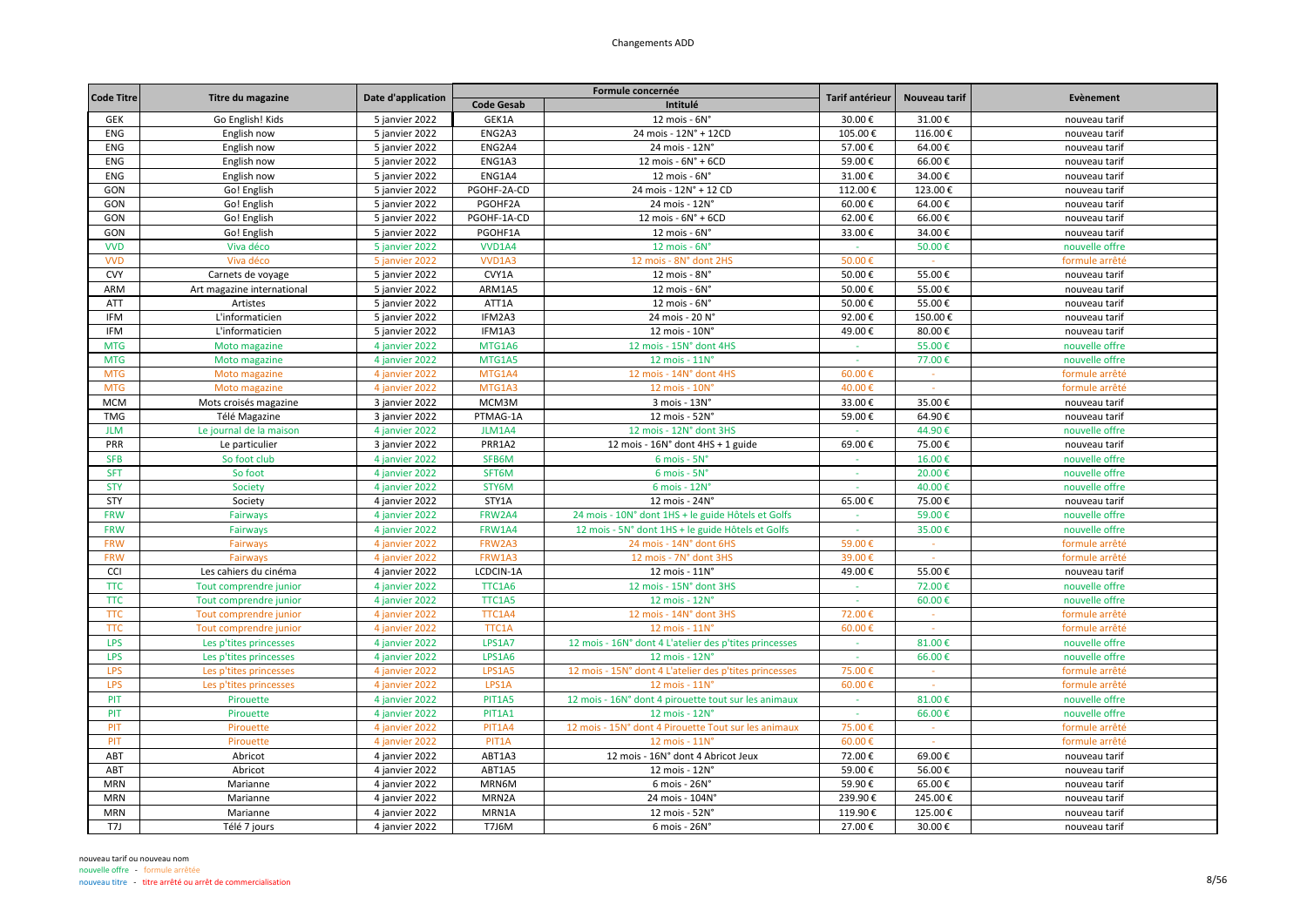Changements ADD

| Code Titre | Titre du magazine | Date d'application | Formule concernée | | Tarif antérieur | Nouveau tarif | Evènement |
|---|---|---|---|---|---|---|---|
| | | | Code Gesab | Intitulé | | | |
| GEK | Go English! Kids | 5 janvier 2022 | GEK1A | 12 mois - 6N° | 30.00 € | 31.00 € | nouveau tarif |
| ENG | English now | 5 janvier 2022 | ENG2A3 | 24 mois - 12N° + 12CD | 105.00 € | 116.00 € | nouveau tarif |
| ENG | English now | 5 janvier 2022 | ENG2A4 | 24 mois - 12N° | 57.00 € | 64.00 € | nouveau tarif |
| ENG | English now | 5 janvier 2022 | ENG1A3 | 12 mois - 6N° + 6CD | 59.00 € | 66.00 € | nouveau tarif |
| ENG | English now | 5 janvier 2022 | ENG1A4 | 12 mois - 6N° | 31.00 € | 34.00 € | nouveau tarif |
| GON | Go! English | 5 janvier 2022 | PGOHF-2A-CD | 24 mois - 12N° + 12 CD | 112.00 € | 123.00 € | nouveau tarif |
| GON | Go! English | 5 janvier 2022 | PGOHF2A | 24 mois - 12N° | 60.00 € | 64.00 € | nouveau tarif |
| GON | Go! English | 5 janvier 2022 | PGOHF-1A-CD | 12 mois - 6N° + 6CD | 62.00 € | 66.00 € | nouveau tarif |
| GON | Go! English | 5 janvier 2022 | PGOHF1A | 12 mois - 6N° | 33.00 € | 34.00 € | nouveau tarif |
| VVD | Viva déco | 5 janvier 2022 | VVD1A4 | 12 mois - 6N° | - | 50.00 € | nouvelle offre |
| VVD | Viva déco | 5 janvier 2022 | VVD1A3 | 12 mois - 8N° dont 2HS | 50.00 € | - | formule arrêté |
| CVY | Carnets de voyage | 5 janvier 2022 | CVY1A | 12 mois - 8N° | 50.00 € | 55.00 € | nouveau tarif |
| ARM | Art magazine international | 5 janvier 2022 | ARM1A5 | 12 mois - 6N° | 50.00 € | 55.00 € | nouveau tarif |
| ATT | Artistes | 5 janvier 2022 | ATT1A | 12 mois - 6N° | 50.00 € | 55.00 € | nouveau tarif |
| IFM | L'informaticien | 5 janvier 2022 | IFM2A3 | 24 mois - 20 N° | 92.00 € | 150.00 € | nouveau tarif |
| IFM | L'informaticien | 5 janvier 2022 | IFM1A3 | 12 mois - 10N° | 49.00 € | 80.00 € | nouveau tarif |
| MTG | Moto magazine | 4 janvier 2022 | MTG1A6 | 12 mois - 15N° dont 4HS | - | 55.00 € | nouvelle offre |
| MTG | Moto magazine | 4 janvier 2022 | MTG1A5 | 12 mois - 11N° | - | 77.00 € | nouvelle offre |
| MTG | Moto magazine | 4 janvier 2022 | MTG1A4 | 12 mois - 14N° dont 4HS | 60.00 € | - | formule arrêté |
| MTG | Moto magazine | 4 janvier 2022 | MTG1A3 | 12 mois - 10N° | 40.00 € | - | formule arrêté |
| MCM | Mots croisés magazine | 3 janvier 2022 | MCM3M | 3 mois - 13N° | 33.00 € | 35.00 € | nouveau tarif |
| TMG | Télé Magazine | 3 janvier 2022 | PTMAG-1A | 12 mois - 52N° | 59.00 € | 64.90 € | nouveau tarif |
| JLM | Le journal de la maison | 4 janvier 2022 | JLM1A4 | 12 mois - 12N° dont 3HS | - | 44.90 € | nouvelle offre |
| PRR | Le particulier | 3 janvier 2022 | PRR1A2 | 12 mois - 16N° dont 4HS + 1 guide | 69.00 € | 75.00 € | nouveau tarif |
| SFB | So foot club | 4 janvier 2022 | SFB6M | 6 mois - 5N° | - | 16.00 € | nouvelle offre |
| SFT | So foot | 4 janvier 2022 | SFT6M | 6 mois - 5N° | - | 20.00 € | nouvelle offre |
| STY | Society | 4 janvier 2022 | STY6M | 6 mois - 12N° | - | 40.00 € | nouvelle offre |
| STY | Society | 4 janvier 2022 | STY1A | 12 mois - 24N° | 65.00 € | 75.00 € | nouveau tarif |
| FRW | Fairways | 4 janvier 2022 | FRW2A4 | 24 mois - 10N° dont 1HS + le guide Hôtels et Golfs | - | 59.00 € | nouvelle offre |
| FRW | Fairways | 4 janvier 2022 | FRW1A4 | 12 mois - 5N° dont 1HS + le guide Hôtels et Golfs | - | 35.00 € | nouvelle offre |
| FRW | Fairways | 4 janvier 2022 | FRW2A3 | 24 mois - 14N° dont 6HS | 59.00 € | - | formule arrêté |
| FRW | Fairways | 4 janvier 2022 | FRW1A3 | 12 mois - 7N° dont 3HS | 39.00 € | - | formule arrêté |
| CCI | Les cahiers du cinéma | 4 janvier 2022 | LCDCIN-1A | 12 mois - 11N° | 49.00 € | 55.00 € | nouveau tarif |
| TTC | Tout comprendre junior | 4 janvier 2022 | TTC1A6 | 12 mois - 15N° dont 3HS | - | 72.00 € | nouvelle offre |
| TTC | Tout comprendre junior | 4 janvier 2022 | TTC1A5 | 12 mois - 12N° | - | 60.00 € | nouvelle offre |
| TTC | Tout comprendre junior | 4 janvier 2022 | TTC1A4 | 12 mois - 14N° dont 3HS | 72.00 € | - | formule arrêté |
| TTC | Tout comprendre junior | 4 janvier 2022 | TTC1A | 12 mois - 11N° | 60.00 € | - | formule arrêté |
| LPS | Les p'tites princesses | 4 janvier 2022 | LPS1A7 | 12 mois - 16N° dont 4 L'atelier des p'tites princesses | - | 81.00 € | nouvelle offre |
| LPS | Les p'tites princesses | 4 janvier 2022 | LPS1A6 | 12 mois - 12N° | - | 66.00 € | nouvelle offre |
| LPS | Les p'tites princesses | 4 janvier 2022 | LPS1A5 | 12 mois - 15N° dont 4 L'atelier des p'tites princesses | 75.00 € | - | formule arrêté |
| LPS | Les p'tites princesses | 4 janvier 2022 | LPS1A | 12 mois - 11N° | 60.00 € | - | formule arrêté |
| PIT | Pirouette | 4 janvier 2022 | PIT1A5 | 12 mois - 16N° dont 4 pirouette tout sur les animaux | - | 81.00 € | nouvelle offre |
| PIT | Pirouette | 4 janvier 2022 | PIT1A1 | 12 mois - 12N° | - | 66.00 € | nouvelle offre |
| PIT | Pirouette | 4 janvier 2022 | PIT1A4 | 12 mois - 15N° dont 4 Pirouette Tout sur les animaux | 75.00 € | - | formule arrêté |
| PIT | Pirouette | 4 janvier 2022 | PIT1A | 12 mois - 11N° | 60.00 € | - | formule arrêté |
| ABT | Abricot | 4 janvier 2022 | ABT1A3 | 12 mois - 16N° dont 4 Abricot Jeux | 72.00 € | 69.00 € | nouveau tarif |
| ABT | Abricot | 4 janvier 2022 | ABT1A5 | 12 mois - 12N° | 59.00 € | 56.00 € | nouveau tarif |
| MRN | Marianne | 4 janvier 2022 | MRN6M | 6 mois - 26N° | 59.90 € | 65.00 € | nouveau tarif |
| MRN | Marianne | 4 janvier 2022 | MRN2A | 24 mois - 104N° | 239.90 € | 245.00 € | nouveau tarif |
| MRN | Marianne | 4 janvier 2022 | MRN1A | 12 mois - 52N° | 119.90 € | 125.00 € | nouveau tarif |
| T7J | Télé 7 jours | 4 janvier 2022 | T7J6M | 6 mois - 26N° | 27.00 € | 30.00 € | nouveau tarif |

nouveau tarif ou nouveau nom
nouvelle offre - formule arrêtée
nouveau titre - titre arrêté ou arrêt de commercialisation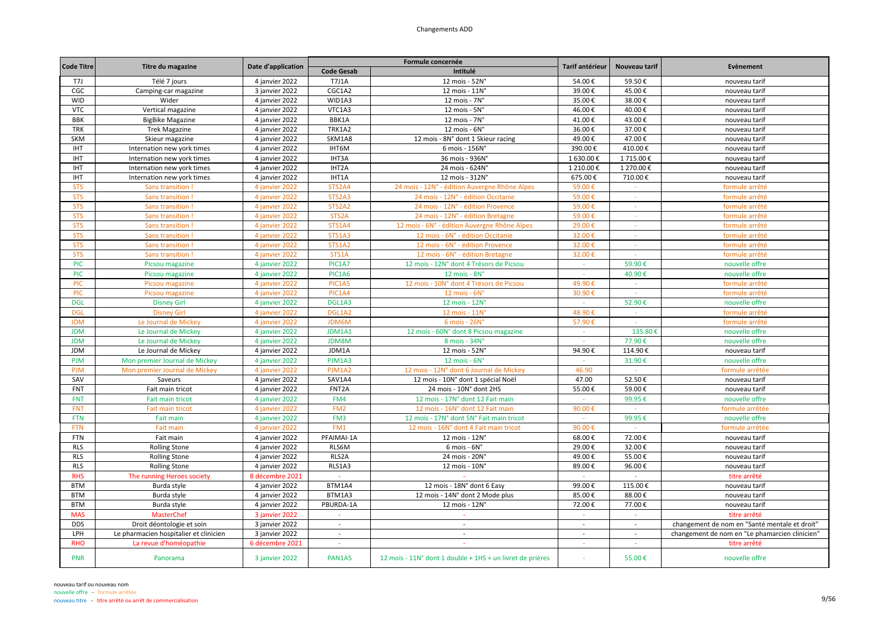# Changements ADD

| Code Titre | Titre du magazine | Date d'application | Formule concernée | | Tarif antérieur | Nouveau tarif | Evènement |
|---|---|---|---|---|---|---|---|
| | | | Code Gesab | Intitulé | | | |
| T7J | Télé 7 jours | 4 janvier 2022 | T7J1A | 12 mois - 52N° | 54.00 € | 59.50 € | nouveau tarif |
| CGC | Camping-car magazine | 3 janvier 2022 | CGC1A2 | 12 mois - 11N° | 39.00 € | 45.00 € | nouveau tarif |
| WID | Wider | 4 janvier 2022 | WID1A3 | 12 mois - 7N° | 35.00 € | 38.00 € | nouveau tarif |
| VTC | Vertical magazine | 4 janvier 2022 | VTC1A3 | 12 mois - 5N° | 46.00 € | 40.00 € | nouveau tarif |
| BBK | BigBike Magazine | 4 janvier 2022 | BBK1A | 12 mois - 7N° | 41.00 € | 43.00 € | nouveau tarif |
| TRK | Trek Magazine | 4 janvier 2022 | TRK1A2 | 12 mois - 6N° | 36.00 € | 37.00 € | nouveau tarif |
| SKM | Skieur magazine | 4 janvier 2022 | SKM1A8 | 12 mois - 8N° dont 1 Skieur racing | 49.00 € | 47.00 € | nouveau tarif |
| IHT | Internation new york times | 4 janvier 2022 | IHT6M | 6 mois - 156N° | 390.00 € | 410.00 € | nouveau tarif |
| IHT | Internation new york times | 4 janvier 2022 | IHT3A | 36 mois - 936N° | 1 630.00 € | 1 715.00 € | nouveau tarif |
| IHT | Internation new york times | 4 janvier 2022 | IHT2A | 24 mois - 624N° | 1 210.00 € | 1 270.00 € | nouveau tarif |
| IHT | Internation new york times | 4 janvier 2022 | IHT1A | 12 mois - 312N° | 675.00 € | 710.00 € | nouveau tarif |
| STS | Sans transition ! | 4 janvier 2022 | STS2A4 | 24 mois - 12N° - édition Auvergne Rhône Alpes | 59.00 € | - | formule arrêté |
| STS | Sans transition ! | 4 janvier 2022 | STS2A3 | 24 mois - 12N° - édition Occitanie | 59.00 € | - | formule arrêté |
| STS | Sans transition ! | 4 janvier 2022 | STS2A2 | 24 mois - 12N° - édition Provence | 59.00 € | - | formule arrêté |
| STS | Sans transition ! | 4 janvier 2022 | STS2A | 24 mois - 12N° - édition Bretagne | 59.00 € | - | formule arrêté |
| STS | Sans transition ! | 4 janvier 2022 | STS1A4 | 12 mois - 6N° - édition Auvergne Rhône Alpes | 29.00 € | - | formule arrêté |
| STS | Sans transition ! | 4 janvier 2022 | STS1A3 | 12 mois - 6N° - édition Occitanie | 32.00 € | - | formule arrêté |
| STS | Sans transition ! | 4 janvier 2022 | STS1A2 | 12 mois - 6N° - édition Provence | 32.00 € | - | formule arrêté |
| STS | Sans transition ! | 4 janvier 2022 | STS1A | 12 mois - 6N° - édition Bretagne | 32.00 € | - | formule arrêté |
| PIC | Picsou magazine | 4 janvier 2022 | PIC1A7 | 12 mois - 12N° dont 4 Trésors de Picsou | - | 59.90 € | nouvelle offre |
| PIC | Picsou magazine | 4 janvier 2022 | PIC1A6 | 12 mois - 8N° | - | 40.90 € | nouvelle offre |
| PIC | Picsou magazine | 4 janvier 2022 | PIC1A5 | 12 mois - 10N° dont 4 Trésors de Picsou | 49.90 € | - | formule arrêté |
| PIC | Picsou magazine | 4 janvier 2022 | PIC1A4 | 12 mois - 6N° | 30.90 € | - | formule arrêté |
| DGL | Disney Girl | 4 janvier 2022 | DGL1A3 | 12 mois - 12N° | - | 52.90 € | nouvelle offre |
| DGL | Disney Girl | 4 janvier 2022 | DGL1A2 | 12 mois - 11N° | 48.90 € | - | formule arrêté |
| JDM | Le Journal de Mickey | 4 janvier 2022 | JDM6M | 6 mois - 26N° | 57.90 € | - | formule arrêté |
| JDM | Le Journal de Mickey | 4 janvier 2022 | JDM1A1 | 12 mois - 60N° dont 8 Picsou magazine | - | 135.80 € | nouvelle offre |
| JDM | Le Journal de Mickey | 4 janvier 2022 | JDM8M | 8 mois - 34N° | - | 77.90 € | nouvelle offre |
| JDM | Le Journal de Mickey | 4 janvier 2022 | JDM1A | 12 mois - 52N° | 94.90 € | 114.90 € | nouveau tarif |
| PJM | Mon premier Journal de Mickey | 4 janvier 2022 | PJM1A3 | 12 mois - 6N° | - | 31.90 € | nouvelle offre |
| PJM | Mon premier Journal de Mickey | 4 janvier 2022 | PJM1A2 | 12 mois - 12N° dont 6 Journal de Mickey | 46.90 | - | formule arrêtée |
| SAV | Saveurs | 4 janvier 2022 | SAV1A4 | 12 mois - 10N° dont 1 spécial Noël | 47.00 | 52.50 € | nouveau tarif |
| FNT | Fait main tricot | 4 janvier 2022 | FNT2A | 24 mois - 10N° dont 2HS | 55.00 € | 59.00 € | nouveau tarif |
| FNT | Fait main tricot | 4 janvier 2022 | FM4 | 12 mois - 17N° dont 12 Fait main | - | 99.95 € | nouvelle offre |
| FNT | Fait main tricot | 4 janvier 2022 | FM2 | 12 mois - 16N° dont 12 Fait main | 90.00 € | - | formule arrêtée |
| FTN | Fait main | 4 janvier 2022 | FM3 | 12 mois - 17N° dont 5N° Fait main tricot | - | 99.95 € | nouvelle offre |
| FTN | Fait main | 4 janvier 2022 | FM1 | 12 mois - 16N° dont 4 Fait main tricot | 90.00 € | - | formule arrêtée |
| FTN | Fait main | 4 janvier 2022 | PFAIMAI-1A | 12 mois - 12N° | 68.00 € | 72.00 € | nouveau tarif |
| RLS | Rolling Stone | 4 janvier 2022 | RLS6M | 6 mois - 6N° | 29.00 € | 32.00 € | nouveau tarif |
| RLS | Rolling Stone | 4 janvier 2022 | RLS2A | 24 mois - 20N° | 49.00 € | 55.00 € | nouveau tarif |
| RLS | Rolling Stone | 4 janvier 2022 | RLS1A3 | 12 mois - 10N° | 89.00 € | 96.00 € | nouveau tarif |
| RHS | The running Heroes society | 8 décembre 2021 | - | - | - | - | titre arrêté |
| BTM | Burda style | 4 janvier 2022 | BTM1A4 | 12 mois - 18N° dont 6 Easy | 99.00 € | 115.00 € | nouveau tarif |
| BTM | Burda style | 4 janvier 2022 | BTM1A3 | 12 mois - 14N° dont 2 Mode plus | 85.00 € | 88.00 € | nouveau tarif |
| BTM | Burda style | 4 janvier 2022 | PBURDA-1A | 12 mois - 12N° | 72.00 € | 77.00 € | nouveau tarif |
| MAS | MasterChef | 3 janvier 2022 | - | - | - | - | titre arrêté |
| DDS | Droit déontologie et soin | 3 janvier 2022 | - | - | - | - | changement de nom en "Santé mentale et droit" |
| LPH | Le pharmacien hospitalier et clinicien | 3 janvier 2022 | - | - | - | - | changement de nom en "Le phamarcien clinicien" |
| RHO | La revue d'homéopathie | 6 décembre 2021 | - | - | - | - | titre arrêté |
| PNR | Panorama | 3 janvier 2022 | PAN1A5 | 12 mois - 11N° dont 1 double + 1HS + un livret de prières | - | 55.00 € | nouvelle offre |

nouveau tarif ou nouveau nom
nouvelle offre - formule arrêtée
nouveau titre - titre arrêté ou arrêt de commercialisation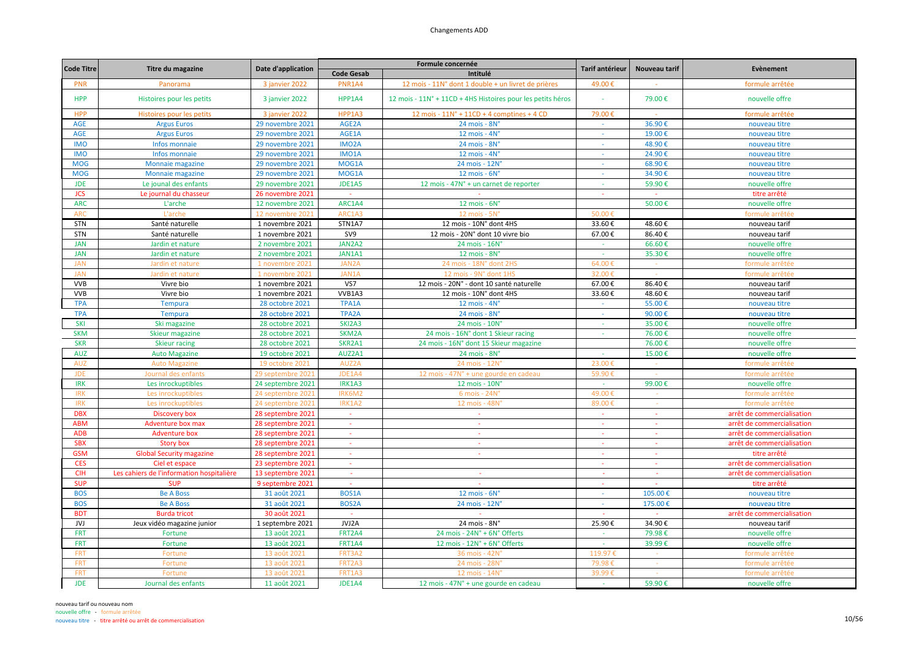# Changements ADD

| Code Titre | Titre du magazine | Date d'application | Formule concernée | | Tarif antérieur | Nouveau tarif | Evènement |
|---|---|---|---|---|---|---|---|
| | | | Code Gesab | Intitulé | | | |
| PNR | Panorama | 3 janvier 2022 | PNR1A4 | 12 mois - 11N° dont 1 double + un livret de prières | 49.00 € | - | formule arrêtée |
| HPP | Histoires pour les petits | 3 janvier 2022 | HPP1A4 | 12 mois - 11N° + 11CD + 4HS Histoires pour les petits héros | - | 79.00 € | nouvelle offre |
| HPP | Histoires pour les petits | 3 janvier 2022 | HPP1A3 | 12 mois - 11N° + 11CD + 4 comptines + 4 CD | 79.00 € | - | formule arrêtée |
| AGE | Argus Euros | 29 novembre 2021 | AGE2A | 24 mois - 8N° | - | 36.90 € | nouveau titre |
| AGE | Argus Euros | 29 novembre 2021 | AGE1A | 12 mois - 4N° | - | 19.00 € | nouveau titre |
| IMO | Infos monnaie | 29 novembre 2021 | IMO2A | 24 mois - 8N° | - | 48.90 € | nouveau titre |
| IMO | Infos monnaie | 29 novembre 2021 | IMO1A | 12 mois - 4N° | - | 24.90 € | nouveau titre |
| MOG | Monnaie magazine | 29 novembre 2021 | MOG1A | 24 mois - 12N° | - | 68.90 € | nouveau titre |
| MOG | Monnaie magazine | 29 novembre 2021 | MOG1A | 12 mois - 6N° | - | 34.90 € | nouveau titre |
| JDE | Le jounal des enfants | 29 novembre 2021 | JDE1A5 | 12 mois - 47N° + un carnet de reporter | - | 59.90 € | nouvelle offre |
| JCS | Le journal du chasseur | 26 novembre 2021 | - | - | - | - | titre arrêté |
| ARC | L'arche | 12 novembre 2021 | ARC1A4 | 12 mois - 6N° | | 50.00 € | nouvelle offre |
| ARC | L'arche | 12 novembre 2021 | ARC1A3 | 12 mois - 5N° | 50.00 € | | formule arrêtée |
| STN | Santé naturelle | 1 novembre 2021 | STN1A7 | 12 mois - 10N° dont 4HS | 33.60 € | 48.60 € | nouveau tarif |
| STN | Santé naturelle | 1 novembre 2021 | SV9 | 12 mois - 20N° dont 10 vivre bio | 67.00 € | 86.40 € | nouveau tarif |
| JAN | Jardin et nature | 2 novembre 2021 | JAN2A2 | 24 mois - 16N° | - | 66.60 € | nouvelle offre |
| JAN | Jardin et nature | 2 novembre 2021 | JAN1A1 | 12 mois - 8N° | - | 35.30 € | nouvelle offre |
| JAN | Jardin et nature | 1 novembre 2021 | JAN2A | 24 mois - 18N° dont 2HS | 64.00 € | - | formule arrêtée |
| JAN | Jardin et nature | 1 novembre 2021 | JAN1A | 12 mois - 9N° dont 1HS | 32.00 € | - | formule arrêtée |
| VVB | Vivre bio | 1 novembre 2021 | VS7 | 12 mois - 20N° - dont 10 santé naturelle | 67.00 € | 86.40 € | nouveau tarif |
| VVB | Vivre bio | 1 novembre 2021 | VVB1A3 | 12 mois - 10N° dont 4HS | 33.60 € | 48.60 € | nouveau tarif |
| TPA | Tempura | 28 octobre 2021 | TPA1A | 12 mois - 4N° | - | 55.00 € | nouveau titre |
| TPA | Tempura | 28 octobre 2021 | TPA2A | 24 mois - 8N° | - | 90.00 € | nouveau titre |
| SKI | Ski magazine | 28 octobre 2021 | SKI2A3 | 24 mois - 10N° | - | 35.00 € | nouvelle offre |
| SKM | Skieur magazine | 28 octobre 2021 | SKM2A | 24 mois - 16N° dont 1 Skieur racing | - | 76.00 € | nouvelle offre |
| SKR | Skieur racing | 28 octobre 2021 | SKR2A1 | 24 mois - 16N° dont 15 Skieur magazine | | 76.00 € | nouvelle offre |
| AUZ | Auto Magazine | 19 octobre 2021 | AUZ2A1 | 24 mois - 8N° | - | 15.00 € | nouvelle offre |
| AUZ | Auto Magazine | 19 octobre 2021 | AUZ2A | 24 mois - 12N° | 23.00 € | - | formule arrêtée |
| JDE | Journal des enfants | 29 septembre 2021 | JDE1A4 | 12 mois - 47N° + une gourde en cadeau | 59.90 € | - | formule arrêtée |
| IRK | Les inrockuptibles | 24 septembre 2021 | IRK1A3 | 12 mois - 10N° | - | 99.00 € | nouvelle offre |
| IRK | Les inrockuptibles | 24 septembre 2021 | IRK6M2 | 6 mois - 24N° | 49.00 € | - | formule arrêtée |
| IRK | Les inrockuptibles | 24 septembre 2021 | IRK1A2 | 12 mois - 48N° | 89.00 € | - | formule arrêtée |
| DBX | Discovery box | 28 septembre 2021 | - | - | - | - | arrêt de commercialisation |
| ABM | Adventure box max | 28 septembre 2021 | - | - | - | - | arrêt de commercialisation |
| ADB | Adventure box | 28 septembre 2021 | - | - | - | - | arrêt de commercialisation |
| SBX | Story box | 28 septembre 2021 | - | - | - | - | arrêt de commercialisation |
| GSM | Global Security magazine | 28 septembre 2021 | - | - | - | - | titre arrêté |
| CES | Ciel et espace | 23 septembre 2021 | - | | - | - | arrêt de commercialisation |
| CIH | Les cahiers de l'information hospitalière | 13 septembre 2021 | - | - | - | - | arrêt de commercialisation |
| SUP | SUP | 9 septembre 2021 | - | - | - | - | titre arrêté |
| BOS | Be A Boss | 31 août 2021 | BOS1A | 12 mois - 6N° | - | 105.00 € | nouveau titre |
| BOS | Be A Boss | 31 août 2021 | BOS2A | 24 mois - 12N° | - | 175.00 € | nouveau titre |
| BDT | Burda tricot | 30 août 2021 | - | - | - | - | arrêt de commercialisation |
| JVJ | Jeux vidéo magazine junior | 1 septembre 2021 | JVJ2A | 24 mois - 8N° | 25.90 € | 34.90 € | nouveau tarif |
| FRT | Fortune | 13 août 2021 | FRT2A4 | 24 mois - 24N° + 6N° Offerts | - | 79.98 € | nouvelle offre |
| FRT | Fortune | 13 août 2021 | FRT1A4 | 12 mois - 12N° + 6N° Offerts | - | 39.99 € | nouvelle offre |
| FRT | Fortune | 13 août 2021 | FRT3A2 | 36 mois - 42N° | 119.97 € | - | formule arrêtée |
| FRT | Fortune | 13 août 2021 | FRT2A3 | 24 mois - 28N° | 79.98 € | - | formule arrêtée |
| FRT | Fortune | 13 août 2021 | FRT1A3 | 12 mois - 14N° | 39.99 € | - | formule arrêtée |
| JDE | Journal des enfants | 11 août 2021 | JDE1A4 | 12 mois - 47N° + une gourde en cadeau | - | 59.90 € | nouvelle offre |

nouveau tarif ou nouveau nom
nouvelle offre - formule arrêtée
nouveau titre - titre arrêté ou arrêt de commercialisation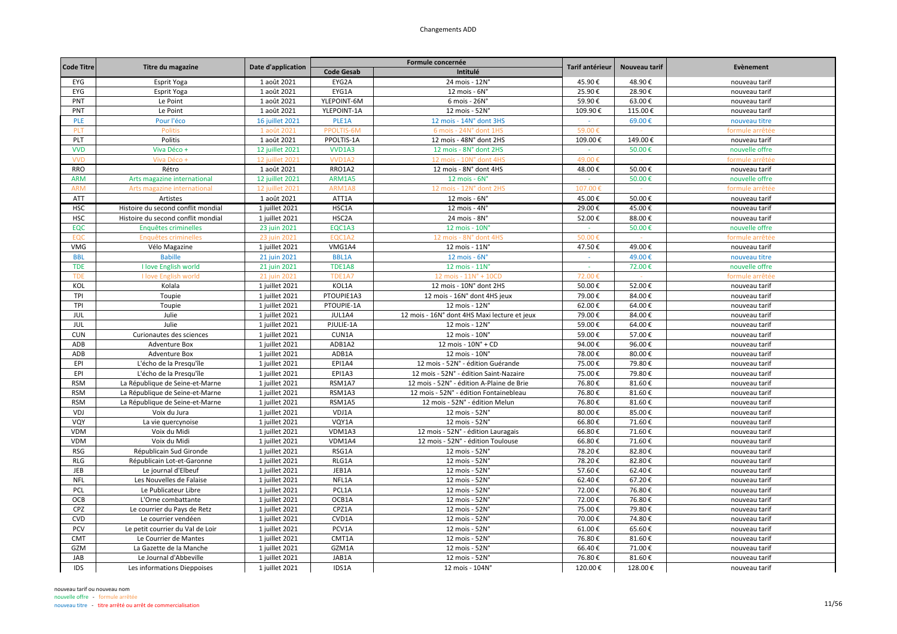# Changements ADD

| Code Titre | Titre du magazine | Date d'application | Formule concernée | | Tarif antérieur | Nouveau tarif | Evènement |
|---|---|---|---|---|---|---|---|
| | | | Code Gesab | Intitulé | | | |
| EYG | Esprit Yoga | 1 août 2021 | EYG2A | 24 mois - 12N° | 45.90 € | 48.90 € | nouveau tarif |
| EYG | Esprit Yoga | 1 août 2021 | EYG1A | 12 mois - 6N° | 25.90 € | 28.90 € | nouveau tarif |
| PNT | Le Point | 1 août 2021 | YLEPOINT-6M | 6 mois - 26N° | 59.90 € | 63.00 € | nouveau tarif |
| PNT | Le Point | 1 août 2021 | YLEPOINT-1A | 12 mois - 52N° | 109.90 € | 115.00 € | nouveau tarif |
| PLE | Pour l'éco | 16 juillet 2021 | PLE1A | 12 mois - 14N° dont 3HS | - | 69.00 € | nouveau titre |
| PLT | Politis | 1 août 2021 | PPOLTIS-6M | 6 mois - 24N° dont 1HS | 59.00 € | - | formule arrêtée |
| PLT | Politis | 1 août 2021 | PPOLTIS-1A | 12 mois - 48N° dont 2HS | 109.00 € | 149.00 € | nouveau tarif |
| VVD | Viva Déco + | 12 juillet 2021 | VVD1A3 | 12 mois - 8N° dont 2HS | - | 50.00 € | nouvelle offre |
| VVD | Viva Déco + | 12 juillet 2021 | VVD1A2 | 12 mois - 10N° dont 4HS | 49.00 € | - | formule arrêtée |
| RRO | Rétro | 1 août 2021 | RRO1A2 | 12 mois - 8N° dont 4HS | 48.00 € | 50.00 € | nouveau tarif |
| ARM | Arts magazine international | 12 juillet 2021 | ARM1A5 | 12 mois - 6N° | - | 50.00 € | nouvelle offre |
| ARM | Arts magazine international | 12 juillet 2021 | ARM1A8 | 12 mois - 12N° dont 2HS | 107.00 € | - | formule arrêtée |
| ATT | Artistes | 1 août 2021 | ATT1A | 12 mois - 6N° | 45.00 € | 50.00 € | nouveau tarif |
| HSC | Histoire du second conflit mondial | 1 juillet 2021 | HSC1A | 12 mois - 4N° | 29.00 € | 45.00 € | nouveau tarif |
| HSC | Histoire du second conflit mondial | 1 juillet 2021 | HSC2A | 24 mois - 8N° | 52.00 € | 88.00 € | nouveau tarif |
| EQC | Enquêtes criminelles | 23 juin 2021 | EQC1A3 | 12 mois - 10N° | - | 50.00 € | nouvelle offre |
| EQC | Enquêtes criminelles | 23 juin 2021 | EQC1A2 | 12 mois - 8N° dont 4HS | 50.00 € | - | formule arrêtée |
| VMG | Vélo Magazine | 1 juillet 2021 | VMG1A4 | 12 mois - 11N° | 47.50 € | 49.00 € | nouveau tarif |
| BBL | Babille | 21 juin 2021 | BBL1A | 12 mois - 6N° | - | 49.00 € | nouveau titre |
| TDE | I love English world | 21 juin 2021 | TDE1A8 | 12 mois - 11N° | - | 72.00 € | nouvelle offre |
| TDE | I love English world | 21 juin 2021 | TDE1A7 | 12 mois - 11N° + 10CD | 72.00 € | - | formule arrêtée |
| KOL | Kolala | 1 juillet 2021 | KOL1A | 12 mois - 10N° dont 2HS | 50.00 € | 52.00 € | nouveau tarif |
| TPI | Toupie | 1 juillet 2021 | PTOUPIE1A3 | 12 mois - 16N° dont 4HS jeux | 79.00 € | 84.00 € | nouveau tarif |
| TPI | Toupie | 1 juillet 2021 | PTOUPIE-1A | 12 mois - 12N° | 62.00 € | 64.00 € | nouveau tarif |
| JUL | Julie | 1 juillet 2021 | JUL1A4 | 12 mois - 16N° dont 4HS Maxi lecture et jeux | 79.00 € | 84.00 € | nouveau tarif |
| JUL | Julie | 1 juillet 2021 | PJULIE-1A | 12 mois - 12N° | 59.00 € | 64.00 € | nouveau tarif |
| CUN | Curionautes des sciences | 1 juillet 2021 | CUN1A | 12 mois - 10N° | 59.00 € | 57.00 € | nouveau tarif |
| ADB | Adventure Box | 1 juillet 2021 | ADB1A2 | 12 mois - 10N° + CD | 94.00 € | 96.00 € | nouveau tarif |
| ADB | Adventure Box | 1 juillet 2021 | ADB1A | 12 mois - 10N° | 78.00 € | 80.00 € | nouveau tarif |
| EPI | L'écho de la Presqu'île | 1 juillet 2021 | EPI1A4 | 12 mois - 52N° - édition Guérande | 75.00 € | 79.80 € | nouveau tarif |
| EPI | L'écho de la Presqu'île | 1 juillet 2021 | EPI1A3 | 12 mois - 52N° - édition Saint-Nazaire | 75.00 € | 79.80 € | nouveau tarif |
| RSM | La République de Seine-et-Marne | 1 juillet 2021 | RSM1A7 | 12 mois - 52N° - édition A-Plaine de Brie | 76.80 € | 81.60 € | nouveau tarif |
| RSM | La République de Seine-et-Marne | 1 juillet 2021 | RSM1A3 | 12 mois - 52N° - édition Fontainebleau | 76.80 € | 81.60 € | nouveau tarif |
| RSM | La République de Seine-et-Marne | 1 juillet 2021 | RSM1A5 | 12 mois - 52N° - édition Melun | 76.80 € | 81.60 € | nouveau tarif |
| VDJ | Voix du Jura | 1 juillet 2021 | VDJ1A | 12 mois - 52N° | 80.00 € | 85.00 € | nouveau tarif |
| VQY | La vie quercynoise | 1 juillet 2021 | VQY1A | 12 mois - 52N° | 66.80 € | 71.60 € | nouveau tarif |
| VDM | Voix du Midi | 1 juillet 2021 | VDM1A3 | 12 mois - 52N° - édition Lauragais | 66.80 € | 71.60 € | nouveau tarif |
| VDM | Voix du Midi | 1 juillet 2021 | VDM1A4 | 12 mois - 52N° - édition Toulouse | 66.80 € | 71.60 € | nouveau tarif |
| RSG | Républicain Sud Gironde | 1 juillet 2021 | RSG1A | 12 mois - 52N° | 78.20 € | 82.80 € | nouveau tarif |
| RLG | Républicain Lot-et-Garonne | 1 juillet 2021 | RLG1A | 12 mois - 52N° | 78.20 € | 82.80 € | nouveau tarif |
| JEB | Le journal d'Elbeuf | 1 juillet 2021 | JEB1A | 12 mois - 52N° | 57.60 € | 62.40 € | nouveau tarif |
| NFL | Les Nouvelles de Falaise | 1 juillet 2021 | NFL1A | 12 mois - 52N° | 62.40 € | 67.20 € | nouveau tarif |
| PCL | Le Publicateur Libre | 1 juillet 2021 | PCL1A | 12 mois - 52N° | 72.00 € | 76.80 € | nouveau tarif |
| OCB | L'Orne combattante | 1 juillet 2021 | OCB1A | 12 mois - 52N° | 72.00 € | 76.80 € | nouveau tarif |
| CPZ | Le courrier du Pays de Retz | 1 juillet 2021 | CPZ1A | 12 mois - 52N° | 75.00 € | 79.80 € | nouveau tarif |
| CVD | Le courrier vendéen | 1 juillet 2021 | CVD1A | 12 mois - 52N° | 70.00 € | 74.80 € | nouveau tarif |
| PCV | Le petit courrier du Val de Loir | 1 juillet 2021 | PCV1A | 12 mois - 52N° | 61.00 € | 65.60 € | nouveau tarif |
| CMT | Le Courrier de Mantes | 1 juillet 2021 | CMT1A | 12 mois - 52N° | 76.80 € | 81.60 € | nouveau tarif |
| GZM | La Gazette de la Manche | 1 juillet 2021 | GZM1A | 12 mois - 52N° | 66.40 € | 71.00 € | nouveau tarif |
| JAB | Le Journal d'Abbeville | 1 juillet 2021 | JAB1A | 12 mois - 52N° | 76.80 € | 81.60 € | nouveau tarif |
| IDS | Les informations Dieppoises | 1 juillet 2021 | IDS1A | 12 mois - 104N° | 120.00 € | 128.00 € | nouveau tarif |

nouveau tarif ou nouveau nom
nouvelle offre - formule arrêtée
nouveau titre - titre arrêté ou arrêt de commercialisation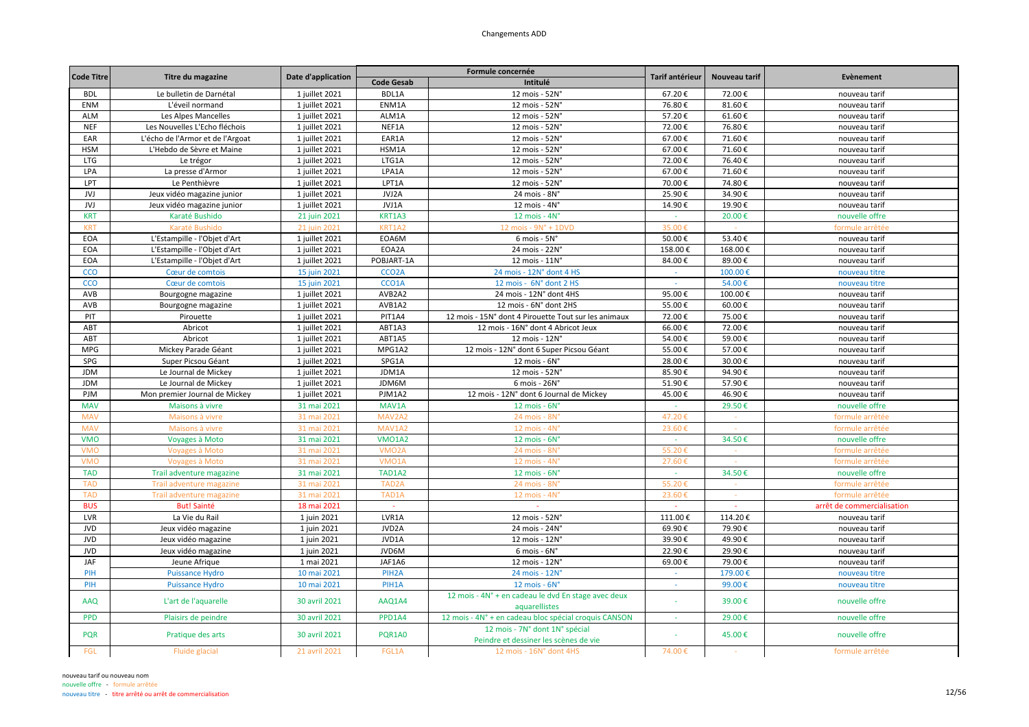Changements ADD

| Code Titre | Titre du magazine | Date d'application | Formule concernée | | Tarif antérieur | Nouveau tarif | Evènement |
|---|---|---|---|---|---|---|---|
| | | | Code Gesab | Intitulé | | | |
| BDL | Le bulletin de Darnétal | 1 juillet 2021 | BDL1A | 12 mois - 52N° | 67.20 € | 72.00 € | nouveau tarif |
| ENM | L'éveil normand | 1 juillet 2021 | ENM1A | 12 mois - 52N° | 76.80 € | 81.60 € | nouveau tarif |
| ALM | Les Alpes Mancelles | 1 juillet 2021 | ALM1A | 12 mois - 52N° | 57.20 € | 61.60 € | nouveau tarif |
| NEF | Les Nouvelles L'Echo fléchois | 1 juillet 2021 | NEF1A | 12 mois - 52N° | 72.00 € | 76.80 € | nouveau tarif |
| EAR | L'écho de l'Armor et de l'Argoat | 1 juillet 2021 | EAR1A | 12 mois - 52N° | 67.00 € | 71.60 € | nouveau tarif |
| HSM | L'Hebdo de Sèvre et Maine | 1 juillet 2021 | HSM1A | 12 mois - 52N° | 67.00 € | 71.60 € | nouveau tarif |
| LTG | Le trégor | 1 juillet 2021 | LTG1A | 12 mois - 52N° | 72.00 € | 76.40 € | nouveau tarif |
| LPA | La presse d'Armor | 1 juillet 2021 | LPA1A | 12 mois - 52N° | 67.00 € | 71.60 € | nouveau tarif |
| LPT | Le Penthièvre | 1 juillet 2021 | LPT1A | 12 mois - 52N° | 70.00 € | 74.80 € | nouveau tarif |
| JVJ | Jeux vidéo magazine junior | 1 juillet 2021 | JVJ2A | 24 mois - 8N° | 25.90 € | 34.90 € | nouveau tarif |
| JVJ | Jeux vidéo magazine junior | 1 juillet 2021 | JVJ1A | 12 mois - 4N° | 14.90 € | 19.90 € | nouveau tarif |
| KRT | Karaté Bushido | 21 juin 2021 | KRT1A3 | 12 mois - 4N° | - | 20.00 € | nouvelle offre |
| KRT | Karaté Bushido | 21 juin 2021 | KRT1A2 | 12 mois - 9N° + 1DVD | 35.00 € | - | formule arrêtée |
| EOA | L'Estampille - l'Objet d'Art | 1 juillet 2021 | EOA6M | 6 mois - 5N° | 50.00 € | 53.40 € | nouveau tarif |
| EOA | L'Estampille - l'Objet d'Art | 1 juillet 2021 | EOA2A | 24 mois - 22N° | 158.00 € | 168.00 € | nouveau tarif |
| EOA | L'Estampille - l'Objet d'Art | 1 juillet 2021 | POBJART-1A | 12 mois - 11N° | 84.00 € | 89.00 € | nouveau tarif |
| CCO | Cœur de comtois | 15 juin 2021 | CCO2A | 24 mois - 12N° dont 4 HS | - | 100.00 € | nouveau titre |
| CCO | Cœur de comtois | 15 juin 2021 | CCO1A | 12 mois - 6N° dont 2 HS | - | 54.00 € | nouveau titre |
| AVB | Bourgogne magazine | 1 juillet 2021 | AVB2A2 | 24 mois - 12N° dont 4HS | 95.00 € | 100.00 € | nouveau tarif |
| AVB | Bourgogne magazine | 1 juillet 2021 | AVB1A2 | 12 mois - 6N° dont 2HS | 55.00 € | 60.00 € | nouveau tarif |
| PIT | Pirouette | 1 juillet 2021 | PIT1A4 | 12 mois - 15N° dont 4 Pirouette Tout sur les animaux | 72.00 € | 75.00 € | nouveau tarif |
| ABT | Abricot | 1 juillet 2021 | ABT1A3 | 12 mois - 16N° dont 4 Abricot Jeux | 66.00 € | 72.00 € | nouveau tarif |
| ABT | Abricot | 1 juillet 2021 | ABT1A5 | 12 mois - 12N° | 54.00 € | 59.00 € | nouveau tarif |
| MPG | Mickey Parade Géant | 1 juillet 2021 | MPG1A2 | 12 mois - 12N° dont 6 Super Picsou Géant | 55.00 € | 57.00 € | nouveau tarif |
| SPG | Super Picsou Géant | 1 juillet 2021 | SPG1A | 12 mois - 6N° | 28.00 € | 30.00 € | nouveau tarif |
| JDM | Le Journal de Mickey | 1 juillet 2021 | JDM1A | 12 mois - 52N° | 85.90 € | 94.90 € | nouveau tarif |
| JDM | Le Journal de Mickey | 1 juillet 2021 | JDM6M | 6 mois - 26N° | 51.90 € | 57.90 € | nouveau tarif |
| PJM | Mon premier Journal de Mickey | 1 juillet 2021 | PJM1A2 | 12 mois - 12N° dont 6 Journal de Mickey | 45.00 € | 46.90 € | nouveau tarif |
| MAV | Maisons à vivre | 31 mai 2021 | MAV1A | 12 mois - 6N° | - | 29.50 € | nouvelle offre |
| MAV | Maisons à vivre | 31 mai 2021 | MAV2A2 | 24 mois - 8N° | 47.20 € | - | formule arrêtée |
| MAV | Maisons à vivre | 31 mai 2021 | MAV1A2 | 12 mois - 4N° | 23.60 € | - | formule arrêtée |
| VMO | Voyages à Moto | 31 mai 2021 | VMO1A2 | 12 mois - 6N° | - | 34.50 € | nouvelle offre |
| VMO | Voyages à Moto | 31 mai 2021 | VMO2A | 24 mois - 8N° | 55.20 € | - | formule arrêtée |
| VMO | Voyages à Moto | 31 mai 2021 | VMO1A | 12 mois - 4N° | 27.60 € | - | formule arrêtée |
| TAD | Trail adventure magazine | 31 mai 2021 | TAD1A2 | 12 mois - 6N° | - | 34.50 € | nouvelle offre |
| TAD | Trail adventure magazine | 31 mai 2021 | TAD2A | 24 mois - 8N° | 55.20 € | - | formule arrêtée |
| TAD | Trail adventure magazine | 31 mai 2021 | TAD1A | 12 mois - 4N° | 23.60 € | - | formule arrêtée |
| BUS | But! Sainté | 18 mai 2021 | - | - | - | - | arrêt de commercialisation |
| LVR | La Vie du Rail | 1 juin 2021 | LVR1A | 12 mois - 52N° | 111.00 € | 114.20 € | nouveau tarif |
| JVD | Jeux vidéo magazine | 1 juin 2021 | JVD2A | 24 mois - 24N° | 69.90 € | 79.90 € | nouveau tarif |
| JVD | Jeux vidéo magazine | 1 juin 2021 | JVD1A | 12 mois - 12N° | 39.90 € | 49.90 € | nouveau tarif |
| JVD | Jeux vidéo magazine | 1 juin 2021 | JVD6M | 6 mois - 6N° | 22.90 € | 29.90 € | nouveau tarif |
| JAF | Jeune Afrique | 1 mai 2021 | JAF1A6 | 12 mois - 12N° | 69.00 € | 79.00 € | nouveau tarif |
| PIH | Puissance Hydro | 10 mai 2021 | PIH2A | 24 mois - 12N° | - | 179.00 € | nouveau titre |
| PIH | Puissance Hydro | 10 mai 2021 | PIH1A | 12 mois - 6N° | - | 99.00 € | nouveau titre |
| AAQ | L'art de l'aquarelle | 30 avril 2021 | AAQ1A4 | 12 mois - 4N° + en cadeau le dvd En stage avec deux aquarellistes | - | 39.00 € | nouvelle offre |
| PPD | Plaisirs de peindre | 30 avril 2021 | PPD1A4 | 12 mois - 4N° + en cadeau bloc spécial croquis CANSON | - | 29.00 € | nouvelle offre |
| PQR | Pratique des arts | 30 avril 2021 | PQR1A0 | 12 mois - 7N° dont 1N° spécial Peindre et dessiner les scènes de vie | - | 45.00 € | nouvelle offre |
| FGL | Fluide glacial | 21 avril 2021 | FGL1A | 12 mois - 16N° dont 4HS | 74.00 € | - | formule arrêtée |

nouveau tarif ou nouveau nom
nouvelle offre - formule arrêtée
nouveau titre - titre arrêté ou arrêt de commercialisation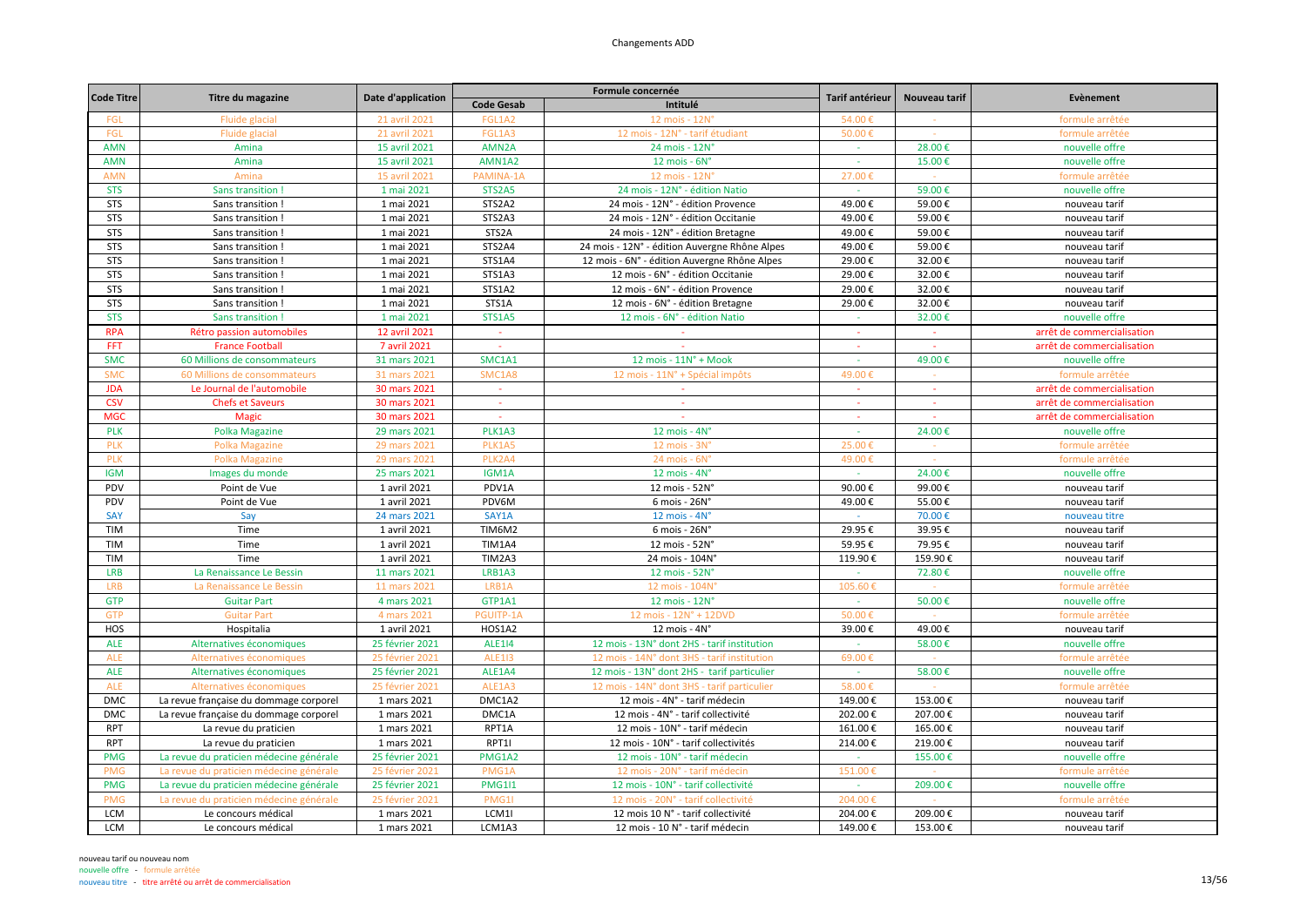# Changements ADD

| Code Titre | Titre du magazine | Date d'application | Formule concernée | | Tarif antérieur | Nouveau tarif | Evènement |
|---|---|---|---|---|---|---|---|
| | | | Code Gesab | Intitulé | | | |
| FGL | Fluide glacial | 21 avril 2021 | FGL1A2 | 12 mois - 12N° | 54.00 € | - | formule arrêtée |
| FGL | Fluide glacial | 21 avril 2021 | FGL1A3 | 12 mois - 12N° - tarif étudiant | 50.00 € | - | formule arrêtée |
| AMN | Amina | 15 avril 2021 | AMN2A | 24 mois - 12N° | - | 28.00 € | nouvelle offre |
| AMN | Amina | 15 avril 2021 | AMN1A2 | 12 mois - 6N° | - | 15.00 € | nouvelle offre |
| AMN | Amina | 15 avril 2021 | PAMINA-1A | 12 mois - 12N° | 27.00 € | - | formule arrêtée |
| STS | Sans transition ! | 1 mai 2021 | STS2A5 | 24 mois - 12N° - édition Natio | - | 59.00 € | nouvelle offre |
| STS | Sans transition ! | 1 mai 2021 | STS2A2 | 24 mois - 12N° - édition Provence | 49.00 € | 59.00 € | nouveau tarif |
| STS | Sans transition ! | 1 mai 2021 | STS2A3 | 24 mois - 12N° - édition Occitanie | 49.00 € | 59.00 € | nouveau tarif |
| STS | Sans transition ! | 1 mai 2021 | STS2A | 24 mois - 12N° - édition Bretagne | 49.00 € | 59.00 € | nouveau tarif |
| STS | Sans transition ! | 1 mai 2021 | STS2A4 | 24 mois - 12N° - édition Auvergne Rhône Alpes | 49.00 € | 59.00 € | nouveau tarif |
| STS | Sans transition ! | 1 mai 2021 | STS1A4 | 12 mois - 6N° - édition Auvergne Rhône Alpes | 29.00 € | 32.00 € | nouveau tarif |
| STS | Sans transition ! | 1 mai 2021 | STS1A3 | 12 mois - 6N° - édition Occitanie | 29.00 € | 32.00 € | nouveau tarif |
| STS | Sans transition ! | 1 mai 2021 | STS1A2 | 12 mois - 6N° - édition Provence | 29.00 € | 32.00 € | nouveau tarif |
| STS | Sans transition ! | 1 mai 2021 | STS1A | 12 mois - 6N° - édition Bretagne | 29.00 € | 32.00 € | nouveau tarif |
| STS | Sans transition ! | 1 mai 2021 | STS1A5 | 12 mois - 6N° - édition Natio | - | 32.00 € | nouvelle offre |
| RPA | Rétro passion automobiles | 12 avril 2021 | - | - | - | - | arrêt de commercialisation |
| FFT | France Football | 7 avril 2021 | - | - | - | - | arrêt de commercialisation |
| SMC | 60 Millions de consommateurs | 31 mars 2021 | SMC1A1 | 12 mois - 11N° + Mook | - | 49.00 € | nouvelle offre |
| SMC | 60 Millions de consommateurs | 31 mars 2021 | SMC1A8 | 12 mois - 11N° + Spécial impôts | 49.00 € | - | formule arrêtée |
| JDA | Le Journal de l'automobile | 30 mars 2021 | - | - | - | - | arrêt de commercialisation |
| CSV | Chefs et Saveurs | 30 mars 2021 | - | - | - | - | arrêt de commercialisation |
| MGC | Magic | 30 mars 2021 | - | - | - | - | arrêt de commercialisation |
| PLK | Polka Magazine | 29 mars 2021 | PLK1A3 | 12 mois - 4N° | - | 24.00 € | nouvelle offre |
| PLK | Polka Magazine | 29 mars 2021 | PLK1A5 | 12 mois - 3N° | 25.00 € | - | formule arrêtée |
| PLK | Polka Magazine | 29 mars 2021 | PLK2A4 | 24 mois - 6N° | 49.00 € | - | formule arrêtée |
| IGM | Images du monde | 25 mars 2021 | IGM1A | 12 mois - 4N° | - | 24.00 € | nouvelle offre |
| PDV | Point de Vue | 1 avril 2021 | PDV1A | 12 mois - 52N° | 90.00 € | 99.00 € | nouveau tarif |
| PDV | Point de Vue | 1 avril 2021 | PDV6M | 6 mois - 26N° | 49.00 € | 55.00 € | nouveau tarif |
| SAY | Say | 24 mars 2021 | SAY1A | 12 mois - 4N° | - | 70.00 € | nouveau titre |
| TIM | Time | 1 avril 2021 | TIM6M2 | 6 mois - 26N° | 29.95 € | 39.95 € | nouveau tarif |
| TIM | Time | 1 avril 2021 | TIM1A4 | 12 mois - 52N° | 59.95 € | 79.95 € | nouveau tarif |
| TIM | Time | 1 avril 2021 | TIM2A3 | 24 mois - 104N° | 119.90 € | 159.90 € | nouveau tarif |
| LRB | La Renaissance Le Bessin | 11 mars 2021 | LRB1A3 | 12 mois - 52N° | - | 72.80 € | nouvelle offre |
| LRB | La Renaissance Le Bessin | 11 mars 2021 | LRB1A | 12 mois - 104N° | 105.60 € | - | formule arrêtée |
| GTP | Guitar Part | 4 mars 2021 | GTP1A1 | 12 mois - 12N° | - | 50.00 € | nouvelle offre |
| GTP | Guitar Part | 4 mars 2021 | PGUITP-1A | 12 mois - 12N° + 12DVD | 50.00 € | - | formule arrêtée |
| HOS | Hospitalia | 1 avril 2021 | HOS1A2 | 12 mois - 4N° | 39.00 € | 49.00 € | nouveau tarif |
| ALE | Alternatives économiques | 25 février 2021 | ALE1I4 | 12 mois - 13N° dont 2HS - tarif institution | - | 58.00 € | nouvelle offre |
| ALE | Alternatives économiques | 25 février 2021 | ALE1I3 | 12 mois - 14N° dont 3HS - tarif institution | 69.00 € | - | formule arrêtée |
| ALE | Alternatives économiques | 25 février 2021 | ALE1A4 | 12 mois - 13N° dont 2HS - tarif particulier | - | 58.00 € | nouvelle offre |
| ALE | Alternatives économiques | 25 février 2021 | ALE1A3 | 12 mois - 14N° dont 3HS - tarif particulier | 58.00 € | - | formule arrêtée |
| DMC | La revue française du dommage corporel | 1 mars 2021 | DMC1A2 | 12 mois - 4N° - tarif médecin | 149.00 € | 153.00 € | nouveau tarif |
| DMC | La revue française du dommage corporel | 1 mars 2021 | DMC1A | 12 mois - 4N° - tarif collectivité | 202.00 € | 207.00 € | nouveau tarif |
| RPT | La revue du praticien | 1 mars 2021 | RPT1A | 12 mois - 10N° - tarif médecin | 161.00 € | 165.00 € | nouveau tarif |
| RPT | La revue du praticien | 1 mars 2021 | RPT1I | 12 mois - 10N° - tarif collectivités | 214.00 € | 219.00 € | nouveau tarif |
| PMG | La revue du praticien médecine générale | 25 février 2021 | PMG1A2 | 12 mois - 10N° - tarif médecin | - | 155.00 € | nouvelle offre |
| PMG | La revue du praticien médecine générale | 25 février 2021 | PMG1A | 12 mois - 20N° - tarif médecin | 151.00 € | - | formule arrêtée |
| PMG | La revue du praticien médecine générale | 25 février 2021 | PMG1I1 | 12 mois - 10N° - tarif collectivité | - | 209.00 € | nouvelle offre |
| PMG | La revue du praticien médecine générale | 25 février 2021 | PMG1I | 12 mois - 20N° - tarif collectivité | 204.00 € | - | formule arrêtée |
| LCM | Le concours médical | 1 mars 2021 | LCM1I | 12 mois 10 N° - tarif collectivité | 204.00 € | 209.00 € | nouveau tarif |
| LCM | Le concours médical | 1 mars 2021 | LCM1A3 | 12 mois - 10 N° - tarif médecin | 149.00 € | 153.00 € | nouveau tarif |

nouveau tarif ou nouveau nom
nouvelle offre - formule arrêtée
nouveau titre - titre arrêté ou arrêt de commercialisation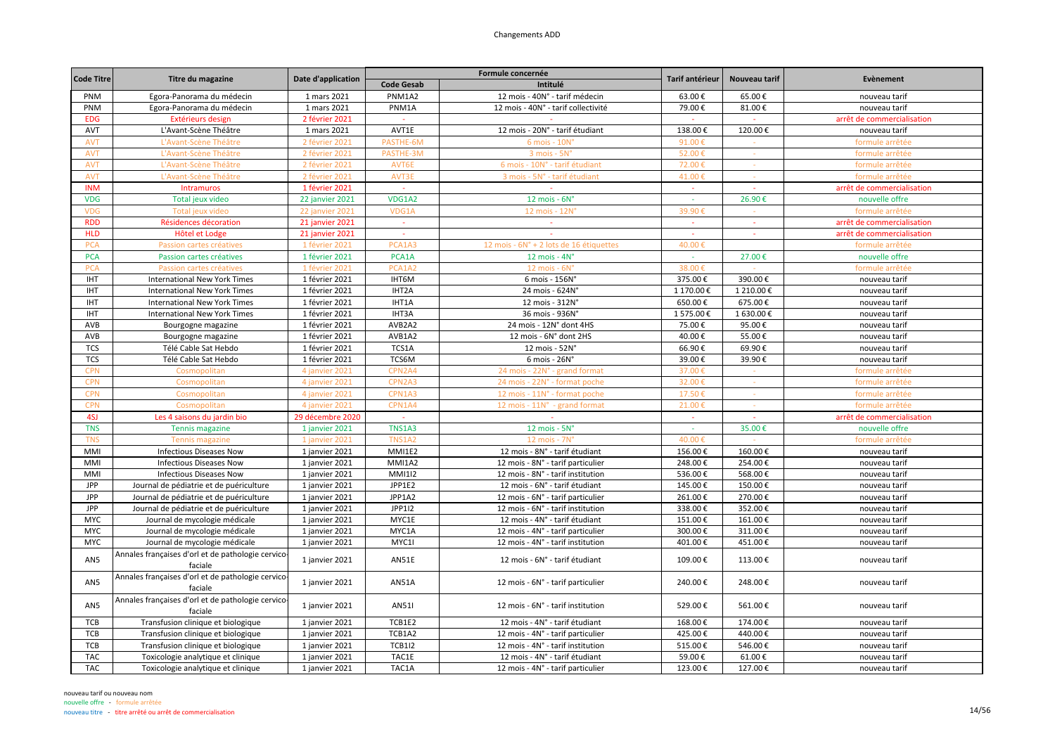# Changements ADD

| Code Titre | Titre du magazine | Date d'application | Formule concernée | | Tarif antérieur | Nouveau tarif | Evènement |
|---|---|---|---|---|---|---|---|
| | | | Code Gesab | Intitulé | | | |
| PNM | Egora-Panorama du médecin | 1 mars 2021 | PNM1A2 | 12 mois - 40N° - tarif médecin | 63.00 € | 65.00 € | nouveau tarif |
| PNM | Egora-Panorama du médecin | 1 mars 2021 | PNM1A | 12 mois - 40N° - tarif collectivité | 79.00 € | 81.00 € | nouveau tarif |
| EDG | Extérieurs design | 2 février 2021 | - | - | - | - | arrêt de commercialisation |
| AVT | L'Avant-Scène Théâtre | 1 mars 2021 | AVT1E | 12 mois - 20N° - tarif étudiant | 138.00 € | 120.00 € | nouveau tarif |
| AVT | L'Avant-Scène Théâtre | 2 février 2021 | PASTHE-6M | 6 mois - 10N° | 91.00 € | - | formule arrêtée |
| AVT | L'Avant-Scène Théâtre | 2 février 2021 | PASTHE-3M | 3 mois - 5N° | 52.00 € | - | formule arrêtée |
| AVT | L'Avant-Scène Théâtre | 2 février 2021 | AVT6E | 6 mois - 10N° - tarif étudiant | 72.00 € | - | formule arrêtée |
| AVT | L'Avant-Scène Théâtre | 2 février 2021 | AVT3E | 3 mois - 5N° - tarif étudiant | 41.00 € | - | formule arrêtée |
| INM | Intramuros | 1 février 2021 | - | - | - | - | arrêt de commercialisation |
| VDG | Total jeux video | 22 janvier 2021 | VDG1A2 | 12 mois - 6N° | - | 26.90 € | nouvelle offre |
| VDG | Total jeux video | 22 janvier 2021 | VDG1A | 12 mois - 12N° | 39.90 € | - | formule arrêtée |
| RDD | Résidences décoration | 21 janvier 2021 | - | - | - | - | arrêt de commercialisation |
| HLD | Hôtel et Lodge | 21 janvier 2021 | - | - | - | - | arrêt de commercialisation |
| PCA | Passion cartes créatives | 1 février 2021 | PCA1A3 | 12 mois - 6N° + 2 lots de 16 étiquettes | 40.00 € | | formule arrêtée |
| PCA | Passion cartes créatives | 1 février 2021 | PCA1A | 12 mois - 4N° | - | 27.00 € | nouvelle offre |
| PCA | Passion cartes créatives | 1 février 2021 | PCA1A2 | 12 mois - 6N° | 38.00 € | - | formule arrêtée |
| IHT | International New York Times | 1 février 2021 | IHT6M | 6 mois - 156N° | 375.00 € | 390.00 € | nouveau tarif |
| IHT | International New York Times | 1 février 2021 | IHT2A | 24 mois - 624N° | 1 170.00 € | 1 210.00 € | nouveau tarif |
| IHT | International New York Times | 1 février 2021 | IHT1A | 12 mois - 312N° | 650.00 € | 675.00 € | nouveau tarif |
| IHT | International New York Times | 1 février 2021 | IHT3A | 36 mois - 936N° | 1 575.00 € | 1 630.00 € | nouveau tarif |
| AVB | Bourgogne magazine | 1 février 2021 | AVB2A2 | 24 mois - 12N° dont 4HS | 75.00 € | 95.00 € | nouveau tarif |
| AVB | Bourgogne magazine | 1 février 2021 | AVB1A2 | 12 mois - 6N° dont 2HS | 40.00 € | 55.00 € | nouveau tarif |
| TCS | Télé Cable Sat Hebdo | 1 février 2021 | TCS1A | 12 mois - 52N° | 66.90 € | 69.90 € | nouveau tarif |
| TCS | Télé Cable Sat Hebdo | 1 février 2021 | TCS6M | 6 mois - 26N° | 39.00 € | 39.90 € | nouveau tarif |
| CPN | Cosmopolitan | 4 janvier 2021 | CPN2A4 | 24 mois - 22N° - grand format | 37.00 € | - | formule arrêtée |
| CPN | Cosmopolitan | 4 janvier 2021 | CPN2A3 | 24 mois - 22N° - format poche | 32.00 € | - | formule arrêtée |
| CPN | Cosmopolitan | 4 janvier 2021 | CPN1A3 | 12 mois - 11N° - format poche | 17.50 € | - | formule arrêtée |
| CPN | Cosmopolitan | 4 janvier 2021 | CPN1A4 | 12 mois - 11N° - grand format | 21.00 € | - | formule arrêtée |
| 4SJ | Les 4 saisons du jardin bio | 29 décembre 2020 | - | - | - | - | arrêt de commercialisation |
| TNS | Tennis magazine | 1 janvier 2021 | TNS1A3 | 12 mois - 5N° | - | 35.00 € | nouvelle offre |
| TNS | Tennis magazine | 1 janvier 2021 | TNS1A2 | 12 mois - 7N° | 40.00 € | - | formule arrêtée |
| MMI | Infectious Diseases Now | 1 janvier 2021 | MMI1E2 | 12 mois - 8N° - tarif étudiant | 156.00 € | 160.00 € | nouveau tarif |
| MMI | Infectious Diseases Now | 1 janvier 2021 | MMI1A2 | 12 mois - 8N° - tarif particulier | 248.00 € | 254.00 € | nouveau tarif |
| MMI | Infectious Diseases Now | 1 janvier 2021 | MMI1I2 | 12 mois - 8N° - tarif institution | 536.00 € | 568.00 € | nouveau tarif |
| JPP | Journal de pédiatrie et de puériculture | 1 janvier 2021 | JPP1E2 | 12 mois - 6N° - tarif étudiant | 145.00 € | 150.00 € | nouveau tarif |
| JPP | Journal de pédiatrie et de puériculture | 1 janvier 2021 | JPP1A2 | 12 mois - 6N° - tarif particulier | 261.00 € | 270.00 € | nouveau tarif |
| JPP | Journal de pédiatrie et de puériculture | 1 janvier 2021 | JPP1I2 | 12 mois - 6N° - tarif institution | 338.00 € | 352.00 € | nouveau tarif |
| MYC | Journal de mycologie médicale | 1 janvier 2021 | MYC1E | 12 mois - 4N° - tarif étudiant | 151.00 € | 161.00 € | nouveau tarif |
| MYC | Journal de mycologie médicale | 1 janvier 2021 | MYC1A | 12 mois - 4N° - tarif particulier | 300.00 € | 311.00 € | nouveau tarif |
| MYC | Journal de mycologie médicale | 1 janvier 2021 | MYC1I | 12 mois - 4N° - tarif institution | 401.00 € | 451.00 € | nouveau tarif |
| AN5 | Annales françaises d'orl et de pathologie cervico-faciale | 1 janvier 2021 | AN51E | 12 mois - 6N° - tarif étudiant | 109.00 € | 113.00 € | nouveau tarif |
| AN5 | Annales françaises d'orl et de pathologie cervico-faciale | 1 janvier 2021 | AN51A | 12 mois - 6N° - tarif particulier | 240.00 € | 248.00 € | nouveau tarif |
| AN5 | Annales françaises d'orl et de pathologie cervico-faciale | 1 janvier 2021 | AN51I | 12 mois - 6N° - tarif institution | 529.00 € | 561.00 € | nouveau tarif |
| TCB | Transfusion clinique et biologique | 1 janvier 2021 | TCB1E2 | 12 mois - 4N° - tarif étudiant | 168.00 € | 174.00 € | nouveau tarif |
| TCB | Transfusion clinique et biologique | 1 janvier 2021 | TCB1A2 | 12 mois - 4N° - tarif particulier | 425.00 € | 440.00 € | nouveau tarif |
| TCB | Transfusion clinique et biologique | 1 janvier 2021 | TCB1I2 | 12 mois - 4N° - tarif institution | 515.00 € | 546.00 € | nouveau tarif |
| TAC | Toxicologie analytique et clinique | 1 janvier 2021 | TAC1E | 12 mois - 4N° - tarif étudiant | 59.00 € | 61.00 € | nouveau tarif |
| TAC | Toxicologie analytique et clinique | 1 janvier 2021 | TAC1A | 12 mois - 4N° - tarif particulier | 123.00 € | 127.00 € | nouveau tarif |

nouveau tarif ou nouveau nom
nouvelle offre - formule arrêtée
nouveau titre - titre arrêté ou arrêt de commercialisation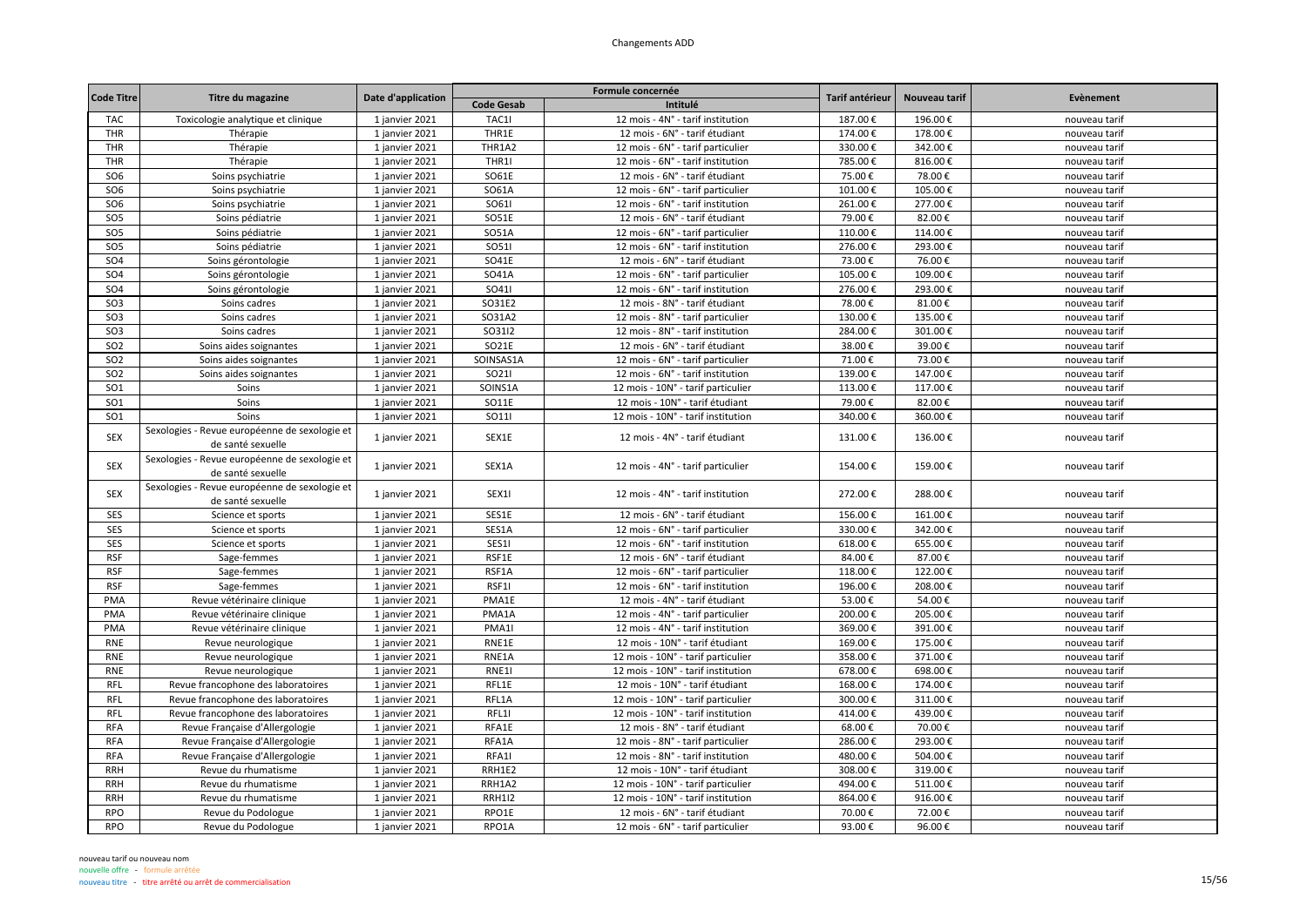| Code Titre | Titre du magazine | Date d'application | Formule concernée | | Tarif antérieur | Nouveau tarif | Evènement |
|---|---|---|---|---|---|---|---|
| | | | Code Gesab | Intitulé | | | |
| TAC | Toxicologie analytique et clinique | 1 janvier 2021 | TAC1I | 12 mois - 4N° - tarif institution | 187.00 € | 196.00 € | nouveau tarif |
| THR | Thérapie | 1 janvier 2021 | THR1E | 12 mois - 6N° - tarif étudiant | 174.00 € | 178.00 € | nouveau tarif |
| THR | Thérapie | 1 janvier 2021 | THR1A2 | 12 mois - 6N° - tarif particulier | 330.00 € | 342.00 € | nouveau tarif |
| THR | Thérapie | 1 janvier 2021 | THR1I | 12 mois - 6N° - tarif institution | 785.00 € | 816.00 € | nouveau tarif |
| SO6 | Soins psychiatrie | 1 janvier 2021 | SO61E | 12 mois - 6N° - tarif étudiant | 75.00 € | 78.00 € | nouveau tarif |
| SO6 | Soins psychiatrie | 1 janvier 2021 | SO61A | 12 mois - 6N° - tarif particulier | 101.00 € | 105.00 € | nouveau tarif |
| SO6 | Soins psychiatrie | 1 janvier 2021 | SO61I | 12 mois - 6N° - tarif institution | 261.00 € | 277.00 € | nouveau tarif |
| SO5 | Soins pédiatrie | 1 janvier 2021 | SO51E | 12 mois - 6N° - tarif étudiant | 79.00 € | 82.00 € | nouveau tarif |
| SO5 | Soins pédiatrie | 1 janvier 2021 | SO51A | 12 mois - 6N° - tarif particulier | 110.00 € | 114.00 € | nouveau tarif |
| SO5 | Soins pédiatrie | 1 janvier 2021 | SO51I | 12 mois - 6N° - tarif institution | 276.00 € | 293.00 € | nouveau tarif |
| SO4 | Soins gérontologie | 1 janvier 2021 | SO41E | 12 mois - 6N° - tarif étudiant | 73.00 € | 76.00 € | nouveau tarif |
| SO4 | Soins gérontologie | 1 janvier 2021 | SO41A | 12 mois - 6N° - tarif particulier | 105.00 € | 109.00 € | nouveau tarif |
| SO4 | Soins gérontologie | 1 janvier 2021 | SO41I | 12 mois - 6N° - tarif institution | 276.00 € | 293.00 € | nouveau tarif |
| SO3 | Soins cadres | 1 janvier 2021 | SO31E2 | 12 mois - 8N° - tarif étudiant | 78.00 € | 81.00 € | nouveau tarif |
| SO3 | Soins cadres | 1 janvier 2021 | SO31A2 | 12 mois - 8N° - tarif particulier | 130.00 € | 135.00 € | nouveau tarif |
| SO3 | Soins cadres | 1 janvier 2021 | SO31I2 | 12 mois - 8N° - tarif institution | 284.00 € | 301.00 € | nouveau tarif |
| SO2 | Soins aides soignantes | 1 janvier 2021 | SO21E | 12 mois - 6N° - tarif étudiant | 38.00 € | 39.00 € | nouveau tarif |
| SO2 | Soins aides soignantes | 1 janvier 2021 | SOINSAS1A | 12 mois - 6N° - tarif particulier | 71.00 € | 73.00 € | nouveau tarif |
| SO2 | Soins aides soignantes | 1 janvier 2021 | SO21I | 12 mois - 6N° - tarif institution | 139.00 € | 147.00 € | nouveau tarif |
| SO1 | Soins | 1 janvier 2021 | SOINS1A | 12 mois - 10N° - tarif particulier | 113.00 € | 117.00 € | nouveau tarif |
| SO1 | Soins | 1 janvier 2021 | SO11E | 12 mois - 10N° - tarif étudiant | 79.00 € | 82.00 € | nouveau tarif |
| SO1 | Soins | 1 janvier 2021 | SO11I | 12 mois - 10N° - tarif institution | 340.00 € | 360.00 € | nouveau tarif |
| SEX | Sexologies - Revue européenne de sexologie et de santé sexuelle | 1 janvier 2021 | SEX1E | 12 mois - 4N° - tarif étudiant | 131.00 € | 136.00 € | nouveau tarif |
| SEX | Sexologies - Revue européenne de sexologie et de santé sexuelle | 1 janvier 2021 | SEX1A | 12 mois - 4N° - tarif particulier | 154.00 € | 159.00 € | nouveau tarif |
| SEX | Sexologies - Revue européenne de sexologie et de santé sexuelle | 1 janvier 2021 | SEX1I | 12 mois - 4N° - tarif institution | 272.00 € | 288.00 € | nouveau tarif |
| SES | Science et sports | 1 janvier 2021 | SES1E | 12 mois - 6N° - tarif étudiant | 156.00 € | 161.00 € | nouveau tarif |
| SES | Science et sports | 1 janvier 2021 | SES1A | 12 mois - 6N° - tarif particulier | 330.00 € | 342.00 € | nouveau tarif |
| SES | Science et sports | 1 janvier 2021 | SES1I | 12 mois - 6N° - tarif institution | 618.00 € | 655.00 € | nouveau tarif |
| RSF | Sage-femmes | 1 janvier 2021 | RSF1E | 12 mois - 6N° - tarif étudiant | 84.00 € | 87.00 € | nouveau tarif |
| RSF | Sage-femmes | 1 janvier 2021 | RSF1A | 12 mois - 6N° - tarif particulier | 118.00 € | 122.00 € | nouveau tarif |
| RSF | Sage-femmes | 1 janvier 2021 | RSF1I | 12 mois - 6N° - tarif institution | 196.00 € | 208.00 € | nouveau tarif |
| PMA | Revue vétérinaire clinique | 1 janvier 2021 | PMA1E | 12 mois - 4N° - tarif étudiant | 53.00 € | 54.00 € | nouveau tarif |
| PMA | Revue vétérinaire clinique | 1 janvier 2021 | PMA1A | 12 mois - 4N° - tarif particulier | 200.00 € | 205.00 € | nouveau tarif |
| PMA | Revue vétérinaire clinique | 1 janvier 2021 | PMA1I | 12 mois - 4N° - tarif institution | 369.00 € | 391.00 € | nouveau tarif |
| RNE | Revue neurologique | 1 janvier 2021 | RNE1E | 12 mois - 10N° - tarif étudiant | 169.00 € | 175.00 € | nouveau tarif |
| RNE | Revue neurologique | 1 janvier 2021 | RNE1A | 12 mois - 10N° - tarif particulier | 358.00 € | 371.00 € | nouveau tarif |
| RNE | Revue neurologique | 1 janvier 2021 | RNE1I | 12 mois - 10N° - tarif institution | 678.00 € | 698.00 € | nouveau tarif |
| RFL | Revue francophone des laboratoires | 1 janvier 2021 | RFL1E | 12 mois - 10N° - tarif étudiant | 168.00 € | 174.00 € | nouveau tarif |
| RFL | Revue francophone des laboratoires | 1 janvier 2021 | RFL1A | 12 mois - 10N° - tarif particulier | 300.00 € | 311.00 € | nouveau tarif |
| RFL | Revue francophone des laboratoires | 1 janvier 2021 | RFL1I | 12 mois - 10N° - tarif institution | 414.00 € | 439.00 € | nouveau tarif |
| RFA | Revue Française d'Allergologie | 1 janvier 2021 | RFA1E | 12 mois - 8N° - tarif étudiant | 68.00 € | 70.00 € | nouveau tarif |
| RFA | Revue Française d'Allergologie | 1 janvier 2021 | RFA1A | 12 mois - 8N° - tarif particulier | 286.00 € | 293.00 € | nouveau tarif |
| RFA | Revue Française d'Allergologie | 1 janvier 2021 | RFA1I | 12 mois - 8N° - tarif institution | 480.00 € | 504.00 € | nouveau tarif |
| RRH | Revue du rhumatisme | 1 janvier 2021 | RRH1E2 | 12 mois - 10N° - tarif étudiant | 308.00 € | 319.00 € | nouveau tarif |
| RRH | Revue du rhumatisme | 1 janvier 2021 | RRH1A2 | 12 mois - 10N° - tarif particulier | 494.00 € | 511.00 € | nouveau tarif |
| RRH | Revue du rhumatisme | 1 janvier 2021 | RRH1I2 | 12 mois - 10N° - tarif institution | 864.00 € | 916.00 € | nouveau tarif |
| RPO | Revue du Podologue | 1 janvier 2021 | RPO1E | 12 mois - 6N° - tarif étudiant | 70.00 € | 72.00 € | nouveau tarif |
| RPO | Revue du Podologue | 1 janvier 2021 | RPO1A | 12 mois - 6N° - tarif particulier | 93.00 € | 96.00 € | nouveau tarif |

nouveau tarif ou nouveau nom
nouvelle offre - formule arrêtée
nouveau titre - titre arrêté ou arrêt de commercialisation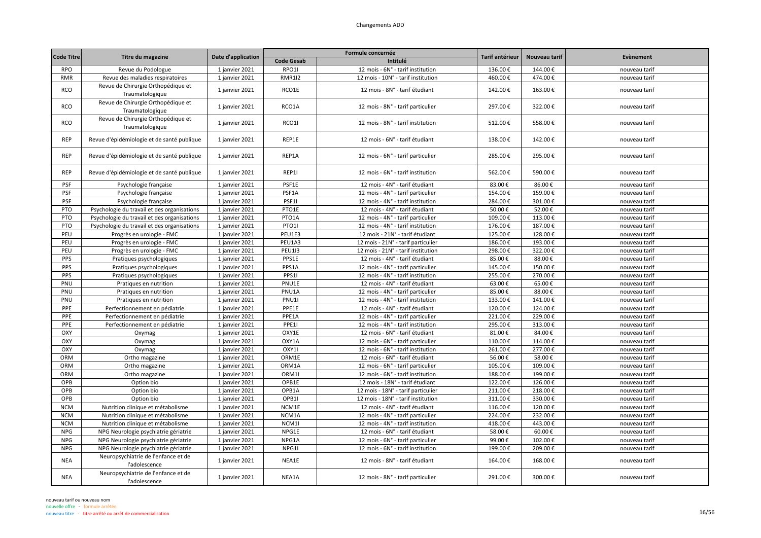| Code Titre | Titre du magazine | Date d'application | Formule concernée | | Tarif antérieur | Nouveau tarif | Evènement |
|---|---|---|---|---|---|---|---|
| | | | Code Gesab | Intitulé | | | |
| RPO | Revue du Podologue | 1 janvier 2021 | RPO1I | 12 mois - 6N° - tarif institution | 136.00 € | 144.00 € | nouveau tarif |
| RMR | Revue des maladies respiratoires | 1 janvier 2021 | RMR1I2 | 12 mois - 10N° - tarif institution | 460.00 € | 474.00 € | nouveau tarif |
| RCO | Revue de Chirurgie Orthopédique et Traumatologique | 1 janvier 2021 | RCO1E | 12 mois - 8N° - tarif étudiant | 142.00 € | 163.00 € | nouveau tarif |
| RCO | Revue de Chirurgie Orthopédique et Traumatologique | 1 janvier 2021 | RCO1A | 12 mois - 8N° - tarif particulier | 297.00 € | 322.00 € | nouveau tarif |
| RCO | Revue de Chirurgie Orthopédique et Traumatologique | 1 janvier 2021 | RCO1I | 12 mois - 8N° - tarif institution | 512.00 € | 558.00 € | nouveau tarif |
| REP | Revue d'épidémiologie et de santé publique | 1 janvier 2021 | REP1E | 12 mois - 6N° - tarif étudiant | 138.00 € | 142.00 € | nouveau tarif |
| REP | Revue d'épidémiologie et de santé publique | 1 janvier 2021 | REP1A | 12 mois - 6N° - tarif particulier | 285.00 € | 295.00 € | nouveau tarif |
| REP | Revue d'épidémiologie et de santé publique | 1 janvier 2021 | REP1I | 12 mois - 6N° - tarif institution | 562.00 € | 590.00 € | nouveau tarif |
| PSF | Psychologie française | 1 janvier 2021 | PSF1E | 12 mois - 4N° - tarif étudiant | 83.00 € | 86.00 € | nouveau tarif |
| PSF | Psychologie française | 1 janvier 2021 | PSF1A | 12 mois - 4N° - tarif particulier | 154.00 € | 159.00 € | nouveau tarif |
| PSF | Psychologie française | 1 janvier 2021 | PSF1I | 12 mois - 4N° - tarif institution | 284.00 € | 301.00 € | nouveau tarif |
| PTO | Psychologie du travail et des organisations | 1 janvier 2021 | PTO1E | 12 mois - 4N° - tarif étudiant | 50.00 € | 52.00 € | nouveau tarif |
| PTO | Psychologie du travail et des organisations | 1 janvier 2021 | PTO1A | 12 mois - 4N° - tarif particulier | 109.00 € | 113.00 € | nouveau tarif |
| PTO | Psychologie du travail et des organisations | 1 janvier 2021 | PTO1I | 12 mois - 4N° - tarif institution | 176.00 € | 187.00 € | nouveau tarif |
| PEU | Progrès en urologie - FMC | 1 janvier 2021 | PEU1E3 | 12 mois - 21N° - tarif étudiant | 125.00 € | 128.00 € | nouveau tarif |
| PEU | Progrès en urologie - FMC | 1 janvier 2021 | PEU1A3 | 12 mois - 21N° - tarif particulier | 186.00 € | 193.00 € | nouveau tarif |
| PEU | Progrès en urologie - FMC | 1 janvier 2021 | PEU1I3 | 12 mois - 21N° - tarif institution | 298.00 € | 322.00 € | nouveau tarif |
| PPS | Pratiques psychologiques | 1 janvier 2021 | PPS1E | 12 mois - 4N° - tarif étudiant | 85.00 € | 88.00 € | nouveau tarif |
| PPS | Pratiques psychologiques | 1 janvier 2021 | PPS1A | 12 mois - 4N° - tarif particulier | 145.00 € | 150.00 € | nouveau tarif |
| PPS | Pratiques psychologiques | 1 janvier 2021 | PPS1I | 12 mois - 4N° - tarif institution | 255.00 € | 270.00 € | nouveau tarif |
| PNU | Pratiques en nutrition | 1 janvier 2021 | PNU1E | 12 mois - 4N° - tarif étudiant | 63.00 € | 65.00 € | nouveau tarif |
| PNU | Pratiques en nutrition | 1 janvier 2021 | PNU1A | 12 mois - 4N° - tarif particulier | 85.00 € | 88.00 € | nouveau tarif |
| PNU | Pratiques en nutrition | 1 janvier 2021 | PNU1I | 12 mois - 4N° - tarif institution | 133.00 € | 141.00 € | nouveau tarif |
| PPE | Perfectionnement en pédiatrie | 1 janvier 2021 | PPE1E | 12 mois - 4N° - tarif étudiant | 120.00 € | 124.00 € | nouveau tarif |
| PPE | Perfectionnement en pédiatrie | 1 janvier 2021 | PPE1A | 12 mois - 4N° - tarif particulier | 221.00 € | 229.00 € | nouveau tarif |
| PPE | Perfectionnement en pédiatrie | 1 janvier 2021 | PPE1I | 12 mois - 4N° - tarif institution | 295.00 € | 313.00 € | nouveau tarif |
| OXY | Oxymag | 1 janvier 2021 | OXY1E | 12 mois - 6N° - tarif étudiant | 81.00 € | 84.00 € | nouveau tarif |
| OXY | Oxymag | 1 janvier 2021 | OXY1A | 12 mois - 6N° - tarif particulier | 110.00 € | 114.00 € | nouveau tarif |
| OXY | Oxymag | 1 janvier 2021 | OXY1I | 12 mois - 6N° - tarif institution | 261.00 € | 277.00 € | nouveau tarif |
| ORM | Ortho magazine | 1 janvier 2021 | ORM1E | 12 mois - 6N° - tarif étudiant | 56.00 € | 58.00 € | nouveau tarif |
| ORM | Ortho magazine | 1 janvier 2021 | ORM1A | 12 mois - 6N° - tarif particulier | 105.00 € | 109.00 € | nouveau tarif |
| ORM | Ortho magazine | 1 janvier 2021 | ORM1I | 12 mois - 6N° - tarif institution | 188.00 € | 199.00 € | nouveau tarif |
| OPB | Option bio | 1 janvier 2021 | OPB1E | 12 mois - 18N° - tarif étudiant | 122.00 € | 126.00 € | nouveau tarif |
| OPB | Option bio | 1 janvier 2021 | OPB1A | 12 mois - 18N° - tarif particulier | 211.00 € | 218.00 € | nouveau tarif |
| OPB | Option bio | 1 janvier 2021 | OPB1I | 12 mois - 18N° - tarif institution | 311.00 € | 330.00 € | nouveau tarif |
| NCM | Nutrition clinique et métabolisme | 1 janvier 2021 | NCM1E | 12 mois - 4N° - tarif étudiant | 116.00 € | 120.00 € | nouveau tarif |
| NCM | Nutrition clinique et métabolisme | 1 janvier 2021 | NCM1A | 12 mois - 4N° - tarif particulier | 224.00 € | 232.00 € | nouveau tarif |
| NCM | Nutrition clinique et métabolisme | 1 janvier 2021 | NCM1I | 12 mois - 4N° - tarif institution | 418.00 € | 443.00 € | nouveau tarif |
| NPG | NPG Neurologie psychiatrie gériatrie | 1 janvier 2021 | NPG1E | 12 mois - 6N° - tarif étudiant | 58.00 € | 60.00 € | nouveau tarif |
| NPG | NPG Neurologie psychiatrie gériatrie | 1 janvier 2021 | NPG1A | 12 mois - 6N° - tarif particulier | 99.00 € | 102.00 € | nouveau tarif |
| NPG | NPG Neurologie psychiatrie gériatrie | 1 janvier 2021 | NPG1I | 12 mois - 6N° - tarif institution | 199.00 € | 209.00 € | nouveau tarif |
| NEA | Neuropsychiatrie de l'enfance et de l'adolescence | 1 janvier 2021 | NEA1E | 12 mois - 8N° - tarif étudiant | 164.00 € | 168.00 € | nouveau tarif |
| NEA | Neuropsychiatrie de l'enfance et de l'adolescence | 1 janvier 2021 | NEA1A | 12 mois - 8N° - tarif particulier | 291.00 € | 300.00 € | nouveau tarif |

nouveau tarif ou nouveau nom
nouvelle offre - formule arrêtée
nouveau titre - titre arrêté ou arrêt de commercialisation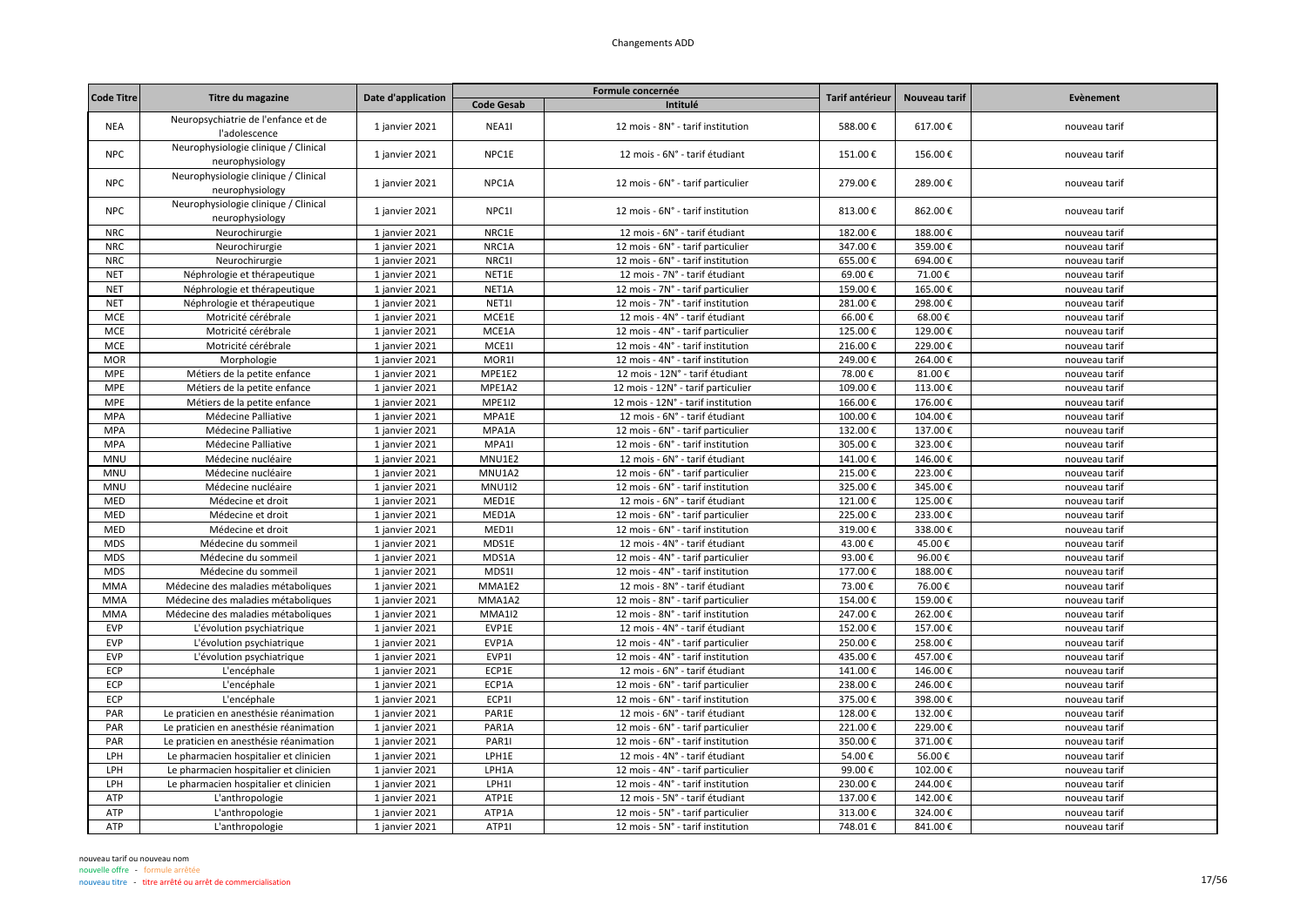| Code Titre | Titre du magazine | Date d'application | Formule concernée | | Tarif antérieur | Nouveau tarif | Evènement |
|---|---|---|---|---|---|---|---|
| | | | Code Gesab | Intitulé | | | |
| NEA | Neuropsychiatrie de l'enfance et de l'adolescence | 1 janvier 2021 | NEA1I | 12 mois - 8N° - tarif institution | 588.00 € | 617.00 € | nouveau tarif |
| NPC | Neurophysiologie clinique / Clinical neurophysiology | 1 janvier 2021 | NPC1E | 12 mois - 6N° - tarif étudiant | 151.00 € | 156.00 € | nouveau tarif |
| NPC | Neurophysiologie clinique / Clinical neurophysiology | 1 janvier 2021 | NPC1A | 12 mois - 6N° - tarif particulier | 279.00 € | 289.00 € | nouveau tarif |
| NPC | Neurophysiologie clinique / Clinical neurophysiology | 1 janvier 2021 | NPC1I | 12 mois - 6N° - tarif institution | 813.00 € | 862.00 € | nouveau tarif |
| NRC | Neurochirurgie | 1 janvier 2021 | NRC1E | 12 mois - 6N° - tarif étudiant | 182.00 € | 188.00 € | nouveau tarif |
| NRC | Neurochirurgie | 1 janvier 2021 | NRC1A | 12 mois - 6N° - tarif particulier | 347.00 € | 359.00 € | nouveau tarif |
| NRC | Neurochirurgie | 1 janvier 2021 | NRC1I | 12 mois - 6N° - tarif institution | 655.00 € | 694.00 € | nouveau tarif |
| NET | Néphrologie et thérapeutique | 1 janvier 2021 | NET1E | 12 mois - 7N° - tarif étudiant | 69.00 € | 71.00 € | nouveau tarif |
| NET | Néphrologie et thérapeutique | 1 janvier 2021 | NET1A | 12 mois - 7N° - tarif particulier | 159.00 € | 165.00 € | nouveau tarif |
| NET | Néphrologie et thérapeutique | 1 janvier 2021 | NET1I | 12 mois - 7N° - tarif institution | 281.00 € | 298.00 € | nouveau tarif |
| MCE | Motricité cérébrale | 1 janvier 2021 | MCE1E | 12 mois - 4N° - tarif étudiant | 66.00 € | 68.00 € | nouveau tarif |
| MCE | Motricité cérébrale | 1 janvier 2021 | MCE1A | 12 mois - 4N° - tarif particulier | 125.00 € | 129.00 € | nouveau tarif |
| MCE | Motricité cérébrale | 1 janvier 2021 | MCE1I | 12 mois - 4N° - tarif institution | 216.00 € | 229.00 € | nouveau tarif |
| MOR | Morphologie | 1 janvier 2021 | MOR1I | 12 mois - 4N° - tarif institution | 249.00 € | 264.00 € | nouveau tarif |
| MPE | Métiers de la petite enfance | 1 janvier 2021 | MPE1E2 | 12 mois - 12N° - tarif étudiant | 78.00 € | 81.00 € | nouveau tarif |
| MPE | Métiers de la petite enfance | 1 janvier 2021 | MPE1A2 | 12 mois - 12N° - tarif particulier | 109.00 € | 113.00 € | nouveau tarif |
| MPE | Métiers de la petite enfance | 1 janvier 2021 | MPE1I2 | 12 mois - 12N° - tarif institution | 166.00 € | 176.00 € | nouveau tarif |
| MPA | Médecine Palliative | 1 janvier 2021 | MPA1E | 12 mois - 6N° - tarif étudiant | 100.00 € | 104.00 € | nouveau tarif |
| MPA | Médecine Palliative | 1 janvier 2021 | MPA1A | 12 mois - 6N° - tarif particulier | 132.00 € | 137.00 € | nouveau tarif |
| MPA | Médecine Palliative | 1 janvier 2021 | MPA1I | 12 mois - 6N° - tarif institution | 305.00 € | 323.00 € | nouveau tarif |
| MNU | Médecine nucléaire | 1 janvier 2021 | MNU1E2 | 12 mois - 6N° - tarif étudiant | 141.00 € | 146.00 € | nouveau tarif |
| MNU | Médecine nucléaire | 1 janvier 2021 | MNU1A2 | 12 mois - 6N° - tarif particulier | 215.00 € | 223.00 € | nouveau tarif |
| MNU | Médecine nucléaire | 1 janvier 2021 | MNU1I2 | 12 mois - 6N° - tarif institution | 325.00 € | 345.00 € | nouveau tarif |
| MED | Médecine et droit | 1 janvier 2021 | MED1E | 12 mois - 6N° - tarif étudiant | 121.00 € | 125.00 € | nouveau tarif |
| MED | Médecine et droit | 1 janvier 2021 | MED1A | 12 mois - 6N° - tarif particulier | 225.00 € | 233.00 € | nouveau tarif |
| MED | Médecine et droit | 1 janvier 2021 | MED1I | 12 mois - 6N° - tarif institution | 319.00 € | 338.00 € | nouveau tarif |
| MDS | Médecine du sommeil | 1 janvier 2021 | MDS1E | 12 mois - 4N° - tarif étudiant | 43.00 € | 45.00 € | nouveau tarif |
| MDS | Médecine du sommeil | 1 janvier 2021 | MDS1A | 12 mois - 4N° - tarif particulier | 93.00 € | 96.00 € | nouveau tarif |
| MDS | Médecine du sommeil | 1 janvier 2021 | MDS1I | 12 mois - 4N° - tarif institution | 177.00 € | 188.00 € | nouveau tarif |
| MMA | Médecine des maladies métaboliques | 1 janvier 2021 | MMA1E2 | 12 mois - 8N° - tarif étudiant | 73.00 € | 76.00 € | nouveau tarif |
| MMA | Médecine des maladies métaboliques | 1 janvier 2021 | MMA1A2 | 12 mois - 8N° - tarif particulier | 154.00 € | 159.00 € | nouveau tarif |
| MMA | Médecine des maladies métaboliques | 1 janvier 2021 | MMA1I2 | 12 mois - 8N° - tarif institution | 247.00 € | 262.00 € | nouveau tarif |
| EVP | L'évolution psychiatrique | 1 janvier 2021 | EVP1E | 12 mois - 4N° - tarif étudiant | 152.00 € | 157.00 € | nouveau tarif |
| EVP | L'évolution psychiatrique | 1 janvier 2021 | EVP1A | 12 mois - 4N° - tarif particulier | 250.00 € | 258.00 € | nouveau tarif |
| EVP | L'évolution psychiatrique | 1 janvier 2021 | EVP1I | 12 mois - 4N° - tarif institution | 435.00 € | 457.00 € | nouveau tarif |
| ECP | L'encéphale | 1 janvier 2021 | ECP1E | 12 mois - 6N° - tarif étudiant | 141.00 € | 146.00 € | nouveau tarif |
| ECP | L'encéphale | 1 janvier 2021 | ECP1A | 12 mois - 6N° - tarif particulier | 238.00 € | 246.00 € | nouveau tarif |
| ECP | L'encéphale | 1 janvier 2021 | ECP1I | 12 mois - 6N° - tarif institution | 375.00 € | 398.00 € | nouveau tarif |
| PAR | Le praticien en anesthésie réanimation | 1 janvier 2021 | PAR1E | 12 mois - 6N° - tarif étudiant | 128.00 € | 132.00 € | nouveau tarif |
| PAR | Le praticien en anesthésie réanimation | 1 janvier 2021 | PAR1A | 12 mois - 6N° - tarif particulier | 221.00 € | 229.00 € | nouveau tarif |
| PAR | Le praticien en anesthésie réanimation | 1 janvier 2021 | PAR1I | 12 mois - 6N° - tarif institution | 350.00 € | 371.00 € | nouveau tarif |
| LPH | Le pharmacien hospitalier et clinicien | 1 janvier 2021 | LPH1E | 12 mois - 4N° - tarif étudiant | 54.00 € | 56.00 € | nouveau tarif |
| LPH | Le pharmacien hospitalier et clinicien | 1 janvier 2021 | LPH1A | 12 mois - 4N° - tarif particulier | 99.00 € | 102.00 € | nouveau tarif |
| LPH | Le pharmacien hospitalier et clinicien | 1 janvier 2021 | LPH1I | 12 mois - 4N° - tarif institution | 230.00 € | 244.00 € | nouveau tarif |
| ATP | L'anthropologie | 1 janvier 2021 | ATP1E | 12 mois - 5N° - tarif étudiant | 137.00 € | 142.00 € | nouveau tarif |
| ATP | L'anthropologie | 1 janvier 2021 | ATP1A | 12 mois - 5N° - tarif particulier | 313.00 € | 324.00 € | nouveau tarif |
| ATP | L'anthropologie | 1 janvier 2021 | ATP1I | 12 mois - 5N° - tarif institution | 748.01 € | 841.00 € | nouveau tarif |

nouveau tarif ou nouveau nom
nouvelle offre - formule arrêtée
nouveau titre - titre arrêté ou arrêt de commercialisation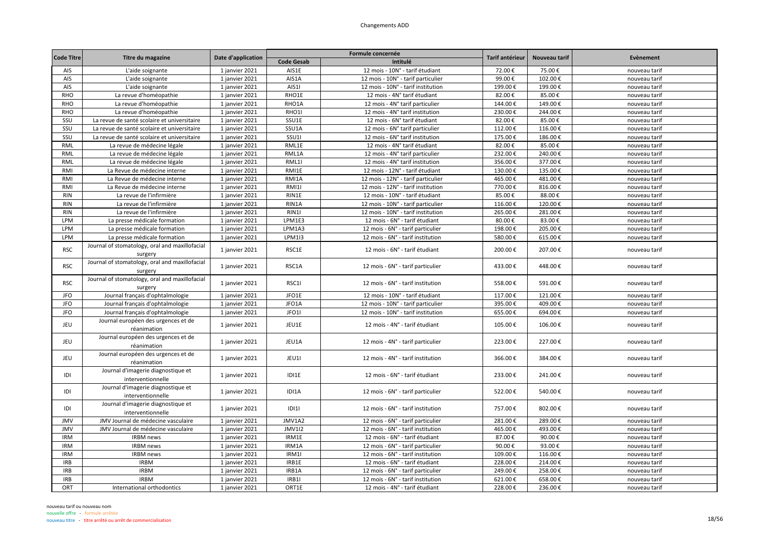# Changements ADD

| Code Titre | Titre du magazine | Date d'application | Formule concernée | | Tarif antérieur | Nouveau tarif | Evènement |
|---|---|---|---|---|---|---|---|
| | | | Code Gesab | Intitulé | | | |
| AIS | L'aide soignante | 1 janvier 2021 | AIS1E | 12 mois - 10N° - tarif étudiant | 72.00 € | 75.00 € | nouveau tarif |
| AIS | L'aide soignante | 1 janvier 2021 | AIS1A | 12 mois - 10N° - tarif particulier | 99.00 € | 102.00 € | nouveau tarif |
| AIS | L'aide soignante | 1 janvier 2021 | AIS1I | 12 mois - 10N° - tarif institution | 199.00 € | 199.00 € | nouveau tarif |
| RHO | La revue d'homéopathie | 1 janvier 2021 | RHO1E | 12 mois - 4N° tarif étudiant | 82.00 € | 85.00 € | nouveau tarif |
| RHO | La revue d'homéopathie | 1 janvier 2021 | RHO1A | 12 mois - 4N° tarif particulier | 144.00 € | 149.00 € | nouveau tarif |
| RHO | La revue d'homéopathie | 1 janvier 2021 | RHO1I | 12 mois - 4N° tarif institution | 230.00 € | 244.00 € | nouveau tarif |
| SSU | La revue de santé scolaire et universitaire | 1 janvier 2021 | SSU1E | 12 mois - 6N° tarif étudiant | 82.00 € | 85.00 € | nouveau tarif |
| SSU | La revue de santé scolaire et universitaire | 1 janvier 2021 | SSU1A | 12 mois - 6N° tarif particulier | 112.00 € | 116.00 € | nouveau tarif |
| SSU | La revue de santé scolaire et universitaire | 1 janvier 2021 | SSU1I | 12 mois - 6N° tarif institution | 175.00 € | 186.00 € | nouveau tarif |
| RML | La revue de médecine légale | 1 janvier 2021 | RML1E | 12 mois - 4N° tarif étudiant | 82.00 € | 85.00 € | nouveau tarif |
| RML | La revue de médecine légale | 1 janvier 2021 | RML1A | 12 mois - 4N° tarif particulier | 232.00 € | 240.00 € | nouveau tarif |
| RML | La revue de médecine légale | 1 janvier 2021 | RML1I | 12 mois - 4N° tarif institution | 356.00 € | 377.00 € | nouveau tarif |
| RMI | La Revue de médecine interne | 1 janvier 2021 | RMI1E | 12 mois - 12N° - tarif étudiant | 130.00 € | 135.00 € | nouveau tarif |
| RMI | La Revue de médecine interne | 1 janvier 2021 | RMI1A | 12 mois - 12N° - tarif particulier | 465.00 € | 481.00 € | nouveau tarif |
| RMI | La Revue de médecine interne | 1 janvier 2021 | RMI1I | 12 mois - 12N° - tarif institution | 770.00 € | 816.00 € | nouveau tarif |
| RIN | La revue de l'infirmière | 1 janvier 2021 | RIN1E | 12 mois - 10N° - tarif étudiant | 85.00 € | 88.00 € | nouveau tarif |
| RIN | La revue de l'infirmière | 1 janvier 2021 | RIN1A | 12 mois - 10N° - tarif particulier | 116.00 € | 120.00 € | nouveau tarif |
| RIN | La revue de l'infirmière | 1 janvier 2021 | RIN1I | 12 mois - 10N° - tarif institution | 265.00 € | 281.00 € | nouveau tarif |
| LPM | La presse médicale formation | 1 janvier 2021 | LPM1E3 | 12 mois - 6N° - tarif étudiant | 80.00 € | 83.00 € | nouveau tarif |
| LPM | La presse médicale formation | 1 janvier 2021 | LPM1A3 | 12 mois - 6N° - tarif particulier | 198.00 € | 205.00 € | nouveau tarif |
| LPM | La presse médicale formation | 1 janvier 2021 | LPM1I3 | 12 mois - 6N° - tarif institution | 580.00 € | 615.00 € | nouveau tarif |
| RSC | Journal of stomatology, oral and maxillofacial surgery | 1 janvier 2021 | RSC1E | 12 mois - 6N° - tarif étudiant | 200.00 € | 207.00 € | nouveau tarif |
| RSC | Journal of stomatology, oral and maxillofacial surgery | 1 janvier 2021 | RSC1A | 12 mois - 6N° - tarif particulier | 433.00 € | 448.00 € | nouveau tarif |
| RSC | Journal of stomatology, oral and maxillofacial surgery | 1 janvier 2021 | RSC1I | 12 mois - 6N° - tarif institution | 558.00 € | 591.00 € | nouveau tarif |
| JFO | Journal français d'ophtalmologie | 1 janvier 2021 | JFO1E | 12 mois - 10N° - tarif étudiant | 117.00 € | 121.00 € | nouveau tarif |
| JFO | Journal français d'ophtalmologie | 1 janvier 2021 | JFO1A | 12 mois - 10N° - tarif particulier | 395.00 € | 409.00 € | nouveau tarif |
| JFO | Journal français d'ophtalmologie | 1 janvier 2021 | JFO1I | 12 mois - 10N° - tarif institution | 655.00 € | 694.00 € | nouveau tarif |
| JEU | Journal européen des urgences et de réanimation | 1 janvier 2021 | JEU1E | 12 mois - 4N° - tarif étudiant | 105.00 € | 106.00 € | nouveau tarif |
| JEU | Journal européen des urgences et de réanimation | 1 janvier 2021 | JEU1A | 12 mois - 4N° - tarif particulier | 223.00 € | 227.00 € | nouveau tarif |
| JEU | Journal européen des urgences et de réanimation | 1 janvier 2021 | JEU1I | 12 mois - 4N° - tarif institution | 366.00 € | 384.00 € | nouveau tarif |
| IDI | Journal d'imagerie diagnostique et interventionnelle | 1 janvier 2021 | IDI1E | 12 mois - 6N° - tarif étudiant | 233.00 € | 241.00 € | nouveau tarif |
| IDI | Journal d'imagerie diagnostique et interventionnelle | 1 janvier 2021 | IDI1A | 12 mois - 6N° - tarif particulier | 522.00 € | 540.00 € | nouveau tarif |
| IDI | Journal d'imagerie diagnostique et interventionnelle | 1 janvier 2021 | IDI1I | 12 mois - 6N° - tarif institution | 757.00 € | 802.00 € | nouveau tarif |
| JMV | JMV Journal de médecine vasculaire | 1 janvier 2021 | JMV1A2 | 12 mois - 6N° - tarif particulier | 281.00 € | 289.00 € | nouveau tarif |
| JMV | JMV Journal de médecine vasculaire | 1 janvier 2021 | JMV1I2 | 12 mois - 6N° - tarif institution | 465.00 € | 493.00 € | nouveau tarif |
| IRM | IRBM news | 1 janvier 2021 | IRM1E | 12 mois - 6N° - tarif étudiant | 87.00 € | 90.00 € | nouveau tarif |
| IRM | IRBM news | 1 janvier 2021 | IRM1A | 12 mois - 6N° - tarif particulier | 90.00 € | 93.00 € | nouveau tarif |
| IRM | IRBM news | 1 janvier 2021 | IRM1I | 12 mois - 6N° - tarif institution | 109.00 € | 116.00 € | nouveau tarif |
| IRB | IRBM | 1 janvier 2021 | IRB1E | 12 mois - 6N° - tarif étudiant | 228.00 € | 214.00 € | nouveau tarif |
| IRB | IRBM | 1 janvier 2021 | IRB1A | 12 mois - 6N° - tarif particulier | 249.00 € | 258.00 € | nouveau tarif |
| IRB | IRBM | 1 janvier 2021 | IRB1I | 12 mois - 6N° - tarif institution | 621.00 € | 658.00 € | nouveau tarif |
| ORT | International orthodontics | 1 janvier 2021 | ORT1E | 12 mois - 4N° - tarif étudiant | 228.00 € | 236.00 € | nouveau tarif |

nouveau tarif ou nouveau nom
nouvelle offre - formule arrêtée
nouveau titre - titre arrêté ou arrêt de commercialisation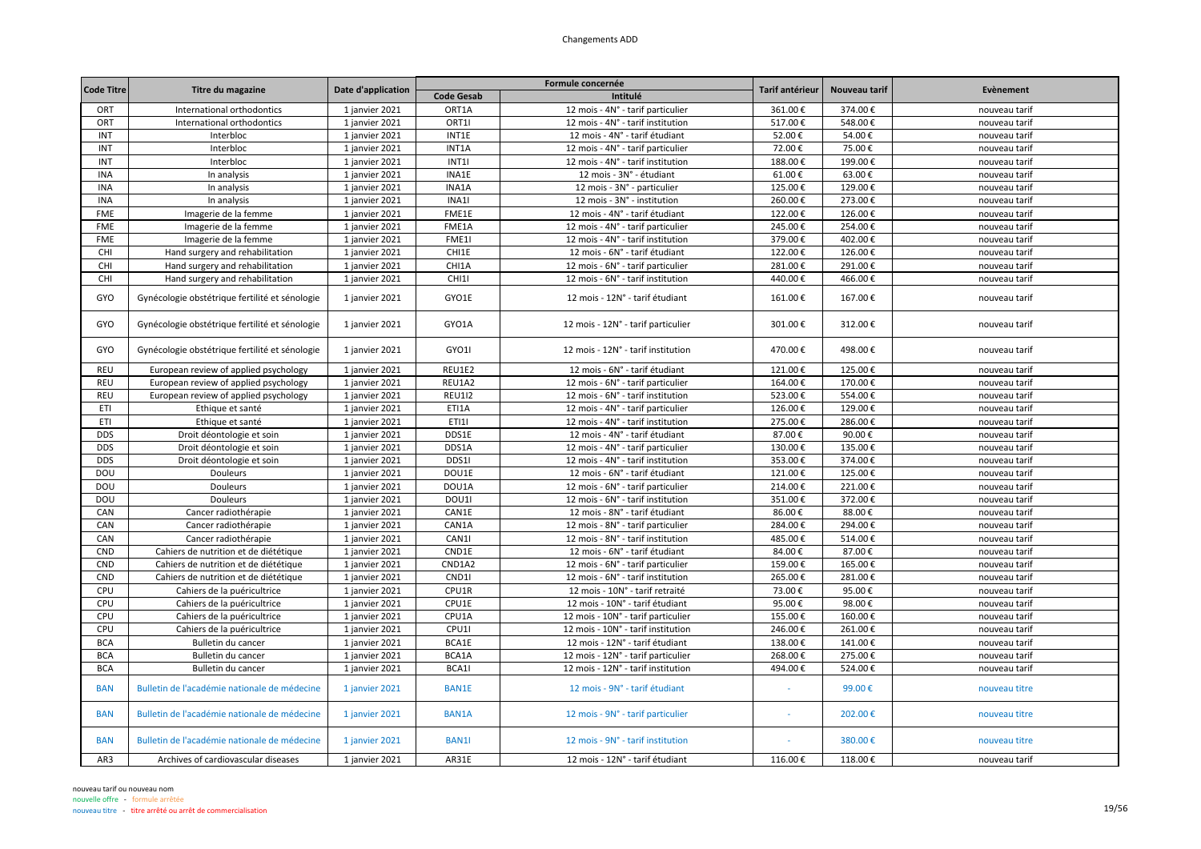# Changements ADD

| Code Titre | Titre du magazine | Date d'application | Formule concernée | | Tarif antérieur | Nouveau tarif | Evènement |
|---|---|---|---|---|---|---|---|
| | | | Code Gesab | Intitulé | | | |
| ORT | International orthodontics | 1 janvier 2021 | ORT1A | 12 mois - 4N° - tarif particulier | 361.00 € | 374.00 € | nouveau tarif |
| ORT | International orthodontics | 1 janvier 2021 | ORT1I | 12 mois - 4N° - tarif institution | 517.00 € | 548.00 € | nouveau tarif |
| INT | Interbloc | 1 janvier 2021 | INT1E | 12 mois - 4N° - tarif étudiant | 52.00 € | 54.00 € | nouveau tarif |
| INT | Interbloc | 1 janvier 2021 | INT1A | 12 mois - 4N° - tarif particulier | 72.00 € | 75.00 € | nouveau tarif |
| INT | Interbloc | 1 janvier 2021 | INT1I | 12 mois - 4N° - tarif institution | 188.00 € | 199.00 € | nouveau tarif |
| INA | In analysis | 1 janvier 2021 | INA1E | 12 mois - 3N° - étudiant | 61.00 € | 63.00 € | nouveau tarif |
| INA | In analysis | 1 janvier 2021 | INA1A | 12 mois - 3N° - particulier | 125.00 € | 129.00 € | nouveau tarif |
| INA | In analysis | 1 janvier 2021 | INA1I | 12 mois - 3N° - institution | 260.00 € | 273.00 € | nouveau tarif |
| FME | Imagerie de la femme | 1 janvier 2021 | FME1E | 12 mois - 4N° - tarif étudiant | 122.00 € | 126.00 € | nouveau tarif |
| FME | Imagerie de la femme | 1 janvier 2021 | FME1A | 12 mois - 4N° - tarif particulier | 245.00 € | 254.00 € | nouveau tarif |
| FME | Imagerie de la femme | 1 janvier 2021 | FME1I | 12 mois - 4N° - tarif institution | 379.00 € | 402.00 € | nouveau tarif |
| CHI | Hand surgery and rehabilitation | 1 janvier 2021 | CHI1E | 12 mois - 6N° - tarif étudiant | 122.00 € | 126.00 € | nouveau tarif |
| CHI | Hand surgery and rehabilitation | 1 janvier 2021 | CHI1A | 12 mois - 6N° - tarif particulier | 281.00 € | 291.00 € | nouveau tarif |
| CHI | Hand surgery and rehabilitation | 1 janvier 2021 | CHI1I | 12 mois - 6N° - tarif institution | 440.00 € | 466.00 € | nouveau tarif |
| GYO | Gynécologie obstétrique fertilité et sénologie | 1 janvier 2021 | GYO1E | 12 mois - 12N° - tarif étudiant | 161.00 € | 167.00 € | nouveau tarif |
| GYO | Gynécologie obstétrique fertilité et sénologie | 1 janvier 2021 | GYO1A | 12 mois - 12N° - tarif particulier | 301.00 € | 312.00 € | nouveau tarif |
| GYO | Gynécologie obstétrique fertilité et sénologie | 1 janvier 2021 | GYO1I | 12 mois - 12N° - tarif institution | 470.00 € | 498.00 € | nouveau tarif |
| REU | European review of applied psychology | 1 janvier 2021 | REU1E2 | 12 mois - 6N° - tarif étudiant | 121.00 € | 125.00 € | nouveau tarif |
| REU | European review of applied psychology | 1 janvier 2021 | REU1A2 | 12 mois - 6N° - tarif particulier | 164.00 € | 170.00 € | nouveau tarif |
| REU | European review of applied psychology | 1 janvier 2021 | REU1I2 | 12 mois - 6N° - tarif institution | 523.00 € | 554.00 € | nouveau tarif |
| ETI | Ethique et santé | 1 janvier 2021 | ETI1A | 12 mois - 4N° - tarif particulier | 126.00 € | 129.00 € | nouveau tarif |
| ETI | Ethique et santé | 1 janvier 2021 | ETI1I | 12 mois - 4N° - tarif institution | 275.00 € | 286.00 € | nouveau tarif |
| DDS | Droit déontologie et soin | 1 janvier 2021 | DDS1E | 12 mois - 4N° - tarif étudiant | 87.00 € | 90.00 € | nouveau tarif |
| DDS | Droit déontologie et soin | 1 janvier 2021 | DDS1A | 12 mois - 4N° - tarif particulier | 130.00 € | 135.00 € | nouveau tarif |
| DDS | Droit déontologie et soin | 1 janvier 2021 | DDS1I | 12 mois - 4N° - tarif institution | 353.00 € | 374.00 € | nouveau tarif |
| DOU | Douleurs | 1 janvier 2021 | DOU1E | 12 mois - 6N° - tarif étudiant | 121.00 € | 125.00 € | nouveau tarif |
| DOU | Douleurs | 1 janvier 2021 | DOU1A | 12 mois - 6N° - tarif particulier | 214.00 € | 221.00 € | nouveau tarif |
| DOU | Douleurs | 1 janvier 2021 | DOU1I | 12 mois - 6N° - tarif institution | 351.00 € | 372.00 € | nouveau tarif |
| CAN | Cancer radiothérapie | 1 janvier 2021 | CAN1E | 12 mois - 8N° - tarif étudiant | 86.00 € | 88.00 € | nouveau tarif |
| CAN | Cancer radiothérapie | 1 janvier 2021 | CAN1A | 12 mois - 8N° - tarif particulier | 284.00 € | 294.00 € | nouveau tarif |
| CAN | Cancer radiothérapie | 1 janvier 2021 | CAN1I | 12 mois - 8N° - tarif institution | 485.00 € | 514.00 € | nouveau tarif |
| CND | Cahiers de nutrition et de diététique | 1 janvier 2021 | CND1E | 12 mois - 6N° - tarif étudiant | 84.00 € | 87.00 € | nouveau tarif |
| CND | Cahiers de nutrition et de diététique | 1 janvier 2021 | CND1A2 | 12 mois - 6N° - tarif particulier | 159.00 € | 165.00 € | nouveau tarif |
| CND | Cahiers de nutrition et de diététique | 1 janvier 2021 | CND1I | 12 mois - 6N° - tarif institution | 265.00 € | 281.00 € | nouveau tarif |
| CPU | Cahiers de la puéricultrice | 1 janvier 2021 | CPU1R | 12 mois - 10N° - tarif retraité | 73.00 € | 95.00 € | nouveau tarif |
| CPU | Cahiers de la puéricultrice | 1 janvier 2021 | CPU1E | 12 mois - 10N° - tarif étudiant | 95.00 € | 98.00 € | nouveau tarif |
| CPU | Cahiers de la puéricultrice | 1 janvier 2021 | CPU1A | 12 mois - 10N° - tarif particulier | 155.00 € | 160.00 € | nouveau tarif |
| CPU | Cahiers de la puéricultrice | 1 janvier 2021 | CPU1I | 12 mois - 10N° - tarif institution | 246.00 € | 261.00 € | nouveau tarif |
| BCA | Bulletin du cancer | 1 janvier 2021 | BCA1E | 12 mois - 12N° - tarif étudiant | 138.00 € | 141.00 € | nouveau tarif |
| BCA | Bulletin du cancer | 1 janvier 2021 | BCA1A | 12 mois - 12N° - tarif particulier | 268.00 € | 275.00 € | nouveau tarif |
| BCA | Bulletin du cancer | 1 janvier 2021 | BCA1I | 12 mois - 12N° - tarif institution | 494.00 € | 524.00 € | nouveau tarif |
| BAN | Bulletin de l'académie nationale de médecine | 1 janvier 2021 | BAN1E | 12 mois - 9N° - tarif étudiant | - | 99.00 € | nouveau titre |
| BAN | Bulletin de l'académie nationale de médecine | 1 janvier 2021 | BAN1A | 12 mois - 9N° - tarif particulier | - | 202.00 € | nouveau titre |
| BAN | Bulletin de l'académie nationale de médecine | 1 janvier 2021 | BAN1I | 12 mois - 9N° - tarif institution | - | 380.00 € | nouveau titre |
| AR3 | Archives of cardiovascular diseases | 1 janvier 2021 | AR31E | 12 mois - 12N° - tarif étudiant | 116.00 € | 118.00 € | nouveau tarif |

nouveau tarif ou nouveau nom
nouvelle offre - formule arrêtée
nouveau titre - titre arrêté ou arrêt de commercialisation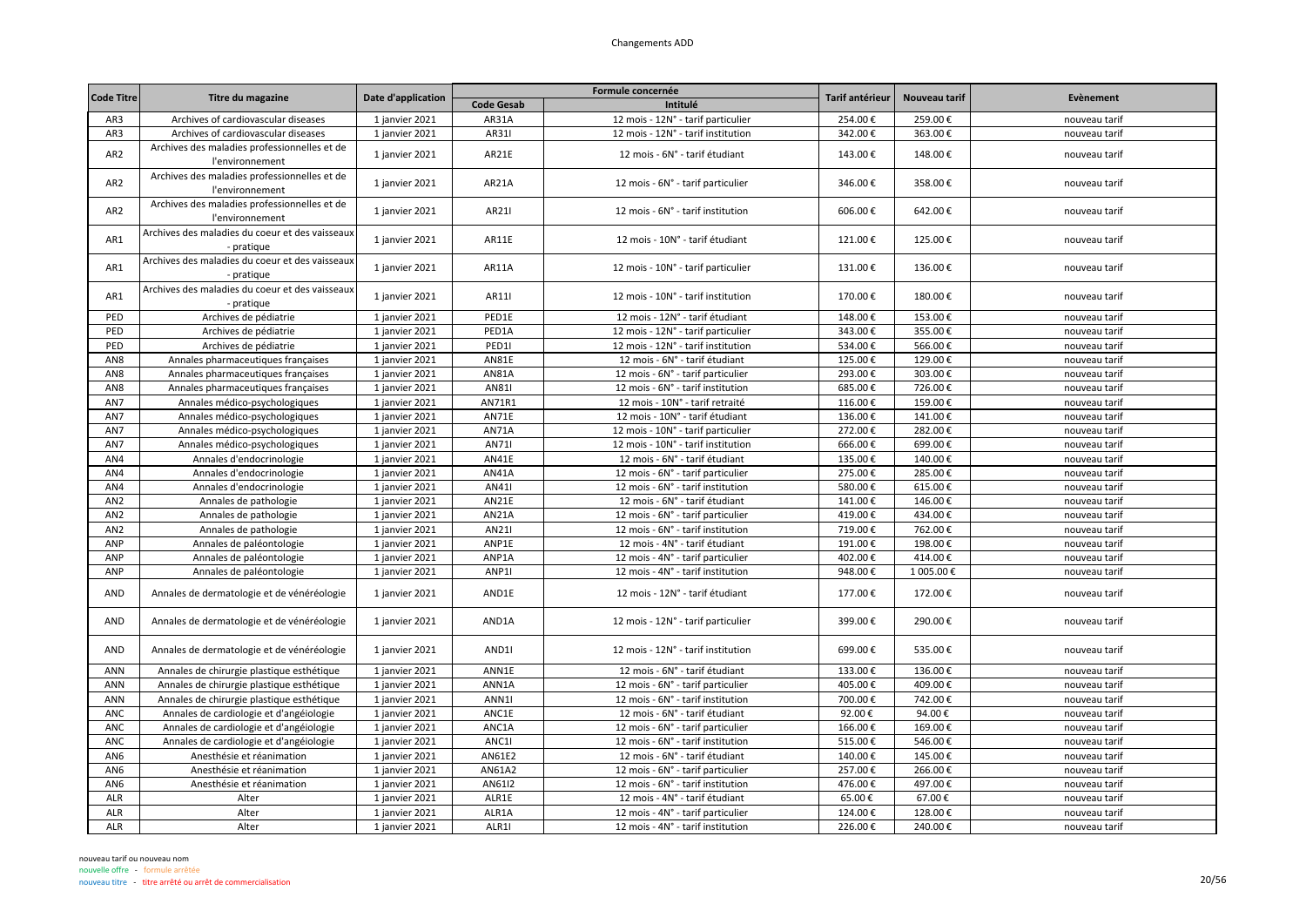| Code Titre | Titre du magazine | Date d'application | Formule concernée | | Tarif antérieur | Nouveau tarif | Evènement |
|---|---|---|---|---|---|---|---|
| | | | Code Gesab | Intitulé | | | |
| AR3 | Archives of cardiovascular diseases | 1 janvier 2021 | AR31A | 12 mois - 12N° - tarif particulier | 254.00 € | 259.00 € | nouveau tarif |
| AR3 | Archives of cardiovascular diseases | 1 janvier 2021 | AR31I | 12 mois - 12N° - tarif institution | 342.00 € | 363.00 € | nouveau tarif |
| AR2 | Archives des maladies professionnelles et de l'environnement | 1 janvier 2021 | AR21E | 12 mois - 6N° - tarif étudiant | 143.00 € | 148.00 € | nouveau tarif |
| AR2 | Archives des maladies professionnelles et de l'environnement | 1 janvier 2021 | AR21A | 12 mois - 6N° - tarif particulier | 346.00 € | 358.00 € | nouveau tarif |
| AR2 | Archives des maladies professionnelles et de l'environnement | 1 janvier 2021 | AR21I | 12 mois - 6N° - tarif institution | 606.00 € | 642.00 € | nouveau tarif |
| AR1 | Archives des maladies du coeur et des vaisseaux - pratique | 1 janvier 2021 | AR11E | 12 mois - 10N° - tarif étudiant | 121.00 € | 125.00 € | nouveau tarif |
| AR1 | Archives des maladies du coeur et des vaisseaux - pratique | 1 janvier 2021 | AR11A | 12 mois - 10N° - tarif particulier | 131.00 € | 136.00 € | nouveau tarif |
| AR1 | Archives des maladies du coeur et des vaisseaux - pratique | 1 janvier 2021 | AR11I | 12 mois - 10N° - tarif institution | 170.00 € | 180.00 € | nouveau tarif |
| PED | Archives de pédiatrie | 1 janvier 2021 | PED1E | 12 mois - 12N° - tarif étudiant | 148.00 € | 153.00 € | nouveau tarif |
| PED | Archives de pédiatrie | 1 janvier 2021 | PED1A | 12 mois - 12N° - tarif particulier | 343.00 € | 355.00 € | nouveau tarif |
| PED | Archives de pédiatrie | 1 janvier 2021 | PED1I | 12 mois - 12N° - tarif institution | 534.00 € | 566.00 € | nouveau tarif |
| AN8 | Annales pharmaceutiques françaises | 1 janvier 2021 | AN81E | 12 mois - 6N° - tarif étudiant | 125.00 € | 129.00 € | nouveau tarif |
| AN8 | Annales pharmaceutiques françaises | 1 janvier 2021 | AN81A | 12 mois - 6N° - tarif particulier | 293.00 € | 303.00 € | nouveau tarif |
| AN8 | Annales pharmaceutiques françaises | 1 janvier 2021 | AN81I | 12 mois - 6N° - tarif institution | 685.00 € | 726.00 € | nouveau tarif |
| AN7 | Annales médico-psychologiques | 1 janvier 2021 | AN71R1 | 12 mois - 10N° - tarif retraité | 116.00 € | 159.00 € | nouveau tarif |
| AN7 | Annales médico-psychologiques | 1 janvier 2021 | AN71E | 12 mois - 10N° - tarif étudiant | 136.00 € | 141.00 € | nouveau tarif |
| AN7 | Annales médico-psychologiques | 1 janvier 2021 | AN71A | 12 mois - 10N° - tarif particulier | 272.00 € | 282.00 € | nouveau tarif |
| AN7 | Annales médico-psychologiques | 1 janvier 2021 | AN71I | 12 mois - 10N° - tarif institution | 666.00 € | 699.00 € | nouveau tarif |
| AN4 | Annales d'endocrinologie | 1 janvier 2021 | AN41E | 12 mois - 6N° - tarif étudiant | 135.00 € | 140.00 € | nouveau tarif |
| AN4 | Annales d'endocrinologie | 1 janvier 2021 | AN41A | 12 mois - 6N° - tarif particulier | 275.00 € | 285.00 € | nouveau tarif |
| AN4 | Annales d'endocrinologie | 1 janvier 2021 | AN41I | 12 mois - 6N° - tarif institution | 580.00 € | 615.00 € | nouveau tarif |
| AN2 | Annales de pathologie | 1 janvier 2021 | AN21E | 12 mois - 6N° - tarif étudiant | 141.00 € | 146.00 € | nouveau tarif |
| AN2 | Annales de pathologie | 1 janvier 2021 | AN21A | 12 mois - 6N° - tarif particulier | 419.00 € | 434.00 € | nouveau tarif |
| AN2 | Annales de pathologie | 1 janvier 2021 | AN21I | 12 mois - 6N° - tarif institution | 719.00 € | 762.00 € | nouveau tarif |
| ANP | Annales de paléontologie | 1 janvier 2021 | ANP1E | 12 mois - 4N° - tarif étudiant | 191.00 € | 198.00 € | nouveau tarif |
| ANP | Annales de paléontologie | 1 janvier 2021 | ANP1A | 12 mois - 4N° - tarif particulier | 402.00 € | 414.00 € | nouveau tarif |
| ANP | Annales de paléontologie | 1 janvier 2021 | ANP1I | 12 mois - 4N° - tarif institution | 948.00 € | 1 005.00 € | nouveau tarif |
| AND | Annales de dermatologie et de vénéréologie | 1 janvier 2021 | AND1E | 12 mois - 12N° - tarif étudiant | 177.00 € | 172.00 € | nouveau tarif |
| AND | Annales de dermatologie et de vénéréologie | 1 janvier 2021 | AND1A | 12 mois - 12N° - tarif particulier | 399.00 € | 290.00 € | nouveau tarif |
| AND | Annales de dermatologie et de vénéréologie | 1 janvier 2021 | AND1I | 12 mois - 12N° - tarif institution | 699.00 € | 535.00 € | nouveau tarif |
| ANN | Annales de chirurgie plastique esthétique | 1 janvier 2021 | ANN1E | 12 mois - 6N° - tarif étudiant | 133.00 € | 136.00 € | nouveau tarif |
| ANN | Annales de chirurgie plastique esthétique | 1 janvier 2021 | ANN1A | 12 mois - 6N° - tarif particulier | 405.00 € | 409.00 € | nouveau tarif |
| ANN | Annales de chirurgie plastique esthétique | 1 janvier 2021 | ANN1I | 12 mois - 6N° - tarif institution | 700.00 € | 742.00 € | nouveau tarif |
| ANC | Annales de cardiologie et d'angéiologie | 1 janvier 2021 | ANC1E | 12 mois - 6N° - tarif étudiant | 92.00 € | 94.00 € | nouveau tarif |
| ANC | Annales de cardiologie et d'angéiologie | 1 janvier 2021 | ANC1A | 12 mois - 6N° - tarif particulier | 166.00 € | 169.00 € | nouveau tarif |
| ANC | Annales de cardiologie et d'angéiologie | 1 janvier 2021 | ANC1I | 12 mois - 6N° - tarif institution | 515.00 € | 546.00 € | nouveau tarif |
| AN6 | Anesthésie et réanimation | 1 janvier 2021 | AN61E2 | 12 mois - 6N° - tarif étudiant | 140.00 € | 145.00 € | nouveau tarif |
| AN6 | Anesthésie et réanimation | 1 janvier 2021 | AN61A2 | 12 mois - 6N° - tarif particulier | 257.00 € | 266.00 € | nouveau tarif |
| AN6 | Anesthésie et réanimation | 1 janvier 2021 | AN61I2 | 12 mois - 6N° - tarif institution | 476.00 € | 497.00 € | nouveau tarif |
| ALR | Alter | 1 janvier 2021 | ALR1E | 12 mois - 4N° - tarif étudiant | 65.00 € | 67.00 € | nouveau tarif |
| ALR | Alter | 1 janvier 2021 | ALR1A | 12 mois - 4N° - tarif particulier | 124.00 € | 128.00 € | nouveau tarif |
| ALR | Alter | 1 janvier 2021 | ALR1I | 12 mois - 4N° - tarif institution | 226.00 € | 240.00 € | nouveau tarif |

nouveau tarif ou nouveau nom
nouvelle offre - formule arrêtée
nouveau titre - titre arrêté ou arrêt de commercialisation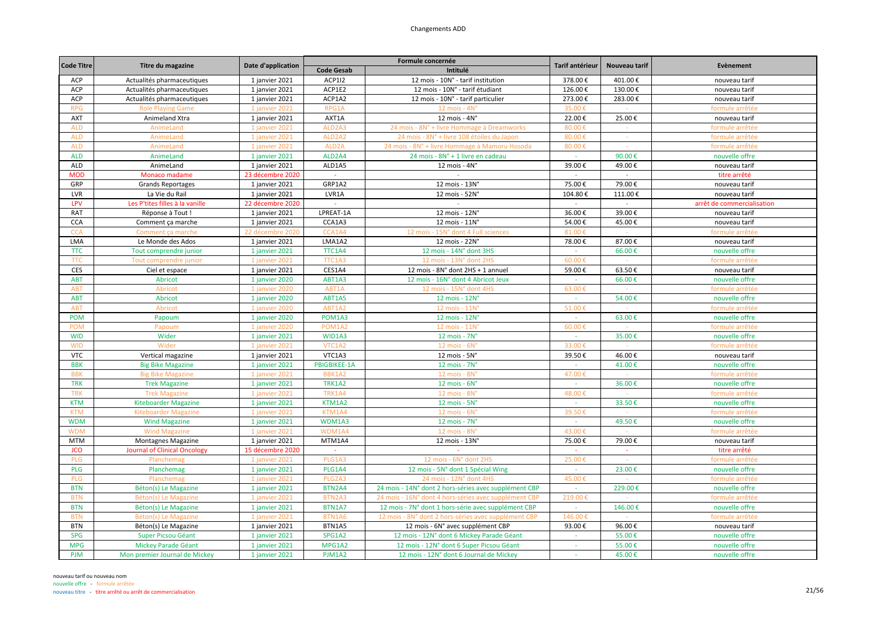# Changements ADD

| Code Titre | Titre du magazine | Date d'application | Formule concernée | | Tarif antérieur | Nouveau tarif | Evènement |
|---|---|---|---|---|---|---|---|
| | | | Code Gesab | Intitulé | | | |
| ACP | Actualités pharmaceutiques | 1 janvier 2021 | ACP1I2 | 12 mois - 10N° - tarif institution | 378.00 € | 401.00 € | nouveau tarif |
| ACP | Actualités pharmaceutiques | 1 janvier 2021 | ACP1E2 | 12 mois - 10N° - tarif étudiant | 126.00 € | 130.00 € | nouveau tarif |
| ACP | Actualités pharmaceutiques | 1 janvier 2021 | ACP1A2 | 12 mois - 10N° - tarif particulier | 273.00 € | 283.00 € | nouveau tarif |
| RPG | Role Playing Game | 1 janvier 2021 | RPG1A | 12 mois - 4N° | 35.00 € | - | formule arrêtée |
| AXT | Animeland Xtra | 1 janvier 2021 | AXT1A | 12 mois - 4N° | 22.00 € | 25.00 € | nouveau tarif |
| ALD | AnimeLand | 1 janvier 2021 | ALD2A3 | 24 mois - 8N° + livre Hommage à Dreamworks | 80.00 € | - | formule arrêtée |
| ALD | AnimeLand | 1 janvier 2021 | ALD2A2 | 24 mois - 8N° + livre 108 étoiles du Japon | 80.00 € | - | formule arrêtée |
| ALD | AnimeLand | 1 janvier 2021 | ALD2A | 24 mois - 8N° + livre Hommage à Mamoru Hosoda | 80.00 € | - | formule arrêtée |
| ALD | AnimeLand | 1 janvier 2021 | ALD2A4 | 24 mois - 8N° + 1 livre en cadeau | - | 90.00 € | nouvelle offre |
| ALD | AnimeLand | 1 janvier 2021 | ALD1A5 | 12 mois - 4N° | 39.00 € | 49.00 € | nouveau tarif |
| MOD | Monaco madame | 23 décembre 2020 | - | - | - | - | titre arrêté |
| GRP | Grands Reportages | 1 janvier 2021 | GRP1A2 | 12 mois - 13N° | 75.00 € | 79.00 € | nouveau tarif |
| LVR | La Vie du Rail | 1 janvier 2021 | LVR1A | 12 mois - 52N° | 104.80 € | 111.00 € | nouveau tarif |
| LPV | Les P'tites filles à la vanille | 22 décembre 2020 | - | - | - | - | arrêt de commercialisation |
| RAT | Réponse à Tout ! | 1 janvier 2021 | LPREAT-1A | 12 mois - 12N° | 36.00 € | 39.00 € | nouveau tarif |
| CCA | Comment ça marche | 1 janvier 2021 | CCA1A3 | 12 mois - 11N° | 54.00 € | 45.00 € | nouveau tarif |
| CCA | Comment ça marche | 22 décembre 2020 | CCA1A4 | 12 mois - 15N° dont 4 Full sciences | 81.00 € | - | formule arrêtée |
| LMA | Le Monde des Ados | 1 janvier 2021 | LMA1A2 | 12 mois - 22N° | 78.00 € | 87.00 € | nouveau tarif |
| TTC | Tout comprendre junior | 1 janvier 2021 | TTC1A4 | 12 mois - 14N° dont 3HS | - | 66.00 € | nouvelle offre |
| TTC | Tout comprendre junior | 1 janvier 2021 | TTC1A3 | 12 mois - 13N° dont 2HS | 60.00 € | - | formule arrêtée |
| CES | Ciel et espace | 1 janvier 2021 | CES1A4 | 12 mois - 8N° dont 2HS + 1 annuel | 59.00 € | 63.50 € | nouveau tarif |
| ABT | Abricot | 1 janvier 2020 | ABT1A3 | 12 mois - 16N° dont 4 Abricot Jeux | - | 66.00 € | nouvelle offre |
| ABT | Abricot | 1 janvier 2020 | ABT1A | 12 mois - 15N° dont 4HS | 63.00 € | - | formule arrêtée |
| ABT | Abricot | 1 janvier 2020 | ABT1A5 | 12 mois - 12N° | - | 54.00 € | nouvelle offre |
| ABT | Abricot | 1 janvier 2020 | ABT1A2 | 12 mois - 11N° | 51.00 € | - | formule arrêtée |
| POM | Papoum | 1 janvier 2020 | POM1A3 | 12 mois - 12N° | - | 63.00 € | nouvelle offre |
| POM | Papoum | 1 janvier 2020 | POM1A2 | 12 mois - 11N° | 60.00 € | - | formule arrêtée |
| WID | Wider | 1 janvier 2021 | WID1A3 | 12 mois - 7N° | - | 35.00 € | nouvelle offre |
| WID | Wider | 1 janvier 2021 | VTC1A2 | 12 mois - 6N° | 33.00 € | - | formule arrêtée |
| VTC | Vertical magazine | 1 janvier 2021 | VTC1A3 | 12 mois - 5N° | 39.50 € | 46.00 € | nouveau tarif |
| BBK | Big Bike Magazine | 1 janvier 2021 | PBIGBIKEE-1A | 12 mois - 7N° | - | 41.00 € | nouvelle offre |
| BBK | Big Bike Magazine | 1 janvier 2021 | BBK1A2 | 12 mois - 8N° | 47.00 € | - | formule arrêtée |
| TRK | Trek Magazine | 1 janvier 2021 | TRK1A2 | 12 mois - 6N° | - | 36.00 € | nouvelle offre |
| TRK | Trek Magazine | 1 janvier 2021 | TRK1A4 | 12 mois - 8N° | 48.00 € | - | formule arrêtée |
| KTM | Kiteboarder Magazine | 1 janvier 2021 | KTM1A2 | 12 mois - 5N° | - | 33.50 € | nouvelle offre |
| KTM | Kiteboarder Magazine | 1 janvier 2021 | KTM1A4 | 12 mois - 6N° | 39.50 € | - | formule arrêtée |
| WDM | Wind Magazine | 1 janvier 2021 | WDM1A3 | 12 mois - 7N° | - | 49.50 € | nouvelle offre |
| WDM | Wind Magazine | 1 janvier 2021 | WDM1A4 | 12 mois - 8N° | 43.00 € | - | formule arrêtée |
| MTM | Montagnes Magazine | 1 janvier 2021 | MTM1A4 | 12 mois - 13N° | 75.00 € | 79.00 € | nouveau tarif |
| JCO | Journal of Clinical Oncology | 15 décembre 2020 | - | - | - | - | titre arrêté |
| PLG | Planchemag | 1 janvier 2021 | PLG1A3 | 12 mois - 6N° dont 2HS | 25.00 € | - | formule arrêtée |
| PLG | Planchemag | 1 janvier 2021 | PLG1A4 | 12 mois - 5N° dont 1 Spécial Wing | - | 23.00 € | nouvelle offre |
| PLG | Planchemag | 1 janvier 2021 | PLG2A3 | 24 mois - 12N° dont 4HS | 45.00 € | - | formule arrêtée |
| BTN | Béton(s) Le Magazine | 1 janvier 2021 | BTN2A4 | 24 mois - 14N° dont 2 hors-séries avec supplément CBP | - | 229.00 € | nouvelle offre |
| BTN | Béton(s) Le Magazine | 1 janvier 2021 | BTN2A3 | 24 mois - 16N° dont 4 hors-séries avec supplément CBP | 219.00 € | - | formule arrêtée |
| BTN | Béton(s) Le Magazine | 1 janvier 2021 | BTN1A7 | 12 mois - 7N° dont 1 hors-série avec supplément CBP | - | 146.00 € | nouvelle offre |
| BTN | Béton(s) Le Magazine | 1 janvier 2021 | BTN1A6 | 12 mois - 8N° dont 2 hors-séries avec supplément CBP | 146.00 € | - | formule arrêtée |
| BTN | Béton(s) Le Magazine | 1 janvier 2021 | BTN1A5 | 12 mois - 6N° avec supplément CBP | 93.00 € | 96.00 € | nouveau tarif |
| SPG | Super Picsou Géant | 1 janvier 2021 | SPG1A2 | 12 mois - 12N° dont 6 Mickey Parade Géant | - | 55.00 € | nouvelle offre |
| MPG | Mickey Parade Géant | 1 janvier 2021 | MPG1A2 | 12 mois - 12N° dont 6 Super Picsou Géant | - | 55.00 € | nouvelle offre |
| PJM | Mon premier Journal de Mickey | 1 janvier 2021 | PJM1A2 | 12 mois - 12N° dont 6 Journal de Mickey | - | 45.00 € | nouvelle offre |

nouveau tarif ou nouveau nom
nouvelle offre - formule arrêtée
nouveau titre - titre arrêté ou arrêt de commercialisation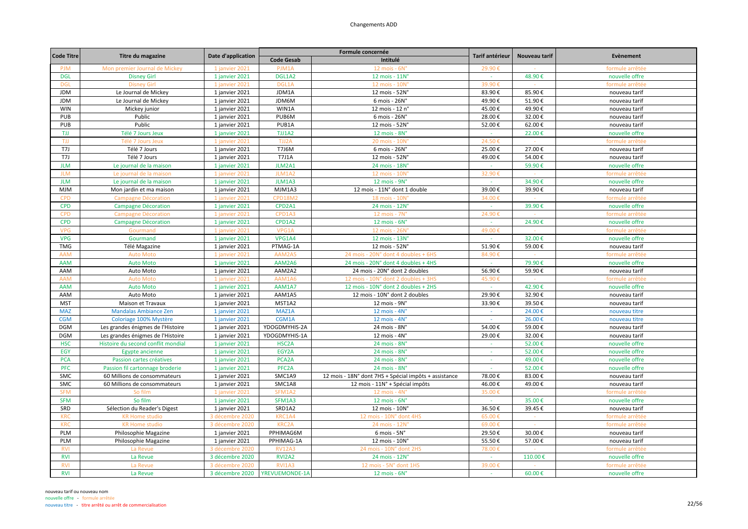# Changements ADD

| Code Titre | Titre du magazine | Date d'application | Formule concernée | | Tarif antérieur | Nouveau tarif | Evènement |
|---|---|---|---|---|---|---|---|
| | | | Code Gesab | Intitulé | | | |
| PJM | Mon premier Journal de Mickey | 1 janvier 2021 | PJM1A | 12 mois - 6N° | 29.90 € | - | formule arrêtée |
| DGL | Disney Girl | 1 janvier 2021 | DGL1A2 | 12 mois - 11N° | - | 48.90 € | nouvelle offre |
| DGL | Disney Girl | 1 janvier 2021 | DGL1A | 12 mois - 10N° | 39.90 € | - | formule arrêtée |
| JDM | Le Journal de Mickey | 1 janvier 2021 | JDM1A | 12 mois - 52N° | 83.90 € | 85.90 € | nouveau tarif |
| JDM | Le Journal de Mickey | 1 janvier 2021 | JDM6M | 6 mois - 26N° | 49.90 € | 51.90 € | nouveau tarif |
| WIN | Mickey junior | 1 janvier 2021 | WIN1A | 12 mois - 12 n° | 45.00 € | 49.90 € | nouveau tarif |
| PUB | Public | 1 janvier 2021 | PUB6M | 6 mois - 26N° | 28.00 € | 32.00 € | nouveau tarif |
| PUB | Public | 1 janvier 2021 | PUB1A | 12 mois - 52N° | 52.00 € | 62.00 € | nouveau tarif |
| TJJ | Télé 7 Jours Jeux | 1 janvier 2021 | TJJ1A2 | 12 mois - 8N° | - | 22.00 € | nouvelle offre |
| TJJ | Télé 7 Jours Jeux | 1 janvier 2021 | TJJ2A | 20 mois - 10N° | 24.50 € | - | formule arrêtée |
| T7J | Télé 7 Jours | 1 janvier 2021 | T7J6M | 6 mois - 26N° | 25.00 € | 27.00 € | nouveau tarif |
| T7J | Télé 7 Jours | 1 janvier 2021 | T7J1A | 12 mois - 52N° | 49.00 € | 54.00 € | nouveau tarif |
| JLM | Le journal de la maison | 1 janvier 2021 | JLM2A1 | 24 mois - 18N° | - | 59.90 € | nouvelle offre |
| JLM | Le journal de la maison | 1 janvier 2021 | JLM1A2 | 12 mois - 10N° | 32.90 € | - | formule arrêtée |
| JLM | Le journal de la maison | 1 janvier 2021 | JLM1A3 | 12 mois - 9N° | - | 34.90 € | nouvelle offre |
| MJM | Mon jardin et ma maison | 1 janvier 2021 | MJM1A3 | 12 mois - 11N° dont 1 double | 39.00 € | 39.90 € | nouveau tarif |
| CPD | Campagne Décoration | 1 janvier 2021 | CPD18M2 | 18 mois - 10N° | 34.00 € | - | formule arrêtée |
| CPD | Campagne Décoration | 1 janvier 2021 | CPD2A1 | 24 mois - 12N° | - | 39.90 € | nouvelle offre |
| CPD | Campagne Décoration | 1 janvier 2021 | CPD1A3 | 12 mois - 7N° | 24.90 € | - | formule arrêtée |
| CPD | Campagne Décoration | 1 janvier 2021 | CPD1A2 | 12 mois - 6N° | - | 24.90 € | nouvelle offre |
| VPG | Gourmand | 1 janvier 2021 | VPG1A | 12 mois - 26N° | 49.00 € | - | formule arrêtée |
| VPG | Gourmand | 1 janvier 2021 | VPG1A4 | 12 mois - 13N° | - | 32.00 € | nouvelle offre |
| TMG | Télé Magazine | 1 janvier 2021 | PTMAG-1A | 12 mois - 52N° | 51.90 € | 59.00 € | nouveau tarif |
| AAM | Auto Moto | 1 janvier 2021 | AAM2A5 | 24 mois - 20N° dont 4 doubles + 6HS | 84.90 € | - | formule arrêtée |
| AAM | Auto Moto | 1 janvier 2021 | AAM2A6 | 24 mois - 20N° dont 4 doubles + 4HS | - | 79.90 € | nouvelle offre |
| AAM | Auto Moto | 1 janvier 2021 | AAM2A2 | 24 mois - 20N° dont 2 doubles | 56.90 € | 59.90 € | nouveau tarif |
| AAM | Auto Moto | 1 janvier 2021 | AAM1A6 | 12 mois - 10N° dont 2 doubles + 3HS | 45.90 € | - | formule arrêtée |
| AAM | Auto Moto | 1 janvier 2021 | AAM1A7 | 12 mois - 10N° dont 2 doubles + 2HS | - | 42.90 € | nouvelle offre |
| AAM | Auto Moto | 1 janvier 2021 | AAM1A5 | 12 mois - 10N° dont 2 doubles | 29.90 € | 32.90 € | nouveau tarif |
| MST | Maison et Travaux | 1 janvier 2021 | MST1A2 | 12 mois - 9N° | 33.90 € | 39.50 € | nouveau tarif |
| MAZ | Mandalas Ambiance Zen | 1 janvier 2021 | MAZ1A | 12 mois - 4N° | - | 24.00 € | nouveau titre |
| CGM | Coloriage 100% Mystère | 1 janvier 2021 | CGM1A | 12 mois - 4N° | - | 26.00 € | nouveau titre |
| DGM | Les grandes énigmes de l'Histoire | 1 janvier 2021 | YDOGDMYHIS-2A | 24 mois - 8N° | 54.00 € | 59.00 € | nouveau tarif |
| DGM | Les grandes énigmes de l'Histoire | 1 janvier 2021 | YDOGDMYHIS-1A | 12 mois - 4N° | 29.00 € | 32.00 € | nouveau tarif |
| HSC | Histoire du second conflit mondial | 1 janvier 2021 | HSC2A | 24 mois - 8N° | - | 52.00 € | nouvelle offre |
| EGY | Egypte ancienne | 1 janvier 2021 | EGY2A | 24 mois - 8N° | - | 52.00 € | nouvelle offre |
| PCA | Passion cartes créatives | 1 janvier 2021 | PCA2A | 24 mois - 8N° | - | 49.00 € | nouvelle offre |
| PFC | Passion fil cartonnage broderie | 1 janvier 2021 | PFC2A | 24 mois - 8N° | - | 52.00 € | nouvelle offre |
| SMC | 60 Millions de consommateurs | 1 janvier 2021 | SMC1A9 | 12 mois - 18N° dont 7HS + Spécial impôts + assistance | 78.00 € | 83.00 € | nouveau tarif |
| SMC | 60 Millions de consommateurs | 1 janvier 2021 | SMC1A8 | 12 mois - 11N° + Spécial impôts | 46.00 € | 49.00 € | nouveau tarif |
| SFM | So film | 1 janvier 2021 | SFM1A2 | 12 mois - 4N° | 35.00 € | - | formule arrêtée |
| SFM | So film | 1 janvier 2021 | SFM1A3 | 12 mois - 6N° | - | 35.00 € | nouvelle offre |
| SRD | Sélection du Reader's Digest | 1 janvier 2021 | SRD1A2 | 12 mois - 10N° | 36.50 € | 39.45 € | nouveau tarif |
| KRC | KR Home studio | 3 décembre 2020 | KRC1A4 | 12 mois - 10N° dont 4HS | 65.00 € | - | formule arrêtée |
| KRC | KR Home studio | 3 décembre 2020 | KRC2A | 24 mois - 12N° | 69.00 € | - | formule arrêtée |
| PLM | Philosophie Magazine | 1 janvier 2021 | PPHIMAG6M | 6 mois - 5N° | 29.50 € | 30.00 € | nouveau tarif |
| PLM | Philosophie Magazine | 1 janvier 2021 | PPHIMAG-1A | 12 mois - 10N° | 55.50 € | 57.00 € | nouveau tarif |
| RVI | La Revue | 3 décembre 2020 | RVI2A3 | 24 mois - 10N° dont 2HS | 78.00 € | - | formule arrêtée |
| RVI | La Revue | 3 décembre 2020 | RVI2A2 | 24 mois - 12N° | - | 110.00 € | nouvelle offre |
| RVI | La Revue | 3 décembre 2020 | RVI1A3 | 12 mois - 5N° dont 1HS | 39.00 € | - | formule arrêtée |
| RVI | La Revue | 3 décembre 2020 | YREVUEMONDE-1A | 12 mois - 6N° | - | 60.00 € | nouvelle offre |

nouveau tarif ou nouveau nom
nouvelle offre - formule arrêtée
nouveau titre - titre arrêté ou arrêt de commercialisation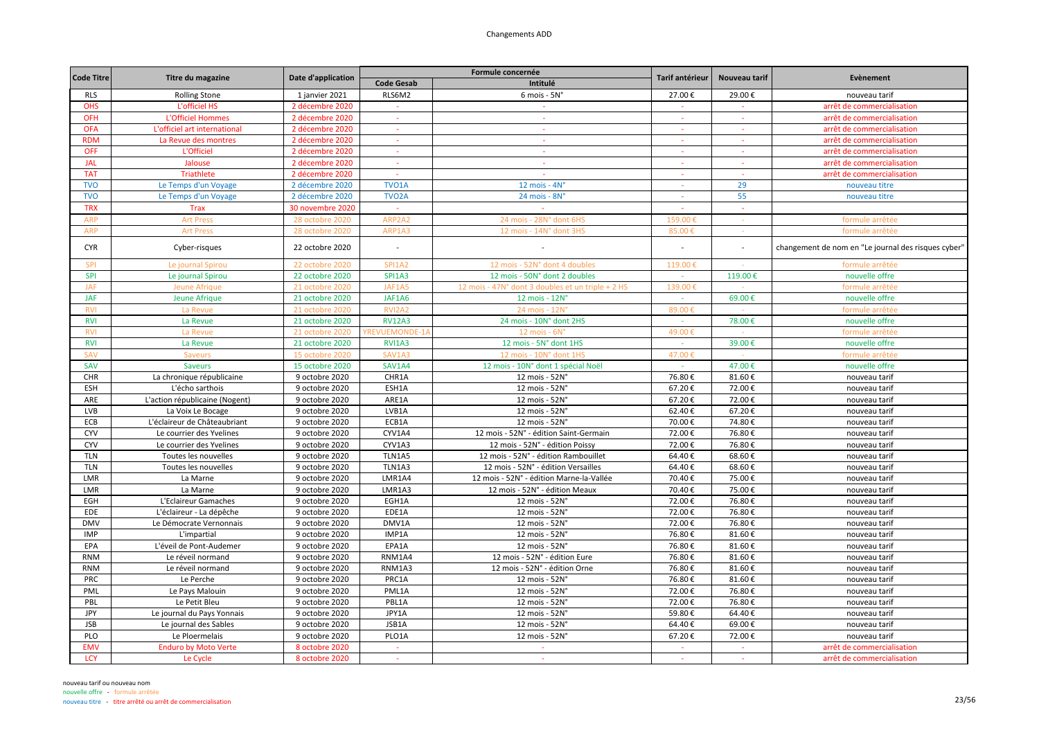# Changements ADD

| Code Titre | Titre du magazine | Date d'application | Formule concernée | | Tarif antérieur | Nouveau tarif | Evènement |
|---|---|---|---|---|---|---|---|
| | | | Code Gesab | Intitulé | | | |
| RLS | Rolling Stone | 1 janvier 2021 | RLS6M2 | 6 mois - 5N° | 27.00 € | 29.00 € | nouveau tarif |
| OHS | L'officiel HS | 2 décembre 2020 | - | - | - | - | arrêt de commercialisation |
| OFH | L'Officiel Hommes | 2 décembre 2020 | - | - | - | - | arrêt de commercialisation |
| OFA | L'officiel art international | 2 décembre 2020 | - | - | - | - | arrêt de commercialisation |
| RDM | La Revue des montres | 2 décembre 2020 | - | - | - | - | arrêt de commercialisation |
| OFF | L'Officiel | 2 décembre 2020 | - | - | - | - | arrêt de commercialisation |
| JAL | Jalouse | 2 décembre 2020 | - | - | - | - | arrêt de commercialisation |
| TAT | Triathlete | 2 décembre 2020 | - | - | - | - | arrêt de commercialisation |
| TVO | Le Temps d'un Voyage | 2 décembre 2020 | TVO1A | 12 mois - 4N° | - | 29 | nouveau titre |
| TVO | Le Temps d'un Voyage | 2 décembre 2020 | TVO2A | 24 mois - 8N° | - | 55 | nouveau titre |
| TRX | Trax | 30 novembre 2020 | - | - | - | - | |
| ARP | Art Press | 28 octobre 2020 | ARP2A2 | 24 mois - 28N° dont 6HS | 159.00 € | - | formule arrêtée |
| ARP | Art Press | 28 octobre 2020 | ARP1A3 | 12 mois - 14N° dont 3HS | 85.00 € | - | formule arrêtée |
| CYR | Cyber-risques | 22 octobre 2020 | - | - | - | - | changement de nom en "Le journal des risques cyber" |
| SPI | Le journal Spirou | 22 octobre 2020 | SPI1A2 | 12 mois - 52N° dont 4 doubles | 119.00 € | - | formule arrêtée |
| SPI | Le journal Spirou | 22 octobre 2020 | SPI1A3 | 12 mois - 50N° dont 2 doubles | - | 119.00 € | nouvelle offre |
| JAF | Jeune Afrique | 21 octobre 2020 | JAF1A5 | 12 mois - 47N° dont 3 doubles et un triple + 2 HS | 139.00 € | - | formule arrêtée |
| JAF | Jeune Afrique | 21 octobre 2020 | JAF1A6 | 12 mois - 12N° | - | 69.00 € | nouvelle offre |
| RVI | La Revue | 21 octobre 2020 | RVI2A2 | 24 mois - 12N° | 89.00 € | - | formule arrêtée |
| RVI | La Revue | 21 octobre 2020 | RV12A3 | 24 mois - 10N° dont 2HS | - | 78.00 € | nouvelle offre |
| RVI | La Revue | 21 octobre 2020 | YREVUEMONDE-1A | 12 mois - 6N° | 49.00 € | - | formule arrêtée |
| RVI | La Revue | 21 octobre 2020 | RVI1A3 | 12 mois - 5N° dont 1HS | - | 39.00 € | nouvelle offre |
| SAV | Saveurs | 15 octobre 2020 | SAV1A3 | 12 mois - 10N° dont 1HS | 47.00 € | - | formule arrêtée |
| SAV | Saveurs | 15 octobre 2020 | SAV1A4 | 12 mois - 10N° dont 1 spécial Noël | - | 47.00 € | nouvelle offre |
| CHR | La chronique républicaine | 9 octobre 2020 | CHR1A | 12 mois - 52N° | 76.80 € | 81.60 € | nouveau tarif |
| ESH | L'écho sarthois | 9 octobre 2020 | ESH1A | 12 mois - 52N° | 67.20 € | 72.00 € | nouveau tarif |
| ARE | L'action républicaine (Nogent) | 9 octobre 2020 | ARE1A | 12 mois - 52N° | 67.20 € | 72.00 € | nouveau tarif |
| LVB | La Voix Le Bocage | 9 octobre 2020 | LVB1A | 12 mois - 52N° | 62.40 € | 67.20 € | nouveau tarif |
| ECB | L'éclaireur de Châteaubriant | 9 octobre 2020 | ECB1A | 12 mois - 52N° | 70.00 € | 74.80 € | nouveau tarif |
| CYV | Le courrier des Yvelines | 9 octobre 2020 | CYV1A4 | 12 mois - 52N° - édition Saint-Germain | 72.00 € | 76.80 € | nouveau tarif |
| CYV | Le courrier des Yvelines | 9 octobre 2020 | CYV1A3 | 12 mois - 52N° - édition Poissy | 72.00 € | 76.80 € | nouveau tarif |
| TLN | Toutes les nouvelles | 9 octobre 2020 | TLN1A5 | 12 mois - 52N° - édition Rambouillet | 64.40 € | 68.60 € | nouveau tarif |
| TLN | Toutes les nouvelles | 9 octobre 2020 | TLN1A3 | 12 mois - 52N° - édition Versailles | 64.40 € | 68.60 € | nouveau tarif |
| LMR | La Marne | 9 octobre 2020 | LMR1A4 | 12 mois - 52N° - édition Marne-la-Vallée | 70.40 € | 75.00 € | nouveau tarif |
| LMR | La Marne | 9 octobre 2020 | LMR1A3 | 12 mois - 52N° - édition Meaux | 70.40 € | 75.00 € | nouveau tarif |
| EGH | L'Eclaireur Gamaches | 9 octobre 2020 | EGH1A | 12 mois - 52N° | 72.00 € | 76.80 € | nouveau tarif |
| EDE | L'éclaireur - La dépêche | 9 octobre 2020 | EDE1A | 12 mois - 52N° | 72.00 € | 76.80 € | nouveau tarif |
| DMV | Le Démocrate Vernonnais | 9 octobre 2020 | DMV1A | 12 mois - 52N° | 72.00 € | 76.80 € | nouveau tarif |
| IMP | L'impartial | 9 octobre 2020 | IMP1A | 12 mois - 52N° | 76.80 € | 81.60 € | nouveau tarif |
| EPA | L'éveil de Pont-Audemer | 9 octobre 2020 | EPA1A | 12 mois - 52N° | 76.80 € | 81.60 € | nouveau tarif |
| RNM | Le réveil normand | 9 octobre 2020 | RNM1A4 | 12 mois - 52N° - édition Eure | 76.80 € | 81.60 € | nouveau tarif |
| RNM | Le réveil normand | 9 octobre 2020 | RNM1A3 | 12 mois - 52N° - édition Orne | 76.80 € | 81.60 € | nouveau tarif |
| PRC | Le Perche | 9 octobre 2020 | PRC1A | 12 mois - 52N° | 76.80 € | 81.60 € | nouveau tarif |
| PML | Le Pays Malouin | 9 octobre 2020 | PML1A | 12 mois - 52N° | 72.00 € | 76.80 € | nouveau tarif |
| PBL | Le Petit Bleu | 9 octobre 2020 | PBL1A | 12 mois - 52N° | 72.00 € | 76.80 € | nouveau tarif |
| JPY | Le journal du Pays Yonnais | 9 octobre 2020 | JPY1A | 12 mois - 52N° | 59.80 € | 64.40 € | nouveau tarif |
| JSB | Le journal des Sables | 9 octobre 2020 | JSB1A | 12 mois - 52N° | 64.40 € | 69.00 € | nouveau tarif |
| PLO | Le Ploermelais | 9 octobre 2020 | PLO1A | 12 mois - 52N° | 67.20 € | 72.00 € | nouveau tarif |
| EMV | Enduro by Moto Verte | 8 octobre 2020 | - | - | - | - | arrêt de commercialisation |
| LCY | Le Cycle | 8 octobre 2020 | - | - | - | - | arrêt de commercialisation |

nouveau tarif ou nouveau nom
nouvelle offre - formule arrêtée
nouveau titre - titre arrêté ou arrêt de commercialisation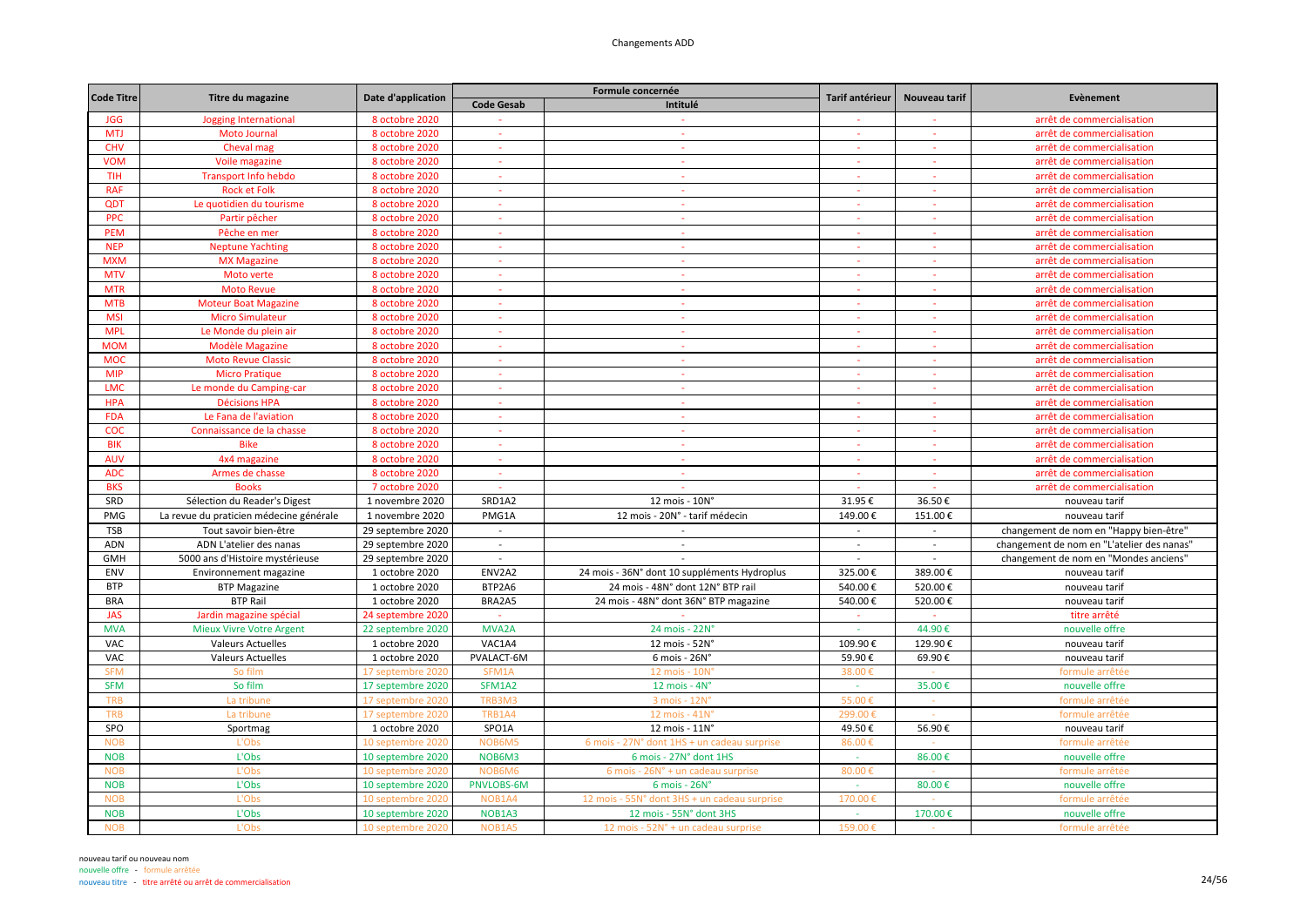# Changements ADD

| Code Titre | Titre du magazine | Date d'application | Formule concernée | | Tarif antérieur | Nouveau tarif | Evènement |
|---|---|---|---|---|---|---|---|
| | | | Code Gesab | Intitulé | | | |
| JGG | Jogging International | 8 octobre 2020 | - | - | - | - | arrêt de commercialisation |
| MTJ | Moto Journal | 8 octobre 2020 | - | - | - | - | arrêt de commercialisation |
| CHV | Cheval mag | 8 octobre 2020 | - | - | - | - | arrêt de commercialisation |
| VOM | Voile magazine | 8 octobre 2020 | - | - | - | - | arrêt de commercialisation |
| TIH | Transport Info hebdo | 8 octobre 2020 | - | - | - | - | arrêt de commercialisation |
| RAF | Rock et Folk | 8 octobre 2020 | - | - | - | - | arrêt de commercialisation |
| QDT | Le quotidien du tourisme | 8 octobre 2020 | - | - | - | - | arrêt de commercialisation |
| PPC | Partir pêcher | 8 octobre 2020 | - | - | - | - | arrêt de commercialisation |
| PEM | Pêche en mer | 8 octobre 2020 | - | - | - | - | arrêt de commercialisation |
| NEP | Neptune Yachting | 8 octobre 2020 | - | - | - | - | arrêt de commercialisation |
| MXM | MX Magazine | 8 octobre 2020 | - | - | - | - | arrêt de commercialisation |
| MTV | Moto verte | 8 octobre 2020 | - | - | - | - | arrêt de commercialisation |
| MTR | Moto Revue | 8 octobre 2020 | - | - | - | - | arrêt de commercialisation |
| MTB | Moteur Boat Magazine | 8 octobre 2020 | - | - | - | - | arrêt de commercialisation |
| MSI | Micro Simulateur | 8 octobre 2020 | - | - | - | - | arrêt de commercialisation |
| MPL | Le Monde du plein air | 8 octobre 2020 | - | - | - | - | arrêt de commercialisation |
| MOM | Modèle Magazine | 8 octobre 2020 | - | - | - | - | arrêt de commercialisation |
| MOC | Moto Revue Classic | 8 octobre 2020 | - | - | - | - | arrêt de commercialisation |
| MIP | Micro Pratique | 8 octobre 2020 | - | - | - | - | arrêt de commercialisation |
| LMC | Le monde du Camping-car | 8 octobre 2020 | - | - | - | - | arrêt de commercialisation |
| HPA | Décisions HPA | 8 octobre 2020 | - | - | - | - | arrêt de commercialisation |
| FDA | Le Fana de l'aviation | 8 octobre 2020 | - | - | - | - | arrêt de commercialisation |
| COC | Connaissance de la chasse | 8 octobre 2020 | - | - | - | - | arrêt de commercialisation |
| BIK | Bike | 8 octobre 2020 | - | - | - | - | arrêt de commercialisation |
| AUV | 4x4 magazine | 8 octobre 2020 | - | - | - | - | arrêt de commercialisation |
| ADC | Armes de chasse | 8 octobre 2020 | - | - | - | - | arrêt de commercialisation |
| BKS | Books | 7 octobre 2020 | - | - | - | - | arrêt de commercialisation |
| SRD | Sélection du Reader's Digest | 1 novembre 2020 | SRD1A2 | 12 mois - 10N° | 31.95 € | 36.50 € | nouveau tarif |
| PMG | La revue du praticien médecine générale | 1 novembre 2020 | PMG1A | 12 mois - 20N° - tarif médecin | 149.00 € | 151.00 € | nouveau tarif |
| TSB | Tout savoir bien-être | 29 septembre 2020 | - | - | - | - | changement de nom en "Happy bien-être" |
| ADN | ADN L'atelier des nanas | 29 septembre 2020 | - | - | - | - | changement de nom en "L'atelier des nanas" |
| GMH | 5000 ans d'Histoire mystérieuse | 29 septembre 2020 | - | - | - | - | changement de nom en "Mondes anciens" |
| ENV | Environnement magazine | 1 octobre 2020 | ENV2A2 | 24 mois - 36N° dont 10 suppléments Hydroplus | 325.00 € | 389.00 € | nouveau tarif |
| BTP | BTP Magazine | 1 octobre 2020 | BTP2A6 | 24 mois - 48N° dont 12N° BTP rail | 540.00 € | 520.00 € | nouveau tarif |
| BRA | BTP Rail | 1 octobre 2020 | BRA2A5 | 24 mois - 48N° dont 36N° BTP magazine | 540.00 € | 520.00 € | nouveau tarif |
| JAS | Jardin magazine spécial | 24 septembre 2020 | - | - | - | - | titre arrêté |
| MVA | Mieux Vivre Votre Argent | 22 septembre 2020 | MVA2A | 24 mois - 22N° | - | 44.90 € | nouvelle offre |
| VAC | Valeurs Actuelles | 1 octobre 2020 | VAC1A4 | 12 mois - 52N° | 109.90 € | 129.90 € | nouveau tarif |
| VAC | Valeurs Actuelles | 1 octobre 2020 | PVALACT-6M | 6 mois - 26N° | 59.90 € | 69.90 € | nouveau tarif |
| SFM | So film | 17 septembre 2020 | SFM1A | 12 mois - 10N° | 38.00 € | - | formule arrêtée |
| SFM | So film | 17 septembre 2020 | SFM1A2 | 12 mois - 4N° | - | 35.00 € | nouvelle offre |
| TRB | La tribune | 17 septembre 2020 | TRB3M3 | 3 mois - 12N° | 55.00 € | - | formule arrêtée |
| TRB | La tribune | 17 septembre 2020 | TRB1A4 | 12 mois - 41N° | 299.00 € | - | formule arrêtée |
| SPO | Sportmag | 1 octobre 2020 | SPO1A | 12 mois - 11N° | 49.50 € | 56.90 € | nouveau tarif |
| NOB | L'Obs | 10 septembre 2020 | NOB6M5 | 6 mois - 27N° dont 1HS + un cadeau surprise | 86.00 € | - | formule arrêtée |
| NOB | L'Obs | 10 septembre 2020 | NOB6M3 | 6 mois - 27N° dont 1HS | - | 86.00 € | nouvelle offre |
| NOB | L'Obs | 10 septembre 2020 | NOB6M6 | 6 mois - 26N° + un cadeau surprise | 80.00 € | - | formule arrêtée |
| NOB | L'Obs | 10 septembre 2020 | PNVLOBS-6M | 6 mois - 26N° | - | 80.00 € | nouvelle offre |
| NOB | L'Obs | 10 septembre 2020 | NOB1A4 | 12 mois - 55N° dont 3HS + un cadeau surprise | 170.00 € | - | formule arrêtée |
| NOB | L'Obs | 10 septembre 2020 | NOB1A3 | 12 mois - 55N° dont 3HS | - | 170.00 € | nouvelle offre |
| NOB | L'Obs | 10 septembre 2020 | NOB1A5 | 12 mois - 52N° + un cadeau surprise | 159.00 € | - | formule arrêtée |

nouveau tarif ou nouveau nom
nouvelle offre - formule arrêtée
nouveau titre - titre arrêté ou arrêt de commercialisation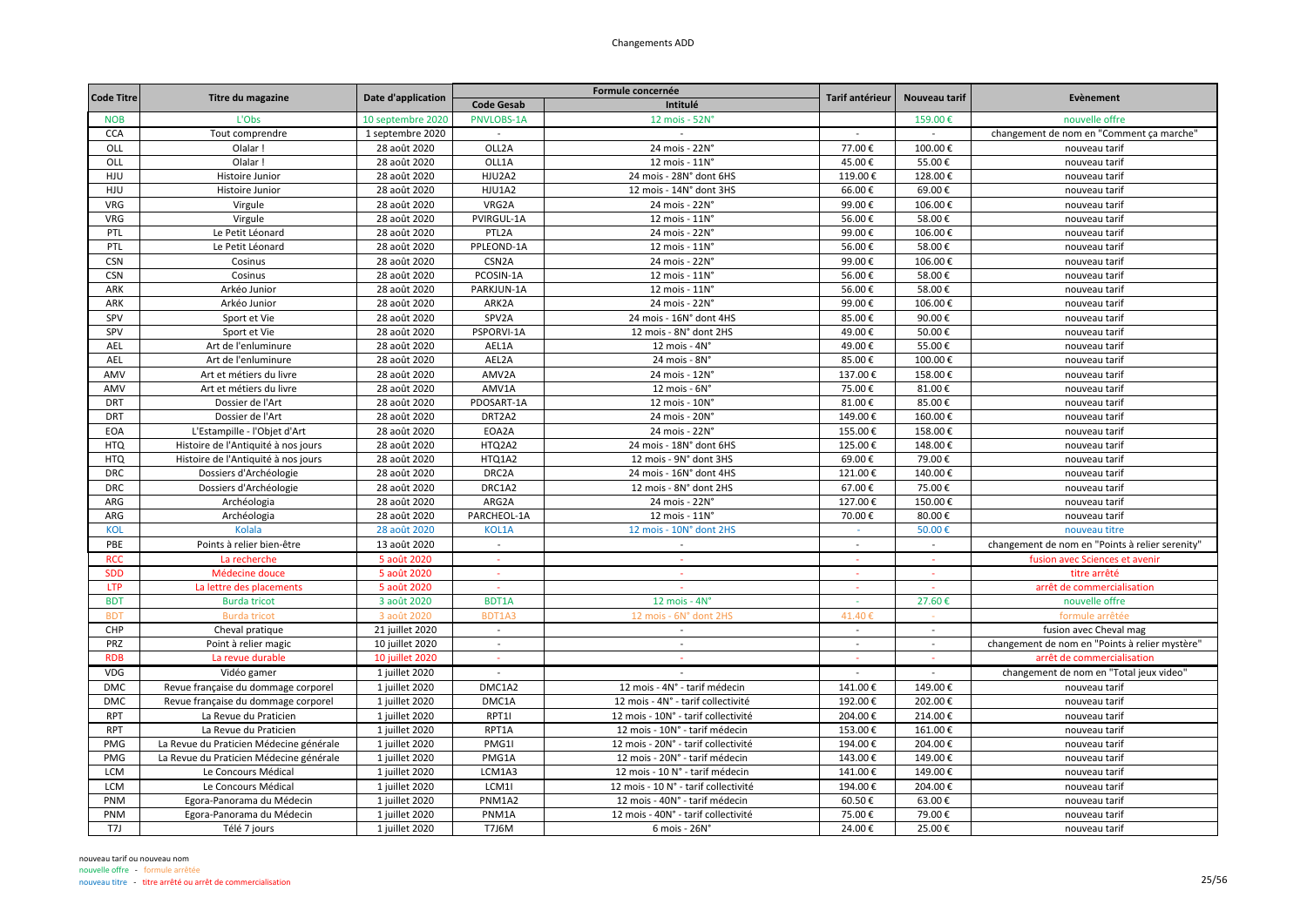# Changements ADD

| Code Titre | Titre du magazine | Date d'application | Formule concernée | | Tarif antérieur | Nouveau tarif | Evènement |
|---|---|---|---|---|---|---|---|
| | | | Code Gesab | Intitulé | | | |
| NOB | L'Obs | 10 septembre 2020 | PNVLOBS-1A | 12 mois - 52N° | | 159.00 € | nouvelle offre |
| CCA | Tout comprendre | 1 septembre 2020 | - | - | - | - | changement de nom en "Comment ça marche" |
| OLL | Olalar ! | 28 août 2020 | OLL2A | 24 mois - 22N° | 77.00 € | 100.00 € | nouveau tarif |
| OLL | Olalar ! | 28 août 2020 | OLL1A | 12 mois - 11N° | 45.00 € | 55.00 € | nouveau tarif |
| HJU | Histoire Junior | 28 août 2020 | HJU2A2 | 24 mois - 28N° dont 6HS | 119.00 € | 128.00 € | nouveau tarif |
| HJU | Histoire Junior | 28 août 2020 | HJU1A2 | 12 mois - 14N° dont 3HS | 66.00 € | 69.00 € | nouveau tarif |
| VRG | Virgule | 28 août 2020 | VRG2A | 24 mois - 22N° | 99.00 € | 106.00 € | nouveau tarif |
| VRG | Virgule | 28 août 2020 | PVIRGUL-1A | 12 mois - 11N° | 56.00 € | 58.00 € | nouveau tarif |
| PTL | Le Petit Léonard | 28 août 2020 | PTL2A | 24 mois - 22N° | 99.00 € | 106.00 € | nouveau tarif |
| PTL | Le Petit Léonard | 28 août 2020 | PPLEOND-1A | 12 mois - 11N° | 56.00 € | 58.00 € | nouveau tarif |
| CSN | Cosinus | 28 août 2020 | CSN2A | 24 mois - 22N° | 99.00 € | 106.00 € | nouveau tarif |
| CSN | Cosinus | 28 août 2020 | PCOSIN-1A | 12 mois - 11N° | 56.00 € | 58.00 € | nouveau tarif |
| ARK | Arkéo Junior | 28 août 2020 | PARKJUN-1A | 12 mois - 11N° | 56.00 € | 58.00 € | nouveau tarif |
| ARK | Arkéo Junior | 28 août 2020 | ARK2A | 24 mois - 22N° | 99.00 € | 106.00 € | nouveau tarif |
| SPV | Sport et Vie | 28 août 2020 | SPV2A | 24 mois - 16N° dont 4HS | 85.00 € | 90.00 € | nouveau tarif |
| SPV | Sport et Vie | 28 août 2020 | PSPORVI-1A | 12 mois - 8N° dont 2HS | 49.00 € | 50.00 € | nouveau tarif |
| AEL | Art de l'enluminure | 28 août 2020 | AEL1A | 12 mois - 4N° | 49.00 € | 55.00 € | nouveau tarif |
| AEL | Art de l'enluminure | 28 août 2020 | AEL2A | 24 mois - 8N° | 85.00 € | 100.00 € | nouveau tarif |
| AMV | Art et métiers du livre | 28 août 2020 | AMV2A | 24 mois - 12N° | 137.00 € | 158.00 € | nouveau tarif |
| AMV | Art et métiers du livre | 28 août 2020 | AMV1A | 12 mois - 6N° | 75.00 € | 81.00 € | nouveau tarif |
| DRT | Dossier de l'Art | 28 août 2020 | PDOSART-1A | 12 mois - 10N° | 81.00 € | 85.00 € | nouveau tarif |
| DRT | Dossier de l'Art | 28 août 2020 | DRT2A2 | 24 mois - 20N° | 149.00 € | 160.00 € | nouveau tarif |
| EOA | L'Estampille - l'Objet d'Art | 28 août 2020 | EOA2A | 24 mois - 22N° | 155.00 € | 158.00 € | nouveau tarif |
| HTQ | Histoire de l'Antiquité à nos jours | 28 août 2020 | HTQ2A2 | 24 mois - 18N° dont 6HS | 125.00 € | 148.00 € | nouveau tarif |
| HTQ | Histoire de l'Antiquité à nos jours | 28 août 2020 | HTQ1A2 | 12 mois - 9N° dont 3HS | 69.00 € | 79.00 € | nouveau tarif |
| DRC | Dossiers d'Archéologie | 28 août 2020 | DRC2A | 24 mois - 16N° dont 4HS | 121.00 € | 140.00 € | nouveau tarif |
| DRC | Dossiers d'Archéologie | 28 août 2020 | DRC1A2 | 12 mois - 8N° dont 2HS | 67.00 € | 75.00 € | nouveau tarif |
| ARG | Archéologia | 28 août 2020 | ARG2A | 24 mois - 22N° | 127.00 € | 150.00 € | nouveau tarif |
| ARG | Archéologia | 28 août 2020 | PARCHEOL-1A | 12 mois - 11N° | 70.00 € | 80.00 € | nouveau tarif |
| KOL | Kolala | 28 août 2020 | KOL1A | 12 mois - 10N° dont 2HS | - | 50.00 € | nouveau titre |
| PBE | Points à relier bien-être | 13 août 2020 | - | - | - | - | changement de nom en "Points à relier serenity" |
| RCC | La recherche | 5 août 2020 | - | - | - | - | fusion avec Sciences et avenir |
| SDD | Médecine douce | 5 août 2020 | - | - | - | - | titre arrêté |
| LTP | La lettre des placements | 5 août 2020 | - | - | - | - | arrêt de commercialisation |
| BDT | Burda tricot | 3 août 2020 | BDT1A | 12 mois - 4N° | - | 27.60 € | nouvelle offre |
| BDT | Burda tricot | 3 août 2020 | BDT1A3 | 12 mois - 6N° dont 2HS | 41.40 € | - | formule arrêtée |
| CHP | Cheval pratique | 21 juillet 2020 | - | - | - | - | fusion avec Cheval mag |
| PRZ | Point à relier magic | 10 juillet 2020 | - | - | - | - | changement de nom en "Points à relier mystère" |
| RDB | La revue durable | 10 juillet 2020 | - | - | - | - | arrêt de commercialisation |
| VDG | Vidéo gamer | 1 juillet 2020 | - | - | - | - | changement de nom en "Total jeux video" |
| DMC | Revue française du dommage corporel | 1 juillet 2020 | DMC1A2 | 12 mois - 4N° - tarif médecin | 141.00 € | 149.00 € | nouveau tarif |
| DMC | Revue française du dommage corporel | 1 juillet 2020 | DMC1A | 12 mois - 4N° - tarif collectivité | 192.00 € | 202.00 € | nouveau tarif |
| RPT | La Revue du Praticien | 1 juillet 2020 | RPT1I | 12 mois - 10N° - tarif collectivité | 204.00 € | 214.00 € | nouveau tarif |
| RPT | La Revue du Praticien | 1 juillet 2020 | RPT1A | 12 mois - 10N° - tarif médecin | 153.00 € | 161.00 € | nouveau tarif |
| PMG | La Revue du Praticien Médecine générale | 1 juillet 2020 | PMG1I | 12 mois - 20N° - tarif collectivité | 194.00 € | 204.00 € | nouveau tarif |
| PMG | La Revue du Praticien Médecine générale | 1 juillet 2020 | PMG1A | 12 mois - 20N° - tarif médecin | 143.00 € | 149.00 € | nouveau tarif |
| LCM | Le Concours Médical | 1 juillet 2020 | LCM1A3 | 12 mois - 10 N° - tarif médecin | 141.00 € | 149.00 € | nouveau tarif |
| LCM | Le Concours Médical | 1 juillet 2020 | LCM1I | 12 mois - 10 N° - tarif collectivité | 194.00 € | 204.00 € | nouveau tarif |
| PNM | Egora-Panorama du Médecin | 1 juillet 2020 | PNM1A2 | 12 mois - 40N° - tarif médecin | 60.50 € | 63.00 € | nouveau tarif |
| PNM | Egora-Panorama du Médecin | 1 juillet 2020 | PNM1A | 12 mois - 40N° - tarif collectivité | 75.00 € | 79.00 € | nouveau tarif |
| T7J | Télé 7 jours | 1 juillet 2020 | T7J6M | 6 mois - 26N° | 24.00 € | 25.00 € | nouveau tarif |

nouveau tarif ou nouveau nom
nouvelle offre - formule arrêtée
nouveau titre - titre arrêté ou arrêt de commercialisation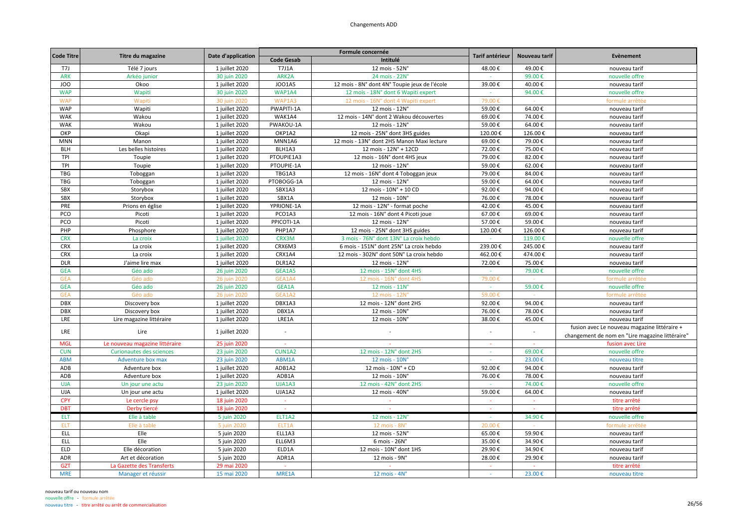# Changements ADD

| Code Titre | Titre du magazine | Date d'application | Formule concernée | | Tarif antérieur | Nouveau tarif | Evènement |
|---|---|---|---|---|---|---|---|
| | | | Code Gesab | Intitulé | | | |
| T7J | Télé 7 jours | 1 juillet 2020 | T7J1A | 12 mois - 52N° | 48.00 € | 49.00 € | nouveau tarif |
| ARK | Arkéo junior | 30 juin 2020 | ARK2A | 24 mois - 22N° | - | 99.00 € | nouvelle offre |
| JOO | Okoo | 1 juillet 2020 | JOO1A5 | 12 mois - 8N° dont 4N° Toupie jeux de l'école | 39.00 € | 40.00 € | nouveau tarif |
| WAP | Wapiti | 30 juin 2020 | WAP1A4 | 12 mois - 18N° dont 6 Wapiti expert | - | 94.00 € | nouvelle offre |
| WAP | Wapiti | 30 juin 2020 | WAP1A3 | 12 mois - 16N° dont 4 Wapiti expert | 79.00 € | - | formule arrêtée |
| WAP | Wapiti | 1 juillet 2020 | PWAPITI-1A | 12 mois - 12N° | 59.00 € | 64.00 € | nouveau tarif |
| WAK | Wakou | 1 juillet 2020 | WAK1A4 | 12 mois - 14N° dont 2 Wakou découvertes | 69.00 € | 74.00 € | nouveau tarif |
| WAK | Wakou | 1 juillet 2020 | PWAKOU-1A | 12 mois - 12N° | 59.00 € | 64.00 € | nouveau tarif |
| OKP | Okapi | 1 juillet 2020 | OKP1A2 | 12 mois - 25N° dont 3HS guides | 120.00 € | 126.00 € | nouveau tarif |
| MNN | Manon | 1 juillet 2020 | MNN1A6 | 12 mois - 13N° dont 2HS Manon Maxi lecture | 69.00 € | 79.00 € | nouveau tarif |
| BLH | Les belles histoires | 1 juillet 2020 | BLH1A3 | 12 mois - 12N° + 12CD | 72.00 € | 75.00 € | nouveau tarif |
| TPI | Toupie | 1 juillet 2020 | PTOUPIE1A3 | 12 mois - 16N° dont 4HS jeux | 79.00 € | 82.00 € | nouveau tarif |
| TPI | Toupie | 1 juillet 2020 | PTOUPIE-1A | 12 mois - 12N° | 59.00 € | 62.00 € | nouveau tarif |
| TBG | Toboggan | 1 juillet 2020 | TBG1A3 | 12 mois - 16N° dont 4 Toboggan jeux | 79.00 € | 84.00 € | nouveau tarif |
| TBG | Toboggan | 1 juillet 2020 | PTOBOGG-1A | 12 mois - 12N° | 59.00 € | 64.00 € | nouveau tarif |
| SBX | Storybox | 1 juillet 2020 | SBX1A3 | 12 mois - 10N° + 10 CD | 92.00 € | 94.00 € | nouveau tarif |
| SBX | Storybox | 1 juillet 2020 | SBX1A | 12 mois - 10N° | 76.00 € | 78.00 € | nouveau tarif |
| PRE | Prions en église | 1 juillet 2020 | YPRIONE-1A | 12 mois - 12N° - format poche | 42.00 € | 45.00 € | nouveau tarif |
| PCO | Picoti | 1 juillet 2020 | PCO1A3 | 12 mois - 16N° dont 4 Picoti joue | 67.00 € | 69.00 € | nouveau tarif |
| PCO | Picoti | 1 juillet 2020 | PPICOTI-1A | 12 mois - 12N° | 57.00 € | 59.00 € | nouveau tarif |
| PHP | Phosphore | 1 juillet 2020 | PHP1A7 | 12 mois - 25N° dont 3HS guides | 120.00 € | 126.00 € | nouveau tarif |
| CRX | La croix | 1 juillet 2020 | CRX3M | 3 mois - 76N° dont 13N° La croix hebdo | - | 119.00 € | nouvelle offre |
| CRX | La croix | 1 juillet 2020 | CRX6M3 | 6 mois - 151N° dont 25N° La croix hebdo | 239.00 € | 245.00 € | nouveau tarif |
| CRX | La croix | 1 juillet 2020 | CRX1A4 | 12 mois - 302N° dont 50N° La croix hebdo | 462.00 € | 474.00 € | nouveau tarif |
| DLR | J'aime lire max | 1 juillet 2020 | DLR1A2 | 12 mois - 12N° | 72.00 € | 75.00 € | nouveau tarif |
| GEA | Géo ado | 26 juin 2020 | GEA1A5 | 12 mois - 15N° dont 4HS | - | 79.00 € | nouvelle offre |
| GEA | Géo ado | 26 juin 2020 | GEA1A4 | 12 mois - 16N° dont 4HS | 79.00 € | - | formule arrêtée |
| GEA | Géo ado | 26 juin 2020 | GEA1A | 12 mois - 11N° | - | 59.00 € | nouvelle offre |
| GEA | Géo ado | 26 juin 2020 | GEA1A2 | 12 mois - 12N° | 59.00 € | - | formule arrêtée |
| DBX | Discovery box | 1 juillet 2020 | DBX1A3 | 12 mois - 12N° dont 2HS | 92.00 € | 94.00 € | nouveau tarif |
| DBX | Discovery box | 1 juillet 2020 | DBX1A | 12 mois - 10N° | 76.00 € | 78.00 € | nouveau tarif |
| LRE | Lire magazine littéraire | 1 juillet 2020 | LRE1A | 12 mois - 10N° | 38.00 € | 45.00 € | nouveau tarif |
| LRE | Lire | 1 juillet 2020 | - | - | - | - | fusion avec Le nouveau magazine littéraire + changement de nom en "Lire magazine littéraire" |
| MGL | Le nouveau magazine littéraire | 25 juin 2020 | - | - | - | - | fusion avec Lire |
| CUN | Curionautes des sciences | 23 juin 2020 | CUN1A2 | 12 mois - 12N° dont 2HS | - | 69.00 € | nouvelle offre |
| ABM | Adventure box max | 23 juin 2020 | ABM1A | 12 mois - 10N° | - | 23.00 € | nouveau titre |
| ADB | Adventure box | 1 juillet 2020 | ADB1A2 | 12 mois - 10N° + CD | 92.00 € | 94.00 € | nouveau tarif |
| ADB | Adventure box | 1 juillet 2020 | ADB1A | 12 mois - 10N° | 76.00 € | 78.00 € | nouveau tarif |
| UJA | Un jour une actu | 23 juin 2020 | UJA1A3 | 12 mois - 42N° dont 2HS | - | 74.00 € | nouvelle offre |
| UJA | Un jour une actu | 1 juillet 2020 | UJA1A2 | 12 mois - 40N° | 59.00 € | 64.00 € | nouveau tarif |
| CPY | Le cercle psy | 18 juin 2020 | - | - | - | - | titre arrêté |
| DBT | Derby tiercé | 18 juin 2020 | - | - | - | - | titre arrêté |
| ELT | Elle à table | 5 juin 2020 | ELT1A2 | 12 mois - 12N° | - | 34.90 € | nouvelle offre |
| ELT | Elle à table | 5 juin 2020 | ELT1A | 12 mois - 8N° | 20.00 € | - | formule arrêtée |
| ELL | Elle | 5 juin 2020 | ELL1A3 | 12 mois - 52N° | 65.00 € | 59.90 € | nouveau tarif |
| ELL | Elle | 5 juin 2020 | ELL6M3 | 6 mois - 26N° | 35.00 € | 34.90 € | nouveau tarif |
| ELD | Elle décoration | 5 juin 2020 | ELD1A | 12 mois - 10N° dont 1HS | 29.90 € | 34.90 € | nouveau tarif |
| ADR | Art et décoration | 5 juin 2020 | ADR1A | 12 mois - 9N° | 28.00 € | 29.90 € | nouveau tarif |
| GZT | La Gazette des Transferts | 29 mai 2020 | - | - | - | - | titre arrêté |
| MRE | Manager et réussir | 15 mai 2020 | MRE1A | 12 mois - 4N° | - | 23.00 € | nouveau titre |

nouveau tarif ou nouveau nom
nouvelle offre - formule arrêtée
nouveau titre - titre arrêté ou arrêt de commercialisation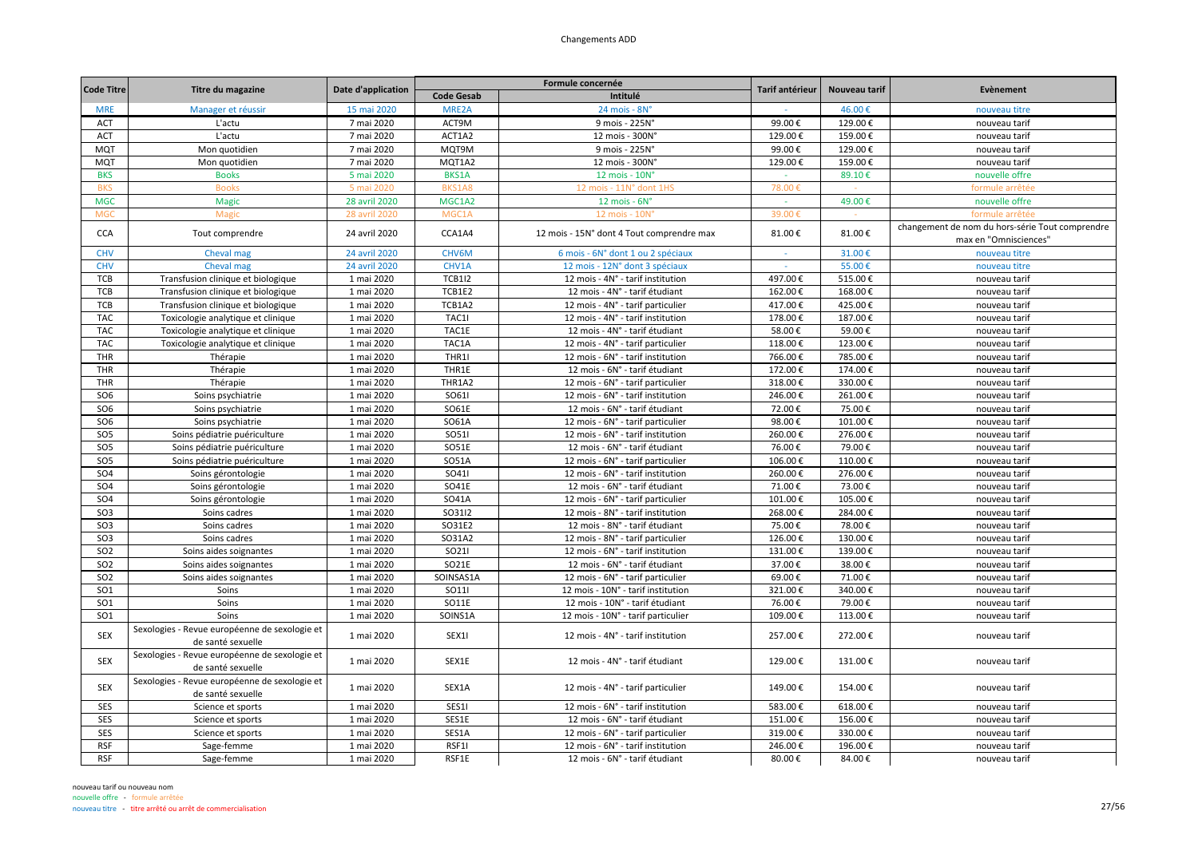| Code Titre | Titre du magazine | Date d'application | Formule concernée | | Tarif antérieur | Nouveau tarif | Evènement |
|---|---|---|---|---|---|---|---|
| | | | Code Gesab | Intitulé | | | |
| MRE | Manager et réussir | 15 mai 2020 | MRE2A | 24 mois - 8N° | - | 46.00 € | nouveau titre |
| ACT | L'actu | 7 mai 2020 | ACT9M | 9 mois - 225N° | 99.00 € | 129.00 € | nouveau tarif |
| ACT | L'actu | 7 mai 2020 | ACT1A2 | 12 mois - 300N° | 129.00 € | 159.00 € | nouveau tarif |
| MQT | Mon quotidien | 7 mai 2020 | MQT9M | 9 mois - 225N° | 99.00 € | 129.00 € | nouveau tarif |
| MQT | Mon quotidien | 7 mai 2020 | MQT1A2 | 12 mois - 300N° | 129.00 € | 159.00 € | nouveau tarif |
| BKS | Books | 5 mai 2020 | BKS1A | 12 mois - 10N° | - | 89.10 € | nouvelle offre |
| BKS | Books | 5 mai 2020 | BKS1A8 | 12 mois - 11N° dont 1HS | 78.00 € | - | formule arrêtée |
| MGC | Magic | 28 avril 2020 | MGC1A2 | 12 mois - 6N° | - | 49.00 € | nouvelle offre |
| MGC | Magic | 28 avril 2020 | MGC1A | 12 mois - 10N° | 39.00 € | - | formule arrêtée |
| CCA | Tout comprendre | 24 avril 2020 | CCA1A4 | 12 mois - 15N° dont 4 Tout comprendre max | 81.00 € | 81.00 € | changement de nom du hors-série Tout comprendre max en "Omnisciences" |
| CHV | Cheval mag | 24 avril 2020 | CHV6M | 6 mois - 6N° dont 1 ou 2 spéciaux | - | 31.00 € | nouveau titre |
| CHV | Cheval mag | 24 avril 2020 | CHV1A | 12 mois - 12N° dont 3 spéciaux | - | 55.00 € | nouveau titre |
| TCB | Transfusion clinique et biologique | 1 mai 2020 | TCB1I2 | 12 mois - 4N° - tarif institution | 497.00 € | 515.00 € | nouveau tarif |
| TCB | Transfusion clinique et biologique | 1 mai 2020 | TCB1E2 | 12 mois - 4N° - tarif étudiant | 162.00 € | 168.00 € | nouveau tarif |
| TCB | Transfusion clinique et biologique | 1 mai 2020 | TCB1A2 | 12 mois - 4N° - tarif particulier | 417.00 € | 425.00 € | nouveau tarif |
| TAC | Toxicologie analytique et clinique | 1 mai 2020 | TAC1I | 12 mois - 4N° - tarif institution | 178.00 € | 187.00 € | nouveau tarif |
| TAC | Toxicologie analytique et clinique | 1 mai 2020 | TAC1E | 12 mois - 4N° - tarif étudiant | 58.00 € | 59.00 € | nouveau tarif |
| TAC | Toxicologie analytique et clinique | 1 mai 2020 | TAC1A | 12 mois - 4N° - tarif particulier | 118.00 € | 123.00 € | nouveau tarif |
| THR | Thérapie | 1 mai 2020 | THR1I | 12 mois - 6N° - tarif institution | 766.00 € | 785.00 € | nouveau tarif |
| THR | Thérapie | 1 mai 2020 | THR1E | 12 mois - 6N° - tarif étudiant | 172.00 € | 174.00 € | nouveau tarif |
| THR | Thérapie | 1 mai 2020 | THR1A2 | 12 mois - 6N° - tarif particulier | 318.00 € | 330.00 € | nouveau tarif |
| SO6 | Soins psychiatrie | 1 mai 2020 | SO61I | 12 mois - 6N° - tarif institution | 246.00 € | 261.00 € | nouveau tarif |
| SO6 | Soins psychiatrie | 1 mai 2020 | SO61E | 12 mois - 6N° - tarif étudiant | 72.00 € | 75.00 € | nouveau tarif |
| SO6 | Soins psychiatrie | 1 mai 2020 | SO61A | 12 mois - 6N° - tarif particulier | 98.00 € | 101.00 € | nouveau tarif |
| SO5 | Soins pédiatrie puériculture | 1 mai 2020 | SO51I | 12 mois - 6N° - tarif institution | 260.00 € | 276.00 € | nouveau tarif |
| SO5 | Soins pédiatrie puériculture | 1 mai 2020 | SO51E | 12 mois - 6N° - tarif étudiant | 76.00 € | 79.00 € | nouveau tarif |
| SO5 | Soins pédiatrie puériculture | 1 mai 2020 | SO51A | 12 mois - 6N° - tarif particulier | 106.00 € | 110.00 € | nouveau tarif |
| SO4 | Soins gérontologie | 1 mai 2020 | SO41I | 12 mois - 6N° - tarif institution | 260.00 € | 276.00 € | nouveau tarif |
| SO4 | Soins gérontologie | 1 mai 2020 | SO41E | 12 mois - 6N° - tarif étudiant | 71.00 € | 73.00 € | nouveau tarif |
| SO4 | Soins gérontologie | 1 mai 2020 | SO41A | 12 mois - 6N° - tarif particulier | 101.00 € | 105.00 € | nouveau tarif |
| SO3 | Soins cadres | 1 mai 2020 | SO31I2 | 12 mois - 8N° - tarif institution | 268.00 € | 284.00 € | nouveau tarif |
| SO3 | Soins cadres | 1 mai 2020 | SO31E2 | 12 mois - 8N° - tarif étudiant | 75.00 € | 78.00 € | nouveau tarif |
| SO3 | Soins cadres | 1 mai 2020 | SO31A2 | 12 mois - 8N° - tarif particulier | 126.00 € | 130.00 € | nouveau tarif |
| SO2 | Soins aides soignantes | 1 mai 2020 | SO21I | 12 mois - 6N° - tarif institution | 131.00 € | 139.00 € | nouveau tarif |
| SO2 | Soins aides soignantes | 1 mai 2020 | SO21E | 12 mois - 6N° - tarif étudiant | 37.00 € | 38.00 € | nouveau tarif |
| SO2 | Soins aides soignantes | 1 mai 2020 | SOINSAS1A | 12 mois - 6N° - tarif particulier | 69.00 € | 71.00 € | nouveau tarif |
| SO1 | Soins | 1 mai 2020 | SO11I | 12 mois - 10N° - tarif institution | 321.00 € | 340.00 € | nouveau tarif |
| SO1 | Soins | 1 mai 2020 | SO11E | 12 mois - 10N° - tarif étudiant | 76.00 € | 79.00 € | nouveau tarif |
| SO1 | Soins | 1 mai 2020 | SOINS1A | 12 mois - 10N° - tarif particulier | 109.00 € | 113.00 € | nouveau tarif |
| SEX | Sexologies - Revue européenne de sexologie et de santé sexuelle | 1 mai 2020 | SEX1I | 12 mois - 4N° - tarif institution | 257.00 € | 272.00 € | nouveau tarif |
| SEX | Sexologies - Revue européenne de sexologie et de santé sexuelle | 1 mai 2020 | SEX1E | 12 mois - 4N° - tarif étudiant | 129.00 € | 131.00 € | nouveau tarif |
| SEX | Sexologies - Revue européenne de sexologie et de santé sexuelle | 1 mai 2020 | SEX1A | 12 mois - 4N° - tarif particulier | 149.00 € | 154.00 € | nouveau tarif |
| SES | Science et sports | 1 mai 2020 | SES1I | 12 mois - 6N° - tarif institution | 583.00 € | 618.00 € | nouveau tarif |
| SES | Science et sports | 1 mai 2020 | SES1E | 12 mois - 6N° - tarif étudiant | 151.00 € | 156.00 € | nouveau tarif |
| SES | Science et sports | 1 mai 2020 | SES1A | 12 mois - 6N° - tarif particulier | 319.00 € | 330.00 € | nouveau tarif |
| RSF | Sage-femme | 1 mai 2020 | RSF1I | 12 mois - 6N° - tarif institution | 246.00 € | 196.00 € | nouveau tarif |
| RSF | Sage-femme | 1 mai 2020 | RSF1E | 12 mois - 6N° - tarif étudiant | 80.00 € | 84.00 € | nouveau tarif |

nouveau tarif ou nouveau nom
nouvelle offre - formule arrêtée
nouveau titre - titre arrêté ou arrêt de commercialisation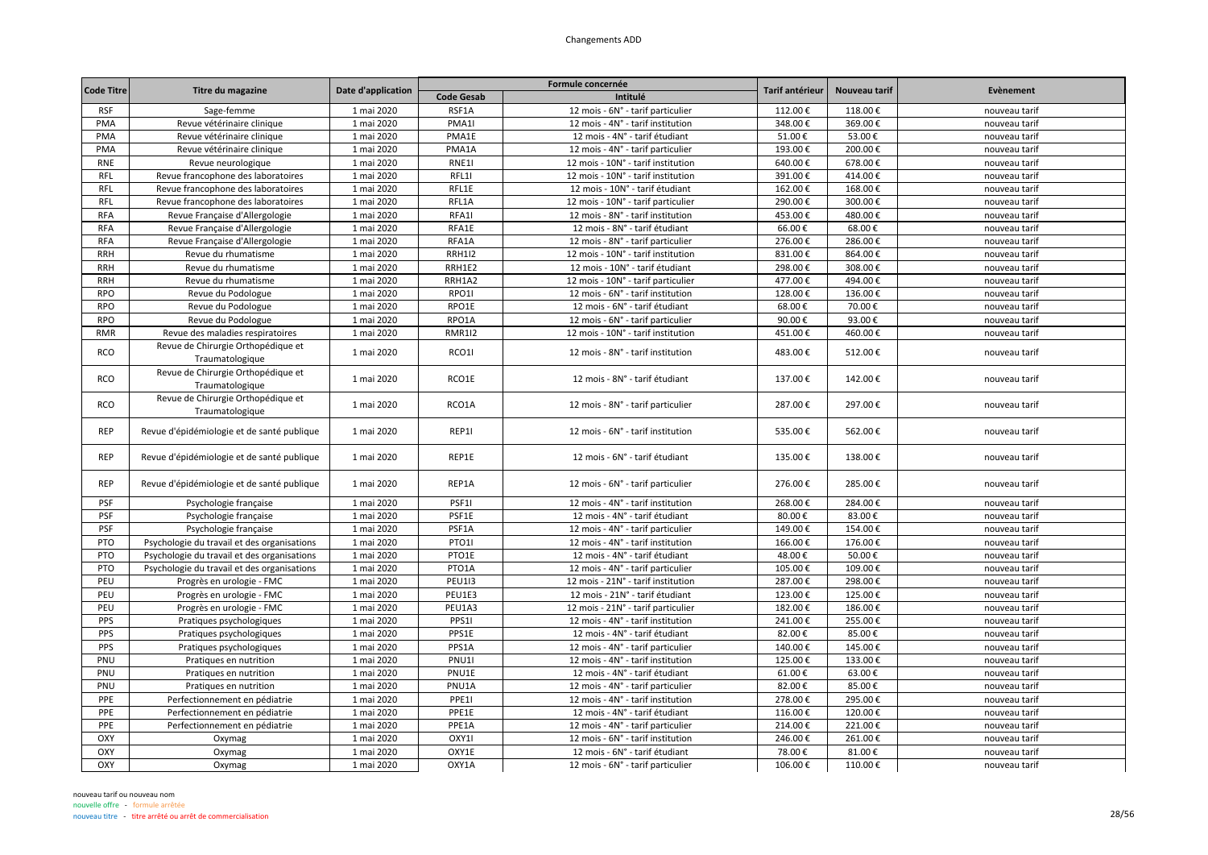# Changements ADD

| Code Titre | Titre du magazine | Date d'application | Formule concernée | | Tarif antérieur | Nouveau tarif | Evènement |
|---|---|---|---|---|---|---|---|
| | | | Code Gesab | Intitulé | | | |
| RSF | Sage-femme | 1 mai 2020 | RSF1A | 12 mois - 6N° - tarif particulier | 112.00 € | 118.00 € | nouveau tarif |
| PMA | Revue vétérinaire clinique | 1 mai 2020 | PMA1I | 12 mois - 4N° - tarif institution | 348.00 € | 369.00 € | nouveau tarif |
| PMA | Revue vétérinaire clinique | 1 mai 2020 | PMA1E | 12 mois - 4N° - tarif étudiant | 51.00 € | 53.00 € | nouveau tarif |
| PMA | Revue vétérinaire clinique | 1 mai 2020 | PMA1A | 12 mois - 4N° - tarif particulier | 193.00 € | 200.00 € | nouveau tarif |
| RNE | Revue neurologique | 1 mai 2020 | RNE1I | 12 mois - 10N° - tarif institution | 640.00 € | 678.00 € | nouveau tarif |
| RFL | Revue francophone des laboratoires | 1 mai 2020 | RFL1I | 12 mois - 10N° - tarif institution | 391.00 € | 414.00 € | nouveau tarif |
| RFL | Revue francophone des laboratoires | 1 mai 2020 | RFL1E | 12 mois - 10N° - tarif étudiant | 162.00 € | 168.00 € | nouveau tarif |
| RFL | Revue francophone des laboratoires | 1 mai 2020 | RFL1A | 12 mois - 10N° - tarif particulier | 290.00 € | 300.00 € | nouveau tarif |
| RFA | Revue Française d'Allergologie | 1 mai 2020 | RFA1I | 12 mois - 8N° - tarif institution | 453.00 € | 480.00 € | nouveau tarif |
| RFA | Revue Française d'Allergologie | 1 mai 2020 | RFA1E | 12 mois - 8N° - tarif étudiant | 66.00 € | 68.00 € | nouveau tarif |
| RFA | Revue Française d'Allergologie | 1 mai 2020 | RFA1A | 12 mois - 8N° - tarif particulier | 276.00 € | 286.00 € | nouveau tarif |
| RRH | Revue du rhumatisme | 1 mai 2020 | RRH1I2 | 12 mois - 10N° - tarif institution | 831.00 € | 864.00 € | nouveau tarif |
| RRH | Revue du rhumatisme | 1 mai 2020 | RRH1E2 | 12 mois - 10N° - tarif étudiant | 298.00 € | 308.00 € | nouveau tarif |
| RRH | Revue du rhumatisme | 1 mai 2020 | RRH1A2 | 12 mois - 10N° - tarif particulier | 477.00 € | 494.00 € | nouveau tarif |
| RPO | Revue du Podologue | 1 mai 2020 | RPO1I | 12 mois - 6N° - tarif institution | 128.00 € | 136.00 € | nouveau tarif |
| RPO | Revue du Podologue | 1 mai 2020 | RPO1E | 12 mois - 6N° - tarif étudiant | 68.00 € | 70.00 € | nouveau tarif |
| RPO | Revue du Podologue | 1 mai 2020 | RPO1A | 12 mois - 6N° - tarif particulier | 90.00 € | 93.00 € | nouveau tarif |
| RMR | Revue des maladies respiratoires | 1 mai 2020 | RMR1I2 | 12 mois - 10N° - tarif institution | 451.00 € | 460.00 € | nouveau tarif |
| RCO | Revue de Chirurgie Orthopédique et Traumatologique | 1 mai 2020 | RCO1I | 12 mois - 8N° - tarif institution | 483.00 € | 512.00 € | nouveau tarif |
| RCO | Revue de Chirurgie Orthopédique et Traumatologique | 1 mai 2020 | RCO1E | 12 mois - 8N° - tarif étudiant | 137.00 € | 142.00 € | nouveau tarif |
| RCO | Revue de Chirurgie Orthopédique et Traumatologique | 1 mai 2020 | RCO1A | 12 mois - 8N° - tarif particulier | 287.00 € | 297.00 € | nouveau tarif |
| REP | Revue d'épidémiologie et de santé publique | 1 mai 2020 | REP1I | 12 mois - 6N° - tarif institution | 535.00 € | 562.00 € | nouveau tarif |
| REP | Revue d'épidémiologie et de santé publique | 1 mai 2020 | REP1E | 12 mois - 6N° - tarif étudiant | 135.00 € | 138.00 € | nouveau tarif |
| REP | Revue d'épidémiologie et de santé publique | 1 mai 2020 | REP1A | 12 mois - 6N° - tarif particulier | 276.00 € | 285.00 € | nouveau tarif |
| PSF | Psychologie française | 1 mai 2020 | PSF1I | 12 mois - 4N° - tarif institution | 268.00 € | 284.00 € | nouveau tarif |
| PSF | Psychologie française | 1 mai 2020 | PSF1E | 12 mois - 4N° - tarif étudiant | 80.00 € | 83.00 € | nouveau tarif |
| PSF | Psychologie française | 1 mai 2020 | PSF1A | 12 mois - 4N° - tarif particulier | 149.00 € | 154.00 € | nouveau tarif |
| PTO | Psychologie du travail et des organisations | 1 mai 2020 | PTO1I | 12 mois - 4N° - tarif institution | 166.00 € | 176.00 € | nouveau tarif |
| PTO | Psychologie du travail et des organisations | 1 mai 2020 | PTO1E | 12 mois - 4N° - tarif étudiant | 48.00 € | 50.00 € | nouveau tarif |
| PTO | Psychologie du travail et des organisations | 1 mai 2020 | PTO1A | 12 mois - 4N° - tarif particulier | 105.00 € | 109.00 € | nouveau tarif |
| PEU | Progrès en urologie - FMC | 1 mai 2020 | PEU1I3 | 12 mois - 21N° - tarif institution | 287.00 € | 298.00 € | nouveau tarif |
| PEU | Progrès en urologie - FMC | 1 mai 2020 | PEU1E3 | 12 mois - 21N° - tarif étudiant | 123.00 € | 125.00 € | nouveau tarif |
| PEU | Progrès en urologie - FMC | 1 mai 2020 | PEU1A3 | 12 mois - 21N° - tarif particulier | 182.00 € | 186.00 € | nouveau tarif |
| PPS | Pratiques psychologiques | 1 mai 2020 | PPS1I | 12 mois - 4N° - tarif institution | 241.00 € | 255.00 € | nouveau tarif |
| PPS | Pratiques psychologiques | 1 mai 2020 | PPS1E | 12 mois - 4N° - tarif étudiant | 82.00 € | 85.00 € | nouveau tarif |
| PPS | Pratiques psychologiques | 1 mai 2020 | PPS1A | 12 mois - 4N° - tarif particulier | 140.00 € | 145.00 € | nouveau tarif |
| PNU | Pratiques en nutrition | 1 mai 2020 | PNU1I | 12 mois - 4N° - tarif institution | 125.00 € | 133.00 € | nouveau tarif |
| PNU | Pratiques en nutrition | 1 mai 2020 | PNU1E | 12 mois - 4N° - tarif étudiant | 61.00 € | 63.00 € | nouveau tarif |
| PNU | Pratiques en nutrition | 1 mai 2020 | PNU1A | 12 mois - 4N° - tarif particulier | 82.00 € | 85.00 € | nouveau tarif |
| PPE | Perfectionnement en pédiatrie | 1 mai 2020 | PPE1I | 12 mois - 4N° - tarif institution | 278.00 € | 295.00 € | nouveau tarif |
| PPE | Perfectionnement en pédiatrie | 1 mai 2020 | PPE1E | 12 mois - 4N° - tarif étudiant | 116.00 € | 120.00 € | nouveau tarif |
| PPE | Perfectionnement en pédiatrie | 1 mai 2020 | PPE1A | 12 mois - 4N° - tarif particulier | 214.00 € | 221.00 € | nouveau tarif |
| OXY | Oxymag | 1 mai 2020 | OXY1I | 12 mois - 6N° - tarif institution | 246.00 € | 261.00 € | nouveau tarif |
| OXY | Oxymag | 1 mai 2020 | OXY1E | 12 mois - 6N° - tarif étudiant | 78.00 € | 81.00 € | nouveau tarif |
| OXY | Oxymag | 1 mai 2020 | OXY1A | 12 mois - 6N° - tarif particulier | 106.00 € | 110.00 € | nouveau tarif |

nouveau tarif ou nouveau nom
nouvelle offre - formule arrêtée
nouveau titre - titre arrêté ou arrêt de commercialisation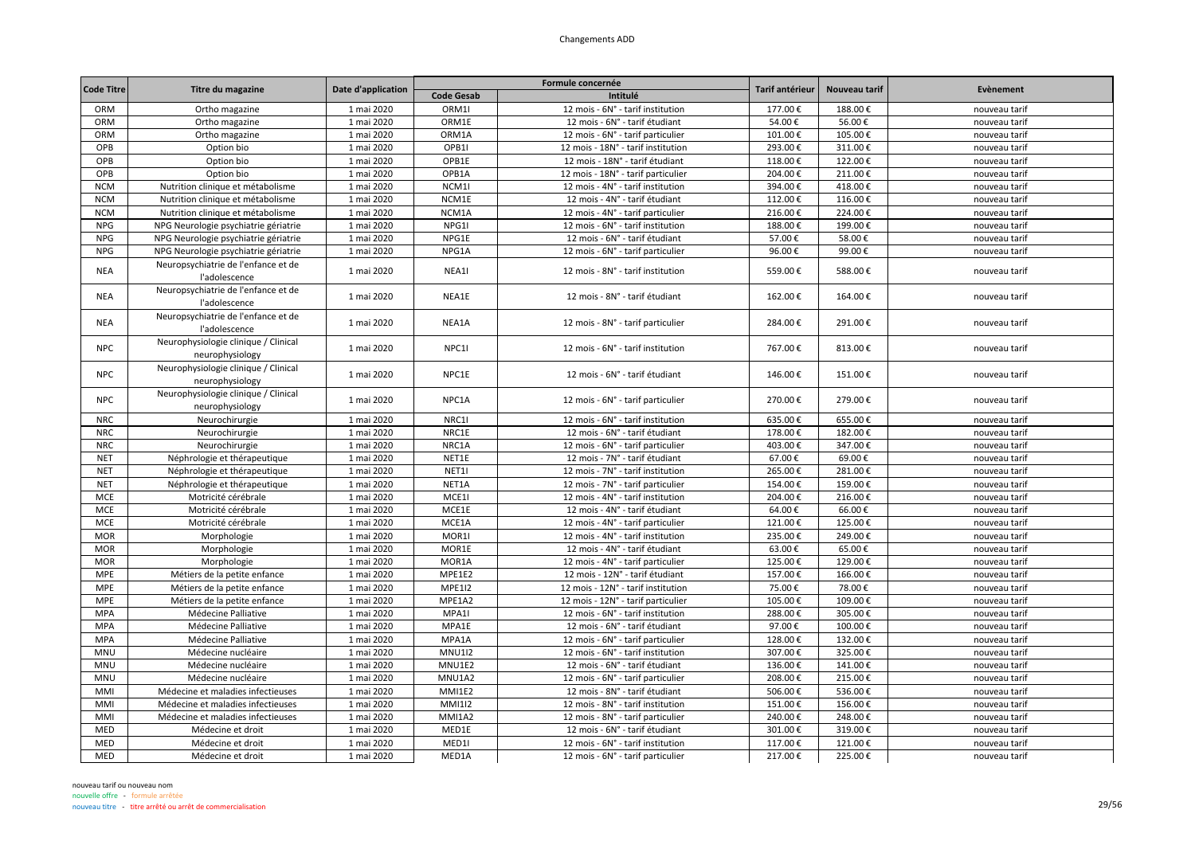# Changements ADD

| Code Titre | Titre du magazine | Date d'application | Formule concernée | | Tarif antérieur | Nouveau tarif | Evènement |
|---|---|---|---|---|---|---|---|
| | | | Code Gesab | Intitulé | | | |
| ORM | Ortho magazine | 1 mai 2020 | ORM1I | 12 mois - 6N° - tarif institution | 177.00 € | 188.00 € | nouveau tarif |
| ORM | Ortho magazine | 1 mai 2020 | ORM1E | 12 mois - 6N° - tarif étudiant | 54.00 € | 56.00 € | nouveau tarif |
| ORM | Ortho magazine | 1 mai 2020 | ORM1A | 12 mois - 6N° - tarif particulier | 101.00 € | 105.00 € | nouveau tarif |
| OPB | Option bio | 1 mai 2020 | OPB1I | 12 mois - 18N° - tarif institution | 293.00 € | 311.00 € | nouveau tarif |
| OPB | Option bio | 1 mai 2020 | OPB1E | 12 mois - 18N° - tarif étudiant | 118.00 € | 122.00 € | nouveau tarif |
| OPB | Option bio | 1 mai 2020 | OPB1A | 12 mois - 18N° - tarif particulier | 204.00 € | 211.00 € | nouveau tarif |
| NCM | Nutrition clinique et métabolisme | 1 mai 2020 | NCM1I | 12 mois - 4N° - tarif institution | 394.00 € | 418.00 € | nouveau tarif |
| NCM | Nutrition clinique et métabolisme | 1 mai 2020 | NCM1E | 12 mois - 4N° - tarif étudiant | 112.00 € | 116.00 € | nouveau tarif |
| NCM | Nutrition clinique et métabolisme | 1 mai 2020 | NCM1A | 12 mois - 4N° - tarif particulier | 216.00 € | 224.00 € | nouveau tarif |
| NPG | NPG Neurologie psychiatrie gériatrie | 1 mai 2020 | NPG1I | 12 mois - 6N° - tarif institution | 188.00 € | 199.00 € | nouveau tarif |
| NPG | NPG Neurologie psychiatrie gériatrie | 1 mai 2020 | NPG1E | 12 mois - 6N° - tarif étudiant | 57.00 € | 58.00 € | nouveau tarif |
| NPG | NPG Neurologie psychiatrie gériatrie | 1 mai 2020 | NPG1A | 12 mois - 6N° - tarif particulier | 96.00 € | 99.00 € | nouveau tarif |
| NEA | Neuropsychiatrie de l'enfance et de l'adolescence | 1 mai 2020 | NEA1I | 12 mois - 8N° - tarif institution | 559.00 € | 588.00 € | nouveau tarif |
| NEA | Neuropsychiatrie de l'enfance et de l'adolescence | 1 mai 2020 | NEA1E | 12 mois - 8N° - tarif étudiant | 162.00 € | 164.00 € | nouveau tarif |
| NEA | Neuropsychiatrie de l'enfance et de l'adolescence | 1 mai 2020 | NEA1A | 12 mois - 8N° - tarif particulier | 284.00 € | 291.00 € | nouveau tarif |
| NPC | Neurophysiologie clinique / Clinical neurophysiology | 1 mai 2020 | NPC1I | 12 mois - 6N° - tarif institution | 767.00 € | 813.00 € | nouveau tarif |
| NPC | Neurophysiologie clinique / Clinical neurophysiology | 1 mai 2020 | NPC1E | 12 mois - 6N° - tarif étudiant | 146.00 € | 151.00 € | nouveau tarif |
| NPC | Neurophysiologie clinique / Clinical neurophysiology | 1 mai 2020 | NPC1A | 12 mois - 6N° - tarif particulier | 270.00 € | 279.00 € | nouveau tarif |
| NRC | Neurochirurgie | 1 mai 2020 | NRC1I | 12 mois - 6N° - tarif institution | 635.00 € | 655.00 € | nouveau tarif |
| NRC | Neurochirurgie | 1 mai 2020 | NRC1E | 12 mois - 6N° - tarif étudiant | 178.00 € | 182.00 € | nouveau tarif |
| NRC | Neurochirurgie | 1 mai 2020 | NRC1A | 12 mois - 6N° - tarif particulier | 403.00 € | 347.00 € | nouveau tarif |
| NET | Néphrologie et thérapeutique | 1 mai 2020 | NET1E | 12 mois - 7N° - tarif étudiant | 67.00 € | 69.00 € | nouveau tarif |
| NET | Néphrologie et thérapeutique | 1 mai 2020 | NET1I | 12 mois - 7N° - tarif institution | 265.00 € | 281.00 € | nouveau tarif |
| NET | Néphrologie et thérapeutique | 1 mai 2020 | NET1A | 12 mois - 7N° - tarif particulier | 154.00 € | 159.00 € | nouveau tarif |
| MCE | Motricité cérébrale | 1 mai 2020 | MCE1I | 12 mois - 4N° - tarif institution | 204.00 € | 216.00 € | nouveau tarif |
| MCE | Motricité cérébrale | 1 mai 2020 | MCE1E | 12 mois - 4N° - tarif étudiant | 64.00 € | 66.00 € | nouveau tarif |
| MCE | Motricité cérébrale | 1 mai 2020 | MCE1A | 12 mois - 4N° - tarif particulier | 121.00 € | 125.00 € | nouveau tarif |
| MOR | Morphologie | 1 mai 2020 | MOR1I | 12 mois - 4N° - tarif institution | 235.00 € | 249.00 € | nouveau tarif |
| MOR | Morphologie | 1 mai 2020 | MOR1E | 12 mois - 4N° - tarif étudiant | 63.00 € | 65.00 € | nouveau tarif |
| MOR | Morphologie | 1 mai 2020 | MOR1A | 12 mois - 4N° - tarif particulier | 125.00 € | 129.00 € | nouveau tarif |
| MPE | Métiers de la petite enfance | 1 mai 2020 | MPE1E2 | 12 mois - 12N° - tarif étudiant | 157.00 € | 166.00 € | nouveau tarif |
| MPE | Métiers de la petite enfance | 1 mai 2020 | MPE1I2 | 12 mois - 12N° - tarif institution | 75.00 € | 78.00 € | nouveau tarif |
| MPE | Métiers de la petite enfance | 1 mai 2020 | MPE1A2 | 12 mois - 12N° - tarif particulier | 105.00 € | 109.00 € | nouveau tarif |
| MPA | Médecine Palliative | 1 mai 2020 | MPA1I | 12 mois - 6N° - tarif institution | 288.00 € | 305.00 € | nouveau tarif |
| MPA | Médecine Palliative | 1 mai 2020 | MPA1E | 12 mois - 6N° - tarif étudiant | 97.00 € | 100.00 € | nouveau tarif |
| MPA | Médecine Palliative | 1 mai 2020 | MPA1A | 12 mois - 6N° - tarif particulier | 128.00 € | 132.00 € | nouveau tarif |
| MNU | Médecine nucléaire | 1 mai 2020 | MNU1I2 | 12 mois - 6N° - tarif institution | 307.00 € | 325.00 € | nouveau tarif |
| MNU | Médecine nucléaire | 1 mai 2020 | MNU1E2 | 12 mois - 6N° - tarif étudiant | 136.00 € | 141.00 € | nouveau tarif |
| MNU | Médecine nucléaire | 1 mai 2020 | MNU1A2 | 12 mois - 6N° - tarif particulier | 208.00 € | 215.00 € | nouveau tarif |
| MMI | Médecine et maladies infectieuses | 1 mai 2020 | MMI1E2 | 12 mois - 8N° - tarif étudiant | 506.00 € | 536.00 € | nouveau tarif |
| MMI | Médecine et maladies infectieuses | 1 mai 2020 | MMI1I2 | 12 mois - 8N° - tarif institution | 151.00 € | 156.00 € | nouveau tarif |
| MMI | Médecine et maladies infectieuses | 1 mai 2020 | MMI1A2 | 12 mois - 8N° - tarif particulier | 240.00 € | 248.00 € | nouveau tarif |
| MED | Médecine et droit | 1 mai 2020 | MED1E | 12 mois - 6N° - tarif étudiant | 301.00 € | 319.00 € | nouveau tarif |
| MED | Médecine et droit | 1 mai 2020 | MED1I | 12 mois - 6N° - tarif institution | 117.00 € | 121.00 € | nouveau tarif |
| MED | Médecine et droit | 1 mai 2020 | MED1A | 12 mois - 6N° - tarif particulier | 217.00 € | 225.00 € | nouveau tarif |

nouveau tarif ou nouveau nom
nouvelle offre - formule arrêtée
nouveau titre - titre arrêté ou arrêt de commercialisation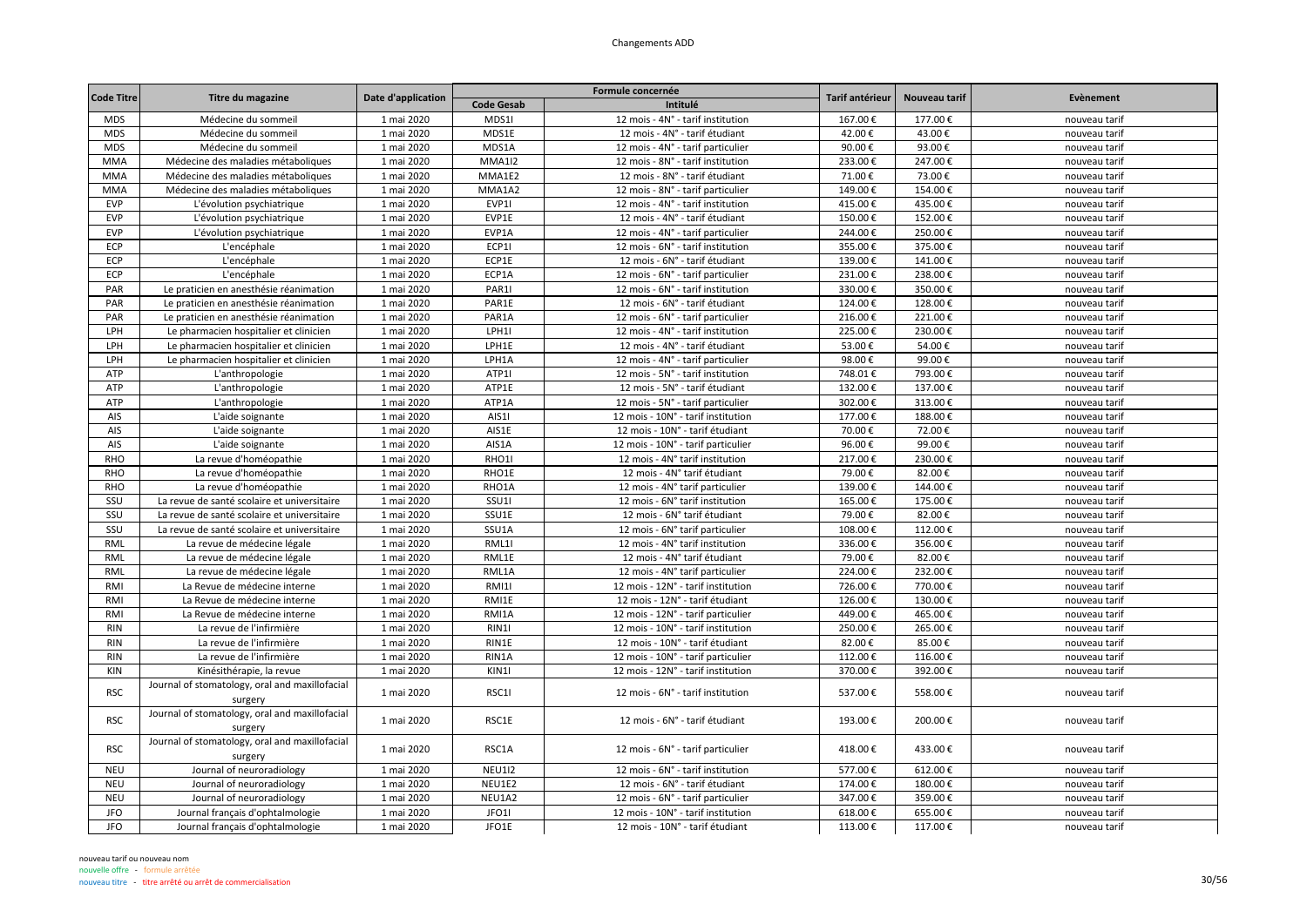# Changements ADD

| Code Titre | Titre du magazine | Date d'application | Formule concernée | | Tarif antérieur | Nouveau tarif | Evènement |
|---|---|---|---|---|---|---|---|
| | | | Code Gesab | Intitulé | | | |
| MDS | Médecine du sommeil | 1 mai 2020 | MDS1I | 12 mois - 4N° - tarif institution | 167.00 € | 177.00 € | nouveau tarif |
| MDS | Médecine du sommeil | 1 mai 2020 | MDS1E | 12 mois - 4N° - tarif étudiant | 42.00 € | 43.00 € | nouveau tarif |
| MDS | Médecine du sommeil | 1 mai 2020 | MDS1A | 12 mois - 4N° - tarif particulier | 90.00 € | 93.00 € | nouveau tarif |
| MMA | Médecine des maladies métaboliques | 1 mai 2020 | MMA1I2 | 12 mois - 8N° - tarif institution | 233.00 € | 247.00 € | nouveau tarif |
| MMA | Médecine des maladies métaboliques | 1 mai 2020 | MMA1E2 | 12 mois - 8N° - tarif étudiant | 71.00 € | 73.00 € | nouveau tarif |
| MMA | Médecine des maladies métaboliques | 1 mai 2020 | MMA1A2 | 12 mois - 8N° - tarif particulier | 149.00 € | 154.00 € | nouveau tarif |
| EVP | L'évolution psychiatrique | 1 mai 2020 | EVP1I | 12 mois - 4N° - tarif institution | 415.00 € | 435.00 € | nouveau tarif |
| EVP | L'évolution psychiatrique | 1 mai 2020 | EVP1E | 12 mois - 4N° - tarif étudiant | 150.00 € | 152.00 € | nouveau tarif |
| EVP | L'évolution psychiatrique | 1 mai 2020 | EVP1A | 12 mois - 4N° - tarif particulier | 244.00 € | 250.00 € | nouveau tarif |
| ECP | L'encéphale | 1 mai 2020 | ECP1I | 12 mois - 6N° - tarif institution | 355.00 € | 375.00 € | nouveau tarif |
| ECP | L'encéphale | 1 mai 2020 | ECP1E | 12 mois - 6N° - tarif étudiant | 139.00 € | 141.00 € | nouveau tarif |
| ECP | L'encéphale | 1 mai 2020 | ECP1A | 12 mois - 6N° - tarif particulier | 231.00 € | 238.00 € | nouveau tarif |
| PAR | Le praticien en anesthésie réanimation | 1 mai 2020 | PAR1I | 12 mois - 6N° - tarif institution | 330.00 € | 350.00 € | nouveau tarif |
| PAR | Le praticien en anesthésie réanimation | 1 mai 2020 | PAR1E | 12 mois - 6N° - tarif étudiant | 124.00 € | 128.00 € | nouveau tarif |
| PAR | Le praticien en anesthésie réanimation | 1 mai 2020 | PAR1A | 12 mois - 6N° - tarif particulier | 216.00 € | 221.00 € | nouveau tarif |
| LPH | Le pharmacien hospitalier et clinicien | 1 mai 2020 | LPH1I | 12 mois - 4N° - tarif institution | 225.00 € | 230.00 € | nouveau tarif |
| LPH | Le pharmacien hospitalier et clinicien | 1 mai 2020 | LPH1E | 12 mois - 4N° - tarif étudiant | 53.00 € | 54.00 € | nouveau tarif |
| LPH | Le pharmacien hospitalier et clinicien | 1 mai 2020 | LPH1A | 12 mois - 4N° - tarif particulier | 98.00 € | 99.00 € | nouveau tarif |
| ATP | L'anthropologie | 1 mai 2020 | ATP1I | 12 mois - 5N° - tarif institution | 748.01 € | 793.00 € | nouveau tarif |
| ATP | L'anthropologie | 1 mai 2020 | ATP1E | 12 mois - 5N° - tarif étudiant | 132.00 € | 137.00 € | nouveau tarif |
| ATP | L'anthropologie | 1 mai 2020 | ATP1A | 12 mois - 5N° - tarif particulier | 302.00 € | 313.00 € | nouveau tarif |
| AIS | L'aide soignante | 1 mai 2020 | AIS1I | 12 mois - 10N° - tarif institution | 177.00 € | 188.00 € | nouveau tarif |
| AIS | L'aide soignante | 1 mai 2020 | AIS1E | 12 mois - 10N° - tarif étudiant | 70.00 € | 72.00 € | nouveau tarif |
| AIS | L'aide soignante | 1 mai 2020 | AIS1A | 12 mois - 10N° - tarif particulier | 96.00 € | 99.00 € | nouveau tarif |
| RHO | La revue d'homéopathie | 1 mai 2020 | RHO1I | 12 mois - 4N° tarif institution | 217.00 € | 230.00 € | nouveau tarif |
| RHO | La revue d'homéopathie | 1 mai 2020 | RHO1E | 12 mois - 4N° tarif étudiant | 79.00 € | 82.00 € | nouveau tarif |
| RHO | La revue d'homéopathie | 1 mai 2020 | RHO1A | 12 mois - 4N° tarif particulier | 139.00 € | 144.00 € | nouveau tarif |
| SSU | La revue de santé scolaire et universitaire | 1 mai 2020 | SSU1I | 12 mois - 6N° tarif institution | 165.00 € | 175.00 € | nouveau tarif |
| SSU | La revue de santé scolaire et universitaire | 1 mai 2020 | SSU1E | 12 mois - 6N° tarif étudiant | 79.00 € | 82.00 € | nouveau tarif |
| SSU | La revue de santé scolaire et universitaire | 1 mai 2020 | SSU1A | 12 mois - 6N° tarif particulier | 108.00 € | 112.00 € | nouveau tarif |
| RML | La revue de médecine légale | 1 mai 2020 | RML1I | 12 mois - 4N° tarif institution | 336.00 € | 356.00 € | nouveau tarif |
| RML | La revue de médecine légale | 1 mai 2020 | RML1E | 12 mois - 4N° tarif étudiant | 79.00 € | 82.00 € | nouveau tarif |
| RML | La revue de médecine légale | 1 mai 2020 | RML1A | 12 mois - 4N° tarif particulier | 224.00 € | 232.00 € | nouveau tarif |
| RMI | La Revue de médecine interne | 1 mai 2020 | RMI1I | 12 mois - 12N° - tarif institution | 726.00 € | 770.00 € | nouveau tarif |
| RMI | La Revue de médecine interne | 1 mai 2020 | RMI1E | 12 mois - 12N° - tarif étudiant | 126.00 € | 130.00 € | nouveau tarif |
| RMI | La Revue de médecine interne | 1 mai 2020 | RMI1A | 12 mois - 12N° - tarif particulier | 449.00 € | 465.00 € | nouveau tarif |
| RIN | La revue de l'infirmière | 1 mai 2020 | RIN1I | 12 mois - 10N° - tarif institution | 250.00 € | 265.00 € | nouveau tarif |
| RIN | La revue de l'infirmière | 1 mai 2020 | RIN1E | 12 mois - 10N° - tarif étudiant | 82.00 € | 85.00 € | nouveau tarif |
| RIN | La revue de l'infirmière | 1 mai 2020 | RIN1A | 12 mois - 10N° - tarif particulier | 112.00 € | 116.00 € | nouveau tarif |
| KIN | Kinésithérapie, la revue | 1 mai 2020 | KIN1I | 12 mois - 12N° - tarif institution | 370.00 € | 392.00 € | nouveau tarif |
| RSC | Journal of stomatology, oral and maxillofacial surgery | 1 mai 2020 | RSC1I | 12 mois - 6N° - tarif institution | 537.00 € | 558.00 € | nouveau tarif |
| RSC | Journal of stomatology, oral and maxillofacial surgery | 1 mai 2020 | RSC1E | 12 mois - 6N° - tarif étudiant | 193.00 € | 200.00 € | nouveau tarif |
| RSC | Journal of stomatology, oral and maxillofacial surgery | 1 mai 2020 | RSC1A | 12 mois - 6N° - tarif particulier | 418.00 € | 433.00 € | nouveau tarif |
| NEU | Journal of neuroradiology | 1 mai 2020 | NEU1I2 | 12 mois - 6N° - tarif institution | 577.00 € | 612.00 € | nouveau tarif |
| NEU | Journal of neuroradiology | 1 mai 2020 | NEU1E2 | 12 mois - 6N° - tarif étudiant | 174.00 € | 180.00 € | nouveau tarif |
| NEU | Journal of neuroradiology | 1 mai 2020 | NEU1A2 | 12 mois - 6N° - tarif particulier | 347.00 € | 359.00 € | nouveau tarif |
| JFO | Journal français d'ophtalmologie | 1 mai 2020 | JFO1I | 12 mois - 10N° - tarif institution | 618.00 € | 655.00 € | nouveau tarif |
| JFO | Journal français d'ophtalmologie | 1 mai 2020 | JFO1E | 12 mois - 10N° - tarif étudiant | 113.00 € | 117.00 € | nouveau tarif |

nouveau tarif ou nouveau nom
nouvelle offre - formule arrêtée
nouveau titre - titre arrêté ou arrêt de commercialisation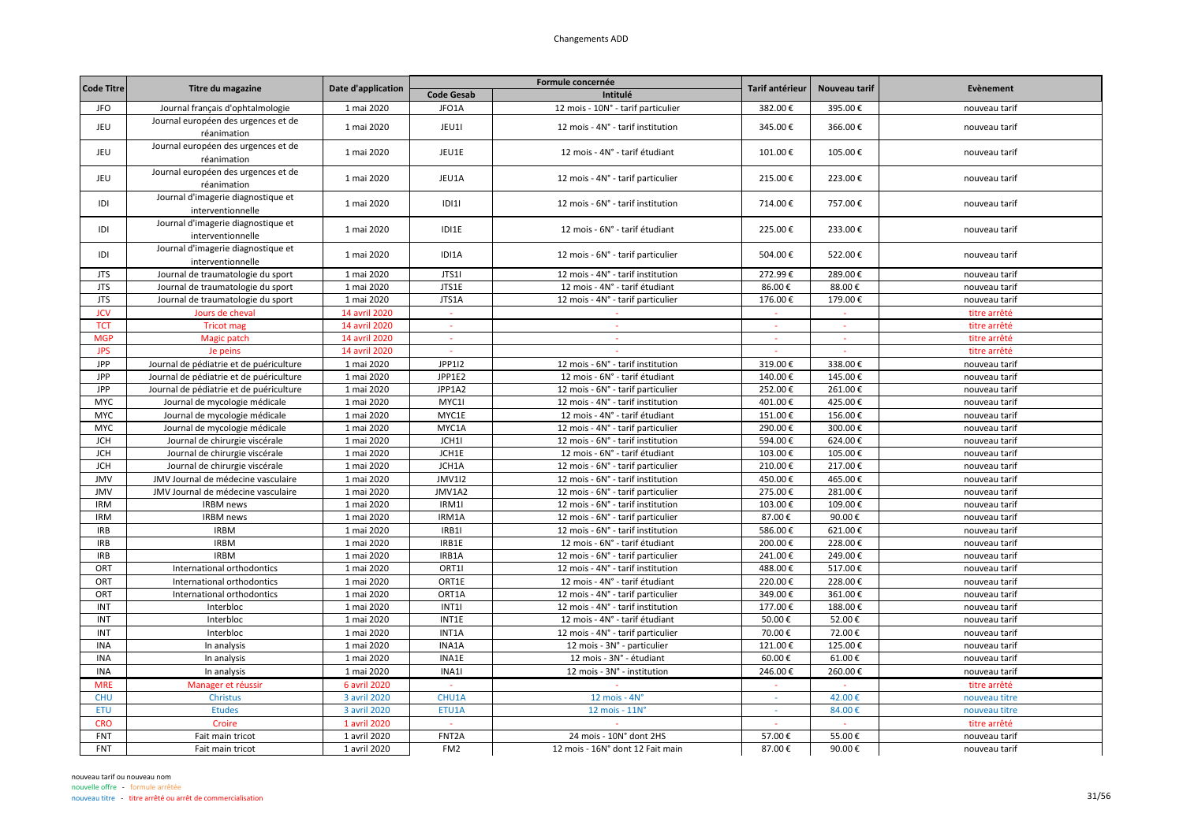Changements ADD

| Code Titre | Titre du magazine | Date d'application | Formule concernée | | Tarif antérieur | Nouveau tarif | Evènement |
|---|---|---|---|---|---|---|---|
| | | | Code Gesab | Intitulé | | | |
| JFO | Journal français d'ophtalmologie | 1 mai 2020 | JFO1A | 12 mois - 10N° - tarif particulier | 382.00 € | 395.00 € | nouveau tarif |
| JEU | Journal européen des urgences et de réanimation | 1 mai 2020 | JEU1I | 12 mois - 4N° - tarif institution | 345.00 € | 366.00 € | nouveau tarif |
| JEU | Journal européen des urgences et de réanimation | 1 mai 2020 | JEU1E | 12 mois - 4N° - tarif étudiant | 101.00 € | 105.00 € | nouveau tarif |
| JEU | Journal européen des urgences et de réanimation | 1 mai 2020 | JEU1A | 12 mois - 4N° - tarif particulier | 215.00 € | 223.00 € | nouveau tarif |
| IDI | Journal d'imagerie diagnostique et interventionnelle | 1 mai 2020 | IDI1I | 12 mois - 6N° - tarif institution | 714.00 € | 757.00 € | nouveau tarif |
| IDI | Journal d'imagerie diagnostique et interventionnelle | 1 mai 2020 | IDI1E | 12 mois - 6N° - tarif étudiant | 225.00 € | 233.00 € | nouveau tarif |
| IDI | Journal d'imagerie diagnostique et interventionnelle | 1 mai 2020 | IDI1A | 12 mois - 6N° - tarif particulier | 504.00 € | 522.00 € | nouveau tarif |
| JTS | Journal de traumatologie du sport | 1 mai 2020 | JTS1I | 12 mois - 4N° - tarif institution | 272.99 € | 289.00 € | nouveau tarif |
| JTS | Journal de traumatologie du sport | 1 mai 2020 | JTS1E | 12 mois - 4N° - tarif étudiant | 86.00 € | 88.00 € | nouveau tarif |
| JTS | Journal de traumatologie du sport | 1 mai 2020 | JTS1A | 12 mois - 4N° - tarif particulier | 176.00 € | 179.00 € | nouveau tarif |
| JCV | Jours de cheval | 14 avril 2020 | - | - | - | - | titre arrêté |
| TCT | Tricot mag | 14 avril 2020 | - | - | - | - | titre arrêté |
| MGP | Magic patch | 14 avril 2020 | - | - | - | - | titre arrêté |
| JPS | Je peins | 14 avril 2020 | - | - | - | - | titre arrêté |
| JPP | Journal de pédiatrie et de puériculture | 1 mai 2020 | JPP1I2 | 12 mois - 6N° - tarif institution | 319.00 € | 338.00 € | nouveau tarif |
| JPP | Journal de pédiatrie et de puériculture | 1 mai 2020 | JPP1E2 | 12 mois - 6N° - tarif étudiant | 140.00 € | 145.00 € | nouveau tarif |
| JPP | Journal de pédiatrie et de puériculture | 1 mai 2020 | JPP1A2 | 12 mois - 6N° - tarif particulier | 252.00 € | 261.00 € | nouveau tarif |
| MYC | Journal de mycologie médicale | 1 mai 2020 | MYC1I | 12 mois - 4N° - tarif institution | 401.00 € | 425.00 € | nouveau tarif |
| MYC | Journal de mycologie médicale | 1 mai 2020 | MYC1E | 12 mois - 4N° - tarif étudiant | 151.00 € | 156.00 € | nouveau tarif |
| MYC | Journal de mycologie médicale | 1 mai 2020 | MYC1A | 12 mois - 4N° - tarif particulier | 290.00 € | 300.00 € | nouveau tarif |
| JCH | Journal de chirurgie viscérale | 1 mai 2020 | JCH1I | 12 mois - 6N° - tarif institution | 594.00 € | 624.00 € | nouveau tarif |
| JCH | Journal de chirurgie viscérale | 1 mai 2020 | JCH1E | 12 mois - 6N° - tarif étudiant | 103.00 € | 105.00 € | nouveau tarif |
| JCH | Journal de chirurgie viscérale | 1 mai 2020 | JCH1A | 12 mois - 6N° - tarif particulier | 210.00 € | 217.00 € | nouveau tarif |
| JMV | JMV Journal de médecine vasculaire | 1 mai 2020 | JMV1I2 | 12 mois - 6N° - tarif institution | 450.00 € | 465.00 € | nouveau tarif |
| JMV | JMV Journal de médecine vasculaire | 1 mai 2020 | JMV1A2 | 12 mois - 6N° - tarif particulier | 275.00 € | 281.00 € | nouveau tarif |
| IRM | IRBM news | 1 mai 2020 | IRM1I | 12 mois - 6N° - tarif institution | 103.00 € | 109.00 € | nouveau tarif |
| IRM | IRBM news | 1 mai 2020 | IRM1A | 12 mois - 6N° - tarif particulier | 87.00 € | 90.00 € | nouveau tarif |
| IRB | IRBM | 1 mai 2020 | IRB1I | 12 mois - 6N° - tarif institution | 586.00 € | 621.00 € | nouveau tarif |
| IRB | IRBM | 1 mai 2020 | IRB1E | 12 mois - 6N° - tarif étudiant | 200.00 € | 228.00 € | nouveau tarif |
| IRB | IRBM | 1 mai 2020 | IRB1A | 12 mois - 6N° - tarif particulier | 241.00 € | 249.00 € | nouveau tarif |
| ORT | International orthodontics | 1 mai 2020 | ORT1I | 12 mois - 4N° - tarif institution | 488.00 € | 517.00 € | nouveau tarif |
| ORT | International orthodontics | 1 mai 2020 | ORT1E | 12 mois - 4N° - tarif étudiant | 220.00 € | 228.00 € | nouveau tarif |
| ORT | International orthodontics | 1 mai 2020 | ORT1A | 12 mois - 4N° - tarif particulier | 349.00 € | 361.00 € | nouveau tarif |
| INT | Interbloc | 1 mai 2020 | INT1I | 12 mois - 4N° - tarif institution | 177.00 € | 188.00 € | nouveau tarif |
| INT | Interbloc | 1 mai 2020 | INT1E | 12 mois - 4N° - tarif étudiant | 50.00 € | 52.00 € | nouveau tarif |
| INT | Interbloc | 1 mai 2020 | INT1A | 12 mois - 4N° - tarif particulier | 70.00 € | 72.00 € | nouveau tarif |
| INA | In analysis | 1 mai 2020 | INA1A | 12 mois - 3N° - particulier | 121.00 € | 125.00 € | nouveau tarif |
| INA | In analysis | 1 mai 2020 | INA1E | 12 mois - 3N° - étudiant | 60.00 € | 61.00 € | nouveau tarif |
| INA | In analysis | 1 mai 2020 | INA1I | 12 mois - 3N° - institution | 246.00 € | 260.00 € | nouveau tarif |
| MRE | Manager et réussir | 6 avril 2020 | - | - | - | - | titre arrêté |
| CHU | Christus | 3 avril 2020 | CHU1A | 12 mois - 4N° | - | 42.00 € | nouveau titre |
| ETU | Etudes | 3 avril 2020 | ETU1A | 12 mois - 11N° | - | 84.00 € | nouveau titre |
| CRO | Croire | 1 avril 2020 | - | - | - | - | titre arrêté |
| FNT | Fait main tricot | 1 avril 2020 | FNT2A | 24 mois - 10N° dont 2HS | 57.00 € | 55.00 € | nouveau tarif |
| FNT | Fait main tricot | 1 avril 2020 | FM2 | 12 mois - 16N° dont 12 Fait main | 87.00 € | 90.00 € | nouveau tarif |

nouveau tarif ou nouveau nom
nouvelle offre - formule arrêtée
nouveau titre - titre arrêté ou arrêt de commercialisation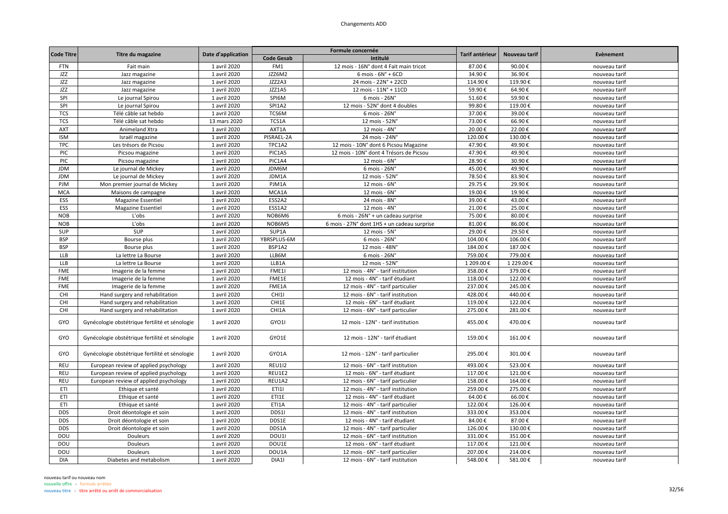| Code Titre | Titre du magazine | Date d'application | Formule concernée | | Tarif antérieur | Nouveau tarif | Evènement |
|---|---|---|---|---|---|---|---|
| | | | Code Gesab | Intitulé | | | |
| FTN | Fait main | 1 avril 2020 | FM1 | 12 mois - 16N° dont 4 Fait main tricot | 87.00 € | 90.00 € | nouveau tarif |
| JZZ | Jazz magazine | 1 avril 2020 | JZZ6M2 | 6 mois - 6N° + 6CD | 34.90 € | 36.90 € | nouveau tarif |
| JZZ | Jazz magazine | 1 avril 2020 | JZZ2A3 | 24 mois - 22N° + 22CD | 114.90 € | 119.90 € | nouveau tarif |
| JZZ | Jazz magazine | 1 avril 2020 | JZZ1A5 | 12 mois - 11N° + 11CD | 59.90 € | 64.90 € | nouveau tarif |
| SPI | Le journal Spirou | 1 avril 2020 | SPI6M | 6 mois - 26N° | 51.60 € | 59.90 € | nouveau tarif |
| SPI | Le journal Spirou | 1 avril 2020 | SPI1A2 | 12 mois - 52N° dont 4 doubles | 99.80 € | 119.00 € | nouveau tarif |
| TCS | Télé câble sat hebdo | 1 avril 2020 | TCS6M | 6 mois - 26N° | 37.00 € | 39.00 € | nouveau tarif |
| TCS | Télé câble sat hebdo | 13 mars 2020 | TCS1A | 12 mois - 52N° | 73.00 € | 66.90 € | nouveau tarif |
| AXT | Animeland Xtra | 1 avril 2020 | AXT1A | 12 mois - 4N° | 20.00 € | 22.00 € | nouveau tarif |
| ISM | Israël magazine | 1 avril 2020 | PISRAEL-2A | 24 mois - 24N° | 120.00 € | 130.00 € | nouveau tarif |
| TPC | Les trésors de Picsou | 1 avril 2020 | TPC1A2 | 12 mois - 10N° dont 6 Picsou Magazine | 47.90 € | 49.90 € | nouveau tarif |
| PIC | Picsou magazine | 1 avril 2020 | PIC1A5 | 12 mois - 10N° dont 4 Trésors de Picsou | 47.90 € | 49.90 € | nouveau tarif |
| PIC | Picsou magazine | 1 avril 2020 | PIC1A4 | 12 mois - 6N° | 28.90 € | 30.90 € | nouveau tarif |
| JDM | Le journal de Mickey | 1 avril 2020 | JDM6M | 6 mois - 26N° | 45.00 € | 49.90 € | nouveau tarif |
| JDM | Le journal de Mickey | 1 avril 2020 | JDM1A | 12 mois - 52N° | 78.50 € | 83.90 € | nouveau tarif |
| PJM | Mon premier journal de Mickey | 1 avril 2020 | PJM1A | 12 mois - 6N° | 29.75 € | 29.90 € | nouveau tarif |
| MCA | Maisons de campagne | 1 avril 2020 | MCA1A | 12 mois - 6N° | 19.00 € | 19.90 € | nouveau tarif |
| ESS | Magazine Essentiel | 1 avril 2020 | ESS2A2 | 24 mois - 8N° | 39.00 € | 43.00 € | nouveau tarif |
| ESS | Magazine Essentiel | 1 avril 2020 | ESS1A2 | 12 mois - 4N° | 21.00 € | 25.00 € | nouveau tarif |
| NOB | L'obs | 1 avril 2020 | NOB6M6 | 6 mois - 26N° + un cadeau surprise | 75.00 € | 80.00 € | nouveau tarif |
| NOB | L'obs | 1 avril 2020 | NOB6M5 | 6 mois - 27N° dont 1HS + un cadeau surprise | 81.00 € | 86.00 € | nouveau tarif |
| SUP | SUP | 1 avril 2020 | SUP1A | 12 mois - 5N° | 29.00 € | 29.50 € | nouveau tarif |
| BSP | Bourse plus | 1 avril 2020 | YBRSPLUS-6M | 6 mois - 26N° | 104.00 € | 106.00 € | nouveau tarif |
| BSP | Bourse plus | 1 avril 2020 | BSP1A2 | 12 mois - 48N° | 184.00 € | 187.00 € | nouveau tarif |
| LLB | La lettre La Bourse | 1 avril 2020 | LLB6M | 6 mois - 26N° | 759.00 € | 779.00 € | nouveau tarif |
| LLB | La lettre La Bourse | 1 avril 2020 | LLB1A | 12 mois - 52N° | 1 209.00 € | 1 229.00 € | nouveau tarif |
| FME | Imagerie de la femme | 1 avril 2020 | FME1I | 12 mois - 4N° - tarif institution | 358.00 € | 379.00 € | nouveau tarif |
| FME | Imagerie de la femme | 1 avril 2020 | FME1E | 12 mois - 4N° - tarif étudiant | 118.00 € | 122.00 € | nouveau tarif |
| FME | Imagerie de la femme | 1 avril 2020 | FME1A | 12 mois - 4N° - tarif particulier | 237.00 € | 245.00 € | nouveau tarif |
| CHI | Hand surgery and rehabilitation | 1 avril 2020 | CHI1I | 12 mois - 6N° - tarif institution | 428.00 € | 440.00 € | nouveau tarif |
| CHI | Hand surgery and rehabilitation | 1 avril 2020 | CHI1E | 12 mois - 6N° - tarif étudiant | 119.00 € | 122.00 € | nouveau tarif |
| CHI | Hand surgery and rehabilitation | 1 avril 2020 | CHI1A | 12 mois - 6N° - tarif particulier | 275.00 € | 281.00 € | nouveau tarif |
| GYO | Gynécologie obstétrique fertilité et sénologie | 1 avril 2020 | GYO1I | 12 mois - 12N° - tarif institution | 455.00 € | 470.00 € | nouveau tarif |
| GYO | Gynécologie obstétrique fertilité et sénologie | 1 avril 2020 | GYO1E | 12 mois - 12N° - tarif étudiant | 159.00 € | 161.00 € | nouveau tarif |
| GYO | Gynécologie obstétrique fertilité et sénologie | 1 avril 2020 | GYO1A | 12 mois - 12N° - tarif particulier | 295.00 € | 301.00 € | nouveau tarif |
| REU | European review of applied psychology | 1 avril 2020 | REU1I2 | 12 mois - 6N° - tarif institution | 493.00 € | 523.00 € | nouveau tarif |
| REU | European review of applied psychology | 1 avril 2020 | REU1E2 | 12 mois - 6N° - tarif étudiant | 117.00 € | 121.00 € | nouveau tarif |
| REU | European review of applied psychology | 1 avril 2020 | REU1A2 | 12 mois - 6N° - tarif particulier | 158.00 € | 164.00 € | nouveau tarif |
| ETI | Ethique et santé | 1 avril 2020 | ETI1I | 12 mois - 4N° - tarif institution | 259.00 € | 275.00 € | nouveau tarif |
| ETI | Ethique et santé | 1 avril 2020 | ETI1E | 12 mois - 4N° - tarif étudiant | 64.00 € | 66.00 € | nouveau tarif |
| ETI | Ethique et santé | 1 avril 2020 | ETI1A | 12 mois - 4N° - tarif particulier | 122.00 € | 126.00 € | nouveau tarif |
| DDS | Droit déontologie et soin | 1 avril 2020 | DDS1I | 12 mois - 4N° - tarif institution | 333.00 € | 353.00 € | nouveau tarif |
| DDS | Droit déontologie et soin | 1 avril 2020 | DDS1E | 12 mois - 4N° - tarif étudiant | 84.00 € | 87.00 € | nouveau tarif |
| DDS | Droit déontologie et soin | 1 avril 2020 | DDS1A | 12 mois - 4N° - tarif particulier | 126.00 € | 130.00 € | nouveau tarif |
| DOU | Douleurs | 1 avril 2020 | DOU1I | 12 mois - 6N° - tarif institution | 331.00 € | 351.00 € | nouveau tarif |
| DOU | Douleurs | 1 avril 2020 | DOU1E | 12 mois - 6N° - tarif étudiant | 117.00 € | 121.00 € | nouveau tarif |
| DOU | Douleurs | 1 avril 2020 | DOU1A | 12 mois - 6N° - tarif particulier | 207.00 € | 214.00 € | nouveau tarif |
| DIA | Diabetes and metabolism | 1 avril 2020 | DIA1I | 12 mois - 6N° - tarif institution | 548.00 € | 581.00 € | nouveau tarif |

nouveau tarif ou nouveau nom
nouvelle offre - formule arrêtée
nouveau titre - titre arrêté ou arrêt de commercialisation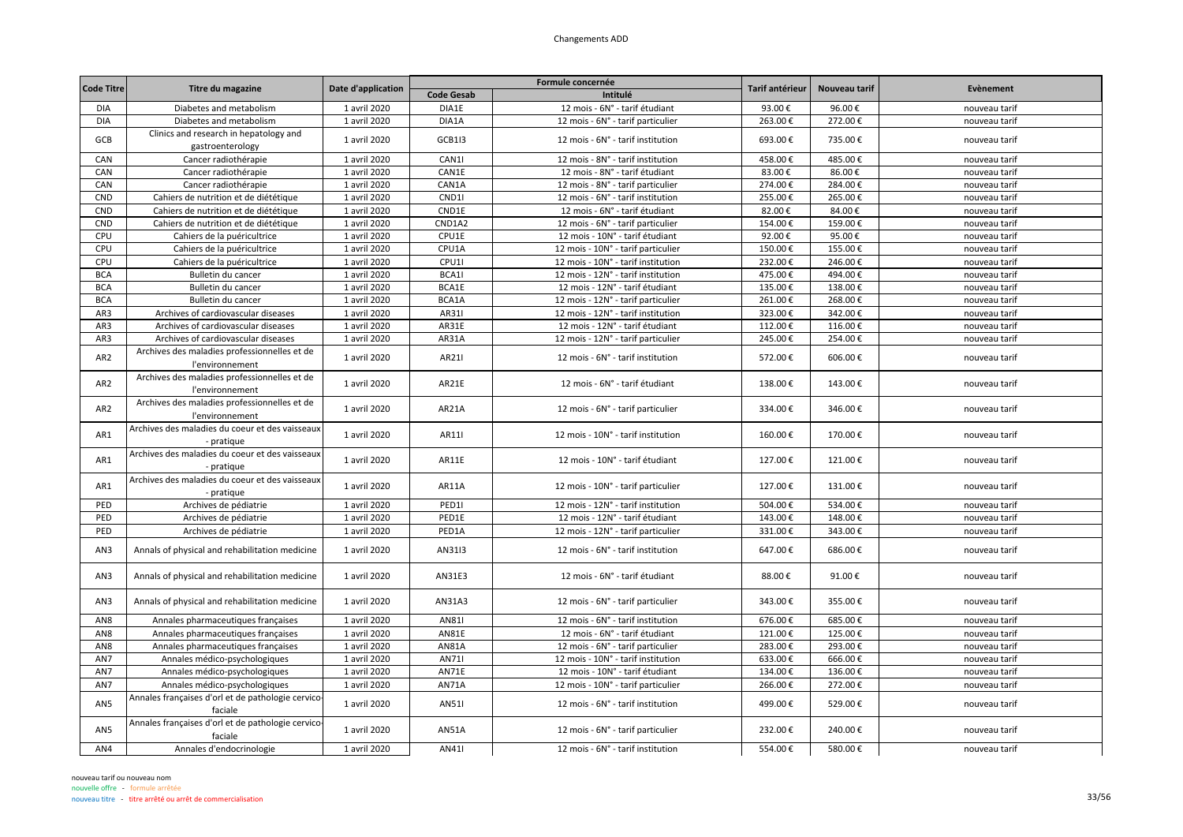# Changements ADD

| Code Titre | Titre du magazine | Date d'application | Formule concernée | | Tarif antérieur | Nouveau tarif | Evènement |
|---|---|---|---|---|---|---|---|
| | | | Code Gesab | Intitulé | | | |
| DIA | Diabetes and metabolism | 1 avril 2020 | DIA1E | 12 mois - 6N° - tarif étudiant | 93.00 € | 96.00 € | nouveau tarif |
| DIA | Diabetes and metabolism | 1 avril 2020 | DIA1A | 12 mois - 6N° - tarif particulier | 263.00 € | 272.00 € | nouveau tarif |
| GCB | Clinics and research in hepatology and gastroenterology | 1 avril 2020 | GCB1I3 | 12 mois - 6N° - tarif institution | 693.00 € | 735.00 € | nouveau tarif |
| CAN | Cancer radiothérapie | 1 avril 2020 | CAN1I | 12 mois - 8N° - tarif institution | 458.00 € | 485.00 € | nouveau tarif |
| CAN | Cancer radiothérapie | 1 avril 2020 | CAN1E | 12 mois - 8N° - tarif étudiant | 83.00 € | 86.00 € | nouveau tarif |
| CAN | Cancer radiothérapie | 1 avril 2020 | CAN1A | 12 mois - 8N° - tarif particulier | 274.00 € | 284.00 € | nouveau tarif |
| CND | Cahiers de nutrition et de diététique | 1 avril 2020 | CND1I | 12 mois - 6N° - tarif institution | 255.00 € | 265.00 € | nouveau tarif |
| CND | Cahiers de nutrition et de diététique | 1 avril 2020 | CND1E | 12 mois - 6N° - tarif étudiant | 82.00 € | 84.00 € | nouveau tarif |
| CND | Cahiers de nutrition et de diététique | 1 avril 2020 | CND1A2 | 12 mois - 6N° - tarif particulier | 154.00 € | 159.00 € | nouveau tarif |
| CPU | Cahiers de la puéricultrice | 1 avril 2020 | CPU1E | 12 mois - 10N° - tarif étudiant | 92.00 € | 95.00 € | nouveau tarif |
| CPU | Cahiers de la puéricultrice | 1 avril 2020 | CPU1A | 12 mois - 10N° - tarif particulier | 150.00 € | 155.00 € | nouveau tarif |
| CPU | Cahiers de la puéricultrice | 1 avril 2020 | CPU1I | 12 mois - 10N° - tarif institution | 232.00 € | 246.00 € | nouveau tarif |
| BCA | Bulletin du cancer | 1 avril 2020 | BCA1I | 12 mois - 12N° - tarif institution | 475.00 € | 494.00 € | nouveau tarif |
| BCA | Bulletin du cancer | 1 avril 2020 | BCA1E | 12 mois - 12N° - tarif étudiant | 135.00 € | 138.00 € | nouveau tarif |
| BCA | Bulletin du cancer | 1 avril 2020 | BCA1A | 12 mois - 12N° - tarif particulier | 261.00 € | 268.00 € | nouveau tarif |
| AR3 | Archives of cardiovascular diseases | 1 avril 2020 | AR31I | 12 mois - 12N° - tarif institution | 323.00 € | 342.00 € | nouveau tarif |
| AR3 | Archives of cardiovascular diseases | 1 avril 2020 | AR31E | 12 mois - 12N° - tarif étudiant | 112.00 € | 116.00 € | nouveau tarif |
| AR3 | Archives of cardiovascular diseases | 1 avril 2020 | AR31A | 12 mois - 12N° - tarif particulier | 245.00 € | 254.00 € | nouveau tarif |
| AR2 | Archives des maladies professionnelles et de l'environnement | 1 avril 2020 | AR21I | 12 mois - 6N° - tarif institution | 572.00 € | 606.00 € | nouveau tarif |
| AR2 | Archives des maladies professionnelles et de l'environnement | 1 avril 2020 | AR21E | 12 mois - 6N° - tarif étudiant | 138.00 € | 143.00 € | nouveau tarif |
| AR2 | Archives des maladies professionnelles et de l'environnement | 1 avril 2020 | AR21A | 12 mois - 6N° - tarif particulier | 334.00 € | 346.00 € | nouveau tarif |
| AR1 | Archives des maladies du coeur et des vaisseaux - pratique | 1 avril 2020 | AR11I | 12 mois - 10N° - tarif institution | 160.00 € | 170.00 € | nouveau tarif |
| AR1 | Archives des maladies du coeur et des vaisseaux - pratique | 1 avril 2020 | AR11E | 12 mois - 10N° - tarif étudiant | 127.00 € | 121.00 € | nouveau tarif |
| AR1 | Archives des maladies du coeur et des vaisseaux - pratique | 1 avril 2020 | AR11A | 12 mois - 10N° - tarif particulier | 127.00 € | 131.00 € | nouveau tarif |
| PED | Archives de pédiatrie | 1 avril 2020 | PED1I | 12 mois - 12N° - tarif institution | 504.00 € | 534.00 € | nouveau tarif |
| PED | Archives de pédiatrie | 1 avril 2020 | PED1E | 12 mois - 12N° - tarif étudiant | 143.00 € | 148.00 € | nouveau tarif |
| PED | Archives de pédiatrie | 1 avril 2020 | PED1A | 12 mois - 12N° - tarif particulier | 331.00 € | 343.00 € | nouveau tarif |
| AN3 | Annals of physical and rehabilitation medicine | 1 avril 2020 | AN31I3 | 12 mois - 6N° - tarif institution | 647.00 € | 686.00 € | nouveau tarif |
| AN3 | Annals of physical and rehabilitation medicine | 1 avril 2020 | AN31E3 | 12 mois - 6N° - tarif étudiant | 88.00 € | 91.00 € | nouveau tarif |
| AN3 | Annals of physical and rehabilitation medicine | 1 avril 2020 | AN31A3 | 12 mois - 6N° - tarif particulier | 343.00 € | 355.00 € | nouveau tarif |
| AN8 | Annales pharmaceutiques françaises | 1 avril 2020 | AN81I | 12 mois - 6N° - tarif institution | 676.00 € | 685.00 € | nouveau tarif |
| AN8 | Annales pharmaceutiques françaises | 1 avril 2020 | AN81E | 12 mois - 6N° - tarif étudiant | 121.00 € | 125.00 € | nouveau tarif |
| AN8 | Annales pharmaceutiques françaises | 1 avril 2020 | AN81A | 12 mois - 6N° - tarif particulier | 283.00 € | 293.00 € | nouveau tarif |
| AN7 | Annales médico-psychologiques | 1 avril 2020 | AN71I | 12 mois - 10N° - tarif institution | 633.00 € | 666.00 € | nouveau tarif |
| AN7 | Annales médico-psychologiques | 1 avril 2020 | AN71E | 12 mois - 10N° - tarif étudiant | 134.00 € | 136.00 € | nouveau tarif |
| AN7 | Annales médico-psychologiques | 1 avril 2020 | AN71A | 12 mois - 10N° - tarif particulier | 266.00 € | 272.00 € | nouveau tarif |
| AN5 | Annales françaises d'orl et de pathologie cervico-faciale | 1 avril 2020 | AN51I | 12 mois - 6N° - tarif institution | 499.00 € | 529.00 € | nouveau tarif |
| AN5 | Annales françaises d'orl et de pathologie cervico-faciale | 1 avril 2020 | AN51A | 12 mois - 6N° - tarif particulier | 232.00 € | 240.00 € | nouveau tarif |
| AN4 | Annales d'endocrinologie | 1 avril 2020 | AN41I | 12 mois - 6N° - tarif institution | 554.00 € | 580.00 € | nouveau tarif |

nouveau tarif ou nouveau nom
nouvelle offre - formule arrêtée
nouveau titre - titre arrêté ou arrêt de commercialisation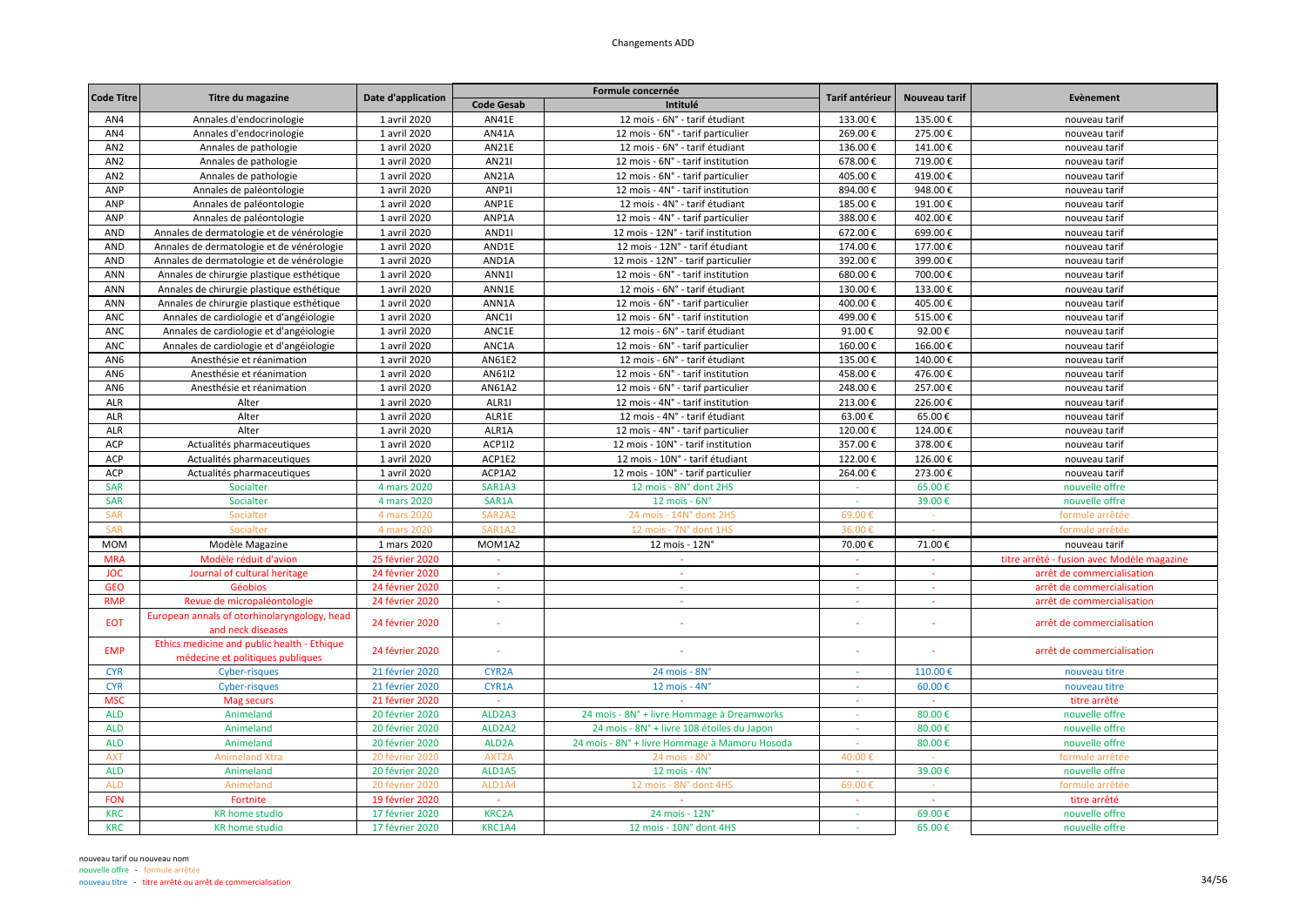# Changements ADD

| Code Titre | Titre du magazine | Date d'application | Formule concernée | | Tarif antérieur | Nouveau tarif | Evènement |
|---|---|---|---|---|---|---|---|
| | | | Code Gesab | Intitulé | | | |
| AN4 | Annales d'endocrinologie | 1 avril 2020 | AN41E | 12 mois - 6N° - tarif étudiant | 133.00 € | 135.00 € | nouveau tarif |
| AN4 | Annales d'endocrinologie | 1 avril 2020 | AN41A | 12 mois - 6N° - tarif particulier | 269.00 € | 275.00 € | nouveau tarif |
| AN2 | Annales de pathologie | 1 avril 2020 | AN21E | 12 mois - 6N° - tarif étudiant | 136.00 € | 141.00 € | nouveau tarif |
| AN2 | Annales de pathologie | 1 avril 2020 | AN21I | 12 mois - 6N° - tarif institution | 678.00 € | 719.00 € | nouveau tarif |
| AN2 | Annales de pathologie | 1 avril 2020 | AN21A | 12 mois - 6N° - tarif particulier | 405.00 € | 419.00 € | nouveau tarif |
| ANP | Annales de paléontologie | 1 avril 2020 | ANP1I | 12 mois - 4N° - tarif institution | 894.00 € | 948.00 € | nouveau tarif |
| ANP | Annales de paléontologie | 1 avril 2020 | ANP1E | 12 mois - 4N° - tarif étudiant | 185.00 € | 191.00 € | nouveau tarif |
| ANP | Annales de paléontologie | 1 avril 2020 | ANP1A | 12 mois - 4N° - tarif particulier | 388.00 € | 402.00 € | nouveau tarif |
| AND | Annales de dermatologie et de vénérologie | 1 avril 2020 | AND1I | 12 mois - 12N° - tarif institution | 672.00 € | 699.00 € | nouveau tarif |
| AND | Annales de dermatologie et de vénérologie | 1 avril 2020 | AND1E | 12 mois - 12N° - tarif étudiant | 174.00 € | 177.00 € | nouveau tarif |
| AND | Annales de dermatologie et de vénérologie | 1 avril 2020 | AND1A | 12 mois - 12N° - tarif particulier | 392.00 € | 399.00 € | nouveau tarif |
| ANN | Annales de chirurgie plastique esthétique | 1 avril 2020 | ANN1I | 12 mois - 6N° - tarif institution | 680.00 € | 700.00 € | nouveau tarif |
| ANN | Annales de chirurgie plastique esthétique | 1 avril 2020 | ANN1E | 12 mois - 6N° - tarif étudiant | 130.00 € | 133.00 € | nouveau tarif |
| ANN | Annales de chirurgie plastique esthétique | 1 avril 2020 | ANN1A | 12 mois - 6N° - tarif particulier | 400.00 € | 405.00 € | nouveau tarif |
| ANC | Annales de cardiologie et d'angéiologie | 1 avril 2020 | ANC1I | 12 mois - 6N° - tarif institution | 499.00 € | 515.00 € | nouveau tarif |
| ANC | Annales de cardiologie et d'angéiologie | 1 avril 2020 | ANC1E | 12 mois - 6N° - tarif étudiant | 91.00 € | 92.00 € | nouveau tarif |
| ANC | Annales de cardiologie et d'angéiologie | 1 avril 2020 | ANC1A | 12 mois - 6N° - tarif particulier | 160.00 € | 166.00 € | nouveau tarif |
| AN6 | Anesthésie et réanimation | 1 avril 2020 | AN61E2 | 12 mois - 6N° - tarif étudiant | 135.00 € | 140.00 € | nouveau tarif |
| AN6 | Anesthésie et réanimation | 1 avril 2020 | AN61I2 | 12 mois - 6N° - tarif institution | 458.00 € | 476.00 € | nouveau tarif |
| AN6 | Anesthésie et réanimation | 1 avril 2020 | AN61A2 | 12 mois - 6N° - tarif particulier | 248.00 € | 257.00 € | nouveau tarif |
| ALR | Alter | 1 avril 2020 | ALR1I | 12 mois - 4N° - tarif institution | 213.00 € | 226.00 € | nouveau tarif |
| ALR | Alter | 1 avril 2020 | ALR1E | 12 mois - 4N° - tarif étudiant | 63.00 € | 65.00 € | nouveau tarif |
| ALR | Alter | 1 avril 2020 | ALR1A | 12 mois - 4N° - tarif particulier | 120.00 € | 124.00 € | nouveau tarif |
| ACP | Actualités pharmaceutiques | 1 avril 2020 | ACP1I2 | 12 mois - 10N° - tarif institution | 357.00 € | 378.00 € | nouveau tarif |
| ACP | Actualités pharmaceutiques | 1 avril 2020 | ACP1E2 | 12 mois - 10N° - tarif étudiant | 122.00 € | 126.00 € | nouveau tarif |
| ACP | Actualités pharmaceutiques | 1 avril 2020 | ACP1A2 | 12 mois - 10N° - tarif particulier | 264.00 € | 273.00 € | nouveau tarif |
| SAR | Socialter | 4 mars 2020 | SAR1A3 | 12 mois - 8N° dont 2HS | - | 65.00 € | nouvelle offre |
| SAR | Socialter | 4 mars 2020 | SAR1A | 12 mois - 6N° | - | 39.00 € | nouvelle offre |
| SAR | Socialter | 4 mars 2020 | SAR2A2 | 24 mois - 14N° dont 2HS | 69.00 € | - | formule arrêtée |
| SAR | Socialter | 4 mars 2020 | SAR1A2 | 12 mois - 7N° dont 1HS | 36.00 € | - | formule arrêtée |
| MOM | Modèle Magazine | 1 mars 2020 | MOM1A2 | 12 mois - 12N° | 70.00 € | 71.00 € | nouveau tarif |
| MRA | Modèle réduit d'avion | 25 février 2020 | - | - | - | - | titre arrêté - fusion avec Modèle magazine |
| JOC | Journal of cultural heritage | 24 février 2020 | - | - | - | - | arrêt de commercialisation |
| GEO | Géobios | 24 février 2020 | - | - | - | - | arrêt de commercialisation |
| RMP | Revue de micropaléontologie | 24 février 2020 | - | - | - | - | arrêt de commercialisation |
| EOT | European annals of otorhinolaryngology, head and neck diseases | 24 février 2020 | - | - | - | - | arrêt de commercialisation |
| EMP | Ethics medicine and public health - Ethique médecine et politiques publiques | 24 février 2020 | - | - | - | - | arrêt de commercialisation |
| CYR | Cyber-risques | 21 février 2020 | CYR2A | 24 mois - 8N° | - | 110.00 € | nouveau titre |
| CYR | Cyber-risques | 21 février 2020 | CYR1A | 12 mois - 4N° | - | 60.00 € | nouveau titre |
| MSC | Mag securs | 21 février 2020 | - | - | - | - | titre arrêté |
| ALD | Animeland | 20 février 2020 | ALD2A3 | 24 mois - 8N° + livre Hommage à Dreamworks | - | 80.00 € | nouvelle offre |
| ALD | Animeland | 20 février 2020 | ALD2A2 | 24 mois - 8N° + livre 108 étoiles du Japon | - | 80.00 € | nouvelle offre |
| ALD | Animeland | 20 février 2020 | ALD2A | 24 mois - 8N° + livre Hommage à Mamoru Hosoda | - | 80.00 € | nouvelle offre |
| AXT | Animeland Xtra | 20 février 2020 | AXT2A | 24 mois - 8N° | 40.00 € | - | formule arrêtée |
| ALD | Animeland | 20 février 2020 | ALD1A5 | 12 mois - 4N° | - | 39.00 € | nouvelle offre |
| ALD | Animeland | 20 février 2020 | ALD1A4 | 12 mois - 8N° dont 4HS | 69.00 € | - | formule arrêtée |
| FON | Fortnite | 19 février 2020 | - | - | - | - | titre arrêté |
| KRC | KR home studio | 17 février 2020 | KRC2A | 24 mois - 12N° | - | 69.00 € | nouvelle offre |
| KRC | KR home studio | 17 février 2020 | KRC1A4 | 12 mois - 10N° dont 4HS | - | 65.00 € | nouvelle offre |

nouveau tarif ou nouveau nom
nouvelle offre - formule arrêtée
nouveau titre - titre arrêté ou arrêt de commercialisation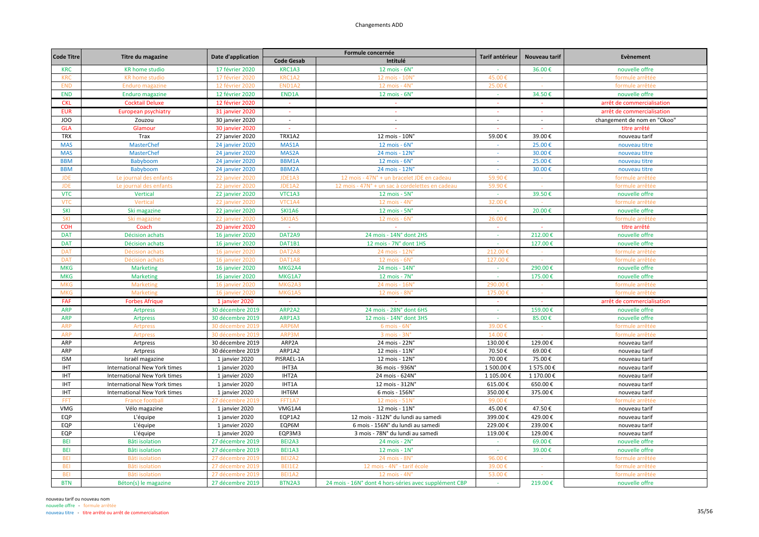# Changements ADD

| Code Titre | Titre du magazine | Date d'application | Formule concernée | | Tarif antérieur | Nouveau tarif | Evènement |
|---|---|---|---|---|---|---|---|
| | | | Code Gesab | Intitulé | | | |
| KRC | KR home studio | 17 février 2020 | KRC1A3 | 12 mois - 6N° | - | 36.00 € | nouvelle offre |
| KRC | KR home studio | 17 février 2020 | KRC1A2 | 12 mois - 10N° | 45.00 € | - | formule arrêtée |
| END | Enduro magazine | 12 février 2020 | END1A2 | 12 mois - 4N° | 25.00 € | - | formule arrêtée |
| END | Enduro magazine | 12 février 2020 | END1A | 12 mois - 6N° | - | 34.50 € | nouvelle offre |
| CKL | Cocktail Deluxe | 12 février 2020 | - | - | - | - | arrêt de commercialisation |
| EUR | European psychiatry | 31 janvier 2020 | - | - | - | - | arrêt de commercialisation |
| JOO | Zouzou | 30 janvier 2020 | - | - | - | - | changement de nom en "Okoo" |
| GLA | Glamour | 30 janvier 2020 | - | - | - | - | titre arrêté |
| TRX | Trax | 27 janvier 2020 | TRX1A2 | 12 mois - 10N° | 59.00 € | 39.00 € | nouveau tarif |
| MAS | MasterChef | 24 janvier 2020 | MAS1A | 12 mois - 6N° | - | 25.00 € | nouveau titre |
| MAS | MasterChef | 24 janvier 2020 | MAS2A | 24 mois - 12N° | - | 30.00 € | nouveau titre |
| BBM | Babyboom | 24 janvier 2020 | BBM1A | 12 mois - 6N° | - | 25.00 € | nouveau titre |
| BBM | Babyboom | 24 janvier 2020 | BBM2A | 24 mois - 12N° | - | 30.00 € | nouveau titre |
| JDE | Le journal des enfants | 22 janvier 2020 | JDE1A3 | 12 mois - 47N° + un bracelet JDE en cadeau | 59.90 € | - | formule arrêtée |
| JDE | Le journal des enfants | 22 janvier 2020 | JDE1A2 | 12 mois - 47N° + un sac à cordelettes en cadeau | 59.90 € | - | formule arrêtée |
| VTC | Vertical | 22 janvier 2020 | VTC1A3 | 12 mois - 5N° | - | 39.50 € | nouvelle offre |
| VTC | Vertical | 22 janvier 2020 | VTC1A4 | 12 mois - 4N° | 32.00 € | - | formule arrêtée |
| SKI | Ski magazine | 22 janvier 2020 | SKI1A6 | 12 mois - 5N° | - | 20.00 € | nouvelle offre |
| SKI | Ski magazine | 22 janvier 2020 | SKI1A5 | 12 mois - 6N° | 26.00 € | - | formule arrêtée |
| COH | Coach | 20 janvier 2020 | - | - | - | - | titre arrêté |
| DAT | Décision achats | 16 janvier 2020 | DAT2A9 | 24 mois - 14N° dont 2HS | - | 212.00 € | nouvelle offre |
| DAT | Décision achats | 16 janvier 2020 | DAT1B1 | 12 mois - 7N° dont 1HS | - | 127.00 € | nouvelle offre |
| DAT | Décision achats | 16 janvier 2020 | DAT2A8 | 24 mois - 12N° | 212.00 € | - | formule arrêtée |
| DAT | Décision achats | 16 janvier 2020 | DAT1A8 | 12 mois - 6N° | 127.00 € | - | formule arrêtée |
| MKG | Marketing | 16 janvier 2020 | MKG2A4 | 24 mois - 14N° | - | 290.00 € | nouvelle offre |
| MKG | Marketing | 16 janvier 2020 | MKG1A7 | 12 mois - 7N° | - | 175.00 € | nouvelle offre |
| MKG | Marketing | 16 janvier 2020 | MKG2A3 | 24 mois - 16N° | 290.00 € | - | formule arrêtée |
| MKG | Marketing | 16 janvier 2020 | MKG1A5 | 12 mois - 8N° | 175.00 € | - | formule arrêtée |
| FAF | Forbes Afrique | 1 janvier 2020 | - | - | - | - | arrêt de commercialisation |
| ARP | Artpress | 30 décembre 2019 | ARP2A2 | 24 mois - 28N° dont 6HS | - | 159.00 € | nouvelle offre |
| ARP | Artpress | 30 décembre 2019 | ARP1A3 | 12 mois - 14N° dont 3HS | - | 85.00 € | nouvelle offre |
| ARP | Artpress | 30 décembre 2019 | ARP6M | 6 mois - 6N° | 39.00 € | - | formule arrêtée |
| ARP | Artpress | 30 décembre 2019 | ARP3M | 3 mois - 3N° | 14.00 € | - | formule arrêtée |
| ARP | Artpress | 30 décembre 2019 | ARP2A | 24 mois - 22N° | 130.00 € | 129.00 € | nouveau tarif |
| ARP | Artpress | 30 décembre 2019 | ARP1A2 | 12 mois - 11N° | 70.50 € | 69.00 € | nouveau tarif |
| ISM | Israël magazine | 1 janvier 2020 | PISRAEL-1A | 12 mois - 12N° | 70.00 € | 75.00 € | nouveau tarif |
| IHT | International New York times | 1 janvier 2020 | IHT3A | 36 mois - 936N° | 1 500.00 € | 1 575.00 € | nouveau tarif |
| IHT | International New York times | 1 janvier 2020 | IHT2A | 24 mois - 624N° | 1 105.00 € | 1 170.00 € | nouveau tarif |
| IHT | International New York times | 1 janvier 2020 | IHT1A | 12 mois - 312N° | 615.00 € | 650.00 € | nouveau tarif |
| IHT | International New York times | 1 janvier 2020 | IHT6M | 6 mois - 156N° | 350.00 € | 375.00 € | nouveau tarif |
| FFT | France football | 27 décembre 2019 | FFT1A7 | 12 mois - 51N° | 99.00 € | - | formule arrêtée |
| VMG | Vélo magazine | 1 janvier 2020 | VMG1A4 | 12 mois - 11N° | 45.00 € | 47.50 € | nouveau tarif |
| EQP | L'équipe | 1 janvier 2020 | EQP1A2 | 12 mois - 312N° du lundi au samedi | 399.00 € | 429.00 € | nouveau tarif |
| EQP | L'équipe | 1 janvier 2020 | EQP6M | 6 mois - 156N° du lundi au samedi | 229.00 € | 239.00 € | nouveau tarif |
| EQP | L'équipe | 1 janvier 2020 | EQP3M3 | 3 mois - 78N° du lundi au samedi | 119.00 € | 129.00 € | nouveau tarif |
| BEI | Bâti isolation | 27 décembre 2019 | BEI2A3 | 24 mois - 2N° | - | 69.00 € | nouvelle offre |
| BEI | Bâti isolation | 27 décembre 2019 | BEI1A3 | 12 mois - 1N° | - | 39.00 € | nouvelle offre |
| BEI | Bâti isolation | 27 décembre 2019 | BEI2A2 | 24 mois - 8N° | 96.00 € | - | formule arrêtée |
| BEI | Bâti isolation | 27 décembre 2019 | BEI1E2 | 12 mois - 4N° - tarif école | 39.00 € | - | formule arrêtée |
| BEI | Bâti isolation | 27 décembre 2019 | BEI1A2 | 12 mois - 4N° | 53.00 € | - | formule arrêtée |
| BTN | Béton(s) le magazine | 27 décembre 2019 | BTN2A3 | 24 mois - 16N° dont 4 hors-séries avec supplément CBP | - | 219.00 € | nouvelle offre |

nouveau tarif ou nouveau nom
nouvelle offre - formule arrêtée
nouveau titre - titre arrêté ou arrêt de commercialisation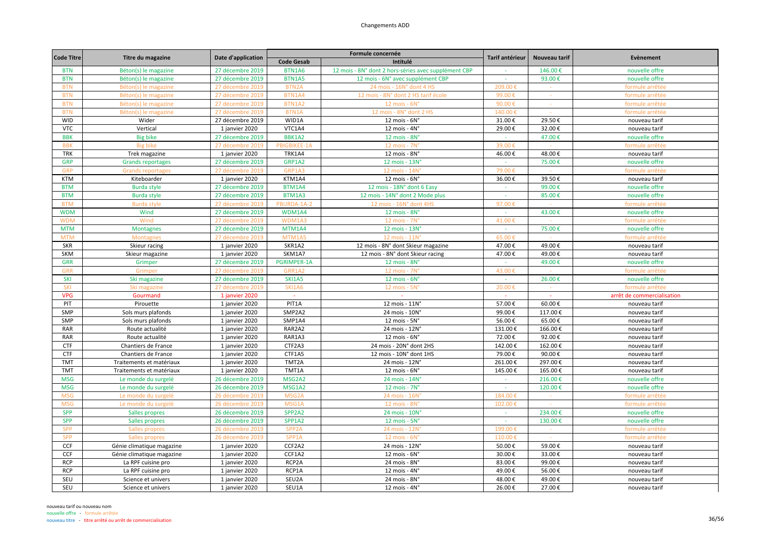# Changements ADD

| Code Titre | Titre du magazine | Date d'application | Formule concernée | | Tarif antérieur | Nouveau tarif | Evènement |
|---|---|---|---|---|---|---|---|
| | | | Code Gesab | Intitulé | | | |
| BTN | Béton(s) le magazine | 27 décembre 2019 | BTN1A6 | 12 mois - 8N° dont 2 hors-séries avec supplément CBP | - | 146.00 € | nouvelle offre |
| BTN | Béton(s) le magazine | 27 décembre 2019 | BTN1A5 | 12 mois - 6N° avec supplément CBP | - | 93.00 € | nouvelle offre |
| BTN | Béton(s) le magazine | 27 décembre 2019 | BTN2A | 24 mois - 16N° dont 4 HS | 209.00 € | - | formule arrêtée |
| BTN | Béton(s) le magazine | 27 décembre 2019 | BTN1A4 | 12 mois - 8N° dont 2 HS tarif école | 99.00 € | - | formule arrêtée |
| BTN | Béton(s) le magazine | 27 décembre 2019 | BTN1A2 | 12 mois - 6N° | 90.00 € | - | formule arrêtée |
| BTN | Béton(s) le magazine | 27 décembre 2019 | BTN1A | 12 mois - 8N° dont 2 HS | 140.00 € | - | formule arrêtée |
| WID | Wider | 27 décembre 2019 | WID1A | 12 mois - 6N° | 31.00 € | 29.50 € | nouveau tarif |
| VTC | Vertical | 1 janvier 2020 | VTC1A4 | 12 mois - 4N° | 29.00 € | 32.00 € | nouveau tarif |
| BBK | Big bike | 27 décembre 2019 | BBK1A2 | 12 mois - 8N° | - | 47.00 € | nouvelle offre |
| BBK | Big bike | 27 décembre 2019 | PBIGBIKEE-1A | 12 mois - 7N° | 39.00 € | - | formule arrêtée |
| TRK | Trek magazine | 1 janvier 2020 | TRK1A4 | 12 mois - 8N° | 46.00 € | 48.00 € | nouveau tarif |
| GRP | Grands reportages | 27 décembre 2019 | GRP1A2 | 12 mois - 13N° | - | 75.00 € | nouvelle offre |
| GRP | Grands reportages | 27 décembre 2019 | GRP1A3 | 12 mois - 14N° | 79.00 € | - | formule arrêtée |
| KTM | Kiteboarder | 1 janvier 2020 | KTM1A4 | 12 mois - 6N° | 36.00 € | 39.50 € | nouveau tarif |
| BTM | Burda style | 27 décembre 2019 | BTM1A4 | 12 mois - 18N° dont 6 Easy | - | 99.00 € | nouvelle offre |
| BTM | Burda style | 27 décembre 2019 | BTM1A3 | 12 mois - 14N° dont 2 Mode plus | - | 85.00 € | nouvelle offre |
| BTM | Burda style | 27 décembre 2019 | PBURDA-1A-2 | 12 mois - 16N° dont 4HS | 97.00 € | - | formule arrêtée |
| WDM | Wind | 27 décembre 2019 | WDM1A4 | 12 mois - 8N° | - | 43.00 € | nouvelle offre |
| WDM | Wind | 27 décembre 2019 | WDM1A3 | 12 mois - 7N° | 41.00 € | - | formule arrêtée |
| MTM | Montagnes | 27 décembre 2019 | MTM1A4 | 12 mois - 13N° | - | 75.00 € | nouvelle offre |
| MTM | Montagnes | 27 décembre 2019 | MTM1A5 | 12 mois - 11N° | 65.00 € | - | formule arrêtée |
| SKR | Skieur racing | 1 janvier 2020 | SKR1A2 | 12 mois - 8N° dont Skieur magazine | 47.00 € | 49.00 € | nouveau tarif |
| SKM | Skieur magazine | 1 janvier 2020 | SKM1A7 | 12 mois - 8N° dont Skieur racing | 47.00 € | 49.00 € | nouveau tarif |
| GRR | Grimper | 27 décembre 2019 | PGRIMPER-1A | 12 mois - 8N° | - | 49.00 € | nouvelle offre |
| GRR | Grimper | 27 décembre 2019 | GRR1A2 | 12 mois - 7N° | 43.00 € | - | formule arrêtée |
| SKI | Ski magazine | 27 décembre 2019 | SKI1A5 | 12 mois - 6N° | - | 26.00 € | nouvelle offre |
| SKI | Ski magazine | 27 décembre 2019 | SKI1A6 | 12 mois - 5N° | 20.00 € | - | formule arrêtée |
| VPG | Gourmand | 1 janvier 2020 | - | - | - | - | arrêt de commercialisation |
| PIT | Pirouette | 1 janvier 2020 | PIT1A | 12 mois - 11N° | 57.00 € | 60.00 € | nouveau tarif |
| SMP | Sols murs plafonds | 1 janvier 2020 | SMP2A2 | 24 mois - 10N° | 99.00 € | 117.00 € | nouveau tarif |
| SMP | Sols murs plafonds | 1 janvier 2020 | SMP1A4 | 12 mois - 5N° | 56.00 € | 65.00 € | nouveau tarif |
| RAR | Route actualité | 1 janvier 2020 | RAR2A2 | 24 mois - 12N° | 131.00 € | 166.00 € | nouveau tarif |
| RAR | Route actualité | 1 janvier 2020 | RAR1A3 | 12 mois - 6N° | 72.00 € | 92.00 € | nouveau tarif |
| CTF | Chantiers de France | 1 janvier 2020 | CTF2A3 | 24 mois - 20N° dont 2HS | 142.00 € | 162.00 € | nouveau tarif |
| CTF | Chantiers de France | 1 janvier 2020 | CTF1A5 | 12 mois - 10N° dont 1HS | 79.00 € | 90.00 € | nouveau tarif |
| TMT | Traitements et matériaux | 1 janvier 2020 | TMT2A | 24 mois - 12N° | 261.00 € | 297.00 € | nouveau tarif |
| TMT | Traitements et matériaux | 1 janvier 2020 | TMT1A | 12 mois - 6N° | 145.00 € | 165.00 € | nouveau tarif |
| MSG | Le monde du surgelé | 26 décembre 2019 | MSG2A2 | 24 mois - 14N° | - | 216.00 € | nouvelle offre |
| MSG | Le monde du surgelé | 26 décembre 2019 | MSG1A2 | 12 mois - 7N° | - | 120.00 € | nouvelle offre |
| MSG | Le monde du surgelé | 26 décembre 2019 | MSG2A | 24 mois - 16N° | 184.00 € | - | formule arrêtée |
| MSG | Le monde du surgelé | 26 décembre 2019 | MSG1A | 12 mois - 8N° | 102.00 € | - | formule arrêtée |
| SPP | Salles propres | 26 décembre 2019 | SPP2A2 | 24 mois - 10N° | - | 234.00 € | nouvelle offre |
| SPP | Salles propres | 26 décembre 2019 | SPP1A2 | 12 mois - 5N° | - | 130.00 € | nouvelle offre |
| SPP | Salles propres | 26 décembre 2019 | SPP2A | 24 mois - 12N° | 199.00 € | - | formule arrêtée |
| SPP | Salles propres | 26 décembre 2019 | SPP1A | 12 mois - 6N° | 110.00 € | - | formule arrêtée |
| CCF | Génie climatique magazine | 1 janvier 2020 | CCF2A2 | 24 mois - 12N° | 50.00 € | 59.00 € | nouveau tarif |
| CCF | Génie climatique magazine | 1 janvier 2020 | CCF1A2 | 12 mois - 6N° | 30.00 € | 33.00 € | nouveau tarif |
| RCP | La RPF cuisine pro | 1 janvier 2020 | RCP2A | 24 mois - 8N° | 83.00 € | 99.00 € | nouveau tarif |
| RCP | La RPF cuisine pro | 1 janvier 2020 | RCP1A | 12 mois - 4N° | 49.00 € | 56.00 € | nouveau tarif |
| SEU | Science et univers | 1 janvier 2020 | SEU2A | 24 mois - 8N° | 48.00 € | 49.00 € | nouveau tarif |
| SEU | Science et univers | 1 janvier 2020 | SEU1A | 12 mois - 4N° | 26.00 € | 27.00 € | nouveau tarif |

nouveau tarif ou nouveau nom
nouvelle offre - formule arrêtée
nouveau titre - titre arrêté ou arrêt de commercialisation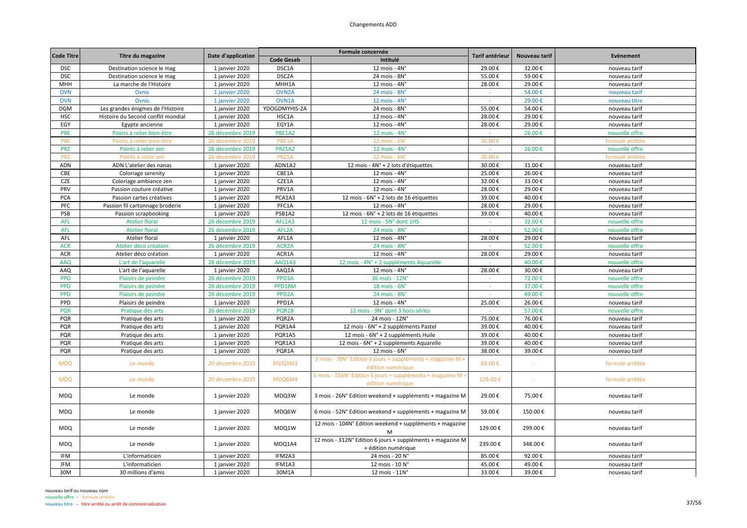# Changements ADD

| Code Titre | Titre du magazine | Date d'application | Formule concernée | | Tarif antérieur | Nouveau tarif | Evènement |
|---|---|---|---|---|---|---|---|
| | | | Code Gesab | Intitulé | | | |
| DSC | Destination science le mag | 1 janvier 2020 | DSC1A | 12 mois - 4N° | 29.00 € | 32.00 € | nouveau tarif |
| DSC | Destination science le mag | 1 janvier 2020 | DSC2A | 24 mois - 8N° | 55.00 € | 59.00 € | nouveau tarif |
| MHH | La marche de l'Histoire | 1 janvier 2020 | MHH1A | 12 mois - 4N° | 28.00 € | 29.00 € | nouveau tarif |
| OVN | Ovnis | 1 janvier 2020 | OVN2A | 24 mois - 8N° | - | 54.00 € | nouveau tarif |
| OVN | Ovnis | 1 janvier 2020 | OVN1A | 12 mois - 4N° | - | 29.00 € | nouveau titre |
| DGM | Les grandes énigmes de l'Histoire | 1 janvier 2020 | YDOGDMYHIS-2A | 24 mois - 8N° | 55.00 € | 54.00 € | nouveau tarif |
| HSC | Histoire du Second conflit mondial | 1 janvier 2020 | HSC1A | 12 mois - 4N° | 28.00 € | 29.00 € | nouveau tarif |
| EGY | Egypte ancienne | 1 janvier 2020 | EGY1A | 12 mois - 4N° | 28.00 € | 29.00 € | nouveau tarif |
| PBE | Points à relier bien-être | 26 décembre 2019 | PBE1A2 | 12 mois - 4N° | - | 26.00 € | nouvelle offre |
| PBE | Points à relier bien-être | 26 décembre 2019 | PBE1A | 12 mois - 6N° | 35.00 € | - | formule arrêtée |
| PRZ | Points à relier zen | 26 décembre 2019 | PRZ1A2 | 12 mois - 4N° | - | 26.00 € | nouvelle offre |
| PRZ | Points à relier zen | 26 décembre 2019 | PRZ1A | 12 mois - 6N° | 35.00 € | - | formule arrêtée |
| ADN | ADN L'atelier des nanas | 1 janvier 2020 | ADN1A2 | 12 mois - 4N° + 2 lots d'étiquettes | 30.00 € | 31.00 € | nouveau tarif |
| CBE | Coloriage serenity | 1 janvier 2020 | CBE1A | 12 mois - 4N° | 25.00 € | 26.00 € | nouveau tarif |
| CZE | Coloriage ambiance zen | 1 janvier 2020 | CZE1A | 12 mois - 4N° | 32.00 € | 33.00 € | nouveau tarif |
| PRV | Passion couture créative | 1 janvier 2020 | PRV1A | 12 mois - 4N° | 28.00 € | 29.00 € | nouveau tarif |
| PCA | Passion cartes créatives | 1 janvier 2020 | PCA1A3 | 12 mois - 6N° + 2 lots de 16 étiquettes | 39.00 € | 40.00 € | nouveau tarif |
| PFC | Passion fil cartonnage broderie | 1 janvier 2020 | PFC1A | 12 mois - 4N° | 28.00 € | 29.00 € | nouveau tarif |
| PSB | Passion scrapbooking | 1 janvier 2020 | PSB1A2 | 12 mois - 6N° + 2 lots de 16 étiquettes | 39.00 € | 40.00 € | nouveau tarif |
| AFL | Atelier floral | 26 décembre 2019 | AFL1A3 | 12 mois - 5N° dont 1HS | - | 32.00 € | nouvelle offre |
| AFL | Atelier floral | 26 décembre 2019 | AFL2A | 24 mois - 8N° | - | 52.00 € | nouvelle offre |
| AFL | Atelier floral | 1 janvier 2020 | AFL1A | 12 mois - 4N° | 28.00 € | 29.00 € | nouveau tarif |
| ACR | Atelier déco création | 26 décembre 2019 | ACR2A | 24 mois - 8N° | - | 52.00 € | nouvelle offre |
| ACR | Atelier déco création | 1 janvier 2020 | ACR1A | 12 mois - 4N° | 28.00 € | 29.00 € | nouveau tarif |
| AAQ | L'art de l'aquarelle | 26 décembre 2019 | AAQ1A3 | 12 mois - 4N° + 2 suppléments Aquarelle | - | 40.00 € | nouvelle offre |
| AAQ | L'art de l'aquarelle | 1 janvier 2020 | AAQ1A | 12 mois - 4N° | 28.00 € | 30.00 € | nouveau tarif |
| PPD | Plaisirs de peindre | 26 décembre 2019 | PPD3A | 36 mois - 12N° | - | 72.00 € | nouvelle offre |
| PPD | Plaisirs de peindre | 26 décembre 2019 | PPD18M | 18 mois - 6N° | - | 37.00 € | nouvelle offre |
| PPD | Plaisirs de peindre | 26 décembre 2019 | PPD2A | 24 mois - 8N° | - | 49.00 € | nouvelle offre |
| PPD | Plaisirs de peindre | 1 janvier 2020 | PPD1A | 12 mois - 4N° | 25.00 € | 26.00 € | nouveau tarif |
| PQR | Pratique des arts | 26 décembre 2019 | PQR1B | 12 mois - 9N° dont 3 hors-séries | - | 57.00 € | nouvelle offre |
| PQR | Pratique des arts | 1 janvier 2020 | PQR2A | 24 mois - 12N° | 75.00 € | 76.00 € | nouveau tarif |
| PQR | Pratique des arts | 1 janvier 2020 | PQR1A4 | 12 mois - 6N° + 2 suppléments Pastel | 39.00 € | 40.00 € | nouveau tarif |
| PQR | Pratique des arts | 1 janvier 2020 | PQR1A5 | 12 mois - 6N° + 2 suppléments Huile | 39.00 € | 40.00 € | nouveau tarif |
| PQR | Pratique des arts | 1 janvier 2020 | PQR1A3 | 12 mois - 6N° + 2 suppléments Aquarelle | 39.00 € | 40.00 € | nouveau tarif |
| PQR | Pratique des arts | 1 janvier 2020 | PQR1A | 12 mois - 6N° | 38.00 € | 39.00 € | nouveau tarif |
| MDQ | Le monde | 20 décembre 2019 | MDQ3M3 | 3 mois - 78N° Edition 6 jours + suppléments + magazine M + édition numérique | 69.00 € | - | formule arrêtée |
| MDQ | Le monde | 20 décembre 2019 | MDQ6M4 | 6 mois - 156N° Edition 6 jours + suppléments + magazine M + édition numérique | 129.00 € | - | formule arrêtée |
| MDQ | Le monde | 1 janvier 2020 | MDQ3W | 3 mois - 26N° Edition weekend + suppléments + magazine M | 29.00 € | 75.00 € | nouveau tarif |
| MDQ | Le monde | 1 janvier 2020 | MDQ6W | 6 mois - 52N° Edition weekend + suppléments + magazine M | 59.00 € | 150.00 € | nouveau tarif |
| MDQ | Le monde | 1 janvier 2020 | MDQ1W | 12 mois - 104N° Edition weekend + suppléments + magazine M | 129.00 € | 299.00 € | nouveau tarif |
| MDQ | Le monde | 1 janvier 2020 | MDQ1A4 | 12 mois - 312N° Edition 6 jours + suppléments + magazine M + édition numérique | 239.00 € | 348.00 € | nouveau tarif |
| IFM | L'informaticien | 1 janvier 2020 | IFM2A3 | 24 mois - 20 N° | 85.00 € | 92.00 € | nouveau tarif |
| IFM | L'informaticien | 1 janvier 2020 | IFM1A3 | 12 mois - 10 N° | 45.00 € | 49.00 € | nouveau tarif |
| 30M | 30 millions d'amis | 1 janvier 2020 | 30M1A | 12 mois - 11N° | 33.00 € | 39.00 € | nouveau tarif |

nouveau tarif ou nouveau nom
nouvelle offre - formule arrêtée
nouveau titre - titre arrêté ou arrêt de commercialisation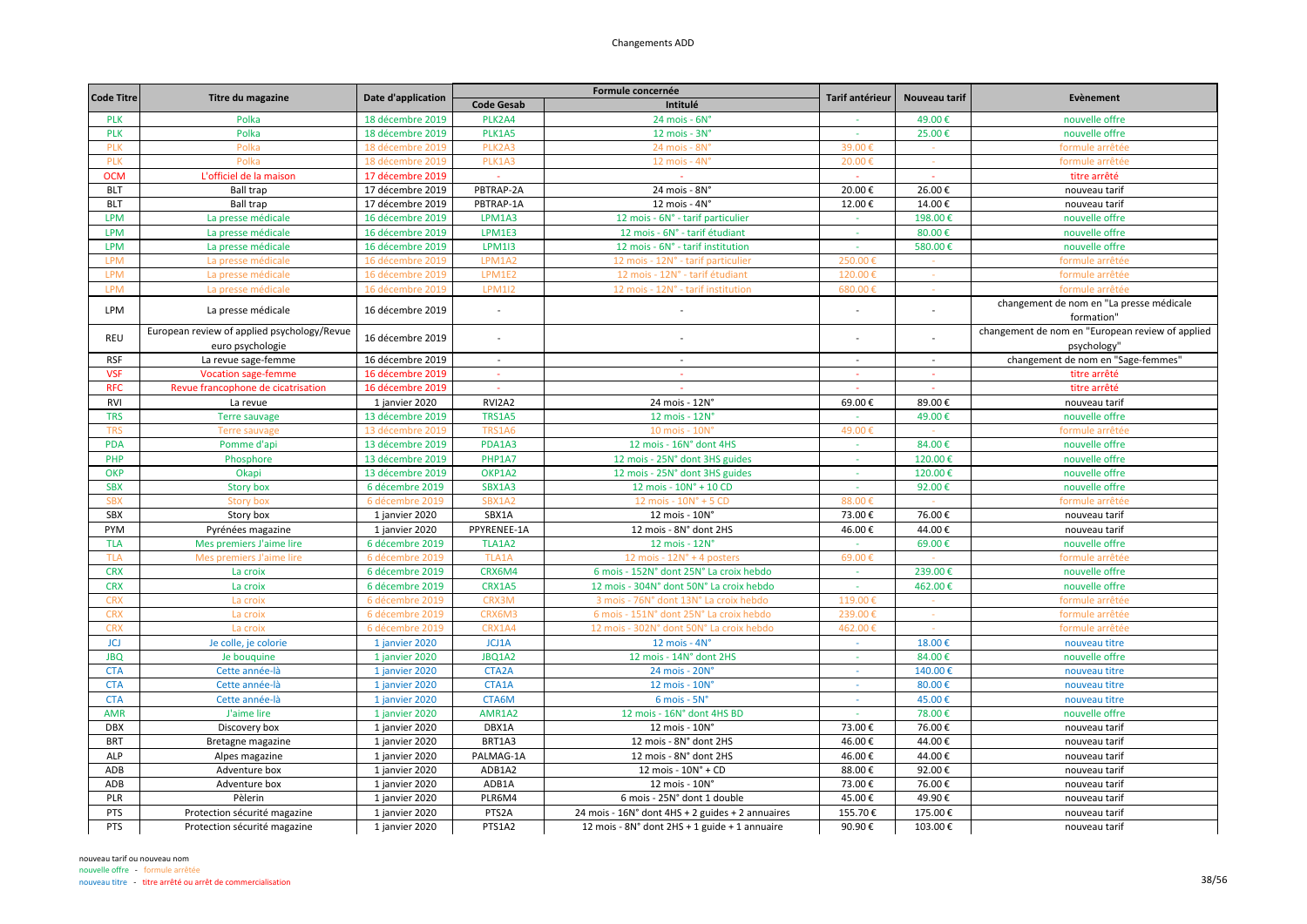# Changements ADD

| Code Titre | Titre du magazine | Date d'application | Formule concernée | | Tarif antérieur | Nouveau tarif | Evènement |
|---|---|---|---|---|---|---|---|
| | | | Code Gesab | Intitulé | | | |
| PLK | Polka | 18 décembre 2019 | PLK2A4 | 24 mois - 6N° | - | 49.00 € | nouvelle offre |
| PLK | Polka | 18 décembre 2019 | PLK1A5 | 12 mois - 3N° | - | 25.00 € | nouvelle offre |
| PLK | Polka | 18 décembre 2019 | PLK2A3 | 24 mois - 8N° | 39.00 € | - | formule arrêtée |
| PLK | Polka | 18 décembre 2019 | PLK1A3 | 12 mois - 4N° | 20.00 € | - | formule arrêtée |
| OCM | L'officiel de la maison | 17 décembre 2019 | - | | - | - | titre arrêté |
| BLT | Ball trap | 17 décembre 2019 | PBTRAP-2A | 24 mois - 8N° | 20.00 € | 26.00 € | nouveau tarif |
| BLT | Ball trap | 17 décembre 2019 | PBTRAP-1A | 12 mois - 4N° | 12.00 € | 14.00 € | nouveau tarif |
| LPM | La presse médicale | 16 décembre 2019 | LPM1A3 | 12 mois - 6N° - tarif particulier | - | 198.00 € | nouvelle offre |
| LPM | La presse médicale | 16 décembre 2019 | LPM1E3 | 12 mois - 6N° - tarif étudiant | - | 80.00 € | nouvelle offre |
| LPM | La presse médicale | 16 décembre 2019 | LPM1I3 | 12 mois - 6N° - tarif institution | - | 580.00 € | nouvelle offre |
| LPM | La presse médicale | 16 décembre 2019 | LPM1A2 | 12 mois - 12N° - tarif particulier | 250.00 € | - | formule arrêtée |
| LPM | La presse médicale | 16 décembre 2019 | LPM1E2 | 12 mois - 12N° - tarif étudiant | 120.00 € | - | formule arrêtée |
| LPM | La presse médicale | 16 décembre 2019 | LPM1I2 | 12 mois - 12N° - tarif institution | 680.00 € | - | formule arrêtée |
| LPM | La presse médicale | 16 décembre 2019 | - | - | - | - | changement de nom en "La presse médicale formation" |
| REU | European review of applied psychology/Revue euro psychologie | 16 décembre 2019 | - | - | - | - | changement de nom en "European review of applied psychology" |
| RSF | La revue sage-femme | 16 décembre 2019 | - | - | - | - | changement de nom en "Sage-femmes" |
| VSF | Vocation sage-femme | 16 décembre 2019 | - | - | - | - | titre arrêté |
| RFC | Revue francophone de cicatrisation | 16 décembre 2019 | - | - | - | - | titre arrêté |
| RVI | La revue | 1 janvier 2020 | RVI2A2 | 24 mois - 12N° | 69.00 € | 89.00 € | nouveau tarif |
| TRS | Terre sauvage | 13 décembre 2019 | TRS1A5 | 12 mois - 12N° | - | 49.00 € | nouvelle offre |
| TRS | Terre sauvage | 13 décembre 2019 | TRS1A6 | 10 mois - 10N° | 49.00 € | - | formule arrêtée |
| PDA | Pomme d'api | 13 décembre 2019 | PDA1A3 | 12 mois - 16N° dont 4HS | - | 84.00 € | nouvelle offre |
| PHP | Phosphore | 13 décembre 2019 | PHP1A7 | 12 mois - 25N° dont 3HS guides | - | 120.00 € | nouvelle offre |
| OKP | Okapi | 13 décembre 2019 | OKP1A2 | 12 mois - 25N° dont 3HS guides | - | 120.00 € | nouvelle offre |
| SBX | Story box | 6 décembre 2019 | SBX1A3 | 12 mois - 10N° + 10 CD | - | 92.00 € | nouvelle offre |
| SBX | Story box | 6 décembre 2019 | SBX1A2 | 12 mois - 10N° + 5 CD | 88.00 € | - | formule arrêtée |
| SBX | Story box | 1 janvier 2020 | SBX1A | 12 mois - 10N° | 73.00 € | 76.00 € | nouveau tarif |
| PYM | Pyrénées magazine | 1 janvier 2020 | PPYRENEE-1A | 12 mois - 8N° dont 2HS | 46.00 € | 44.00 € | nouveau tarif |
| TLA | Mes premiers J'aime lire | 6 décembre 2019 | TLA1A2 | 12 mois - 12N° | - | 69.00 € | nouvelle offre |
| TLA | Mes premiers J'aime lire | 6 décembre 2019 | TLA1A | 12 mois - 12N° + 4 posters | 69.00 € | - | formule arrêtée |
| CRX | La croix | 6 décembre 2019 | CRX6M4 | 6 mois - 152N° dont 25N° La croix hebdo | - | 239.00 € | nouvelle offre |
| CRX | La croix | 6 décembre 2019 | CRX1A5 | 12 mois - 304N° dont 50N° La croix hebdo | - | 462.00 € | nouvelle offre |
| CRX | La croix | 6 décembre 2019 | CRX3M | 3 mois - 76N° dont 13N° La croix hebdo | 119.00 € | - | formule arrêtée |
| CRX | La croix | 6 décembre 2019 | CRX6M3 | 6 mois - 151N° dont 25N° La croix hebdo | 239.00 € | - | formule arrêtée |
| CRX | La croix | 6 décembre 2019 | CRX1A4 | 12 mois - 302N° dont 50N° La croix hebdo | 462.00 € | - | formule arrêtée |
| JCJ | Je colle, je colorie | 1 janvier 2020 | JCJ1A | 12 mois - 4N° | - | 18.00 € | nouveau titre |
| JBQ | Je bouquine | 1 janvier 2020 | JBQ1A2 | 12 mois - 14N° dont 2HS | - | 84.00 € | nouvelle offre |
| CTA | Cette année-là | 1 janvier 2020 | CTA2A | 24 mois - 20N° | - | 140.00 € | nouveau titre |
| CTA | Cette année-là | 1 janvier 2020 | CTA1A | 12 mois - 10N° | - | 80.00 € | nouveau titre |
| CTA | Cette année-là | 1 janvier 2020 | CTA6M | 6 mois - 5N° | - | 45.00 € | nouveau titre |
| AMR | J'aime lire | 1 janvier 2020 | AMR1A2 | 12 mois - 16N° dont 4HS BD | - | 78.00 € | nouvelle offre |
| DBX | Discovery box | 1 janvier 2020 | DBX1A | 12 mois - 10N° | 73.00 € | 76.00 € | nouveau tarif |
| BRT | Bretagne magazine | 1 janvier 2020 | BRT1A3 | 12 mois - 8N° dont 2HS | 46.00 € | 44.00 € | nouveau tarif |
| ALP | Alpes magazine | 1 janvier 2020 | PALMAG-1A | 12 mois - 8N° dont 2HS | 46.00 € | 44.00 € | nouveau tarif |
| ADB | Adventure box | 1 janvier 2020 | ADB1A2 | 12 mois - 10N° + CD | 88.00 € | 92.00 € | nouveau tarif |
| ADB | Adventure box | 1 janvier 2020 | ADB1A | 12 mois - 10N° | 73.00 € | 76.00 € | nouveau tarif |
| PLR | Pèlerin | 1 janvier 2020 | PLR6M4 | 6 mois - 25N° dont 1 double | 45.00 € | 49.90 € | nouveau tarif |
| PTS | Protection sécurité magazine | 1 janvier 2020 | PTS2A | 24 mois - 16N° dont 4HS + 2 guides + 2 annuaires | 155.70 € | 175.00 € | nouveau tarif |
| PTS | Protection sécurité magazine | 1 janvier 2020 | PTS1A2 | 12 mois - 8N° dont 2HS + 1 guide + 1 annuaire | 90.90 € | 103.00 € | nouveau tarif |

nouveau tarif ou nouveau nom
nouvelle offre - formule arrêtée
nouveau titre - titre arrêté ou arrêt de commercialisation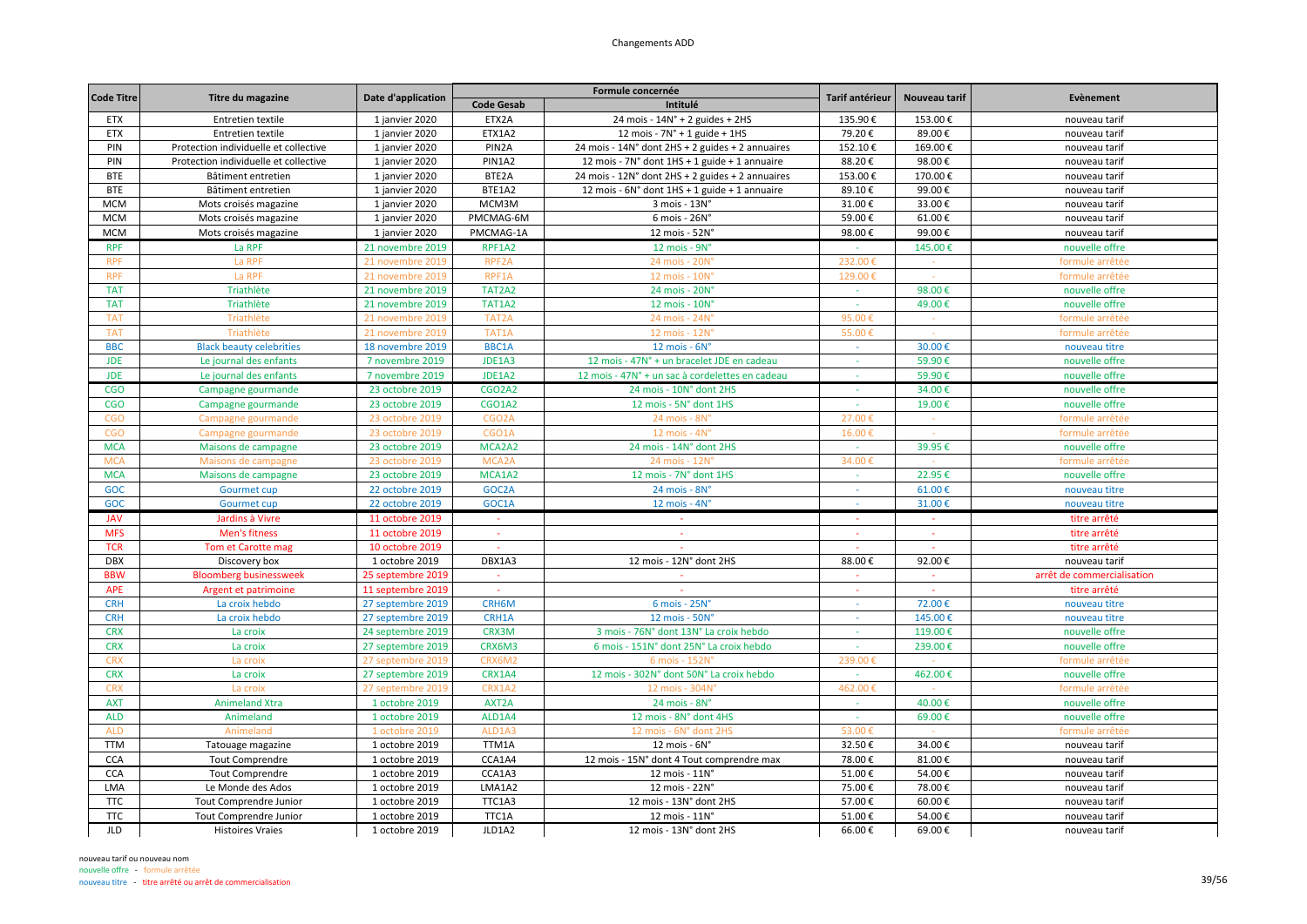# Changements ADD

| Code Titre | Titre du magazine | Date d'application | Formule concernée | | Tarif antérieur | Nouveau tarif | Evènement |
|---|---|---|---|---|---|---|---|
| | | | Code Gesab | Intitulé | | | |
| ETX | Entretien textile | 1 janvier 2020 | ETX2A | 24 mois - 14N° + 2 guides + 2HS | 135.90 € | 153.00 € | nouveau tarif |
| ETX | Entretien textile | 1 janvier 2020 | ETX1A2 | 12 mois - 7N° + 1 guide + 1HS | 79.20 € | 89.00 € | nouveau tarif |
| PIN | Protection individuelle et collective | 1 janvier 2020 | PIN2A | 24 mois - 14N° dont 2HS + 2 guides + 2 annuaires | 152.10 € | 169.00 € | nouveau tarif |
| PIN | Protection individuelle et collective | 1 janvier 2020 | PIN1A2 | 12 mois - 7N° dont 1HS + 1 guide + 1 annuaire | 88.20 € | 98.00 € | nouveau tarif |
| BTE | Bâtiment entretien | 1 janvier 2020 | BTE2A | 24 mois - 12N° dont 2HS + 2 guides + 2 annuaires | 153.00 € | 170.00 € | nouveau tarif |
| BTE | Bâtiment entretien | 1 janvier 2020 | BTE1A2 | 12 mois - 6N° dont 1HS + 1 guide + 1 annuaire | 89.10 € | 99.00 € | nouveau tarif |
| MCM | Mots croisés magazine | 1 janvier 2020 | MCM3M | 3 mois - 13N° | 31.00 € | 33.00 € | nouveau tarif |
| MCM | Mots croisés magazine | 1 janvier 2020 | PMCMAG-6M | 6 mois - 26N° | 59.00 € | 61.00 € | nouveau tarif |
| MCM | Mots croisés magazine | 1 janvier 2020 | PMCMAG-1A | 12 mois - 52N° | 98.00 € | 99.00 € | nouveau tarif |
| RPF | La RPF | 21 novembre 2019 | RPF1A2 | 12 mois - 9N° | - | 145.00 € | nouvelle offre |
| RPF | La RPF | 21 novembre 2019 | RPF2A | 24 mois - 20N° | 232.00 € | - | formule arrêtée |
| RPF | La RPF | 21 novembre 2019 | RPF1A | 12 mois - 10N° | 129.00 € | - | formule arrêtée |
| TAT | Triathlète | 21 novembre 2019 | TAT2A2 | 24 mois - 20N° | - | 98.00 € | nouvelle offre |
| TAT | Triathlète | 21 novembre 2019 | TAT1A2 | 12 mois - 10N° | - | 49.00 € | nouvelle offre |
| TAT | Triathlète | 21 novembre 2019 | TAT2A | 24 mois - 24N° | 95.00 € | - | formule arrêtée |
| TAT | Triathlète | 21 novembre 2019 | TAT1A | 12 mois - 12N° | 55.00 € | - | formule arrêtée |
| BBC | Black beauty celebrities | 18 novembre 2019 | BBC1A | 12 mois - 6N° | - | 30.00 € | nouveau titre |
| JDE | Le journal des enfants | 7 novembre 2019 | JDE1A3 | 12 mois - 47N° + un bracelet JDE en cadeau | - | 59.90 € | nouvelle offre |
| JDE | Le journal des enfants | 7 novembre 2019 | JDE1A2 | 12 mois - 47N° + un sac à cordelettes en cadeau | - | 59.90 € | nouvelle offre |
| CGO | Campagne gourmande | 23 octobre 2019 | CGO2A2 | 24 mois - 10N° dont 2HS | - | 34.00 € | nouvelle offre |
| CGO | Campagne gourmande | 23 octobre 2019 | CGO1A2 | 12 mois - 5N° dont 1HS | - | 19.00 € | nouvelle offre |
| CGO | Campagne gourmande | 23 octobre 2019 | CGO2A | 24 mois - 8N° | 27.00 € | - | formule arrêtée |
| CGO | Campagne gourmande | 23 octobre 2019 | CGO1A | 12 mois - 4N° | 16.00 € | - | formule arrêtée |
| MCA | Maisons de campagne | 23 octobre 2019 | MCA2A2 | 24 mois - 14N° dont 2HS | - | 39.95 € | nouvelle offre |
| MCA | Maisons de campagne | 23 octobre 2019 | MCA2A | 24 mois - 12N° | 34.00 € | - | formule arrêtée |
| MCA | Maisons de campagne | 23 octobre 2019 | MCA1A2 | 12 mois - 7N° dont 1HS | - | 22.95 € | nouvelle offre |
| GOC | Gourmet cup | 22 octobre 2019 | GOC2A | 24 mois - 8N° | - | 61.00 € | nouveau titre |
| GOC | Gourmet cup | 22 octobre 2019 | GOC1A | 12 mois - 4N° | - | 31.00 € | nouveau titre |
| JAV | Jardins à Vivre | 11 octobre 2019 | - | - | - | - | titre arrêté |
| MFS | Men's fitness | 11 octobre 2019 | - | - | - | - | titre arrêté |
| TCR | Tom et Carotte mag | 10 octobre 2019 | - | - | - | - | titre arrêté |
| DBX | Discovery box | 1 octobre 2019 | DBX1A3 | 12 mois - 12N° dont 2HS | 88.00 € | 92.00 € | nouveau tarif |
| BBW | Bloomberg businessweek | 25 septembre 2019 | - | - | - | - | arrêt de commercialisation |
| APE | Argent et patrimoine | 11 septembre 2019 | - | - | - | - | titre arrêté |
| CRH | La croix hebdo | 27 septembre 2019 | CRH6M | 6 mois - 25N° | - | 72.00 € | nouveau titre |
| CRH | La croix hebdo | 27 septembre 2019 | CRH1A | 12 mois - 50N° | - | 145.00 € | nouveau titre |
| CRX | La croix | 24 septembre 2019 | CRX3M | 3 mois - 76N° dont 13N° La croix hebdo | - | 119.00 € | nouvelle offre |
| CRX | La croix | 27 septembre 2019 | CRX6M3 | 6 mois - 151N° dont 25N° La croix hebdo | - | 239.00 € | nouvelle offre |
| CRX | La croix | 27 septembre 2019 | CRX6M2 | 6 mois - 152N° | 239.00 € | - | formule arrêtée |
| CRX | La croix | 27 septembre 2019 | CRX1A4 | 12 mois - 302N° dont 50N° La croix hebdo | - | 462.00 € | nouvelle offre |
| CRX | La croix | 27 septembre 2019 | CRX1A2 | 12 mois - 304N° | 462.00 € | - | formule arrêtée |
| AXT | Animeland Xtra | 1 octobre 2019 | AXT2A | 24 mois - 8N° | - | 40.00 € | nouvelle offre |
| ALD | Animeland | 1 octobre 2019 | ALD1A4 | 12 mois - 8N° dont 4HS | - | 69.00 € | nouvelle offre |
| ALD | Animeland | 1 octobre 2019 | ALD1A3 | 12 mois - 6N° dont 2HS | 53.00 € | - | formule arrêtée |
| TTM | Tatouage magazine | 1 octobre 2019 | TTM1A | 12 mois - 6N° | 32.50 € | 34.00 € | nouveau tarif |
| CCA | Tout Comprendre | 1 octobre 2019 | CCA1A4 | 12 mois - 15N° dont 4 Tout comprendre max | 78.00 € | 81.00 € | nouveau tarif |
| CCA | Tout Comprendre | 1 octobre 2019 | CCA1A3 | 12 mois - 11N° | 51.00 € | 54.00 € | nouveau tarif |
| LMA | Le Monde des Ados | 1 octobre 2019 | LMA1A2 | 12 mois - 22N° | 75.00 € | 78.00 € | nouveau tarif |
| TTC | Tout Comprendre Junior | 1 octobre 2019 | TTC1A3 | 12 mois - 13N° dont 2HS | 57.00 € | 60.00 € | nouveau tarif |
| TTC | Tout Comprendre Junior | 1 octobre 2019 | TTC1A | 12 mois - 11N° | 51.00 € | 54.00 € | nouveau tarif |
| JLD | Histoires Vraies | 1 octobre 2019 | JLD1A2 | 12 mois - 13N° dont 2HS | 66.00 € | 69.00 € | nouveau tarif |

nouveau tarif ou nouveau nom
nouvelle offre - formule arrêtée
nouveau titre - titre arrêté ou arrêt de commercialisation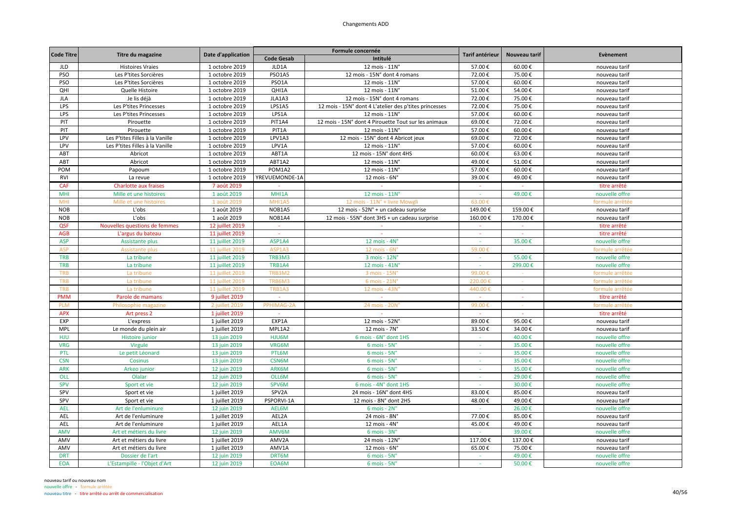# Changements ADD

| Code Titre | Titre du magazine | Date d'application | Formule concernée | | Tarif antérieur | Nouveau tarif | Evènement |
|---|---|---|---|---|---|---|---|
| | | | Code Gesab | Intitulé | | | |
| JLD | Histoires Vraies | 1 octobre 2019 | JLD1A | 12 mois - 11N° | 57.00 € | 60.00 € | nouveau tarif |
| PSO | Les P'tites Sorcières | 1 octobre 2019 | PSO1A5 | 12 mois - 15N° dont 4 romans | 72.00 € | 75.00 € | nouveau tarif |
| PSO | Les P'tites Sorcières | 1 octobre 2019 | PSO1A | 12 mois - 11N° | 57.00 € | 60.00 € | nouveau tarif |
| QHI | Quelle Histoire | 1 octobre 2019 | QHI1A | 12 mois - 11N° | 51.00 € | 54.00 € | nouveau tarif |
| JLA | Je lis déjà | 1 octobre 2019 | JLA1A3 | 12 mois - 15N° dont 4 romans | 72.00 € | 75.00 € | nouveau tarif |
| LPS | Les P'tites Princesses | 1 octobre 2019 | LPS1A5 | 12 mois - 15N° dont 4 L'atelier des p'tites princesses | 72.00 € | 75.00 € | nouveau tarif |
| LPS | Les P'tites Princesses | 1 octobre 2019 | LPS1A | 12 mois - 11N° | 57.00 € | 60.00 € | nouveau tarif |
| PIT | Pirouette | 1 octobre 2019 | PIT1A4 | 12 mois - 15N° dont 4 Pirouette Tout sur les animaux | 69.00 € | 72.00 € | nouveau tarif |
| PIT | Pirouette | 1 octobre 2019 | PIT1A | 12 mois - 11N° | 57.00 € | 60.00 € | nouveau tarif |
| LPV | Les P'tites Filles à la Vanille | 1 octobre 2019 | LPV1A3 | 12 mois - 15N° dont 4 Abricot jeux | 69.00 € | 72.00 € | nouveau tarif |
| LPV | Les P'tites Filles à la Vanille | 1 octobre 2019 | LPV1A | 12 mois - 11N° | 57.00 € | 60.00 € | nouveau tarif |
| ABT | Abricot | 1 octobre 2019 | ABT1A | 12 mois - 15N° dont 4HS | 60.00 € | 63.00 € | nouveau tarif |
| ABT | Abricot | 1 octobre 2019 | ABT1A2 | 12 mois - 11N° | 49.00 € | 51.00 € | nouveau tarif |
| POM | Papoum | 1 octobre 2019 | POM1A2 | 12 mois - 11N° | 57.00 € | 60.00 € | nouveau tarif |
| RVI | La revue | 1 octobre 2019 | YREVUEMONDE-1A | 12 mois - 6N° | 39.00 € | 49.00 € | nouveau tarif |
| CAF | Charlotte aux fraises | 7 août 2019 | - | - | - | - | titre arrêté |
| MHI | Mille et une histoires | 1 août 2019 | MHI1A | 12 mois - 11N° | - | 49.00 € | nouvelle offre |
| MHI | Mille et une histoires | 1 août 2019 | MHI1A5 | 12 mois - 11N° + livre Mowgli | 63.00 € | - | formule arrêtée |
| NOB | L'obs | 1 août 2019 | NOB1A5 | 12 mois - 52N° + un cadeau surprise | 149.00 € | 159.00 € | nouveau tarif |
| NOB | L'obs | 1 août 2019 | NOB1A4 | 12 mois - 55N° dont 3HS + un cadeau surprise | 160.00 € | 170.00 € | nouveau tarif |
| QSF | Nouvelles questions de femmes | 12 juillet 2019 | - | - | - | - | titre arrêté |
| AGB | L'argus du bateau | 11 juillet 2019 | - | - | - | - | titre arrêté |
| ASP | Assistante plus | 11 juillet 2019 | ASP1A4 | 12 mois - 4N° | - | 35.00 € | nouvelle offre |
| ASP | Assistante plus | 11 juillet 2019 | ASP1A3 | 12 mois - 6N° | 59.00 € | - | formule arrêtée |
| TRB | La tribune | 11 juillet 2019 | TRB3M3 | 3 mois - 12N° | - | 55.00 € | nouvelle offre |
| TRB | La tribune | 11 juillet 2019 | TRB1A4 | 12 mois - 41N° | - | 299.00 € | nouvelle offre |
| TRB | La tribune | 11 juillet 2019 | TRB3M2 | 3 mois - 15N° | 99.00 € | - | formule arrêtée |
| TRB | La tribune | 11 juillet 2019 | TRB6M3 | 6 mois - 21N° | 220.00 € | - | formule arrêtée |
| TRB | La tribune | 11 juillet 2019 | TRB1A3 | 12 mois - 43N° | 440.00 € | - | formule arrêtée |
| PMM | Parole de mamans | 9 juillet 2019 | - | - | - | - | titre arrêté |
| PLM | Philosophie magazine | 2 juillet 2019 | PPHIMAG-2A | 24 mois - 20N° | 99.00 € | - | formule arrêtée |
| APX | Art press 2 | 1 juillet 2019 | - | - | - | - | titre arrêté |
| EXP | L'express | 1 juillet 2019 | EXP1A | 12 mois - 52N° | 89.00 € | 95.00 € | nouveau tarif |
| MPL | Le monde du plein air | 1 juillet 2019 | MPL1A2 | 12 mois - 7N° | 33.50 € | 34.00 € | nouveau tarif |
| HJU | Histoire junior | 13 juin 2019 | HJU6M | 6 mois - 6N° dont 1HS | - | 40.00 € | nouvelle offre |
| VRG | Virgule | 13 juin 2019 | VRG6M | 6 mois - 5N° | - | 35.00 € | nouvelle offre |
| PTL | Le petit Léonard | 13 juin 2019 | PTL6M | 6 mois - 5N° | - | 35.00 € | nouvelle offre |
| CSN | Cosinus | 13 juin 2019 | CSN6M | 6 mois - 5N° | - | 35.00 € | nouvelle offre |
| ARK | Arkeo junior | 12 juin 2019 | ARK6M | 6 mois - 5N° | - | 35.00 € | nouvelle offre |
| OLL | Olalar | 12 juin 2019 | OLL6M | 6 mois - 5N° | - | 29.00 € | nouvelle offre |
| SPV | Sport et vie | 12 juin 2019 | SPV6M | 6 mois - 4N° dont 1HS | - | 30.00 € | nouvelle offre |
| SPV | Sport et vie | 1 juillet 2019 | SPV2A | 24 mois - 16N° dont 4HS | 83.00 € | 85.00 € | nouveau tarif |
| SPV | Sport et vie | 1 juillet 2019 | PSPORVI-1A | 12 mois - 8N° dont 2HS | 48.00 € | 49.00 € | nouveau tarif |
| AEL | Art de l'enluminure | 12 juin 2019 | AEL6M | 6 mois - 2N° | - | 26.00 € | nouvelle offre |
| AEL | Art de l'enluminure | 1 juillet 2019 | AEL2A | 24 mois - 8N° | 77.00 € | 85.00 € | nouveau tarif |
| AEL | Art de l'enluminure | 1 juillet 2019 | AEL1A | 12 mois - 4N° | 45.00 € | 49.00 € | nouveau tarif |
| AMV | Art et métiers du livre | 12 juin 2019 | AMV6M | 6 mois - 3N° | - | 39.00 € | nouvelle offre |
| AMV | Art et métiers du livre | 1 juillet 2019 | AMV2A | 24 mois - 12N° | 117.00 € | 137.00 € | nouveau tarif |
| AMV | Art et métiers du livre | 1 juillet 2019 | AMV1A | 12 mois - 6N° | 65.00 € | 75.00 € | nouveau tarif |
| DRT | Dossier de l'art | 12 juin 2019 | DRT6M | 6 mois - 5N° | - | 49.00 € | nouvelle offre |
| EOA | L'Estampille - l'Objet d'Art | 12 juin 2019 | EOA6M | 6 mois - 5N° | - | 50.00 € | nouvelle offre |

nouveau tarif ou nouveau nom
nouvelle offre - formule arrêtée
nouveau titre - titre arrêté ou arrêt de commercialisation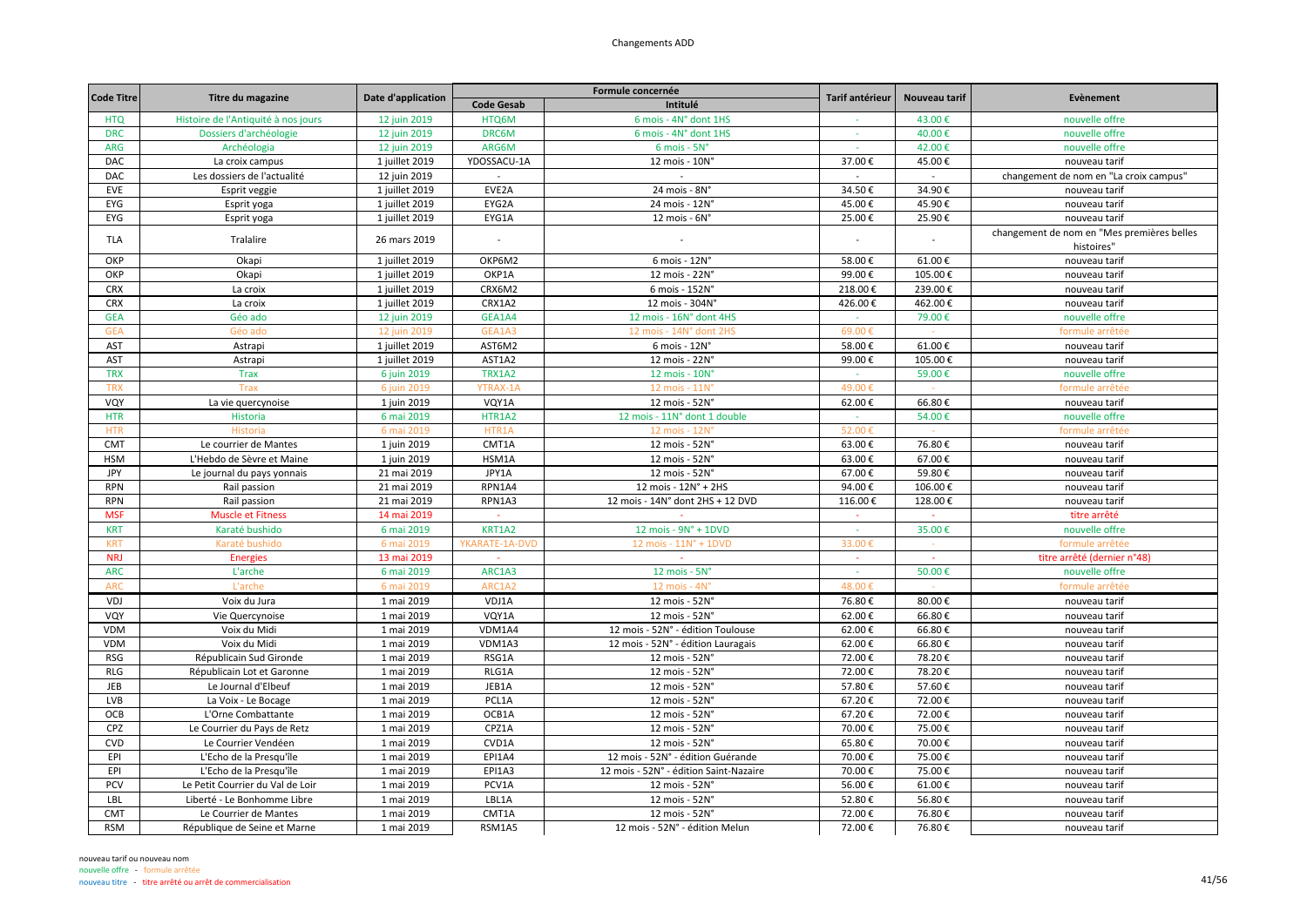# Changements ADD

| Code Titre | Titre du magazine | Date d'application | Formule concernée | | Tarif antérieur | Nouveau tarif | Evènement |
|---|---|---|---|---|---|---|---|
| | | | Code Gesab | Intitulé | | | |
| HTQ | Histoire de l'Antiquité à nos jours | 12 juin 2019 | HTQ6M | 6 mois - 4N° dont 1HS | - | 43.00 € | nouvelle offre |
| DRC | Dossiers d'archéologie | 12 juin 2019 | DRC6M | 6 mois - 4N° dont 1HS | - | 40.00 € | nouvelle offre |
| ARG | Archéologia | 12 juin 2019 | ARG6M | 6 mois - 5N° | - | 42.00 € | nouvelle offre |
| DAC | La croix campus | 1 juillet 2019 | YDOSSACU-1A | 12 mois - 10N° | 37.00 € | 45.00 € | nouveau tarif |
| DAC | Les dossiers de l'actualité | 12 juin 2019 | - | | - | - | changement de nom en "La croix campus" |
| EVE | Esprit veggie | 1 juillet 2019 | EVE2A | 24 mois - 8N° | 34.50 € | 34.90 € | nouveau tarif |
| EYG | Esprit yoga | 1 juillet 2019 | EYG2A | 24 mois - 12N° | 45.00 € | 45.90 € | nouveau tarif |
| EYG | Esprit yoga | 1 juillet 2019 | EYG1A | 12 mois - 6N° | 25.00 € | 25.90 € | nouveau tarif |
| TLA | Tralalire | 26 mars 2019 | - | - | - | - | changement de nom en "Mes premières belles histoires" |
| OKP | Okapi | 1 juillet 2019 | OKP6M2 | 6 mois - 12N° | 58.00 € | 61.00 € | nouveau tarif |
| OKP | Okapi | 1 juillet 2019 | OKP1A | 12 mois - 22N° | 99.00 € | 105.00 € | nouveau tarif |
| CRX | La croix | 1 juillet 2019 | CRX6M2 | 6 mois - 152N° | 218.00 € | 239.00 € | nouveau tarif |
| CRX | La croix | 1 juillet 2019 | CRX1A2 | 12 mois - 304N° | 426.00 € | 462.00 € | nouveau tarif |
| GEA | Géo ado | 12 juin 2019 | GEA1A4 | 12 mois - 16N° dont 4HS | - | 79.00 € | nouvelle offre |
| GEA | Géo ado | 12 juin 2019 | GEA1A3 | 12 mois - 14N° dont 2HS | 69.00 € | - | formule arrêtée |
| AST | Astrapi | 1 juillet 2019 | AST6M2 | 6 mois - 12N° | 58.00 € | 61.00 € | nouveau tarif |
| AST | Astrapi | 1 juillet 2019 | AST1A2 | 12 mois - 22N° | 99.00 € | 105.00 € | nouveau tarif |
| TRX | Trax | 6 juin 2019 | TRX1A2 | 12 mois - 10N° | - | 59.00 € | nouvelle offre |
| TRX | Trax | 6 juin 2019 | YTRAX-1A | 12 mois - 11N° | 49.00 € | - | formule arrêtée |
| VQY | La vie quercynoise | 1 juin 2019 | VQY1A | 12 mois - 52N° | 62.00 € | 66.80 € | nouveau tarif |
| HTR | Historia | 6 mai 2019 | HTR1A2 | 12 mois - 11N° dont 1 double | - | 54.00 € | nouvelle offre |
| HTR | Historia | 6 mai 2019 | HTR1A | 12 mois - 12N° | 52.00 € | - | formule arrêtée |
| CMT | Le courrier de Mantes | 1 juin 2019 | CMT1A | 12 mois - 52N° | 63.00 € | 76.80 € | nouveau tarif |
| HSM | L'Hebdo de Sèvre et Maine | 1 juin 2019 | HSM1A | 12 mois - 52N° | 63.00 € | 67.00 € | nouveau tarif |
| JPY | Le journal du pays yonnais | 21 mai 2019 | JPY1A | 12 mois - 52N° | 67.00 € | 59.80 € | nouveau tarif |
| RPN | Rail passion | 21 mai 2019 | RPN1A4 | 12 mois - 12N° + 2HS | 94.00 € | 106.00 € | nouveau tarif |
| RPN | Rail passion | 21 mai 2019 | RPN1A3 | 12 mois - 14N° dont 2HS + 12 DVD | 116.00 € | 128.00 € | nouveau tarif |
| MSF | Muscle et Fitness | 14 mai 2019 | - | - | - | - | titre arrêté |
| KRT | Karaté bushido | 6 mai 2019 | KRT1A2 | 12 mois - 9N° + 1DVD | - | 35.00 € | nouvelle offre |
| KRT | Karaté bushido | 6 mai 2019 | YKARATE-1A-DVD | 12 mois - 11N° + 1DVD | 33.00 € | - | formule arrêtée |
| NRJ | Energies | 13 mai 2019 | - | - | - | - | titre arrêté (dernier n°48) |
| ARC | L'arche | 6 mai 2019 | ARC1A3 | 12 mois - 5N° | - | 50.00 € | nouvelle offre |
| ARC | L'arche | 6 mai 2019 | ARC1A2 | 12 mois - 4N° | 48.00 € | - | formule arrêtée |
| VDJ | Voix du Jura | 1 mai 2019 | VDJ1A | 12 mois - 52N° | 76.80 € | 80.00 € | nouveau tarif |
| VQY | Vie Quercynoise | 1 mai 2019 | VQY1A | 12 mois - 52N° | 62.00 € | 66.80 € | nouveau tarif |
| VDM | Voix du Midi | 1 mai 2019 | VDM1A4 | 12 mois - 52N° - édition Toulouse | 62.00 € | 66.80 € | nouveau tarif |
| VDM | Voix du Midi | 1 mai 2019 | VDM1A3 | 12 mois - 52N° - édition Lauragais | 62.00 € | 66.80 € | nouveau tarif |
| RSG | Républicain Sud Gironde | 1 mai 2019 | RSG1A | 12 mois - 52N° | 72.00 € | 78.20 € | nouveau tarif |
| RLG | Républicain Lot et Garonne | 1 mai 2019 | RLG1A | 12 mois - 52N° | 72.00 € | 78.20 € | nouveau tarif |
| JEB | Le Journal d'Elbeuf | 1 mai 2019 | JEB1A | 12 mois - 52N° | 57.80 € | 57.60 € | nouveau tarif |
| LVB | La Voix - Le Bocage | 1 mai 2019 | PCL1A | 12 mois - 52N° | 67.20 € | 72.00 € | nouveau tarif |
| OCB | L'Orne Combattante | 1 mai 2019 | OCB1A | 12 mois - 52N° | 67.20 € | 72.00 € | nouveau tarif |
| CPZ | Le Courrier du Pays de Retz | 1 mai 2019 | CPZ1A | 12 mois - 52N° | 70.00 € | 75.00 € | nouveau tarif |
| CVD | Le Courrier Vendéen | 1 mai 2019 | CVD1A | 12 mois - 52N° | 65.80 € | 70.00 € | nouveau tarif |
| EPI | L'Echo de la Presqu'île | 1 mai 2019 | EPI1A4 | 12 mois - 52N° - édition Guérande | 70.00 € | 75.00 € | nouveau tarif |
| EPI | L'Echo de la Presqu'île | 1 mai 2019 | EPI1A3 | 12 mois - 52N° - édition Saint-Nazaire | 70.00 € | 75.00 € | nouveau tarif |
| PCV | Le Petit Courrier du Val de Loir | 1 mai 2019 | PCV1A | 12 mois - 52N° | 56.00 € | 61.00 € | nouveau tarif |
| LBL | Liberté - Le Bonhomme Libre | 1 mai 2019 | LBL1A | 12 mois - 52N° | 52.80 € | 56.80 € | nouveau tarif |
| CMT | Le Courrier de Mantes | 1 mai 2019 | CMT1A | 12 mois - 52N° | 72.00 € | 76.80 € | nouveau tarif |
| RSM | République de Seine et Marne | 1 mai 2019 | RSM1A5 | 12 mois - 52N° - édition Melun | 72.00 € | 76.80 € | nouveau tarif |

nouveau tarif ou nouveau nom
nouvelle offre - formule arrêtée
nouveau titre - titre arrêté ou arrêt de commercialisation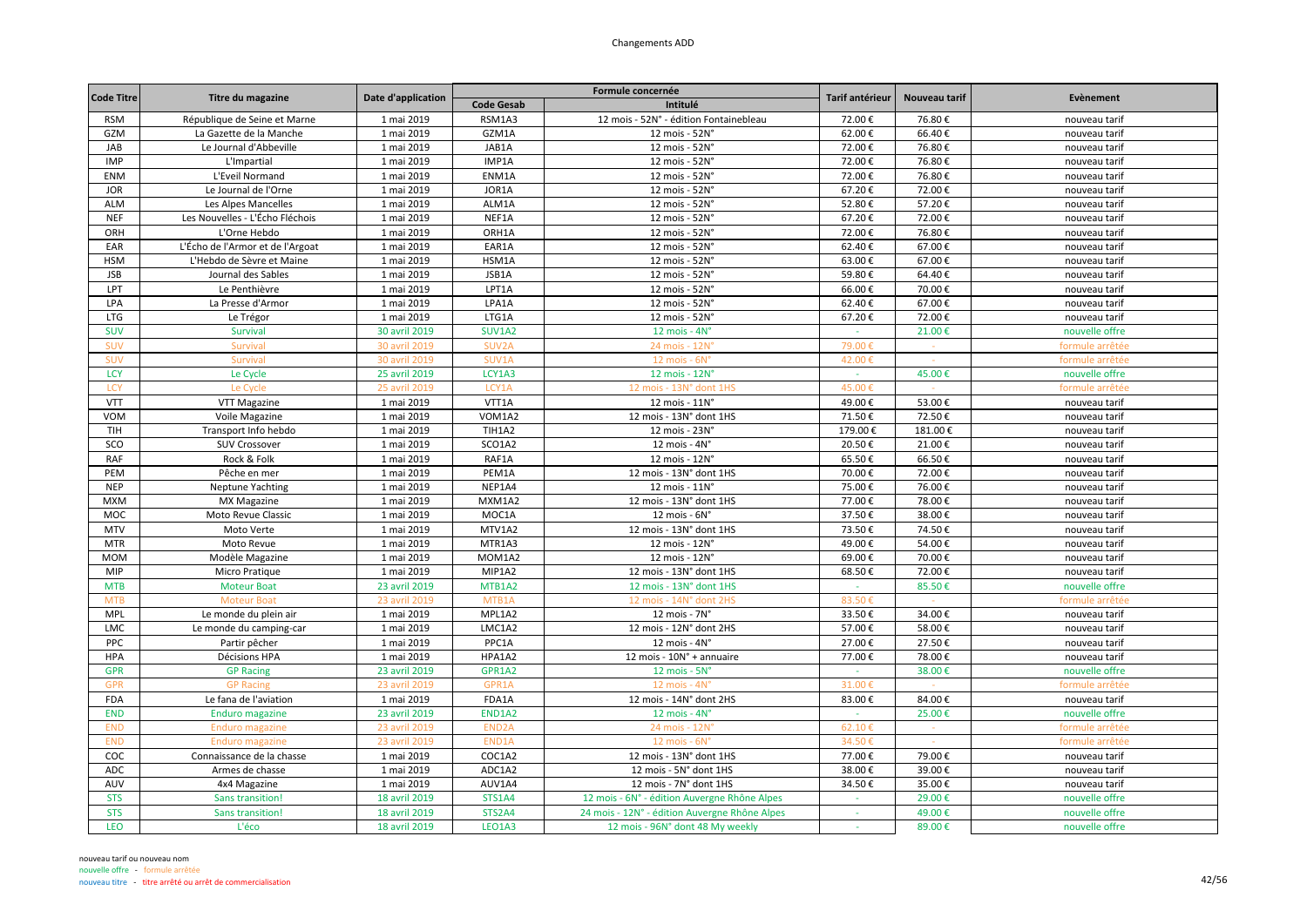# Changements ADD

| Code Titre | Titre du magazine | Date d'application | Formule concernée | | Tarif antérieur | Nouveau tarif | Evènement |
|---|---|---|---|---|---|---|---|
| | | | Code Gesab | Intitulé | | | |
| RSM | République de Seine et Marne | 1 mai 2019 | RSM1A3 | 12 mois - 52N° - édition Fontainebleau | 72.00 € | 76.80 € | nouveau tarif |
| GZM | La Gazette de la Manche | 1 mai 2019 | GZM1A | 12 mois - 52N° | 62.00 € | 66.40 € | nouveau tarif |
| JAB | Le Journal d'Abbeville | 1 mai 2019 | JAB1A | 12 mois - 52N° | 72.00 € | 76.80 € | nouveau tarif |
| IMP | L'Impartial | 1 mai 2019 | IMP1A | 12 mois - 52N° | 72.00 € | 76.80 € | nouveau tarif |
| ENM | L'Eveil Normand | 1 mai 2019 | ENM1A | 12 mois - 52N° | 72.00 € | 76.80 € | nouveau tarif |
| JOR | Le Journal de l'Orne | 1 mai 2019 | JOR1A | 12 mois - 52N° | 67.20 € | 72.00 € | nouveau tarif |
| ALM | Les Alpes Mancelles | 1 mai 2019 | ALM1A | 12 mois - 52N° | 52.80 € | 57.20 € | nouveau tarif |
| NEF | Les Nouvelles - L'Écho Fléchois | 1 mai 2019 | NEF1A | 12 mois - 52N° | 67.20 € | 72.00 € | nouveau tarif |
| ORH | L'Orne Hebdo | 1 mai 2019 | ORH1A | 12 mois - 52N° | 72.00 € | 76.80 € | nouveau tarif |
| EAR | L'Écho de l'Armor et de l'Argoat | 1 mai 2019 | EAR1A | 12 mois - 52N° | 62.40 € | 67.00 € | nouveau tarif |
| HSM | L'Hebdo de Sèvre et Maine | 1 mai 2019 | HSM1A | 12 mois - 52N° | 63.00 € | 67.00 € | nouveau tarif |
| JSB | Journal des Sables | 1 mai 2019 | JSB1A | 12 mois - 52N° | 59.80 € | 64.40 € | nouveau tarif |
| LPT | Le Penthièvre | 1 mai 2019 | LPT1A | 12 mois - 52N° | 66.00 € | 70.00 € | nouveau tarif |
| LPA | La Presse d'Armor | 1 mai 2019 | LPA1A | 12 mois - 52N° | 62.40 € | 67.00 € | nouveau tarif |
| LTG | Le Trégor | 1 mai 2019 | LTG1A | 12 mois - 52N° | 67.20 € | 72.00 € | nouveau tarif |
| SUV | Survival | 30 avril 2019 | SUV1A2 | 12 mois - 4N° | - | 21.00 € | nouvelle offre |
| SUV | Survival | 30 avril 2019 | SUV2A | 24 mois - 12N° | 79.00 € | - | formule arrêtée |
| SUV | Survival | 30 avril 2019 | SUV1A | 12 mois - 6N° | 42.00 € | - | formule arrêtée |
| LCY | Le Cycle | 25 avril 2019 | LCY1A3 | 12 mois - 12N° | - | 45.00 € | nouvelle offre |
| LCY | Le Cycle | 25 avril 2019 | LCY1A | 12 mois - 13N° dont 1HS | 45.00 € | - | formule arrêtée |
| VTT | VTT Magazine | 1 mai 2019 | VTT1A | 12 mois - 11N° | 49.00 € | 53.00 € | nouveau tarif |
| VOM | Voile Magazine | 1 mai 2019 | VOM1A2 | 12 mois - 13N° dont 1HS | 71.50 € | 72.50 € | nouveau tarif |
| TIH | Transport Info hebdo | 1 mai 2019 | TIH1A2 | 12 mois - 23N° | 179.00 € | 181.00 € | nouveau tarif |
| SCO | SUV Crossover | 1 mai 2019 | SCO1A2 | 12 mois - 4N° | 20.50 € | 21.00 € | nouveau tarif |
| RAF | Rock & Folk | 1 mai 2019 | RAF1A | 12 mois - 12N° | 65.50 € | 66.50 € | nouveau tarif |
| PEM | Pêche en mer | 1 mai 2019 | PEM1A | 12 mois - 13N° dont 1HS | 70.00 € | 72.00 € | nouveau tarif |
| NEP | Neptune Yachting | 1 mai 2019 | NEP1A4 | 12 mois - 11N° | 75.00 € | 76.00 € | nouveau tarif |
| MXM | MX Magazine | 1 mai 2019 | MXM1A2 | 12 mois - 13N° dont 1HS | 77.00 € | 78.00 € | nouveau tarif |
| MOC | Moto Revue Classic | 1 mai 2019 | MOC1A | 12 mois - 6N° | 37.50 € | 38.00 € | nouveau tarif |
| MTV | Moto Verte | 1 mai 2019 | MTV1A2 | 12 mois - 13N° dont 1HS | 73.50 € | 74.50 € | nouveau tarif |
| MTR | Moto Revue | 1 mai 2019 | MTR1A3 | 12 mois - 12N° | 49.00 € | 54.00 € | nouveau tarif |
| MOM | Modèle Magazine | 1 mai 2019 | MOM1A2 | 12 mois - 12N° | 69.00 € | 70.00 € | nouveau tarif |
| MIP | Micro Pratique | 1 mai 2019 | MIP1A2 | 12 mois - 13N° dont 1HS | 68.50 € | 72.00 € | nouveau tarif |
| MTB | Moteur Boat | 23 avril 2019 | MTB1A2 | 12 mois - 13N° dont 1HS | - | 85.50 € | nouvelle offre |
| MTB | Moteur Boat | 23 avril 2019 | MTB1A | 12 mois - 14N° dont 2HS | 83.50 € | - | formule arrêtée |
| MPL | Le monde du plein air | 1 mai 2019 | MPL1A2 | 12 mois - 7N° | 33.50 € | 34.00 € | nouveau tarif |
| LMC | Le monde du camping-car | 1 mai 2019 | LMC1A2 | 12 mois - 12N° dont 2HS | 57.00 € | 58.00 € | nouveau tarif |
| PPC | Partir pêcher | 1 mai 2019 | PPC1A | 12 mois - 4N° | 27.00 € | 27.50 € | nouveau tarif |
| HPA | Décisions HPA | 1 mai 2019 | HPA1A2 | 12 mois - 10N° + annuaire | 77.00 € | 78.00 € | nouveau tarif |
| GPR | GP Racing | 23 avril 2019 | GPR1A2 | 12 mois - 5N° | - | 38.00 € | nouvelle offre |
| GPR | GP Racing | 23 avril 2019 | GPR1A | 12 mois - 4N° | 31.00 € | - | formule arrêtée |
| FDA | Le fana de l'aviation | 1 mai 2019 | FDA1A | 12 mois - 14N° dont 2HS | 83.00 € | 84.00 € | nouveau tarif |
| END | Enduro magazine | 23 avril 2019 | END1A2 | 12 mois - 4N° | - | 25.00 € | nouvelle offre |
| END | Enduro magazine | 23 avril 2019 | END2A | 24 mois - 12N° | 62.10 € | - | formule arrêtée |
| END | Enduro magazine | 23 avril 2019 | END1A | 12 mois - 6N° | 34.50 € | - | formule arrêtée |
| COC | Connaissance de la chasse | 1 mai 2019 | COC1A2 | 12 mois - 13N° dont 1HS | 77.00 € | 79.00 € | nouveau tarif |
| ADC | Armes de chasse | 1 mai 2019 | ADC1A2 | 12 mois - 5N° dont 1HS | 38.00 € | 39.00 € | nouveau tarif |
| AUV | 4x4 Magazine | 1 mai 2019 | AUV1A4 | 12 mois - 7N° dont 1HS | 34.50 € | 35.00 € | nouveau tarif |
| STS | Sans transition! | 18 avril 2019 | STS1A4 | 12 mois - 6N° - édition Auvergne Rhône Alpes | - | 29.00 € | nouvelle offre |
| STS | Sans transition! | 18 avril 2019 | STS2A4 | 24 mois - 12N° - édition Auvergne Rhône Alpes | - | 49.00 € | nouvelle offre |
| LEO | L'éco | 18 avril 2019 | LEO1A3 | 12 mois - 96N° dont 48 My weekly | - | 89.00 € | nouvelle offre |

nouveau tarif ou nouveau nom
nouvelle offre - formule arrêtée
nouveau titre - titre arrêté ou arrêt de commercialisation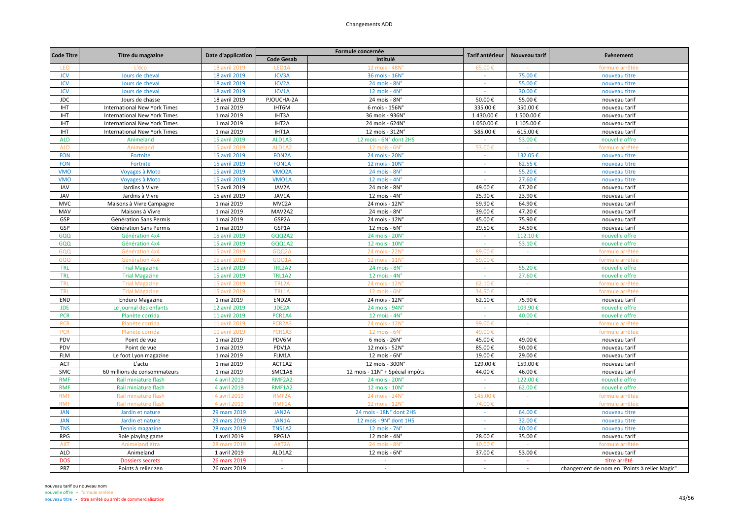# Changements ADD

| Code Titre | Titre du magazine | Date d'application | Formule concernée | | Tarif antérieur | Nouveau tarif | Evènement |
|---|---|---|---|---|---|---|---|
| | | | Code Gesab | Intitulé | | | |
| LEO | L'éco | 18 avril 2019 | LEO1A | 12 mois - 48N° | 65.00 € | - | formule arrêtée |
| JCV | Jours de cheval | 18 avril 2019 | JCV3A | 36 mois - 16N° | - | 75.00 € | nouveau titre |
| JCV | Jours de cheval | 18 avril 2019 | JCV2A | 24 mois - 8N° | - | 55.00 € | nouveau titre |
| JCV | Jours de cheval | 18 avril 2019 | JCV1A | 12 mois - 4N° | - | 30.00 € | nouveau titre |
| JDC | Jours de chasse | 18 avril 2019 | PJOUCHA-2A | 24 mois - 8N° | 50.00 € | 55.00 € | nouveau tarif |
| IHT | International New York Times | 1 mai 2019 | IHT6M | 6 mois - 156N° | 335.00 € | 350.00 € | nouveau tarif |
| IHT | International New York Times | 1 mai 2019 | IHT3A | 36 mois - 936N° | 1 430.00 € | 1 500.00 € | nouveau tarif |
| IHT | International New York Times | 1 mai 2019 | IHT2A | 24 mois - 624N° | 1 050.00 € | 1 105.00 € | nouveau tarif |
| IHT | International New York Times | 1 mai 2019 | IHT1A | 12 mois - 312N° | 585.00 € | 615.00 € | nouveau tarif |
| ALD | Animeland | 15 avril 2019 | ALD1A3 | 12 mois - 6N° dont 2HS | - | 53.00 € | nouvelle offre |
| ALD | Animeland | 15 avril 2019 | ALD1A2 | 12 mois - 6N° | 53.00 € | - | formule arrêtée |
| FON | Fortnite | 15 avril 2019 | FON2A | 24 mois - 20N° | - | 132.05 € | nouveau titre |
| FON | Fortnite | 15 avril 2019 | FON1A | 12 mois - 10N° | - | 62.55 € | nouveau titre |
| VMO | Voyages à Moto | 15 avril 2019 | VMO2A | 24 mois - 8N° | - | 55.20 € | nouveau titre |
| VMO | Voyages à Moto | 15 avril 2019 | VMO1A | 12 mois - 4N° | - | 27.60 € | nouveau titre |
| JAV | Jardins à Vivre | 15 avril 2019 | JAV2A | 24 mois - 8N° | 49.00 € | 47.20 € | nouveau tarif |
| JAV | Jardins à Vivre | 15 avril 2019 | JAV1A | 12 mois - 4N° | 25.90 € | 23.90 € | nouveau tarif |
| MVC | Maisons à Vivre Campagne | 1 mai 2019 | MVC2A | 24 mois - 12N° | 59.90 € | 64.90 € | nouveau tarif |
| MAV | Maisons à Vivre | 1 mai 2019 | MAV2A2 | 24 mois - 8N° | 39.00 € | 47.20 € | nouveau tarif |
| GSP | Génération Sans Permis | 1 mai 2019 | GSP2A | 24 mois - 12N° | 45.00 € | 75.90 € | nouveau tarif |
| GSP | Génération Sans Permis | 1 mai 2019 | GSP1A | 12 mois - 6N° | 29.50 € | 34.50 € | nouveau tarif |
| GQQ | Génération 4x4 | 15 avril 2019 | GQQ2A2 | 24 mois - 20N° | - | 112.10 € | nouvelle offre |
| GQQ | Génération 4x4 | 15 avril 2019 | GQQ1A2 | 12 mois - 10N° | - | 53.10 € | nouvelle offre |
| GQQ | Génération 4x4 | 15 avril 2019 | GQQ2A | 24 mois - 22N° | 89.00 € | - | formule arrêtée |
| GQQ | Génération 4x4 | 15 avril 2019 | GQQ1A | 12 mois - 11N° | 59.00 € | - | formule arrêtée |
| TRL | Trial Magazine | 15 avril 2019 | TRL2A2 | 24 mois - 8N° | - | 55.20 € | nouvelle offre |
| TRL | Trial Magazine | 15 avril 2019 | TRL1A2 | 12 mois - 4N° | - | 27.60 € | nouvelle offre |
| TRL | Trial Magazine | 15 avril 2019 | TRL2A | 24 mois - 12N° | 62.10 € | - | formule arrêtée |
| TRL | Trial Magazine | 15 avril 2019 | TRL1A | 12 mois - 6N° | 34.50 € | - | formule arrêtée |
| END | Enduro Magazine | 1 mai 2019 | END2A | 24 mois - 12N° | 62.10 € | 75.90 € | nouveau tarif |
| JDE | Le journal des enfants | 12 avril 2019 | JDE2A | 24 mois - 94N° | - | 109.90 € | nouvelle offre |
| PCR | Planète corrida | 11 avril 2019 | PCR1A4 | 12 mois - 4N° | - | 40.00 € | nouvelle offre |
| PCR | Planète corrida | 11 avril 2019 | PCR2A3 | 24 mois - 12N° | 99.00 € | - | formule arrêtée |
| PCR | Planète corrida | 11 avril 2019 | PCR1A3 | 12 mois - 6N° | 49.00 € | - | formule arrêtée |
| PDV | Point de vue | 1 mai 2019 | PDV6M | 6 mois - 26N° | 45.00 € | 49.00 € | nouveau tarif |
| PDV | Point de vue | 1 mai 2019 | PDV1A | 12 mois - 52N° | 85.00 € | 90.00 € | nouveau tarif |
| FLM | Le foot Lyon magazine | 1 mai 2019 | FLM1A | 12 mois - 6N° | 19.00 € | 29.00 € | nouveau tarif |
| ACT | L'actu | 1 mai 2019 | ACT1A2 | 12 mois - 300N° | 129.00 € | 159.00 € | nouveau tarif |
| SMC | 60 millions de consommateurs | 1 mai 2019 | SMC1A8 | 12 mois - 11N° + Spécial impôts | 44.00 € | 46.00 € | nouveau tarif |
| RMF | Rail miniature flash | 4 avril 2019 | RMF2A2 | 24 mois - 20N° | - | 122.00 € | nouvelle offre |
| RMF | Rail miniature flash | 4 avril 2019 | RMF1A2 | 12 mois - 10N° | - | 62.00 € | nouvelle offre |
| RMF | Rail miniature flash | 4 avril 2019 | RMF2A | 24 mois - 24N° | 145.00 € | - | formule arrêtée |
| RMF | Rail miniature flash | 4 avril 2019 | RMF1A | 12 mois - 12N° | 74.00 € | - | formule arrêtée |
| JAN | Jardin et nature | 29 mars 2019 | JAN2A | 24 mois - 18N° dont 2HS | - | 64.00 € | nouveau titre |
| JAN | Jardin et nature | 29 mars 2019 | JAN1A | 12 mois - 9N° dont 1HS | - | 32.00 € | nouveau titre |
| TNS | Tennis magazine | 28 mars 2019 | TNS1A2 | 12 mois - 7N° | - | 40.00 € | nouveau titre |
| RPG | Role playing game | 1 avril 2019 | RPG1A | 12 mois - 4N° | 28.00 € | 35.00 € | nouveau tarif |
| AXT | Animeland Xtra | 28 mars 2019 | AXT2A | 24 mois - 8N° | 40.00 € | - | formule arrêtée |
| ALD | Animeland | 1 avril 2019 | ALD1A2 | 12 mois - 6N° | 37.00 € | 53.00 € | nouveau tarif |
| DOS | Dossiers secrets | 26 mars 2019 | - | - | - | - | titre arrêté |
| PRZ | Points à relier zen | 26 mars 2019 | - | - | - | - | changement de nom en "Points à relier Magic" |

nouveau tarif ou nouveau nom
nouvelle offre - formule arrêtée
nouveau titre - titre arrêté ou arrêt de commercialisation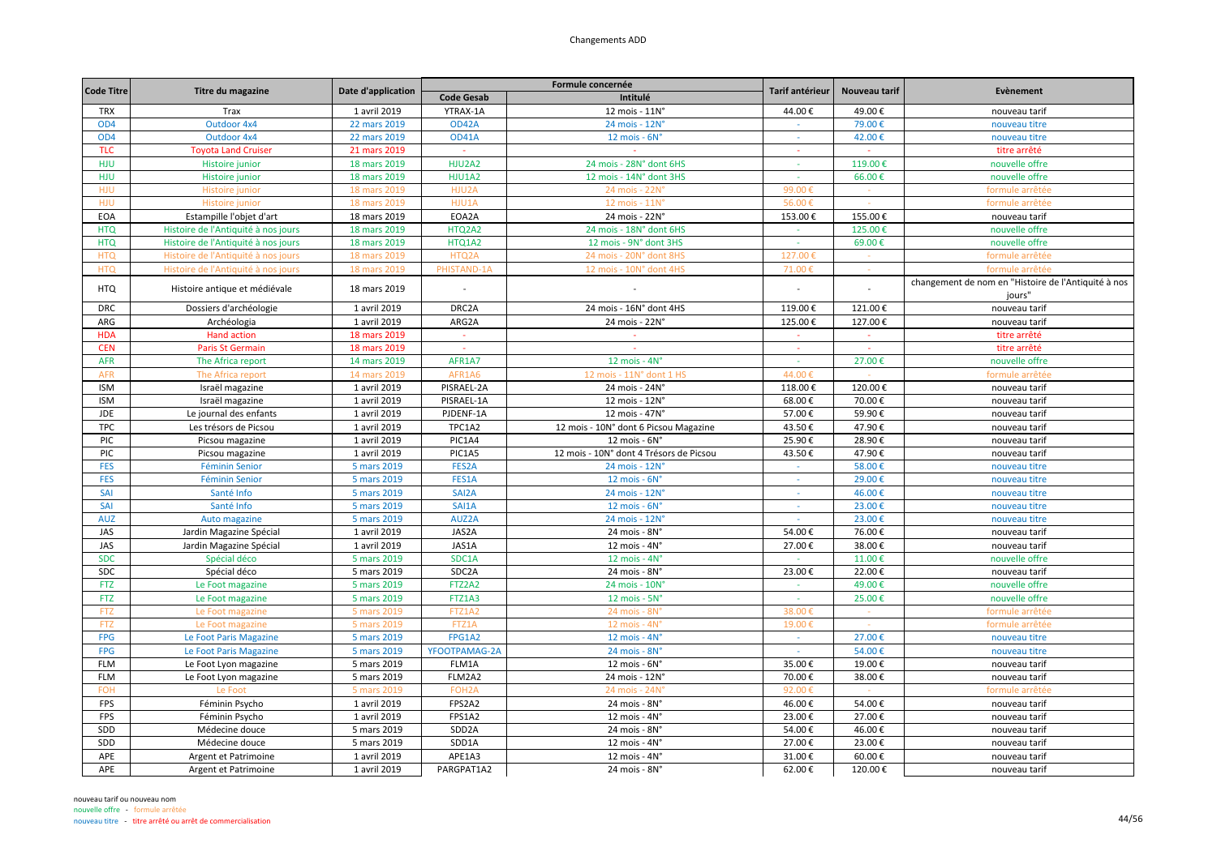# Changements ADD

| Code Titre | Titre du magazine | Date d'application | Formule concernée | | Tarif antérieur | Nouveau tarif | Evènement |
|---|---|---|---|---|---|---|---|
| | | | Code Gesab | Intitulé | | | |
| TRX | Trax | 1 avril 2019 | YTRAX-1A | 12 mois - 11N° | 44.00 € | 49.00 € | nouveau tarif |
| OD4 | Outdoor 4x4 | 22 mars 2019 | OD42A | 24 mois - 12N° | - | 79.00 € | nouveau titre |
| OD4 | Outdoor 4x4 | 22 mars 2019 | OD41A | 12 mois - 6N° | - | 42.00 € | nouveau titre |
| TLC | Toyota Land Cruiser | 21 mars 2019 | - | - | - | - | titre arrêté |
| HJU | Histoire junior | 18 mars 2019 | HJU2A2 | 24 mois - 28N° dont 6HS | - | 119.00 € | nouvelle offre |
| HJU | Histoire junior | 18 mars 2019 | HJU1A2 | 12 mois - 14N° dont 3HS | - | 66.00 € | nouvelle offre |
| HJU | Histoire junior | 18 mars 2019 | HJU2A | 24 mois - 22N° | 99.00 € | - | formule arrêtée |
| HJU | Histoire junior | 18 mars 2019 | HJU1A | 12 mois - 11N° | 56.00 € | - | formule arrêtée |
| EOA | Estampille l'objet d'art | 18 mars 2019 | EOA2A | 24 mois - 22N° | 153.00 € | 155.00 € | nouveau tarif |
| HTQ | Histoire de l'Antiquité à nos jours | 18 mars 2019 | HTQ2A2 | 24 mois - 18N° dont 6HS | - | 125.00 € | nouvelle offre |
| HTQ | Histoire de l'Antiquité à nos jours | 18 mars 2019 | HTQ1A2 | 12 mois - 9N° dont 3HS | - | 69.00 € | nouvelle offre |
| HTQ | Histoire de l'Antiquité à nos jours | 18 mars 2019 | HTQ2A | 24 mois - 20N° dont 8HS | 127.00 € | - | formule arrêtée |
| HTQ | Histoire de l'Antiquité à nos jours | 18 mars 2019 | PHISTAND-1A | 12 mois - 10N° dont 4HS | 71.00 € | - | formule arrêtée |
| HTQ | Histoire antique et médiévale | 18 mars 2019 | - | - | - | - | changement de nom en "Histoire de l'Antiquité à nos jours" |
| DRC | Dossiers d'archéologie | 1 avril 2019 | DRC2A | 24 mois - 16N° dont 4HS | 119.00 € | 121.00 € | nouveau tarif |
| ARG | Archéologia | 1 avril 2019 | ARG2A | 24 mois - 22N° | 125.00 € | 127.00 € | nouveau tarif |
| HDA | Hand action | 18 mars 2019 | - | - | - | - | titre arrêté |
| CEN | Paris St Germain | 18 mars 2019 | - | - | - | - | titre arrêté |
| AFR | The Africa report | 14 mars 2019 | AFR1A7 | 12 mois - 4N° | - | 27.00 € | nouvelle offre |
| AFR | The Africa report | 14 mars 2019 | AFR1A6 | 12 mois - 11N° dont 1 HS | 44.00 € | - | formule arrêtée |
| ISM | Israël magazine | 1 avril 2019 | PISRAEL-2A | 24 mois - 24N° | 118.00 € | 120.00 € | nouveau tarif |
| ISM | Israël magazine | 1 avril 2019 | PISRAEL-1A | 12 mois - 12N° | 68.00 € | 70.00 € | nouveau tarif |
| JDE | Le journal des enfants | 1 avril 2019 | PJDENF-1A | 12 mois - 47N° | 57.00 € | 59.90 € | nouveau tarif |
| TPC | Les trésors de Picsou | 1 avril 2019 | TPC1A2 | 12 mois - 10N° dont 6 Picsou Magazine | 43.50 € | 47.90 € | nouveau tarif |
| PIC | Picsou magazine | 1 avril 2019 | PIC1A4 | 12 mois - 6N° | 25.90 € | 28.90 € | nouveau tarif |
| PIC | Picsou magazine | 1 avril 2019 | PIC1A5 | 12 mois - 10N° dont 4 Trésors de Picsou | 43.50 € | 47.90 € | nouveau tarif |
| FES | Féminin Senior | 5 mars 2019 | FES2A | 24 mois - 12N° | - | 58.00 € | nouveau titre |
| FES | Féminin Senior | 5 mars 2019 | FES1A | 12 mois - 6N° | - | 29.00 € | nouveau titre |
| SAI | Santé Info | 5 mars 2019 | SAI2A | 24 mois - 12N° | - | 46.00 € | nouveau titre |
| SAI | Santé Info | 5 mars 2019 | SAI1A | 12 mois - 6N° | - | 23.00 € | nouveau titre |
| AUZ | Auto magazine | 5 mars 2019 | AUZ2A | 24 mois - 12N° | - | 23.00 € | nouveau titre |
| JAS | Jardin Magazine Spécial | 1 avril 2019 | JAS2A | 24 mois - 8N° | 54.00 € | 76.00 € | nouveau tarif |
| JAS | Jardin Magazine Spécial | 1 avril 2019 | JAS1A | 12 mois - 4N° | 27.00 € | 38.00 € | nouveau tarif |
| SDC | Spécial déco | 5 mars 2019 | SDC1A | 12 mois - 4N° | - | 11.00 € | nouvelle offre |
| SDC | Spécial déco | 5 mars 2019 | SDC2A | 24 mois - 8N° | 23.00 € | 22.00 € | nouveau tarif |
| FTZ | Le Foot magazine | 5 mars 2019 | FTZ2A2 | 24 mois - 10N° | - | 49.00 € | nouvelle offre |
| FTZ | Le Foot magazine | 5 mars 2019 | FTZ1A3 | 12 mois - 5N° | - | 25.00 € | nouvelle offre |
| FTZ | Le Foot magazine | 5 mars 2019 | FTZ1A2 | 24 mois - 8N° | 38.00 € | - | formule arrêtée |
| FTZ | Le Foot magazine | 5 mars 2019 | FTZ1A | 12 mois - 4N° | 19.00 € | - | formule arrêtée |
| FPG | Le Foot Paris Magazine | 5 mars 2019 | FPG1A2 | 12 mois - 4N° | - | 27.00 € | nouveau titre |
| FPG | Le Foot Paris Magazine | 5 mars 2019 | YFOOTPAMAG-2A | 24 mois - 8N° | - | 54.00 € | nouveau titre |
| FLM | Le Foot Lyon magazine | 5 mars 2019 | FLM1A | 12 mois - 6N° | 35.00 € | 19.00 € | nouveau tarif |
| FLM | Le Foot Lyon magazine | 5 mars 2019 | FLM2A2 | 24 mois - 12N° | 70.00 € | 38.00 € | nouveau tarif |
| FOH | Le Foot | 5 mars 2019 | FOH2A | 24 mois - 24N° | 92.00 € | - | formule arrêtée |
| FPS | Féminin Psycho | 1 avril 2019 | FPS2A2 | 24 mois - 8N° | 46.00 € | 54.00 € | nouveau tarif |
| FPS | Féminin Psycho | 1 avril 2019 | FPS1A2 | 12 mois - 4N° | 23.00 € | 27.00 € | nouveau tarif |
| SDD | Médecine douce | 5 mars 2019 | SDD2A | 24 mois - 8N° | 54.00 € | 46.00 € | nouveau tarif |
| SDD | Médecine douce | 5 mars 2019 | SDD1A | 12 mois - 4N° | 27.00 € | 23.00 € | nouveau tarif |
| APE | Argent et Patrimoine | 1 avril 2019 | APE1A3 | 12 mois - 4N° | 31.00 € | 60.00 € | nouveau tarif |
| APE | Argent et Patrimoine | 1 avril 2019 | PARGPAT1A2 | 24 mois - 8N° | 62.00 € | 120.00 € | nouveau tarif |

nouveau tarif ou nouveau nom
nouvelle offre - formule arrêtée
nouveau titre - titre arrêté ou arrêt de commercialisation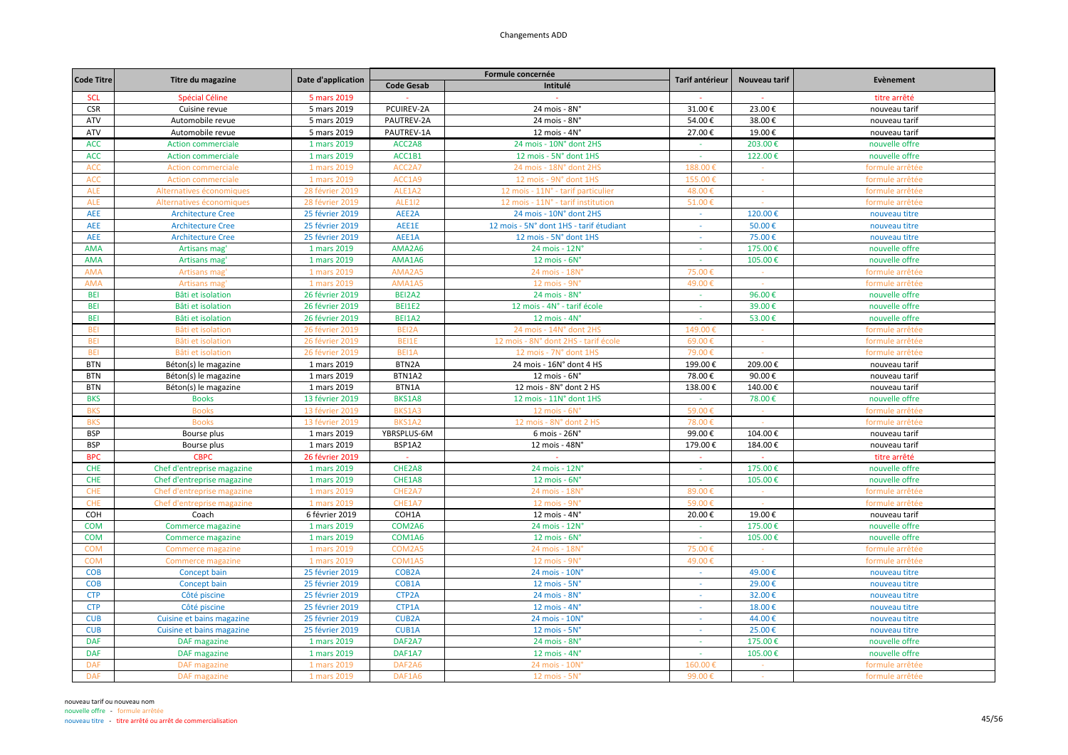# Changements ADD

| Code Titre | Titre du magazine | Date d'application | Formule concernée | | Tarif antérieur | Nouveau tarif | Evènement |
|---|---|---|---|---|---|---|---|
| | | | Code Gesab | Intitulé | | | |
| SCL | Spécial Céline | 5 mars 2019 | - | - | - | - | titre arrêté |
| CSR | Cuisine revue | 5 mars 2019 | PCUIREV-2A | 24 mois - 8N° | 31.00 € | 23.00 € | nouveau tarif |
| ATV | Automobile revue | 5 mars 2019 | PAUTREV-2A | 24 mois - 8N° | 54.00 € | 38.00 € | nouveau tarif |
| ATV | Automobile revue | 5 mars 2019 | PAUTREV-1A | 12 mois - 4N° | 27.00 € | 19.00 € | nouveau tarif |
| ACC | Action commerciale | 1 mars 2019 | ACC2A8 | 24 mois - 10N° dont 2HS | - | 203.00 € | nouvelle offre |
| ACC | Action commerciale | 1 mars 2019 | ACC1B1 | 12 mois - 5N° dont 1HS | - | 122.00 € | nouvelle offre |
| ACC | Action commerciale | 1 mars 2019 | ACC2A7 | 24 mois - 18N° dont 2HS | 188.00 € | - | formule arrêtée |
| ACC | Action commerciale | 1 mars 2019 | ACC1A9 | 12 mois - 9N° dont 1HS | 155.00 € | - | formule arrêtée |
| ALE | Alternatives économiques | 28 février 2019 | ALE1A2 | 12 mois - 11N° - tarif particulier | 48.00 € | - | formule arrêtée |
| ALE | Alternatives économiques | 28 février 2019 | ALE1I2 | 12 mois - 11N° - tarif institution | 51.00 € | - | formule arrêtée |
| AEE | Architecture Cree | 25 février 2019 | AEE2A | 24 mois - 10N° dont 2HS | - | 120.00 € | nouveau titre |
| AEE | Architecture Cree | 25 février 2019 | AEE1E | 12 mois - 5N° dont 1HS - tarif étudiant | - | 50.00 € | nouveau titre |
| AEE | Architecture Cree | 25 février 2019 | AEE1A | 12 mois - 5N° dont 1HS | - | 75.00 € | nouveau titre |
| AMA | Artisans mag' | 1 mars 2019 | AMA2A6 | 24 mois - 12N° | - | 175.00 € | nouvelle offre |
| AMA | Artisans mag' | 1 mars 2019 | AMA1A6 | 12 mois - 6N° | - | 105.00 € | nouvelle offre |
| AMA | Artisans mag' | 1 mars 2019 | AMA2A5 | 24 mois - 18N° | 75.00 € | - | formule arrêtée |
| AMA | Artisans mag' | 1 mars 2019 | AMA1A5 | 12 mois - 9N° | 49.00 € | - | formule arrêtée |
| BEI | Bâti et isolation | 26 février 2019 | BEI2A2 | 24 mois - 8N° | - | 96.00 € | nouvelle offre |
| BEI | Bâti et isolation | 26 février 2019 | BEI1E2 | 12 mois - 4N° - tarif école | - | 39.00 € | nouvelle offre |
| BEI | Bâti et isolation | 26 février 2019 | BEI1A2 | 12 mois - 4N° | - | 53.00 € | nouvelle offre |
| BEI | Bâti et isolation | 26 février 2019 | BEI2A | 24 mois - 14N° dont 2HS | 149.00 € | - | formule arrêtée |
| BEI | Bâti et isolation | 26 février 2019 | BEI1E | 12 mois - 8N° dont 2HS - tarif école | 69.00 € | - | formule arrêtée |
| BEI | Bâti et isolation | 26 février 2019 | BEI1A | 12 mois - 7N° dont 1HS | 79.00 € | - | formule arrêtée |
| BTN | Béton(s) le magazine | 1 mars 2019 | BTN2A | 24 mois - 16N° dont 4 HS | 199.00 € | 209.00 € | nouveau tarif |
| BTN | Béton(s) le magazine | 1 mars 2019 | BTN1A2 | 12 mois - 6N° | 78.00 € | 90.00 € | nouveau tarif |
| BTN | Béton(s) le magazine | 1 mars 2019 | BTN1A | 12 mois - 8N° dont 2 HS | 138.00 € | 140.00 € | nouveau tarif |
| BKS | Books | 13 février 2019 | BKS1A8 | 12 mois - 11N° dont 1HS | - | 78.00 € | nouvelle offre |
| BKS | Books | 13 février 2019 | BKS1A3 | 12 mois - 6N° | 59.00 € | - | formule arrêtée |
| BKS | Books | 13 février 2019 | BKS1A2 | 12 mois - 8N° dont 2 HS | 78.00 € | - | formule arrêtée |
| BSP | Bourse plus | 1 mars 2019 | YBRSPLUS-6M | 6 mois - 26N° | 99.00 € | 104.00 € | nouveau tarif |
| BSP | Bourse plus | 1 mars 2019 | BSP1A2 | 12 mois - 48N° | 179.00 € | 184.00 € | nouveau tarif |
| BPC | CBPC | 26 février 2019 | - | - | - | - | titre arrêté |
| CHE | Chef d'entreprise magazine | 1 mars 2019 | CHE2A8 | 24 mois - 12N° | - | 175.00 € | nouvelle offre |
| CHE | Chef d'entreprise magazine | 1 mars 2019 | CHE1A8 | 12 mois - 6N° | - | 105.00 € | nouvelle offre |
| CHE | Chef d'entreprise magazine | 1 mars 2019 | CHE2A7 | 24 mois - 18N° | 89.00 € | - | formule arrêtée |
| CHE | Chef d'entreprise magazine | 1 mars 2019 | CHE1A7 | 12 mois - 9N° | 59.00 € | - | formule arrêtée |
| COH | Coach | 6 février 2019 | COH1A | 12 mois - 4N° | 20.00 € | 19.00 € | nouveau tarif |
| COM | Commerce magazine | 1 mars 2019 | COM2A6 | 24 mois - 12N° | - | 175.00 € | nouvelle offre |
| COM | Commerce magazine | 1 mars 2019 | COM1A6 | 12 mois - 6N° | - | 105.00 € | nouvelle offre |
| COM | Commerce magazine | 1 mars 2019 | COM2A5 | 24 mois - 18N° | 75.00 € | - | formule arrêtée |
| COM | Commerce magazine | 1 mars 2019 | COM1A5 | 12 mois - 9N° | 49.00 € | - | formule arrêtée |
| COB | Concept bain | 25 février 2019 | COB2A | 24 mois - 10N° | - | 49.00 € | nouveau titre |
| COB | Concept bain | 25 février 2019 | COB1A | 12 mois - 5N° | - | 29.00 € | nouveau titre |
| CTP | Côté piscine | 25 février 2019 | CTP2A | 24 mois - 8N° | - | 32.00 € | nouveau titre |
| CTP | Côté piscine | 25 février 2019 | CTP1A | 12 mois - 4N° | - | 18.00 € | nouveau titre |
| CUB | Cuisine et bains magazine | 25 février 2019 | CUB2A | 24 mois - 10N° | - | 44.00 € | nouveau titre |
| CUB | Cuisine et bains magazine | 25 février 2019 | CUB1A | 12 mois - 5N° | - | 25.00 € | nouveau titre |
| DAF | DAF magazine | 1 mars 2019 | DAF2A7 | 24 mois - 8N° | - | 175.00 € | nouvelle offre |
| DAF | DAF magazine | 1 mars 2019 | DAF1A7 | 12 mois - 4N° | - | 105.00 € | nouvelle offre |
| DAF | DAF magazine | 1 mars 2019 | DAF2A6 | 24 mois - 10N° | 160.00 € | - | formule arrêtée |
| DAF | DAF magazine | 1 mars 2019 | DAF1A6 | 12 mois - 5N° | 99.00 € | - | formule arrêtée |

nouveau tarif ou nouveau nom
nouvelle offre - formule arrêtée
nouveau titre - titre arrêté ou arrêt de commercialisation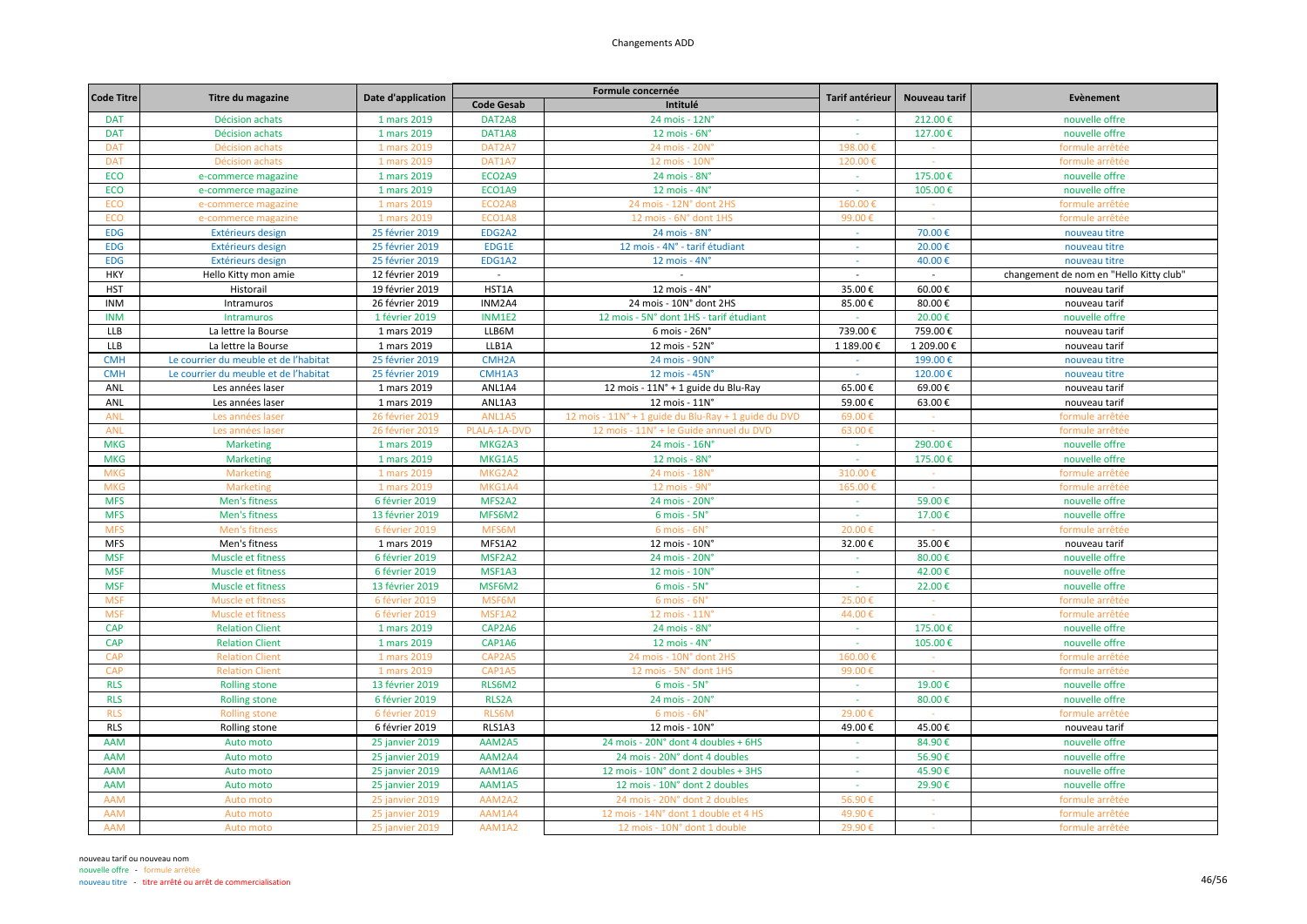# Changements ADD

| Code Titre | Titre du magazine | Date d'application | Formule concernée | | Tarif antérieur | Nouveau tarif | Evènement |
|---|---|---|---|---|---|---|---|
| | | | Code Gesab | Intitulé | | | |
| DAT | Décision achats | 1 mars 2019 | DAT2A8 | 24 mois - 12N° | - | 212.00 € | nouvelle offre |
| DAT | Décision achats | 1 mars 2019 | DAT1A8 | 12 mois - 6N° | - | 127.00 € | nouvelle offre |
| DAT | Décision achats | 1 mars 2019 | DAT2A7 | 24 mois - 20N° | 198.00 € | - | formule arrêtée |
| DAT | Décision achats | 1 mars 2019 | DAT1A7 | 12 mois - 10N° | 120.00 € | - | formule arrêtée |
| ECO | e-commerce magazine | 1 mars 2019 | ECO2A9 | 24 mois - 8N° | - | 175.00 € | nouvelle offre |
| ECO | e-commerce magazine | 1 mars 2019 | ECO1A9 | 12 mois - 4N° | - | 105.00 € | nouvelle offre |
| ECO | e-commerce magazine | 1 mars 2019 | ECO2A8 | 24 mois - 12N° dont 2HS | 160.00 € | - | formule arrêtée |
| ECO | e-commerce magazine | 1 mars 2019 | ECO1A8 | 12 mois - 6N° dont 1HS | 99.00 € | - | formule arrêtée |
| EDG | Extérieurs design | 25 février 2019 | EDG2A2 | 24 mois - 8N° | - | 70.00 € | nouveau titre |
| EDG | Extérieurs design | 25 février 2019 | EDG1E | 12 mois - 4N° - tarif étudiant | - | 20.00 € | nouveau titre |
| EDG | Extérieurs design | 25 février 2019 | EDG1A2 | 12 mois - 4N° | - | 40.00 € | nouveau titre |
| HKY | Hello Kitty mon amie | 12 février 2019 | - | - | - | - | changement de nom en "Hello Kitty club" |
| HST | Historail | 19 février 2019 | HST1A | 12 mois - 4N° | 35.00 € | 60.00 € | nouveau tarif |
| INM | Intramuros | 26 février 2019 | INM2A4 | 24 mois - 10N° dont 2HS | 85.00 € | 80.00 € | nouveau tarif |
| INM | Intramuros | 1 février 2019 | INM1E2 | 12 mois - 5N° dont 1HS - tarif étudiant | - | 20.00 € | nouvelle offre |
| LLB | La lettre la Bourse | 1 mars 2019 | LLB6M | 6 mois - 26N° | 739.00 € | 759.00 € | nouveau tarif |
| LLB | La lettre la Bourse | 1 mars 2019 | LLB1A | 12 mois - 52N° | 1 189.00 € | 1 209.00 € | nouveau tarif |
| CMH | Le courrier du meuble et de l'habitat | 25 février 2019 | CMH2A | 24 mois - 90N° | - | 199.00 € | nouveau titre |
| CMH | Le courrier du meuble et de l'habitat | 25 février 2019 | CMH1A3 | 12 mois - 45N° | - | 120.00 € | nouveau titre |
| ANL | Les années laser | 1 mars 2019 | ANL1A4 | 12 mois - 11N° + 1 guide du Blu-Ray | 65.00 € | 69.00 € | nouveau tarif |
| ANL | Les années laser | 1 mars 2019 | ANL1A3 | 12 mois - 11N° | 59.00 € | 63.00 € | nouveau tarif |
| ANL | Les années laser | 26 février 2019 | ANL1A5 | 12 mois - 11N° + 1 guide du Blu-Ray + 1 guide du DVD | 69.00 € | - | formule arrêtée |
| ANL | Les années laser | 26 février 2019 | PLALA-1A-DVD | 12 mois - 11N° + le Guide annuel du DVD | 63.00 € | - | formule arrêtée |
| MKG | Marketing | 1 mars 2019 | MKG2A3 | 24 mois - 16N° | - | 290.00 € | nouvelle offre |
| MKG | Marketing | 1 mars 2019 | MKG1A5 | 12 mois - 8N° | - | 175.00 € | nouvelle offre |
| MKG | Marketing | 1 mars 2019 | MKG2A2 | 24 mois - 18N° | 310.00 € | - | formule arrêtée |
| MKG | Marketing | 1 mars 2019 | MKG1A4 | 12 mois - 9N° | 165.00 € | - | formule arrêtée |
| MFS | Men's fitness | 6 février 2019 | MFS2A2 | 24 mois - 20N° | - | 59.00 € | nouvelle offre |
| MFS | Men's fitness | 13 février 2019 | MFS6M2 | 6 mois - 5N° | - | 17.00 € | nouvelle offre |
| MFS | Men's fitness | 6 février 2019 | MFS6M | 6 mois - 6N° | 20.00 € | - | formule arrêtée |
| MFS | Men's fitness | 1 mars 2019 | MFS1A2 | 12 mois - 10N° | 32.00 € | 35.00 € | nouveau tarif |
| MSF | Muscle et fitness | 6 février 2019 | MSF2A2 | 24 mois - 20N° | - | 80.00 € | nouvelle offre |
| MSF | Muscle et fitness | 6 février 2019 | MSF1A3 | 12 mois - 10N° | - | 42.00 € | nouvelle offre |
| MSF | Muscle et fitness | 13 février 2019 | MSF6M2 | 6 mois - 5N° | - | 22.00 € | nouvelle offre |
| MSF | Muscle et fitness | 6 février 2019 | MSF6M | 6 mois - 6N° | 25.00 € | - | formule arrêtée |
| MSF | Muscle et fitness | 6 février 2019 | MSF1A2 | 12 mois - 11N° | 44.00 € | - | formule arrêtée |
| CAP | Relation Client | 1 mars 2019 | CAP2A6 | 24 mois - 8N° | - | 175.00 € | nouvelle offre |
| CAP | Relation Client | 1 mars 2019 | CAP1A6 | 12 mois - 4N° | - | 105.00 € | nouvelle offre |
| CAP | Relation Client | 1 mars 2019 | CAP2A5 | 24 mois - 10N° dont 2HS | 160.00 € | - | formule arrêtée |
| CAP | Relation Client | 1 mars 2019 | CAP1A5 | 12 mois - 5N° dont 1HS | 99.00 € | - | formule arrêtée |
| RLS | Rolling stone | 13 février 2019 | RLS6M2 | 6 mois - 5N° | - | 19.00 € | nouvelle offre |
| RLS | Rolling stone | 6 février 2019 | RLS2A | 24 mois - 20N° | - | 80.00 € | nouvelle offre |
| RLS | Rolling stone | 6 février 2019 | RLS6M | 6 mois - 6N° | 29.00 € | - | formule arrêtée |
| RLS | Rolling stone | 6 février 2019 | RLS1A3 | 12 mois - 10N° | 49.00 € | 45.00 € | nouveau tarif |
| AAM | Auto moto | 25 janvier 2019 | AAM2A5 | 24 mois - 20N° dont 4 doubles + 6HS | - | 84.90 € | nouvelle offre |
| AAM | Auto moto | 25 janvier 2019 | AAM2A4 | 24 mois - 20N° dont 4 doubles | - | 56.90 € | nouvelle offre |
| AAM | Auto moto | 25 janvier 2019 | AAM1A6 | 12 mois - 10N° dont 2 doubles + 3HS | - | 45.90 € | nouvelle offre |
| AAM | Auto moto | 25 janvier 2019 | AAM1A5 | 12 mois - 10N° dont 2 doubles | - | 29.90 € | nouvelle offre |
| AAM | Auto moto | 25 janvier 2019 | AAM2A2 | 24 mois - 20N° dont 2 doubles | 56.90 € | - | formule arrêtée |
| AAM | Auto moto | 25 janvier 2019 | AAM1A4 | 12 mois - 14N° dont 1 double et 4 HS | 49.90 € | - | formule arrêtée |
| AAM | Auto moto | 25 janvier 2019 | AAM1A2 | 12 mois - 10N° dont 1 double | 29.90 € | - | formule arrêtée |

nouveau tarif ou nouveau nom
nouvelle offre - formule arrêtée
nouveau titre - titre arrêté ou arrêt de commercialisation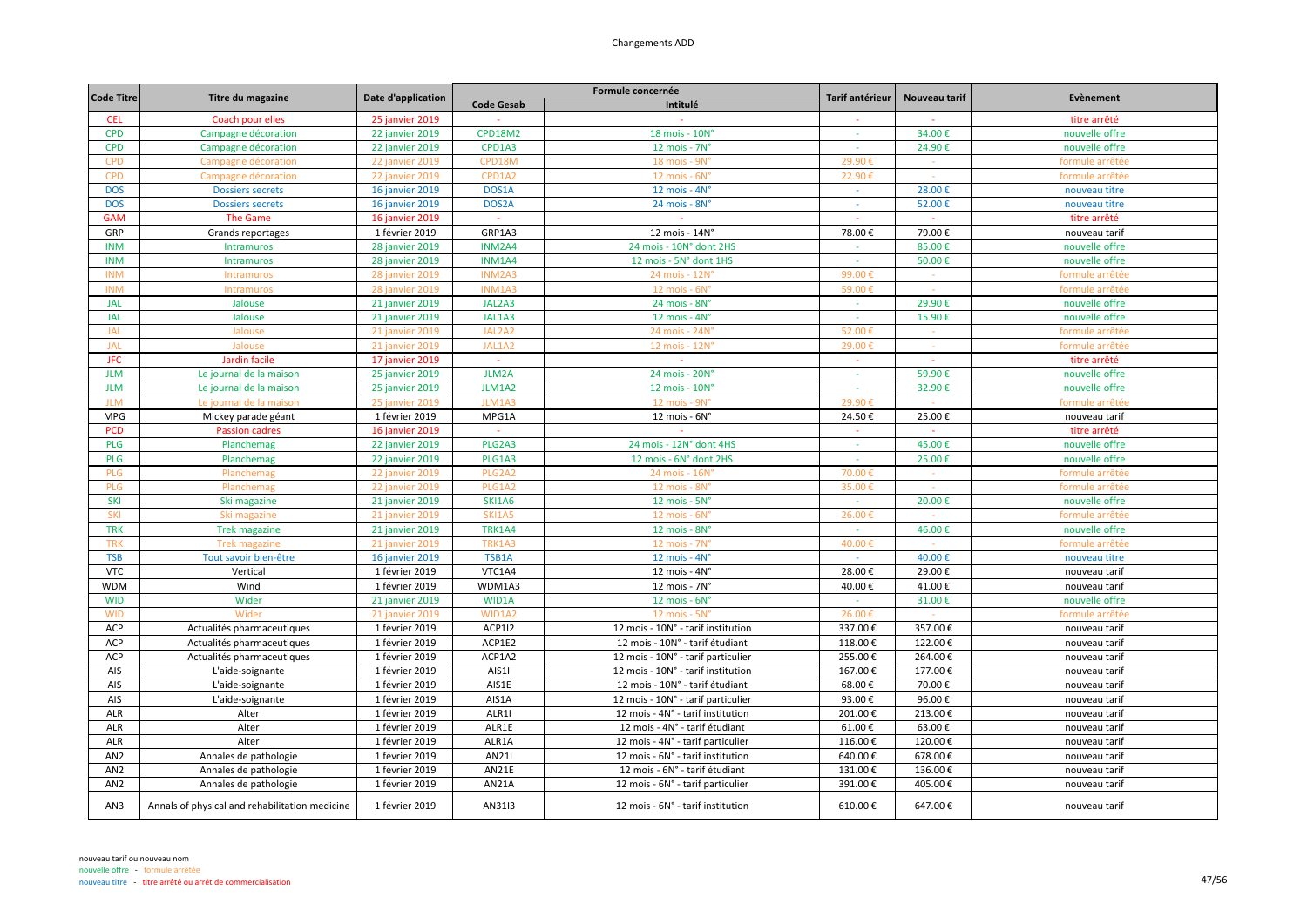# Changements ADD

| Code Titre | Titre du magazine | Date d'application | Formule concernée | | Tarif antérieur | Nouveau tarif | Evènement |
|---|---|---|---|---|---|---|---|
| | | | Code Gesab | Intitulé | | | |
| CEL | Coach pour elles | 25 janvier 2019 | - | - | - | - | titre arrêté |
| CPD | Campagne décoration | 22 janvier 2019 | CPD18M2 | 18 mois - 10N° | - | 34.00 € | nouvelle offre |
| CPD | Campagne décoration | 22 janvier 2019 | CPD1A3 | 12 mois - 7N° | - | 24.90 € | nouvelle offre |
| CPD | Campagne décoration | 22 janvier 2019 | CPD18M | 18 mois - 9N° | 29.90 € | - | formule arrêtée |
| CPD | Campagne décoration | 22 janvier 2019 | CPD1A2 | 12 mois - 6N° | 22.90 € | - | formule arrêtée |
| DOS | Dossiers secrets | 16 janvier 2019 | DOS1A | 12 mois - 4N° | - | 28.00 € | nouveau titre |
| DOS | Dossiers secrets | 16 janvier 2019 | DOS2A | 24 mois - 8N° | - | 52.00 € | nouveau titre |
| GAM | The Game | 16 janvier 2019 | - | - | - | - | titre arrêté |
| GRP | Grands reportages | 1 février 2019 | GRP1A3 | 12 mois - 14N° | 78.00 € | 79.00 € | nouveau tarif |
| INM | Intramuros | 28 janvier 2019 | INM2A4 | 24 mois - 10N° dont 2HS | - | 85.00 € | nouvelle offre |
| INM | Intramuros | 28 janvier 2019 | INM1A4 | 12 mois - 5N° dont 1HS | - | 50.00 € | nouvelle offre |
| INM | Intramuros | 28 janvier 2019 | INM2A3 | 24 mois - 12N° | 99.00 € | - | formule arrêtée |
| INM | Intramuros | 28 janvier 2019 | INM1A3 | 12 mois - 6N° | 59.00 € | - | formule arrêtée |
| JAL | Jalouse | 21 janvier 2019 | JAL2A3 | 24 mois - 8N° | - | 29.90 € | nouvelle offre |
| JAL | Jalouse | 21 janvier 2019 | JAL1A3 | 12 mois - 4N° | - | 15.90 € | nouvelle offre |
| JAL | Jalouse | 21 janvier 2019 | JAL2A2 | 24 mois - 24N° | 52.00 € | - | formule arrêtée |
| JAL | Jalouse | 21 janvier 2019 | JAL1A2 | 12 mois - 12N° | 29.00 € | - | formule arrêtée |
| JFC | Jardin facile | 17 janvier 2019 | - | - | - | - | titre arrêté |
| JLM | Le journal de la maison | 25 janvier 2019 | JLM2A | 24 mois - 20N° | - | 59.90 € | nouvelle offre |
| JLM | Le journal de la maison | 25 janvier 2019 | JLM1A2 | 12 mois - 10N° | - | 32.90 € | nouvelle offre |
| JLM | Le journal de la maison | 25 janvier 2019 | JLM1A3 | 12 mois - 9N° | 29.90 € | | formule arrêtée |
| MPG | Mickey parade géant | 1 février 2019 | MPG1A | 12 mois - 6N° | 24.50 € | 25.00 € | nouveau tarif |
| PCD | Passion cadres | 16 janvier 2019 | - | - | - | - | titre arrêté |
| PLG | Planchemag | 22 janvier 2019 | PLG2A3 | 24 mois - 12N° dont 4HS | - | 45.00 € | nouvelle offre |
| PLG | Planchemag | 22 janvier 2019 | PLG1A3 | 12 mois - 6N° dont 2HS | - | 25.00 € | nouvelle offre |
| PLG | Planchemag | 22 janvier 2019 | PLG2A2 | 24 mois - 16N° | 70.00 € | - | formule arrêtée |
| PLG | Planchemag | 22 janvier 2019 | PLG1A2 | 12 mois - 8N° | 35.00 € | - | formule arrêtée |
| SKI | Ski magazine | 21 janvier 2019 | SKI1A6 | 12 mois - 5N° | - | 20.00 € | nouvelle offre |
| SKI | Ski magazine | 21 janvier 2019 | SKI1A5 | 12 mois - 6N° | 26.00 € | - | formule arrêtée |
| TRK | Trek magazine | 21 janvier 2019 | TRK1A4 | 12 mois - 8N° | - | 46.00 € | nouvelle offre |
| TRK | Trek magazine | 21 janvier 2019 | TRK1A3 | 12 mois - 7N° | 40.00 € | - | formule arrêtée |
| TSB | Tout savoir bien-être | 16 janvier 2019 | TSB1A | 12 mois - 4N° | - | 40.00 € | nouveau titre |
| VTC | Vertical | 1 février 2019 | VTC1A4 | 12 mois - 4N° | 28.00 € | 29.00 € | nouveau tarif |
| WDM | Wind | 1 février 2019 | WDM1A3 | 12 mois - 7N° | 40.00 € | 41.00 € | nouveau tarif |
| WID | Wider | 21 janvier 2019 | WID1A | 12 mois - 6N° | - | 31.00 € | nouvelle offre |
| WID | Wider | 21 janvier 2019 | WID1A2 | 12 mois - 5N° | 26.00 € | - | formule arrêtée |
| ACP | Actualités pharmaceutiques | 1 février 2019 | ACP1I2 | 12 mois - 10N° - tarif institution | 337.00 € | 357.00 € | nouveau tarif |
| ACP | Actualités pharmaceutiques | 1 février 2019 | ACP1E2 | 12 mois - 10N° - tarif étudiant | 118.00 € | 122.00 € | nouveau tarif |
| ACP | Actualités pharmaceutiques | 1 février 2019 | ACP1A2 | 12 mois - 10N° - tarif particulier | 255.00 € | 264.00 € | nouveau tarif |
| AIS | L'aide-soignante | 1 février 2019 | AIS1I | 12 mois - 10N° - tarif institution | 167.00 € | 177.00 € | nouveau tarif |
| AIS | L'aide-soignante | 1 février 2019 | AIS1E | 12 mois - 10N° - tarif étudiant | 68.00 € | 70.00 € | nouveau tarif |
| AIS | L'aide-soignante | 1 février 2019 | AIS1A | 12 mois - 10N° - tarif particulier | 93.00 € | 96.00 € | nouveau tarif |
| ALR | Alter | 1 février 2019 | ALR1I | 12 mois - 4N° - tarif institution | 201.00 € | 213.00 € | nouveau tarif |
| ALR | Alter | 1 février 2019 | ALR1E | 12 mois - 4N° - tarif étudiant | 61.00 € | 63.00 € | nouveau tarif |
| ALR | Alter | 1 février 2019 | ALR1A | 12 mois - 4N° - tarif particulier | 116.00 € | 120.00 € | nouveau tarif |
| AN2 | Annales de pathologie | 1 février 2019 | AN21I | 12 mois - 6N° - tarif institution | 640.00 € | 678.00 € | nouveau tarif |
| AN2 | Annales de pathologie | 1 février 2019 | AN21E | 12 mois - 6N° - tarif étudiant | 131.00 € | 136.00 € | nouveau tarif |
| AN2 | Annales de pathologie | 1 février 2019 | AN21A | 12 mois - 6N° - tarif particulier | 391.00 € | 405.00 € | nouveau tarif |
| AN3 | Annals of physical and rehabilitation medicine | 1 février 2019 | AN31I3 | 12 mois - 6N° - tarif institution | 610.00 € | 647.00 € | nouveau tarif |

nouveau tarif ou nouveau nom
nouvelle offre - formule arrêtée
nouveau titre - titre arrêté ou arrêt de commercialisation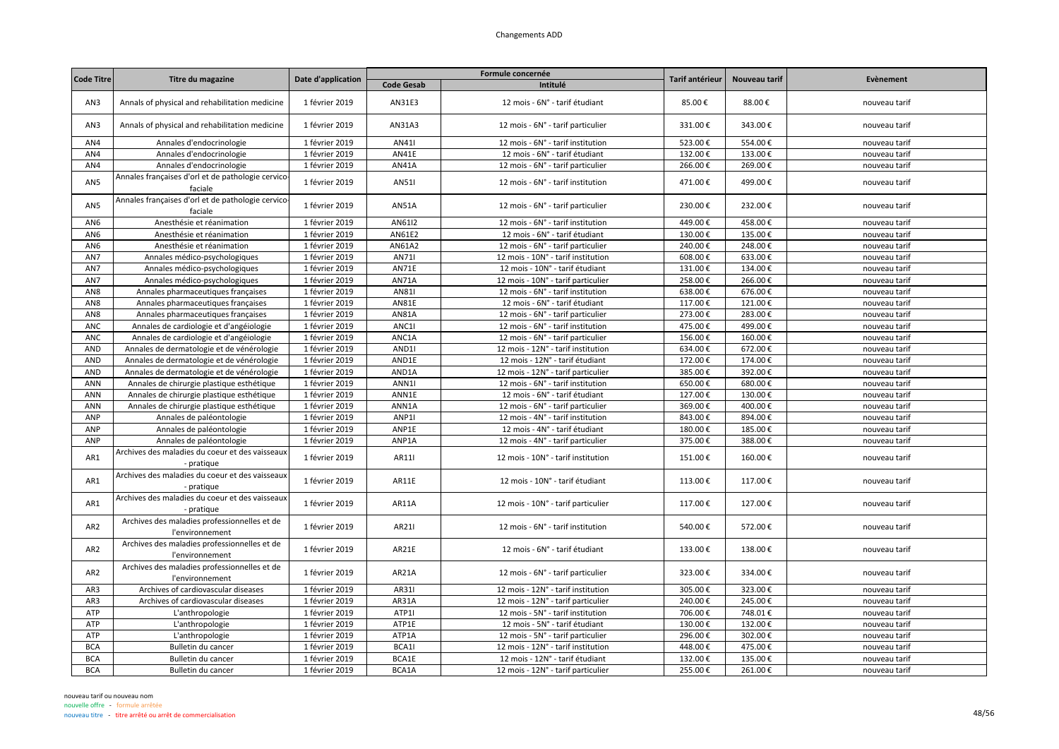Changements ADD

| Code Titre | Titre du magazine | Date d'application | Formule concernée | | Tarif antérieur | Nouveau tarif | Evènement |
|---|---|---|---|---|---|---|---|
| | | | Code Gesab | Intitulé | | | |
| AN3 | Annals of physical and rehabilitation medicine | 1 février 2019 | AN31E3 | 12 mois - 6N° - tarif étudiant | 85.00 € | 88.00 € | nouveau tarif |
| AN3 | Annals of physical and rehabilitation medicine | 1 février 2019 | AN31A3 | 12 mois - 6N° - tarif particulier | 331.00 € | 343.00 € | nouveau tarif |
| AN4 | Annales d'endocrinologie | 1 février 2019 | AN41I | 12 mois - 6N° - tarif institution | 523.00 € | 554.00 € | nouveau tarif |
| AN4 | Annales d'endocrinologie | 1 février 2019 | AN41E | 12 mois - 6N° - tarif étudiant | 132.00 € | 133.00 € | nouveau tarif |
| AN4 | Annales d'endocrinologie | 1 février 2019 | AN41A | 12 mois - 6N° - tarif particulier | 266.00 € | 269.00 € | nouveau tarif |
| AN5 | Annales françaises d'orl et de pathologie cervico-faciale | 1 février 2019 | AN51I | 12 mois - 6N° - tarif institution | 471.00 € | 499.00 € | nouveau tarif |
| AN5 | Annales françaises d'orl et de pathologie cervico-faciale | 1 février 2019 | AN51A | 12 mois - 6N° - tarif particulier | 230.00 € | 232.00 € | nouveau tarif |
| AN6 | Anesthésie et réanimation | 1 février 2019 | AN61I2 | 12 mois - 6N° - tarif institution | 449.00 € | 458.00 € | nouveau tarif |
| AN6 | Anesthésie et réanimation | 1 février 2019 | AN61E2 | 12 mois - 6N° - tarif étudiant | 130.00 € | 135.00 € | nouveau tarif |
| AN6 | Anesthésie et réanimation | 1 février 2019 | AN61A2 | 12 mois - 6N° - tarif particulier | 240.00 € | 248.00 € | nouveau tarif |
| AN7 | Annales médico-psychologiques | 1 février 2019 | AN71I | 12 mois - 10N° - tarif institution | 608.00 € | 633.00 € | nouveau tarif |
| AN7 | Annales médico-psychologiques | 1 février 2019 | AN71E | 12 mois - 10N° - tarif étudiant | 131.00 € | 134.00 € | nouveau tarif |
| AN7 | Annales médico-psychologiques | 1 février 2019 | AN71A | 12 mois - 10N° - tarif particulier | 258.00 € | 266.00 € | nouveau tarif |
| AN8 | Annales pharmaceutiques françaises | 1 février 2019 | AN81I | 12 mois - 6N° - tarif institution | 638.00 € | 676.00 € | nouveau tarif |
| AN8 | Annales pharmaceutiques françaises | 1 février 2019 | AN81E | 12 mois - 6N° - tarif étudiant | 117.00 € | 121.00 € | nouveau tarif |
| AN8 | Annales pharmaceutiques françaises | 1 février 2019 | AN81A | 12 mois - 6N° - tarif particulier | 273.00 € | 283.00 € | nouveau tarif |
| ANC | Annales de cardiologie et d'angéiologie | 1 février 2019 | ANC1I | 12 mois - 6N° - tarif institution | 475.00 € | 499.00 € | nouveau tarif |
| ANC | Annales de cardiologie et d'angéiologie | 1 février 2019 | ANC1A | 12 mois - 6N° - tarif particulier | 156.00 € | 160.00 € | nouveau tarif |
| AND | Annales de dermatologie et de vénérologie | 1 février 2019 | AND1I | 12 mois - 12N° - tarif institution | 634.00 € | 672.00 € | nouveau tarif |
| AND | Annales de dermatologie et de vénérologie | 1 février 2019 | AND1E | 12 mois - 12N° - tarif étudiant | 172.00 € | 174.00 € | nouveau tarif |
| AND | Annales de dermatologie et de vénérologie | 1 février 2019 | AND1A | 12 mois - 12N° - tarif particulier | 385.00 € | 392.00 € | nouveau tarif |
| ANN | Annales de chirurgie plastique esthétique | 1 février 2019 | ANN1I | 12 mois - 6N° - tarif institution | 650.00 € | 680.00 € | nouveau tarif |
| ANN | Annales de chirurgie plastique esthétique | 1 février 2019 | ANN1E | 12 mois - 6N° - tarif étudiant | 127.00 € | 130.00 € | nouveau tarif |
| ANN | Annales de chirurgie plastique esthétique | 1 février 2019 | ANN1A | 12 mois - 6N° - tarif particulier | 369.00 € | 400.00 € | nouveau tarif |
| ANP | Annales de paléontologie | 1 février 2019 | ANP1I | 12 mois - 4N° - tarif institution | 843.00 € | 894.00 € | nouveau tarif |
| ANP | Annales de paléontologie | 1 février 2019 | ANP1E | 12 mois - 4N° - tarif étudiant | 180.00 € | 185.00 € | nouveau tarif |
| ANP | Annales de paléontologie | 1 février 2019 | ANP1A | 12 mois - 4N° - tarif particulier | 375.00 € | 388.00 € | nouveau tarif |
| AR1 | Archives des maladies du coeur et des vaisseaux - pratique | 1 février 2019 | AR11I | 12 mois - 10N° - tarif institution | 151.00 € | 160.00 € | nouveau tarif |
| AR1 | Archives des maladies du coeur et des vaisseaux - pratique | 1 février 2019 | AR11E | 12 mois - 10N° - tarif étudiant | 113.00 € | 117.00 € | nouveau tarif |
| AR1 | Archives des maladies du coeur et des vaisseaux - pratique | 1 février 2019 | AR11A | 12 mois - 10N° - tarif particulier | 117.00 € | 127.00 € | nouveau tarif |
| AR2 | Archives des maladies professionnelles et de l'environnement | 1 février 2019 | AR21I | 12 mois - 6N° - tarif institution | 540.00 € | 572.00 € | nouveau tarif |
| AR2 | Archives des maladies professionnelles et de l'environnement | 1 février 2019 | AR21E | 12 mois - 6N° - tarif étudiant | 133.00 € | 138.00 € | nouveau tarif |
| AR2 | Archives des maladies professionnelles et de l'environnement | 1 février 2019 | AR21A | 12 mois - 6N° - tarif particulier | 323.00 € | 334.00 € | nouveau tarif |
| AR3 | Archives of cardiovascular diseases | 1 février 2019 | AR31I | 12 mois - 12N° - tarif institution | 305.00 € | 323.00 € | nouveau tarif |
| AR3 | Archives of cardiovascular diseases | 1 février 2019 | AR31A | 12 mois - 12N° - tarif particulier | 240.00 € | 245.00 € | nouveau tarif |
| ATP | L'anthropologie | 1 février 2019 | ATP1I | 12 mois - 5N° - tarif institution | 706.00 € | 748.01 € | nouveau tarif |
| ATP | L'anthropologie | 1 février 2019 | ATP1E | 12 mois - 5N° - tarif étudiant | 130.00 € | 132.00 € | nouveau tarif |
| ATP | L'anthropologie | 1 février 2019 | ATP1A | 12 mois - 5N° - tarif particulier | 296.00 € | 302.00 € | nouveau tarif |
| BCA | Bulletin du cancer | 1 février 2019 | BCA1I | 12 mois - 12N° - tarif institution | 448.00 € | 475.00 € | nouveau tarif |
| BCA | Bulletin du cancer | 1 février 2019 | BCA1E | 12 mois - 12N° - tarif étudiant | 132.00 € | 135.00 € | nouveau tarif |
| BCA | Bulletin du cancer | 1 février 2019 | BCA1A | 12 mois - 12N° - tarif particulier | 255.00 € | 261.00 € | nouveau tarif |

nouveau tarif ou nouveau nom
nouvelle offre - formule arrêtée
nouveau titre - titre arrêté ou arrêt de commercialisation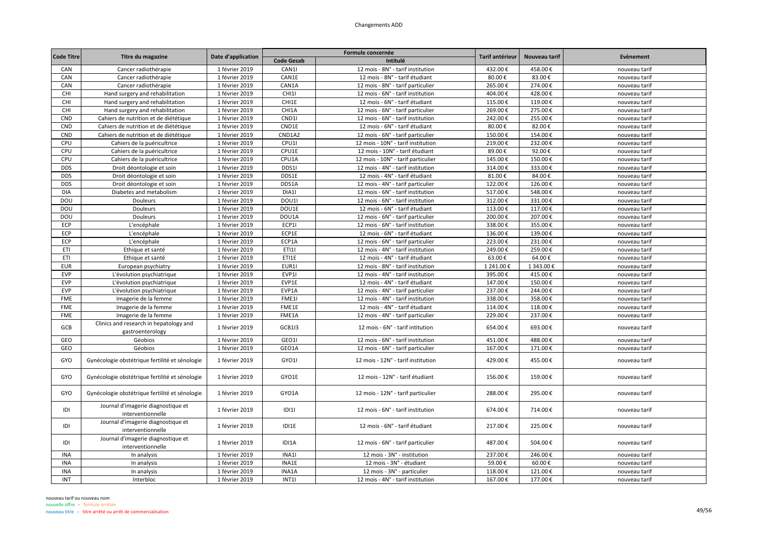# Changements ADD

| Code Titre | Titre du magazine | Date d'application | Formule concernée | | Tarif antérieur | Nouveau tarif | Evènement |
|---|---|---|---|---|---|---|---|
| | | | Code Gesab | Intitulé | | | |
| CAN | Cancer radiothérapie | 1 février 2019 | CAN1I | 12 mois - 8N° - tarif institution | 432.00 € | 458.00 € | nouveau tarif |
| CAN | Cancer radiothérapie | 1 février 2019 | CAN1E | 12 mois - 8N° - tarif étudiant | 80.00 € | 83.00 € | nouveau tarif |
| CAN | Cancer radiothérapie | 1 février 2019 | CAN1A | 12 mois - 8N° - tarif particulier | 265.00 € | 274.00 € | nouveau tarif |
| CHI | Hand surgery and rehabilitation | 1 février 2019 | CHI1I | 12 mois - 6N° - tarif institution | 404.00 € | 428.00 € | nouveau tarif |
| CHI | Hand surgery and rehabilitation | 1 février 2019 | CHI1E | 12 mois - 6N° - tarif étudiant | 115.00 € | 119.00 € | nouveau tarif |
| CHI | Hand surgery and rehabilitation | 1 février 2019 | CHI1A | 12 mois - 6N° - tarif particulier | 269.00 € | 275.00 € | nouveau tarif |
| CND | Cahiers de nutrition et de diététique | 1 février 2019 | CND1I | 12 mois - 6N° - tarif institution | 242.00 € | 255.00 € | nouveau tarif |
| CND | Cahiers de nutrition et de diététique | 1 février 2019 | CND1E | 12 mois - 6N° - tarif étudiant | 80.00 € | 82.00 € | nouveau tarif |
| CND | Cahiers de nutrition et de diététique | 1 février 2019 | CND1A2 | 12 mois - 6N° - tarif particulier | 150.00 € | 154.00 € | nouveau tarif |
| CPU | Cahiers de la puéricultrice | 1 février 2019 | CPU1I | 12 mois - 10N° - tarif institution | 219.00 € | 232.00 € | nouveau tarif |
| CPU | Cahiers de la puéricultrice | 1 février 2019 | CPU1E | 12 mois - 10N° - tarif étudiant | 89.00 € | 92.00 € | nouveau tarif |
| CPU | Cahiers de la puéricultrice | 1 février 2019 | CPU1A | 12 mois - 10N° - tarif particulier | 145.00 € | 150.00 € | nouveau tarif |
| DDS | Droit déontologie et soin | 1 février 2019 | DDS1I | 12 mois - 4N° - tarif institution | 314.00 € | 333.00 € | nouveau tarif |
| DDS | Droit déontologie et soin | 1 février 2019 | DDS1E | 12 mois - 4N° - tarif étudiant | 81.00 € | 84.00 € | nouveau tarif |
| DDS | Droit déontologie et soin | 1 février 2019 | DDS1A | 12 mois - 4N° - tarif particulier | 122.00 € | 126.00 € | nouveau tarif |
| DIA | Diabetes and metabolism | 1 février 2019 | DIA1I | 12 mois - 6N° - tarif institution | 517.00 € | 548.00 € | nouveau tarif |
| DOU | Douleurs | 1 février 2019 | DOU1I | 12 mois - 6N° - tarif institution | 312.00 € | 331.00 € | nouveau tarif |
| DOU | Douleurs | 1 février 2019 | DOU1E | 12 mois - 6N° - tarif étudiant | 113.00 € | 117.00 € | nouveau tarif |
| DOU | Douleurs | 1 février 2019 | DOU1A | 12 mois - 6N° - tarif particulier | 200.00 € | 207.00 € | nouveau tarif |
| ECP | L'encéphale | 1 février 2019 | ECP1I | 12 mois - 6N° - tarif institution | 338.00 € | 355.00 € | nouveau tarif |
| ECP | L'encéphale | 1 février 2019 | ECP1E | 12 mois - 6N° - tarif étudiant | 136.00 € | 139.00 € | nouveau tarif |
| ECP | L'encéphale | 1 février 2019 | ECP1A | 12 mois - 6N° - tarif particulier | 223.00 € | 231.00 € | nouveau tarif |
| ETI | Ethique et santé | 1 février 2019 | ETI1I | 12 mois - 4N° - tarif institution | 249.00 € | 259.00 € | nouveau tarif |
| ETI | Ethique et santé | 1 février 2019 | ETI1E | 12 mois - 4N° - tarif étudiant | 63.00 € | 64.00 € | nouveau tarif |
| EUR | European psychiatry | 1 février 2019 | EUR1I | 12 mois - 8N° - tarif institution | 1 241.00 € | 1 343.00 € | nouveau tarif |
| EVP | L'évolution psychiatrique | 1 février 2019 | EVP1I | 12 mois - 4N° - tarif institution | 395.00 € | 415.00 € | nouveau tarif |
| EVP | L'évolution psychiatrique | 1 février 2019 | EVP1E | 12 mois - 4N° - tarif étudiant | 147.00 € | 150.00 € | nouveau tarif |
| EVP | L'évolution psychiatrique | 1 février 2019 | EVP1A | 12 mois - 4N° - tarif particulier | 237.00 € | 244.00 € | nouveau tarif |
| FME | Imagerie de la femme | 1 février 2019 | FME1I | 12 mois - 4N° - tarif institution | 338.00 € | 358.00 € | nouveau tarif |
| FME | Imagerie de la femme | 1 février 2019 | FME1E | 12 mois - 4N° - tarif étudiant | 114.00 € | 118.00 € | nouveau tarif |
| FME | Imagerie de la femme | 1 février 2019 | FME1A | 12 mois - 4N° - tarif particulier | 229.00 € | 237.00 € | nouveau tarif |
| GCB | Clinics and research in hepatology and gastroenterology | 1 février 2019 | GCB1I3 | 12 mois - 6N° - tarif intitution | 654.00 € | 693.00 € | nouveau tarif |
| GEO | Géobios | 1 février 2019 | GEO1I | 12 mois - 6N° - tarif institution | 451.00 € | 488.00 € | nouveau tarif |
| GEO | Géobios | 1 février 2019 | GEO1A | 12 mois - 6N° - tarif particulier | 167.00 € | 171.00 € | nouveau tarif |
| GYO | Gynécologie obstétrique fertilité et sénologie | 1 février 2019 | GYO1I | 12 mois - 12N° - tarif institution | 429.00 € | 455.00 € | nouveau tarif |
| GYO | Gynécologie obstétrique fertilité et sénologie | 1 février 2019 | GYO1E | 12 mois - 12N° - tarif étudiant | 156.00 € | 159.00 € | nouveau tarif |
| GYO | Gynécologie obstétrique fertilité et sénologie | 1 février 2019 | GYO1A | 12 mois - 12N° - tarif particulier | 288.00 € | 295.00 € | nouveau tarif |
| IDI | Journal d'imagerie diagnostique et interventionnelle | 1 février 2019 | IDI1I | 12 mois - 6N° - tarif institution | 674.00 € | 714.00 € | nouveau tarif |
| IDI | Journal d'imagerie diagnostique et interventionnelle | 1 février 2019 | IDI1E | 12 mois - 6N° - tarif étudiant | 217.00 € | 225.00 € | nouveau tarif |
| IDI | Journal d'imagerie diagnostique et interventionnelle | 1 février 2019 | IDI1A | 12 mois - 6N° - tarif particulier | 487.00 € | 504.00 € | nouveau tarif |
| INA | In analysis | 1 février 2019 | INA1I | 12 mois - 3N° - institution | 237.00 € | 246.00 € | nouveau tarif |
| INA | In analysis | 1 février 2019 | INA1E | 12 mois - 3N° - étudiant | 59.00 € | 60.00 € | nouveau tarif |
| INA | In analysis | 1 février 2019 | INA1A | 12 mois - 3N° - particulier | 118.00 € | 121.00 € | nouveau tarif |
| INT | Interbloc | 1 février 2019 | INT1I | 12 mois - 4N° - tarif institution | 167.00 € | 177.00 € | nouveau tarif |

nouveau tarif ou nouveau nom
nouvelle offre - formule arrêtée
nouveau titre - titre arrêté ou arrêt de commercialisation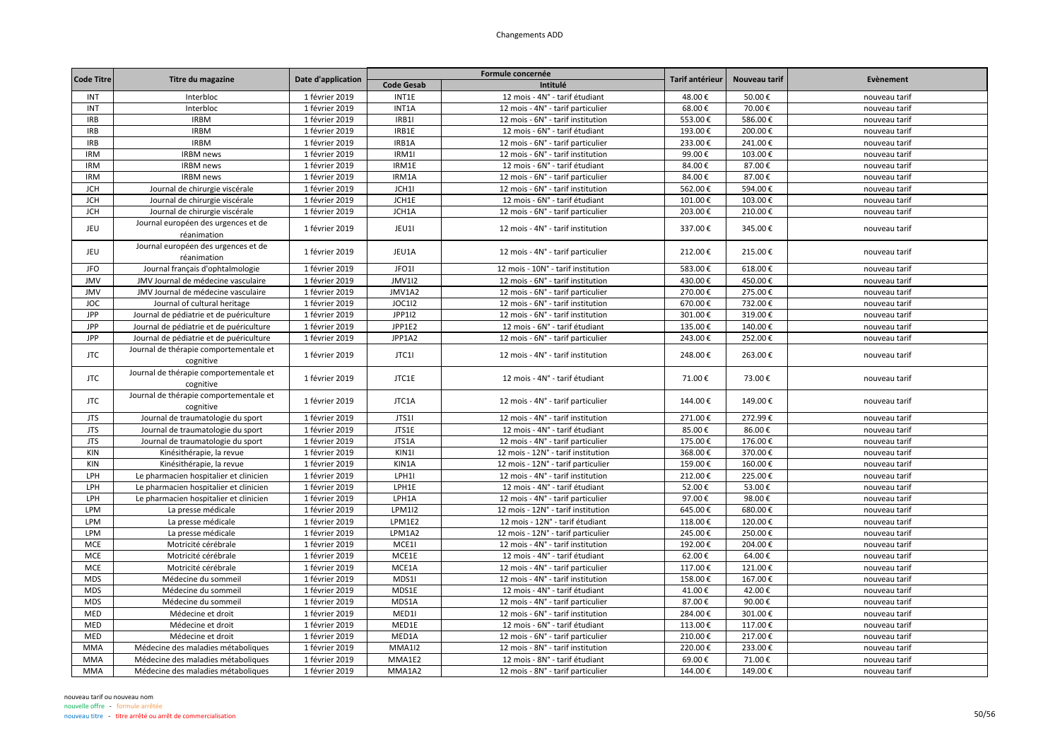| Code Titre | Titre du magazine | Date d'application | Formule concernée | | Tarif antérieur | Nouveau tarif | Evènement |
|---|---|---|---|---|---|---|---|
| | | | Code Gesab | Intitulé | | | |
| INT | Interbloc | 1 février 2019 | INT1E | 12 mois - 4N° - tarif étudiant | 48.00 € | 50.00 € | nouveau tarif |
| INT | Interbloc | 1 février 2019 | INT1A | 12 mois - 4N° - tarif particulier | 68.00 € | 70.00 € | nouveau tarif |
| IRB | IRBM | 1 février 2019 | IRB1I | 12 mois - 6N° - tarif institution | 553.00 € | 586.00 € | nouveau tarif |
| IRB | IRBM | 1 février 2019 | IRB1E | 12 mois - 6N° - tarif étudiant | 193.00 € | 200.00 € | nouveau tarif |
| IRB | IRBM | 1 février 2019 | IRB1A | 12 mois - 6N° - tarif particulier | 233.00 € | 241.00 € | nouveau tarif |
| IRM | IRBM news | 1 février 2019 | IRM1I | 12 mois - 6N° - tarif institution | 99.00 € | 103.00 € | nouveau tarif |
| IRM | IRBM news | 1 février 2019 | IRM1E | 12 mois - 6N° - tarif étudiant | 84.00 € | 87.00 € | nouveau tarif |
| IRM | IRBM news | 1 février 2019 | IRM1A | 12 mois - 6N° - tarif particulier | 84.00 € | 87.00 € | nouveau tarif |
| JCH | Journal de chirurgie viscérale | 1 février 2019 | JCH1I | 12 mois - 6N° - tarif institution | 562.00 € | 594.00 € | nouveau tarif |
| JCH | Journal de chirurgie viscérale | 1 février 2019 | JCH1E | 12 mois - 6N° - tarif étudiant | 101.00 € | 103.00 € | nouveau tarif |
| JCH | Journal de chirurgie viscérale | 1 février 2019 | JCH1A | 12 mois - 6N° - tarif particulier | 203.00 € | 210.00 € | nouveau tarif |
| JEU | Journal européen des urgences et de réanimation | 1 février 2019 | JEU1I | 12 mois - 4N° - tarif institution | 337.00 € | 345.00 € | nouveau tarif |
| JEU | Journal européen des urgences et de réanimation | 1 février 2019 | JEU1A | 12 mois - 4N° - tarif particulier | 212.00 € | 215.00 € | nouveau tarif |
| JFO | Journal français d'ophtalmologie | 1 février 2019 | JFO1I | 12 mois - 10N° - tarif institution | 583.00 € | 618.00 € | nouveau tarif |
| JMV | JMV Journal de médecine vasculaire | 1 février 2019 | JMV1I2 | 12 mois - 6N° - tarif institution | 430.00 € | 450.00 € | nouveau tarif |
| JMV | JMV Journal de médecine vasculaire | 1 février 2019 | JMV1A2 | 12 mois - 6N° - tarif particulier | 270.00 € | 275.00 € | nouveau tarif |
| JOC | Journal of cultural heritage | 1 février 2019 | JOC1I2 | 12 mois - 6N° - tarif institution | 670.00 € | 732.00 € | nouveau tarif |
| JPP | Journal de pédiatrie et de puériculture | 1 février 2019 | JPP1I2 | 12 mois - 6N° - tarif institution | 301.00 € | 319.00 € | nouveau tarif |
| JPP | Journal de pédiatrie et de puériculture | 1 février 2019 | JPP1E2 | 12 mois - 6N° - tarif étudiant | 135.00 € | 140.00 € | nouveau tarif |
| JPP | Journal de pédiatrie et de puériculture | 1 février 2019 | JPP1A2 | 12 mois - 6N° - tarif particulier | 243.00 € | 252.00 € | nouveau tarif |
| JTC | Journal de thérapie comportementale et cognitive | 1 février 2019 | JTC1I | 12 mois - 4N° - tarif institution | 248.00 € | 263.00 € | nouveau tarif |
| JTC | Journal de thérapie comportementale et cognitive | 1 février 2019 | JTC1E | 12 mois - 4N° - tarif étudiant | 71.00 € | 73.00 € | nouveau tarif |
| JTC | Journal de thérapie comportementale et cognitive | 1 février 2019 | JTC1A | 12 mois - 4N° - tarif particulier | 144.00 € | 149.00 € | nouveau tarif |
| JTS | Journal de traumatologie du sport | 1 février 2019 | JTS1I | 12 mois - 4N° - tarif institution | 271.00 € | 272.99 € | nouveau tarif |
| JTS | Journal de traumatologie du sport | 1 février 2019 | JTS1E | 12 mois - 4N° - tarif étudiant | 85.00 € | 86.00 € | nouveau tarif |
| JTS | Journal de traumatologie du sport | 1 février 2019 | JTS1A | 12 mois - 4N° - tarif particulier | 175.00 € | 176.00 € | nouveau tarif |
| KIN | Kinésithérapie, la revue | 1 février 2019 | KIN1I | 12 mois - 12N° - tarif institution | 368.00 € | 370.00 € | nouveau tarif |
| KIN | Kinésithérapie, la revue | 1 février 2019 | KIN1A | 12 mois - 12N° - tarif particulier | 159.00 € | 160.00 € | nouveau tarif |
| LPH | Le pharmacien hospitalier et clinicien | 1 février 2019 | LPH1I | 12 mois - 4N° - tarif institution | 212.00 € | 225.00 € | nouveau tarif |
| LPH | Le pharmacien hospitalier et clinicien | 1 février 2019 | LPH1E | 12 mois - 4N° - tarif étudiant | 52.00 € | 53.00 € | nouveau tarif |
| LPH | Le pharmacien hospitalier et clinicien | 1 février 2019 | LPH1A | 12 mois - 4N° - tarif particulier | 97.00 € | 98.00 € | nouveau tarif |
| LPM | La presse médicale | 1 février 2019 | LPM1I2 | 12 mois - 12N° - tarif institution | 645.00 € | 680.00 € | nouveau tarif |
| LPM | La presse médicale | 1 février 2019 | LPM1E2 | 12 mois - 12N° - tarif étudiant | 118.00 € | 120.00 € | nouveau tarif |
| LPM | La presse médicale | 1 février 2019 | LPM1A2 | 12 mois - 12N° - tarif particulier | 245.00 € | 250.00 € | nouveau tarif |
| MCE | Motricité cérébrale | 1 février 2019 | MCE1I | 12 mois - 4N° - tarif institution | 192.00 € | 204.00 € | nouveau tarif |
| MCE | Motricité cérébrale | 1 février 2019 | MCE1E | 12 mois - 4N° - tarif étudiant | 62.00 € | 64.00 € | nouveau tarif |
| MCE | Motricité cérébrale | 1 février 2019 | MCE1A | 12 mois - 4N° - tarif particulier | 117.00 € | 121.00 € | nouveau tarif |
| MDS | Médecine du sommeil | 1 février 2019 | MDS1I | 12 mois - 4N° - tarif institution | 158.00 € | 167.00 € | nouveau tarif |
| MDS | Médecine du sommeil | 1 février 2019 | MDS1E | 12 mois - 4N° - tarif étudiant | 41.00 € | 42.00 € | nouveau tarif |
| MDS | Médecine du sommeil | 1 février 2019 | MDS1A | 12 mois - 4N° - tarif particulier | 87.00 € | 90.00 € | nouveau tarif |
| MED | Médecine et droit | 1 février 2019 | MED1I | 12 mois - 6N° - tarif institution | 284.00 € | 301.00 € | nouveau tarif |
| MED | Médecine et droit | 1 février 2019 | MED1E | 12 mois - 6N° - tarif étudiant | 113.00 € | 117.00 € | nouveau tarif |
| MED | Médecine et droit | 1 février 2019 | MED1A | 12 mois - 6N° - tarif particulier | 210.00 € | 217.00 € | nouveau tarif |
| MMA | Médecine des maladies métaboliques | 1 février 2019 | MMA1I2 | 12 mois - 8N° - tarif institution | 220.00 € | 233.00 € | nouveau tarif |
| MMA | Médecine des maladies métaboliques | 1 février 2019 | MMA1E2 | 12 mois - 8N° - tarif étudiant | 69.00 € | 71.00 € | nouveau tarif |
| MMA | Médecine des maladies métaboliques | 1 février 2019 | MMA1A2 | 12 mois - 8N° - tarif particulier | 144.00 € | 149.00 € | nouveau tarif |

nouveau tarif ou nouveau nom
nouvelle offre - formule arrêtée
nouveau titre - titre arrêté ou arrêt de commercialisation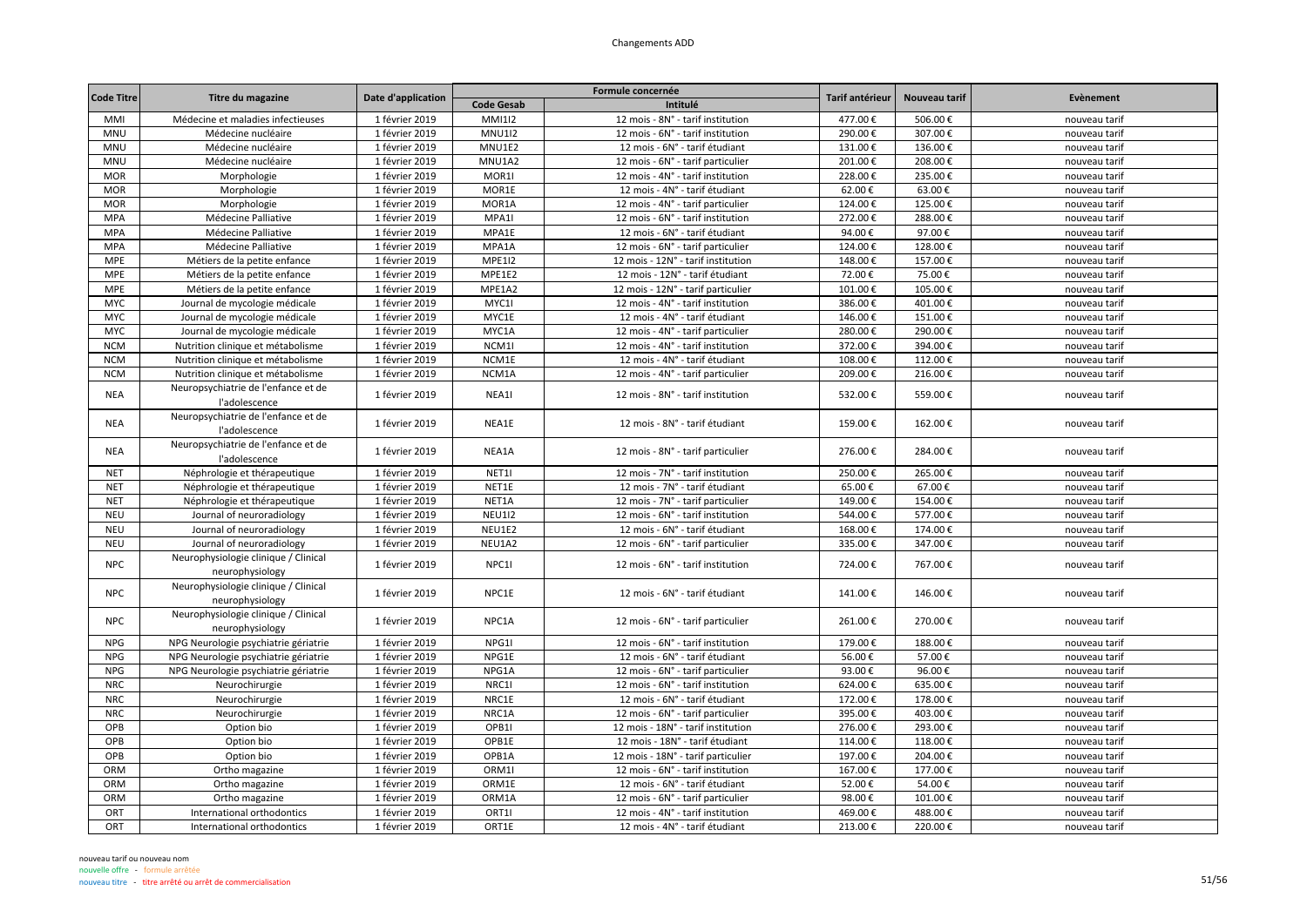| Code Titre | Titre du magazine | Date d'application | Formule concernée | | Tarif antérieur | Nouveau tarif | Evènement |
|---|---|---|---|---|---|---|---|
| | | | Code Gesab | Intitulé | | | |
| MMI | Médecine et maladies infectieuses | 1 février 2019 | MMI1I2 | 12 mois - 8N° - tarif institution | 477.00 € | 506.00 € | nouveau tarif |
| MNU | Médecine nucléaire | 1 février 2019 | MNU1I2 | 12 mois - 6N° - tarif institution | 290.00 € | 307.00 € | nouveau tarif |
| MNU | Médecine nucléaire | 1 février 2019 | MNU1E2 | 12 mois - 6N° - tarif étudiant | 131.00 € | 136.00 € | nouveau tarif |
| MNU | Médecine nucléaire | 1 février 2019 | MNU1A2 | 12 mois - 6N° - tarif particulier | 201.00 € | 208.00 € | nouveau tarif |
| MOR | Morphologie | 1 février 2019 | MOR1I | 12 mois - 4N° - tarif institution | 228.00 € | 235.00 € | nouveau tarif |
| MOR | Morphologie | 1 février 2019 | MOR1E | 12 mois - 4N° - tarif étudiant | 62.00 € | 63.00 € | nouveau tarif |
| MOR | Morphologie | 1 février 2019 | MOR1A | 12 mois - 4N° - tarif particulier | 124.00 € | 125.00 € | nouveau tarif |
| MPA | Médecine Palliative | 1 février 2019 | MPA1I | 12 mois - 6N° - tarif institution | 272.00 € | 288.00 € | nouveau tarif |
| MPA | Médecine Palliative | 1 février 2019 | MPA1E | 12 mois - 6N° - tarif étudiant | 94.00 € | 97.00 € | nouveau tarif |
| MPA | Médecine Palliative | 1 février 2019 | MPA1A | 12 mois - 6N° - tarif particulier | 124.00 € | 128.00 € | nouveau tarif |
| MPE | Métiers de la petite enfance | 1 février 2019 | MPE1I2 | 12 mois - 12N° - tarif institution | 148.00 € | 157.00 € | nouveau tarif |
| MPE | Métiers de la petite enfance | 1 février 2019 | MPE1E2 | 12 mois - 12N° - tarif étudiant | 72.00 € | 75.00 € | nouveau tarif |
| MPE | Métiers de la petite enfance | 1 février 2019 | MPE1A2 | 12 mois - 12N° - tarif particulier | 101.00 € | 105.00 € | nouveau tarif |
| MYC | Journal de mycologie médicale | 1 février 2019 | MYC1I | 12 mois - 4N° - tarif institution | 386.00 € | 401.00 € | nouveau tarif |
| MYC | Journal de mycologie médicale | 1 février 2019 | MYC1E | 12 mois - 4N° - tarif étudiant | 146.00 € | 151.00 € | nouveau tarif |
| MYC | Journal de mycologie médicale | 1 février 2019 | MYC1A | 12 mois - 4N° - tarif particulier | 280.00 € | 290.00 € | nouveau tarif |
| NCM | Nutrition clinique et métabolisme | 1 février 2019 | NCM1I | 12 mois - 4N° - tarif institution | 372.00 € | 394.00 € | nouveau tarif |
| NCM | Nutrition clinique et métabolisme | 1 février 2019 | NCM1E | 12 mois - 4N° - tarif étudiant | 108.00 € | 112.00 € | nouveau tarif |
| NCM | Nutrition clinique et métabolisme | 1 février 2019 | NCM1A | 12 mois - 4N° - tarif particulier | 209.00 € | 216.00 € | nouveau tarif |
| NEA | Neuropsychiatrie de l'enfance et de l'adolescence | 1 février 2019 | NEA1I | 12 mois - 8N° - tarif institution | 532.00 € | 559.00 € | nouveau tarif |
| NEA | Neuropsychiatrie de l'enfance et de l'adolescence | 1 février 2019 | NEA1E | 12 mois - 8N° - tarif étudiant | 159.00 € | 162.00 € | nouveau tarif |
| NEA | Neuropsychiatrie de l'enfance et de l'adolescence | 1 février 2019 | NEA1A | 12 mois - 8N° - tarif particulier | 276.00 € | 284.00 € | nouveau tarif |
| NET | Néphrologie et thérapeutique | 1 février 2019 | NET1I | 12 mois - 7N° - tarif institution | 250.00 € | 265.00 € | nouveau tarif |
| NET | Néphrologie et thérapeutique | 1 février 2019 | NET1E | 12 mois - 7N° - tarif étudiant | 65.00 € | 67.00 € | nouveau tarif |
| NET | Néphrologie et thérapeutique | 1 février 2019 | NET1A | 12 mois - 7N° - tarif particulier | 149.00 € | 154.00 € | nouveau tarif |
| NEU | Journal of neuroradiology | 1 février 2019 | NEU1I2 | 12 mois - 6N° - tarif institution | 544.00 € | 577.00 € | nouveau tarif |
| NEU | Journal of neuroradiology | 1 février 2019 | NEU1E2 | 12 mois - 6N° - tarif étudiant | 168.00 € | 174.00 € | nouveau tarif |
| NEU | Journal of neuroradiology | 1 février 2019 | NEU1A2 | 12 mois - 6N° - tarif particulier | 335.00 € | 347.00 € | nouveau tarif |
| NPC | Neurophysiologie clinique / Clinical neurophysiology | 1 février 2019 | NPC1I | 12 mois - 6N° - tarif institution | 724.00 € | 767.00 € | nouveau tarif |
| NPC | Neurophysiologie clinique / Clinical neurophysiology | 1 février 2019 | NPC1E | 12 mois - 6N° - tarif étudiant | 141.00 € | 146.00 € | nouveau tarif |
| NPC | Neurophysiologie clinique / Clinical neurophysiology | 1 février 2019 | NPC1A | 12 mois - 6N° - tarif particulier | 261.00 € | 270.00 € | nouveau tarif |
| NPG | NPG Neurologie psychiatrie gériatrie | 1 février 2019 | NPG1I | 12 mois - 6N° - tarif institution | 179.00 € | 188.00 € | nouveau tarif |
| NPG | NPG Neurologie psychiatrie gériatrie | 1 février 2019 | NPG1E | 12 mois - 6N° - tarif étudiant | 56.00 € | 57.00 € | nouveau tarif |
| NPG | NPG Neurologie psychiatrie gériatrie | 1 février 2019 | NPG1A | 12 mois - 6N° - tarif particulier | 93.00 € | 96.00 € | nouveau tarif |
| NRC | Neurochirurgie | 1 février 2019 | NRC1I | 12 mois - 6N° - tarif institution | 624.00 € | 635.00 € | nouveau tarif |
| NRC | Neurochirurgie | 1 février 2019 | NRC1E | 12 mois - 6N° - tarif étudiant | 172.00 € | 178.00 € | nouveau tarif |
| NRC | Neurochirurgie | 1 février 2019 | NRC1A | 12 mois - 6N° - tarif particulier | 395.00 € | 403.00 € | nouveau tarif |
| OPB | Option bio | 1 février 2019 | OPB1I | 12 mois - 18N° - tarif institution | 276.00 € | 293.00 € | nouveau tarif |
| OPB | Option bio | 1 février 2019 | OPB1E | 12 mois - 18N° - tarif étudiant | 114.00 € | 118.00 € | nouveau tarif |
| OPB | Option bio | 1 février 2019 | OPB1A | 12 mois - 18N° - tarif particulier | 197.00 € | 204.00 € | nouveau tarif |
| ORM | Ortho magazine | 1 février 2019 | ORM1I | 12 mois - 6N° - tarif institution | 167.00 € | 177.00 € | nouveau tarif |
| ORM | Ortho magazine | 1 février 2019 | ORM1E | 12 mois - 6N° - tarif étudiant | 52.00 € | 54.00 € | nouveau tarif |
| ORM | Ortho magazine | 1 février 2019 | ORM1A | 12 mois - 6N° - tarif particulier | 98.00 € | 101.00 € | nouveau tarif |
| ORT | International orthodontics | 1 février 2019 | ORT1I | 12 mois - 4N° - tarif institution | 469.00 € | 488.00 € | nouveau tarif |
| ORT | International orthodontics | 1 février 2019 | ORT1E | 12 mois - 4N° - tarif étudiant | 213.00 € | 220.00 € | nouveau tarif |

nouveau tarif ou nouveau nom
nouvelle offre - formule arrêtée
nouveau titre - titre arrêté ou arrêt de commercialisation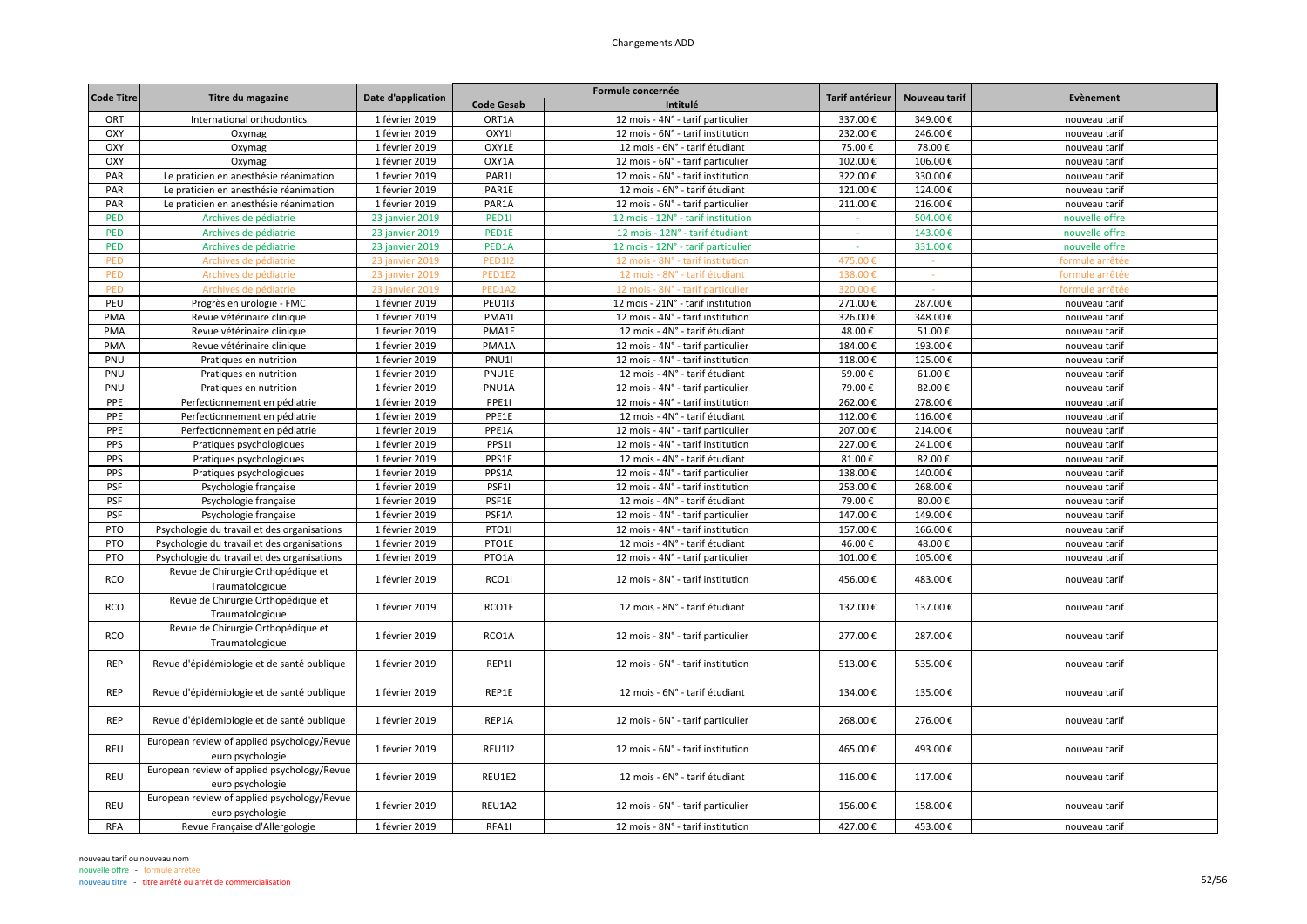| Code Titre | Titre du magazine | Date d'application | Formule concernée | | Tarif antérieur | Nouveau tarif | Evènement |
|---|---|---|---|---|---|---|---|
| | | | Code Gesab | Intitulé | | | |
| ORT | International orthodontics | 1 février 2019 | ORT1A | 12 mois - 4N° - tarif particulier | 337.00 € | 349.00 € | nouveau tarif |
| OXY | Oxymag | 1 février 2019 | OXY1I | 12 mois - 6N° - tarif institution | 232.00 € | 246.00 € | nouveau tarif |
| OXY | Oxymag | 1 février 2019 | OXY1E | 12 mois - 6N° - tarif étudiant | 75.00 € | 78.00 € | nouveau tarif |
| OXY | Oxymag | 1 février 2019 | OXY1A | 12 mois - 6N° - tarif particulier | 102.00 € | 106.00 € | nouveau tarif |
| PAR | Le praticien en anesthésie réanimation | 1 février 2019 | PAR1I | 12 mois - 6N° - tarif institution | 322.00 € | 330.00 € | nouveau tarif |
| PAR | Le praticien en anesthésie réanimation | 1 février 2019 | PAR1E | 12 mois - 6N° - tarif étudiant | 121.00 € | 124.00 € | nouveau tarif |
| PAR | Le praticien en anesthésie réanimation | 1 février 2019 | PAR1A | 12 mois - 6N° - tarif particulier | 211.00 € | 216.00 € | nouveau tarif |
| PED | Archives de pédiatrie | 23 janvier 2019 | PED1I | 12 mois - 12N° - tarif institution | - | 504.00 € | nouvelle offre |
| PED | Archives de pédiatrie | 23 janvier 2019 | PED1E | 12 mois - 12N° - tarif étudiant | - | 143.00 € | nouvelle offre |
| PED | Archives de pédiatrie | 23 janvier 2019 | PED1A | 12 mois - 12N° - tarif particulier | - | 331.00 € | nouvelle offre |
| PED | Archives de pédiatrie | 23 janvier 2019 | PED1I2 | 12 mois - 8N° - tarif institution | 475.00 € | - | formule arrêtée |
| PED | Archives de pédiatrie | 23 janvier 2019 | PED1E2 | 12 mois - 8N° - tarif étudiant | 138.00 € | - | formule arrêtée |
| PED | Archives de pédiatrie | 23 janvier 2019 | PED1A2 | 12 mois - 8N° - tarif particulier | 320.00 € | - | formule arrêtée |
| PEU | Progrès en urologie - FMC | 1 février 2019 | PEU1I3 | 12 mois - 21N° - tarif institution | 271.00 € | 287.00 € | nouveau tarif |
| PMA | Revue vétérinaire clinique | 1 février 2019 | PMA1I | 12 mois - 4N° - tarif institution | 326.00 € | 348.00 € | nouveau tarif |
| PMA | Revue vétérinaire clinique | 1 février 2019 | PMA1E | 12 mois - 4N° - tarif étudiant | 48.00 € | 51.00 € | nouveau tarif |
| PMA | Revue vétérinaire clinique | 1 février 2019 | PMA1A | 12 mois - 4N° - tarif particulier | 184.00 € | 193.00 € | nouveau tarif |
| PNU | Pratiques en nutrition | 1 février 2019 | PNU1I | 12 mois - 4N° - tarif institution | 118.00 € | 125.00 € | nouveau tarif |
| PNU | Pratiques en nutrition | 1 février 2019 | PNU1E | 12 mois - 4N° - tarif étudiant | 59.00 € | 61.00 € | nouveau tarif |
| PNU | Pratiques en nutrition | 1 février 2019 | PNU1A | 12 mois - 4N° - tarif particulier | 79.00 € | 82.00 € | nouveau tarif |
| PPE | Perfectionnement en pédiatrie | 1 février 2019 | PPE1I | 12 mois - 4N° - tarif institution | 262.00 € | 278.00 € | nouveau tarif |
| PPE | Perfectionnement en pédiatrie | 1 février 2019 | PPE1E | 12 mois - 4N° - tarif étudiant | 112.00 € | 116.00 € | nouveau tarif |
| PPE | Perfectionnement en pédiatrie | 1 février 2019 | PPE1A | 12 mois - 4N° - tarif particulier | 207.00 € | 214.00 € | nouveau tarif |
| PPS | Pratiques psychologiques | 1 février 2019 | PPS1I | 12 mois - 4N° - tarif institution | 227.00 € | 241.00 € | nouveau tarif |
| PPS | Pratiques psychologiques | 1 février 2019 | PPS1E | 12 mois - 4N° - tarif étudiant | 81.00 € | 82.00 € | nouveau tarif |
| PPS | Pratiques psychologiques | 1 février 2019 | PPS1A | 12 mois - 4N° - tarif particulier | 138.00 € | 140.00 € | nouveau tarif |
| PSF | Psychologie française | 1 février 2019 | PSF1I | 12 mois - 4N° - tarif institution | 253.00 € | 268.00 € | nouveau tarif |
| PSF | Psychologie française | 1 février 2019 | PSF1E | 12 mois - 4N° - tarif étudiant | 79.00 € | 80.00 € | nouveau tarif |
| PSF | Psychologie française | 1 février 2019 | PSF1A | 12 mois - 4N° - tarif particulier | 147.00 € | 149.00 € | nouveau tarif |
| PTO | Psychologie du travail et des organisations | 1 février 2019 | PTO1I | 12 mois - 4N° - tarif institution | 157.00 € | 166.00 € | nouveau tarif |
| PTO | Psychologie du travail et des organisations | 1 février 2019 | PTO1E | 12 mois - 4N° - tarif étudiant | 46.00 € | 48.00 € | nouveau tarif |
| PTO | Psychologie du travail et des organisations | 1 février 2019 | PTO1A | 12 mois - 4N° - tarif particulier | 101.00 € | 105.00 € | nouveau tarif |
| RCO | Revue de Chirurgie Orthopédique et Traumatologique | 1 février 2019 | RCO1I | 12 mois - 8N° - tarif institution | 456.00 € | 483.00 € | nouveau tarif |
| RCO | Revue de Chirurgie Orthopédique et Traumatologique | 1 février 2019 | RCO1E | 12 mois - 8N° - tarif étudiant | 132.00 € | 137.00 € | nouveau tarif |
| RCO | Revue de Chirurgie Orthopédique et Traumatologique | 1 février 2019 | RCO1A | 12 mois - 8N° - tarif particulier | 277.00 € | 287.00 € | nouveau tarif |
| REP | Revue d'épidémiologie et de santé publique | 1 février 2019 | REP1I | 12 mois - 6N° - tarif institution | 513.00 € | 535.00 € | nouveau tarif |
| REP | Revue d'épidémiologie et de santé publique | 1 février 2019 | REP1E | 12 mois - 6N° - tarif étudiant | 134.00 € | 135.00 € | nouveau tarif |
| REP | Revue d'épidémiologie et de santé publique | 1 février 2019 | REP1A | 12 mois - 6N° - tarif particulier | 268.00 € | 276.00 € | nouveau tarif |
| REU | European review of applied psychology/Revue euro psychologie | 1 février 2019 | REU1I2 | 12 mois - 6N° - tarif institution | 465.00 € | 493.00 € | nouveau tarif |
| REU | European review of applied psychology/Revue euro psychologie | 1 février 2019 | REU1E2 | 12 mois - 6N° - tarif étudiant | 116.00 € | 117.00 € | nouveau tarif |
| REU | European review of applied psychology/Revue euro psychologie | 1 février 2019 | REU1A2 | 12 mois - 6N° - tarif particulier | 156.00 € | 158.00 € | nouveau tarif |
| RFA | Revue Française d'Allergologie | 1 février 2019 | RFA1I | 12 mois - 8N° - tarif institution | 427.00 € | 453.00 € | nouveau tarif |

nouveau tarif ou nouveau nom
nouvelle offre - formule arrêtée
nouveau titre - titre arrêté ou arrêt de commercialisation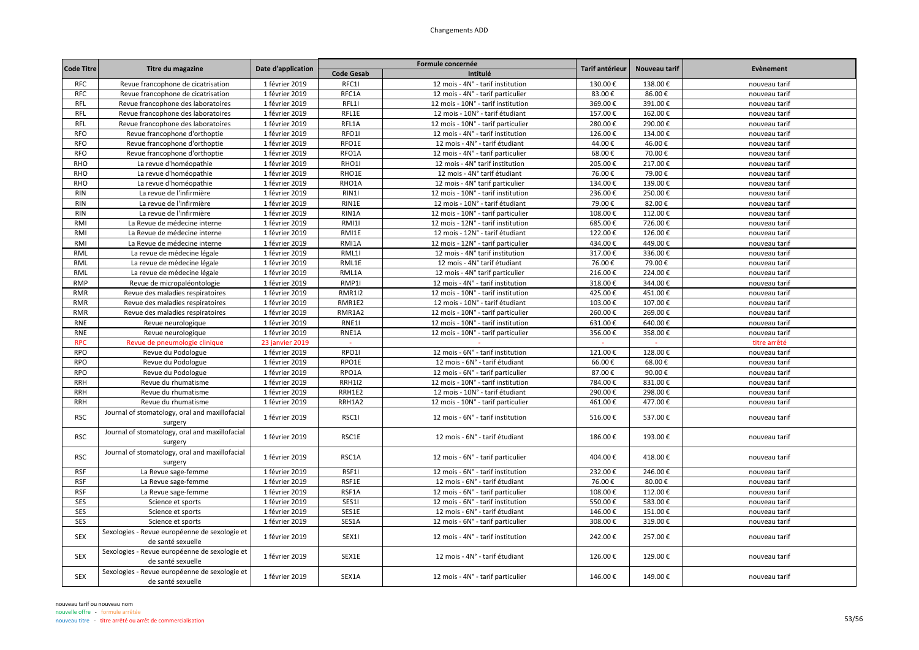# Changements ADD

| Code Titre | Titre du magazine | Date d'application | Formule concernée | | Tarif antérieur | Nouveau tarif | Evènement |
|---|---|---|---|---|---|---|---|
| | | | Code Gesab | Intitulé | | | |
| RFC | Revue francophone de cicatrisation | 1 février 2019 | RFC1I | 12 mois - 4N° - tarif institution | 130.00 € | 138.00 € | nouveau tarif |
| RFC | Revue francophone de cicatrisation | 1 février 2019 | RFC1A | 12 mois - 4N° - tarif particulier | 83.00 € | 86.00 € | nouveau tarif |
| RFL | Revue francophone des laboratoires | 1 février 2019 | RFL1I | 12 mois - 10N° - tarif institution | 369.00 € | 391.00 € | nouveau tarif |
| RFL | Revue francophone des laboratoires | 1 février 2019 | RFL1E | 12 mois - 10N° - tarif étudiant | 157.00 € | 162.00 € | nouveau tarif |
| RFL | Revue francophone des laboratoires | 1 février 2019 | RFL1A | 12 mois - 10N° - tarif particulier | 280.00 € | 290.00 € | nouveau tarif |
| RFO | Revue francophone d'orthoptie | 1 février 2019 | RFO1I | 12 mois - 4N° - tarif institution | 126.00 € | 134.00 € | nouveau tarif |
| RFO | Revue francophone d'orthoptie | 1 février 2019 | RFO1E | 12 mois - 4N° - tarif étudiant | 44.00 € | 46.00 € | nouveau tarif |
| RFO | Revue francophone d'orthoptie | 1 février 2019 | RFO1A | 12 mois - 4N° - tarif particulier | 68.00 € | 70.00 € | nouveau tarif |
| RHO | La revue d'homéopathie | 1 février 2019 | RHO1I | 12 mois - 4N° tarif institution | 205.00 € | 217.00 € | nouveau tarif |
| RHO | La revue d'homéopathie | 1 février 2019 | RHO1E | 12 mois - 4N° tarif étudiant | 76.00 € | 79.00 € | nouveau tarif |
| RHO | La revue d'homéopathie | 1 février 2019 | RHO1A | 12 mois - 4N° tarif particulier | 134.00 € | 139.00 € | nouveau tarif |
| RIN | La revue de l'infirmière | 1 février 2019 | RIN1I | 12 mois - 10N° - tarif institution | 236.00 € | 250.00 € | nouveau tarif |
| RIN | La revue de l'infirmière | 1 février 2019 | RIN1E | 12 mois - 10N° - tarif étudiant | 79.00 € | 82.00 € | nouveau tarif |
| RIN | La revue de l'infirmière | 1 février 2019 | RIN1A | 12 mois - 10N° - tarif particulier | 108.00 € | 112.00 € | nouveau tarif |
| RMI | La Revue de médecine interne | 1 février 2019 | RMI1I | 12 mois - 12N° - tarif institution | 685.00 € | 726.00 € | nouveau tarif |
| RMI | La Revue de médecine interne | 1 février 2019 | RMI1E | 12 mois - 12N° - tarif étudiant | 122.00 € | 126.00 € | nouveau tarif |
| RMI | La Revue de médecine interne | 1 février 2019 | RMI1A | 12 mois - 12N° - tarif particulier | 434.00 € | 449.00 € | nouveau tarif |
| RML | La revue de médecine légale | 1 février 2019 | RML1I | 12 mois - 4N° tarif institution | 317.00 € | 336.00 € | nouveau tarif |
| RML | La revue de médecine légale | 1 février 2019 | RML1E | 12 mois - 4N° tarif étudiant | 76.00 € | 79.00 € | nouveau tarif |
| RML | La revue de médecine légale | 1 février 2019 | RML1A | 12 mois - 4N° tarif particulier | 216.00 € | 224.00 € | nouveau tarif |
| RMP | Revue de micropaléontologie | 1 février 2019 | RMP1I | 12 mois - 4N° - tarif institution | 318.00 € | 344.00 € | nouveau tarif |
| RMR | Revue des maladies respiratoires | 1 février 2019 | RMR1I2 | 12 mois - 10N° - tarif institution | 425.00 € | 451.00 € | nouveau tarif |
| RMR | Revue des maladies respiratoires | 1 février 2019 | RMR1E2 | 12 mois - 10N° - tarif étudiant | 103.00 € | 107.00 € | nouveau tarif |
| RMR | Revue des maladies respiratoires | 1 février 2019 | RMR1A2 | 12 mois - 10N° - tarif particulier | 260.00 € | 269.00 € | nouveau tarif |
| RNE | Revue neurologique | 1 février 2019 | RNE1I | 12 mois - 10N° - tarif institution | 631.00 € | 640.00 € | nouveau tarif |
| RNE | Revue neurologique | 1 février 2019 | RNE1A | 12 mois - 10N° - tarif particulier | 356.00 € | 358.00 € | nouveau tarif |
| RPC | Revue de pneumologie clinique | 23 janvier 2019 | - | - | - | - | titre arrêté |
| RPO | Revue du Podologue | 1 février 2019 | RPO1I | 12 mois - 6N° - tarif institution | 121.00 € | 128.00 € | nouveau tarif |
| RPO | Revue du Podologue | 1 février 2019 | RPO1E | 12 mois - 6N° - tarif étudiant | 66.00 € | 68.00 € | nouveau tarif |
| RPO | Revue du Podologue | 1 février 2019 | RPO1A | 12 mois - 6N° - tarif particulier | 87.00 € | 90.00 € | nouveau tarif |
| RRH | Revue du rhumatisme | 1 février 2019 | RRH1I2 | 12 mois - 10N° - tarif institution | 784.00 € | 831.00 € | nouveau tarif |
| RRH | Revue du rhumatisme | 1 février 2019 | RRH1E2 | 12 mois - 10N° - tarif étudiant | 290.00 € | 298.00 € | nouveau tarif |
| RRH | Revue du rhumatisme | 1 février 2019 | RRH1A2 | 12 mois - 10N° - tarif particulier | 461.00 € | 477.00 € | nouveau tarif |
| RSC | Journal of stomatology, oral and maxillofacial surgery | 1 février 2019 | RSC1I | 12 mois - 6N° - tarif institution | 516.00 € | 537.00 € | nouveau tarif |
| RSC | Journal of stomatology, oral and maxillofacial surgery | 1 février 2019 | RSC1E | 12 mois - 6N° - tarif étudiant | 186.00 € | 193.00 € | nouveau tarif |
| RSC | Journal of stomatology, oral and maxillofacial surgery | 1 février 2019 | RSC1A | 12 mois - 6N° - tarif particulier | 404.00 € | 418.00 € | nouveau tarif |
| RSF | La Revue sage-femme | 1 février 2019 | RSF1I | 12 mois - 6N° - tarif institution | 232.00 € | 246.00 € | nouveau tarif |
| RSF | La Revue sage-femme | 1 février 2019 | RSF1E | 12 mois - 6N° - tarif étudiant | 76.00 € | 80.00 € | nouveau tarif |
| RSF | La Revue sage-femme | 1 février 2019 | RSF1A | 12 mois - 6N° - tarif particulier | 108.00 € | 112.00 € | nouveau tarif |
| SES | Science et sports | 1 février 2019 | SES1I | 12 mois - 6N° - tarif institution | 550.00 € | 583.00 € | nouveau tarif |
| SES | Science et sports | 1 février 2019 | SES1E | 12 mois - 6N° - tarif étudiant | 146.00 € | 151.00 € | nouveau tarif |
| SES | Science et sports | 1 février 2019 | SES1A | 12 mois - 6N° - tarif particulier | 308.00 € | 319.00 € | nouveau tarif |
| SEX | Sexologies - Revue européenne de sexologie et de santé sexuelle | 1 février 2019 | SEX1I | 12 mois - 4N° - tarif institution | 242.00 € | 257.00 € | nouveau tarif |
| SEX | Sexologies - Revue européenne de sexologie et de santé sexuelle | 1 février 2019 | SEX1E | 12 mois - 4N° - tarif étudiant | 126.00 € | 129.00 € | nouveau tarif |
| SEX | Sexologies - Revue européenne de sexologie et de santé sexuelle | 1 février 2019 | SEX1A | 12 mois - 4N° - tarif particulier | 146.00 € | 149.00 € | nouveau tarif |

nouveau tarif ou nouveau nom
nouvelle offre - formule arrêtée
nouveau titre - titre arrêté ou arrêt de commercialisation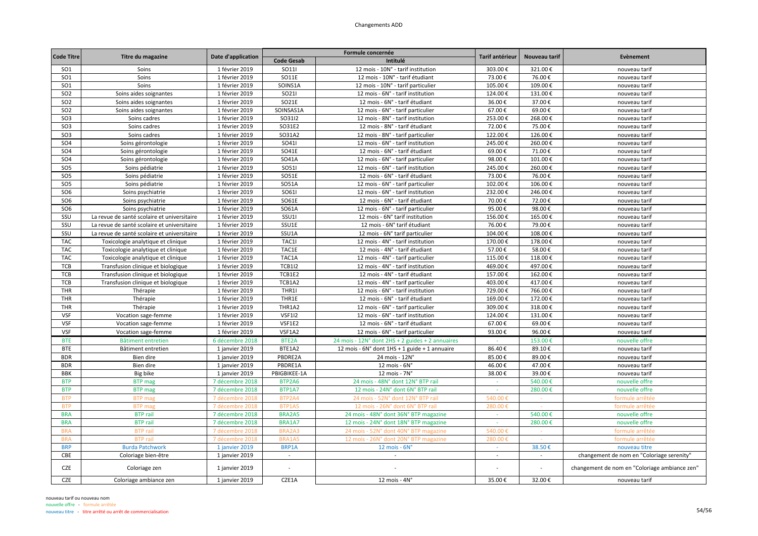# Changements ADD

| Code Titre | Titre du magazine | Date d'application | Formule concernée | | Tarif antérieur | Nouveau tarif | Evènement |
|---|---|---|---|---|---|---|---|
| | | | Code Gesab | Intitulé | | | |
| SO1 | Soins | 1 février 2019 | SO11I | 12 mois - 10N° - tarif institution | 303.00 € | 321.00 € | nouveau tarif |
| SO1 | Soins | 1 février 2019 | SO11E | 12 mois - 10N° - tarif étudiant | 73.00 € | 76.00 € | nouveau tarif |
| SO1 | Soins | 1 février 2019 | SOINS1A | 12 mois - 10N° - tarif particulier | 105.00 € | 109.00 € | nouveau tarif |
| SO2 | Soins aides soignantes | 1 février 2019 | SO21I | 12 mois - 6N° - tarif institution | 124.00 € | 131.00 € | nouveau tarif |
| SO2 | Soins aides soignantes | 1 février 2019 | SO21E | 12 mois - 6N° - tarif étudiant | 36.00 € | 37.00 € | nouveau tarif |
| SO2 | Soins aides soignantes | 1 février 2019 | SOINSAS1A | 12 mois - 6N° - tarif particulier | 67.00 € | 69.00 € | nouveau tarif |
| SO3 | Soins cadres | 1 février 2019 | SO31I2 | 12 mois - 8N° - tarif institution | 253.00 € | 268.00 € | nouveau tarif |
| SO3 | Soins cadres | 1 février 2019 | SO31E2 | 12 mois - 8N° - tarif étudiant | 72.00 € | 75.00 € | nouveau tarif |
| SO3 | Soins cadres | 1 février 2019 | SO31A2 | 12 mois - 8N° - tarif particulier | 122.00 € | 126.00 € | nouveau tarif |
| SO4 | Soins gérontologie | 1 février 2019 | SO41I | 12 mois - 6N° - tarif institution | 245.00 € | 260.00 € | nouveau tarif |
| SO4 | Soins gérontologie | 1 février 2019 | SO41E | 12 mois - 6N° - tarif étudiant | 69.00 € | 71.00 € | nouveau tarif |
| SO4 | Soins gérontologie | 1 février 2019 | SO41A | 12 mois - 6N° - tarif particulier | 98.00 € | 101.00 € | nouveau tarif |
| SO5 | Soins pédiatrie | 1 février 2019 | SO51I | 12 mois - 6N° - tarif institution | 245.00 € | 260.00 € | nouveau tarif |
| SO5 | Soins pédiatrie | 1 février 2019 | SO51E | 12 mois - 6N° - tarif étudiant | 73.00 € | 76.00 € | nouveau tarif |
| SO5 | Soins pédiatrie | 1 février 2019 | SO51A | 12 mois - 6N° - tarif particulier | 102.00 € | 106.00 € | nouveau tarif |
| SO6 | Soins psychiatrie | 1 février 2019 | SO61I | 12 mois - 6N° - tarif institution | 232.00 € | 246.00 € | nouveau tarif |
| SO6 | Soins psychiatrie | 1 février 2019 | SO61E | 12 mois - 6N° - tarif étudiant | 70.00 € | 72.00 € | nouveau tarif |
| SO6 | Soins psychiatrie | 1 février 2019 | SO61A | 12 mois - 6N° - tarif particulier | 95.00 € | 98.00 € | nouveau tarif |
| SSU | La revue de santé scolaire et universitaire | 1 février 2019 | SSU1I | 12 mois - 6N° tarif institution | 156.00 € | 165.00 € | nouveau tarif |
| SSU | La revue de santé scolaire et universitaire | 1 février 2019 | SSU1E | 12 mois - 6N° tarif étudiant | 76.00 € | 79.00 € | nouveau tarif |
| SSU | La revue de santé scolaire et universitaire | 1 février 2019 | SSU1A | 12 mois - 6N° tarif particulier | 104.00 € | 108.00 € | nouveau tarif |
| TAC | Toxicologie analytique et clinique | 1 février 2019 | TAC1I | 12 mois - 4N° - tarif institution | 170.00 € | 178.00 € | nouveau tarif |
| TAC | Toxicologie analytique et clinique | 1 février 2019 | TAC1E | 12 mois - 4N° - tarif étudiant | 57.00 € | 58.00 € | nouveau tarif |
| TAC | Toxicologie analytique et clinique | 1 février 2019 | TAC1A | 12 mois - 4N° - tarif particulier | 115.00 € | 118.00 € | nouveau tarif |
| TCB | Transfusion clinique et biologique | 1 février 2019 | TCB1I2 | 12 mois - 4N° - tarif institution | 469.00 € | 497.00 € | nouveau tarif |
| TCB | Transfusion clinique et biologique | 1 février 2019 | TCB1E2 | 12 mois - 4N° - tarif étudiant | 157.00 € | 162.00 € | nouveau tarif |
| TCB | Transfusion clinique et biologique | 1 février 2019 | TCB1A2 | 12 mois - 4N° - tarif particulier | 403.00 € | 417.00 € | nouveau tarif |
| THR | Thérapie | 1 février 2019 | THR1I | 12 mois - 6N° - tarif institution | 729.00 € | 766.00 € | nouveau tarif |
| THR | Thérapie | 1 février 2019 | THR1E | 12 mois - 6N° - tarif étudiant | 169.00 € | 172.00 € | nouveau tarif |
| THR | Thérapie | 1 février 2019 | THR1A2 | 12 mois - 6N° - tarif particulier | 309.00 € | 318.00 € | nouveau tarif |
| VSF | Vocation sage-femme | 1 février 2019 | VSF1I2 | 12 mois - 6N° - tarif institution | 124.00 € | 131.00 € | nouveau tarif |
| VSF | Vocation sage-femme | 1 février 2019 | VSF1E2 | 12 mois - 6N° - tarif étudiant | 67.00 € | 69.00 € | nouveau tarif |
| VSF | Vocation sage-femme | 1 février 2019 | VSF1A2 | 12 mois - 6N° - tarif particulier | 93.00 € | 96.00 € | nouveau tarif |
| BTE | Bâtiment entretien | 6 décembre 2018 | BTE2A | 24 mois - 12N° dont 2HS + 2 guides + 2 annuaires | - | 153.00 € | nouvelle offre |
| BTE | Bâtiment entretien | 1 janvier 2019 | BTE1A2 | 12 mois - 6N° dont 1HS + 1 guide + 1 annuaire | 86.40 € | 89.10 € | nouveau tarif |
| BDR | Bien dire | 1 janvier 2019 | PBDRE2A | 24 mois - 12N° | 85.00 € | 89.00 € | nouveau tarif |
| BDR | Bien dire | 1 janvier 2019 | PBDRE1A | 12 mois - 6N° | 46.00 € | 47.00 € | nouveau tarif |
| BBK | Big bike | 1 janvier 2019 | PBIGBIKEE-1A | 12 mois - 7N° | 38.00 € | 39.00 € | nouveau tarif |
| BTP | BTP mag | 7 décembre 2018 | BTP2A6 | 24 mois - 48N° dont 12N° BTP rail | - | 540.00 € | nouvelle offre |
| BTP | BTP mag | 7 décembre 2018 | BTP1A7 | 12 mois - 24N° dont 6N° BTP rail | - | 280.00 € | nouvelle offre |
| BTP | BTP mag | 7 décembre 2018 | BTP2A4 | 24 mois - 52N° dont 12N° BTP rail | 540.00 € | - | formule arrêtée |
| BTP | BTP mag | 7 décembre 2018 | BTP1A5 | 12 mois - 26N° dont 6N° BTP rail | 280.00 € | - | formule arrêtée |
| BRA | BTP rail | 7 décembre 2018 | BRA2A5 | 24 mois - 48N° dont 36N° BTP magazine | - | 540.00 € | nouvelle offre |
| BRA | BTP rail | 7 décembre 2018 | BRA1A7 | 12 mois - 24N° dont 18N° BTP magazine | - | 280.00 € | nouvelle offre |
| BRA | BTP rail | 7 décembre 2018 | BRA2A3 | 24 mois - 52N° dont 40N° BTP magazine | 540.00 € | - | formule arrêtée |
| BRA | BTP rail | 7 décembre 2018 | BRA1A5 | 12 mois - 26N° dont 20N° BTP magazine | 280.00 € | - | formule arrêtée |
| BRP | Burda Patchwork | 1 janvier 2019 | BRP1A | 12 mois - 6N° | - | 38.50 € | nouveau titre |
| CBE | Coloriage bien-être | 1 janvier 2019 | - | - | - | - | changement de nom en "Coloriage serenity" |
| CZE | Coloriage zen | 1 janvier 2019 | - | - | - | - | changement de nom en "Coloriage ambiance zen" |
| CZE | Coloriage ambiance zen | 1 janvier 2019 | CZE1A | 12 mois - 4N° | 35.00 € | 32.00 € | nouveau tarif |

nouveau tarif ou nouveau nom
nouvelle offre - formule arrêtée
nouveau titre - titre arrêté ou arrêt de commercialisation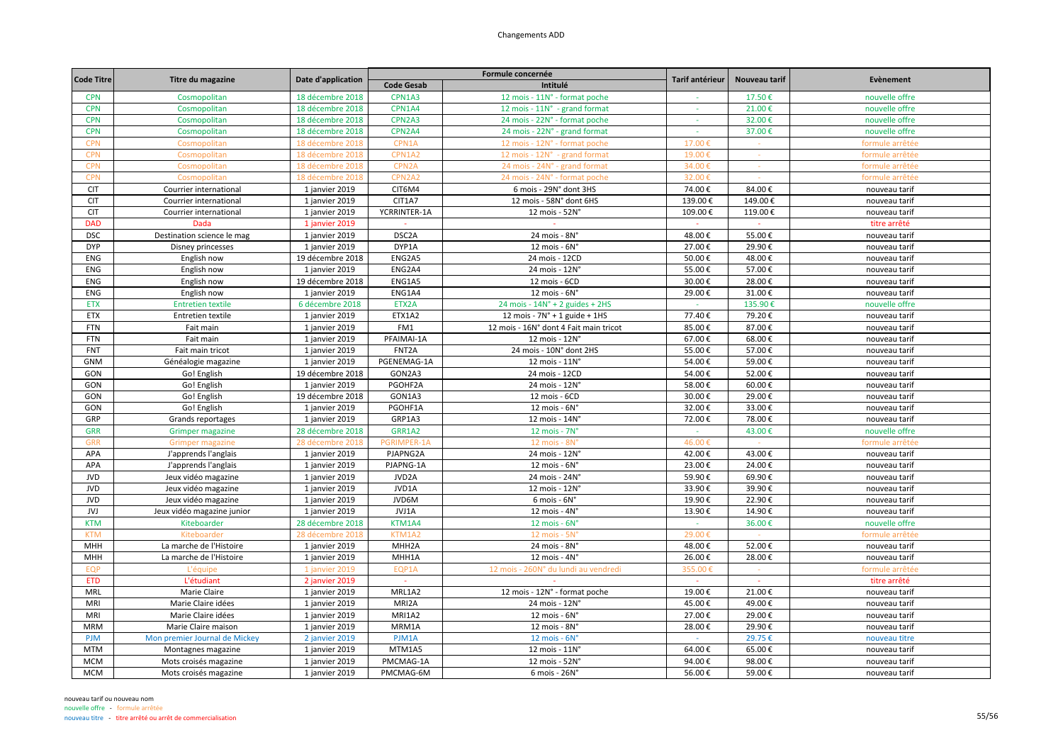# Changements ADD

| Code Titre | Titre du magazine | Date d'application | Formule concernée | | Tarif antérieur | Nouveau tarif | Evènement |
|---|---|---|---|---|---|---|---|
| | | | Code Gesab | Intitulé | | | |
| CPN | Cosmopolitan | 18 décembre 2018 | CPN1A3 | 12 mois - 11N° - format poche | - | 17.50 € | nouvelle offre |
| CPN | Cosmopolitan | 18 décembre 2018 | CPN1A4 | 12 mois - 11N° - grand format | - | 21.00 € | nouvelle offre |
| CPN | Cosmopolitan | 18 décembre 2018 | CPN2A3 | 24 mois - 22N° - format poche | - | 32.00 € | nouvelle offre |
| CPN | Cosmopolitan | 18 décembre 2018 | CPN2A4 | 24 mois - 22N° - grand format | - | 37.00 € | nouvelle offre |
| CPN | Cosmopolitan | 18 décembre 2018 | CPN1A | 12 mois - 12N° - format poche | 17.00 € | - | formule arrêtée |
| CPN | Cosmopolitan | 18 décembre 2018 | CPN1A2 | 12 mois - 12N° - grand format | 19.00 € | - | formule arrêtée |
| CPN | Cosmopolitan | 18 décembre 2018 | CPN2A | 24 mois - 24N° - grand format | 34.00 € | - | formule arrêtée |
| CPN | Cosmopolitan | 18 décembre 2018 | CPN2A2 | 24 mois - 24N° - format poche | 32.00 € | - | formule arrêtée |
| CIT | Courrier international | 1 janvier 2019 | CIT6M4 | 6 mois - 29N° dont 3HS | 74.00 € | 84.00 € | nouveau tarif |
| CIT | Courrier international | 1 janvier 2019 | CIT1A7 | 12 mois - 58N° dont 6HS | 139.00 € | 149.00 € | nouveau tarif |
| CIT | Courrier international | 1 janvier 2019 | YCRRINTER-1A | 12 mois - 52N° | 109.00 € | 119.00 € | nouveau tarif |
| DAD | Dada | 1 janvier 2019 | - | - | - | - | titre arrêté |
| DSC | Destination science le mag | 1 janvier 2019 | DSC2A | 24 mois - 8N° | 48.00 € | 55.00 € | nouveau tarif |
| DYP | Disney princesses | 1 janvier 2019 | DYP1A | 12 mois - 6N° | 27.00 € | 29.90 € | nouveau tarif |
| ENG | English now | 19 décembre 2018 | ENG2A5 | 24 mois - 12CD | 50.00 € | 48.00 € | nouveau tarif |
| ENG | English now | 1 janvier 2019 | ENG2A4 | 24 mois - 12N° | 55.00 € | 57.00 € | nouveau tarif |
| ENG | English now | 19 décembre 2018 | ENG1A5 | 12 mois - 6CD | 30.00 € | 28.00 € | nouveau tarif |
| ENG | English now | 1 janvier 2019 | ENG1A4 | 12 mois - 6N° | 29.00 € | 31.00 € | nouveau tarif |
| ETX | Entretien textile | 6 décembre 2018 | ETX2A | 24 mois - 14N° + 2 guides + 2HS | - | 135.90 € | nouvelle offre |
| ETX | Entretien textile | 1 janvier 2019 | ETX1A2 | 12 mois - 7N° + 1 guide + 1HS | 77.40 € | 79.20 € | nouveau tarif |
| FTN | Fait main | 1 janvier 2019 | FM1 | 12 mois - 16N° dont 4 Fait main tricot | 85.00 € | 87.00 € | nouveau tarif |
| FTN | Fait main | 1 janvier 2019 | PFAIMAI-1A | 12 mois - 12N° | 67.00 € | 68.00 € | nouveau tarif |
| FNT | Fait main tricot | 1 janvier 2019 | FNT2A | 24 mois - 10N° dont 2HS | 55.00 € | 57.00 € | nouveau tarif |
| GNM | Généalogie magazine | 1 janvier 2019 | PGENEMAG-1A | 12 mois - 11N° | 54.00 € | 59.00 € | nouveau tarif |
| GON | Go! English | 19 décembre 2018 | GON2A3 | 24 mois - 12CD | 54.00 € | 52.00 € | nouveau tarif |
| GON | Go! English | 1 janvier 2019 | PGOHF2A | 24 mois - 12N° | 58.00 € | 60.00 € | nouveau tarif |
| GON | Go! English | 19 décembre 2018 | GON1A3 | 12 mois - 6CD | 30.00 € | 29.00 € | nouveau tarif |
| GON | Go! English | 1 janvier 2019 | PGOHF1A | 12 mois - 6N° | 32.00 € | 33.00 € | nouveau tarif |
| GRP | Grands reportages | 1 janvier 2019 | GRP1A3 | 12 mois - 14N° | 72.00 € | 78.00 € | nouveau tarif |
| GRR | Grimper magazine | 28 décembre 2018 | GRR1A2 | 12 mois - 7N° | - | 43.00 € | nouvelle offre |
| GRR | Grimper magazine | 28 décembre 2018 | PGRIMPER-1A | 12 mois - 8N° | 46.00 € | - | formule arrêtée |
| APA | J'apprends l'anglais | 1 janvier 2019 | PJAPNG2A | 24 mois - 12N° | 42.00 € | 43.00 € | nouveau tarif |
| APA | J'apprends l'anglais | 1 janvier 2019 | PJAPNG-1A | 12 mois - 6N° | 23.00 € | 24.00 € | nouveau tarif |
| JVD | Jeux vidéo magazine | 1 janvier 2019 | JVD2A | 24 mois - 24N° | 59.90 € | 69.90 € | nouveau tarif |
| JVD | Jeux vidéo magazine | 1 janvier 2019 | JVD1A | 12 mois - 12N° | 33.90 € | 39.90 € | nouveau tarif |
| JVD | Jeux vidéo magazine | 1 janvier 2019 | JVD6M | 6 mois - 6N° | 19.90 € | 22.90 € | nouveau tarif |
| JVJ | Jeux vidéo magazine junior | 1 janvier 2019 | JVJ1A | 12 mois - 4N° | 13.90 € | 14.90 € | nouveau tarif |
| KTM | Kiteboarder | 28 décembre 2018 | KTM1A4 | 12 mois - 6N° | - | 36.00 € | nouvelle offre |
| KTM | Kiteboarder | 28 décembre 2018 | KTM1A2 | 12 mois - 5N° | 29.00 € | - | formule arrêtée |
| MHH | La marche de l'Histoire | 1 janvier 2019 | MHH2A | 24 mois - 8N° | 48.00 € | 52.00 € | nouveau tarif |
| MHH | La marche de l'Histoire | 1 janvier 2019 | MHH1A | 12 mois - 4N° | 26.00 € | 28.00 € | nouveau tarif |
| EQP | L'équipe | 1 janvier 2019 | EQP1A | 12 mois - 260N° du lundi au vendredi | 355.00 € | - | formule arrêtée |
| ETD | L'étudiant | 2 janvier 2019 | - | - | - | - | titre arrêté |
| MRL | Marie Claire | 1 janvier 2019 | MRL1A2 | 12 mois - 12N° - format poche | 19.00 € | 21.00 € | nouveau tarif |
| MRI | Marie Claire idées | 1 janvier 2019 | MRI2A | 24 mois - 12N° | 45.00 € | 49.00 € | nouveau tarif |
| MRI | Marie Claire idées | 1 janvier 2019 | MRI1A2 | 12 mois - 6N° | 27.00 € | 29.00 € | nouveau tarif |
| MRM | Marie Claire maison | 1 janvier 2019 | MRM1A | 12 mois - 8N° | 28.00 € | 29.90 € | nouveau tarif |
| PJM | Mon premier Journal de Mickey | 2 janvier 2019 | PJM1A | 12 mois - 6N° | - | 29.75 € | nouveau titre |
| MTM | Montagnes magazine | 1 janvier 2019 | MTM1A5 | 12 mois - 11N° | 64.00 € | 65.00 € | nouveau tarif |
| MCM | Mots croisés magazine | 1 janvier 2019 | PMCMAG-1A | 12 mois - 52N° | 94.00 € | 98.00 € | nouveau tarif |
| MCM | Mots croisés magazine | 1 janvier 2019 | PMCMAG-6M | 6 mois - 26N° | 56.00 € | 59.00 € | nouveau tarif |

nouveau tarif ou nouveau nom
nouvelle offre - formule arrêtée
nouveau titre - titre arrêté ou arrêt de commercialisation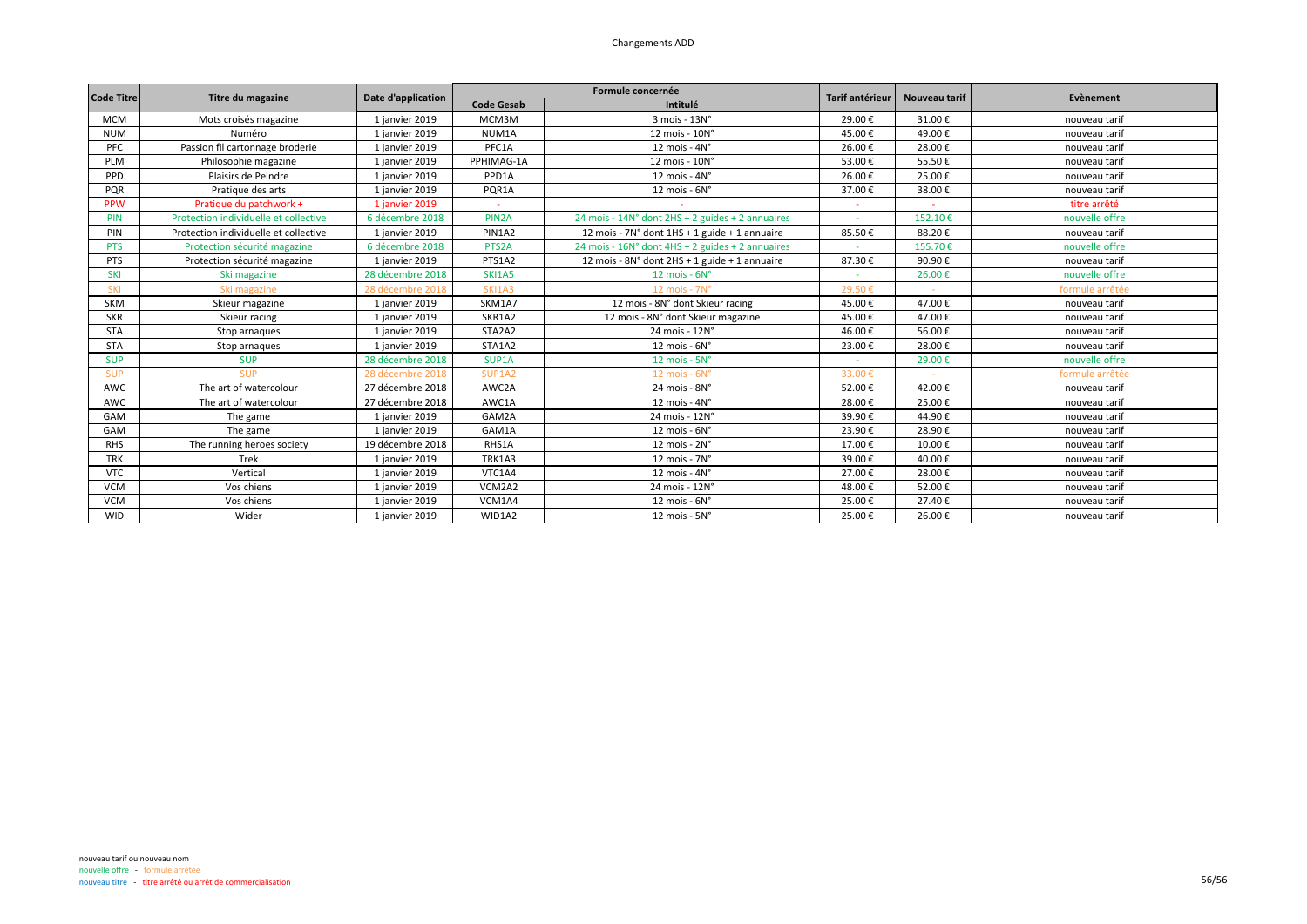# Changements ADD

| Code Titre | Titre du magazine | Date d'application | Formule concernée | | Tarif antérieur | Nouveau tarif | Evènement |
|---|---|---|---|---|---|---|---|
| | | | Code Gesab | Intitulé | | | |
| MCM | Mots croisés magazine | 1 janvier 2019 | MCM3M | 3 mois - 13N° | 29.00 € | 31.00 € | nouveau tarif |
| NUM | Numéro | 1 janvier 2019 | NUM1A | 12 mois - 10N° | 45.00 € | 49.00 € | nouveau tarif |
| PFC | Passion fil cartonnage broderie | 1 janvier 2019 | PFC1A | 12 mois - 4N° | 26.00 € | 28.00 € | nouveau tarif |
| PLM | Philosophie magazine | 1 janvier 2019 | PPHIMAG-1A | 12 mois - 10N° | 53.00 € | 55.50 € | nouveau tarif |
| PPD | Plaisirs de Peindre | 1 janvier 2019 | PPD1A | 12 mois - 4N° | 26.00 € | 25.00 € | nouveau tarif |
| PQR | Pratique des arts | 1 janvier 2019 | PQR1A | 12 mois - 6N° | 37.00 € | 38.00 € | nouveau tarif |
| PPW | Pratique du patchwork + | 1 janvier 2019 | - | - | - | - | titre arrêté |
| PIN | Protection individuelle et collective | 6 décembre 2018 | PIN2A | 24 mois - 14N° dont 2HS + 2 guides + 2 annuaires | - | 152.10 € | nouvelle offre |
| PIN | Protection individuelle et collective | 1 janvier 2019 | PIN1A2 | 12 mois - 7N° dont 1HS + 1 guide + 1 annuaire | 85.50 € | 88.20 € | nouveau tarif |
| PTS | Protection sécurité magazine | 6 décembre 2018 | PTS2A | 24 mois - 16N° dont 4HS + 2 guides + 2 annuaires | - | 155.70 € | nouvelle offre |
| PTS | Protection sécurité magazine | 1 janvier 2019 | PTS1A2 | 12 mois - 8N° dont 2HS + 1 guide + 1 annuaire | 87.30 € | 90.90 € | nouveau tarif |
| SKI | Ski magazine | 28 décembre 2018 | SKI1A5 | 12 mois - 6N° | - | 26.00 € | nouvelle offre |
| SKI | Ski magazine | 28 décembre 2018 | SKI1A3 | 12 mois - 7N° | 29.50 € | - | formule arrêtée |
| SKM | Skieur magazine | 1 janvier 2019 | SKM1A7 | 12 mois - 8N° dont Skieur racing | 45.00 € | 47.00 € | nouveau tarif |
| SKR | Skieur racing | 1 janvier 2019 | SKR1A2 | 12 mois - 8N° dont Skieur magazine | 45.00 € | 47.00 € | nouveau tarif |
| STA | Stop arnaques | 1 janvier 2019 | STA2A2 | 24 mois - 12N° | 46.00 € | 56.00 € | nouveau tarif |
| STA | Stop arnaques | 1 janvier 2019 | STA1A2 | 12 mois - 6N° | 23.00 € | 28.00 € | nouveau tarif |
| SUP | SUP | 28 décembre 2018 | SUP1A | 12 mois - 5N° | - | 29.00 € | nouvelle offre |
| SUP | SUP | 28 décembre 2018 | SUP1A2 | 12 mois - 6N° | 33.00 € | - | formule arrêtée |
| AWC | The art of watercolour | 27 décembre 2018 | AWC2A | 24 mois - 8N° | 52.00 € | 42.00 € | nouveau tarif |
| AWC | The art of watercolour | 27 décembre 2018 | AWC1A | 12 mois - 4N° | 28.00 € | 25.00 € | nouveau tarif |
| GAM | The game | 1 janvier 2019 | GAM2A | 24 mois - 12N° | 39.90 € | 44.90 € | nouveau tarif |
| GAM | The game | 1 janvier 2019 | GAM1A | 12 mois - 6N° | 23.90 € | 28.90 € | nouveau tarif |
| RHS | The running heroes society | 19 décembre 2018 | RHS1A | 12 mois - 2N° | 17.00 € | 10.00 € | nouveau tarif |
| TRK | Trek | 1 janvier 2019 | TRK1A3 | 12 mois - 7N° | 39.00 € | 40.00 € | nouveau tarif |
| VTC | Vertical | 1 janvier 2019 | VTC1A4 | 12 mois - 4N° | 27.00 € | 28.00 € | nouveau tarif |
| VCM | Vos chiens | 1 janvier 2019 | VCM2A2 | 24 mois - 12N° | 48.00 € | 52.00 € | nouveau tarif |
| VCM | Vos chiens | 1 janvier 2019 | VCM1A4 | 12 mois - 6N° | 25.00 € | 27.40 € | nouveau tarif |
| WID | Wider | 1 janvier 2019 | WID1A2 | 12 mois - 5N° | 25.00 € | 26.00 € | nouveau tarif |

nouveau tarif ou nouveau nom
nouvelle offre - formule arrêtée
nouveau titre - titre arrêté ou arrêt de commercialisation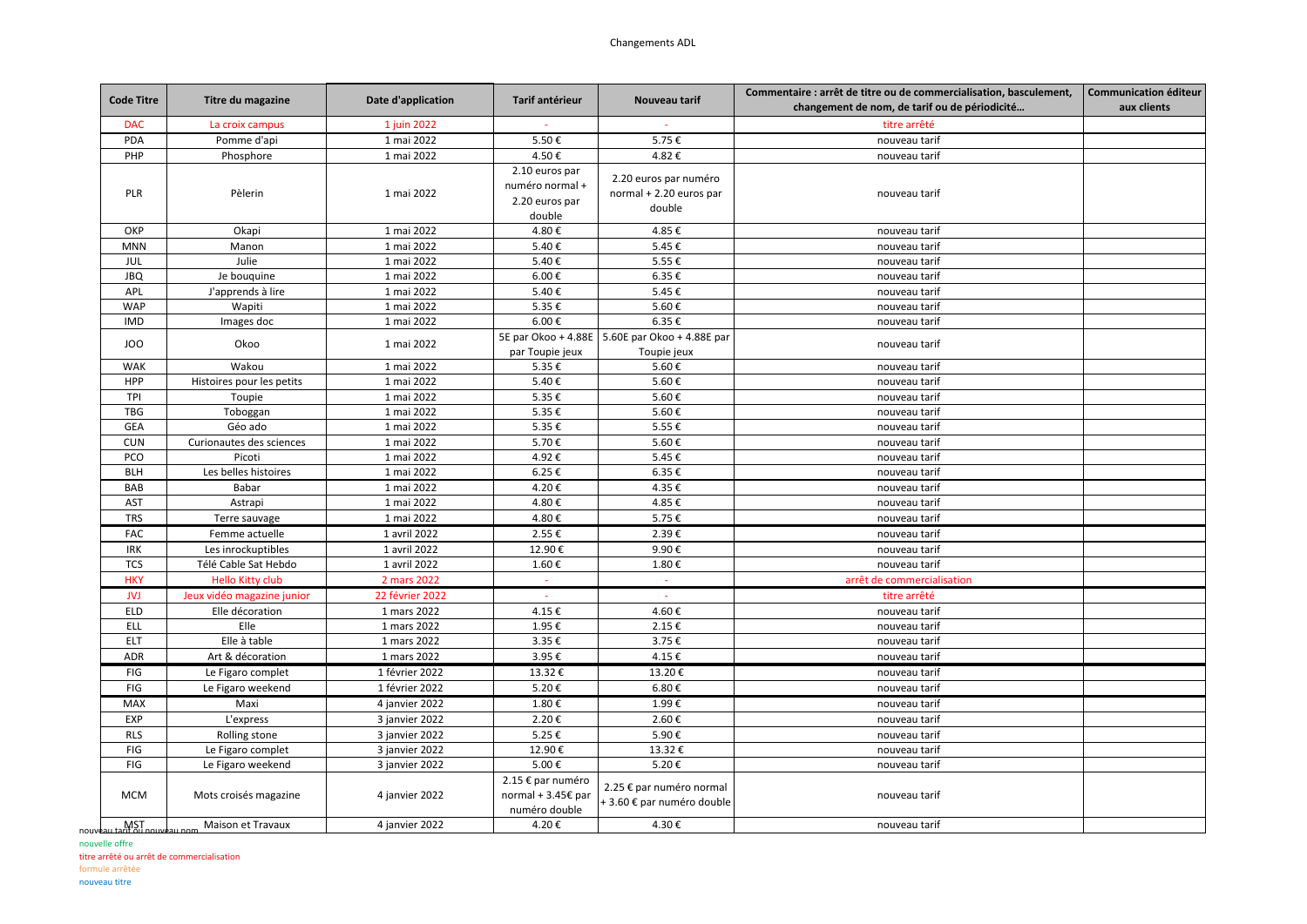Changements ADL

| Code Titre | Titre du magazine | Date d'application | Tarif antérieur | Nouveau tarif | Commentaire : arrêt de titre ou de commercialisation, basculement, changement de nom, de tarif ou de périodicité… | Communication éditeur aux clients |
|---|---|---|---|---|---|---|
| DAC | La croix campus | 1 juin 2022 | - | - | titre arrêté | |
| PDA | Pomme d'api | 1 mai 2022 | 5.50 € | 5.75 € | nouveau tarif | |
| PHP | Phosphore | 1 mai 2022 | 4.50 € | 4.82 € | nouveau tarif | |
| PLR | Pèlerin | 1 mai 2022 | 2.10 euros par numéro normal + 2.20 euros par double | 2.20 euros par numéro normal + 2.20 euros par double | nouveau tarif | |
| OKP | Okapi | 1 mai 2022 | 4.80 € | 4.85 € | nouveau tarif | |
| MNN | Manon | 1 mai 2022 | 5.40 € | 5.45 € | nouveau tarif | |
| JUL | Julie | 1 mai 2022 | 5.40 € | 5.55 € | nouveau tarif | |
| JBQ | Je bouquine | 1 mai 2022 | 6.00 € | 6.35 € | nouveau tarif | |
| APL | J'apprends à lire | 1 mai 2022 | 5.40 € | 5.45 € | nouveau tarif | |
| WAP | Wapiti | 1 mai 2022 | 5.35 € | 5.60 € | nouveau tarif | |
| IMD | Images doc | 1 mai 2022 | 6.00 € | 6.35 € | nouveau tarif | |
| JOO | Okoo | 1 mai 2022 | 5E par Okoo + 4.88E par Toupie jeux | 5.60E par Okoo + 4.88E par Toupie jeux | nouveau tarif | |
| WAK | Wakou | 1 mai 2022 | 5.35 € | 5.60 € | nouveau tarif | |
| HPP | Histoires pour les petits | 1 mai 2022 | 5.40 € | 5.60 € | nouveau tarif | |
| TPI | Toupie | 1 mai 2022 | 5.35 € | 5.60 € | nouveau tarif | |
| TBG | Toboggan | 1 mai 2022 | 5.35 € | 5.60 € | nouveau tarif | |
| GEA | Géo ado | 1 mai 2022 | 5.35 € | 5.55 € | nouveau tarif | |
| CUN | Curionautes des sciences | 1 mai 2022 | 5.70 € | 5.60 € | nouveau tarif | |
| PCO | Picoti | 1 mai 2022 | 4.92 € | 5.45 € | nouveau tarif | |
| BLH | Les belles histoires | 1 mai 2022 | 6.25 € | 6.35 € | nouveau tarif | |
| BAB | Babar | 1 mai 2022 | 4.20 € | 4.35 € | nouveau tarif | |
| AST | Astrapi | 1 mai 2022 | 4.80 € | 4.85 € | nouveau tarif | |
| TRS | Terre sauvage | 1 mai 2022 | 4.80 € | 5.75 € | nouveau tarif | |
| FAC | Femme actuelle | 1 avril 2022 | 2.55 € | 2.39 € | nouveau tarif | |
| IRK | Les inrockuptibles | 1 avril 2022 | 12.90 € | 9.90 € | nouveau tarif | |
| TCS | Télé Cable Sat Hebdo | 1 avril 2022 | 1.60 € | 1.80 € | nouveau tarif | |
| HKY | Hello Kitty club | 2 mars 2022 | - | - | arrêt de commercialisation | |
| JVJ | Jeux vidéo magazine junior | 22 février 2022 | - | - | titre arrêté | |
| ELD | Elle décoration | 1 mars 2022 | 4.15 € | 4.60 € | nouveau tarif | |
| ELL | Elle | 1 mars 2022 | 1.95 € | 2.15 € | nouveau tarif | |
| ELT | Elle à table | 1 mars 2022 | 3.35 € | 3.75 € | nouveau tarif | |
| ADR | Art & décoration | 1 mars 2022 | 3.95 € | 4.15 € | nouveau tarif | |
| FIG | Le Figaro complet | 1 février 2022 | 13.32 € | 13.20 € | nouveau tarif | |
| FIG | Le Figaro weekend | 1 février 2022 | 5.20 € | 6.80 € | nouveau tarif | |
| MAX | Maxi | 4 janvier 2022 | 1.80 € | 1.99 € | nouveau tarif | |
| EXP | L'express | 3 janvier 2022 | 2.20 € | 2.60 € | nouveau tarif | |
| RLS | Rolling stone | 3 janvier 2022 | 5.25 € | 5.90 € | nouveau tarif | |
| FIG | Le Figaro complet | 3 janvier 2022 | 12.90 € | 13.32 € | nouveau tarif | |
| FIG | Le Figaro weekend | 3 janvier 2022 | 5.00 € | 5.20 € | nouveau tarif | |
| MCM | Mots croisés magazine | 4 janvier 2022 | 2.15 € par numéro normal + 3.45€ par numéro double | 2.25 € par numéro normal + 3.60 € par numéro double | nouveau tarif | |
| MST | Maison et Travaux | 4 janvier 2022 | 4.20 € | 4.30 € | nouveau tarif | |

nouveau tarif ou nouveau nom
nouvelle offre
titre arrêté ou arrêt de commercialisation
formule arrêtée
nouveau titre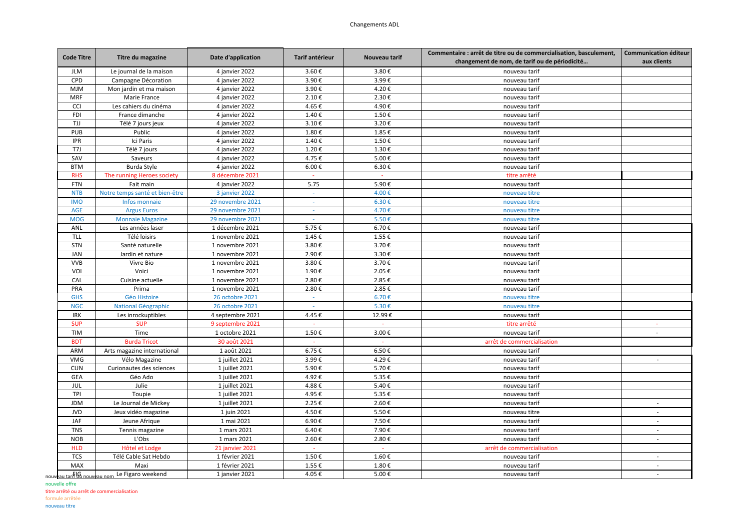Changements ADL

| Code Titre | Titre du magazine | Date d'application | Tarif antérieur | Nouveau tarif | Commentaire : arrêt de titre ou de commercialisation, basculement, changement de nom, de tarif ou de périodicité… | Communication éditeur aux clients |
|---|---|---|---|---|---|---|
| JLM | Le journal de la maison | 4 janvier 2022 | 3.60 € | 3.80 € | nouveau tarif | |
| CPD | Campagne Décoration | 4 janvier 2022 | 3.90 € | 3.99 € | nouveau tarif | |
| MJM | Mon jardin et ma maison | 4 janvier 2022 | 3.90 € | 4.20 € | nouveau tarif | |
| MRF | Marie France | 4 janvier 2022 | 2.10 € | 2.30 € | nouveau tarif | |
| CCI | Les cahiers du cinéma | 4 janvier 2022 | 4.65 € | 4.90 € | nouveau tarif | |
| FDI | France dimanche | 4 janvier 2022 | 1.40 € | 1.50 € | nouveau tarif | |
| TJJ | Télé 7 jours jeux | 4 janvier 2022 | 3.10 € | 3.20 € | nouveau tarif | |
| PUB | Public | 4 janvier 2022 | 1.80 € | 1.85 € | nouveau tarif | |
| IPR | Ici Paris | 4 janvier 2022 | 1.40 € | 1.50 € | nouveau tarif | |
| T7J | Télé 7 jours | 4 janvier 2022 | 1.20 € | 1.30 € | nouveau tarif | |
| SAV | Saveurs | 4 janvier 2022 | 4.75 € | 5.00 € | nouveau tarif | |
| BTM | Burda Style | 4 janvier 2022 | 6.00 € | 6.30 € | nouveau tarif | |
| RHS | The running Heroes society | 8 décembre 2021 | - | - | titre arrêté | |
| FTN | Fait main | 4 janvier 2022 | 5.75 | 5.90 € | nouveau tarif | |
| NTB | Notre temps santé et bien-être | 3 janvier 2022 | - | 4.00 € | nouveau titre | |
| IMO | Infos monnaie | 29 novembre 2021 | - | 6.30 € | nouveau titre | |
| AGE | Argus Euros | 29 novembre 2021 | - | 4.70 € | nouveau titre | |
| MOG | Monnaie Magazine | 29 novembre 2021 | - | 5.50 € | nouveau titre | |
| ANL | Les années laser | 1 décembre 2021 | 5.75 € | 6.70 € | nouveau tarif | |
| TLL | Télé loisirs | 1 novembre 2021 | 1.45 € | 1.55 € | nouveau tarif | |
| STN | Santé naturelle | 1 novembre 2021 | 3.80 € | 3.70 € | nouveau tarif | |
| JAN | Jardin et nature | 1 novembre 2021 | 2.90 € | 3.30 € | nouveau tarif | |
| VVB | Vivre Bio | 1 novembre 2021 | 3.80 € | 3.70 € | nouveau tarif | |
| VOI | Voici | 1 novembre 2021 | 1.90 € | 2.05 € | nouveau tarif | |
| CAL | Cuisine actuelle | 1 novembre 2021 | 2.80 € | 2.85 € | nouveau tarif | |
| PRA | Prima | 1 novembre 2021 | 2.80 € | 2.85 € | nouveau tarif | |
| GHS | Géo Histoire | 26 octobre 2021 | - | 6.70 € | nouveau titre | |
| NGC | National Géographic | 26 octobre 2021 | - | 5.30 € | nouveau titre | |
| IRK | Les inrockuptibles | 4 septembre 2021 | 4.45 € | 12.99 € | nouveau tarif | |
| SUP | SUP | 9 septembre 2021 | - | - | titre arrêté | - |
| TIM | Time | 1 octobre 2021 | 1.50 € | 3.00 € | nouveau tarif | - |
| BDT | Burda Tricot | 30 août 2021 | - | - | arrêt de commercialisation | |
| ARM | Arts magazine international | 1 août 2021 | 6.75 € | 6.50 € | nouveau tarif | |
| VMG | Vélo Magazine | 1 juillet 2021 | 3.99 € | 4.29 € | nouveau tarif | - |
| CUN | Curionautes des sciences | 1 juillet 2021 | 5.90 € | 5.70 € | nouveau tarif | |
| GEA | Géo Ado | 1 juillet 2021 | 4.92 € | 5.35 € | nouveau tarif | |
| JUL | Julie | 1 juillet 2021 | 4.88 € | 5.40 € | nouveau tarif | |
| TPI | Toupie | 1 juillet 2021 | 4.95 € | 5.35 € | nouveau tarif | |
| JDM | Le Journal de Mickey | 1 juillet 2021 | 2.25 € | 2.60 € | nouveau tarif | - |
| JVD | Jeux vidéo magazine | 1 juin 2021 | 4.50 € | 5.50 € | nouveau titre | - |
| JAF | Jeune Afrique | 1 mai 2021 | 6.90 € | 7.50 € | nouveau tarif | - |
| TNS | Tennis magazine | 1 mars 2021 | 6.40 € | 7.90 € | nouveau tarif | - |
| NOB | L'Obs | 1 mars 2021 | 2.60 € | 2.80 € | nouveau tarif | - |
| HLD | Hôtel et Lodge | 21 janvier 2021 | - | - | arrêt de commercialisation | |
| TCS | Télé Cable Sat Hebdo | 1 février 2021 | 1.50 € | 1.60 € | nouveau tarif | - |
| MAX | Maxi | 1 février 2021 | 1.55 € | 1.80 € | nouveau tarif | - |
| FIG | Le Figaro weekend | 1 janvier 2021 | 4.05 € | 5.00 € | nouveau tarif | - |

nouveau tarif ou nouveau nom
nouvelle offre
titre arrêté ou arrêt de commercialisation
formule arrêtée
nouveau titre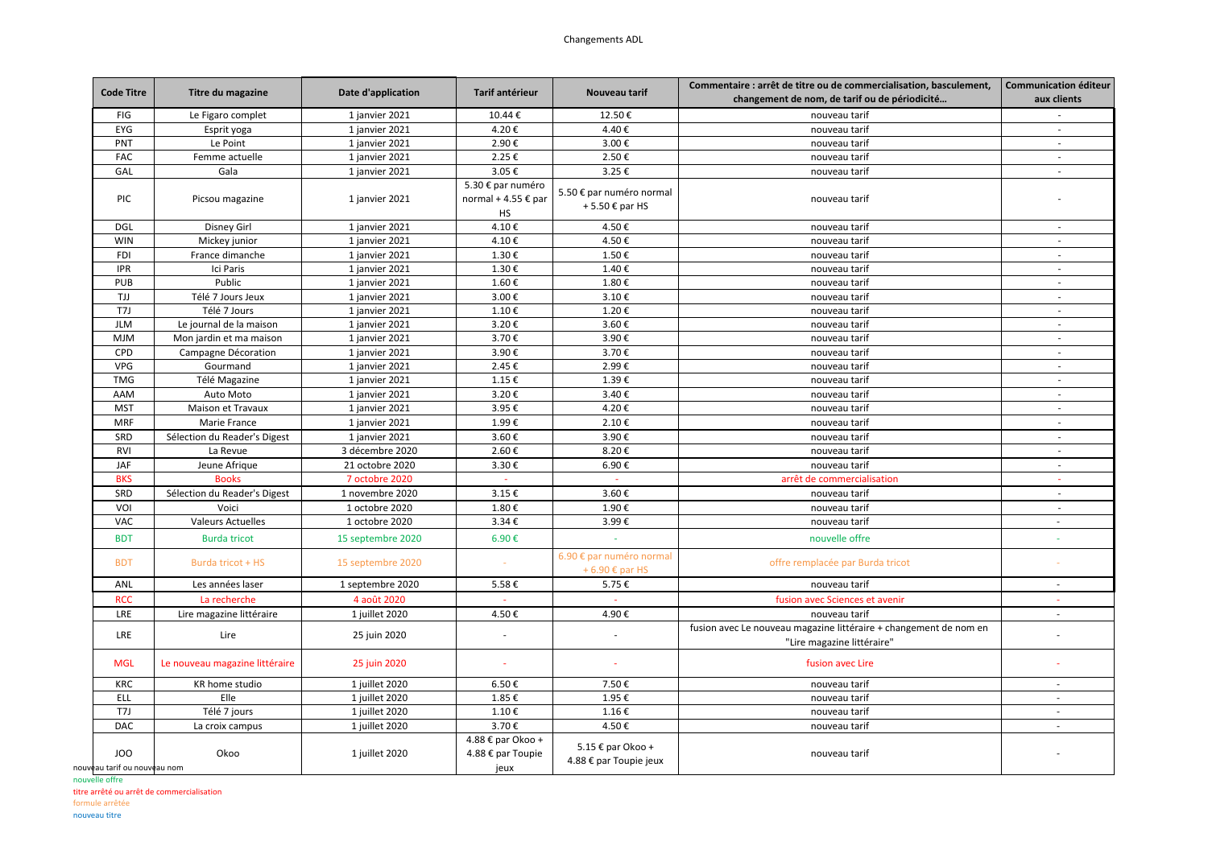Changements ADL

| Code Titre | Titre du magazine | Date d'application | Tarif antérieur | Nouveau tarif | Commentaire : arrêt de titre ou de commercialisation, basculement, changement de nom, de tarif ou de périodicité… | Communication éditeur aux clients |
|---|---|---|---|---|---|---|
| FIG | Le Figaro complet | 1 janvier 2021 | 10.44 € | 12.50 € | nouveau tarif | - |
| EYG | Esprit yoga | 1 janvier 2021 | 4.20 € | 4.40 € | nouveau tarif | - |
| PNT | Le Point | 1 janvier 2021 | 2.90 € | 3.00 € | nouveau tarif | - |
| FAC | Femme actuelle | 1 janvier 2021 | 2.25 € | 2.50 € | nouveau tarif | - |
| GAL | Gala | 1 janvier 2021 | 3.05 € | 3.25 € | nouveau tarif | - |
| PIC | Picsou magazine | 1 janvier 2021 | 5.30 € par numéro normal + 4.55 € par HS | 5.50 € par numéro normal + 5.50 € par HS | nouveau tarif | - |
| DGL | Disney Girl | 1 janvier 2021 | 4.10 € | 4.50 € | nouveau tarif | - |
| WIN | Mickey junior | 1 janvier 2021 | 4.10 € | 4.50 € | nouveau tarif | - |
| FDI | France dimanche | 1 janvier 2021 | 1.30 € | 1.50 € | nouveau tarif | - |
| IPR | Ici Paris | 1 janvier 2021 | 1.30 € | 1.40 € | nouveau tarif | - |
| PUB | Public | 1 janvier 2021 | 1.60 € | 1.80 € | nouveau tarif | - |
| TJJ | Télé 7 Jours Jeux | 1 janvier 2021 | 3.00 € | 3.10 € | nouveau tarif | - |
| T7J | Télé 7 Jours | 1 janvier 2021 | 1.10 € | 1.20 € | nouveau tarif | - |
| JLM | Le journal de la maison | 1 janvier 2021 | 3.20 € | 3.60 € | nouveau tarif | - |
| MJM | Mon jardin et ma maison | 1 janvier 2021 | 3.70 € | 3.90 € | nouveau tarif | - |
| CPD | Campagne Décoration | 1 janvier 2021 | 3.90 € | 3.70 € | nouveau tarif | - |
| VPG | Gourmand | 1 janvier 2021 | 2.45 € | 2.99 € | nouveau tarif | - |
| TMG | Télé Magazine | 1 janvier 2021 | 1.15 € | 1.39 € | nouveau tarif | - |
| AAM | Auto Moto | 1 janvier 2021 | 3.20 € | 3.40 € | nouveau tarif | - |
| MST | Maison et Travaux | 1 janvier 2021 | 3.95 € | 4.20 € | nouveau tarif | - |
| MRF | Marie France | 1 janvier 2021 | 1.99 € | 2.10 € | nouveau tarif | - |
| SRD | Sélection du Reader's Digest | 1 janvier 2021 | 3.60 € | 3.90 € | nouveau tarif | - |
| RVI | La Revue | 3 décembre 2020 | 2.60 € | 8.20 € | nouveau tarif | - |
| JAF | Jeune Afrique | 21 octobre 2020 | 3.30 € | 6.90 € | nouveau tarif | - |
| BKS | Books | 7 octobre 2020 | - | - | arrêt de commercialisation | - |
| SRD | Sélection du Reader's Digest | 1 novembre 2020 | 3.15 € | 3.60 € | nouveau tarif | - |
| VOI | Voici | 1 octobre 2020 | 1.80 € | 1.90 € | nouveau tarif | - |
| VAC | Valeurs Actuelles | 1 octobre 2020 | 3.34 € | 3.99 € | nouveau tarif | - |
| BDT | Burda tricot | 15 septembre 2020 | 6.90 € | - | nouvelle offre | - |
| BDT | Burda tricot + HS | 15 septembre 2020 | - | 6.90 € par numéro normal + 6.90 € par HS | offre remplacée par Burda tricot | - |
| ANL | Les années laser | 1 septembre 2020 | 5.58 € | 5.75 € | nouveau tarif | - |
| RCC | La recherche | 4 août 2020 | - | - | fusion avec Sciences et avenir | - |
| LRE | Lire magazine littéraire | 1 juillet 2020 | 4.50 € | 4.90 € | nouveau tarif | - |
| LRE | Lire | 25 juin 2020 | - | - | fusion avec Le nouveau magazine littéraire + changement de nom en "Lire magazine littéraire" | - |
| MGL | Le nouveau magazine littéraire | 25 juin 2020 | - | - | fusion avec Lire | - |
| KRC | KR home studio | 1 juillet 2020 | 6.50 € | 7.50 € | nouveau tarif | - |
| ELL | Elle | 1 juillet 2020 | 1.85 € | 1.95 € | nouveau tarif | - |
| T7J | Télé 7 jours | 1 juillet 2020 | 1.10 € | 1.16 € | nouveau tarif | - |
| DAC | La croix campus | 1 juillet 2020 | 3.70 € | 4.50 € | nouveau tarif | - |
| JOO | Okoo | 1 juillet 2020 | 4.88 € par Okoo + 4.88 € par Toupie jeux | 5.15 € par Okoo + 4.88 € par Toupie jeux | nouveau tarif | - |

nouveau tarif ou nouveau nom
nouvelle offre
titre arrêté ou arrêt de commercialisation
formule arrêtée
nouveau titre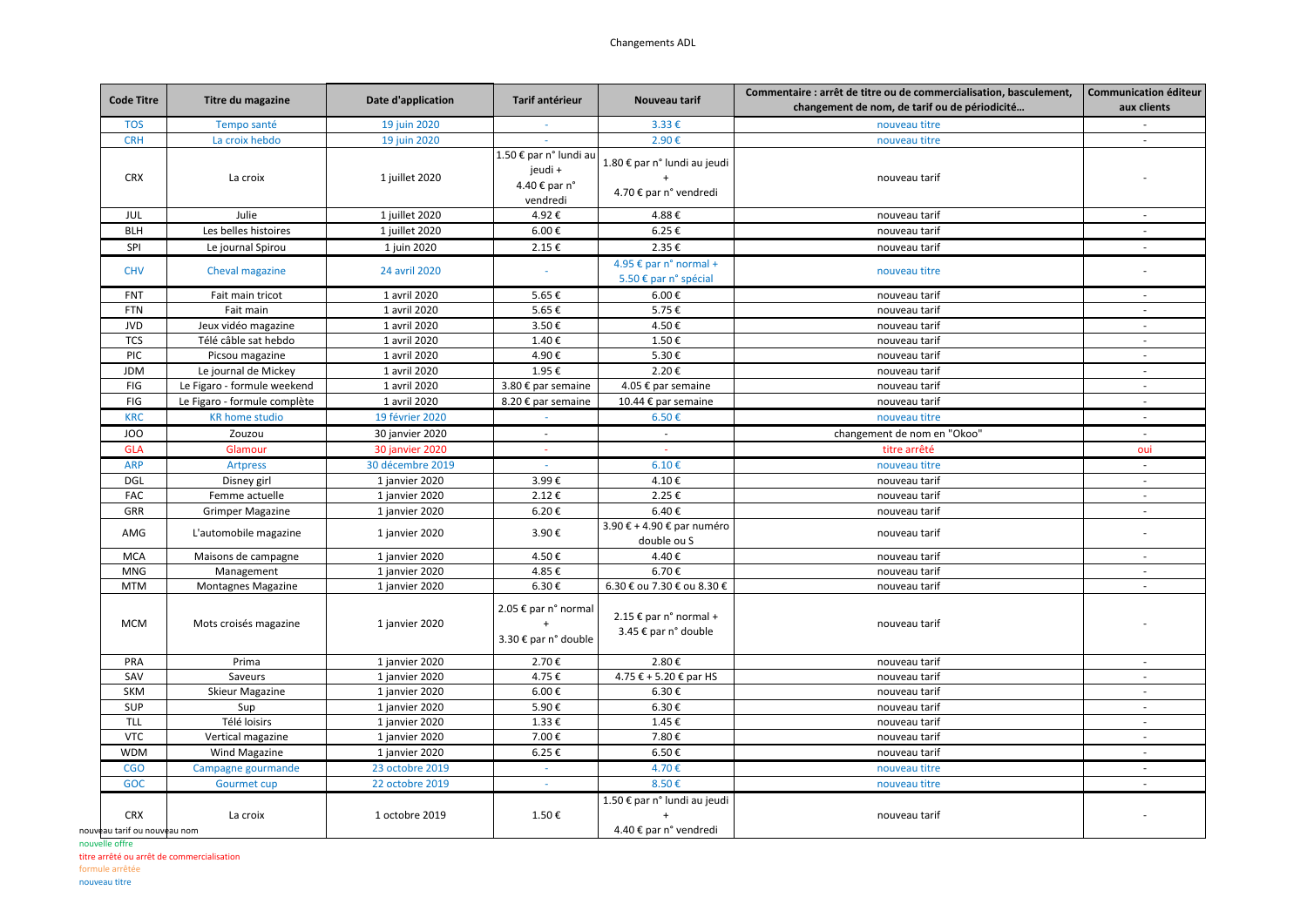Changements ADL

| Code Titre | Titre du magazine | Date d'application | Tarif antérieur | Nouveau tarif | Commentaire : arrêt de titre ou de commercialisation, basculement, changement de nom, de tarif ou de périodicité… | Communication éditeur aux clients |
|---|---|---|---|---|---|---|
| TOS | Tempo santé | 19 juin 2020 | - | 3.33 € | nouveau titre | - |
| CRH | La croix hebdo | 19 juin 2020 | - | 2.90 € | nouveau titre | - |
| CRX | La croix | 1 juillet 2020 | 1.50 € par n° lundi au jeudi + 4.40 € par n° vendredi | 1.80 € par n° lundi au jeudi + 4.70 € par n° vendredi | nouveau tarif | - |
| JUL | Julie | 1 juillet 2020 | 4.92 € | 4.88 € | nouveau tarif | - |
| BLH | Les belles histoires | 1 juillet 2020 | 6.00 € | 6.25 € | nouveau tarif | - |
| SPI | Le journal Spirou | 1 juin 2020 | 2.15 € | 2.35 € | nouveau tarif | - |
| CHV | Cheval magazine | 24 avril 2020 | - | 4.95 € par n° normal + 5.50 € par n° spécial | nouveau titre | - |
| FNT | Fait main tricot | 1 avril 2020 | 5.65 € | 6.00 € | nouveau tarif | - |
| FTN | Fait main | 1 avril 2020 | 5.65 € | 5.75 € | nouveau tarif | - |
| JVD | Jeux vidéo magazine | 1 avril 2020 | 3.50 € | 4.50 € | nouveau tarif | - |
| TCS | Télé câble sat hebdo | 1 avril 2020 | 1.40 € | 1.50 € | nouveau tarif | - |
| PIC | Picsou magazine | 1 avril 2020 | 4.90 € | 5.30 € | nouveau tarif | - |
| JDM | Le journal de Mickey | 1 avril 2020 | 1.95 € | 2.20 € | nouveau tarif | - |
| FIG | Le Figaro - formule weekend | 1 avril 2020 | 3.80 € par semaine | 4.05 € par semaine | nouveau tarif | - |
| FIG | Le Figaro - formule complète | 1 avril 2020 | 8.20 € par semaine | 10.44 € par semaine | nouveau titre | - |
| KRC | KR home studio | 19 février 2020 | - | 6.50 € | nouveau titre | - |
| JOO | Zouzou | 30 janvier 2020 | - | - | changement de nom en "Okoo" | - |
| GLA | Glamour | 30 janvier 2020 | - | - | titre arrêté | oui |
| ARP | Artpress | 30 décembre 2019 | - | 6.10 € | nouveau titre | - |
| DGL | Disney girl | 1 janvier 2020 | 3.99 € | 4.10 € | nouveau tarif | - |
| FAC | Femme actuelle | 1 janvier 2020 | 2.12 € | 2.25 € | nouveau tarif | - |
| GRR | Grimper Magazine | 1 janvier 2020 | 6.20 € | 6.40 € | nouveau tarif | - |
| AMG | L'automobile magazine | 1 janvier 2020 | 3.90 € | 3.90 € + 4.90 € par numéro double ou S | nouveau tarif | - |
| MCA | Maisons de campagne | 1 janvier 2020 | 4.50 € | 4.40 € | nouveau tarif | - |
| MNG | Management | 1 janvier 2020 | 4.85 € | 6.70 € | nouveau tarif | - |
| MTM | Montagnes Magazine | 1 janvier 2020 | 6.30 € | 6.30 € ou 7.30 € ou 8.30 € | nouveau tarif | - |
| MCM | Mots croisés magazine | 1 janvier 2020 | 2.05 € par n° normal + 3.30 € par n° double | 2.15 € par n° normal + 3.45 € par n° double | nouveau tarif | - |
| PRA | Prima | 1 janvier 2020 | 2.70 € | 2.80 € | nouveau tarif | - |
| SAV | Saveurs | 1 janvier 2020 | 4.75 € | 4.75 € + 5.20 € par HS | nouveau tarif | - |
| SKM | Skieur Magazine | 1 janvier 2020 | 6.00 € | 6.30 € | nouveau tarif | - |
| SUP | Sup | 1 janvier 2020 | 5.90 € | 6.30 € | nouveau tarif | - |
| TLL | Télé loisirs | 1 janvier 2020 | 1.33 € | 1.45 € | nouveau tarif | - |
| VTC | Vertical magazine | 1 janvier 2020 | 7.00 € | 7.80 € | nouveau tarif | - |
| WDM | Wind Magazine | 1 janvier 2020 | 6.25 € | 6.50 € | nouveau tarif | - |
| CGO | Campagne gourmande | 23 octobre 2019 | - | 4.70 € | nouveau titre | - |
| GOC | Gourmet cup | 22 octobre 2019 | - | 8.50 € | nouveau titre | - |
| CRX | La croix | 1 octobre 2019 | 1.50 € | 1.50 € par n° lundi au jeudi + 4.40 € par n° vendredi | nouveau tarif | - |

nouveau tarif ou nouveau nom
nouvelle offre
titre arrêté ou arrêt de commercialisation
formule arrêtée
nouveau titre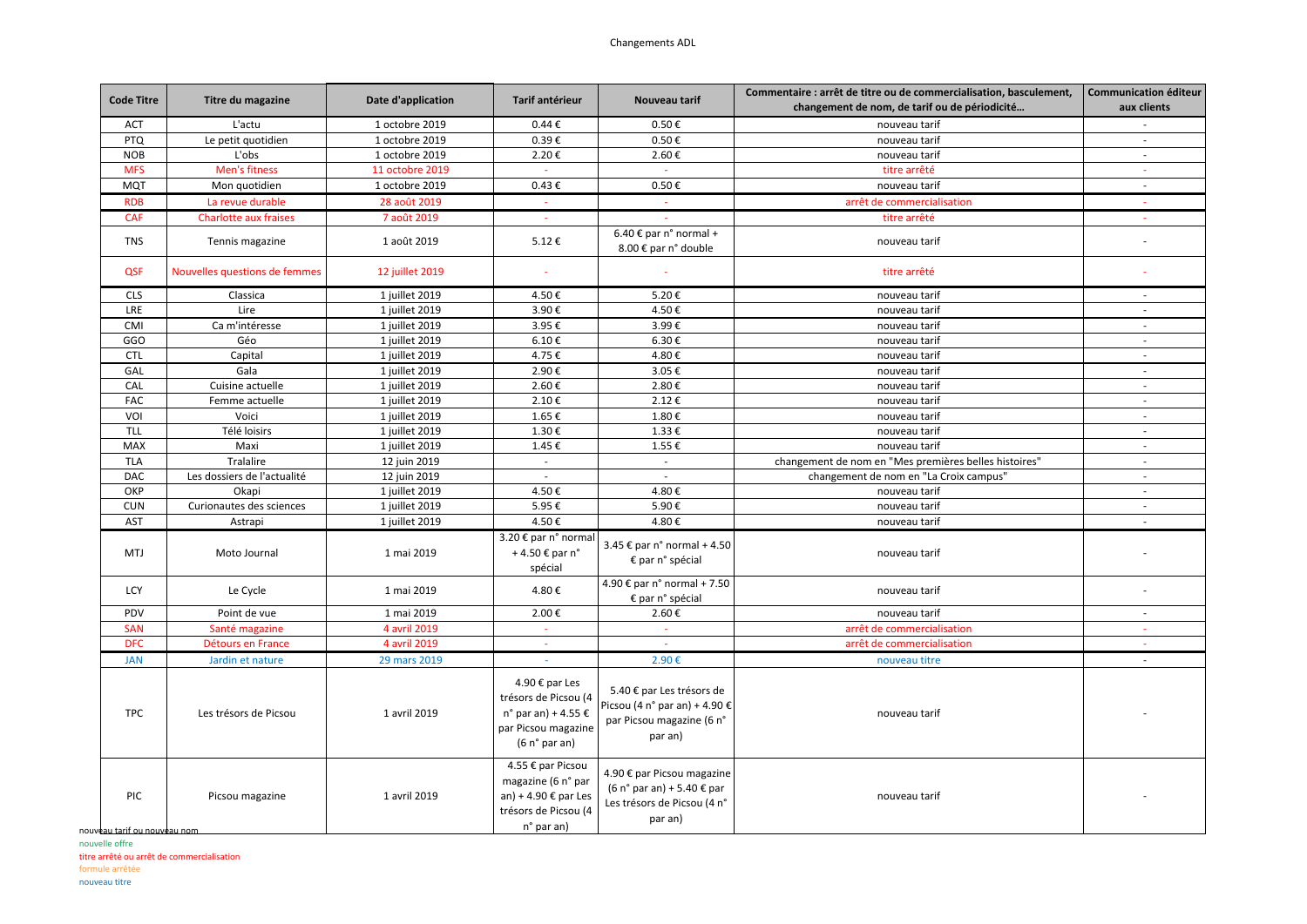Changements ADL

| Code Titre | Titre du magazine | Date d'application | Tarif antérieur | Nouveau tarif | Commentaire : arrêt de titre ou de commercialisation, basculement, changement de nom, de tarif ou de périodicité… | Communication éditeur aux clients |
|---|---|---|---|---|---|---|
| ACT | L'actu | 1 octobre 2019 | 0.44 € | 0.50 € | nouveau tarif | - |
| PTQ | Le petit quotidien | 1 octobre 2019 | 0.39 € | 0.50 € | nouveau tarif | - |
| NOB | L'obs | 1 octobre 2019 | 2.20 € | 2.60 € | nouveau tarif | - |
| MFS | Men's fitness | 11 octobre 2019 | - | - | titre arrêté | - |
| MQT | Mon quotidien | 1 octobre 2019 | 0.43 € | 0.50 € | nouveau tarif | - |
| RDB | La revue durable | 28 août 2019 | - | - | arrêt de commercialisation | - |
| CAF | Charlotte aux fraises | 7 août 2019 | - | - | titre arrêté | - |
| TNS | Tennis magazine | 1 août 2019 | 5.12 € | 6.40 € par n° normal + 8.00 € par n° double | nouveau tarif | - |
| QSF | Nouvelles questions de femmes | 12 juillet 2019 | - | - | titre arrêté | - |
| CLS | Classica | 1 juillet 2019 | 4.50 € | 5.20 € | nouveau tarif | - |
| LRE | Lire | 1 juillet 2019 | 3.90 € | 4.50 € | nouveau tarif | - |
| CMI | Ca m'intéresse | 1 juillet 2019 | 3.95 € | 3.99 € | nouveau tarif | - |
| GGO | Géo | 1 juillet 2019 | 6.10 € | 6.30 € | nouveau tarif | - |
| CTL | Capital | 1 juillet 2019 | 4.75 € | 4.80 € | nouveau tarif | - |
| GAL | Gala | 1 juillet 2019 | 2.90 € | 3.05 € | nouveau tarif | - |
| CAL | Cuisine actuelle | 1 juillet 2019 | 2.60 € | 2.80 € | nouveau tarif | - |
| FAC | Femme actuelle | 1 juillet 2019 | 2.10 € | 2.12 € | nouveau tarif | - |
| VOI | Voici | 1 juillet 2019 | 1.65 € | 1.80 € | nouveau tarif | - |
| TLL | Télé loisirs | 1 juillet 2019 | 1.30 € | 1.33 € | nouveau tarif | - |
| MAX | Maxi | 1 juillet 2019 | 1.45 € | 1.55 € | nouveau tarif | - |
| TLA | Tralalire | 12 juin 2019 | - | - | changement de nom en "Mes premières belles histoires" | - |
| DAC | Les dossiers de l'actualité | 12 juin 2019 | - | - | changement de nom en "La Croix campus" | - |
| OKP | Okapi | 1 juillet 2019 | 4.50 € | 4.80 € | nouveau tarif | - |
| CUN | Curionautes des sciences | 1 juillet 2019 | 5.95 € | 5.90 € | nouveau tarif | - |
| AST | Astrapi | 1 juillet 2019 | 4.50 € | 4.80 € | nouveau tarif | - |
| MTJ | Moto Journal | 1 mai 2019 | 3.20 € par n° normal + 4.50 € par n° spécial | 3.45 € par n° normal + 4.50 € par n° spécial | nouveau tarif | - |
| LCY | Le Cycle | 1 mai 2019 | 4.80 € | 4.90 € par n° normal + 7.50 € par n° spécial | nouveau tarif | - |
| PDV | Point de vue | 1 mai 2019 | 2.00 € | 2.60 € | nouveau tarif | - |
| SAN | Santé magazine | 4 avril 2019 | - | - | arrêt de commercialisation | - |
| DFC | Détours en France | 4 avril 2019 | - | - | arrêt de commercialisation | - |
| JAN | Jardin et nature | 29 mars 2019 | - | 2.90 € | nouveau titre | - |
| TPC | Les trésors de Picsou | 1 avril 2019 | 4.90 € par Les trésors de Picsou (4 n° par an) + 4.55 € par Picsou magazine (6 n° par an) | 5.40 € par Les trésors de Picsou (4 n° par an) + 4.90 € par Picsou magazine (6 n° par an) | nouveau tarif | - |
| PIC | Picsou magazine | 1 avril 2019 | 4.55 € par Picsou magazine (6 n° par an) + 4.90 € par Les trésors de Picsou (4 n° par an) | 4.90 € par Picsou magazine (6 n° par an) + 5.40 € par Les trésors de Picsou (4 n° par an) | nouveau tarif | - |

nouveau tarif ou nouveau nom
nouvelle offre
titre arrêté ou arrêt de commercialisation
formule arrêtée
nouveau titre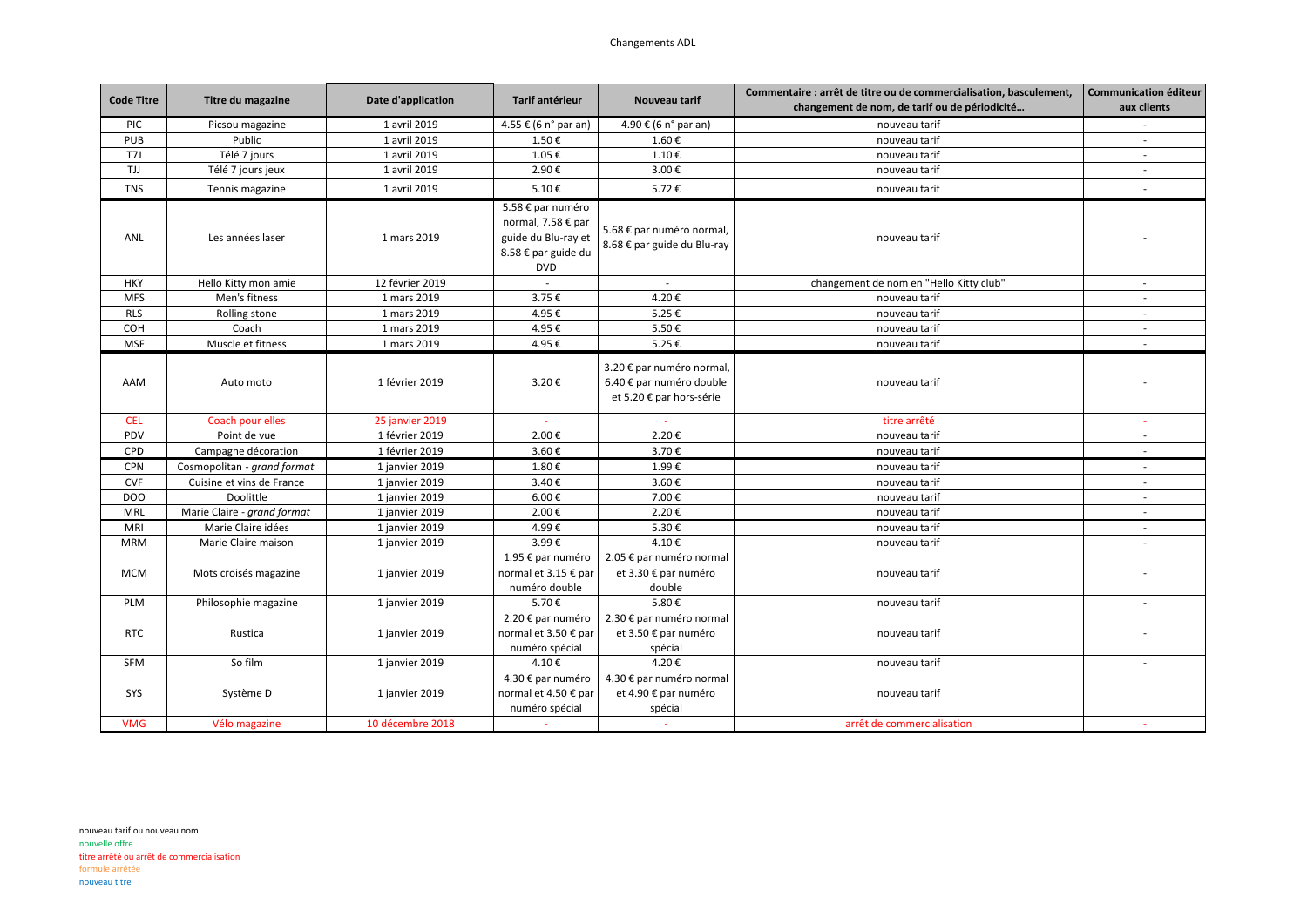Changements ADL

| Code Titre | Titre du magazine | Date d'application | Tarif antérieur | Nouveau tarif | Commentaire : arrêt de titre ou de commercialisation, basculement, changement de nom, de tarif ou de périodicité… | Communication éditeur aux clients |
|---|---|---|---|---|---|---|
| PIC | Picsou magazine | 1 avril 2019 | 4.55 € (6 n° par an) | 4.90 € (6 n° par an) | nouveau tarif | - |
| PUB | Public | 1 avril 2019 | 1.50 € | 1.60 € | nouveau tarif | - |
| T7J | Télé 7 jours | 1 avril 2019 | 1.05 € | 1.10 € | nouveau tarif | - |
| TJJ | Télé 7 jours jeux | 1 avril 2019 | 2.90 € | 3.00 € | nouveau tarif | - |
| TNS | Tennis magazine | 1 avril 2019 | 5.10 € | 5.72 € | nouveau tarif | - |
| ANL | Les années laser | 1 mars 2019 | 5.58 € par numéro normal, 7.58 € par guide du Blu-ray et 8.58 € par guide du DVD | 5.68 € par numéro normal, 8.68 € par guide du Blu-ray | nouveau tarif | - |
| HKY | Hello Kitty mon amie | 12 février 2019 | - | - | changement de nom en "Hello Kitty club" | - |
| MFS | Men's fitness | 1 mars 2019 | 3.75 € | 4.20 € | nouveau tarif | - |
| RLS | Rolling stone | 1 mars 2019 | 4.95 € | 5.25 € | nouveau tarif | - |
| COH | Coach | 1 mars 2019 | 4.95 € | 5.50 € | nouveau tarif | - |
| MSF | Muscle et fitness | 1 mars 2019 | 4.95 € | 5.25 € | nouveau tarif | - |
| AAM | Auto moto | 1 février 2019 | 3.20 € | 3.20 € par numéro normal, 6.40 € par numéro double et 5.20 € par hors-série | nouveau tarif | - |
| CEL | Coach pour elles | 25 janvier 2019 | - | - | titre arrêté | - |
| PDV | Point de vue | 1 février 2019 | 2.00 € | 2.20 € | nouveau tarif | - |
| CPD | Campagne décoration | 1 février 2019 | 3.60 € | 3.70 € | nouveau tarif | - |
| CPN | Cosmopolitan - *grand format* | 1 janvier 2019 | 1.80 € | 1.99 € | nouveau tarif | - |
| CVF | Cuisine et vins de France | 1 janvier 2019 | 3.40 € | 3.60 € | nouveau tarif | - |
| DOO | Doolittle | 1 janvier 2019 | 6.00 € | 7.00 € | nouveau tarif | - |
| MRL | Marie Claire - *grand format* | 1 janvier 2019 | 2.00 € | 2.20 € | nouveau tarif | - |
| MRI | Marie Claire idées | 1 janvier 2019 | 4.99 € | 5.30 € | nouveau tarif | - |
| MRM | Marie Claire maison | 1 janvier 2019 | 3.99 € | 4.10 € | nouveau tarif | - |
| MCM | Mots croisés magazine | 1 janvier 2019 | 1.95 € par numéro normal et 3.15 € par numéro double | 2.05 € par numéro normal et 3.30 € par numéro double | nouveau tarif | - |
| PLM | Philosophie magazine | 1 janvier 2019 | 5.70 € | 5.80 € | nouveau tarif | - |
| RTC | Rustica | 1 janvier 2019 | 2.20 € par numéro normal et 3.50 € par numéro spécial | 2.30 € par numéro normal et 3.50 € par numéro spécial | nouveau tarif | - |
| SFM | So film | 1 janvier 2019 | 4.10 € | 4.20 € | nouveau tarif | - |
| SYS | Système D | 1 janvier 2019 | 4.30 € par numéro normal et 4.50 € par numéro spécial | 4.30 € par numéro normal et 4.90 € par numéro spécial | nouveau tarif | |
| VMG | Vélo magazine | 10 décembre 2018 | - | - | arrêt de commercialisation | - |

nouveau tarif ou nouveau nom
nouvelle offre
titre arrêté ou arrêt de commercialisation
formule arrêtée
nouveau titre